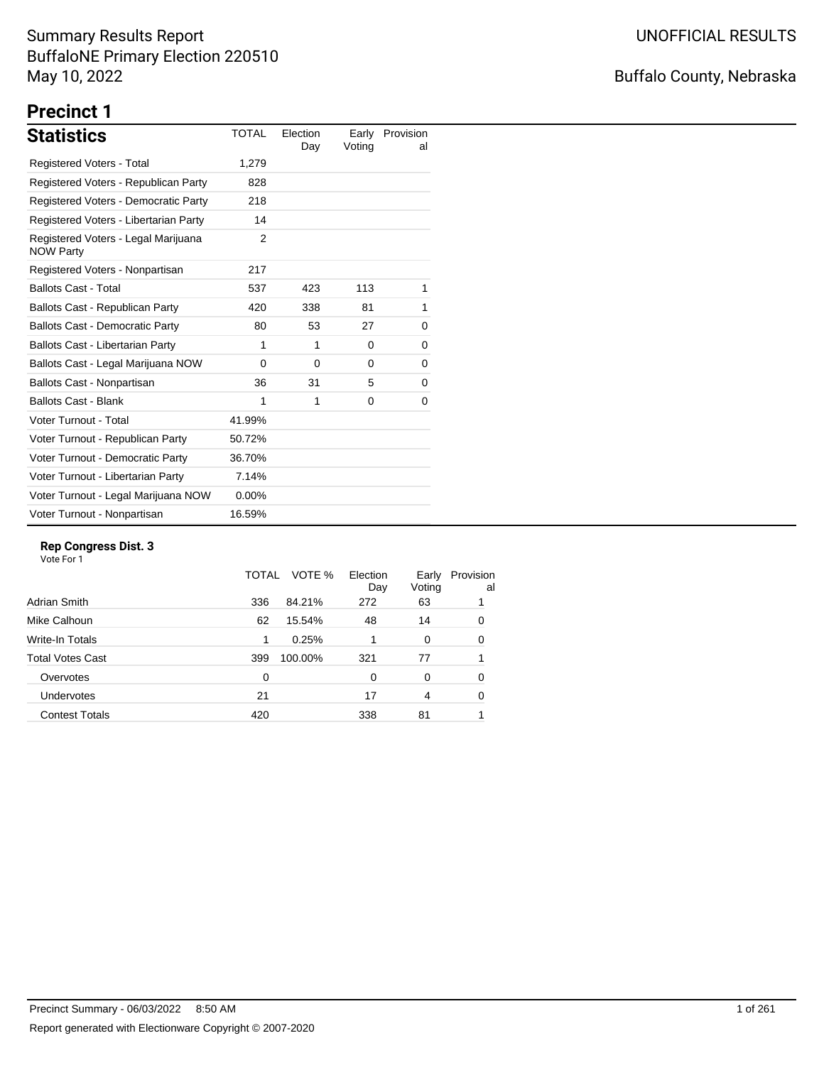Summary Results Report
BuffaloNE Primary Election 220510
May 10, 2022

UNOFFICIAL RESULTS

Buffalo County, Nebraska

# Precinct 1

## Statistics

| Statistics | TOTAL | Election Day | Early Voting | Provisional |
|---|---|---|---|---|
| Registered Voters - Total | 1,279 | | | |
| Registered Voters - Republican Party | 828 | | | |
| Registered Voters - Democratic Party | 218 | | | |
| Registered Voters - Libertarian Party | 14 | | | |
| Registered Voters - Legal Marijuana NOW Party | 2 | | | |
| Registered Voters - Nonpartisan | 217 | | | |
| Ballots Cast - Total | 537 | 423 | 113 | 1 |
| Ballots Cast - Republican Party | 420 | 338 | 81 | 1 |
| Ballots Cast - Democratic Party | 80 | 53 | 27 | 0 |
| Ballots Cast - Libertarian Party | 1 | 1 | 0 | 0 |
| Ballots Cast - Legal Marijuana NOW | 0 | 0 | 0 | 0 |
| Ballots Cast - Nonpartisan | 36 | 31 | 5 | 0 |
| Ballots Cast - Blank | 1 | 1 | 0 | 0 |
| Voter Turnout - Total | 41.99% | | | |
| Voter Turnout - Republican Party | 50.72% | | | |
| Voter Turnout - Democratic Party | 36.70% | | | |
| Voter Turnout - Libertarian Party | 7.14% | | | |
| Voter Turnout - Legal Marijuana NOW | 0.00% | | | |
| Voter Turnout - Nonpartisan | 16.59% | | | |

### Rep Congress Dist. 3

Vote For 1

| | TOTAL | VOTE % | Election Day | Early Voting | Provisional |
|---|---|---|---|---|---|
| Adrian Smith | 336 | 84.21% | 272 | 63 | 1 |
| Mike Calhoun | 62 | 15.54% | 48 | 14 | 0 |
| Write-In Totals | 1 | 0.25% | 1 | 0 | 0 |
| Total Votes Cast | 399 | 100.00% | 321 | 77 | 1 |
| Overvotes | 0 | | 0 | 0 | 0 |
| Undervotes | 21 | | 17 | 4 | 0 |
| Contest Totals | 420 | | 338 | 81 | 1 |

Precinct Summary - 06/03/2022 8:50 AM

Report generated with Electionware Copyright © 2007-2020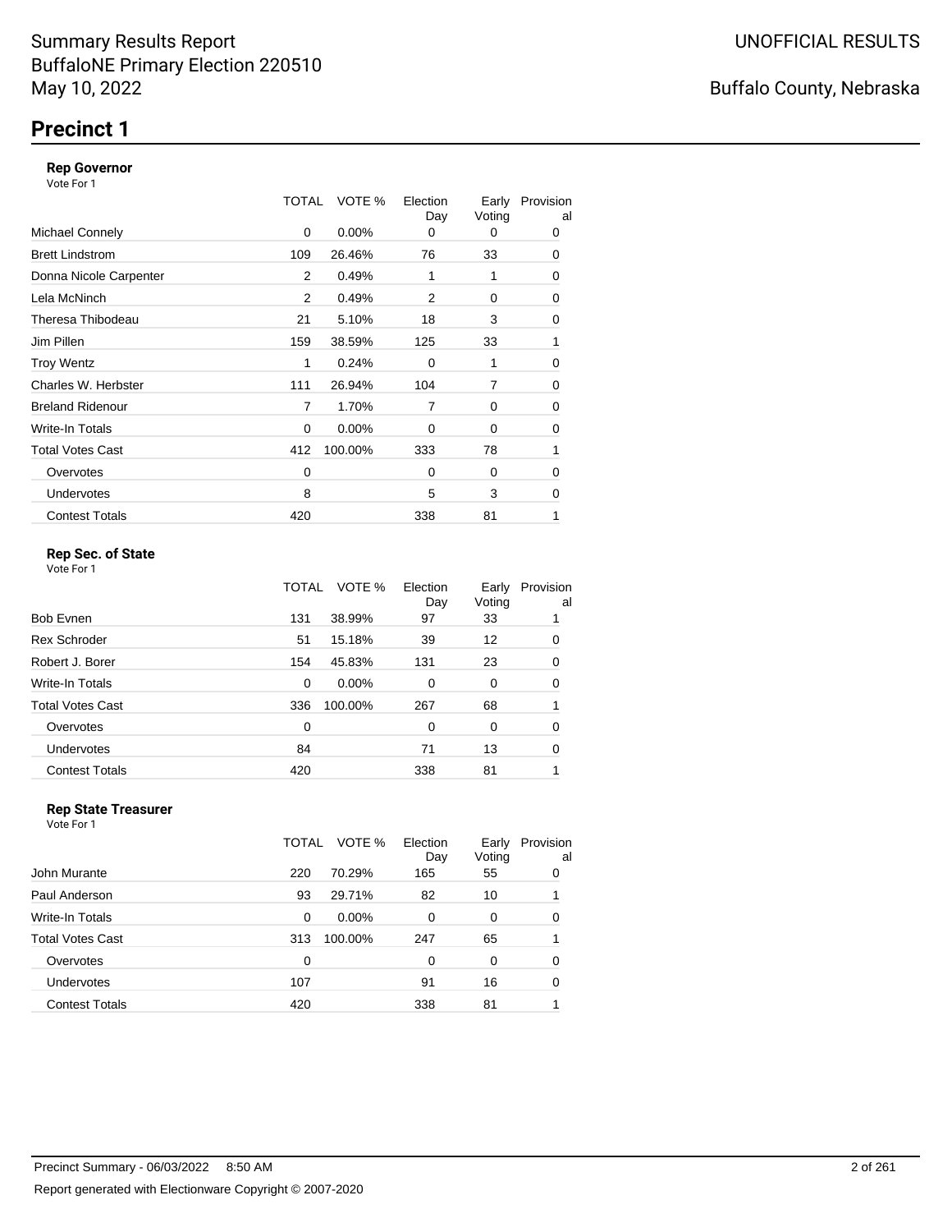# Summary Results Report
BuffaloNE Primary Election 220510
May 10, 2022

UNOFFICIAL RESULTS

Buffalo County, Nebraska

## Precinct 1

### Rep Governor

Vote For 1

| | TOTAL | VOTE % | Election Day | Early Voting | Provisional |
|---|---|---|---|---|---|
| Michael Connely | 0 | 0.00% | 0 | 0 | 0 |
| Brett Lindstrom | 109 | 26.46% | 76 | 33 | 0 |
| Donna Nicole Carpenter | 2 | 0.49% | 1 | 1 | 0 |
| Lela McNinch | 2 | 0.49% | 2 | 0 | 0 |
| Theresa Thibodeau | 21 | 5.10% | 18 | 3 | 0 |
| Jim Pillen | 159 | 38.59% | 125 | 33 | 1 |
| Troy Wentz | 1 | 0.24% | 0 | 1 | 0 |
| Charles W. Herbster | 111 | 26.94% | 104 | 7 | 0 |
| Breland Ridenour | 7 | 1.70% | 7 | 0 | 0 |
| Write-In Totals | 0 | 0.00% | 0 | 0 | 0 |
| Total Votes Cast | 412 | 100.00% | 333 | 78 | 1 |
| Overvotes | 0 | | 0 | 0 | 0 |
| Undervotes | 8 | | 5 | 3 | 0 |
| Contest Totals | 420 | | 338 | 81 | 1 |

### Rep Sec. of State

Vote For 1

| | TOTAL | VOTE % | Election Day | Early Voting | Provisional |
|---|---|---|---|---|---|
| Bob Evnen | 131 | 38.99% | 97 | 33 | 1 |
| Rex Schroder | 51 | 15.18% | 39 | 12 | 0 |
| Robert J. Borer | 154 | 45.83% | 131 | 23 | 0 |
| Write-In Totals | 0 | 0.00% | 0 | 0 | 0 |
| Total Votes Cast | 336 | 100.00% | 267 | 68 | 1 |
| Overvotes | 0 | | 0 | 0 | 0 |
| Undervotes | 84 | | 71 | 13 | 0 |
| Contest Totals | 420 | | 338 | 81 | 1 |

### Rep State Treasurer

Vote For 1

| | TOTAL | VOTE % | Election Day | Early Voting | Provisional |
|---|---|---|---|---|---|
| John Murante | 220 | 70.29% | 165 | 55 | 0 |
| Paul Anderson | 93 | 29.71% | 82 | 10 | 1 |
| Write-In Totals | 0 | 0.00% | 0 | 0 | 0 |
| Total Votes Cast | 313 | 100.00% | 247 | 65 | 1 |
| Overvotes | 0 | | 0 | 0 | 0 |
| Undervotes | 107 | | 91 | 16 | 0 |
| Contest Totals | 420 | | 338 | 81 | 1 |

Precinct Summary - 06/03/2022 8:50 AM

Report generated with Electionware Copyright © 2007-2020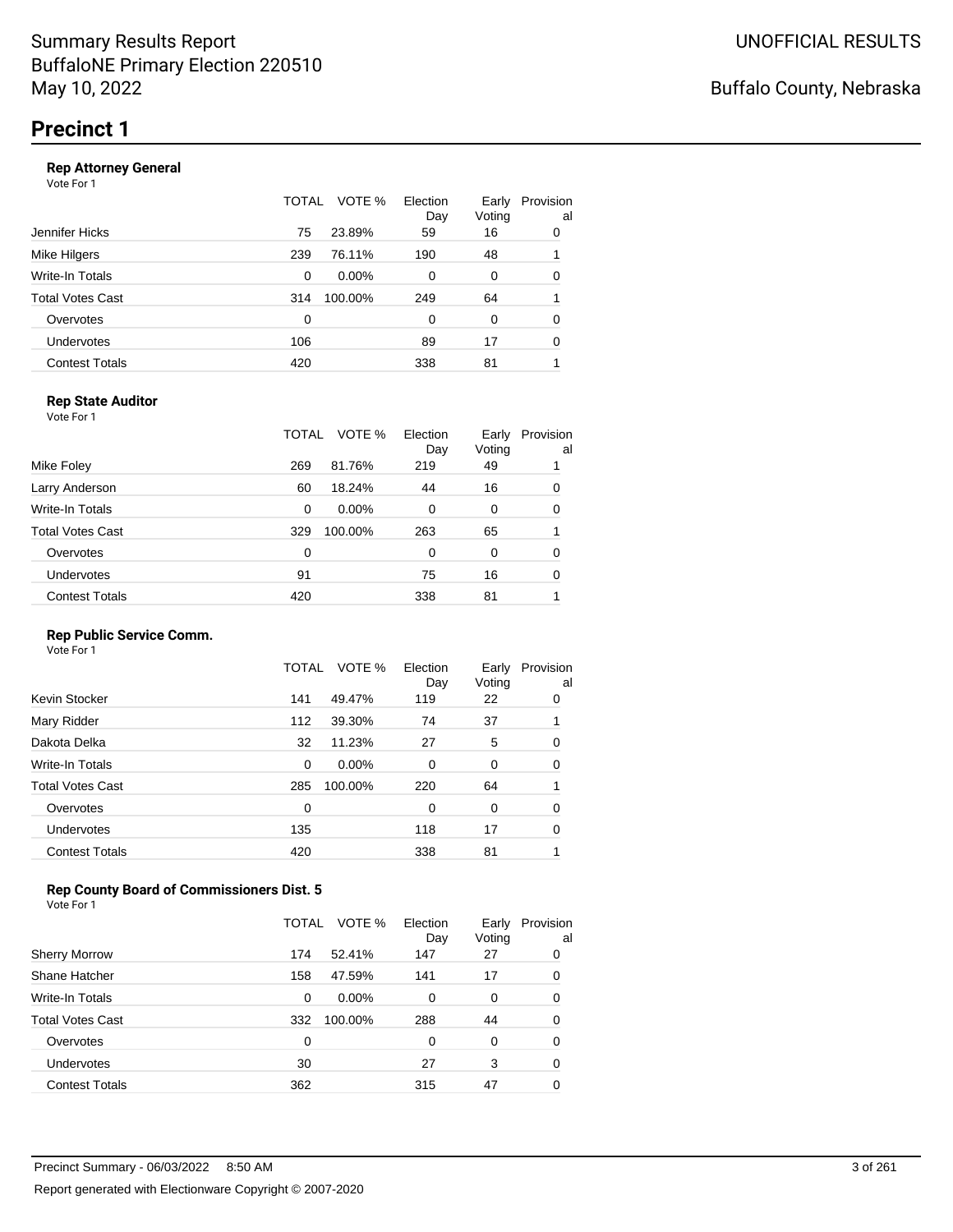Summary Results Report
BuffaloNE Primary Election 220510
May 10, 2022

UNOFFICIAL RESULTS

Buffalo County, Nebraska

# Precinct 1

### Rep Attorney General

Vote For 1

| | TOTAL | VOTE % | Election Day | Early Voting | Provisional |
|---|---|---|---|---|---|
| Jennifer Hicks | 75 | 23.89% | 59 | 16 | 0 |
| Mike Hilgers | 239 | 76.11% | 190 | 48 | 1 |
| Write-In Totals | 0 | 0.00% | 0 | 0 | 0 |
| Total Votes Cast | 314 | 100.00% | 249 | 64 | 1 |
| Overvotes | 0 | | 0 | 0 | 0 |
| Undervotes | 106 | | 89 | 17 | 0 |
| Contest Totals | 420 | | 338 | 81 | 1 |

### Rep State Auditor

Vote For 1

| | TOTAL | VOTE % | Election Day | Early Voting | Provisional |
|---|---|---|---|---|---|
| Mike Foley | 269 | 81.76% | 219 | 49 | 1 |
| Larry Anderson | 60 | 18.24% | 44 | 16 | 0 |
| Write-In Totals | 0 | 0.00% | 0 | 0 | 0 |
| Total Votes Cast | 329 | 100.00% | 263 | 65 | 1 |
| Overvotes | 0 | | 0 | 0 | 0 |
| Undervotes | 91 | | 75 | 16 | 0 |
| Contest Totals | 420 | | 338 | 81 | 1 |

### Rep Public Service Comm.

Vote For 1

| | TOTAL | VOTE % | Election Day | Early Voting | Provisional |
|---|---|---|---|---|---|
| Kevin Stocker | 141 | 49.47% | 119 | 22 | 0 |
| Mary Ridder | 112 | 39.30% | 74 | 37 | 1 |
| Dakota Delka | 32 | 11.23% | 27 | 5 | 0 |
| Write-In Totals | 0 | 0.00% | 0 | 0 | 0 |
| Total Votes Cast | 285 | 100.00% | 220 | 64 | 1 |
| Overvotes | 0 | | 0 | 0 | 0 |
| Undervotes | 135 | | 118 | 17 | 0 |
| Contest Totals | 420 | | 338 | 81 | 1 |

### Rep County Board of Commissioners Dist. 5

Vote For 1

| | TOTAL | VOTE % | Election Day | Early Voting | Provisional |
|---|---|---|---|---|---|
| Sherry Morrow | 174 | 52.41% | 147 | 27 | 0 |
| Shane Hatcher | 158 | 47.59% | 141 | 17 | 0 |
| Write-In Totals | 0 | 0.00% | 0 | 0 | 0 |
| Total Votes Cast | 332 | 100.00% | 288 | 44 | 0 |
| Overvotes | 0 | | 0 | 0 | 0 |
| Undervotes | 30 | | 27 | 3 | 0 |
| Contest Totals | 362 | | 315 | 47 | 0 |

Precinct Summary - 06/03/2022 8:50 AM

Report generated with Electionware Copyright © 2007-2020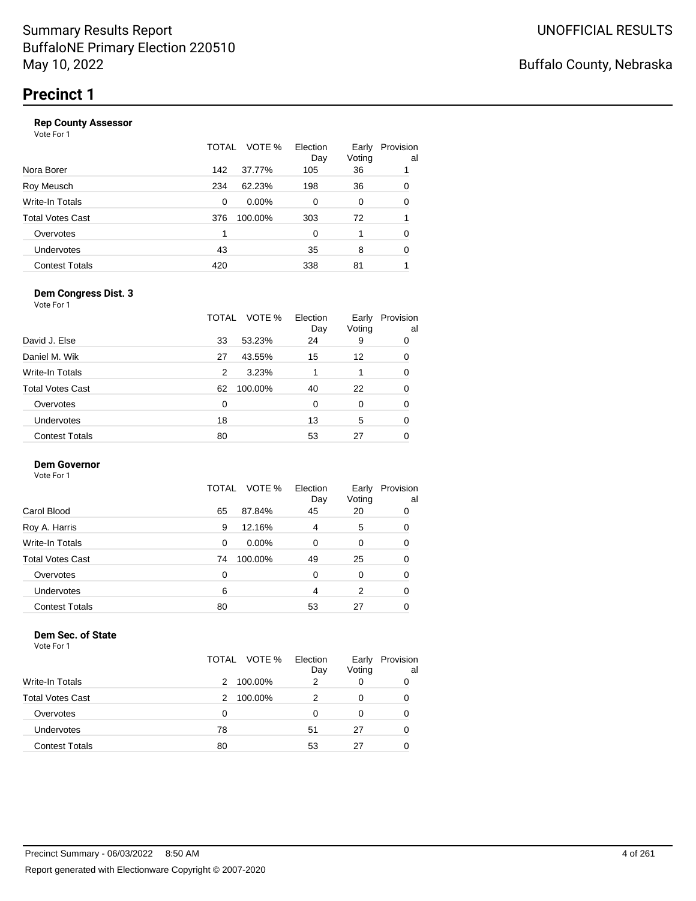# Summary Results Report
BuffaloNE Primary Election 220510
May 10, 2022

UNOFFICIAL RESULTS

Buffalo County, Nebraska

## Precinct 1

### Rep County Assessor

Vote For 1

| | TOTAL | VOTE % | Election Day | Early Voting | Provisional |
|---|---|---|---|---|---|
| Nora Borer | 142 | 37.77% | 105 | 36 | 1 |
| Roy Meusch | 234 | 62.23% | 198 | 36 | 0 |
| Write-In Totals | 0 | 0.00% | 0 | 0 | 0 |
| Total Votes Cast | 376 | 100.00% | 303 | 72 | 1 |
| Overvotes | 1 | | 0 | 1 | 0 |
| Undervotes | 43 | | 35 | 8 | 0 |
| Contest Totals | 420 | | 338 | 81 | 1 |

### Dem Congress Dist. 3

Vote For 1

| | TOTAL | VOTE % | Election Day | Early Voting | Provisional |
|---|---|---|---|---|---|
| David J. Else | 33 | 53.23% | 24 | 9 | 0 |
| Daniel M. Wik | 27 | 43.55% | 15 | 12 | 0 |
| Write-In Totals | 2 | 3.23% | 1 | 1 | 0 |
| Total Votes Cast | 62 | 100.00% | 40 | 22 | 0 |
| Overvotes | 0 | | 0 | 0 | 0 |
| Undervotes | 18 | | 13 | 5 | 0 |
| Contest Totals | 80 | | 53 | 27 | 0 |

### Dem Governor

Vote For 1

| | TOTAL | VOTE % | Election Day | Early Voting | Provisional |
|---|---|---|---|---|---|
| Carol Blood | 65 | 87.84% | 45 | 20 | 0 |
| Roy A. Harris | 9 | 12.16% | 4 | 5 | 0 |
| Write-In Totals | 0 | 0.00% | 0 | 0 | 0 |
| Total Votes Cast | 74 | 100.00% | 49 | 25 | 0 |
| Overvotes | 0 | | 0 | 0 | 0 |
| Undervotes | 6 | | 4 | 2 | 0 |
| Contest Totals | 80 | | 53 | 27 | 0 |

### Dem Sec. of State

Vote For 1

| | TOTAL | VOTE % | Election Day | Early Voting | Provisional |
|---|---|---|---|---|---|
| Write-In Totals | 2 | 100.00% | 2 | 0 | 0 |
| Total Votes Cast | 2 | 100.00% | 2 | 0 | 0 |
| Overvotes | 0 | | 0 | 0 | 0 |
| Undervotes | 78 | | 51 | 27 | 0 |
| Contest Totals | 80 | | 53 | 27 | 0 |

Precinct Summary - 06/03/2022 8:50 AM

Report generated with Electionware Copyright © 2007-2020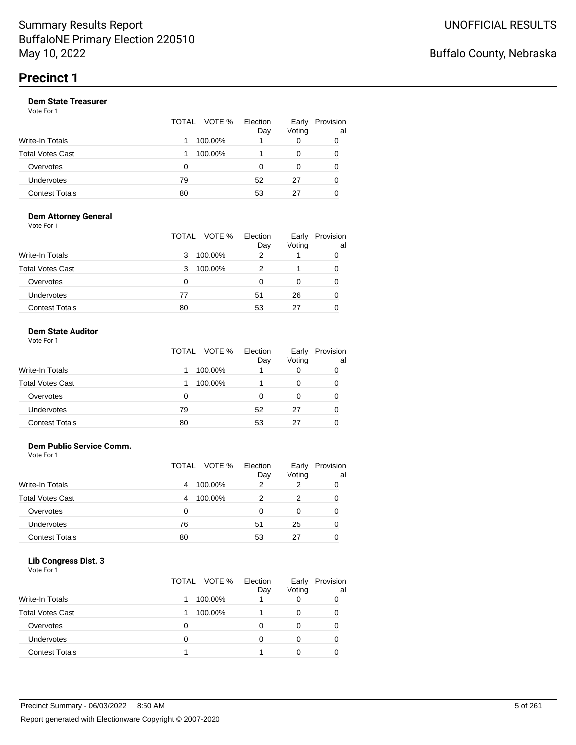# Summary Results Report
BuffaloNE Primary Election 220510
May 10, 2022

UNOFFICIAL RESULTS

Buffalo County, Nebraska

## Precinct 1

### Dem State Treasurer
Vote For 1

| | TOTAL | VOTE % | Election Day | Early Voting | Provisional |
|---|---|---|---|---|---|
| Write-In Totals | 1 | 100.00% | 1 | 0 | 0 |
| Total Votes Cast | 1 | 100.00% | 1 | 0 | 0 |
| Overvotes | 0 | | 0 | 0 | 0 |
| Undervotes | 79 | | 52 | 27 | 0 |
| Contest Totals | 80 | | 53 | 27 | 0 |

### Dem Attorney General
Vote For 1

| | TOTAL | VOTE % | Election Day | Early Voting | Provisional |
|---|---|---|---|---|---|
| Write-In Totals | 3 | 100.00% | 2 | 1 | 0 |
| Total Votes Cast | 3 | 100.00% | 2 | 1 | 0 |
| Overvotes | 0 | | 0 | 0 | 0 |
| Undervotes | 77 | | 51 | 26 | 0 |
| Contest Totals | 80 | | 53 | 27 | 0 |

### Dem State Auditor
Vote For 1

| | TOTAL | VOTE % | Election Day | Early Voting | Provisional |
|---|---|---|---|---|---|
| Write-In Totals | 1 | 100.00% | 1 | 0 | 0 |
| Total Votes Cast | 1 | 100.00% | 1 | 0 | 0 |
| Overvotes | 0 | | 0 | 0 | 0 |
| Undervotes | 79 | | 52 | 27 | 0 |
| Contest Totals | 80 | | 53 | 27 | 0 |

### Dem Public Service Comm.
Vote For 1

| | TOTAL | VOTE % | Election Day | Early Voting | Provisional |
|---|---|---|---|---|---|
| Write-In Totals | 4 | 100.00% | 2 | 2 | 0 |
| Total Votes Cast | 4 | 100.00% | 2 | 2 | 0 |
| Overvotes | 0 | | 0 | 0 | 0 |
| Undervotes | 76 | | 51 | 25 | 0 |
| Contest Totals | 80 | | 53 | 27 | 0 |

### Lib Congress Dist. 3
Vote For 1

| | TOTAL | VOTE % | Election Day | Early Voting | Provisional |
|---|---|---|---|---|---|
| Write-In Totals | 1 | 100.00% | 1 | 0 | 0 |
| Total Votes Cast | 1 | 100.00% | 1 | 0 | 0 |
| Overvotes | 0 | | 0 | 0 | 0 |
| Undervotes | 0 | | 0 | 0 | 0 |
| Contest Totals | 1 | | 1 | 0 | 0 |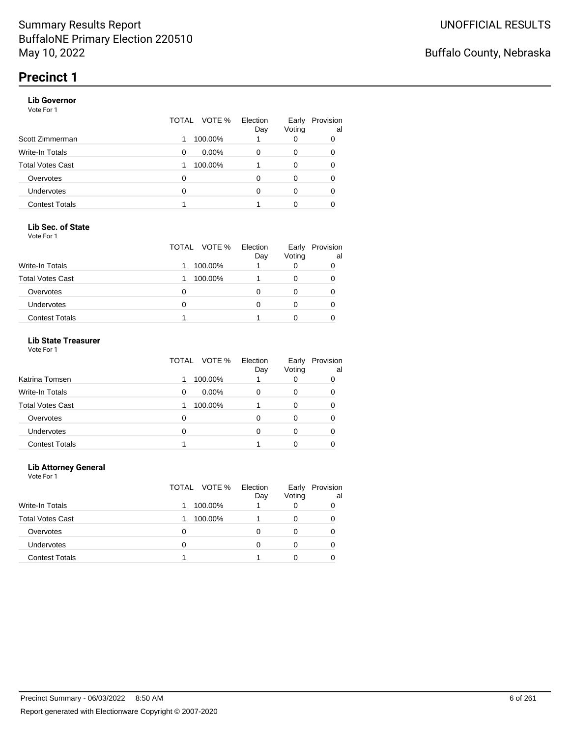## Precinct 1

### Lib Governor

Vote For 1

| | TOTAL | VOTE % | Election Day | Early Voting | Provisional |
|---|---|---|---|---|---|
| Scott Zimmerman | 1 | 100.00% | 1 | 0 | 0 |
| Write-In Totals | 0 | 0.00% | 0 | 0 | 0 |
| Total Votes Cast | 1 | 100.00% | 1 | 0 | 0 |
| Overvotes | 0 | | 0 | 0 | 0 |
| Undervotes | 0 | | 0 | 0 | 0 |
| Contest Totals | 1 | | 1 | 0 | 0 |

### Lib Sec. of State

Vote For 1

| | TOTAL | VOTE % | Election Day | Early Voting | Provisional |
|---|---|---|---|---|---|
| Write-In Totals | 1 | 100.00% | 1 | 0 | 0 |
| Total Votes Cast | 1 | 100.00% | 1 | 0 | 0 |
| Overvotes | 0 | | 0 | 0 | 0 |
| Undervotes | 0 | | 0 | 0 | 0 |
| Contest Totals | 1 | | 1 | 0 | 0 |

### Lib State Treasurer

Vote For 1

| | TOTAL | VOTE % | Election Day | Early Voting | Provisional |
|---|---|---|---|---|---|
| Katrina Tomsen | 1 | 100.00% | 1 | 0 | 0 |
| Write-In Totals | 0 | 0.00% | 0 | 0 | 0 |
| Total Votes Cast | 1 | 100.00% | 1 | 0 | 0 |
| Overvotes | 0 | | 0 | 0 | 0 |
| Undervotes | 0 | | 0 | 0 | 0 |
| Contest Totals | 1 | | 1 | 0 | 0 |

### Lib Attorney General

Vote For 1

| | TOTAL | VOTE % | Election Day | Early Voting | Provisional |
|---|---|---|---|---|---|
| Write-In Totals | 1 | 100.00% | 1 | 0 | 0 |
| Total Votes Cast | 1 | 100.00% | 1 | 0 | 0 |
| Overvotes | 0 | | 0 | 0 | 0 |
| Undervotes | 0 | | 0 | 0 | 0 |
| Contest Totals | 1 | | 1 | 0 | 0 |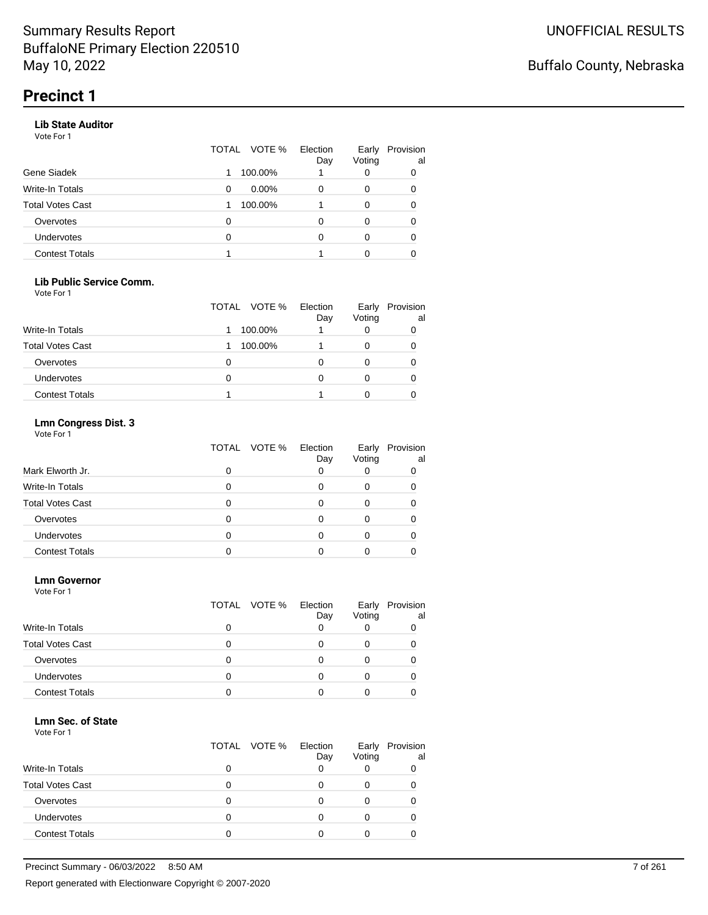Summary Results Report
BuffaloNE Primary Election 220510
May 10, 2022

UNOFFICIAL RESULTS

Buffalo County, Nebraska

# Precinct 1

### Lib State Auditor

Vote For 1

| | TOTAL | VOTE % | Election Day | Early Voting | Provisional |
|---|---|---|---|---|---|
| Gene Siadek | 1 | 100.00% | 1 | 0 | 0 |
| Write-In Totals | 0 | 0.00% | 0 | 0 | 0 |
| Total Votes Cast | 1 | 100.00% | 1 | 0 | 0 |
| Overvotes | 0 | | 0 | 0 | 0 |
| Undervotes | 0 | | 0 | 0 | 0 |
| Contest Totals | 1 | | 1 | 0 | 0 |

### Lib Public Service Comm.

Vote For 1

| | TOTAL | VOTE % | Election Day | Early Voting | Provisional |
|---|---|---|---|---|---|
| Write-In Totals | 1 | 100.00% | 1 | 0 | 0 |
| Total Votes Cast | 1 | 100.00% | 1 | 0 | 0 |
| Overvotes | 0 | | 0 | 0 | 0 |
| Undervotes | 0 | | 0 | 0 | 0 |
| Contest Totals | 1 | | 1 | 0 | 0 |

### Lmn Congress Dist. 3

Vote For 1

| | TOTAL | VOTE % | Election Day | Early Voting | Provisional |
|---|---|---|---|---|---|
| Mark Elworth Jr. | 0 | | 0 | 0 | 0 |
| Write-In Totals | 0 | | 0 | 0 | 0 |
| Total Votes Cast | 0 | | 0 | 0 | 0 |
| Overvotes | 0 | | 0 | 0 | 0 |
| Undervotes | 0 | | 0 | 0 | 0 |
| Contest Totals | 0 | | 0 | 0 | 0 |

### Lmn Governor

Vote For 1

| | TOTAL | VOTE % | Election Day | Early Voting | Provisional |
|---|---|---|---|---|---|
| Write-In Totals | 0 | | 0 | 0 | 0 |
| Total Votes Cast | 0 | | 0 | 0 | 0 |
| Overvotes | 0 | | 0 | 0 | 0 |
| Undervotes | 0 | | 0 | 0 | 0 |
| Contest Totals | 0 | | 0 | 0 | 0 |

### Lmn Sec. of State

Vote For 1

| | TOTAL | VOTE % | Election Day | Early Voting | Provisional |
|---|---|---|---|---|---|
| Write-In Totals | 0 | | 0 | 0 | 0 |
| Total Votes Cast | 0 | | 0 | 0 | 0 |
| Overvotes | 0 | | 0 | 0 | 0 |
| Undervotes | 0 | | 0 | 0 | 0 |
| Contest Totals | 0 | | 0 | 0 | 0 |

Precinct Summary - 06/03/2022 8:50 AM

Report generated with Electionware Copyright © 2007-2020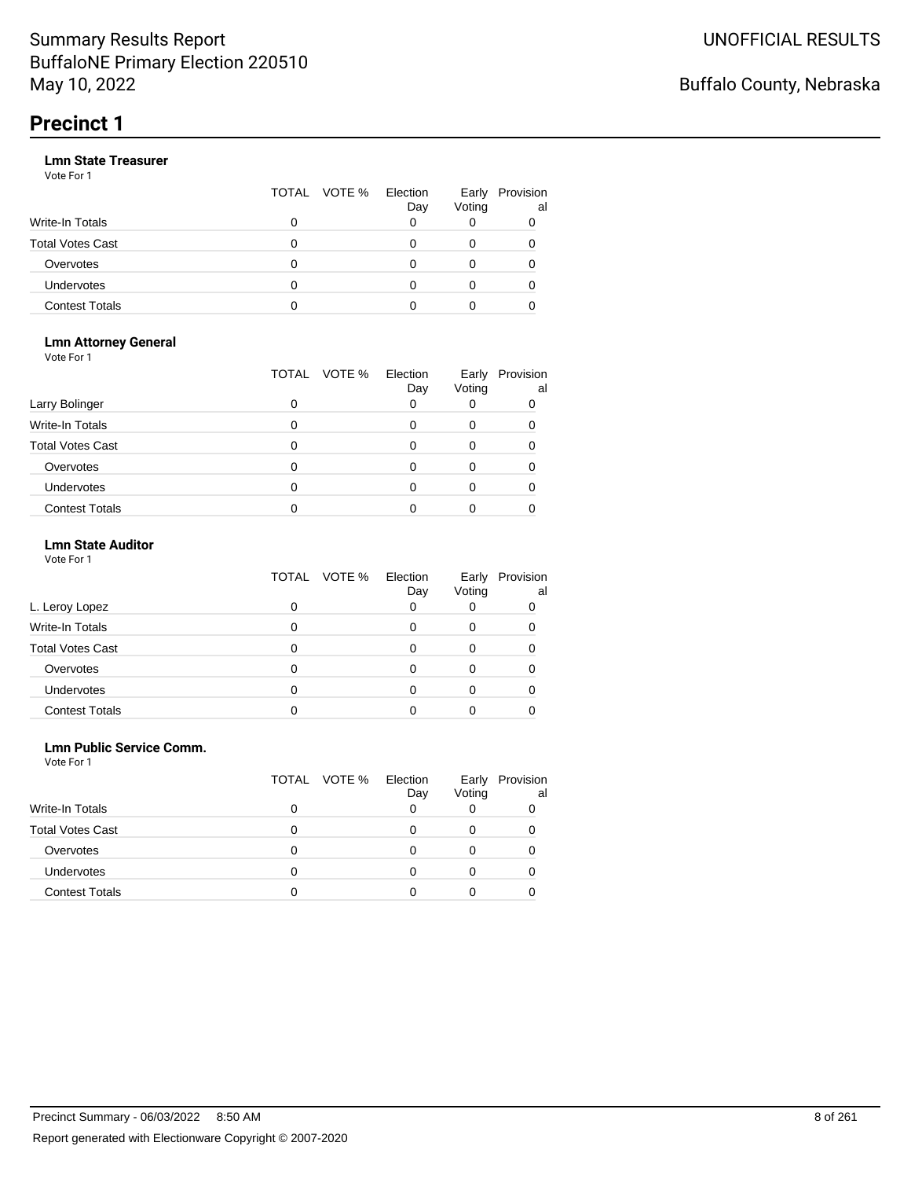# Precinct 1

### Lmn State Treasurer

Vote For 1

| | TOTAL | VOTE % | Election Day | Early Voting | Provisional |
|---|---|---|---|---|---|
| Write-In Totals | 0 | | 0 | 0 | 0 |
| Total Votes Cast | 0 | | 0 | 0 | 0 |
| Overvotes | 0 | | 0 | 0 | 0 |
| Undervotes | 0 | | 0 | 0 | 0 |
| Contest Totals | 0 | | 0 | 0 | 0 |

### Lmn Attorney General

Vote For 1

| | TOTAL | VOTE % | Election Day | Early Voting | Provisional |
|---|---|---|---|---|---|
| Larry Bolinger | 0 | | 0 | 0 | 0 |
| Write-In Totals | 0 | | 0 | 0 | 0 |
| Total Votes Cast | 0 | | 0 | 0 | 0 |
| Overvotes | 0 | | 0 | 0 | 0 |
| Undervotes | 0 | | 0 | 0 | 0 |
| Contest Totals | 0 | | 0 | 0 | 0 |

### Lmn State Auditor

Vote For 1

| | TOTAL | VOTE % | Election Day | Early Voting | Provisional |
|---|---|---|---|---|---|
| L. Leroy Lopez | 0 | | 0 | 0 | 0 |
| Write-In Totals | 0 | | 0 | 0 | 0 |
| Total Votes Cast | 0 | | 0 | 0 | 0 |
| Overvotes | 0 | | 0 | 0 | 0 |
| Undervotes | 0 | | 0 | 0 | 0 |
| Contest Totals | 0 | | 0 | 0 | 0 |

### Lmn Public Service Comm.

Vote For 1

| | TOTAL | VOTE % | Election Day | Early Voting | Provisional |
|---|---|---|---|---|---|
| Write-In Totals | 0 | | 0 | 0 | 0 |
| Total Votes Cast | 0 | | 0 | 0 | 0 |
| Overvotes | 0 | | 0 | 0 | 0 |
| Undervotes | 0 | | 0 | 0 | 0 |
| Contest Totals | 0 | | 0 | 0 | 0 |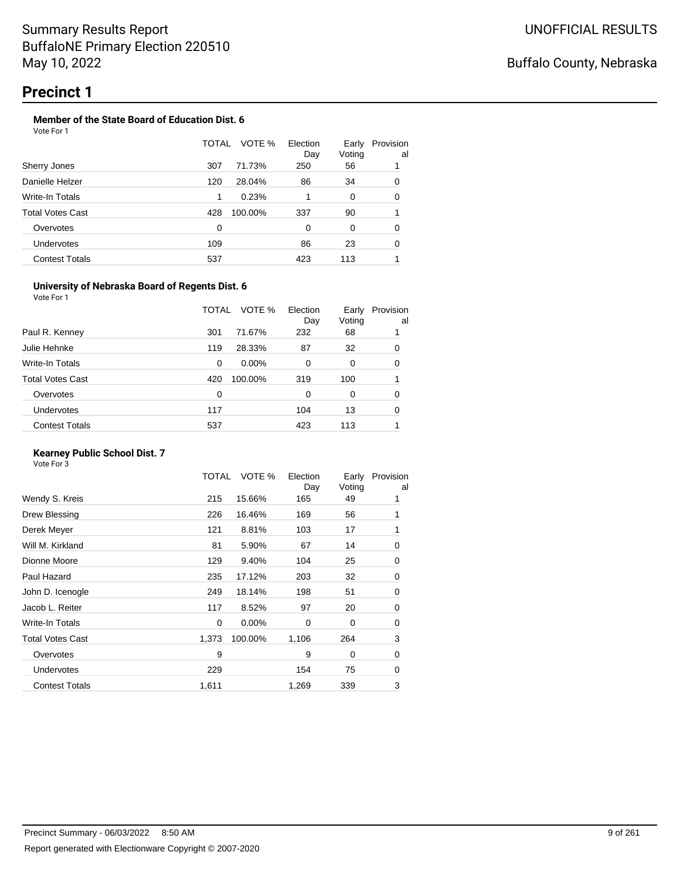Summary Results Report
BuffaloNE Primary Election 220510
May 10, 2022

UNOFFICIAL RESULTS

Buffalo County, Nebraska

# Precinct 1

### Member of the State Board of Education Dist. 6

Vote For 1

| | TOTAL | VOTE % | Election Day | Early Voting | Provisional |
|---|---|---|---|---|---|
| Sherry Jones | 307 | 71.73% | 250 | 56 | 1 |
| Danielle Helzer | 120 | 28.04% | 86 | 34 | 0 |
| Write-In Totals | 1 | 0.23% | 1 | 0 | 0 |
| Total Votes Cast | 428 | 100.00% | 337 | 90 | 1 |
| Overvotes | 0 | | 0 | 0 | 0 |
| Undervotes | 109 | | 86 | 23 | 0 |
| Contest Totals | 537 | | 423 | 113 | 1 |

### University of Nebraska Board of Regents Dist. 6

Vote For 1

| | TOTAL | VOTE % | Election Day | Early Voting | Provisional |
|---|---|---|---|---|---|
| Paul R. Kenney | 301 | 71.67% | 232 | 68 | 1 |
| Julie Hehnke | 119 | 28.33% | 87 | 32 | 0 |
| Write-In Totals | 0 | 0.00% | 0 | 0 | 0 |
| Total Votes Cast | 420 | 100.00% | 319 | 100 | 1 |
| Overvotes | 0 | | 0 | 0 | 0 |
| Undervotes | 117 | | 104 | 13 | 0 |
| Contest Totals | 537 | | 423 | 113 | 1 |

### Kearney Public School Dist. 7

Vote For 3

| | TOTAL | VOTE % | Election Day | Early Voting | Provisional |
|---|---|---|---|---|---|
| Wendy S. Kreis | 215 | 15.66% | 165 | 49 | 1 |
| Drew Blessing | 226 | 16.46% | 169 | 56 | 1 |
| Derek Meyer | 121 | 8.81% | 103 | 17 | 1 |
| Will M. Kirkland | 81 | 5.90% | 67 | 14 | 0 |
| Dionne Moore | 129 | 9.40% | 104 | 25 | 0 |
| Paul Hazard | 235 | 17.12% | 203 | 32 | 0 |
| John D. Icenogle | 249 | 18.14% | 198 | 51 | 0 |
| Jacob L. Reiter | 117 | 8.52% | 97 | 20 | 0 |
| Write-In Totals | 0 | 0.00% | 0 | 0 | 0 |
| Total Votes Cast | 1,373 | 100.00% | 1,106 | 264 | 3 |
| Overvotes | 9 | | 9 | 0 | 0 |
| Undervotes | 229 | | 154 | 75 | 0 |
| Contest Totals | 1,611 | | 1,269 | 339 | 3 |

Precinct Summary - 06/03/2022 8:50 AM

Report generated with Electionware Copyright © 2007-2020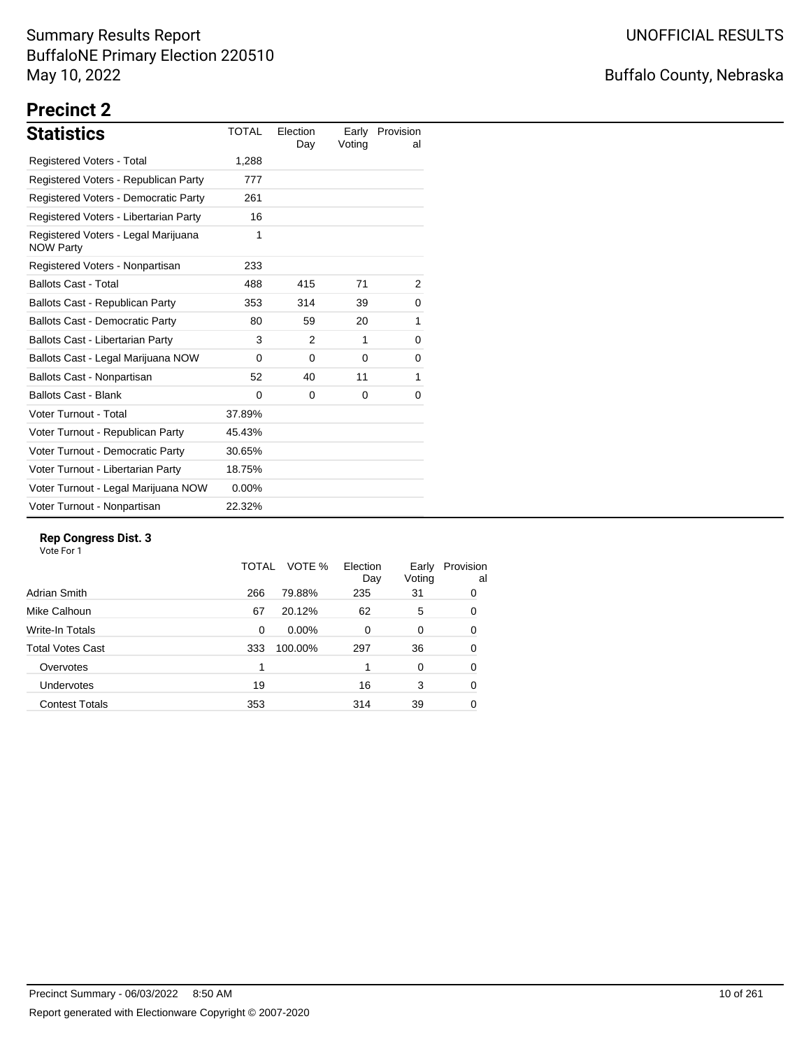# Summary Results Report
BuffaloNE Primary Election 220510
May 10, 2022

UNOFFICIAL RESULTS

Buffalo County, Nebraska

## Precinct 2

### Statistics

| Statistics | TOTAL | Election Day | Early Voting | Provisional |
|---|---|---|---|---|
| Registered Voters - Total | 1,288 | | | |
| Registered Voters - Republican Party | 777 | | | |
| Registered Voters - Democratic Party | 261 | | | |
| Registered Voters - Libertarian Party | 16 | | | |
| Registered Voters - Legal Marijuana NOW Party | 1 | | | |
| Registered Voters - Nonpartisan | 233 | | | |
| Ballots Cast - Total | 488 | 415 | 71 | 2 |
| Ballots Cast - Republican Party | 353 | 314 | 39 | 0 |
| Ballots Cast - Democratic Party | 80 | 59 | 20 | 1 |
| Ballots Cast - Libertarian Party | 3 | 2 | 1 | 0 |
| Ballots Cast - Legal Marijuana NOW | 0 | 0 | 0 | 0 |
| Ballots Cast - Nonpartisan | 52 | 40 | 11 | 1 |
| Ballots Cast - Blank | 0 | 0 | 0 | 0 |
| Voter Turnout - Total | 37.89% | | | |
| Voter Turnout - Republican Party | 45.43% | | | |
| Voter Turnout - Democratic Party | 30.65% | | | |
| Voter Turnout - Libertarian Party | 18.75% | | | |
| Voter Turnout - Legal Marijuana NOW | 0.00% | | | |
| Voter Turnout - Nonpartisan | 22.32% | | | |

**Rep Congress Dist. 3**
Vote For 1

| | TOTAL | VOTE % | Election Day | Early Voting | Provisional |
|---|---|---|---|---|---|
| Adrian Smith | 266 | 79.88% | 235 | 31 | 0 |
| Mike Calhoun | 67 | 20.12% | 62 | 5 | 0 |
| Write-In Totals | 0 | 0.00% | 0 | 0 | 0 |
| Total Votes Cast | 333 | 100.00% | 297 | 36 | 0 |
| Overvotes | 1 | | 1 | 0 | 0 |
| Undervotes | 19 | | 16 | 3 | 0 |
| Contest Totals | 353 | | 314 | 39 | 0 |

Precinct Summary - 06/03/2022 8:50 AM

Report generated with Electionware Copyright © 2007-2020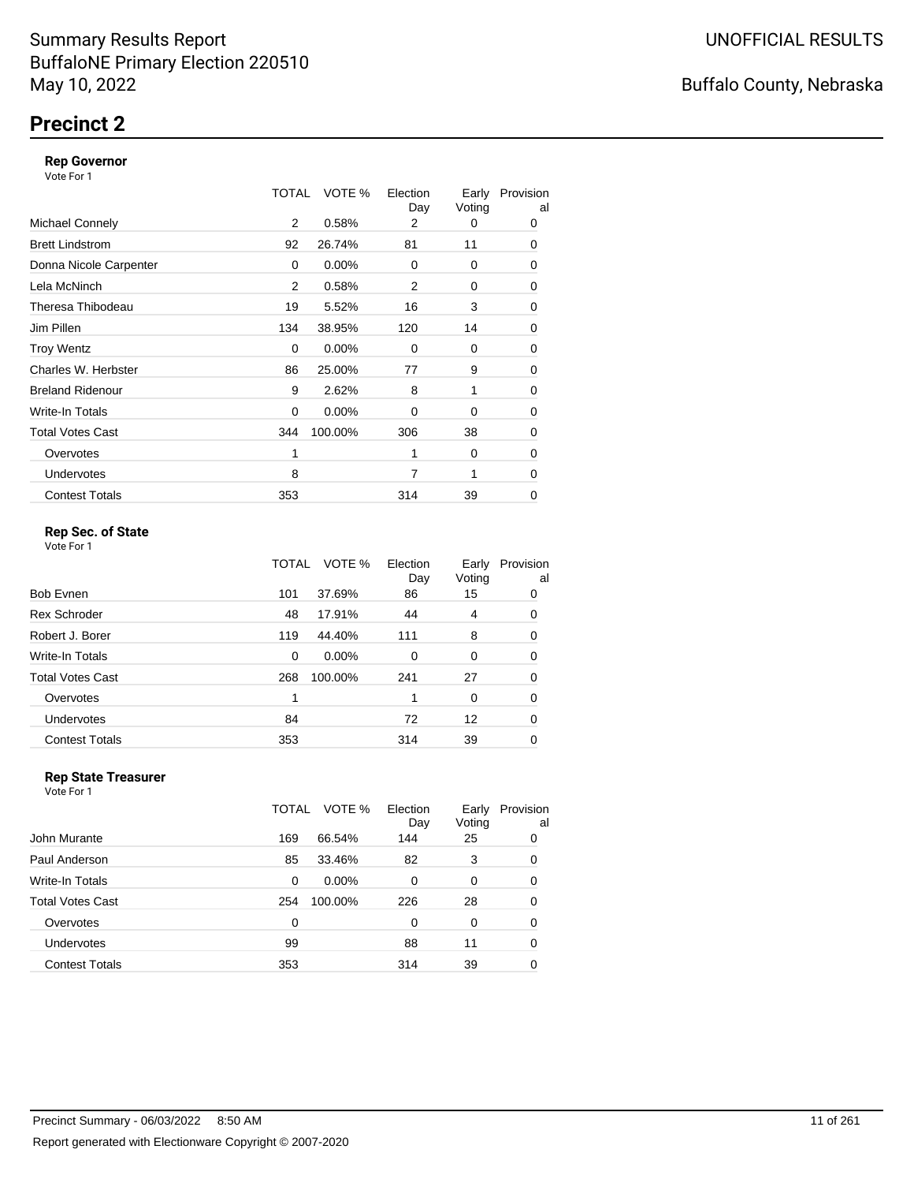Summary Results Report
BuffaloNE Primary Election 220510
May 10, 2022

UNOFFICIAL RESULTS

Buffalo County, Nebraska

# Precinct 2

### Rep Governor

Vote For 1

| | TOTAL | VOTE % | Election Day | Early Voting | Provisional |
|---|---|---|---|---|---|
| Michael Connely | 2 | 0.58% | 2 | 0 | 0 |
| Brett Lindstrom | 92 | 26.74% | 81 | 11 | 0 |
| Donna Nicole Carpenter | 0 | 0.00% | 0 | 0 | 0 |
| Lela McNinch | 2 | 0.58% | 2 | 0 | 0 |
| Theresa Thibodeau | 19 | 5.52% | 16 | 3 | 0 |
| Jim Pillen | 134 | 38.95% | 120 | 14 | 0 |
| Troy Wentz | 0 | 0.00% | 0 | 0 | 0 |
| Charles W. Herbster | 86 | 25.00% | 77 | 9 | 0 |
| Breland Ridenour | 9 | 2.62% | 8 | 1 | 0 |
| Write-In Totals | 0 | 0.00% | 0 | 0 | 0 |
| Total Votes Cast | 344 | 100.00% | 306 | 38 | 0 |
| Overvotes | 1 | | 1 | 0 | 0 |
| Undervotes | 8 | | 7 | 1 | 0 |
| Contest Totals | 353 | | 314 | 39 | 0 |

### Rep Sec. of State

Vote For 1

| | TOTAL | VOTE % | Election Day | Early Voting | Provisional |
|---|---|---|---|---|---|
| Bob Evnen | 101 | 37.69% | 86 | 15 | 0 |
| Rex Schroder | 48 | 17.91% | 44 | 4 | 0 |
| Robert J. Borer | 119 | 44.40% | 111 | 8 | 0 |
| Write-In Totals | 0 | 0.00% | 0 | 0 | 0 |
| Total Votes Cast | 268 | 100.00% | 241 | 27 | 0 |
| Overvotes | 1 | | 1 | 0 | 0 |
| Undervotes | 84 | | 72 | 12 | 0 |
| Contest Totals | 353 | | 314 | 39 | 0 |

### Rep State Treasurer

Vote For 1

| | TOTAL | VOTE % | Election Day | Early Voting | Provisional |
|---|---|---|---|---|---|
| John Murante | 169 | 66.54% | 144 | 25 | 0 |
| Paul Anderson | 85 | 33.46% | 82 | 3 | 0 |
| Write-In Totals | 0 | 0.00% | 0 | 0 | 0 |
| Total Votes Cast | 254 | 100.00% | 226 | 28 | 0 |
| Overvotes | 0 | | 0 | 0 | 0 |
| Undervotes | 99 | | 88 | 11 | 0 |
| Contest Totals | 353 | | 314 | 39 | 0 |

Precinct Summary - 06/03/2022 8:50 AM

Report generated with Electionware Copyright © 2007-2020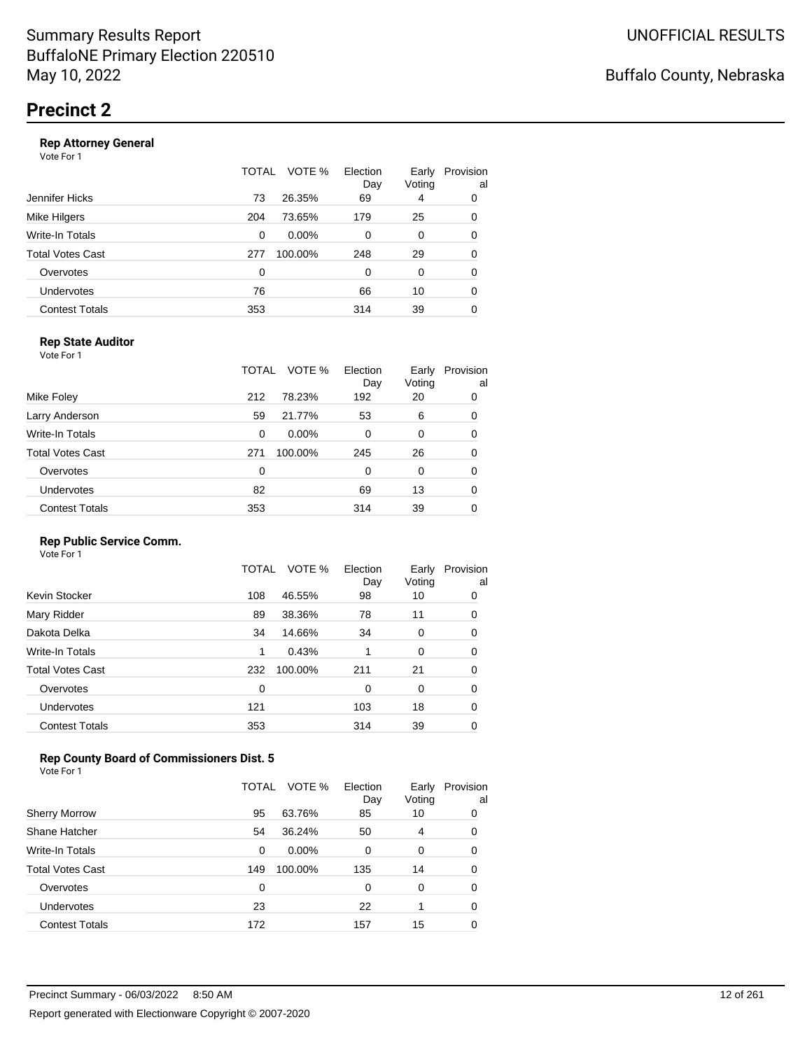# Precinct 2

### Rep Attorney General

Vote For 1

| | TOTAL | VOTE % | Election Day | Early Voting | Provisional |
|---|---|---|---|---|---|
| Jennifer Hicks | 73 | 26.35% | 69 | 4 | 0 |
| Mike Hilgers | 204 | 73.65% | 179 | 25 | 0 |
| Write-In Totals | 0 | 0.00% | 0 | 0 | 0 |
| Total Votes Cast | 277 | 100.00% | 248 | 29 | 0 |
| Overvotes | 0 | | 0 | 0 | 0 |
| Undervotes | 76 | | 66 | 10 | 0 |
| Contest Totals | 353 | | 314 | 39 | 0 |

### Rep State Auditor

Vote For 1

| | TOTAL | VOTE % | Election Day | Early Voting | Provisional |
|---|---|---|---|---|---|
| Mike Foley | 212 | 78.23% | 192 | 20 | 0 |
| Larry Anderson | 59 | 21.77% | 53 | 6 | 0 |
| Write-In Totals | 0 | 0.00% | 0 | 0 | 0 |
| Total Votes Cast | 271 | 100.00% | 245 | 26 | 0 |
| Overvotes | 0 | | 0 | 0 | 0 |
| Undervotes | 82 | | 69 | 13 | 0 |
| Contest Totals | 353 | | 314 | 39 | 0 |

### Rep Public Service Comm.

Vote For 1

| | TOTAL | VOTE % | Election Day | Early Voting | Provisional |
|---|---|---|---|---|---|
| Kevin Stocker | 108 | 46.55% | 98 | 10 | 0 |
| Mary Ridder | 89 | 38.36% | 78 | 11 | 0 |
| Dakota Delka | 34 | 14.66% | 34 | 0 | 0 |
| Write-In Totals | 1 | 0.43% | 1 | 0 | 0 |
| Total Votes Cast | 232 | 100.00% | 211 | 21 | 0 |
| Overvotes | 0 | | 0 | 0 | 0 |
| Undervotes | 121 | | 103 | 18 | 0 |
| Contest Totals | 353 | | 314 | 39 | 0 |

### Rep County Board of Commissioners Dist. 5

Vote For 1

| | TOTAL | VOTE % | Election Day | Early Voting | Provisional |
|---|---|---|---|---|---|
| Sherry Morrow | 95 | 63.76% | 85 | 10 | 0 |
| Shane Hatcher | 54 | 36.24% | 50 | 4 | 0 |
| Write-In Totals | 0 | 0.00% | 0 | 0 | 0 |
| Total Votes Cast | 149 | 100.00% | 135 | 14 | 0 |
| Overvotes | 0 | | 0 | 0 | 0 |
| Undervotes | 23 | | 22 | 1 | 0 |
| Contest Totals | 172 | | 157 | 15 | 0 |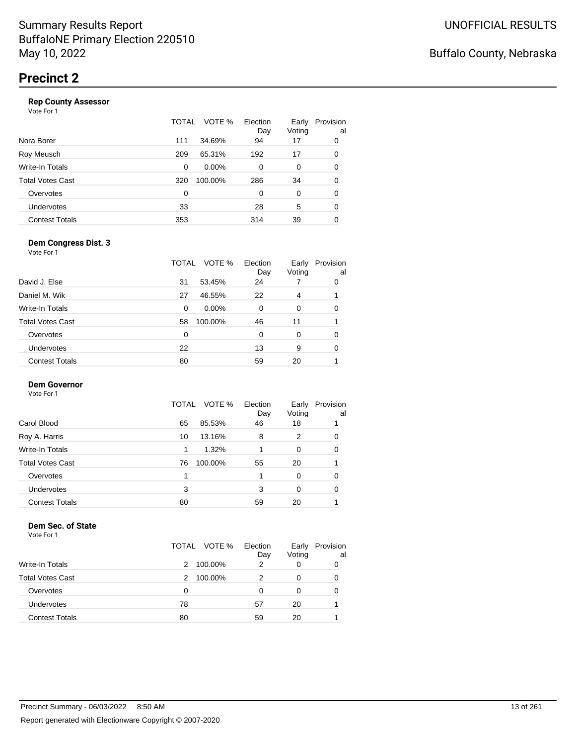# Precinct 2

### Rep County Assessor

Vote For 1

| | TOTAL | VOTE % | Election Day | Early Voting | Provisional |
|---|---|---|---|---|---|
| Nora Borer | 111 | 34.69% | 94 | 17 | 0 |
| Roy Meusch | 209 | 65.31% | 192 | 17 | 0 |
| Write-In Totals | 0 | 0.00% | 0 | 0 | 0 |
| Total Votes Cast | 320 | 100.00% | 286 | 34 | 0 |
| Overvotes | 0 | | 0 | 0 | 0 |
| Undervotes | 33 | | 28 | 5 | 0 |
| Contest Totals | 353 | | 314 | 39 | 0 |

### Dem Congress Dist. 3

Vote For 1

| | TOTAL | VOTE % | Election Day | Early Voting | Provisional |
|---|---|---|---|---|---|
| David J. Else | 31 | 53.45% | 24 | 7 | 0 |
| Daniel M. Wik | 27 | 46.55% | 22 | 4 | 1 |
| Write-In Totals | 0 | 0.00% | 0 | 0 | 0 |
| Total Votes Cast | 58 | 100.00% | 46 | 11 | 1 |
| Overvotes | 0 | | 0 | 0 | 0 |
| Undervotes | 22 | | 13 | 9 | 0 |
| Contest Totals | 80 | | 59 | 20 | 1 |

### Dem Governor

Vote For 1

| | TOTAL | VOTE % | Election Day | Early Voting | Provisional |
|---|---|---|---|---|---|
| Carol Blood | 65 | 85.53% | 46 | 18 | 1 |
| Roy A. Harris | 10 | 13.16% | 8 | 2 | 0 |
| Write-In Totals | 1 | 1.32% | 1 | 0 | 0 |
| Total Votes Cast | 76 | 100.00% | 55 | 20 | 1 |
| Overvotes | 1 | | 1 | 0 | 0 |
| Undervotes | 3 | | 3 | 0 | 0 |
| Contest Totals | 80 | | 59 | 20 | 1 |

### Dem Sec. of State

Vote For 1

| | TOTAL | VOTE % | Election Day | Early Voting | Provisional |
|---|---|---|---|---|---|
| Write-In Totals | 2 | 100.00% | 2 | 0 | 0 |
| Total Votes Cast | 2 | 100.00% | 2 | 0 | 0 |
| Overvotes | 0 | | 0 | 0 | 0 |
| Undervotes | 78 | | 57 | 20 | 1 |
| Contest Totals | 80 | | 59 | 20 | 1 |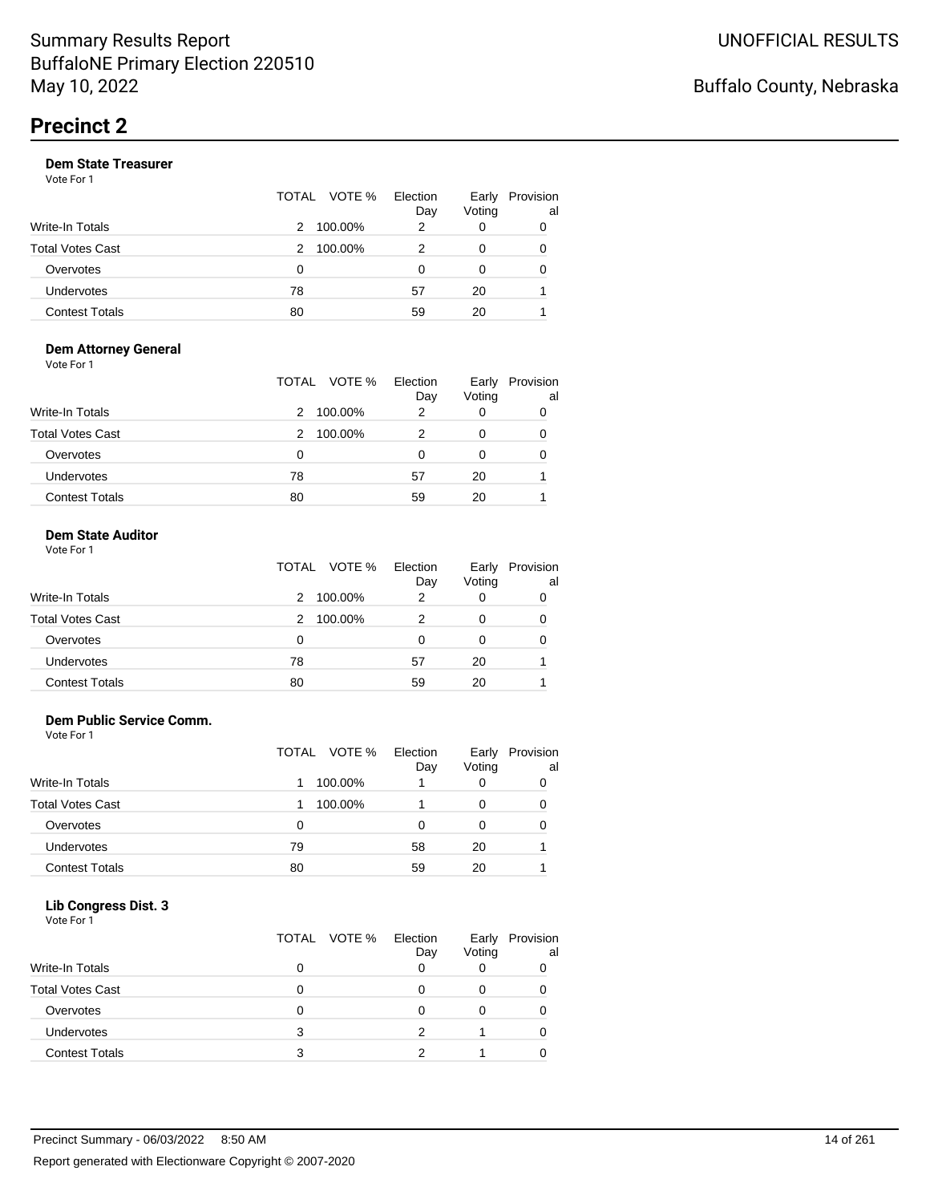Summary Results Report
BuffaloNE Primary Election 220510
May 10, 2022

UNOFFICIAL RESULTS

Buffalo County, Nebraska

# Precinct 2

### Dem State Treasurer

Vote For 1

| | TOTAL | VOTE % | Election Day | Early Voting | Provisional |
|---|---|---|---|---|---|
| Write-In Totals | 2 | 100.00% | 2 | 0 | 0 |
| Total Votes Cast | 2 | 100.00% | 2 | 0 | 0 |
| Overvotes | 0 | | 0 | 0 | 0 |
| Undervotes | 78 | | 57 | 20 | 1 |
| Contest Totals | 80 | | 59 | 20 | 1 |

### Dem Attorney General

Vote For 1

| | TOTAL | VOTE % | Election Day | Early Voting | Provisional |
|---|---|---|---|---|---|
| Write-In Totals | 2 | 100.00% | 2 | 0 | 0 |
| Total Votes Cast | 2 | 100.00% | 2 | 0 | 0 |
| Overvotes | 0 | | 0 | 0 | 0 |
| Undervotes | 78 | | 57 | 20 | 1 |
| Contest Totals | 80 | | 59 | 20 | 1 |

### Dem State Auditor

Vote For 1

| | TOTAL | VOTE % | Election Day | Early Voting | Provisional |
|---|---|---|---|---|---|
| Write-In Totals | 2 | 100.00% | 2 | 0 | 0 |
| Total Votes Cast | 2 | 100.00% | 2 | 0 | 0 |
| Overvotes | 0 | | 0 | 0 | 0 |
| Undervotes | 78 | | 57 | 20 | 1 |
| Contest Totals | 80 | | 59 | 20 | 1 |

### Dem Public Service Comm.

Vote For 1

| | TOTAL | VOTE % | Election Day | Early Voting | Provisional |
|---|---|---|---|---|---|
| Write-In Totals | 1 | 100.00% | 1 | 0 | 0 |
| Total Votes Cast | 1 | 100.00% | 1 | 0 | 0 |
| Overvotes | 0 | | 0 | 0 | 0 |
| Undervotes | 79 | | 58 | 20 | 1 |
| Contest Totals | 80 | | 59 | 20 | 1 |

### Lib Congress Dist. 3

Vote For 1

| | TOTAL | VOTE % | Election Day | Early Voting | Provisional |
|---|---|---|---|---|---|
| Write-In Totals | 0 | | 0 | 0 | 0 |
| Total Votes Cast | 0 | | 0 | 0 | 0 |
| Overvotes | 0 | | 0 | 0 | 0 |
| Undervotes | 3 | | 2 | 1 | 0 |
| Contest Totals | 3 | | 2 | 1 | 0 |

Precinct Summary - 06/03/2022 8:50 AM

Report generated with Electionware Copyright © 2007-2020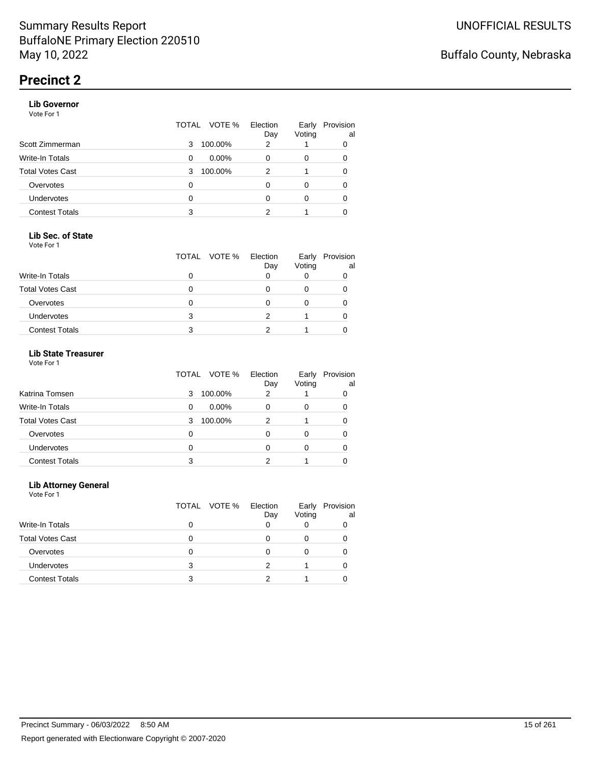# Summary Results Report
BuffaloNE Primary Election 220510
May 10, 2022

UNOFFICIAL RESULTS

Buffalo County, Nebraska

## Precinct 2

### Lib Governor
Vote For 1

| | TOTAL | VOTE % | Election Day | Early Voting | Provisional |
|---|---|---|---|---|---|
| Scott Zimmerman | 3 | 100.00% | 2 | 1 | 0 |
| Write-In Totals | 0 | 0.00% | 0 | 0 | 0 |
| Total Votes Cast | 3 | 100.00% | 2 | 1 | 0 |
| Overvotes | 0 | | 0 | 0 | 0 |
| Undervotes | 0 | | 0 | 0 | 0 |
| Contest Totals | 3 | | 2 | 1 | 0 |

### Lib Sec. of State
Vote For 1

| | TOTAL | VOTE % | Election Day | Early Voting | Provisional |
|---|---|---|---|---|---|
| Write-In Totals | 0 | | 0 | 0 | 0 |
| Total Votes Cast | 0 | | 0 | 0 | 0 |
| Overvotes | 0 | | 0 | 0 | 0 |
| Undervotes | 3 | | 2 | 1 | 0 |
| Contest Totals | 3 | | 2 | 1 | 0 |

### Lib State Treasurer
Vote For 1

| | TOTAL | VOTE % | Election Day | Early Voting | Provisional |
|---|---|---|---|---|---|
| Katrina Tomsen | 3 | 100.00% | 2 | 1 | 0 |
| Write-In Totals | 0 | 0.00% | 0 | 0 | 0 |
| Total Votes Cast | 3 | 100.00% | 2 | 1 | 0 |
| Overvotes | 0 | | 0 | 0 | 0 |
| Undervotes | 0 | | 0 | 0 | 0 |
| Contest Totals | 3 | | 2 | 1 | 0 |

### Lib Attorney General
Vote For 1

| | TOTAL | VOTE % | Election Day | Early Voting | Provisional |
|---|---|---|---|---|---|
| Write-In Totals | 0 | | 0 | 0 | 0 |
| Total Votes Cast | 0 | | 0 | 0 | 0 |
| Overvotes | 0 | | 0 | 0 | 0 |
| Undervotes | 3 | | 2 | 1 | 0 |
| Contest Totals | 3 | | 2 | 1 | 0 |

Precinct Summary - 06/03/2022 8:50 AM

Report generated with Electionware Copyright © 2007-2020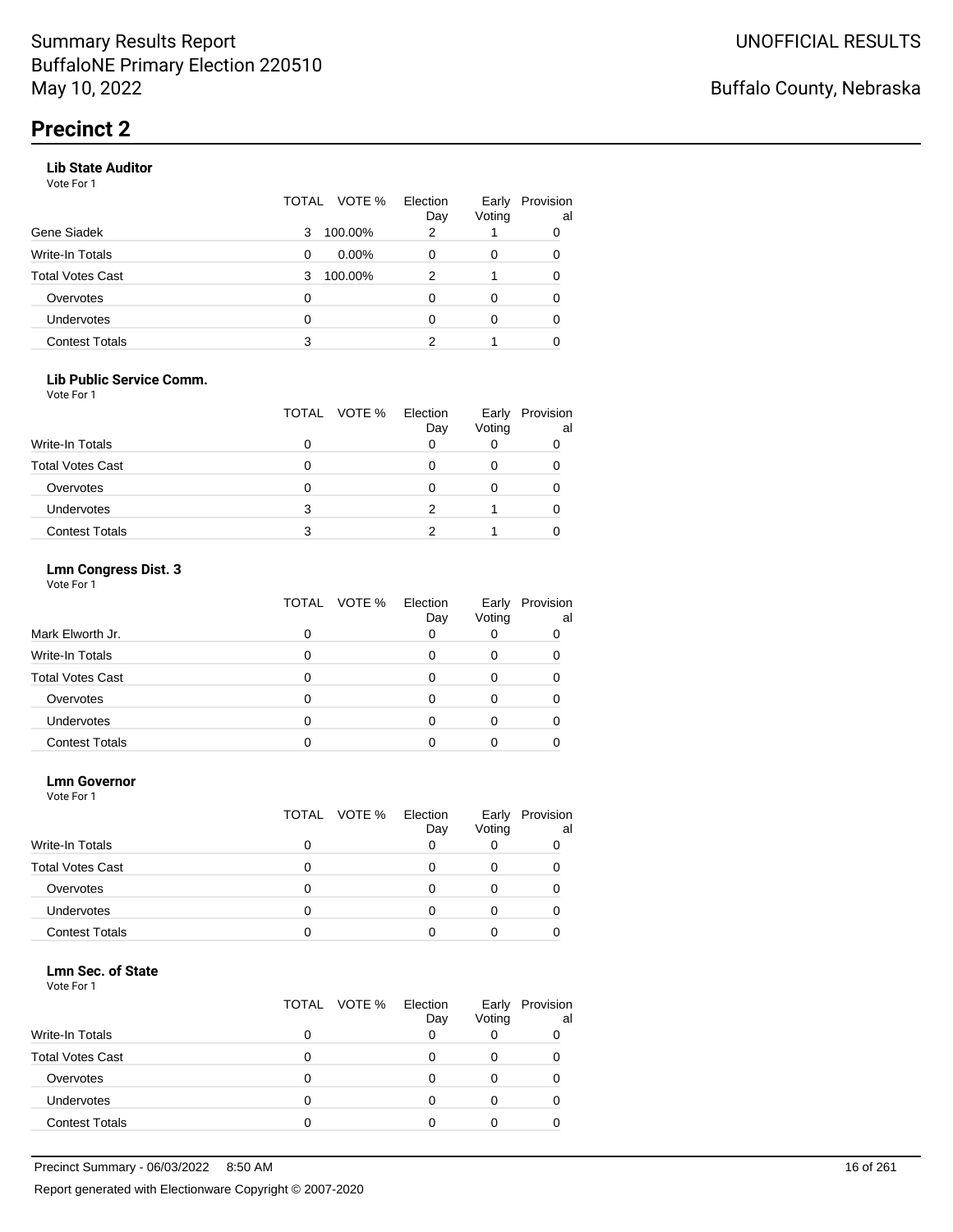Summary Results Report
BuffaloNE Primary Election 220510
May 10, 2022

UNOFFICIAL RESULTS

Buffalo County, Nebraska

# Precinct 2

### Lib State Auditor

Vote For 1

| | TOTAL | VOTE % | Election Day | Early Voting | Provisional |
|---|---|---|---|---|---|
| Gene Siadek | 3 | 100.00% | 2 | 1 | 0 |
| Write-In Totals | 0 | 0.00% | 0 | 0 | 0 |
| Total Votes Cast | 3 | 100.00% | 2 | 1 | 0 |
| Overvotes | 0 | | 0 | 0 | 0 |
| Undervotes | 0 | | 0 | 0 | 0 |
| Contest Totals | 3 | | 2 | 1 | 0 |

### Lib Public Service Comm.

Vote For 1

| | TOTAL | VOTE % | Election Day | Early Voting | Provisional |
|---|---|---|---|---|---|
| Write-In Totals | 0 | | 0 | 0 | 0 |
| Total Votes Cast | 0 | | 0 | 0 | 0 |
| Overvotes | 0 | | 0 | 0 | 0 |
| Undervotes | 3 | | 2 | 1 | 0 |
| Contest Totals | 3 | | 2 | 1 | 0 |

### Lmn Congress Dist. 3

Vote For 1

| | TOTAL | VOTE % | Election Day | Early Voting | Provisional |
|---|---|---|---|---|---|
| Mark Elworth Jr. | 0 | | 0 | 0 | 0 |
| Write-In Totals | 0 | | 0 | 0 | 0 |
| Total Votes Cast | 0 | | 0 | 0 | 0 |
| Overvotes | 0 | | 0 | 0 | 0 |
| Undervotes | 0 | | 0 | 0 | 0 |
| Contest Totals | 0 | | 0 | 0 | 0 |

### Lmn Governor

Vote For 1

| | TOTAL | VOTE % | Election Day | Early Voting | Provisional |
|---|---|---|---|---|---|
| Write-In Totals | 0 | | 0 | 0 | 0 |
| Total Votes Cast | 0 | | 0 | 0 | 0 |
| Overvotes | 0 | | 0 | 0 | 0 |
| Undervotes | 0 | | 0 | 0 | 0 |
| Contest Totals | 0 | | 0 | 0 | 0 |

### Lmn Sec. of State

Vote For 1

| | TOTAL | VOTE % | Election Day | Early Voting | Provisional |
|---|---|---|---|---|---|
| Write-In Totals | 0 | | 0 | 0 | 0 |
| Total Votes Cast | 0 | | 0 | 0 | 0 |
| Overvotes | 0 | | 0 | 0 | 0 |
| Undervotes | 0 | | 0 | 0 | 0 |
| Contest Totals | 0 | | 0 | 0 | 0 |

Precinct Summary - 06/03/2022 8:50 AM

Report generated with Electionware Copyright © 2007-2020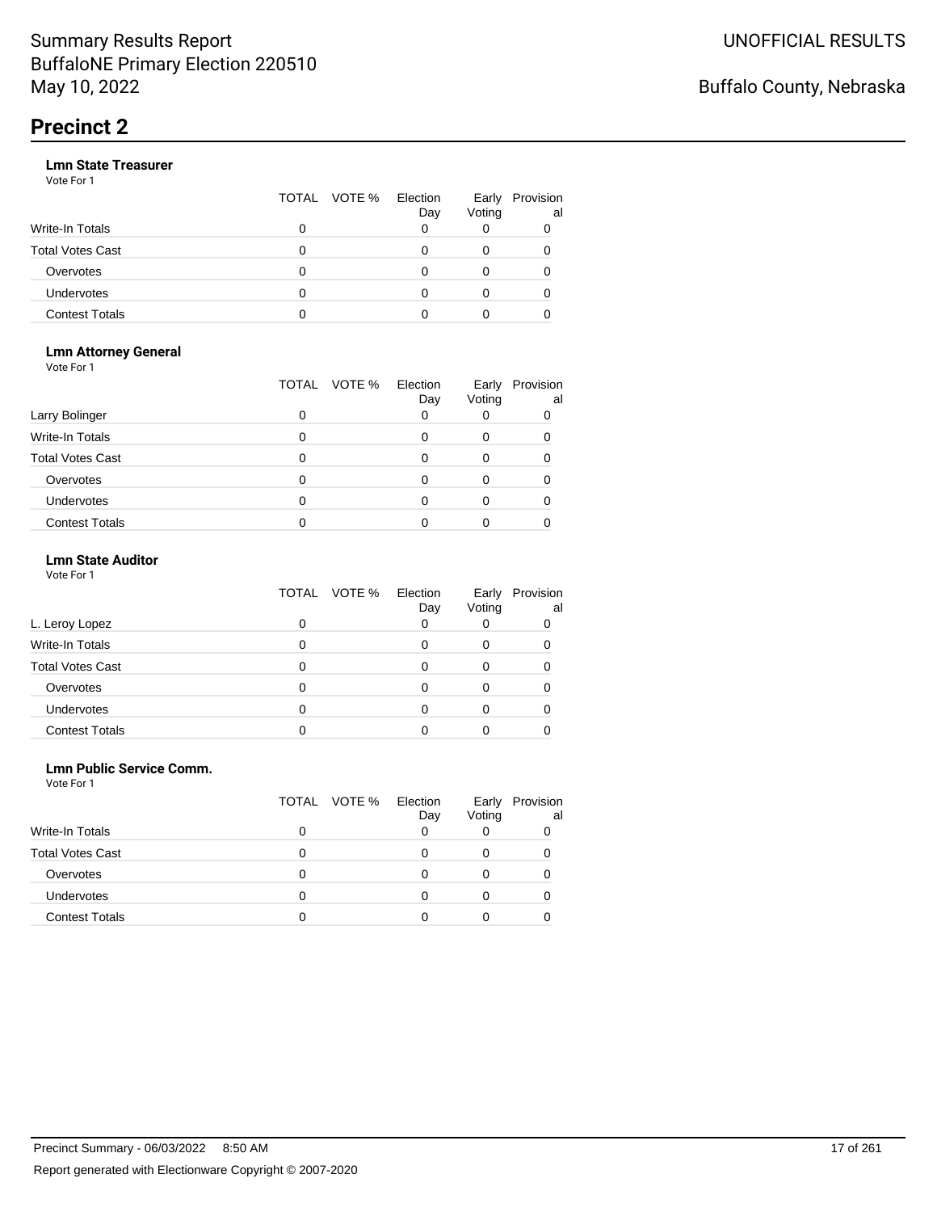# Precinct 2

### Lmn State Treasurer

Vote For 1

| | TOTAL | VOTE % | Election Day | Early Voting | Provisional |
|---|---|---|---|---|---|
| Write-In Totals | 0 | | 0 | 0 | 0 |
| Total Votes Cast | 0 | | 0 | 0 | 0 |
| Overvotes | 0 | | 0 | 0 | 0 |
| Undervotes | 0 | | 0 | 0 | 0 |
| Contest Totals | 0 | | 0 | 0 | 0 |

### Lmn Attorney General

Vote For 1

| | TOTAL | VOTE % | Election Day | Early Voting | Provisional |
|---|---|---|---|---|---|
| Larry Bolinger | 0 | | 0 | 0 | 0 |
| Write-In Totals | 0 | | 0 | 0 | 0 |
| Total Votes Cast | 0 | | 0 | 0 | 0 |
| Overvotes | 0 | | 0 | 0 | 0 |
| Undervotes | 0 | | 0 | 0 | 0 |
| Contest Totals | 0 | | 0 | 0 | 0 |

### Lmn State Auditor

Vote For 1

| | TOTAL | VOTE % | Election Day | Early Voting | Provisional |
|---|---|---|---|---|---|
| L. Leroy Lopez | 0 | | 0 | 0 | 0 |
| Write-In Totals | 0 | | 0 | 0 | 0 |
| Total Votes Cast | 0 | | 0 | 0 | 0 |
| Overvotes | 0 | | 0 | 0 | 0 |
| Undervotes | 0 | | 0 | 0 | 0 |
| Contest Totals | 0 | | 0 | 0 | 0 |

### Lmn Public Service Comm.

Vote For 1

| | TOTAL | VOTE % | Election Day | Early Voting | Provisional |
|---|---|---|---|---|---|
| Write-In Totals | 0 | | 0 | 0 | 0 |
| Total Votes Cast | 0 | | 0 | 0 | 0 |
| Overvotes | 0 | | 0 | 0 | 0 |
| Undervotes | 0 | | 0 | 0 | 0 |
| Contest Totals | 0 | | 0 | 0 | 0 |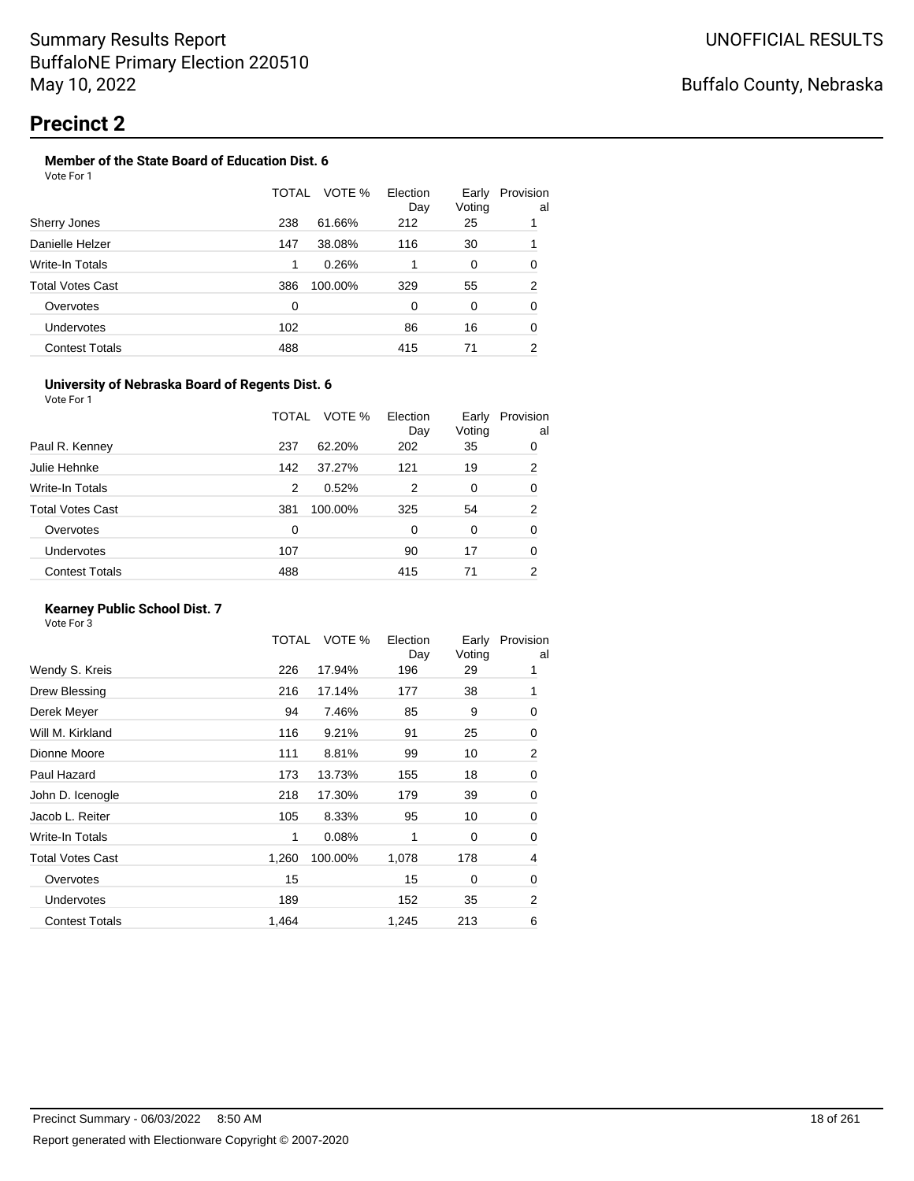# Precinct 2

### Member of the State Board of Education Dist. 6

Vote For 1

| | TOTAL | VOTE % | Election Day | Early Voting | Provisional |
|---|---|---|---|---|---|
| Sherry Jones | 238 | 61.66% | 212 | 25 | 1 |
| Danielle Helzer | 147 | 38.08% | 116 | 30 | 1 |
| Write-In Totals | 1 | 0.26% | 1 | 0 | 0 |
| Total Votes Cast | 386 | 100.00% | 329 | 55 | 2 |
| Overvotes | 0 | | 0 | 0 | 0 |
| Undervotes | 102 | | 86 | 16 | 0 |
| Contest Totals | 488 | | 415 | 71 | 2 |

### University of Nebraska Board of Regents Dist. 6

Vote For 1

| | TOTAL | VOTE % | Election Day | Early Voting | Provisional |
|---|---|---|---|---|---|
| Paul R. Kenney | 237 | 62.20% | 202 | 35 | 0 |
| Julie Hehnke | 142 | 37.27% | 121 | 19 | 2 |
| Write-In Totals | 2 | 0.52% | 2 | 0 | 0 |
| Total Votes Cast | 381 | 100.00% | 325 | 54 | 2 |
| Overvotes | 0 | | 0 | 0 | 0 |
| Undervotes | 107 | | 90 | 17 | 0 |
| Contest Totals | 488 | | 415 | 71 | 2 |

### Kearney Public School Dist. 7

Vote For 3

| | TOTAL | VOTE % | Election Day | Early Voting | Provisional |
|---|---|---|---|---|---|
| Wendy S. Kreis | 226 | 17.94% | 196 | 29 | 1 |
| Drew Blessing | 216 | 17.14% | 177 | 38 | 1 |
| Derek Meyer | 94 | 7.46% | 85 | 9 | 0 |
| Will M. Kirkland | 116 | 9.21% | 91 | 25 | 0 |
| Dionne Moore | 111 | 8.81% | 99 | 10 | 2 |
| Paul Hazard | 173 | 13.73% | 155 | 18 | 0 |
| John D. Icenogle | 218 | 17.30% | 179 | 39 | 0 |
| Jacob L. Reiter | 105 | 8.33% | 95 | 10 | 0 |
| Write-In Totals | 1 | 0.08% | 1 | 0 | 0 |
| Total Votes Cast | 1,260 | 100.00% | 1,078 | 178 | 4 |
| Overvotes | 15 | | 15 | 0 | 0 |
| Undervotes | 189 | | 152 | 35 | 2 |
| Contest Totals | 1,464 | | 1,245 | 213 | 6 |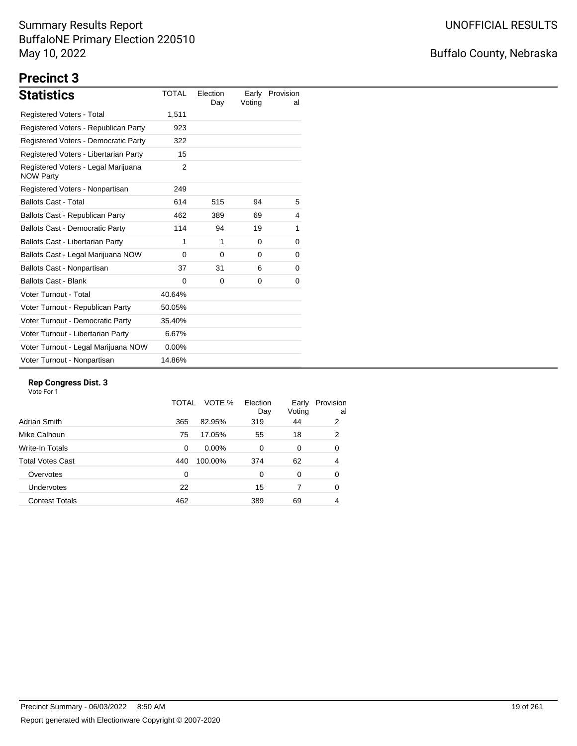Summary Results Report
BuffaloNE Primary Election 220510
May 10, 2022

UNOFFICIAL RESULTS

Buffalo County, Nebraska

# Precinct 3

## Statistics

| Statistics | TOTAL | Election Day | Early Voting | Provisional |
|---|---|---|---|---|
| Registered Voters - Total | 1,511 | | | |
| Registered Voters - Republican Party | 923 | | | |
| Registered Voters - Democratic Party | 322 | | | |
| Registered Voters - Libertarian Party | 15 | | | |
| Registered Voters - Legal Marijuana NOW Party | 2 | | | |
| Registered Voters - Nonpartisan | 249 | | | |
| Ballots Cast - Total | 614 | 515 | 94 | 5 |
| Ballots Cast - Republican Party | 462 | 389 | 69 | 4 |
| Ballots Cast - Democratic Party | 114 | 94 | 19 | 1 |
| Ballots Cast - Libertarian Party | 1 | 1 | 0 | 0 |
| Ballots Cast - Legal Marijuana NOW | 0 | 0 | 0 | 0 |
| Ballots Cast - Nonpartisan | 37 | 31 | 6 | 0 |
| Ballots Cast - Blank | 0 | 0 | 0 | 0 |
| Voter Turnout - Total | 40.64% | | | |
| Voter Turnout - Republican Party | 50.05% | | | |
| Voter Turnout - Democratic Party | 35.40% | | | |
| Voter Turnout - Libertarian Party | 6.67% | | | |
| Voter Turnout - Legal Marijuana NOW | 0.00% | | | |
| Voter Turnout - Nonpartisan | 14.86% | | | |

### Rep Congress Dist. 3

Vote For 1

| | TOTAL | VOTE % | Election Day | Early Voting | Provisional |
|---|---|---|---|---|---|
| Adrian Smith | 365 | 82.95% | 319 | 44 | 2 |
| Mike Calhoun | 75 | 17.05% | 55 | 18 | 2 |
| Write-In Totals | 0 | 0.00% | 0 | 0 | 0 |
| Total Votes Cast | 440 | 100.00% | 374 | 62 | 4 |
| Overvotes | 0 | | 0 | 0 | 0 |
| Undervotes | 22 | | 15 | 7 | 0 |
| Contest Totals | 462 | | 389 | 69 | 4 |

Precinct Summary - 06/03/2022 8:50 AM

Report generated with Electionware Copyright © 2007-2020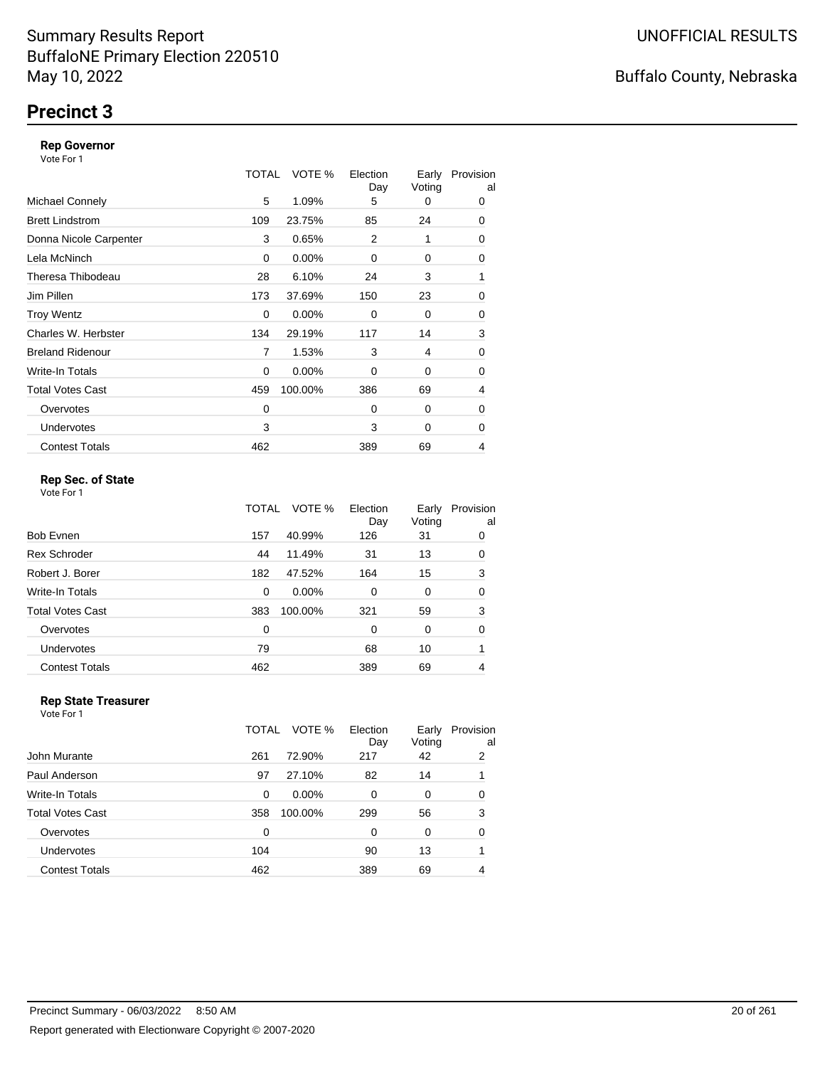Summary Results Report
BuffaloNE Primary Election 220510
May 10, 2022

UNOFFICIAL RESULTS

Buffalo County, Nebraska

# Precinct 3

### Rep Governor

Vote For 1

| | TOTAL | VOTE % | Election Day | Early Voting | Provisional |
|---|---|---|---|---|---|
| Michael Connely | 5 | 1.09% | 5 | 0 | 0 |
| Brett Lindstrom | 109 | 23.75% | 85 | 24 | 0 |
| Donna Nicole Carpenter | 3 | 0.65% | 2 | 1 | 0 |
| Lela McNinch | 0 | 0.00% | 0 | 0 | 0 |
| Theresa Thibodeau | 28 | 6.10% | 24 | 3 | 1 |
| Jim Pillen | 173 | 37.69% | 150 | 23 | 0 |
| Troy Wentz | 0 | 0.00% | 0 | 0 | 0 |
| Charles W. Herbster | 134 | 29.19% | 117 | 14 | 3 |
| Breland Ridenour | 7 | 1.53% | 3 | 4 | 0 |
| Write-In Totals | 0 | 0.00% | 0 | 0 | 0 |
| Total Votes Cast | 459 | 100.00% | 386 | 69 | 4 |
| Overvotes | 0 | | 0 | 0 | 0 |
| Undervotes | 3 | | 3 | 0 | 0 |
| Contest Totals | 462 | | 389 | 69 | 4 |

### Rep Sec. of State

Vote For 1

| | TOTAL | VOTE % | Election Day | Early Voting | Provisional |
|---|---|---|---|---|---|
| Bob Evnen | 157 | 40.99% | 126 | 31 | 0 |
| Rex Schroder | 44 | 11.49% | 31 | 13 | 0 |
| Robert J. Borer | 182 | 47.52% | 164 | 15 | 3 |
| Write-In Totals | 0 | 0.00% | 0 | 0 | 0 |
| Total Votes Cast | 383 | 100.00% | 321 | 59 | 3 |
| Overvotes | 0 | | 0 | 0 | 0 |
| Undervotes | 79 | | 68 | 10 | 1 |
| Contest Totals | 462 | | 389 | 69 | 4 |

### Rep State Treasurer

Vote For 1

| | TOTAL | VOTE % | Election Day | Early Voting | Provisional |
|---|---|---|---|---|---|
| John Murante | 261 | 72.90% | 217 | 42 | 2 |
| Paul Anderson | 97 | 27.10% | 82 | 14 | 1 |
| Write-In Totals | 0 | 0.00% | 0 | 0 | 0 |
| Total Votes Cast | 358 | 100.00% | 299 | 56 | 3 |
| Overvotes | 0 | | 0 | 0 | 0 |
| Undervotes | 104 | | 90 | 13 | 1 |
| Contest Totals | 462 | | 389 | 69 | 4 |

Precinct Summary - 06/03/2022 8:50 AM

Report generated with Electionware Copyright © 2007-2020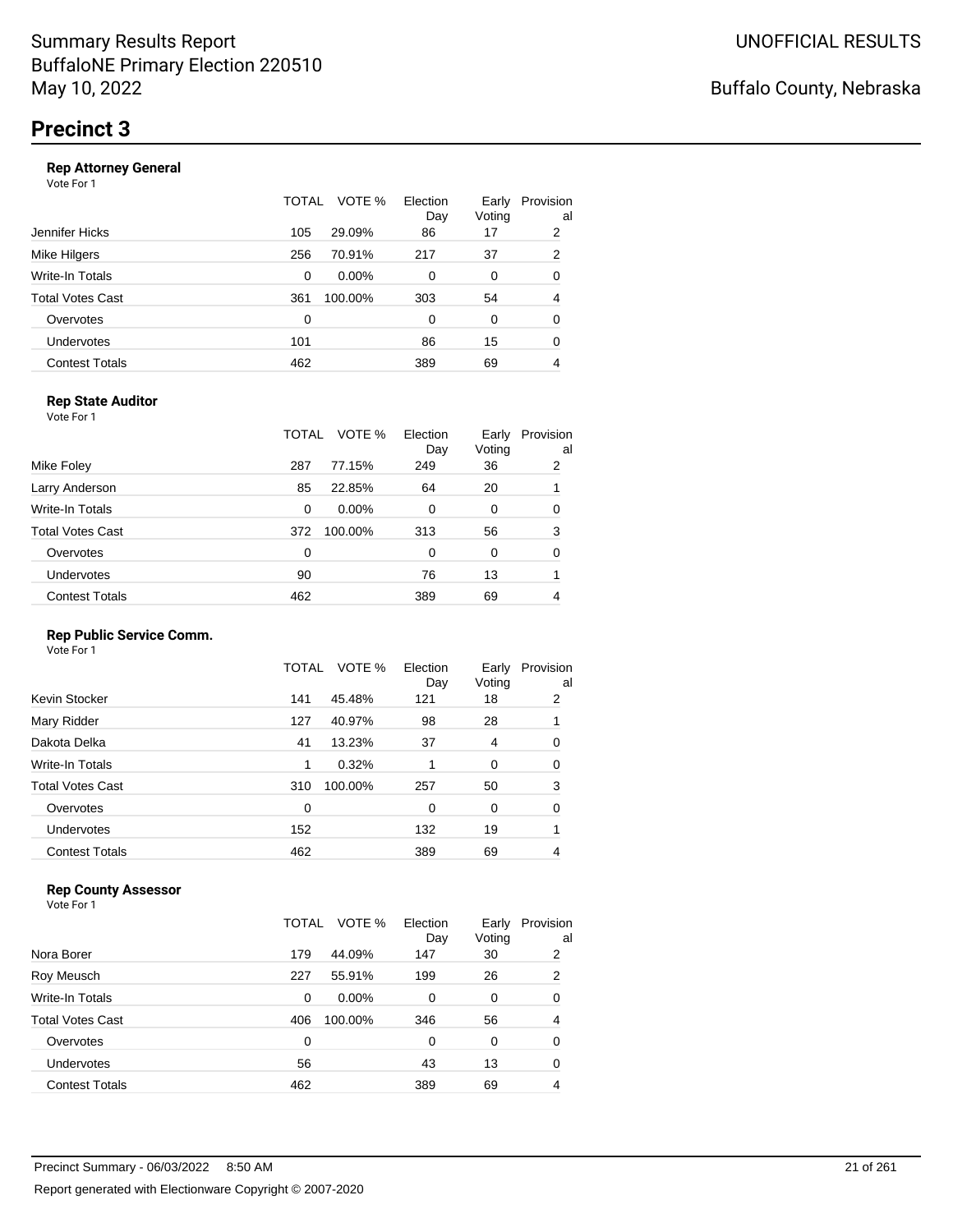Summary Results Report
BuffaloNE Primary Election 220510
May 10, 2022

UNOFFICIAL RESULTS

Buffalo County, Nebraska

# Precinct 3

### Rep Attorney General

Vote For 1

| | TOTAL | VOTE % | Election Day | Early Voting | Provisional |
|---|---|---|---|---|---|
| Jennifer Hicks | 105 | 29.09% | 86 | 17 | 2 |
| Mike Hilgers | 256 | 70.91% | 217 | 37 | 2 |
| Write-In Totals | 0 | 0.00% | 0 | 0 | 0 |
| Total Votes Cast | 361 | 100.00% | 303 | 54 | 4 |
| Overvotes | 0 | | 0 | 0 | 0 |
| Undervotes | 101 | | 86 | 15 | 0 |
| Contest Totals | 462 | | 389 | 69 | 4 |

### Rep State Auditor

Vote For 1

| | TOTAL | VOTE % | Election Day | Early Voting | Provisional |
|---|---|---|---|---|---|
| Mike Foley | 287 | 77.15% | 249 | 36 | 2 |
| Larry Anderson | 85 | 22.85% | 64 | 20 | 1 |
| Write-In Totals | 0 | 0.00% | 0 | 0 | 0 |
| Total Votes Cast | 372 | 100.00% | 313 | 56 | 3 |
| Overvotes | 0 | | 0 | 0 | 0 |
| Undervotes | 90 | | 76 | 13 | 1 |
| Contest Totals | 462 | | 389 | 69 | 4 |

### Rep Public Service Comm.

Vote For 1

| | TOTAL | VOTE % | Election Day | Early Voting | Provisional |
|---|---|---|---|---|---|
| Kevin Stocker | 141 | 45.48% | 121 | 18 | 2 |
| Mary Ridder | 127 | 40.97% | 98 | 28 | 1 |
| Dakota Delka | 41 | 13.23% | 37 | 4 | 0 |
| Write-In Totals | 1 | 0.32% | 1 | 0 | 0 |
| Total Votes Cast | 310 | 100.00% | 257 | 50 | 3 |
| Overvotes | 0 | | 0 | 0 | 0 |
| Undervotes | 152 | | 132 | 19 | 1 |
| Contest Totals | 462 | | 389 | 69 | 4 |

### Rep County Assessor

Vote For 1

| | TOTAL | VOTE % | Election Day | Early Voting | Provisional |
|---|---|---|---|---|---|
| Nora Borer | 179 | 44.09% | 147 | 30 | 2 |
| Roy Meusch | 227 | 55.91% | 199 | 26 | 2 |
| Write-In Totals | 0 | 0.00% | 0 | 0 | 0 |
| Total Votes Cast | 406 | 100.00% | 346 | 56 | 4 |
| Overvotes | 0 | | 0 | 0 | 0 |
| Undervotes | 56 | | 43 | 13 | 0 |
| Contest Totals | 462 | | 389 | 69 | 4 |

Precinct Summary - 06/03/2022 8:50 AM

Report generated with Electionware Copyright © 2007-2020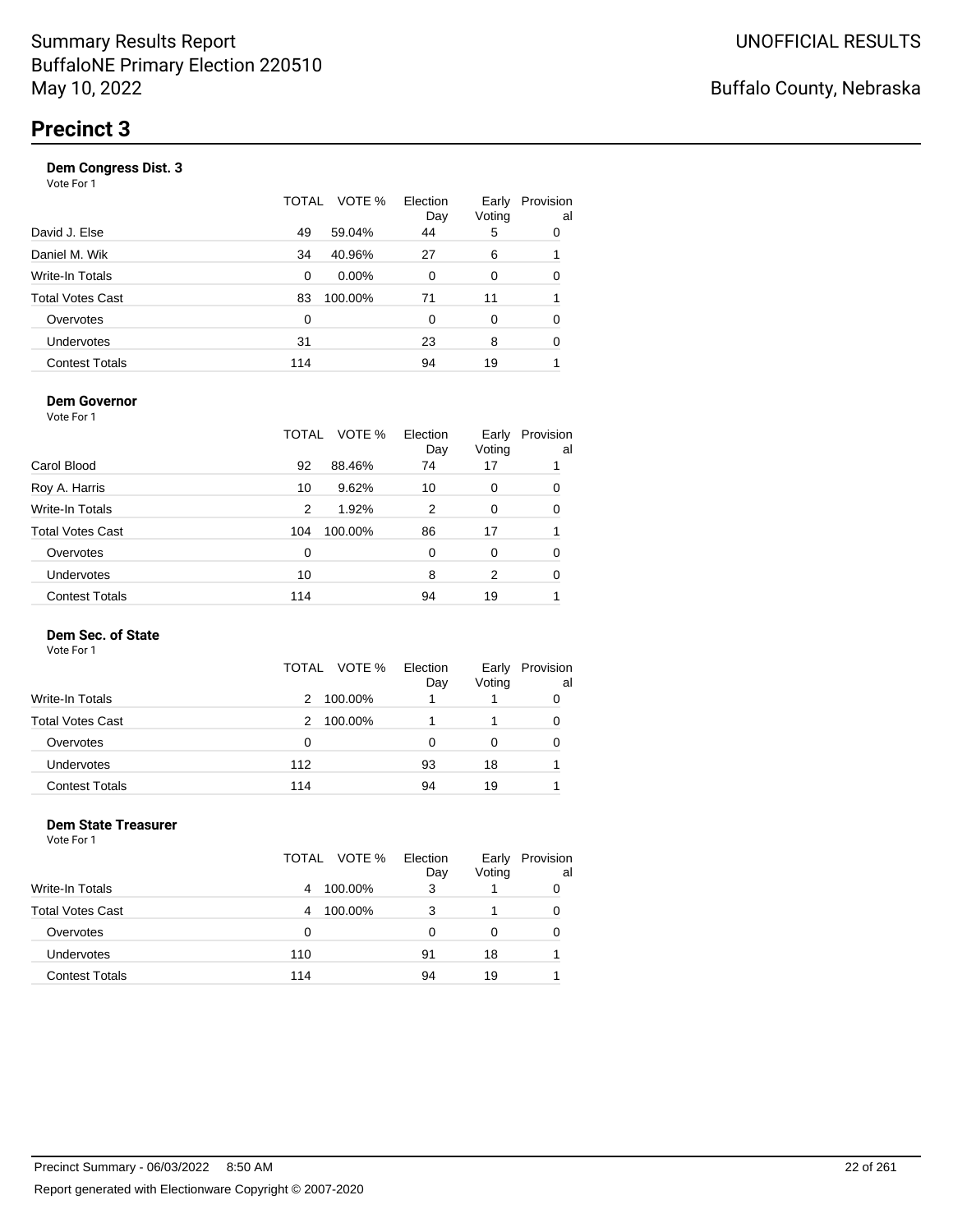Summary Results Report
BuffaloNE Primary Election 220510
May 10, 2022

UNOFFICIAL RESULTS

Buffalo County, Nebraska

# Precinct 3

### Dem Congress Dist. 3

Vote For 1

| | TOTAL | VOTE % | Election Day | Early Voting | Provisional |
|---|---|---|---|---|---|
| David J. Else | 49 | 59.04% | 44 | 5 | 0 |
| Daniel M. Wik | 34 | 40.96% | 27 | 6 | 1 |
| Write-In Totals | 0 | 0.00% | 0 | 0 | 0 |
| Total Votes Cast | 83 | 100.00% | 71 | 11 | 1 |
| Overvotes | 0 | | 0 | 0 | 0 |
| Undervotes | 31 | | 23 | 8 | 0 |
| Contest Totals | 114 | | 94 | 19 | 1 |

### Dem Governor

Vote For 1

| | TOTAL | VOTE % | Election Day | Early Voting | Provisional |
|---|---|---|---|---|---|
| Carol Blood | 92 | 88.46% | 74 | 17 | 1 |
| Roy A. Harris | 10 | 9.62% | 10 | 0 | 0 |
| Write-In Totals | 2 | 1.92% | 2 | 0 | 0 |
| Total Votes Cast | 104 | 100.00% | 86 | 17 | 1 |
| Overvotes | 0 | | 0 | 0 | 0 |
| Undervotes | 10 | | 8 | 2 | 0 |
| Contest Totals | 114 | | 94 | 19 | 1 |

### Dem Sec. of State

Vote For 1

| | TOTAL | VOTE % | Election Day | Early Voting | Provisional |
|---|---|---|---|---|---|
| Write-In Totals | 2 | 100.00% | 1 | 1 | 0 |
| Total Votes Cast | 2 | 100.00% | 1 | 1 | 0 |
| Overvotes | 0 | | 0 | 0 | 0 |
| Undervotes | 112 | | 93 | 18 | 1 |
| Contest Totals | 114 | | 94 | 19 | 1 |

### Dem State Treasurer

Vote For 1

| | TOTAL | VOTE % | Election Day | Early Voting | Provisional |
|---|---|---|---|---|---|
| Write-In Totals | 4 | 100.00% | 3 | 1 | 0 |
| Total Votes Cast | 4 | 100.00% | 3 | 1 | 0 |
| Overvotes | 0 | | 0 | 0 | 0 |
| Undervotes | 110 | | 91 | 18 | 1 |
| Contest Totals | 114 | | 94 | 19 | 1 |

Precinct Summary - 06/03/2022 8:50 AM

Report generated with Electionware Copyright © 2007-2020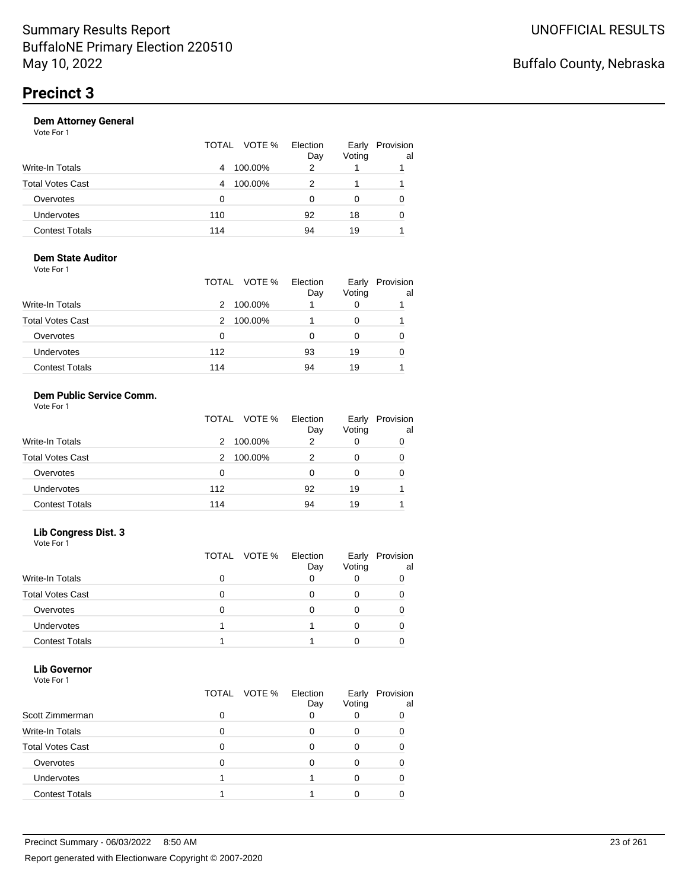# Summary Results Report
BuffaloNE Primary Election 220510
May 10, 2022

UNOFFICIAL RESULTS

Buffalo County, Nebraska

## Precinct 3

### Dem Attorney General

Vote For 1

| | TOTAL | VOTE % | Election Day | Early Voting | Provisional |
|---|---|---|---|---|---|
| Write-In Totals | 4 | 100.00% | 2 | 1 | 1 |
| Total Votes Cast | 4 | 100.00% | 2 | 1 | 1 |
| Overvotes | 0 | | 0 | 0 | 0 |
| Undervotes | 110 | | 92 | 18 | 0 |
| Contest Totals | 114 | | 94 | 19 | 1 |

### Dem State Auditor

Vote For 1

| | TOTAL | VOTE % | Election Day | Early Voting | Provisional |
|---|---|---|---|---|---|
| Write-In Totals | 2 | 100.00% | 1 | 0 | 1 |
| Total Votes Cast | 2 | 100.00% | 1 | 0 | 1 |
| Overvotes | 0 | | 0 | 0 | 0 |
| Undervotes | 112 | | 93 | 19 | 0 |
| Contest Totals | 114 | | 94 | 19 | 1 |

### Dem Public Service Comm.

Vote For 1

| | TOTAL | VOTE % | Election Day | Early Voting | Provisional |
|---|---|---|---|---|---|
| Write-In Totals | 2 | 100.00% | 2 | 0 | 0 |
| Total Votes Cast | 2 | 100.00% | 2 | 0 | 0 |
| Overvotes | 0 | | 0 | 0 | 0 |
| Undervotes | 112 | | 92 | 19 | 1 |
| Contest Totals | 114 | | 94 | 19 | 1 |

### Lib Congress Dist. 3

Vote For 1

| | TOTAL | VOTE % | Election Day | Early Voting | Provisional |
|---|---|---|---|---|---|
| Write-In Totals | 0 | | 0 | 0 | 0 |
| Total Votes Cast | 0 | | 0 | 0 | 0 |
| Overvotes | 0 | | 0 | 0 | 0 |
| Undervotes | 1 | | 1 | 0 | 0 |
| Contest Totals | 1 | | 1 | 0 | 0 |

### Lib Governor

Vote For 1

| | TOTAL | VOTE % | Election Day | Early Voting | Provisional |
|---|---|---|---|---|---|
| Scott Zimmerman | 0 | | 0 | 0 | 0 |
| Write-In Totals | 0 | | 0 | 0 | 0 |
| Total Votes Cast | 0 | | 0 | 0 | 0 |
| Overvotes | 0 | | 0 | 0 | 0 |
| Undervotes | 1 | | 1 | 0 | 0 |
| Contest Totals | 1 | | 1 | 0 | 0 |

Precinct Summary - 06/03/2022 8:50 AM

Report generated with Electionware Copyright © 2007-2020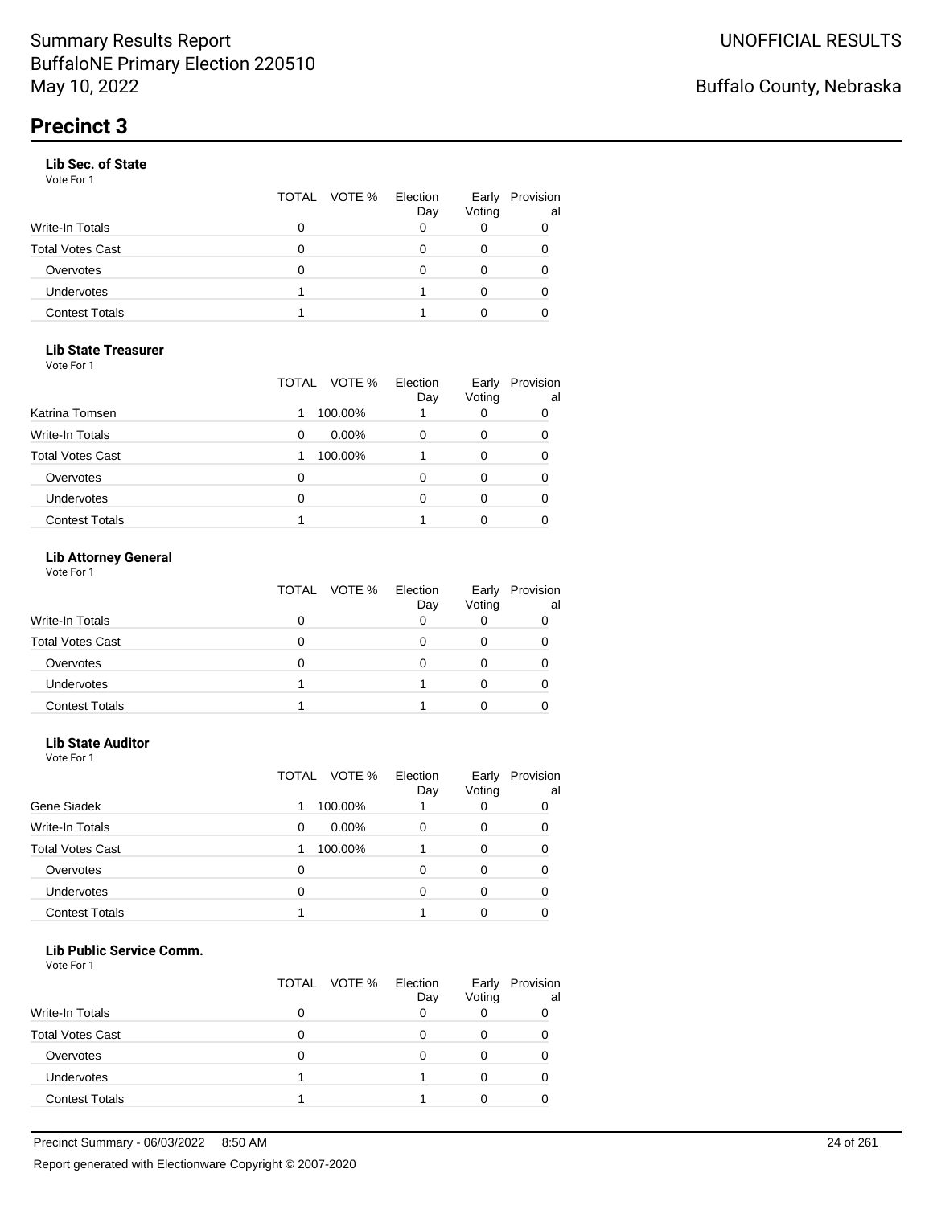# Precinct 3

### Lib Sec. of State

Vote For 1

| | TOTAL | VOTE % | Election Day | Early Voting | Provisional |
|---|---|---|---|---|---|
| Write-In Totals | 0 | | 0 | 0 | 0 |
| Total Votes Cast | 0 | | 0 | 0 | 0 |
| Overvotes | 0 | | 0 | 0 | 0 |
| Undervotes | 1 | | 1 | 0 | 0 |
| Contest Totals | 1 | | 1 | 0 | 0 |

### Lib State Treasurer

Vote For 1

| | TOTAL | VOTE % | Election Day | Early Voting | Provisional |
|---|---|---|---|---|---|
| Katrina Tomsen | 1 | 100.00% | 1 | 0 | 0 |
| Write-In Totals | 0 | 0.00% | 0 | 0 | 0 |
| Total Votes Cast | 1 | 100.00% | 1 | 0 | 0 |
| Overvotes | 0 | | 0 | 0 | 0 |
| Undervotes | 0 | | 0 | 0 | 0 |
| Contest Totals | 1 | | 1 | 0 | 0 |

### Lib Attorney General

Vote For 1

| | TOTAL | VOTE % | Election Day | Early Voting | Provisional |
|---|---|---|---|---|---|
| Write-In Totals | 0 | | 0 | 0 | 0 |
| Total Votes Cast | 0 | | 0 | 0 | 0 |
| Overvotes | 0 | | 0 | 0 | 0 |
| Undervotes | 1 | | 1 | 0 | 0 |
| Contest Totals | 1 | | 1 | 0 | 0 |

### Lib State Auditor

Vote For 1

| | TOTAL | VOTE % | Election Day | Early Voting | Provisional |
|---|---|---|---|---|---|
| Gene Siadek | 1 | 100.00% | 1 | 0 | 0 |
| Write-In Totals | 0 | 0.00% | 0 | 0 | 0 |
| Total Votes Cast | 1 | 100.00% | 1 | 0 | 0 |
| Overvotes | 0 | | 0 | 0 | 0 |
| Undervotes | 0 | | 0 | 0 | 0 |
| Contest Totals | 1 | | 1 | 0 | 0 |

### Lib Public Service Comm.

Vote For 1

| | TOTAL | VOTE % | Election Day | Early Voting | Provisional |
|---|---|---|---|---|---|
| Write-In Totals | 0 | | 0 | 0 | 0 |
| Total Votes Cast | 0 | | 0 | 0 | 0 |
| Overvotes | 0 | | 0 | 0 | 0 |
| Undervotes | 1 | | 1 | 0 | 0 |
| Contest Totals | 1 | | 1 | 0 | 0 |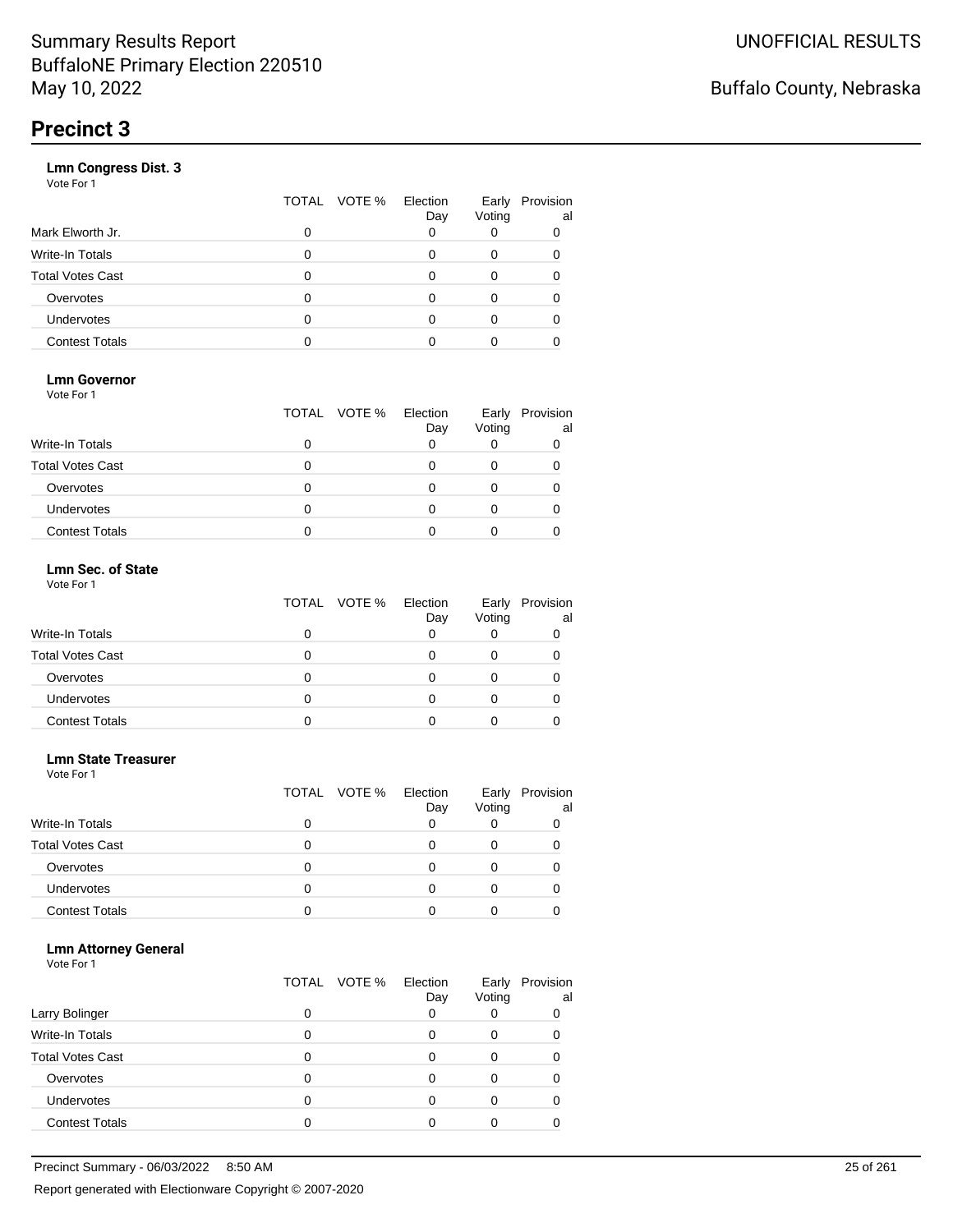# Summary Results Report
# BuffaloNE Primary Election 220510
# May 10, 2022

UNOFFICIAL RESULTS

Buffalo County, Nebraska

## Precinct 3

### Lmn Congress Dist. 3

Vote For 1

| | TOTAL | VOTE % | Election Day | Early Voting | Provisional |
|---|---|---|---|---|---|
| Mark Elworth Jr. | 0 | | 0 | 0 | 0 |
| Write-In Totals | 0 | | 0 | 0 | 0 |
| Total Votes Cast | 0 | | 0 | 0 | 0 |
| Overvotes | 0 | | 0 | 0 | 0 |
| Undervotes | 0 | | 0 | 0 | 0 |
| Contest Totals | 0 | | 0 | 0 | 0 |

### Lmn Governor

Vote For 1

| | TOTAL | VOTE % | Election Day | Early Voting | Provisional |
|---|---|---|---|---|---|
| Write-In Totals | 0 | | 0 | 0 | 0 |
| Total Votes Cast | 0 | | 0 | 0 | 0 |
| Overvotes | 0 | | 0 | 0 | 0 |
| Undervotes | 0 | | 0 | 0 | 0 |
| Contest Totals | 0 | | 0 | 0 | 0 |

### Lmn Sec. of State

Vote For 1

| | TOTAL | VOTE % | Election Day | Early Voting | Provisional |
|---|---|---|---|---|---|
| Write-In Totals | 0 | | 0 | 0 | 0 |
| Total Votes Cast | 0 | | 0 | 0 | 0 |
| Overvotes | 0 | | 0 | 0 | 0 |
| Undervotes | 0 | | 0 | 0 | 0 |
| Contest Totals | 0 | | 0 | 0 | 0 |

### Lmn State Treasurer

Vote For 1

| | TOTAL | VOTE % | Election Day | Early Voting | Provisional |
|---|---|---|---|---|---|
| Write-In Totals | 0 | | 0 | 0 | 0 |
| Total Votes Cast | 0 | | 0 | 0 | 0 |
| Overvotes | 0 | | 0 | 0 | 0 |
| Undervotes | 0 | | 0 | 0 | 0 |
| Contest Totals | 0 | | 0 | 0 | 0 |

### Lmn Attorney General

Vote For 1

| | TOTAL | VOTE % | Election Day | Early Voting | Provisional |
|---|---|---|---|---|---|
| Larry Bolinger | 0 | | 0 | 0 | 0 |
| Write-In Totals | 0 | | 0 | 0 | 0 |
| Total Votes Cast | 0 | | 0 | 0 | 0 |
| Overvotes | 0 | | 0 | 0 | 0 |
| Undervotes | 0 | | 0 | 0 | 0 |
| Contest Totals | 0 | | 0 | 0 | 0 |

Precinct Summary - 06/03/2022 8:50 AM

Report generated with Electionware Copyright © 2007-2020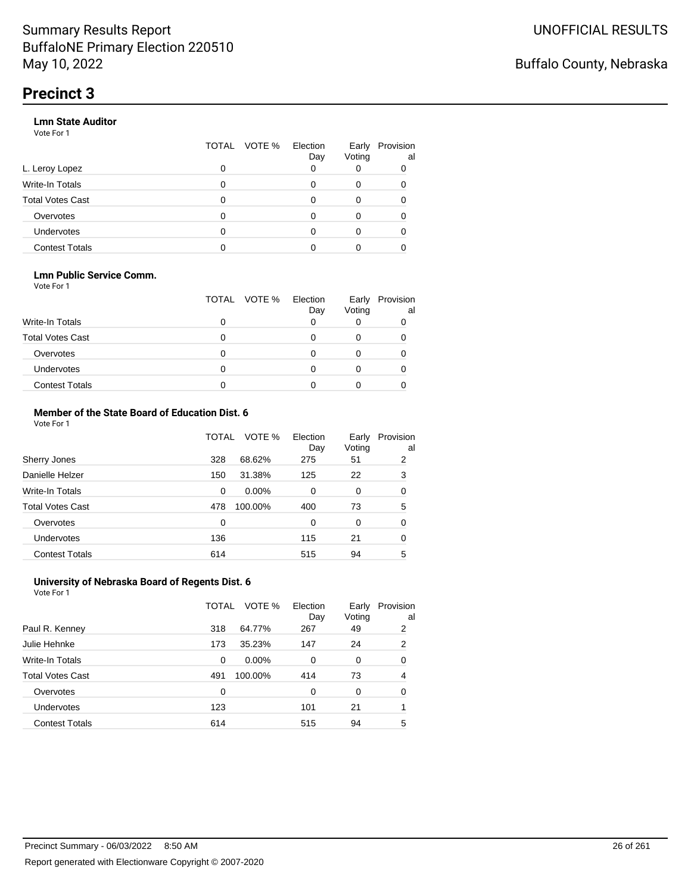# Summary Results Report
BuffaloNE Primary Election 220510
May 10, 2022

UNOFFICIAL RESULTS

Buffalo County, Nebraska

## Precinct 3

### Lmn State Auditor

Vote For 1

| | TOTAL | VOTE % | Election Day | Early Voting | Provisional |
|---|---|---|---|---|---|
| L. Leroy Lopez | 0 | | 0 | 0 | 0 |
| Write-In Totals | 0 | | 0 | 0 | 0 |
| Total Votes Cast | 0 | | 0 | 0 | 0 |
| Overvotes | 0 | | 0 | 0 | 0 |
| Undervotes | 0 | | 0 | 0 | 0 |
| Contest Totals | 0 | | 0 | 0 | 0 |

### Lmn Public Service Comm.

Vote For 1

| | TOTAL | VOTE % | Election Day | Early Voting | Provisional |
|---|---|---|---|---|---|
| Write-In Totals | 0 | | 0 | 0 | 0 |
| Total Votes Cast | 0 | | 0 | 0 | 0 |
| Overvotes | 0 | | 0 | 0 | 0 |
| Undervotes | 0 | | 0 | 0 | 0 |
| Contest Totals | 0 | | 0 | 0 | 0 |

### Member of the State Board of Education Dist. 6

Vote For 1

| | TOTAL | VOTE % | Election Day | Early Voting | Provisional |
|---|---|---|---|---|---|
| Sherry Jones | 328 | 68.62% | 275 | 51 | 2 |
| Danielle Helzer | 150 | 31.38% | 125 | 22 | 3 |
| Write-In Totals | 0 | 0.00% | 0 | 0 | 0 |
| Total Votes Cast | 478 | 100.00% | 400 | 73 | 5 |
| Overvotes | 0 | | 0 | 0 | 0 |
| Undervotes | 136 | | 115 | 21 | 0 |
| Contest Totals | 614 | | 515 | 94 | 5 |

### University of Nebraska Board of Regents Dist. 6

Vote For 1

| | TOTAL | VOTE % | Election Day | Early Voting | Provisional |
|---|---|---|---|---|---|
| Paul R. Kenney | 318 | 64.77% | 267 | 49 | 2 |
| Julie Hehnke | 173 | 35.23% | 147 | 24 | 2 |
| Write-In Totals | 0 | 0.00% | 0 | 0 | 0 |
| Total Votes Cast | 491 | 100.00% | 414 | 73 | 4 |
| Overvotes | 0 | | 0 | 0 | 0 |
| Undervotes | 123 | | 101 | 21 | 1 |
| Contest Totals | 614 | | 515 | 94 | 5 |

Precinct Summary - 06/03/2022 8:50 AM

Report generated with Electionware Copyright © 2007-2020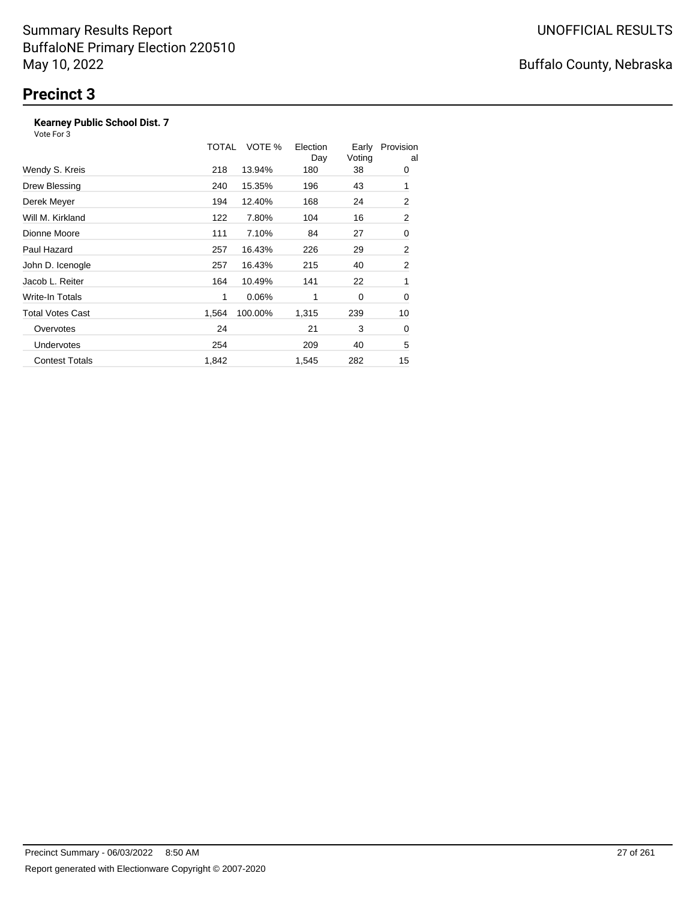Summary Results Report
BuffaloNE Primary Election 220510
May 10, 2022

UNOFFICIAL RESULTS

Buffalo County, Nebraska

# Precinct 3

**Kearney Public School Dist. 7**
Vote For 3

| | TOTAL | VOTE % | Election Day | Early Voting | Provisional |
|---|---|---|---|---|---|
| Wendy S. Kreis | 218 | 13.94% | 180 | 38 | 0 |
| Drew Blessing | 240 | 15.35% | 196 | 43 | 1 |
| Derek Meyer | 194 | 12.40% | 168 | 24 | 2 |
| Will M. Kirkland | 122 | 7.80% | 104 | 16 | 2 |
| Dionne Moore | 111 | 7.10% | 84 | 27 | 0 |
| Paul Hazard | 257 | 16.43% | 226 | 29 | 2 |
| John D. Icenogle | 257 | 16.43% | 215 | 40 | 2 |
| Jacob L. Reiter | 164 | 10.49% | 141 | 22 | 1 |
| Write-In Totals | 1 | 0.06% | 1 | 0 | 0 |
| Total Votes Cast | 1,564 | 100.00% | 1,315 | 239 | 10 |
| Overvotes | 24 | | 21 | 3 | 0 |
| Undervotes | 254 | | 209 | 40 | 5 |
| Contest Totals | 1,842 | | 1,545 | 282 | 15 |

Precinct Summary - 06/03/2022 8:50 AM

Report generated with Electionware Copyright © 2007-2020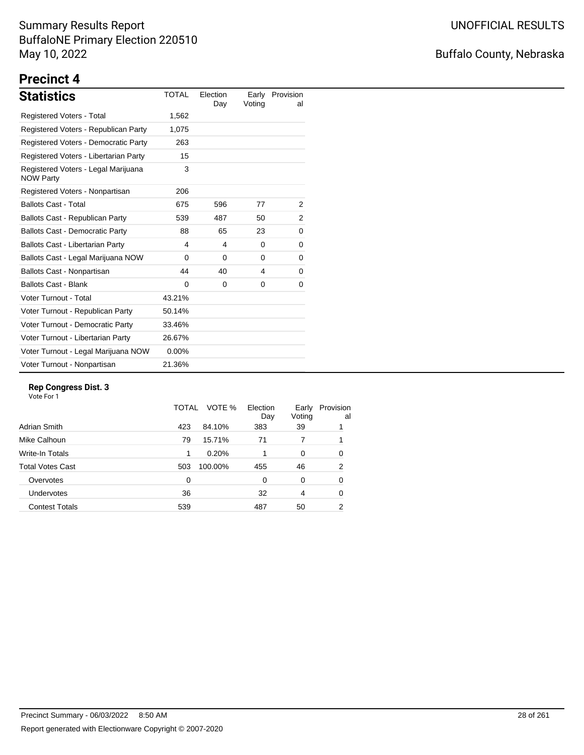# Summary Results Report
BuffaloNE Primary Election 220510
May 10, 2022

UNOFFICIAL RESULTS

Buffalo County, Nebraska

## Precinct 4

### Statistics

| Statistics | TOTAL | Election Day | Early Voting | Provisional |
|---|---|---|---|---|
| Registered Voters - Total | 1,562 | | | |
| Registered Voters - Republican Party | 1,075 | | | |
| Registered Voters - Democratic Party | 263 | | | |
| Registered Voters - Libertarian Party | 15 | | | |
| Registered Voters - Legal Marijuana NOW Party | 3 | | | |
| Registered Voters - Nonpartisan | 206 | | | |
| Ballots Cast - Total | 675 | 596 | 77 | 2 |
| Ballots Cast - Republican Party | 539 | 487 | 50 | 2 |
| Ballots Cast - Democratic Party | 88 | 65 | 23 | 0 |
| Ballots Cast - Libertarian Party | 4 | 4 | 0 | 0 |
| Ballots Cast - Legal Marijuana NOW | 0 | 0 | 0 | 0 |
| Ballots Cast - Nonpartisan | 44 | 40 | 4 | 0 |
| Ballots Cast - Blank | 0 | 0 | 0 | 0 |
| Voter Turnout - Total | 43.21% | | | |
| Voter Turnout - Republican Party | 50.14% | | | |
| Voter Turnout - Democratic Party | 33.46% | | | |
| Voter Turnout - Libertarian Party | 26.67% | | | |
| Voter Turnout - Legal Marijuana NOW | 0.00% | | | |
| Voter Turnout - Nonpartisan | 21.36% | | | |

**Rep Congress Dist. 3**
Vote For 1

| | TOTAL | VOTE % | Election Day | Early Voting | Provisional |
|---|---|---|---|---|---|
| Adrian Smith | 423 | 84.10% | 383 | 39 | 1 |
| Mike Calhoun | 79 | 15.71% | 71 | 7 | 1 |
| Write-In Totals | 1 | 0.20% | 1 | 0 | 0 |
| Total Votes Cast | 503 | 100.00% | 455 | 46 | 2 |
| Overvotes | 0 | | 0 | 0 | 0 |
| Undervotes | 36 | | 32 | 4 | 0 |
| Contest Totals | 539 | | 487 | 50 | 2 |

Precinct Summary - 06/03/2022 8:50 AM

Report generated with Electionware Copyright © 2007-2020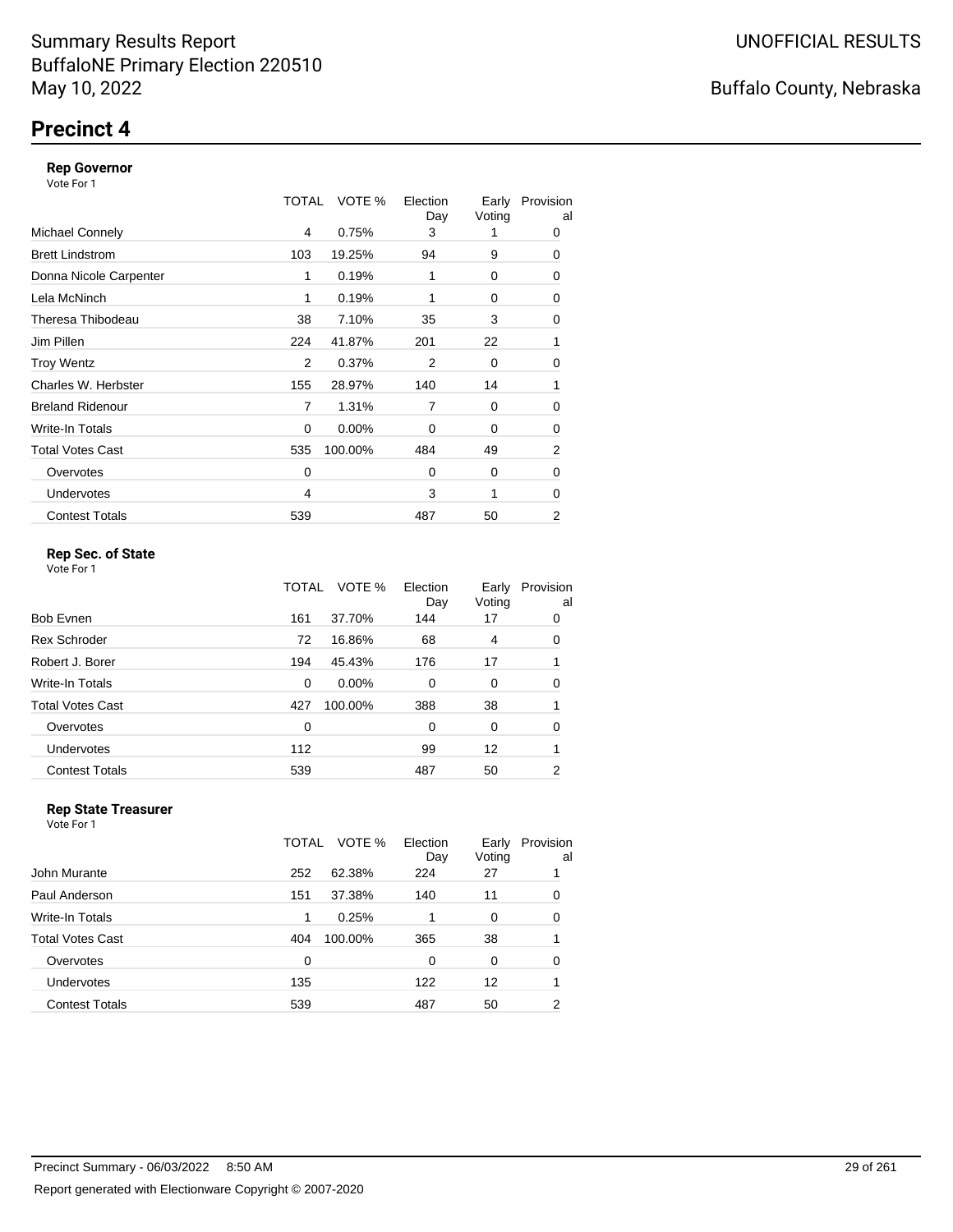Summary Results Report
BuffaloNE Primary Election 220510
May 10, 2022

UNOFFICIAL RESULTS

Buffalo County, Nebraska

# Precinct 4

### Rep Governor

Vote For 1

| | TOTAL | VOTE % | Election Day | Early Voting | Provisional |
|---|---|---|---|---|---|
| Michael Connely | 4 | 0.75% | 3 | 1 | 0 |
| Brett Lindstrom | 103 | 19.25% | 94 | 9 | 0 |
| Donna Nicole Carpenter | 1 | 0.19% | 1 | 0 | 0 |
| Lela McNinch | 1 | 0.19% | 1 | 0 | 0 |
| Theresa Thibodeau | 38 | 7.10% | 35 | 3 | 0 |
| Jim Pillen | 224 | 41.87% | 201 | 22 | 1 |
| Troy Wentz | 2 | 0.37% | 2 | 0 | 0 |
| Charles W. Herbster | 155 | 28.97% | 140 | 14 | 1 |
| Breland Ridenour | 7 | 1.31% | 7 | 0 | 0 |
| Write-In Totals | 0 | 0.00% | 0 | 0 | 0 |
| Total Votes Cast | 535 | 100.00% | 484 | 49 | 2 |
| Overvotes | 0 | | 0 | 0 | 0 |
| Undervotes | 4 | | 3 | 1 | 0 |
| Contest Totals | 539 | | 487 | 50 | 2 |

### Rep Sec. of State

Vote For 1

| | TOTAL | VOTE % | Election Day | Early Voting | Provisional |
|---|---|---|---|---|---|
| Bob Evnen | 161 | 37.70% | 144 | 17 | 0 |
| Rex Schroder | 72 | 16.86% | 68 | 4 | 0 |
| Robert J. Borer | 194 | 45.43% | 176 | 17 | 1 |
| Write-In Totals | 0 | 0.00% | 0 | 0 | 0 |
| Total Votes Cast | 427 | 100.00% | 388 | 38 | 1 |
| Overvotes | 0 | | 0 | 0 | 0 |
| Undervotes | 112 | | 99 | 12 | 1 |
| Contest Totals | 539 | | 487 | 50 | 2 |

### Rep State Treasurer

Vote For 1

| | TOTAL | VOTE % | Election Day | Early Voting | Provisional |
|---|---|---|---|---|---|
| John Murante | 252 | 62.38% | 224 | 27 | 1 |
| Paul Anderson | 151 | 37.38% | 140 | 11 | 0 |
| Write-In Totals | 1 | 0.25% | 1 | 0 | 0 |
| Total Votes Cast | 404 | 100.00% | 365 | 38 | 1 |
| Overvotes | 0 | | 0 | 0 | 0 |
| Undervotes | 135 | | 122 | 12 | 1 |
| Contest Totals | 539 | | 487 | 50 | 2 |

Precinct Summary - 06/03/2022 8:50 AM

Report generated with Electionware Copyright © 2007-2020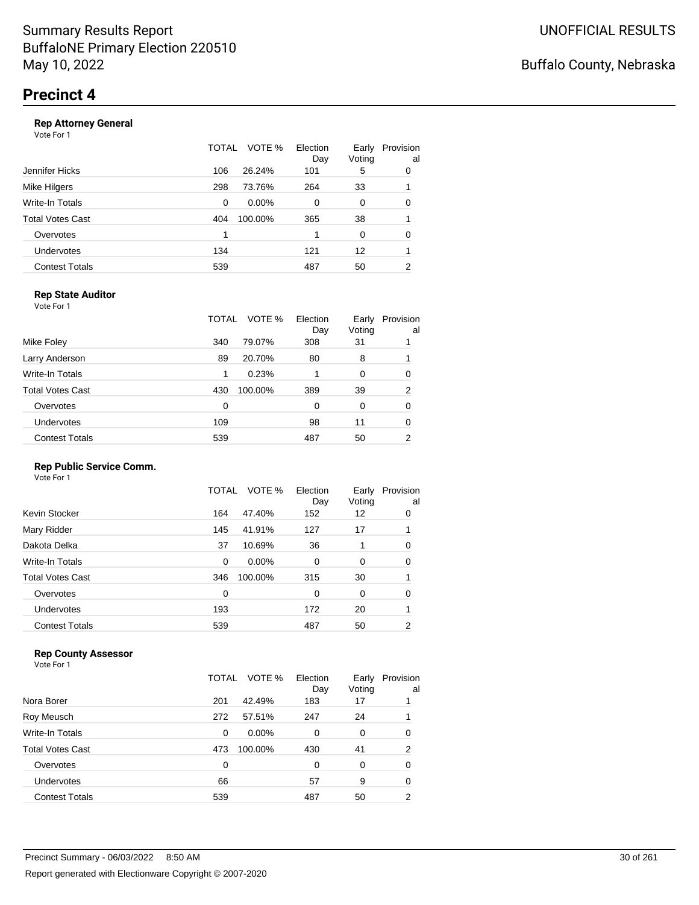Summary Results Report
BuffaloNE Primary Election 220510
May 10, 2022

UNOFFICIAL RESULTS

Buffalo County, Nebraska

# Precinct 4

### Rep Attorney General

Vote For 1

| | TOTAL | VOTE % | Election Day | Early Voting | Provisional |
|---|---|---|---|---|---|
| Jennifer Hicks | 106 | 26.24% | 101 | 5 | 0 |
| Mike Hilgers | 298 | 73.76% | 264 | 33 | 1 |
| Write-In Totals | 0 | 0.00% | 0 | 0 | 0 |
| Total Votes Cast | 404 | 100.00% | 365 | 38 | 1 |
| Overvotes | 1 | | 1 | 0 | 0 |
| Undervotes | 134 | | 121 | 12 | 1 |
| Contest Totals | 539 | | 487 | 50 | 2 |

### Rep State Auditor

Vote For 1

| | TOTAL | VOTE % | Election Day | Early Voting | Provisional |
|---|---|---|---|---|---|
| Mike Foley | 340 | 79.07% | 308 | 31 | 1 |
| Larry Anderson | 89 | 20.70% | 80 | 8 | 1 |
| Write-In Totals | 1 | 0.23% | 1 | 0 | 0 |
| Total Votes Cast | 430 | 100.00% | 389 | 39 | 2 |
| Overvotes | 0 | | 0 | 0 | 0 |
| Undervotes | 109 | | 98 | 11 | 0 |
| Contest Totals | 539 | | 487 | 50 | 2 |

### Rep Public Service Comm.

Vote For 1

| | TOTAL | VOTE % | Election Day | Early Voting | Provisional |
|---|---|---|---|---|---|
| Kevin Stocker | 164 | 47.40% | 152 | 12 | 0 |
| Mary Ridder | 145 | 41.91% | 127 | 17 | 1 |
| Dakota Delka | 37 | 10.69% | 36 | 1 | 0 |
| Write-In Totals | 0 | 0.00% | 0 | 0 | 0 |
| Total Votes Cast | 346 | 100.00% | 315 | 30 | 1 |
| Overvotes | 0 | | 0 | 0 | 0 |
| Undervotes | 193 | | 172 | 20 | 1 |
| Contest Totals | 539 | | 487 | 50 | 2 |

### Rep County Assessor

Vote For 1

| | TOTAL | VOTE % | Election Day | Early Voting | Provisional |
|---|---|---|---|---|---|
| Nora Borer | 201 | 42.49% | 183 | 17 | 1 |
| Roy Meusch | 272 | 57.51% | 247 | 24 | 1 |
| Write-In Totals | 0 | 0.00% | 0 | 0 | 0 |
| Total Votes Cast | 473 | 100.00% | 430 | 41 | 2 |
| Overvotes | 0 | | 0 | 0 | 0 |
| Undervotes | 66 | | 57 | 9 | 0 |
| Contest Totals | 539 | | 487 | 50 | 2 |

Precinct Summary - 06/03/2022 8:50 AM

Report generated with Electionware Copyright © 2007-2020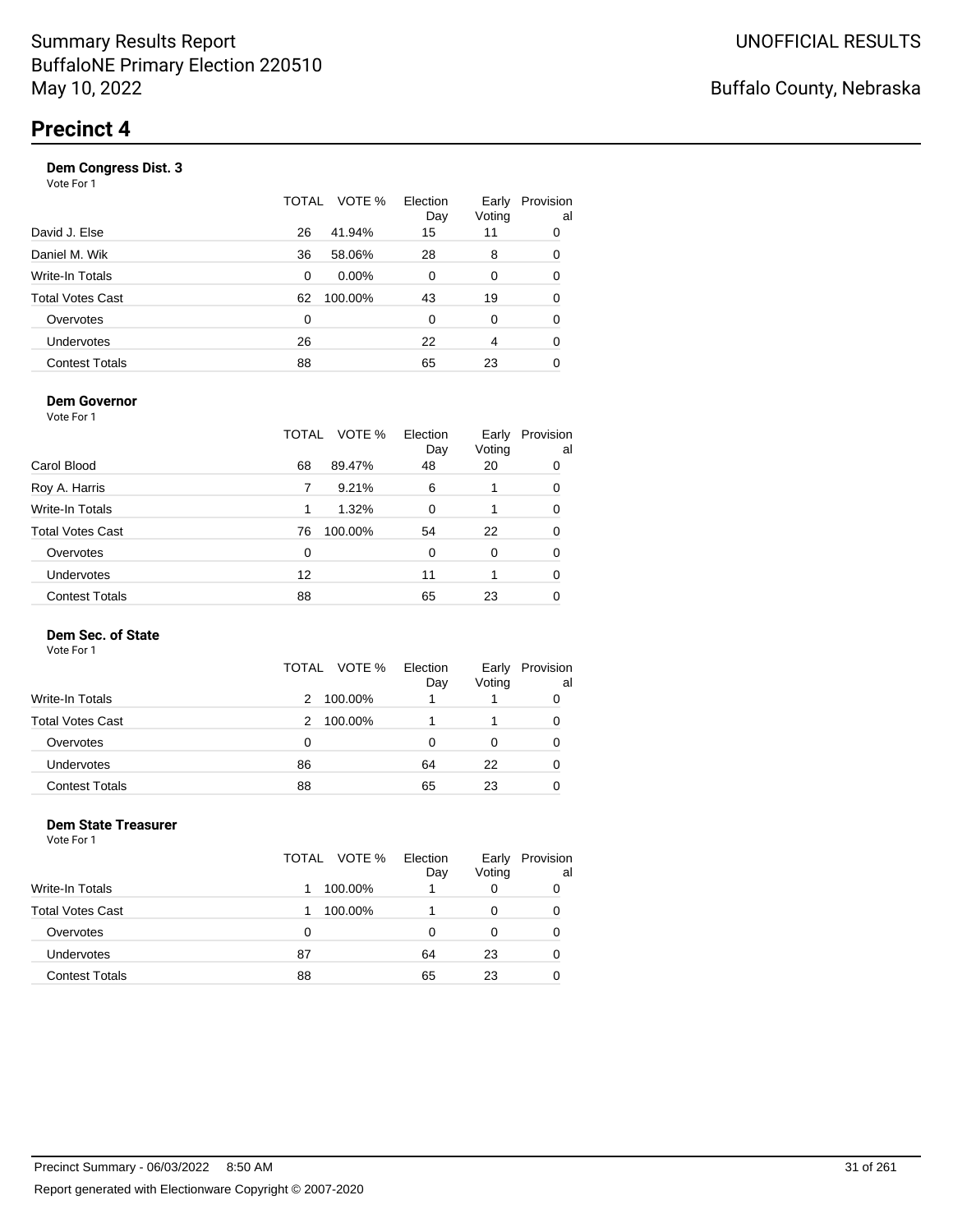# Summary Results Report
BuffaloNE Primary Election 220510
May 10, 2022

UNOFFICIAL RESULTS

Buffalo County, Nebraska

## Precinct 4

### Dem Congress Dist. 3

Vote For 1

| | TOTAL | VOTE % | Election Day | Early Voting | Provisional |
|---|---|---|---|---|---|
| David J. Else | 26 | 41.94% | 15 | 11 | 0 |
| Daniel M. Wik | 36 | 58.06% | 28 | 8 | 0 |
| Write-In Totals | 0 | 0.00% | 0 | 0 | 0 |
| Total Votes Cast | 62 | 100.00% | 43 | 19 | 0 |
| Overvotes | 0 | | 0 | 0 | 0 |
| Undervotes | 26 | | 22 | 4 | 0 |
| Contest Totals | 88 | | 65 | 23 | 0 |

### Dem Governor

Vote For 1

| | TOTAL | VOTE % | Election Day | Early Voting | Provisional |
|---|---|---|---|---|---|
| Carol Blood | 68 | 89.47% | 48 | 20 | 0 |
| Roy A. Harris | 7 | 9.21% | 6 | 1 | 0 |
| Write-In Totals | 1 | 1.32% | 0 | 1 | 0 |
| Total Votes Cast | 76 | 100.00% | 54 | 22 | 0 |
| Overvotes | 0 | | 0 | 0 | 0 |
| Undervotes | 12 | | 11 | 1 | 0 |
| Contest Totals | 88 | | 65 | 23 | 0 |

### Dem Sec. of State

Vote For 1

| | TOTAL | VOTE % | Election Day | Early Voting | Provisional |
|---|---|---|---|---|---|
| Write-In Totals | 2 | 100.00% | 1 | 1 | 0 |
| Total Votes Cast | 2 | 100.00% | 1 | 1 | 0 |
| Overvotes | 0 | | 0 | 0 | 0 |
| Undervotes | 86 | | 64 | 22 | 0 |
| Contest Totals | 88 | | 65 | 23 | 0 |

### Dem State Treasurer

Vote For 1

| | TOTAL | VOTE % | Election Day | Early Voting | Provisional |
|---|---|---|---|---|---|
| Write-In Totals | 1 | 100.00% | 1 | 0 | 0 |
| Total Votes Cast | 1 | 100.00% | 1 | 0 | 0 |
| Overvotes | 0 | | 0 | 0 | 0 |
| Undervotes | 87 | | 64 | 23 | 0 |
| Contest Totals | 88 | | 65 | 23 | 0 |

Precinct Summary - 06/03/2022 8:50 AM

Report generated with Electionware Copyright © 2007-2020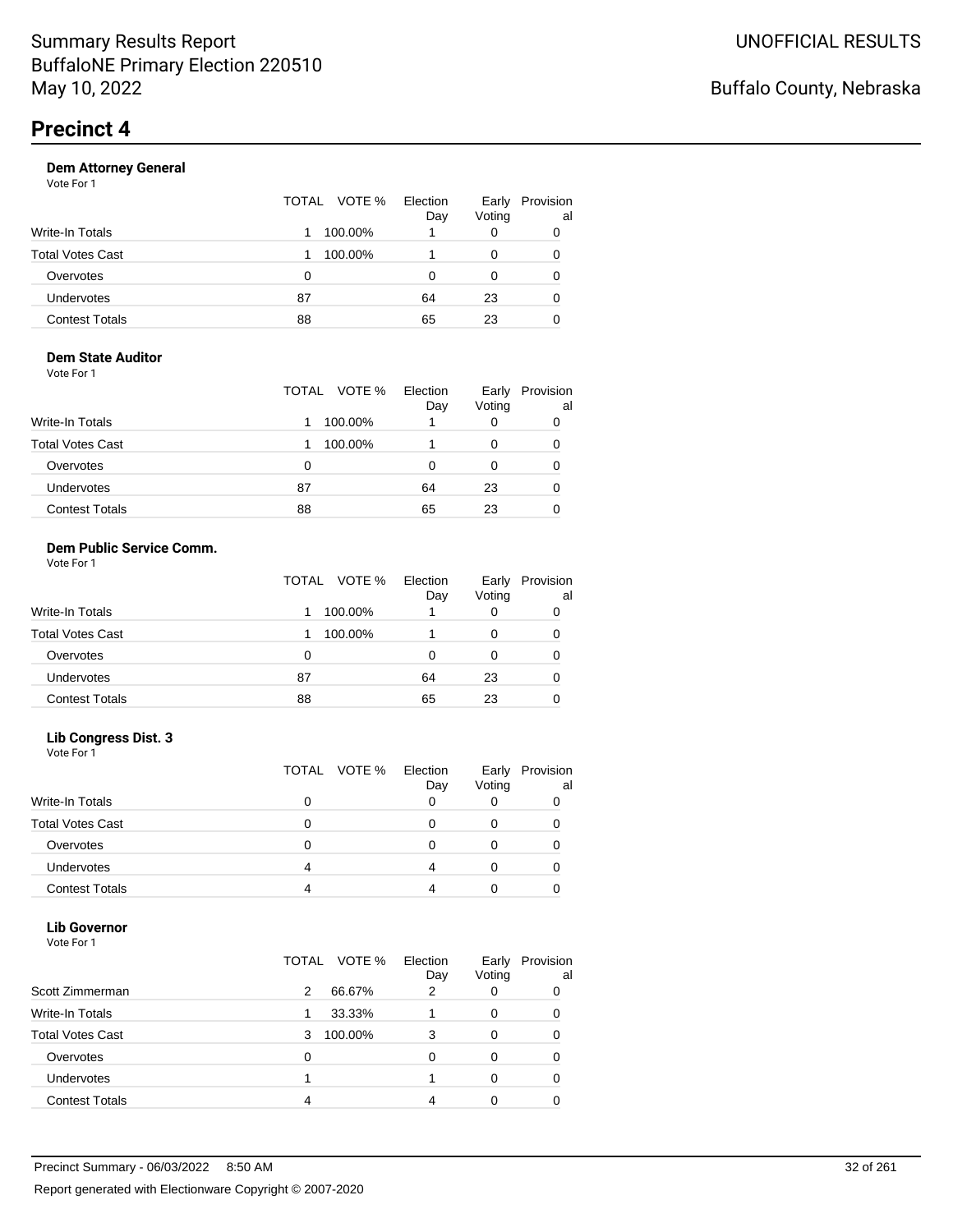Summary Results Report
BuffaloNE Primary Election 220510
May 10, 2022

UNOFFICIAL RESULTS

Buffalo County, Nebraska

# Precinct 4

### Dem Attorney General

Vote For 1

| | TOTAL | VOTE % | Election Day | Early Voting | Provisional |
|---|---|---|---|---|---|
| Write-In Totals | 1 | 100.00% | 1 | 0 | 0 |
| Total Votes Cast | 1 | 100.00% | 1 | 0 | 0 |
| Overvotes | 0 | | 0 | 0 | 0 |
| Undervotes | 87 | | 64 | 23 | 0 |
| Contest Totals | 88 | | 65 | 23 | 0 |

### Dem State Auditor

Vote For 1

| | TOTAL | VOTE % | Election Day | Early Voting | Provisional |
|---|---|---|---|---|---|
| Write-In Totals | 1 | 100.00% | 1 | 0 | 0 |
| Total Votes Cast | 1 | 100.00% | 1 | 0 | 0 |
| Overvotes | 0 | | 0 | 0 | 0 |
| Undervotes | 87 | | 64 | 23 | 0 |
| Contest Totals | 88 | | 65 | 23 | 0 |

### Dem Public Service Comm.

Vote For 1

| | TOTAL | VOTE % | Election Day | Early Voting | Provisional |
|---|---|---|---|---|---|
| Write-In Totals | 1 | 100.00% | 1 | 0 | 0 |
| Total Votes Cast | 1 | 100.00% | 1 | 0 | 0 |
| Overvotes | 0 | | 0 | 0 | 0 |
| Undervotes | 87 | | 64 | 23 | 0 |
| Contest Totals | 88 | | 65 | 23 | 0 |

### Lib Congress Dist. 3

Vote For 1

| | TOTAL | VOTE % | Election Day | Early Voting | Provisional |
|---|---|---|---|---|---|
| Write-In Totals | 0 | | 0 | 0 | 0 |
| Total Votes Cast | 0 | | 0 | 0 | 0 |
| Overvotes | 0 | | 0 | 0 | 0 |
| Undervotes | 4 | | 4 | 0 | 0 |
| Contest Totals | 4 | | 4 | 0 | 0 |

### Lib Governor

Vote For 1

| | TOTAL | VOTE % | Election Day | Early Voting | Provisional |
|---|---|---|---|---|---|
| Scott Zimmerman | 2 | 66.67% | 2 | 0 | 0 |
| Write-In Totals | 1 | 33.33% | 1 | 0 | 0 |
| Total Votes Cast | 3 | 100.00% | 3 | 0 | 0 |
| Overvotes | 0 | | 0 | 0 | 0 |
| Undervotes | 1 | | 1 | 0 | 0 |
| Contest Totals | 4 | | 4 | 0 | 0 |

Precinct Summary - 06/03/2022 8:50 AM

Report generated with Electionware Copyright © 2007-2020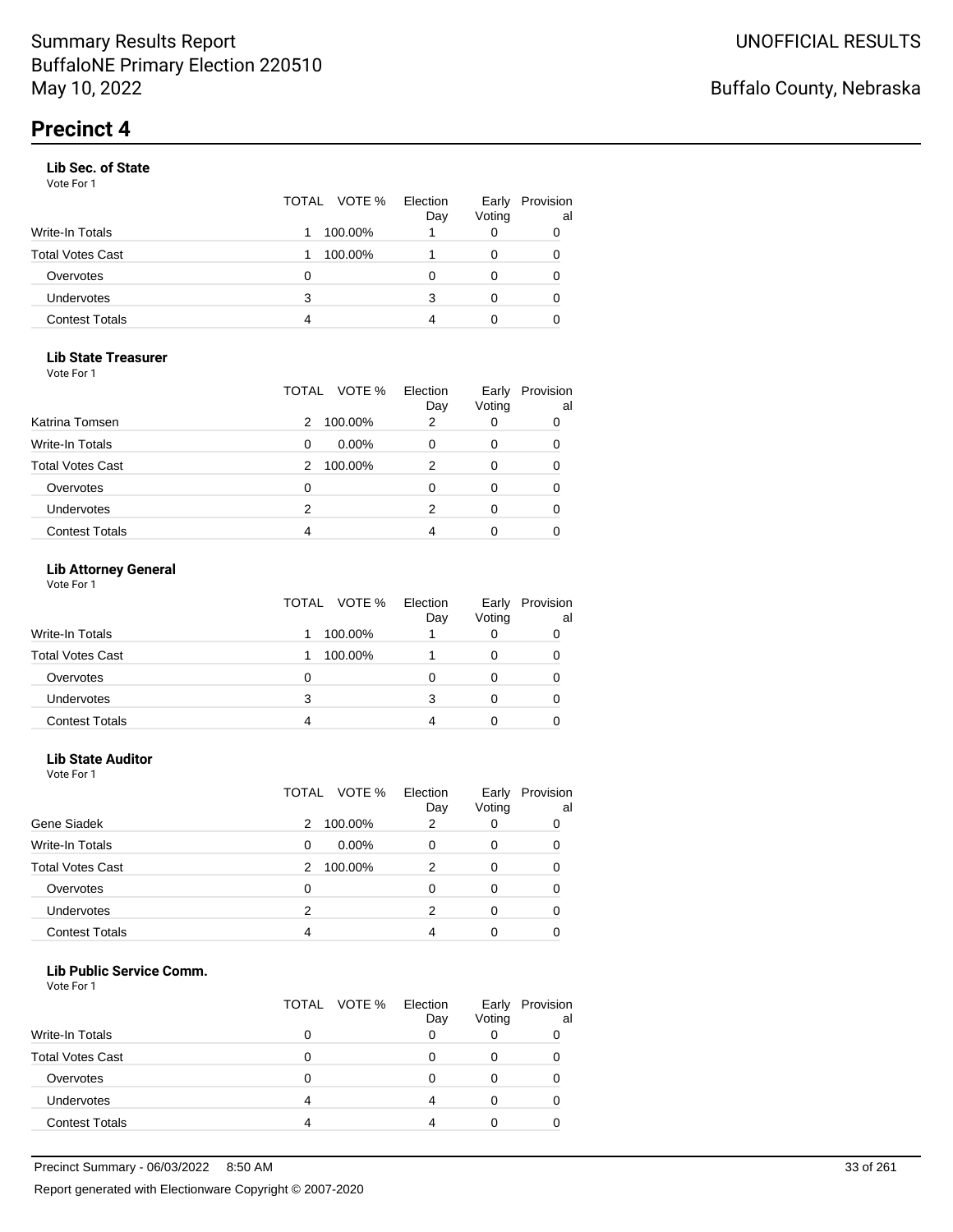# Summary Results Report
BuffaloNE Primary Election 220510
May 10, 2022

UNOFFICIAL RESULTS

Buffalo County, Nebraska

## Precinct 4

### Lib Sec. of State

Vote For 1

| | TOTAL | VOTE % | Election Day | Early Voting | Provisional |
|---|---|---|---|---|---|
| Write-In Totals | 1 | 100.00% | 1 | 0 | 0 |
| Total Votes Cast | 1 | 100.00% | 1 | 0 | 0 |
| Overvotes | 0 | | 0 | 0 | 0 |
| Undervotes | 3 | | 3 | 0 | 0 |
| Contest Totals | 4 | | 4 | 0 | 0 |

### Lib State Treasurer

Vote For 1

| | TOTAL | VOTE % | Election Day | Early Voting | Provisional |
|---|---|---|---|---|---|
| Katrina Tomsen | 2 | 100.00% | 2 | 0 | 0 |
| Write-In Totals | 0 | 0.00% | 0 | 0 | 0 |
| Total Votes Cast | 2 | 100.00% | 2 | 0 | 0 |
| Overvotes | 0 | | 0 | 0 | 0 |
| Undervotes | 2 | | 2 | 0 | 0 |
| Contest Totals | 4 | | 4 | 0 | 0 |

### Lib Attorney General

Vote For 1

| | TOTAL | VOTE % | Election Day | Early Voting | Provisional |
|---|---|---|---|---|---|
| Write-In Totals | 1 | 100.00% | 1 | 0 | 0 |
| Total Votes Cast | 1 | 100.00% | 1 | 0 | 0 |
| Overvotes | 0 | | 0 | 0 | 0 |
| Undervotes | 3 | | 3 | 0 | 0 |
| Contest Totals | 4 | | 4 | 0 | 0 |

### Lib State Auditor

Vote For 1

| | TOTAL | VOTE % | Election Day | Early Voting | Provisional |
|---|---|---|---|---|---|
| Gene Siadek | 2 | 100.00% | 2 | 0 | 0 |
| Write-In Totals | 0 | 0.00% | 0 | 0 | 0 |
| Total Votes Cast | 2 | 100.00% | 2 | 0 | 0 |
| Overvotes | 0 | | 0 | 0 | 0 |
| Undervotes | 2 | | 2 | 0 | 0 |
| Contest Totals | 4 | | 4 | 0 | 0 |

### Lib Public Service Comm.

Vote For 1

| | TOTAL | VOTE % | Election Day | Early Voting | Provisional |
|---|---|---|---|---|---|
| Write-In Totals | 0 | | 0 | 0 | 0 |
| Total Votes Cast | 0 | | 0 | 0 | 0 |
| Overvotes | 0 | | 0 | 0 | 0 |
| Undervotes | 4 | | 4 | 0 | 0 |
| Contest Totals | 4 | | 4 | 0 | 0 |

Precinct Summary - 06/03/2022 8:50 AM

Report generated with Electionware Copyright © 2007-2020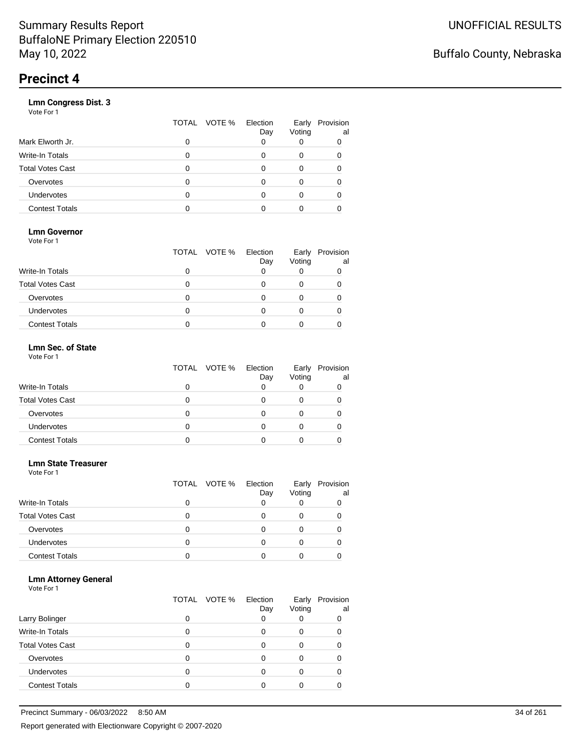Summary Results Report
BuffaloNE Primary Election 220510
May 10, 2022

UNOFFICIAL RESULTS

Buffalo County, Nebraska

# Precinct 4

### Lmn Congress Dist. 3

Vote For 1

| | TOTAL | VOTE % | Election Day | Early Voting | Provisional |
|---|---|---|---|---|---|
| Mark Elworth Jr. | 0 | | 0 | 0 | 0 |
| Write-In Totals | 0 | | 0 | 0 | 0 |
| Total Votes Cast | 0 | | 0 | 0 | 0 |
| Overvotes | 0 | | 0 | 0 | 0 |
| Undervotes | 0 | | 0 | 0 | 0 |
| Contest Totals | 0 | | 0 | 0 | 0 |

### Lmn Governor

Vote For 1

| | TOTAL | VOTE % | Election Day | Early Voting | Provisional |
|---|---|---|---|---|---|
| Write-In Totals | 0 | | 0 | 0 | 0 |
| Total Votes Cast | 0 | | 0 | 0 | 0 |
| Overvotes | 0 | | 0 | 0 | 0 |
| Undervotes | 0 | | 0 | 0 | 0 |
| Contest Totals | 0 | | 0 | 0 | 0 |

### Lmn Sec. of State

Vote For 1

| | TOTAL | VOTE % | Election Day | Early Voting | Provisional |
|---|---|---|---|---|---|
| Write-In Totals | 0 | | 0 | 0 | 0 |
| Total Votes Cast | 0 | | 0 | 0 | 0 |
| Overvotes | 0 | | 0 | 0 | 0 |
| Undervotes | 0 | | 0 | 0 | 0 |
| Contest Totals | 0 | | 0 | 0 | 0 |

### Lmn State Treasurer

Vote For 1

| | TOTAL | VOTE % | Election Day | Early Voting | Provisional |
|---|---|---|---|---|---|
| Write-In Totals | 0 | | 0 | 0 | 0 |
| Total Votes Cast | 0 | | 0 | 0 | 0 |
| Overvotes | 0 | | 0 | 0 | 0 |
| Undervotes | 0 | | 0 | 0 | 0 |
| Contest Totals | 0 | | 0 | 0 | 0 |

### Lmn Attorney General

Vote For 1

| | TOTAL | VOTE % | Election Day | Early Voting | Provisional |
|---|---|---|---|---|---|
| Larry Bolinger | 0 | | 0 | 0 | 0 |
| Write-In Totals | 0 | | 0 | 0 | 0 |
| Total Votes Cast | 0 | | 0 | 0 | 0 |
| Overvotes | 0 | | 0 | 0 | 0 |
| Undervotes | 0 | | 0 | 0 | 0 |
| Contest Totals | 0 | | 0 | 0 | 0 |

Precinct Summary - 06/03/2022 8:50 AM

Report generated with Electionware Copyright © 2007-2020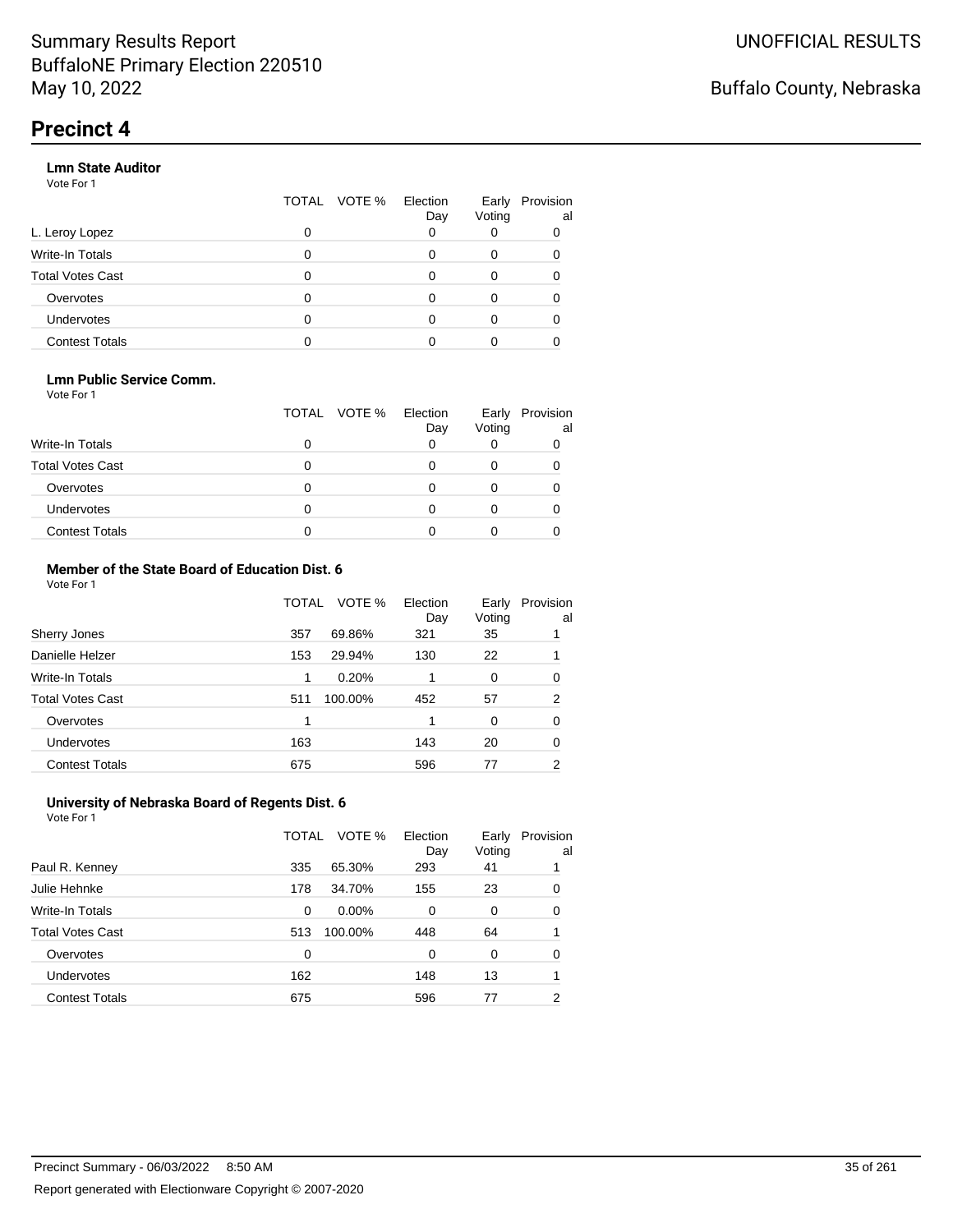# Precinct 4

### Lmn State Auditor

Vote For 1

| | TOTAL | VOTE % | Election Day | Early Voting | Provisional |
|---|---|---|---|---|---|
| L. Leroy Lopez | 0 | | 0 | 0 | 0 |
| Write-In Totals | 0 | | 0 | 0 | 0 |
| Total Votes Cast | 0 | | 0 | 0 | 0 |
| Overvotes | 0 | | 0 | 0 | 0 |
| Undervotes | 0 | | 0 | 0 | 0 |
| Contest Totals | 0 | | 0 | 0 | 0 |

### Lmn Public Service Comm.

Vote For 1

| | TOTAL | VOTE % | Election Day | Early Voting | Provisional |
|---|---|---|---|---|---|
| Write-In Totals | 0 | | 0 | 0 | 0 |
| Total Votes Cast | 0 | | 0 | 0 | 0 |
| Overvotes | 0 | | 0 | 0 | 0 |
| Undervotes | 0 | | 0 | 0 | 0 |
| Contest Totals | 0 | | 0 | 0 | 0 |

### Member of the State Board of Education Dist. 6

Vote For 1

| | TOTAL | VOTE % | Election Day | Early Voting | Provisional |
|---|---|---|---|---|---|
| Sherry Jones | 357 | 69.86% | 321 | 35 | 1 |
| Danielle Helzer | 153 | 29.94% | 130 | 22 | 1 |
| Write-In Totals | 1 | 0.20% | 1 | 0 | 0 |
| Total Votes Cast | 511 | 100.00% | 452 | 57 | 2 |
| Overvotes | 1 | | 1 | 0 | 0 |
| Undervotes | 163 | | 143 | 20 | 0 |
| Contest Totals | 675 | | 596 | 77 | 2 |

### University of Nebraska Board of Regents Dist. 6

Vote For 1

| | TOTAL | VOTE % | Election Day | Early Voting | Provisional |
|---|---|---|---|---|---|
| Paul R. Kenney | 335 | 65.30% | 293 | 41 | 1 |
| Julie Hehnke | 178 | 34.70% | 155 | 23 | 0 |
| Write-In Totals | 0 | 0.00% | 0 | 0 | 0 |
| Total Votes Cast | 513 | 100.00% | 448 | 64 | 1 |
| Overvotes | 0 | | 0 | 0 | 0 |
| Undervotes | 162 | | 148 | 13 | 1 |
| Contest Totals | 675 | | 596 | 77 | 2 |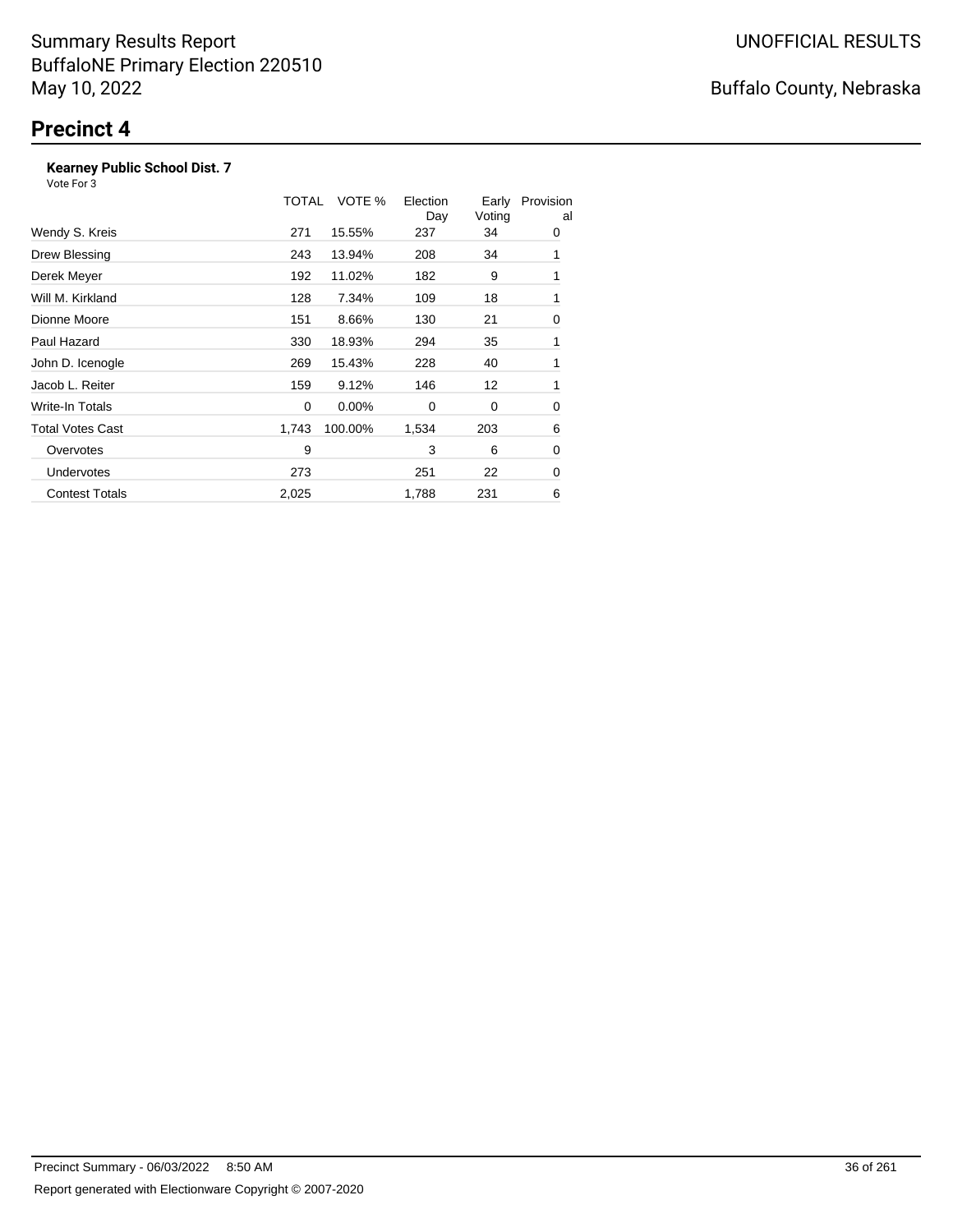Summary Results Report
BuffaloNE Primary Election 220510
May 10, 2022

UNOFFICIAL RESULTS

Buffalo County, Nebraska

# Precinct 4

**Kearney Public School Dist. 7**
Vote For 3

| | TOTAL | VOTE % | Election Day | Early Voting | Provisional |
|---|---|---|---|---|---|
| Wendy S. Kreis | 271 | 15.55% | 237 | 34 | 0 |
| Drew Blessing | 243 | 13.94% | 208 | 34 | 1 |
| Derek Meyer | 192 | 11.02% | 182 | 9 | 1 |
| Will M. Kirkland | 128 | 7.34% | 109 | 18 | 1 |
| Dionne Moore | 151 | 8.66% | 130 | 21 | 0 |
| Paul Hazard | 330 | 18.93% | 294 | 35 | 1 |
| John D. Icenogle | 269 | 15.43% | 228 | 40 | 1 |
| Jacob L. Reiter | 159 | 9.12% | 146 | 12 | 1 |
| Write-In Totals | 0 | 0.00% | 0 | 0 | 0 |
| Total Votes Cast | 1,743 | 100.00% | 1,534 | 203 | 6 |
| Overvotes | 9 | | 3 | 6 | 0 |
| Undervotes | 273 | | 251 | 22 | 0 |
| Contest Totals | 2,025 | | 1,788 | 231 | 6 |

Precinct Summary - 06/03/2022 8:50 AM

Report generated with Electionware Copyright © 2007-2020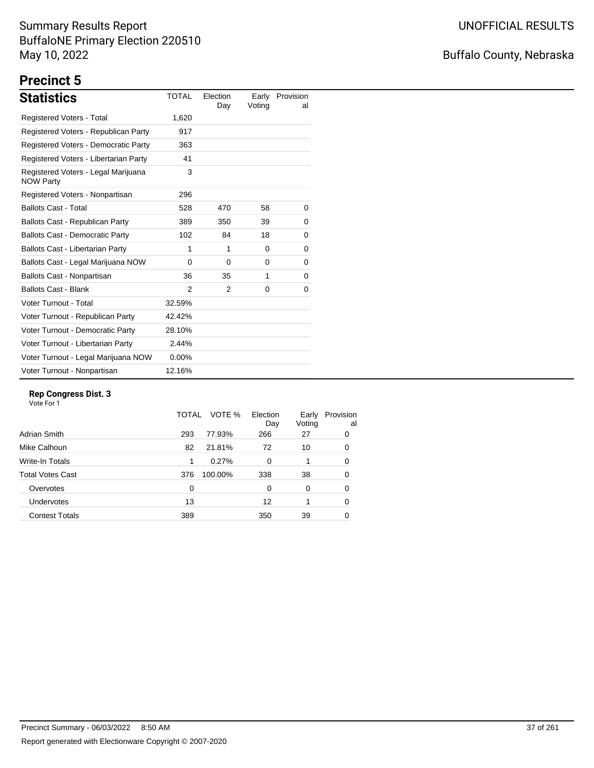Summary Results Report
BuffaloNE Primary Election 220510
May 10, 2022

UNOFFICIAL RESULTS

Buffalo County, Nebraska

# Precinct 5

## Statistics

| Statistics | TOTAL | Election Day | Early Voting | Provisional |
|---|---|---|---|---|
| Registered Voters - Total | 1,620 | | | |
| Registered Voters - Republican Party | 917 | | | |
| Registered Voters - Democratic Party | 363 | | | |
| Registered Voters - Libertarian Party | 41 | | | |
| Registered Voters - Legal Marijuana NOW Party | 3 | | | |
| Registered Voters - Nonpartisan | 296 | | | |
| Ballots Cast - Total | 528 | 470 | 58 | 0 |
| Ballots Cast - Republican Party | 389 | 350 | 39 | 0 |
| Ballots Cast - Democratic Party | 102 | 84 | 18 | 0 |
| Ballots Cast - Libertarian Party | 1 | 1 | 0 | 0 |
| Ballots Cast - Legal Marijuana NOW | 0 | 0 | 0 | 0 |
| Ballots Cast - Nonpartisan | 36 | 35 | 1 | 0 |
| Ballots Cast - Blank | 2 | 2 | 0 | 0 |
| Voter Turnout - Total | 32.59% | | | |
| Voter Turnout - Republican Party | 42.42% | | | |
| Voter Turnout - Democratic Party | 28.10% | | | |
| Voter Turnout - Libertarian Party | 2.44% | | | |
| Voter Turnout - Legal Marijuana NOW | 0.00% | | | |
| Voter Turnout - Nonpartisan | 12.16% | | | |

### Rep Congress Dist. 3

Vote For 1

| | TOTAL | VOTE % | Election Day | Early Voting | Provisional |
|---|---|---|---|---|---|
| Adrian Smith | 293 | 77.93% | 266 | 27 | 0 |
| Mike Calhoun | 82 | 21.81% | 72 | 10 | 0 |
| Write-In Totals | 1 | 0.27% | 0 | 1 | 0 |
| Total Votes Cast | 376 | 100.00% | 338 | 38 | 0 |
| Overvotes | 0 | | 0 | 0 | 0 |
| Undervotes | 13 | | 12 | 1 | 0 |
| Contest Totals | 389 | | 350 | 39 | 0 |

Precinct Summary - 06/03/2022 8:50 AM

Report generated with Electionware Copyright © 2007-2020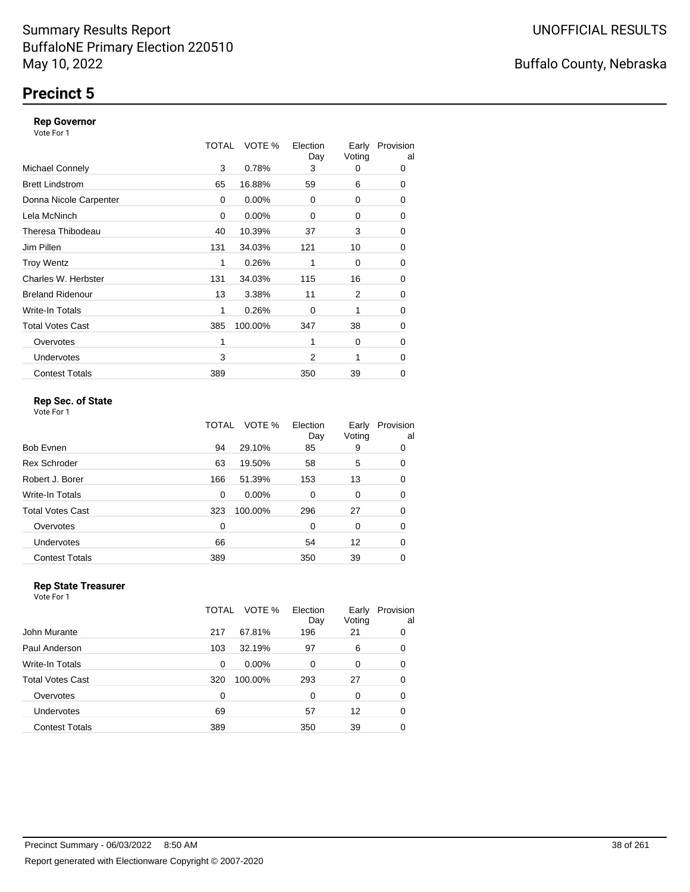Summary Results Report
BuffaloNE Primary Election 220510
May 10, 2022

UNOFFICIAL RESULTS

Buffalo County, Nebraska

# Precinct 5

### Rep Governor

Vote For 1

| | TOTAL | VOTE % | Election Day | Early Voting | Provisional |
|---|---|---|---|---|---|
| Michael Connely | 3 | 0.78% | 3 | 0 | 0 |
| Brett Lindstrom | 65 | 16.88% | 59 | 6 | 0 |
| Donna Nicole Carpenter | 0 | 0.00% | 0 | 0 | 0 |
| Lela McNinch | 0 | 0.00% | 0 | 0 | 0 |
| Theresa Thibodeau | 40 | 10.39% | 37 | 3 | 0 |
| Jim Pillen | 131 | 34.03% | 121 | 10 | 0 |
| Troy Wentz | 1 | 0.26% | 1 | 0 | 0 |
| Charles W. Herbster | 131 | 34.03% | 115 | 16 | 0 |
| Breland Ridenour | 13 | 3.38% | 11 | 2 | 0 |
| Write-In Totals | 1 | 0.26% | 0 | 1 | 0 |
| Total Votes Cast | 385 | 100.00% | 347 | 38 | 0 |
| Overvotes | 1 | | 1 | 0 | 0 |
| Undervotes | 3 | | 2 | 1 | 0 |
| Contest Totals | 389 | | 350 | 39 | 0 |

### Rep Sec. of State

Vote For 1

| | TOTAL | VOTE % | Election Day | Early Voting | Provisional |
|---|---|---|---|---|---|
| Bob Evnen | 94 | 29.10% | 85 | 9 | 0 |
| Rex Schroder | 63 | 19.50% | 58 | 5 | 0 |
| Robert J. Borer | 166 | 51.39% | 153 | 13 | 0 |
| Write-In Totals | 0 | 0.00% | 0 | 0 | 0 |
| Total Votes Cast | 323 | 100.00% | 296 | 27 | 0 |
| Overvotes | 0 | | 0 | 0 | 0 |
| Undervotes | 66 | | 54 | 12 | 0 |
| Contest Totals | 389 | | 350 | 39 | 0 |

### Rep State Treasurer

Vote For 1

| | TOTAL | VOTE % | Election Day | Early Voting | Provisional |
|---|---|---|---|---|---|
| John Murante | 217 | 67.81% | 196 | 21 | 0 |
| Paul Anderson | 103 | 32.19% | 97 | 6 | 0 |
| Write-In Totals | 0 | 0.00% | 0 | 0 | 0 |
| Total Votes Cast | 320 | 100.00% | 293 | 27 | 0 |
| Overvotes | 0 | | 0 | 0 | 0 |
| Undervotes | 69 | | 57 | 12 | 0 |
| Contest Totals | 389 | | 350 | 39 | 0 |

Precinct Summary - 06/03/2022 8:50 AM

Report generated with Electionware Copyright © 2007-2020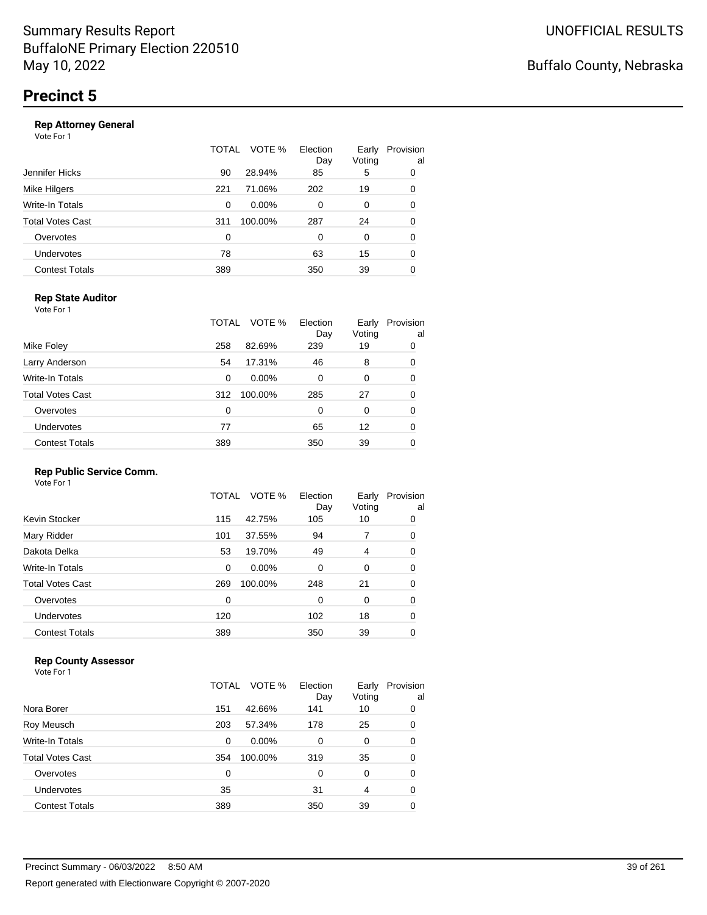Summary Results Report
BuffaloNE Primary Election 220510
May 10, 2022

UNOFFICIAL RESULTS

Buffalo County, Nebraska

# Precinct 5

### Rep Attorney General

Vote For 1

| | TOTAL | VOTE % | Election Day | Early Voting | Provisional |
|---|---|---|---|---|---|
| Jennifer Hicks | 90 | 28.94% | 85 | 5 | 0 |
| Mike Hilgers | 221 | 71.06% | 202 | 19 | 0 |
| Write-In Totals | 0 | 0.00% | 0 | 0 | 0 |
| Total Votes Cast | 311 | 100.00% | 287 | 24 | 0 |
| Overvotes | 0 | | 0 | 0 | 0 |
| Undervotes | 78 | | 63 | 15 | 0 |
| Contest Totals | 389 | | 350 | 39 | 0 |

### Rep State Auditor

Vote For 1

| | TOTAL | VOTE % | Election Day | Early Voting | Provisional |
|---|---|---|---|---|---|
| Mike Foley | 258 | 82.69% | 239 | 19 | 0 |
| Larry Anderson | 54 | 17.31% | 46 | 8 | 0 |
| Write-In Totals | 0 | 0.00% | 0 | 0 | 0 |
| Total Votes Cast | 312 | 100.00% | 285 | 27 | 0 |
| Overvotes | 0 | | 0 | 0 | 0 |
| Undervotes | 77 | | 65 | 12 | 0 |
| Contest Totals | 389 | | 350 | 39 | 0 |

### Rep Public Service Comm.

Vote For 1

| | TOTAL | VOTE % | Election Day | Early Voting | Provisional |
|---|---|---|---|---|---|
| Kevin Stocker | 115 | 42.75% | 105 | 10 | 0 |
| Mary Ridder | 101 | 37.55% | 94 | 7 | 0 |
| Dakota Delka | 53 | 19.70% | 49 | 4 | 0 |
| Write-In Totals | 0 | 0.00% | 0 | 0 | 0 |
| Total Votes Cast | 269 | 100.00% | 248 | 21 | 0 |
| Overvotes | 0 | | 0 | 0 | 0 |
| Undervotes | 120 | | 102 | 18 | 0 |
| Contest Totals | 389 | | 350 | 39 | 0 |

### Rep County Assessor

Vote For 1

| | TOTAL | VOTE % | Election Day | Early Voting | Provisional |
|---|---|---|---|---|---|
| Nora Borer | 151 | 42.66% | 141 | 10 | 0 |
| Roy Meusch | 203 | 57.34% | 178 | 25 | 0 |
| Write-In Totals | 0 | 0.00% | 0 | 0 | 0 |
| Total Votes Cast | 354 | 100.00% | 319 | 35 | 0 |
| Overvotes | 0 | | 0 | 0 | 0 |
| Undervotes | 35 | | 31 | 4 | 0 |
| Contest Totals | 389 | | 350 | 39 | 0 |

Precinct Summary - 06/03/2022 8:50 AM

Report generated with Electionware Copyright © 2007-2020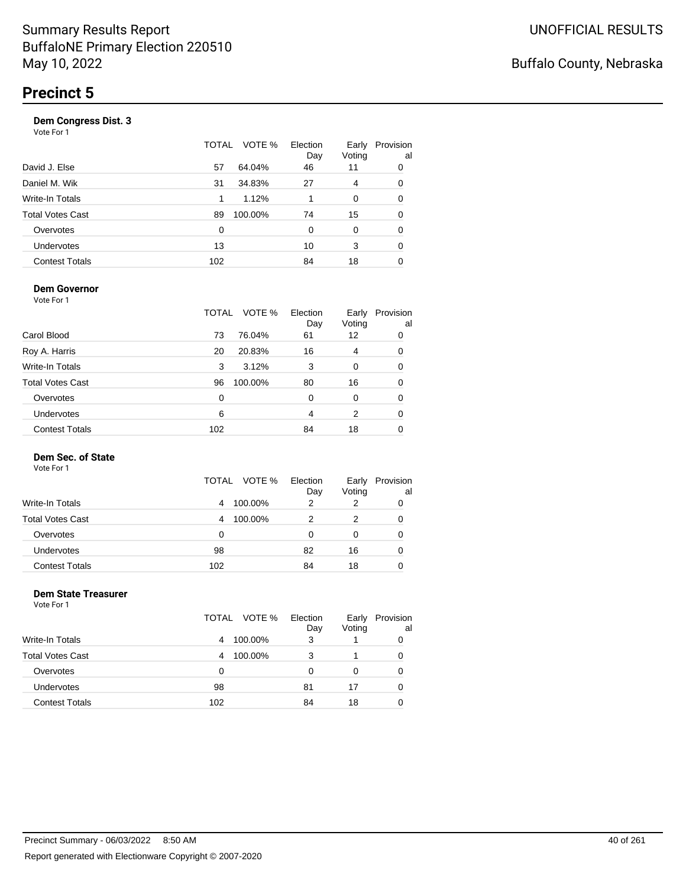Summary Results Report
BuffaloNE Primary Election 220510
May 10, 2022

UNOFFICIAL RESULTS

Buffalo County, Nebraska

# Precinct 5

### Dem Congress Dist. 3

Vote For 1

| | TOTAL | VOTE % | Election Day | Early Voting | Provisional |
|---|---|---|---|---|---|
| David J. Else | 57 | 64.04% | 46 | 11 | 0 |
| Daniel M. Wik | 31 | 34.83% | 27 | 4 | 0 |
| Write-In Totals | 1 | 1.12% | 1 | 0 | 0 |
| Total Votes Cast | 89 | 100.00% | 74 | 15 | 0 |
| Overvotes | 0 | | 0 | 0 | 0 |
| Undervotes | 13 | | 10 | 3 | 0 |
| Contest Totals | 102 | | 84 | 18 | 0 |

### Dem Governor

Vote For 1

| | TOTAL | VOTE % | Election Day | Early Voting | Provisional |
|---|---|---|---|---|---|
| Carol Blood | 73 | 76.04% | 61 | 12 | 0 |
| Roy A. Harris | 20 | 20.83% | 16 | 4 | 0 |
| Write-In Totals | 3 | 3.12% | 3 | 0 | 0 |
| Total Votes Cast | 96 | 100.00% | 80 | 16 | 0 |
| Overvotes | 0 | | 0 | 0 | 0 |
| Undervotes | 6 | | 4 | 2 | 0 |
| Contest Totals | 102 | | 84 | 18 | 0 |

### Dem Sec. of State

Vote For 1

| | TOTAL | VOTE % | Election Day | Early Voting | Provisional |
|---|---|---|---|---|---|
| Write-In Totals | 4 | 100.00% | 2 | 2 | 0 |
| Total Votes Cast | 4 | 100.00% | 2 | 2 | 0 |
| Overvotes | 0 | | 0 | 0 | 0 |
| Undervotes | 98 | | 82 | 16 | 0 |
| Contest Totals | 102 | | 84 | 18 | 0 |

### Dem State Treasurer

Vote For 1

| | TOTAL | VOTE % | Election Day | Early Voting | Provisional |
|---|---|---|---|---|---|
| Write-In Totals | 4 | 100.00% | 3 | 1 | 0 |
| Total Votes Cast | 4 | 100.00% | 3 | 1 | 0 |
| Overvotes | 0 | | 0 | 0 | 0 |
| Undervotes | 98 | | 81 | 17 | 0 |
| Contest Totals | 102 | | 84 | 18 | 0 |

Precinct Summary - 06/03/2022 8:50 AM

Report generated with Electionware Copyright © 2007-2020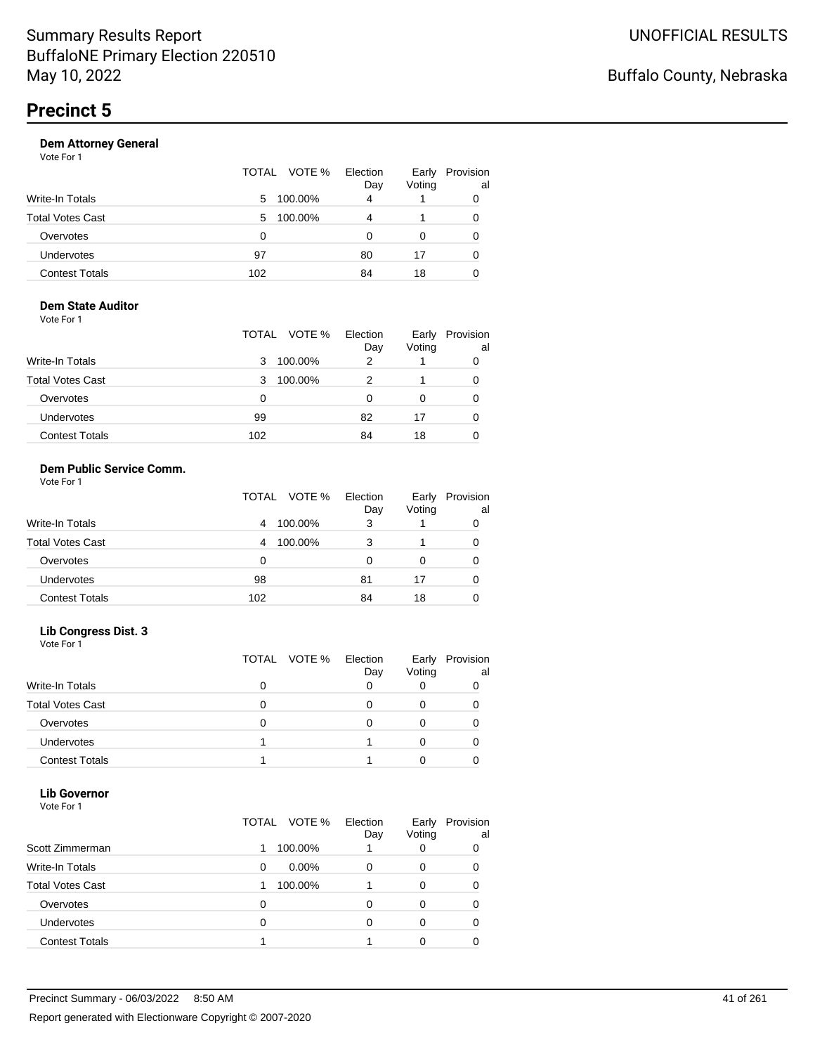# Precinct 5

### Dem Attorney General

Vote For 1

| | TOTAL | VOTE % | Election Day | Early Voting | Provisional |
|---|---|---|---|---|---|
| Write-In Totals | 5 | 100.00% | 4 | 1 | 0 |
| Total Votes Cast | 5 | 100.00% | 4 | 1 | 0 |
| Overvotes | 0 | | 0 | 0 | 0 |
| Undervotes | 97 | | 80 | 17 | 0 |
| Contest Totals | 102 | | 84 | 18 | 0 |

### Dem State Auditor

Vote For 1

| | TOTAL | VOTE % | Election Day | Early Voting | Provisional |
|---|---|---|---|---|---|
| Write-In Totals | 3 | 100.00% | 2 | 1 | 0 |
| Total Votes Cast | 3 | 100.00% | 2 | 1 | 0 |
| Overvotes | 0 | | 0 | 0 | 0 |
| Undervotes | 99 | | 82 | 17 | 0 |
| Contest Totals | 102 | | 84 | 18 | 0 |

### Dem Public Service Comm.

Vote For 1

| | TOTAL | VOTE % | Election Day | Early Voting | Provisional |
|---|---|---|---|---|---|
| Write-In Totals | 4 | 100.00% | 3 | 1 | 0 |
| Total Votes Cast | 4 | 100.00% | 3 | 1 | 0 |
| Overvotes | 0 | | 0 | 0 | 0 |
| Undervotes | 98 | | 81 | 17 | 0 |
| Contest Totals | 102 | | 84 | 18 | 0 |

### Lib Congress Dist. 3

Vote For 1

| | TOTAL | VOTE % | Election Day | Early Voting | Provisional |
|---|---|---|---|---|---|
| Write-In Totals | 0 | | 0 | 0 | 0 |
| Total Votes Cast | 0 | | 0 | 0 | 0 |
| Overvotes | 0 | | 0 | 0 | 0 |
| Undervotes | 1 | | 1 | 0 | 0 |
| Contest Totals | 1 | | 1 | 0 | 0 |

### Lib Governor

Vote For 1

| | TOTAL | VOTE % | Election Day | Early Voting | Provisional |
|---|---|---|---|---|---|
| Scott Zimmerman | 1 | 100.00% | 1 | 0 | 0 |
| Write-In Totals | 0 | 0.00% | 0 | 0 | 0 |
| Total Votes Cast | 1 | 100.00% | 1 | 0 | 0 |
| Overvotes | 0 | | 0 | 0 | 0 |
| Undervotes | 0 | | 0 | 0 | 0 |
| Contest Totals | 1 | | 1 | 0 | 0 |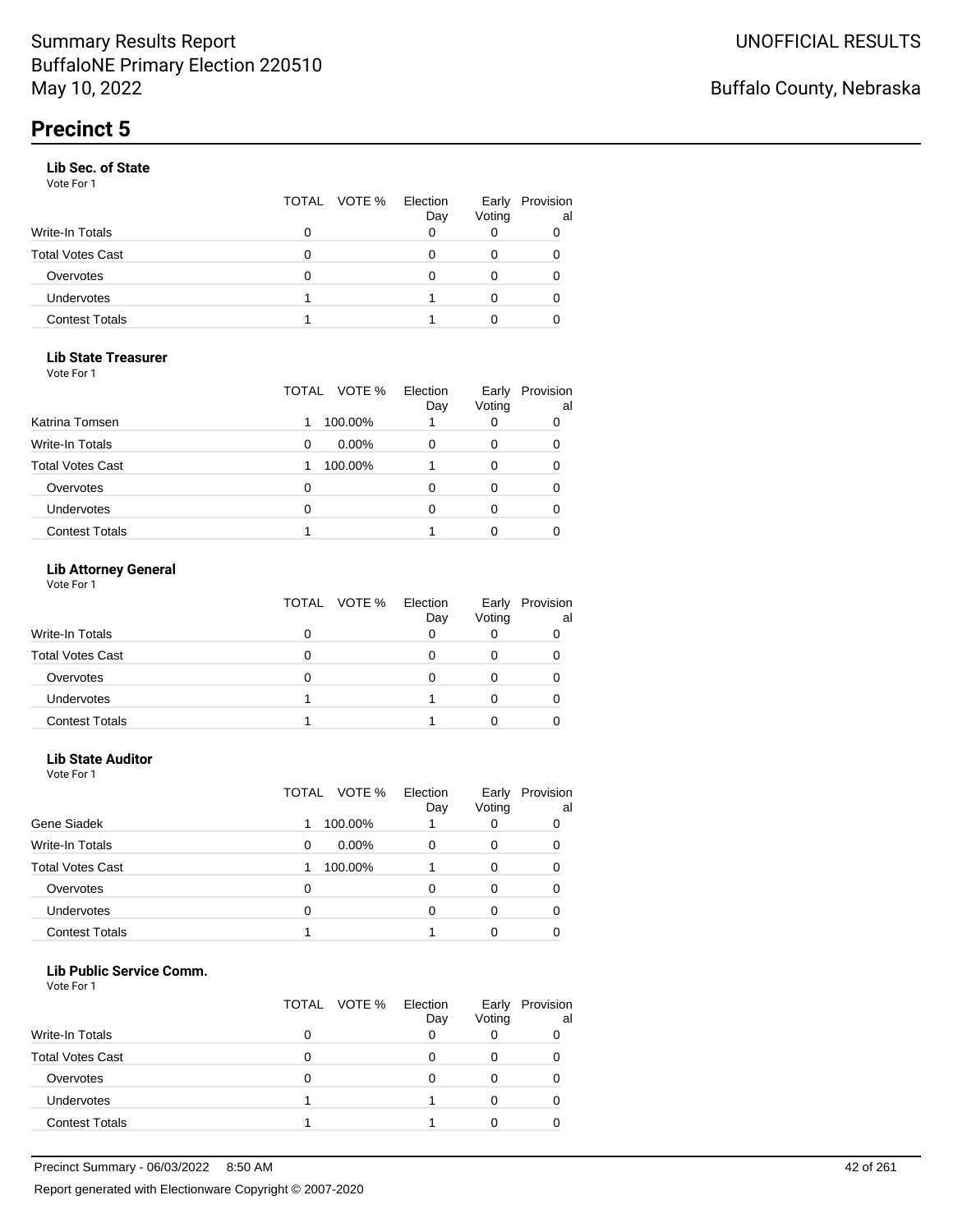Summary Results Report
BuffaloNE Primary Election 220510
May 10, 2022

UNOFFICIAL RESULTS

Buffalo County, Nebraska

# Precinct 5

### Lib Sec. of State

Vote For 1

| | TOTAL | VOTE % | Election Day | Early Voting | Provisional |
|---|---|---|---|---|---|
| Write-In Totals | 0 | | 0 | 0 | 0 |
| Total Votes Cast | 0 | | 0 | 0 | 0 |
| Overvotes | 0 | | 0 | 0 | 0 |
| Undervotes | 1 | | 1 | 0 | 0 |
| Contest Totals | 1 | | 1 | 0 | 0 |

### Lib State Treasurer

Vote For 1

| | TOTAL | VOTE % | Election Day | Early Voting | Provisional |
|---|---|---|---|---|---|
| Katrina Tomsen | 1 | 100.00% | 1 | 0 | 0 |
| Write-In Totals | 0 | 0.00% | 0 | 0 | 0 |
| Total Votes Cast | 1 | 100.00% | 1 | 0 | 0 |
| Overvotes | 0 | | 0 | 0 | 0 |
| Undervotes | 0 | | 0 | 0 | 0 |
| Contest Totals | 1 | | 1 | 0 | 0 |

### Lib Attorney General

Vote For 1

| | TOTAL | VOTE % | Election Day | Early Voting | Provisional |
|---|---|---|---|---|---|
| Write-In Totals | 0 | | 0 | 0 | 0 |
| Total Votes Cast | 0 | | 0 | 0 | 0 |
| Overvotes | 0 | | 0 | 0 | 0 |
| Undervotes | 1 | | 1 | 0 | 0 |
| Contest Totals | 1 | | 1 | 0 | 0 |

### Lib State Auditor

Vote For 1

| | TOTAL | VOTE % | Election Day | Early Voting | Provisional |
|---|---|---|---|---|---|
| Gene Siadek | 1 | 100.00% | 1 | 0 | 0 |
| Write-In Totals | 0 | 0.00% | 0 | 0 | 0 |
| Total Votes Cast | 1 | 100.00% | 1 | 0 | 0 |
| Overvotes | 0 | | 0 | 0 | 0 |
| Undervotes | 0 | | 0 | 0 | 0 |
| Contest Totals | 1 | | 1 | 0 | 0 |

### Lib Public Service Comm.

Vote For 1

| | TOTAL | VOTE % | Election Day | Early Voting | Provisional |
|---|---|---|---|---|---|
| Write-In Totals | 0 | | 0 | 0 | 0 |
| Total Votes Cast | 0 | | 0 | 0 | 0 |
| Overvotes | 0 | | 0 | 0 | 0 |
| Undervotes | 1 | | 1 | 0 | 0 |
| Contest Totals | 1 | | 1 | 0 | 0 |

Precinct Summary - 06/03/2022 8:50 AM

Report generated with Electionware Copyright © 2007-2020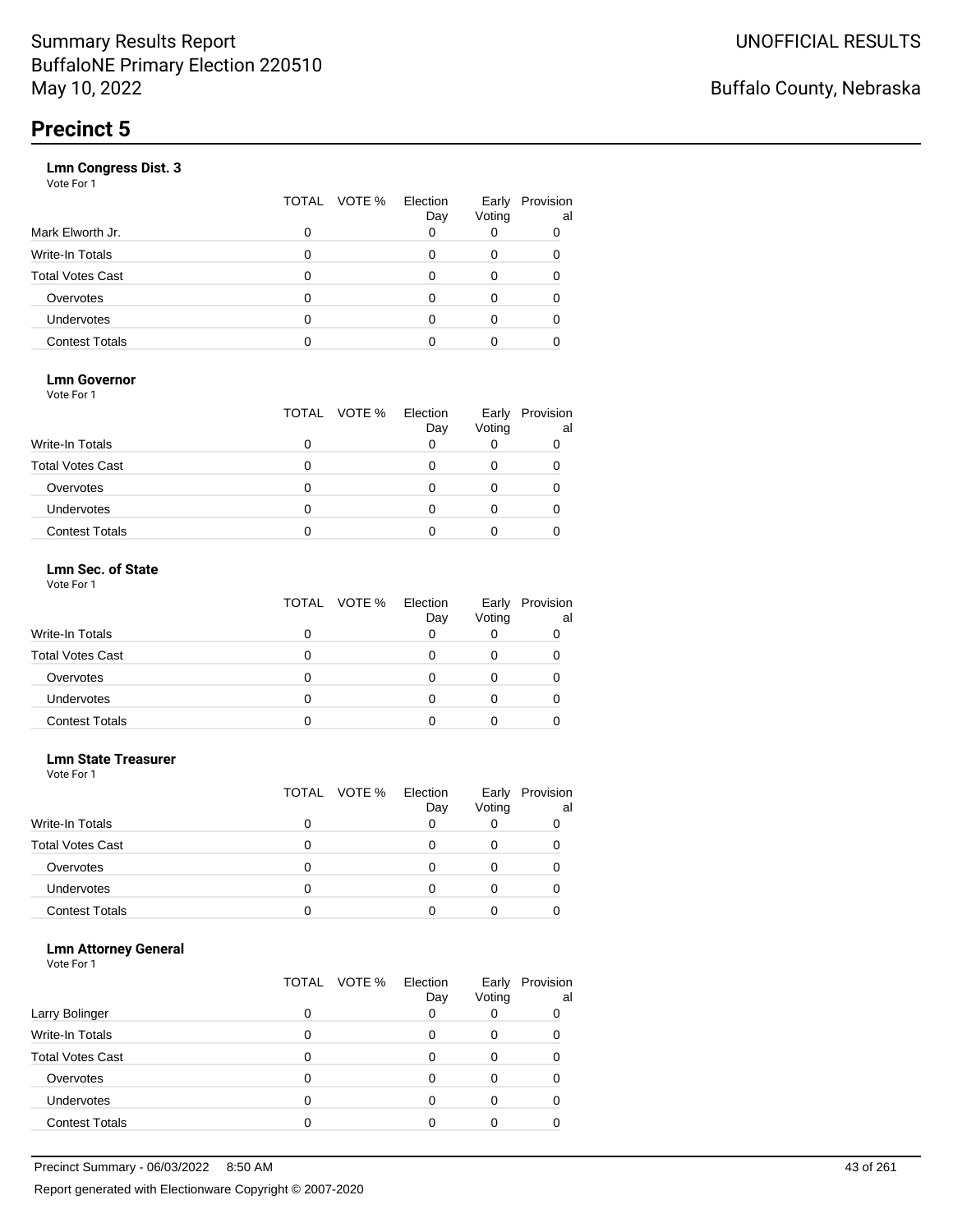Summary Results Report
BuffaloNE Primary Election 220510
May 10, 2022

UNOFFICIAL RESULTS

Buffalo County, Nebraska

# Precinct 5

### Lmn Congress Dist. 3

Vote For 1

| | TOTAL | VOTE % | Election Day | Early Voting | Provisional |
|---|---|---|---|---|---|
| Mark Elworth Jr. | 0 | | 0 | 0 | 0 |
| Write-In Totals | 0 | | 0 | 0 | 0 |
| Total Votes Cast | 0 | | 0 | 0 | 0 |
| Overvotes | 0 | | 0 | 0 | 0 |
| Undervotes | 0 | | 0 | 0 | 0 |
| Contest Totals | 0 | | 0 | 0 | 0 |

### Lmn Governor

Vote For 1

| | TOTAL | VOTE % | Election Day | Early Voting | Provisional |
|---|---|---|---|---|---|
| Write-In Totals | 0 | | 0 | 0 | 0 |
| Total Votes Cast | 0 | | 0 | 0 | 0 |
| Overvotes | 0 | | 0 | 0 | 0 |
| Undervotes | 0 | | 0 | 0 | 0 |
| Contest Totals | 0 | | 0 | 0 | 0 |

### Lmn Sec. of State

Vote For 1

| | TOTAL | VOTE % | Election Day | Early Voting | Provisional |
|---|---|---|---|---|---|
| Write-In Totals | 0 | | 0 | 0 | 0 |
| Total Votes Cast | 0 | | 0 | 0 | 0 |
| Overvotes | 0 | | 0 | 0 | 0 |
| Undervotes | 0 | | 0 | 0 | 0 |
| Contest Totals | 0 | | 0 | 0 | 0 |

### Lmn State Treasurer

Vote For 1

| | TOTAL | VOTE % | Election Day | Early Voting | Provisional |
|---|---|---|---|---|---|
| Write-In Totals | 0 | | 0 | 0 | 0 |
| Total Votes Cast | 0 | | 0 | 0 | 0 |
| Overvotes | 0 | | 0 | 0 | 0 |
| Undervotes | 0 | | 0 | 0 | 0 |
| Contest Totals | 0 | | 0 | 0 | 0 |

### Lmn Attorney General

Vote For 1

| | TOTAL | VOTE % | Election Day | Early Voting | Provisional |
|---|---|---|---|---|---|
| Larry Bolinger | 0 | | 0 | 0 | 0 |
| Write-In Totals | 0 | | 0 | 0 | 0 |
| Total Votes Cast | 0 | | 0 | 0 | 0 |
| Overvotes | 0 | | 0 | 0 | 0 |
| Undervotes | 0 | | 0 | 0 | 0 |
| Contest Totals | 0 | | 0 | 0 | 0 |

Precinct Summary - 06/03/2022 8:50 AM

Report generated with Electionware Copyright © 2007-2020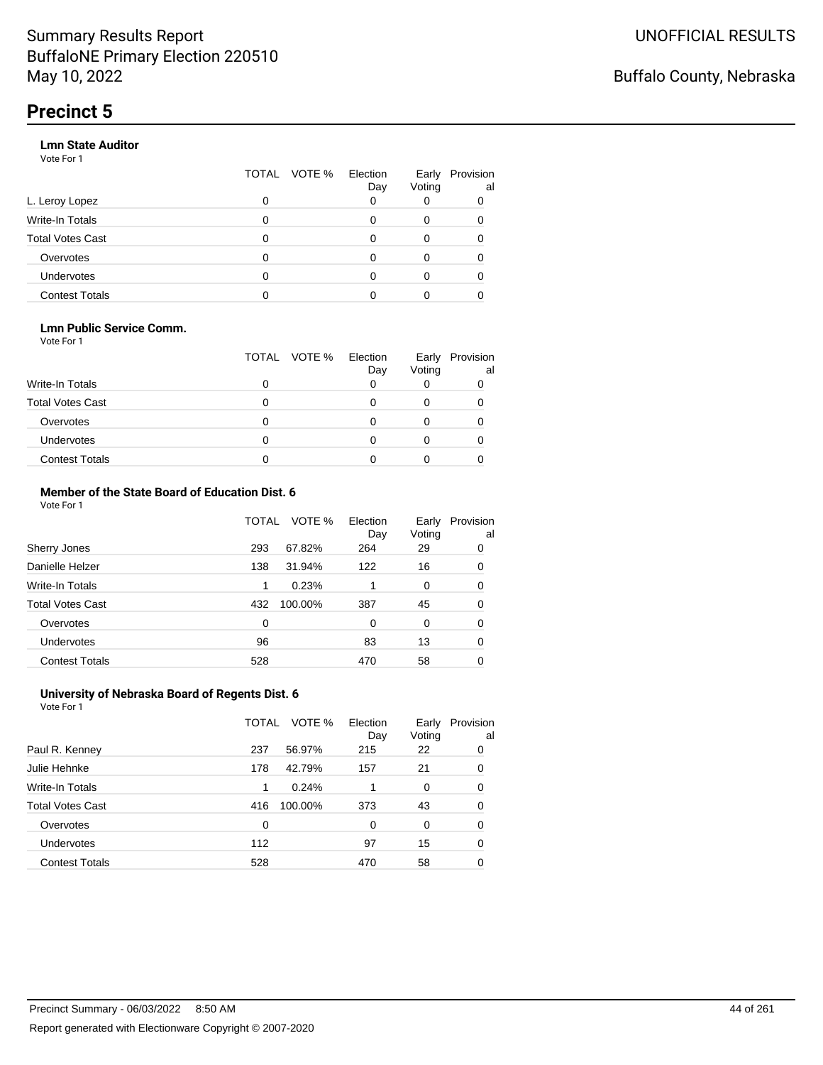# Summary Results Report
BuffaloNE Primary Election 220510
May 10, 2022

UNOFFICIAL RESULTS

Buffalo County, Nebraska

## Precinct 5

### Lmn State Auditor
Vote For 1

| | TOTAL | VOTE % | Election Day | Early Voting | Provisional |
|---|---|---|---|---|---|
| L. Leroy Lopez | 0 | | 0 | 0 | 0 |
| Write-In Totals | 0 | | 0 | 0 | 0 |
| Total Votes Cast | 0 | | 0 | 0 | 0 |
| Overvotes | 0 | | 0 | 0 | 0 |
| Undervotes | 0 | | 0 | 0 | 0 |
| Contest Totals | 0 | | 0 | 0 | 0 |

### Lmn Public Service Comm.
Vote For 1

| | TOTAL | VOTE % | Election Day | Early Voting | Provisional |
|---|---|---|---|---|---|
| Write-In Totals | 0 | | 0 | 0 | 0 |
| Total Votes Cast | 0 | | 0 | 0 | 0 |
| Overvotes | 0 | | 0 | 0 | 0 |
| Undervotes | 0 | | 0 | 0 | 0 |
| Contest Totals | 0 | | 0 | 0 | 0 |

### Member of the State Board of Education Dist. 6
Vote For 1

| | TOTAL | VOTE % | Election Day | Early Voting | Provisional |
|---|---|---|---|---|---|
| Sherry Jones | 293 | 67.82% | 264 | 29 | 0 |
| Danielle Helzer | 138 | 31.94% | 122 | 16 | 0 |
| Write-In Totals | 1 | 0.23% | 1 | 0 | 0 |
| Total Votes Cast | 432 | 100.00% | 387 | 45 | 0 |
| Overvotes | 0 | | 0 | 0 | 0 |
| Undervotes | 96 | | 83 | 13 | 0 |
| Contest Totals | 528 | | 470 | 58 | 0 |

### University of Nebraska Board of Regents Dist. 6
Vote For 1

| | TOTAL | VOTE % | Election Day | Early Voting | Provisional |
|---|---|---|---|---|---|
| Paul R. Kenney | 237 | 56.97% | 215 | 22 | 0 |
| Julie Hehnke | 178 | 42.79% | 157 | 21 | 0 |
| Write-In Totals | 1 | 0.24% | 1 | 0 | 0 |
| Total Votes Cast | 416 | 100.00% | 373 | 43 | 0 |
| Overvotes | 0 | | 0 | 0 | 0 |
| Undervotes | 112 | | 97 | 15 | 0 |
| Contest Totals | 528 | | 470 | 58 | 0 |

Precinct Summary - 06/03/2022 8:50 AM

Report generated with Electionware Copyright © 2007-2020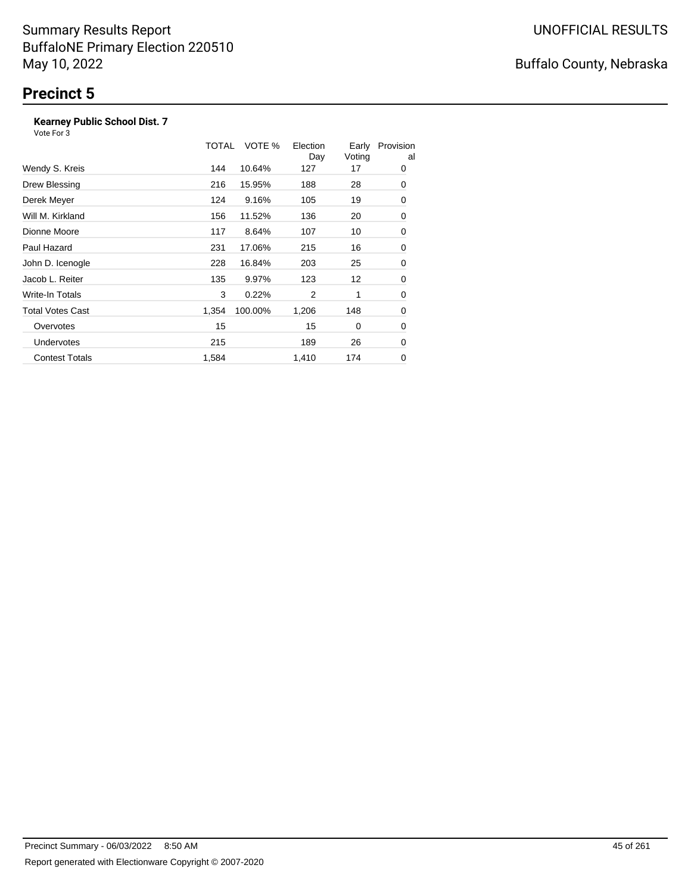# Precinct 5

### Kearney Public School Dist. 7

Vote For 3

| | TOTAL | VOTE % | Election Day | Early Voting | Provisional |
|---|---|---|---|---|---|
| Wendy S. Kreis | 144 | 10.64% | 127 | 17 | 0 |
| Drew Blessing | 216 | 15.95% | 188 | 28 | 0 |
| Derek Meyer | 124 | 9.16% | 105 | 19 | 0 |
| Will M. Kirkland | 156 | 11.52% | 136 | 20 | 0 |
| Dionne Moore | 117 | 8.64% | 107 | 10 | 0 |
| Paul Hazard | 231 | 17.06% | 215 | 16 | 0 |
| John D. Icenogle | 228 | 16.84% | 203 | 25 | 0 |
| Jacob L. Reiter | 135 | 9.97% | 123 | 12 | 0 |
| Write-In Totals | 3 | 0.22% | 2 | 1 | 0 |
| Total Votes Cast | 1,354 | 100.00% | 1,206 | 148 | 0 |
| Overvotes | 15 | | 15 | 0 | 0 |
| Undervotes | 215 | | 189 | 26 | 0 |
| Contest Totals | 1,584 | | 1,410 | 174 | 0 |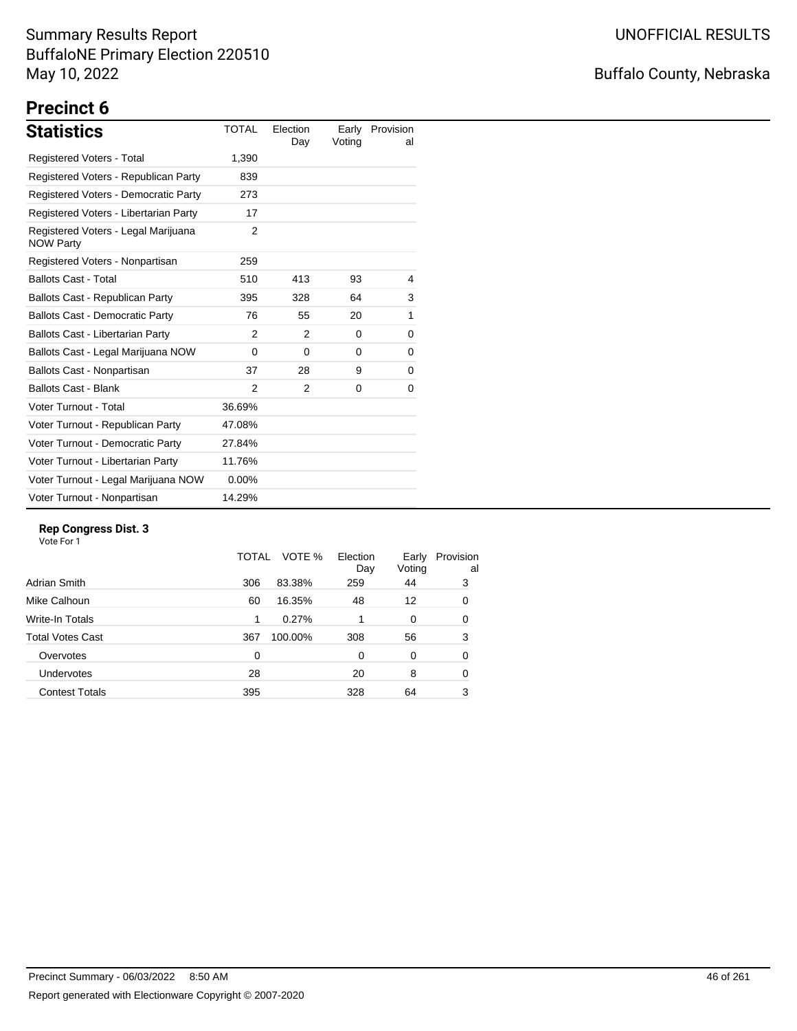Summary Results Report
BuffaloNE Primary Election 220510
May 10, 2022

UNOFFICIAL RESULTS

Buffalo County, Nebraska

# Precinct 6

## Statistics

| Statistics | TOTAL | Election Day | Early Voting | Provisional |
|---|---|---|---|---|
| Registered Voters - Total | 1,390 | | | |
| Registered Voters - Republican Party | 839 | | | |
| Registered Voters - Democratic Party | 273 | | | |
| Registered Voters - Libertarian Party | 17 | | | |
| Registered Voters - Legal Marijuana NOW Party | 2 | | | |
| Registered Voters - Nonpartisan | 259 | | | |
| Ballots Cast - Total | 510 | 413 | 93 | 4 |
| Ballots Cast - Republican Party | 395 | 328 | 64 | 3 |
| Ballots Cast - Democratic Party | 76 | 55 | 20 | 1 |
| Ballots Cast - Libertarian Party | 2 | 2 | 0 | 0 |
| Ballots Cast - Legal Marijuana NOW | 0 | 0 | 0 | 0 |
| Ballots Cast - Nonpartisan | 37 | 28 | 9 | 0 |
| Ballots Cast - Blank | 2 | 2 | 0 | 0 |
| Voter Turnout - Total | 36.69% | | | |
| Voter Turnout - Republican Party | 47.08% | | | |
| Voter Turnout - Democratic Party | 27.84% | | | |
| Voter Turnout - Libertarian Party | 11.76% | | | |
| Voter Turnout - Legal Marijuana NOW | 0.00% | | | |
| Voter Turnout - Nonpartisan | 14.29% | | | |

### Rep Congress Dist. 3

Vote For 1

| | TOTAL | VOTE % | Election Day | Early Voting | Provisional |
|---|---|---|---|---|---|
| Adrian Smith | 306 | 83.38% | 259 | 44 | 3 |
| Mike Calhoun | 60 | 16.35% | 48 | 12 | 0 |
| Write-In Totals | 1 | 0.27% | 1 | 0 | 0 |
| Total Votes Cast | 367 | 100.00% | 308 | 56 | 3 |
| Overvotes | 0 | | 0 | 0 | 0 |
| Undervotes | 28 | | 20 | 8 | 0 |
| Contest Totals | 395 | | 328 | 64 | 3 |

Precinct Summary - 06/03/2022 8:50 AM

Report generated with Electionware Copyright © 2007-2020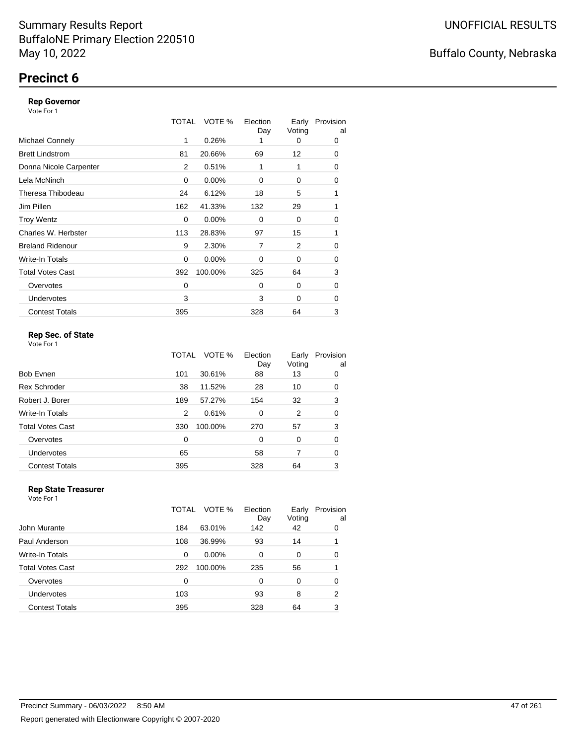Summary Results Report
BuffaloNE Primary Election 220510
May 10, 2022

UNOFFICIAL RESULTS

Buffalo County, Nebraska

# Precinct 6

### Rep Governor

Vote For 1

| | TOTAL | VOTE % | Election Day | Early Voting | Provisional |
|---|---|---|---|---|---|
| Michael Connely | 1 | 0.26% | 1 | 0 | 0 |
| Brett Lindstrom | 81 | 20.66% | 69 | 12 | 0 |
| Donna Nicole Carpenter | 2 | 0.51% | 1 | 1 | 0 |
| Lela McNinch | 0 | 0.00% | 0 | 0 | 0 |
| Theresa Thibodeau | 24 | 6.12% | 18 | 5 | 1 |
| Jim Pillen | 162 | 41.33% | 132 | 29 | 1 |
| Troy Wentz | 0 | 0.00% | 0 | 0 | 0 |
| Charles W. Herbster | 113 | 28.83% | 97 | 15 | 1 |
| Breland Ridenour | 9 | 2.30% | 7 | 2 | 0 |
| Write-In Totals | 0 | 0.00% | 0 | 0 | 0 |
| Total Votes Cast | 392 | 100.00% | 325 | 64 | 3 |
| Overvotes | 0 | | 0 | 0 | 0 |
| Undervotes | 3 | | 3 | 0 | 0 |
| Contest Totals | 395 | | 328 | 64 | 3 |

### Rep Sec. of State

Vote For 1

| | TOTAL | VOTE % | Election Day | Early Voting | Provisional |
|---|---|---|---|---|---|
| Bob Evnen | 101 | 30.61% | 88 | 13 | 0 |
| Rex Schroder | 38 | 11.52% | 28 | 10 | 0 |
| Robert J. Borer | 189 | 57.27% | 154 | 32 | 3 |
| Write-In Totals | 2 | 0.61% | 0 | 2 | 0 |
| Total Votes Cast | 330 | 100.00% | 270 | 57 | 3 |
| Overvotes | 0 | | 0 | 0 | 0 |
| Undervotes | 65 | | 58 | 7 | 0 |
| Contest Totals | 395 | | 328 | 64 | 3 |

### Rep State Treasurer

Vote For 1

| | TOTAL | VOTE % | Election Day | Early Voting | Provisional |
|---|---|---|---|---|---|
| John Murante | 184 | 63.01% | 142 | 42 | 0 |
| Paul Anderson | 108 | 36.99% | 93 | 14 | 1 |
| Write-In Totals | 0 | 0.00% | 0 | 0 | 0 |
| Total Votes Cast | 292 | 100.00% | 235 | 56 | 1 |
| Overvotes | 0 | | 0 | 0 | 0 |
| Undervotes | 103 | | 93 | 8 | 2 |
| Contest Totals | 395 | | 328 | 64 | 3 |

Precinct Summary - 06/03/2022 8:50 AM

Report generated with Electionware Copyright © 2007-2020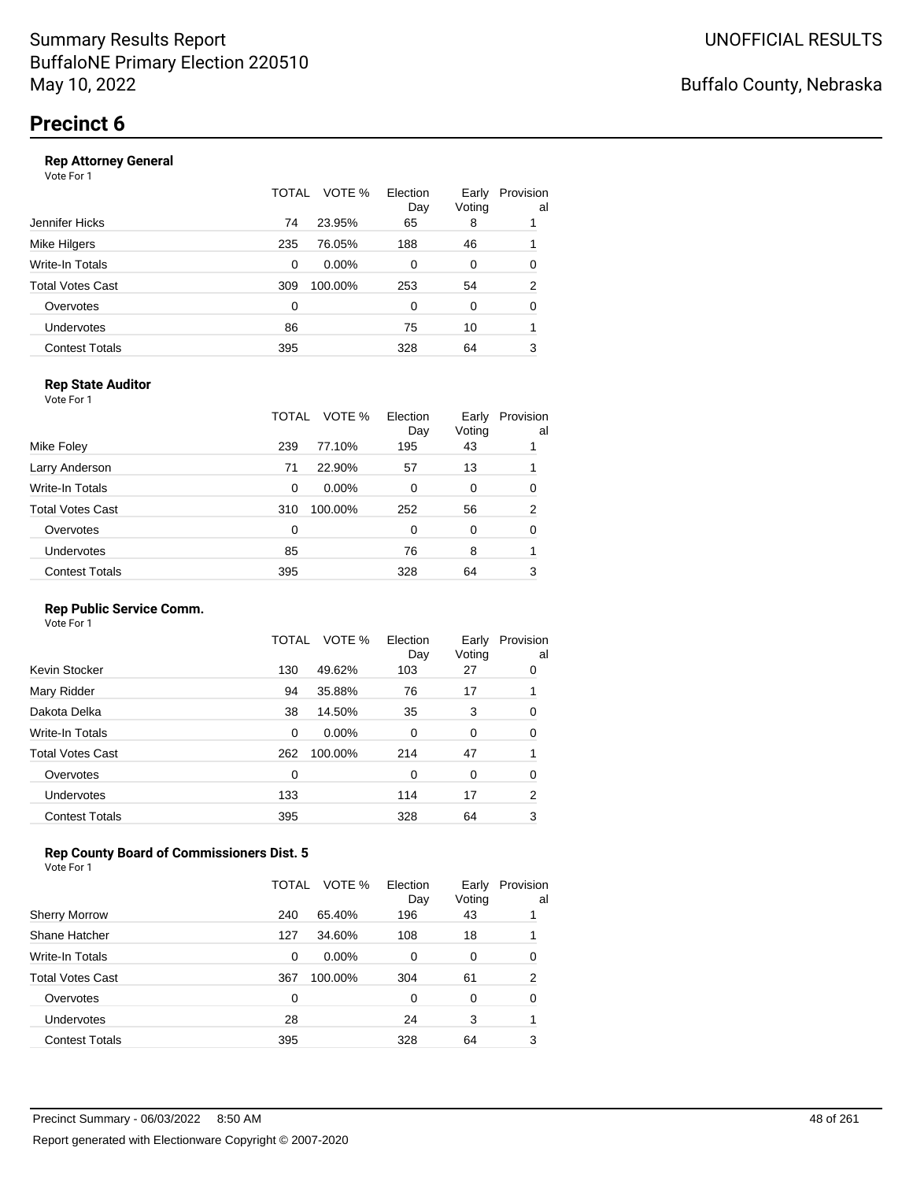Summary Results Report
BuffaloNE Primary Election 220510
May 10, 2022

UNOFFICIAL RESULTS

Buffalo County, Nebraska

# Precinct 6

### Rep Attorney General

Vote For 1

| | TOTAL | VOTE % | Election Day | Early Voting | Provisional |
|---|---|---|---|---|---|
| Jennifer Hicks | 74 | 23.95% | 65 | 8 | 1 |
| Mike Hilgers | 235 | 76.05% | 188 | 46 | 1 |
| Write-In Totals | 0 | 0.00% | 0 | 0 | 0 |
| Total Votes Cast | 309 | 100.00% | 253 | 54 | 2 |
| Overvotes | 0 | | 0 | 0 | 0 |
| Undervotes | 86 | | 75 | 10 | 1 |
| Contest Totals | 395 | | 328 | 64 | 3 |

### Rep State Auditor

Vote For 1

| | TOTAL | VOTE % | Election Day | Early Voting | Provisional |
|---|---|---|---|---|---|
| Mike Foley | 239 | 77.10% | 195 | 43 | 1 |
| Larry Anderson | 71 | 22.90% | 57 | 13 | 1 |
| Write-In Totals | 0 | 0.00% | 0 | 0 | 0 |
| Total Votes Cast | 310 | 100.00% | 252 | 56 | 2 |
| Overvotes | 0 | | 0 | 0 | 0 |
| Undervotes | 85 | | 76 | 8 | 1 |
| Contest Totals | 395 | | 328 | 64 | 3 |

### Rep Public Service Comm.

Vote For 1

| | TOTAL | VOTE % | Election Day | Early Voting | Provisional |
|---|---|---|---|---|---|
| Kevin Stocker | 130 | 49.62% | 103 | 27 | 0 |
| Mary Ridder | 94 | 35.88% | 76 | 17 | 1 |
| Dakota Delka | 38 | 14.50% | 35 | 3 | 0 |
| Write-In Totals | 0 | 0.00% | 0 | 0 | 0 |
| Total Votes Cast | 262 | 100.00% | 214 | 47 | 1 |
| Overvotes | 0 | | 0 | 0 | 0 |
| Undervotes | 133 | | 114 | 17 | 2 |
| Contest Totals | 395 | | 328 | 64 | 3 |

### Rep County Board of Commissioners Dist. 5

Vote For 1

| | TOTAL | VOTE % | Election Day | Early Voting | Provisional |
|---|---|---|---|---|---|
| Sherry Morrow | 240 | 65.40% | 196 | 43 | 1 |
| Shane Hatcher | 127 | 34.60% | 108 | 18 | 1 |
| Write-In Totals | 0 | 0.00% | 0 | 0 | 0 |
| Total Votes Cast | 367 | 100.00% | 304 | 61 | 2 |
| Overvotes | 0 | | 0 | 0 | 0 |
| Undervotes | 28 | | 24 | 3 | 1 |
| Contest Totals | 395 | | 328 | 64 | 3 |

Precinct Summary - 06/03/2022 8:50 AM

Report generated with Electionware Copyright © 2007-2020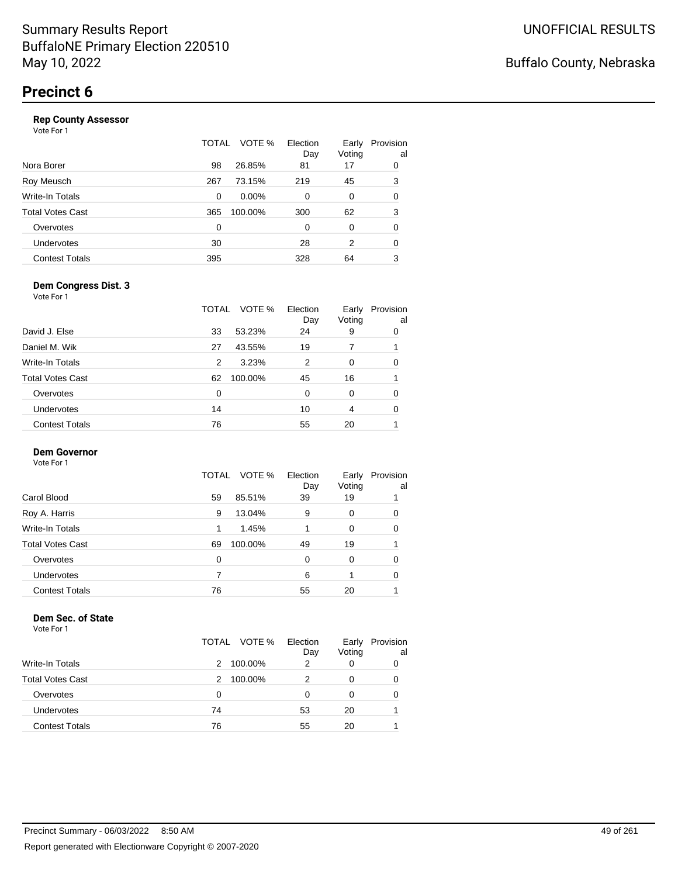Summary Results Report
BuffaloNE Primary Election 220510
May 10, 2022

UNOFFICIAL RESULTS

Buffalo County, Nebraska

# Precinct 6

### Rep County Assessor

Vote For 1

| | TOTAL | VOTE % | Election Day | Early Voting | Provisional |
|---|---|---|---|---|---|
| Nora Borer | 98 | 26.85% | 81 | 17 | 0 |
| Roy Meusch | 267 | 73.15% | 219 | 45 | 3 |
| Write-In Totals | 0 | 0.00% | 0 | 0 | 0 |
| Total Votes Cast | 365 | 100.00% | 300 | 62 | 3 |
| Overvotes | 0 | | 0 | 0 | 0 |
| Undervotes | 30 | | 28 | 2 | 0 |
| Contest Totals | 395 | | 328 | 64 | 3 |

### Dem Congress Dist. 3

Vote For 1

| | TOTAL | VOTE % | Election Day | Early Voting | Provisional |
|---|---|---|---|---|---|
| David J. Else | 33 | 53.23% | 24 | 9 | 0 |
| Daniel M. Wik | 27 | 43.55% | 19 | 7 | 1 |
| Write-In Totals | 2 | 3.23% | 2 | 0 | 0 |
| Total Votes Cast | 62 | 100.00% | 45 | 16 | 1 |
| Overvotes | 0 | | 0 | 0 | 0 |
| Undervotes | 14 | | 10 | 4 | 0 |
| Contest Totals | 76 | | 55 | 20 | 1 |

### Dem Governor

Vote For 1

| | TOTAL | VOTE % | Election Day | Early Voting | Provisional |
|---|---|---|---|---|---|
| Carol Blood | 59 | 85.51% | 39 | 19 | 1 |
| Roy A. Harris | 9 | 13.04% | 9 | 0 | 0 |
| Write-In Totals | 1 | 1.45% | 1 | 0 | 0 |
| Total Votes Cast | 69 | 100.00% | 49 | 19 | 1 |
| Overvotes | 0 | | 0 | 0 | 0 |
| Undervotes | 7 | | 6 | 1 | 0 |
| Contest Totals | 76 | | 55 | 20 | 1 |

### Dem Sec. of State

Vote For 1

| | TOTAL | VOTE % | Election Day | Early Voting | Provisional |
|---|---|---|---|---|---|
| Write-In Totals | 2 | 100.00% | 2 | 0 | 0 |
| Total Votes Cast | 2 | 100.00% | 2 | 0 | 0 |
| Overvotes | 0 | | 0 | 0 | 0 |
| Undervotes | 74 | | 53 | 20 | 1 |
| Contest Totals | 76 | | 55 | 20 | 1 |

Precinct Summary - 06/03/2022 8:50 AM

Report generated with Electionware Copyright © 2007-2020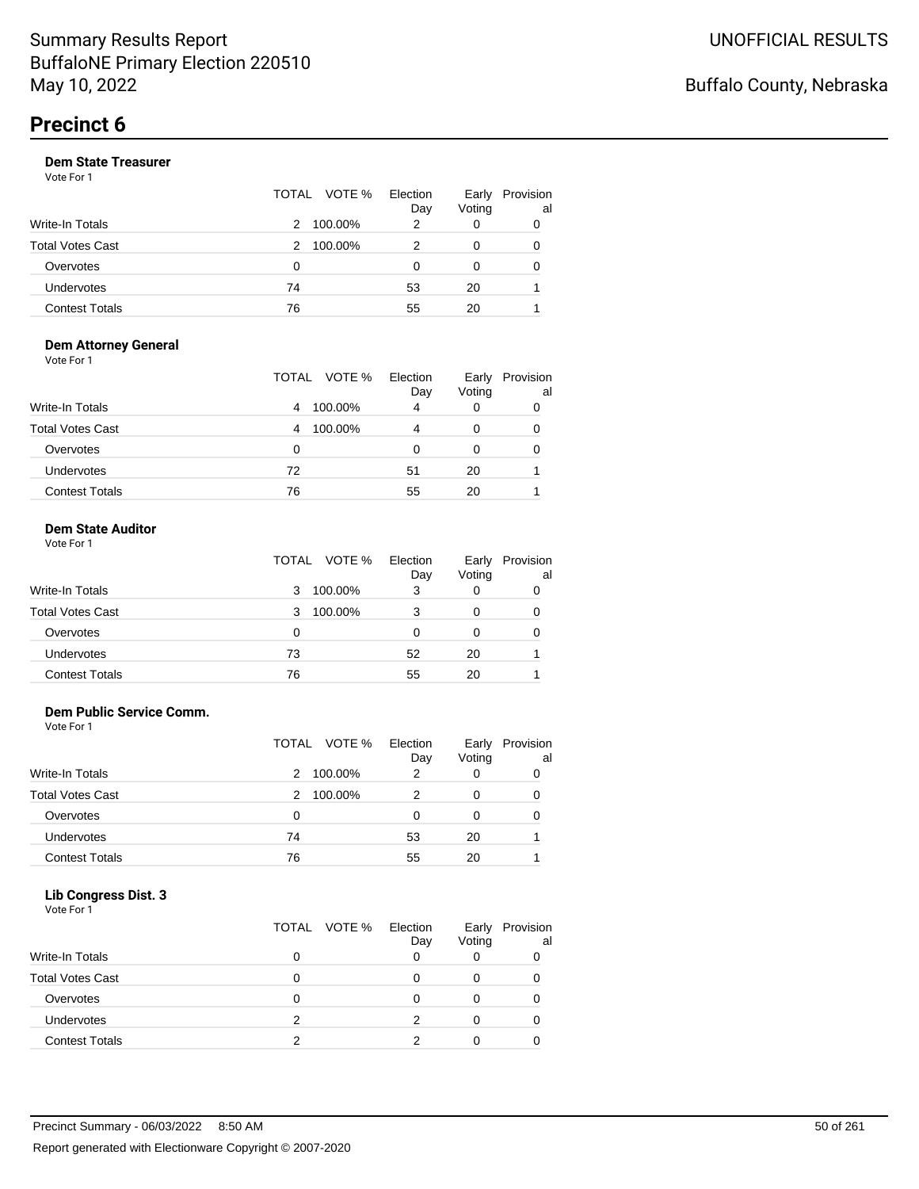# Summary Results Report
BuffaloNE Primary Election 220510
May 10, 2022

UNOFFICIAL RESULTS

Buffalo County, Nebraska

## Precinct 6

### Dem State Treasurer

Vote For 1

| | TOTAL | VOTE % | Election Day | Early Voting | Provisional |
|---|---|---|---|---|---|
| Write-In Totals | 2 | 100.00% | 2 | 0 | 0 |
| Total Votes Cast | 2 | 100.00% | 2 | 0 | 0 |
| Overvotes | 0 | | 0 | 0 | 0 |
| Undervotes | 74 | | 53 | 20 | 1 |
| Contest Totals | 76 | | 55 | 20 | 1 |

### Dem Attorney General

Vote For 1

| | TOTAL | VOTE % | Election Day | Early Voting | Provisional |
|---|---|---|---|---|---|
| Write-In Totals | 4 | 100.00% | 4 | 0 | 0 |
| Total Votes Cast | 4 | 100.00% | 4 | 0 | 0 |
| Overvotes | 0 | | 0 | 0 | 0 |
| Undervotes | 72 | | 51 | 20 | 1 |
| Contest Totals | 76 | | 55 | 20 | 1 |

### Dem State Auditor

Vote For 1

| | TOTAL | VOTE % | Election Day | Early Voting | Provisional |
|---|---|---|---|---|---|
| Write-In Totals | 3 | 100.00% | 3 | 0 | 0 |
| Total Votes Cast | 3 | 100.00% | 3 | 0 | 0 |
| Overvotes | 0 | | 0 | 0 | 0 |
| Undervotes | 73 | | 52 | 20 | 1 |
| Contest Totals | 76 | | 55 | 20 | 1 |

### Dem Public Service Comm.

Vote For 1

| | TOTAL | VOTE % | Election Day | Early Voting | Provisional |
|---|---|---|---|---|---|
| Write-In Totals | 2 | 100.00% | 2 | 0 | 0 |
| Total Votes Cast | 2 | 100.00% | 2 | 0 | 0 |
| Overvotes | 0 | | 0 | 0 | 0 |
| Undervotes | 74 | | 53 | 20 | 1 |
| Contest Totals | 76 | | 55 | 20 | 1 |

### Lib Congress Dist. 3

Vote For 1

| | TOTAL | VOTE % | Election Day | Early Voting | Provisional |
|---|---|---|---|---|---|
| Write-In Totals | 0 | | 0 | 0 | 0 |
| Total Votes Cast | 0 | | 0 | 0 | 0 |
| Overvotes | 0 | | 0 | 0 | 0 |
| Undervotes | 2 | | 2 | 0 | 0 |
| Contest Totals | 2 | | 2 | 0 | 0 |

Precinct Summary - 06/03/2022 8:50 AM

Report generated with Electionware Copyright © 2007-2020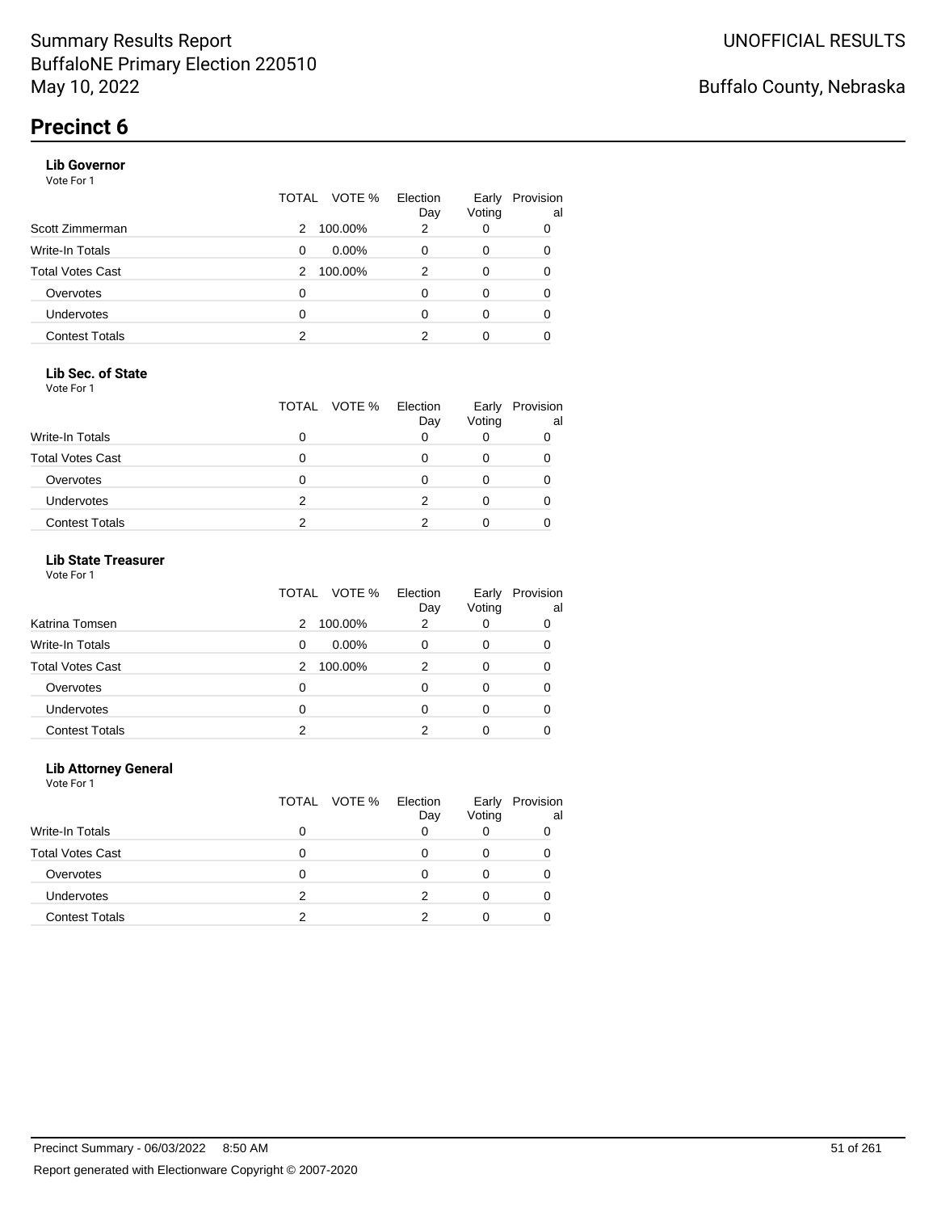Summary Results Report
BuffaloNE Primary Election 220510
May 10, 2022

UNOFFICIAL RESULTS

Buffalo County, Nebraska

# Precinct 6

### Lib Governor

Vote For 1

| | TOTAL | VOTE % | Election Day | Early Voting | Provisional |
|---|---|---|---|---|---|
| Scott Zimmerman | 2 | 100.00% | 2 | 0 | 0 |
| Write-In Totals | 0 | 0.00% | 0 | 0 | 0 |
| Total Votes Cast | 2 | 100.00% | 2 | 0 | 0 |
| Overvotes | 0 | | 0 | 0 | 0 |
| Undervotes | 0 | | 0 | 0 | 0 |
| Contest Totals | 2 | | 2 | 0 | 0 |

### Lib Sec. of State

Vote For 1

| | TOTAL | VOTE % | Election Day | Early Voting | Provisional |
|---|---|---|---|---|---|
| Write-In Totals | 0 | | 0 | 0 | 0 |
| Total Votes Cast | 0 | | 0 | 0 | 0 |
| Overvotes | 0 | | 0 | 0 | 0 |
| Undervotes | 2 | | 2 | 0 | 0 |
| Contest Totals | 2 | | 2 | 0 | 0 |

### Lib State Treasurer

Vote For 1

| | TOTAL | VOTE % | Election Day | Early Voting | Provisional |
|---|---|---|---|---|---|
| Katrina Tomsen | 2 | 100.00% | 2 | 0 | 0 |
| Write-In Totals | 0 | 0.00% | 0 | 0 | 0 |
| Total Votes Cast | 2 | 100.00% | 2 | 0 | 0 |
| Overvotes | 0 | | 0 | 0 | 0 |
| Undervotes | 0 | | 0 | 0 | 0 |
| Contest Totals | 2 | | 2 | 0 | 0 |

### Lib Attorney General

Vote For 1

| | TOTAL | VOTE % | Election Day | Early Voting | Provisional |
|---|---|---|---|---|---|
| Write-In Totals | 0 | | 0 | 0 | 0 |
| Total Votes Cast | 0 | | 0 | 0 | 0 |
| Overvotes | 0 | | 0 | 0 | 0 |
| Undervotes | 2 | | 2 | 0 | 0 |
| Contest Totals | 2 | | 2 | 0 | 0 |

Precinct Summary - 06/03/2022 8:50 AM

Report generated with Electionware Copyright © 2007-2020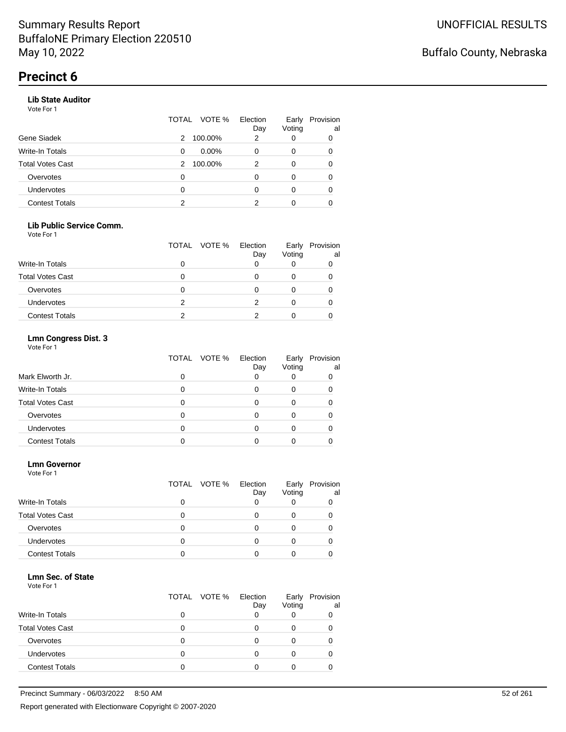# Precinct 6

### Lib State Auditor

Vote For 1

| | TOTAL | VOTE % | Election Day | Early Voting | Provisional |
|---|---|---|---|---|---|
| Gene Siadek | 2 | 100.00% | 2 | 0 | 0 |
| Write-In Totals | 0 | 0.00% | 0 | 0 | 0 |
| Total Votes Cast | 2 | 100.00% | 2 | 0 | 0 |
| Overvotes | 0 | | 0 | 0 | 0 |
| Undervotes | 0 | | 0 | 0 | 0 |
| Contest Totals | 2 | | 2 | 0 | 0 |

### Lib Public Service Comm.

Vote For 1

| | TOTAL | VOTE % | Election Day | Early Voting | Provisional |
|---|---|---|---|---|---|
| Write-In Totals | 0 | | 0 | 0 | 0 |
| Total Votes Cast | 0 | | 0 | 0 | 0 |
| Overvotes | 0 | | 0 | 0 | 0 |
| Undervotes | 2 | | 2 | 0 | 0 |
| Contest Totals | 2 | | 2 | 0 | 0 |

### Lmn Congress Dist. 3

Vote For 1

| | TOTAL | VOTE % | Election Day | Early Voting | Provisional |
|---|---|---|---|---|---|
| Mark Elworth Jr. | 0 | | 0 | 0 | 0 |
| Write-In Totals | 0 | | 0 | 0 | 0 |
| Total Votes Cast | 0 | | 0 | 0 | 0 |
| Overvotes | 0 | | 0 | 0 | 0 |
| Undervotes | 0 | | 0 | 0 | 0 |
| Contest Totals | 0 | | 0 | 0 | 0 |

### Lmn Governor

Vote For 1

| | TOTAL | VOTE % | Election Day | Early Voting | Provisional |
|---|---|---|---|---|---|
| Write-In Totals | 0 | | 0 | 0 | 0 |
| Total Votes Cast | 0 | | 0 | 0 | 0 |
| Overvotes | 0 | | 0 | 0 | 0 |
| Undervotes | 0 | | 0 | 0 | 0 |
| Contest Totals | 0 | | 0 | 0 | 0 |

### Lmn Sec. of State

Vote For 1

| | TOTAL | VOTE % | Election Day | Early Voting | Provisional |
|---|---|---|---|---|---|
| Write-In Totals | 0 | | 0 | 0 | 0 |
| Total Votes Cast | 0 | | 0 | 0 | 0 |
| Overvotes | 0 | | 0 | 0 | 0 |
| Undervotes | 0 | | 0 | 0 | 0 |
| Contest Totals | 0 | | 0 | 0 | 0 |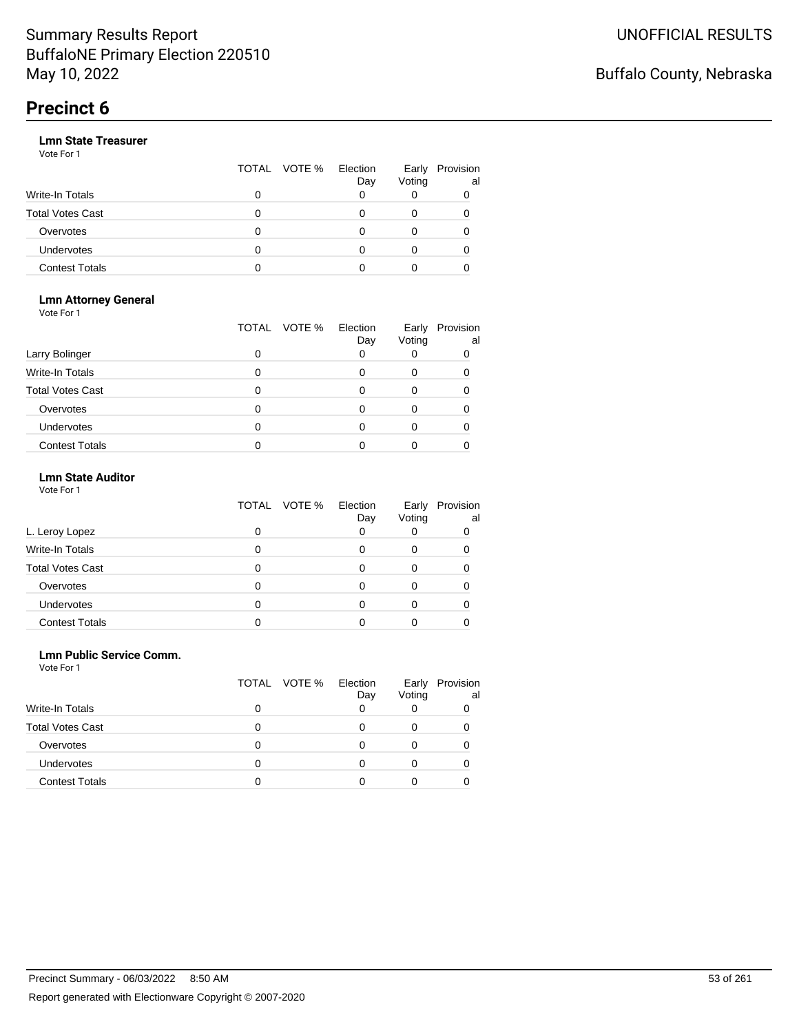# Precinct 6

### Lmn State Treasurer

Vote For 1

| | TOTAL | VOTE % | Election Day | Early Voting | Provisional |
|---|---|---|---|---|---|
| Write-In Totals | 0 | | 0 | 0 | 0 |
| Total Votes Cast | 0 | | 0 | 0 | 0 |
| Overvotes | 0 | | 0 | 0 | 0 |
| Undervotes | 0 | | 0 | 0 | 0 |
| Contest Totals | 0 | | 0 | 0 | 0 |

### Lmn Attorney General

Vote For 1

| | TOTAL | VOTE % | Election Day | Early Voting | Provisional |
|---|---|---|---|---|---|
| Larry Bolinger | 0 | | 0 | 0 | 0 |
| Write-In Totals | 0 | | 0 | 0 | 0 |
| Total Votes Cast | 0 | | 0 | 0 | 0 |
| Overvotes | 0 | | 0 | 0 | 0 |
| Undervotes | 0 | | 0 | 0 | 0 |
| Contest Totals | 0 | | 0 | 0 | 0 |

### Lmn State Auditor

Vote For 1

| | TOTAL | VOTE % | Election Day | Early Voting | Provisional |
|---|---|---|---|---|---|
| L. Leroy Lopez | 0 | | 0 | 0 | 0 |
| Write-In Totals | 0 | | 0 | 0 | 0 |
| Total Votes Cast | 0 | | 0 | 0 | 0 |
| Overvotes | 0 | | 0 | 0 | 0 |
| Undervotes | 0 | | 0 | 0 | 0 |
| Contest Totals | 0 | | 0 | 0 | 0 |

### Lmn Public Service Comm.

Vote For 1

| | TOTAL | VOTE % | Election Day | Early Voting | Provisional |
|---|---|---|---|---|---|
| Write-In Totals | 0 | | 0 | 0 | 0 |
| Total Votes Cast | 0 | | 0 | 0 | 0 |
| Overvotes | 0 | | 0 | 0 | 0 |
| Undervotes | 0 | | 0 | 0 | 0 |
| Contest Totals | 0 | | 0 | 0 | 0 |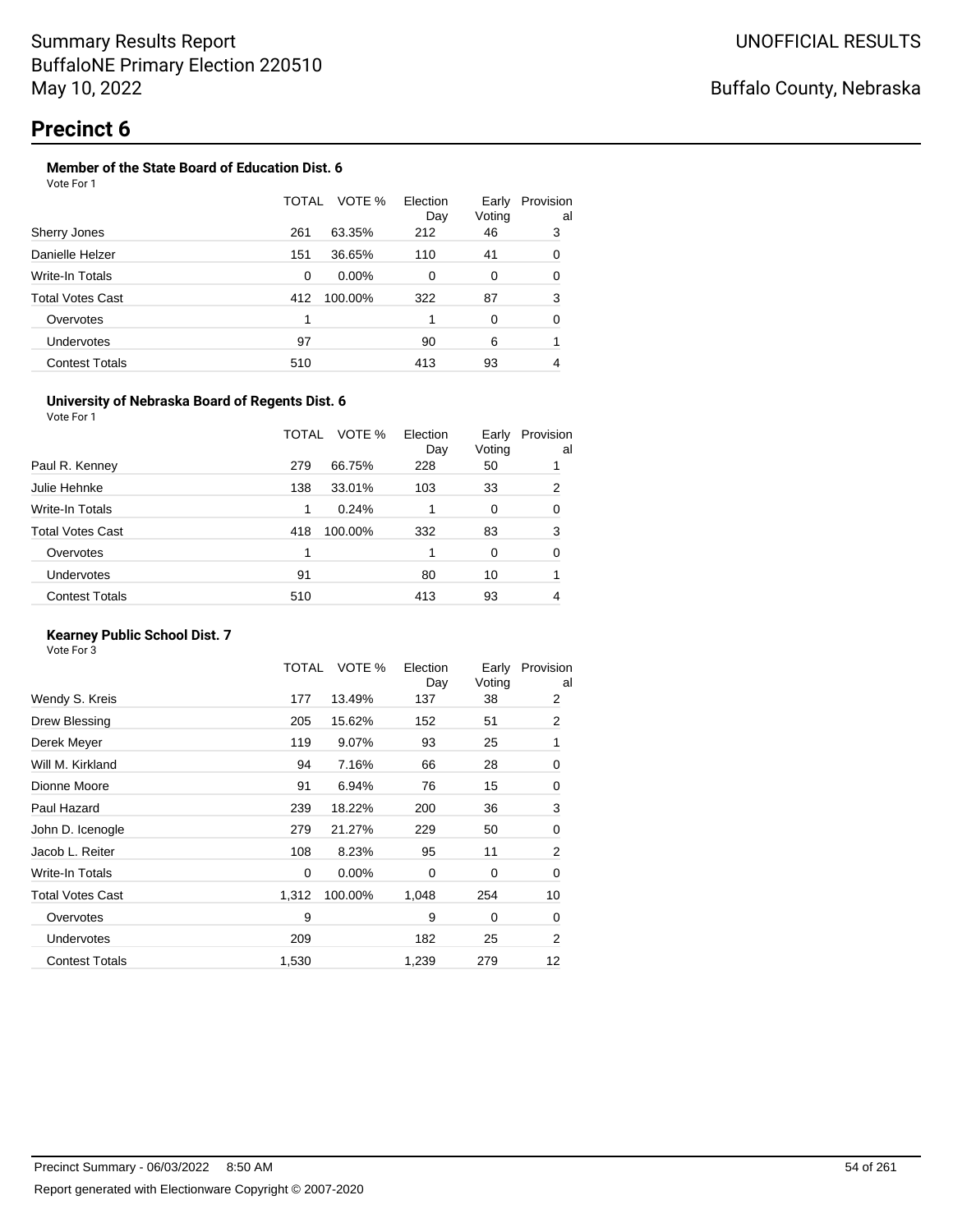Summary Results Report
BuffaloNE Primary Election 220510
May 10, 2022

UNOFFICIAL RESULTS

Buffalo County, Nebraska

# Precinct 6

### Member of the State Board of Education Dist. 6

Vote For 1

| | TOTAL | VOTE % | Election Day | Early Voting | Provisional |
|---|---|---|---|---|---|
| Sherry Jones | 261 | 63.35% | 212 | 46 | 3 |
| Danielle Helzer | 151 | 36.65% | 110 | 41 | 0 |
| Write-In Totals | 0 | 0.00% | 0 | 0 | 0 |
| Total Votes Cast | 412 | 100.00% | 322 | 87 | 3 |
| Overvotes | 1 | | 1 | 0 | 0 |
| Undervotes | 97 | | 90 | 6 | 1 |
| Contest Totals | 510 | | 413 | 93 | 4 |

### University of Nebraska Board of Regents Dist. 6

Vote For 1

| | TOTAL | VOTE % | Election Day | Early Voting | Provisional |
|---|---|---|---|---|---|
| Paul R. Kenney | 279 | 66.75% | 228 | 50 | 1 |
| Julie Hehnke | 138 | 33.01% | 103 | 33 | 2 |
| Write-In Totals | 1 | 0.24% | 1 | 0 | 0 |
| Total Votes Cast | 418 | 100.00% | 332 | 83 | 3 |
| Overvotes | 1 | | 1 | 0 | 0 |
| Undervotes | 91 | | 80 | 10 | 1 |
| Contest Totals | 510 | | 413 | 93 | 4 |

### Kearney Public School Dist. 7

Vote For 3

| | TOTAL | VOTE % | Election Day | Early Voting | Provisional |
|---|---|---|---|---|---|
| Wendy S. Kreis | 177 | 13.49% | 137 | 38 | 2 |
| Drew Blessing | 205 | 15.62% | 152 | 51 | 2 |
| Derek Meyer | 119 | 9.07% | 93 | 25 | 1 |
| Will M. Kirkland | 94 | 7.16% | 66 | 28 | 0 |
| Dionne Moore | 91 | 6.94% | 76 | 15 | 0 |
| Paul Hazard | 239 | 18.22% | 200 | 36 | 3 |
| John D. Icenogle | 279 | 21.27% | 229 | 50 | 0 |
| Jacob L. Reiter | 108 | 8.23% | 95 | 11 | 2 |
| Write-In Totals | 0 | 0.00% | 0 | 0 | 0 |
| Total Votes Cast | 1,312 | 100.00% | 1,048 | 254 | 10 |
| Overvotes | 9 | | 9 | 0 | 0 |
| Undervotes | 209 | | 182 | 25 | 2 |
| Contest Totals | 1,530 | | 1,239 | 279 | 12 |

Precinct Summary - 06/03/2022 8:50 AM

Report generated with Electionware Copyright © 2007-2020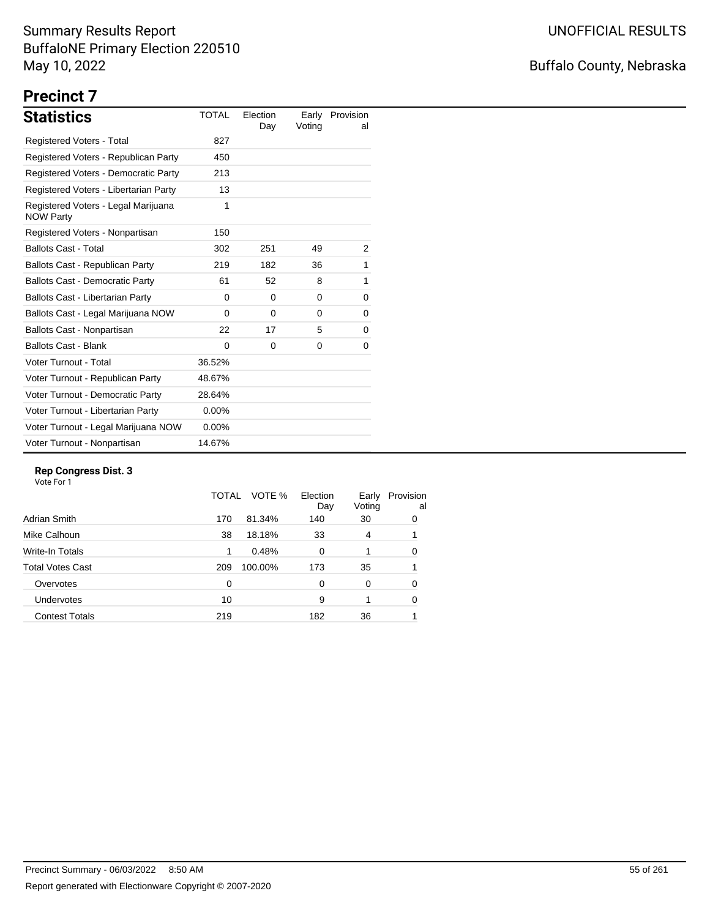Summary Results Report
BuffaloNE Primary Election 220510
May 10, 2022

UNOFFICIAL RESULTS

Buffalo County, Nebraska

# Precinct 7

## Statistics

| Statistics | TOTAL | Election Day | Early Voting | Provisional |
|---|---|---|---|---|
| Registered Voters - Total | 827 | | | |
| Registered Voters - Republican Party | 450 | | | |
| Registered Voters - Democratic Party | 213 | | | |
| Registered Voters - Libertarian Party | 13 | | | |
| Registered Voters - Legal Marijuana NOW Party | 1 | | | |
| Registered Voters - Nonpartisan | 150 | | | |
| Ballots Cast - Total | 302 | 251 | 49 | 2 |
| Ballots Cast - Republican Party | 219 | 182 | 36 | 1 |
| Ballots Cast - Democratic Party | 61 | 52 | 8 | 1 |
| Ballots Cast - Libertarian Party | 0 | 0 | 0 | 0 |
| Ballots Cast - Legal Marijuana NOW | 0 | 0 | 0 | 0 |
| Ballots Cast - Nonpartisan | 22 | 17 | 5 | 0 |
| Ballots Cast - Blank | 0 | 0 | 0 | 0 |
| Voter Turnout - Total | 36.52% | | | |
| Voter Turnout - Republican Party | 48.67% | | | |
| Voter Turnout - Democratic Party | 28.64% | | | |
| Voter Turnout - Libertarian Party | 0.00% | | | |
| Voter Turnout - Legal Marijuana NOW | 0.00% | | | |
| Voter Turnout - Nonpartisan | 14.67% | | | |

### Rep Congress Dist. 3

Vote For 1

| | TOTAL | VOTE % | Election Day | Early Voting | Provisional |
|---|---|---|---|---|---|
| Adrian Smith | 170 | 81.34% | 140 | 30 | 0 |
| Mike Calhoun | 38 | 18.18% | 33 | 4 | 1 |
| Write-In Totals | 1 | 0.48% | 0 | 1 | 0 |
| Total Votes Cast | 209 | 100.00% | 173 | 35 | 1 |
| Overvotes | 0 | | 0 | 0 | 0 |
| Undervotes | 10 | | 9 | 1 | 0 |
| Contest Totals | 219 | | 182 | 36 | 1 |

Precinct Summary - 06/03/2022 8:50 AM

Report generated with Electionware Copyright © 2007-2020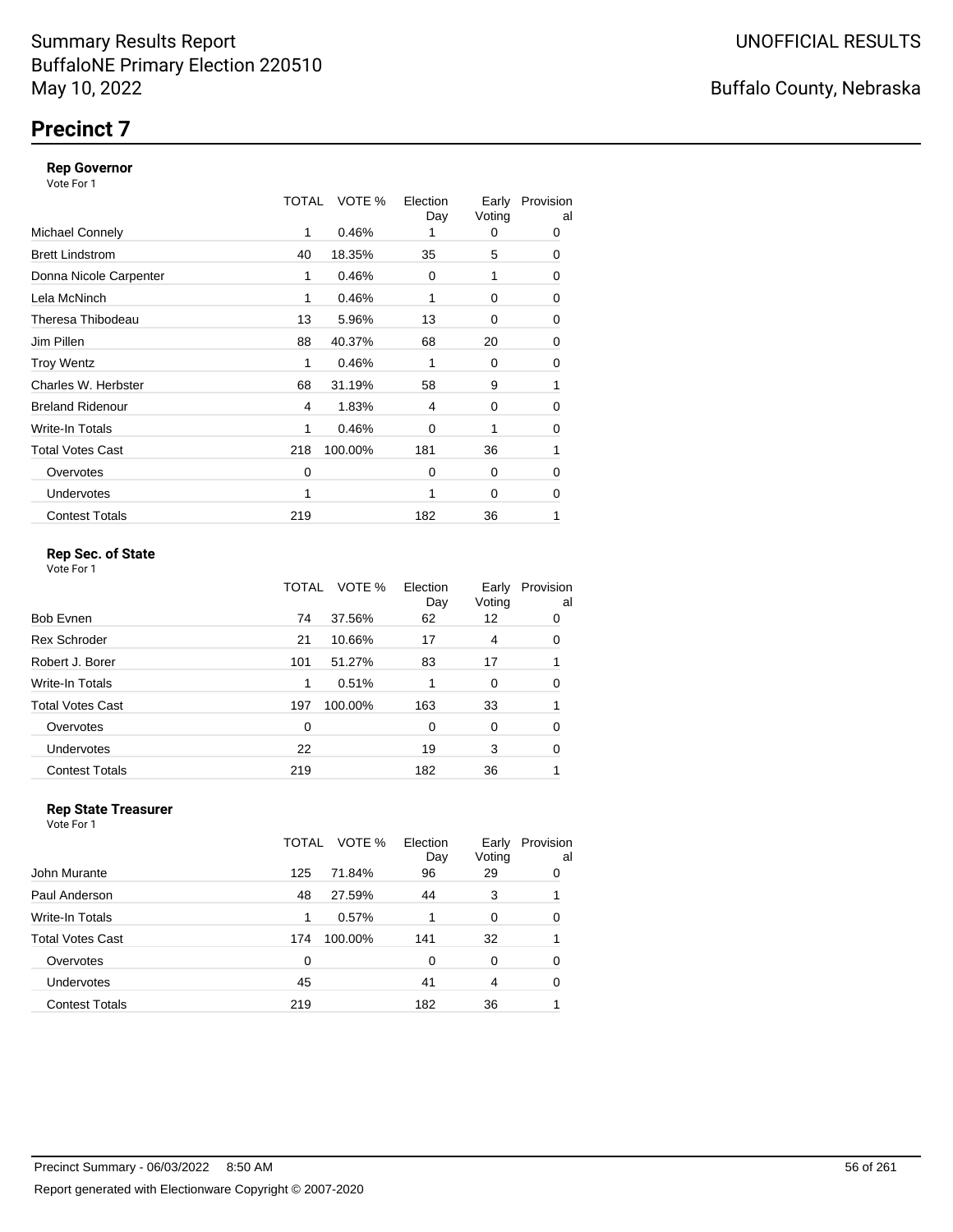Summary Results Report
BuffaloNE Primary Election 220510
May 10, 2022

UNOFFICIAL RESULTS

Buffalo County, Nebraska

# Precinct 7

### Rep Governor

Vote For 1

| | TOTAL | VOTE % | Election Day | Early Voting | Provisional |
|---|---|---|---|---|---|
| Michael Connely | 1 | 0.46% | 1 | 0 | 0 |
| Brett Lindstrom | 40 | 18.35% | 35 | 5 | 0 |
| Donna Nicole Carpenter | 1 | 0.46% | 0 | 1 | 0 |
| Lela McNinch | 1 | 0.46% | 1 | 0 | 0 |
| Theresa Thibodeau | 13 | 5.96% | 13 | 0 | 0 |
| Jim Pillen | 88 | 40.37% | 68 | 20 | 0 |
| Troy Wentz | 1 | 0.46% | 1 | 0 | 0 |
| Charles W. Herbster | 68 | 31.19% | 58 | 9 | 1 |
| Breland Ridenour | 4 | 1.83% | 4 | 0 | 0 |
| Write-In Totals | 1 | 0.46% | 0 | 1 | 0 |
| Total Votes Cast | 218 | 100.00% | 181 | 36 | 1 |
| Overvotes | 0 | | 0 | 0 | 0 |
| Undervotes | 1 | | 1 | 0 | 0 |
| Contest Totals | 219 | | 182 | 36 | 1 |

### Rep Sec. of State

Vote For 1

| | TOTAL | VOTE % | Election Day | Early Voting | Provisional |
|---|---|---|---|---|---|
| Bob Evnen | 74 | 37.56% | 62 | 12 | 0 |
| Rex Schroder | 21 | 10.66% | 17 | 4 | 0 |
| Robert J. Borer | 101 | 51.27% | 83 | 17 | 1 |
| Write-In Totals | 1 | 0.51% | 1 | 0 | 0 |
| Total Votes Cast | 197 | 100.00% | 163 | 33 | 1 |
| Overvotes | 0 | | 0 | 0 | 0 |
| Undervotes | 22 | | 19 | 3 | 0 |
| Contest Totals | 219 | | 182 | 36 | 1 |

### Rep State Treasurer

Vote For 1

| | TOTAL | VOTE % | Election Day | Early Voting | Provisional |
|---|---|---|---|---|---|
| John Murante | 125 | 71.84% | 96 | 29 | 0 |
| Paul Anderson | 48 | 27.59% | 44 | 3 | 1 |
| Write-In Totals | 1 | 0.57% | 1 | 0 | 0 |
| Total Votes Cast | 174 | 100.00% | 141 | 32 | 1 |
| Overvotes | 0 | | 0 | 0 | 0 |
| Undervotes | 45 | | 41 | 4 | 0 |
| Contest Totals | 219 | | 182 | 36 | 1 |

Precinct Summary - 06/03/2022 8:50 AM

Report generated with Electionware Copyright © 2007-2020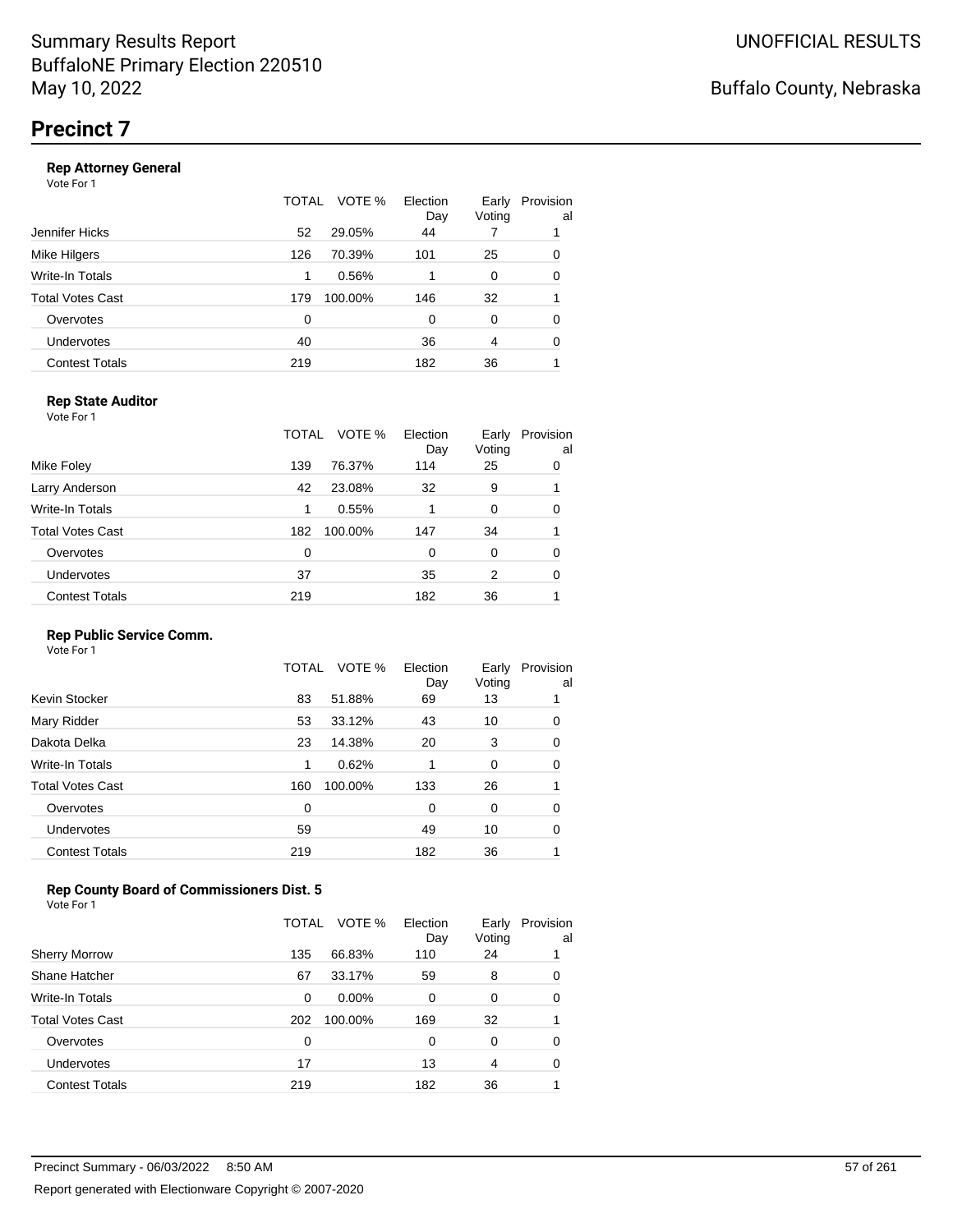Summary Results Report
BuffaloNE Primary Election 220510
May 10, 2022

UNOFFICIAL RESULTS

Buffalo County, Nebraska

# Precinct 7

### Rep Attorney General

Vote For 1

| | TOTAL | VOTE % | Election Day | Early Voting | Provisional |
|---|---|---|---|---|---|
| Jennifer Hicks | 52 | 29.05% | 44 | 7 | 1 |
| Mike Hilgers | 126 | 70.39% | 101 | 25 | 0 |
| Write-In Totals | 1 | 0.56% | 1 | 0 | 0 |
| Total Votes Cast | 179 | 100.00% | 146 | 32 | 1 |
| Overvotes | 0 | | 0 | 0 | 0 |
| Undervotes | 40 | | 36 | 4 | 0 |
| Contest Totals | 219 | | 182 | 36 | 1 |

### Rep State Auditor

Vote For 1

| | TOTAL | VOTE % | Election Day | Early Voting | Provisional |
|---|---|---|---|---|---|
| Mike Foley | 139 | 76.37% | 114 | 25 | 0 |
| Larry Anderson | 42 | 23.08% | 32 | 9 | 1 |
| Write-In Totals | 1 | 0.55% | 1 | 0 | 0 |
| Total Votes Cast | 182 | 100.00% | 147 | 34 | 1 |
| Overvotes | 0 | | 0 | 0 | 0 |
| Undervotes | 37 | | 35 | 2 | 0 |
| Contest Totals | 219 | | 182 | 36 | 1 |

### Rep Public Service Comm.

Vote For 1

| | TOTAL | VOTE % | Election Day | Early Voting | Provisional |
|---|---|---|---|---|---|
| Kevin Stocker | 83 | 51.88% | 69 | 13 | 1 |
| Mary Ridder | 53 | 33.12% | 43 | 10 | 0 |
| Dakota Delka | 23 | 14.38% | 20 | 3 | 0 |
| Write-In Totals | 1 | 0.62% | 1 | 0 | 0 |
| Total Votes Cast | 160 | 100.00% | 133 | 26 | 1 |
| Overvotes | 0 | | 0 | 0 | 0 |
| Undervotes | 59 | | 49 | 10 | 0 |
| Contest Totals | 219 | | 182 | 36 | 1 |

### Rep County Board of Commissioners Dist. 5

Vote For 1

| | TOTAL | VOTE % | Election Day | Early Voting | Provisional |
|---|---|---|---|---|---|
| Sherry Morrow | 135 | 66.83% | 110 | 24 | 1 |
| Shane Hatcher | 67 | 33.17% | 59 | 8 | 0 |
| Write-In Totals | 0 | 0.00% | 0 | 0 | 0 |
| Total Votes Cast | 202 | 100.00% | 169 | 32 | 1 |
| Overvotes | 0 | | 0 | 0 | 0 |
| Undervotes | 17 | | 13 | 4 | 0 |
| Contest Totals | 219 | | 182 | 36 | 1 |

Precinct Summary - 06/03/2022 8:50 AM

Report generated with Electionware Copyright © 2007-2020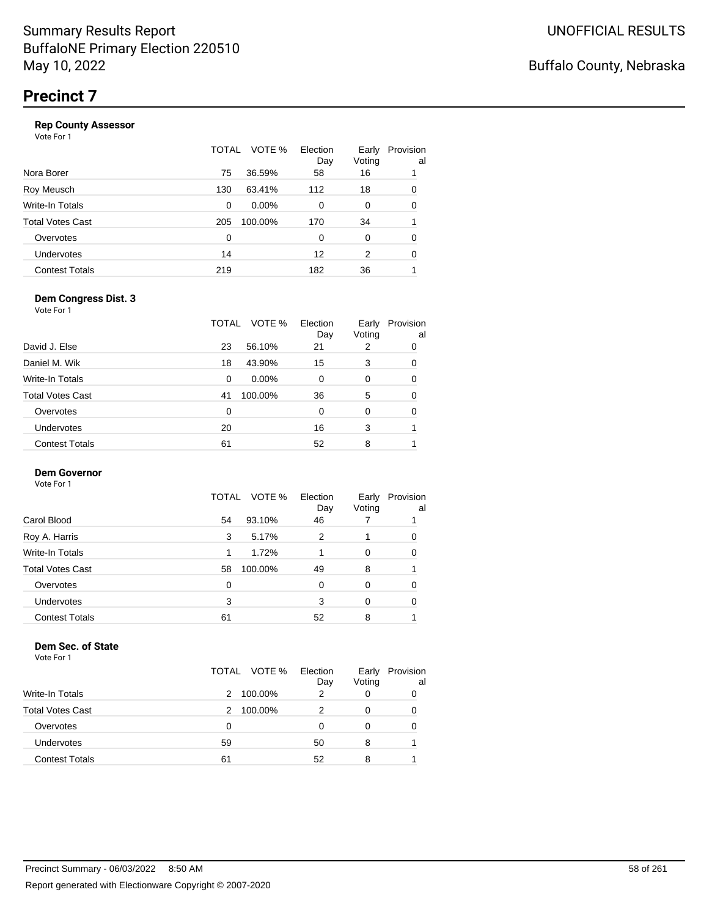Summary Results Report
BuffaloNE Primary Election 220510
May 10, 2022

UNOFFICIAL RESULTS

Buffalo County, Nebraska

# Precinct 7

### Rep County Assessor

Vote For 1

| | TOTAL | VOTE % | Election Day | Early Voting | Provisional |
|---|---|---|---|---|---|
| Nora Borer | 75 | 36.59% | 58 | 16 | 1 |
| Roy Meusch | 130 | 63.41% | 112 | 18 | 0 |
| Write-In Totals | 0 | 0.00% | 0 | 0 | 0 |
| Total Votes Cast | 205 | 100.00% | 170 | 34 | 1 |
| Overvotes | 0 | | 0 | 0 | 0 |
| Undervotes | 14 | | 12 | 2 | 0 |
| Contest Totals | 219 | | 182 | 36 | 1 |

### Dem Congress Dist. 3

Vote For 1

| | TOTAL | VOTE % | Election Day | Early Voting | Provisional |
|---|---|---|---|---|---|
| David J. Else | 23 | 56.10% | 21 | 2 | 0 |
| Daniel M. Wik | 18 | 43.90% | 15 | 3 | 0 |
| Write-In Totals | 0 | 0.00% | 0 | 0 | 0 |
| Total Votes Cast | 41 | 100.00% | 36 | 5 | 0 |
| Overvotes | 0 | | 0 | 0 | 0 |
| Undervotes | 20 | | 16 | 3 | 1 |
| Contest Totals | 61 | | 52 | 8 | 1 |

### Dem Governor

Vote For 1

| | TOTAL | VOTE % | Election Day | Early Voting | Provisional |
|---|---|---|---|---|---|
| Carol Blood | 54 | 93.10% | 46 | 7 | 1 |
| Roy A. Harris | 3 | 5.17% | 2 | 1 | 0 |
| Write-In Totals | 1 | 1.72% | 1 | 0 | 0 |
| Total Votes Cast | 58 | 100.00% | 49 | 8 | 1 |
| Overvotes | 0 | | 0 | 0 | 0 |
| Undervotes | 3 | | 3 | 0 | 0 |
| Contest Totals | 61 | | 52 | 8 | 1 |

### Dem Sec. of State

Vote For 1

| | TOTAL | VOTE % | Election Day | Early Voting | Provisional |
|---|---|---|---|---|---|
| Write-In Totals | 2 | 100.00% | 2 | 0 | 0 |
| Total Votes Cast | 2 | 100.00% | 2 | 0 | 0 |
| Overvotes | 0 | | 0 | 0 | 0 |
| Undervotes | 59 | | 50 | 8 | 1 |
| Contest Totals | 61 | | 52 | 8 | 1 |

Precinct Summary - 06/03/2022 8:50 AM

Report generated with Electionware Copyright © 2007-2020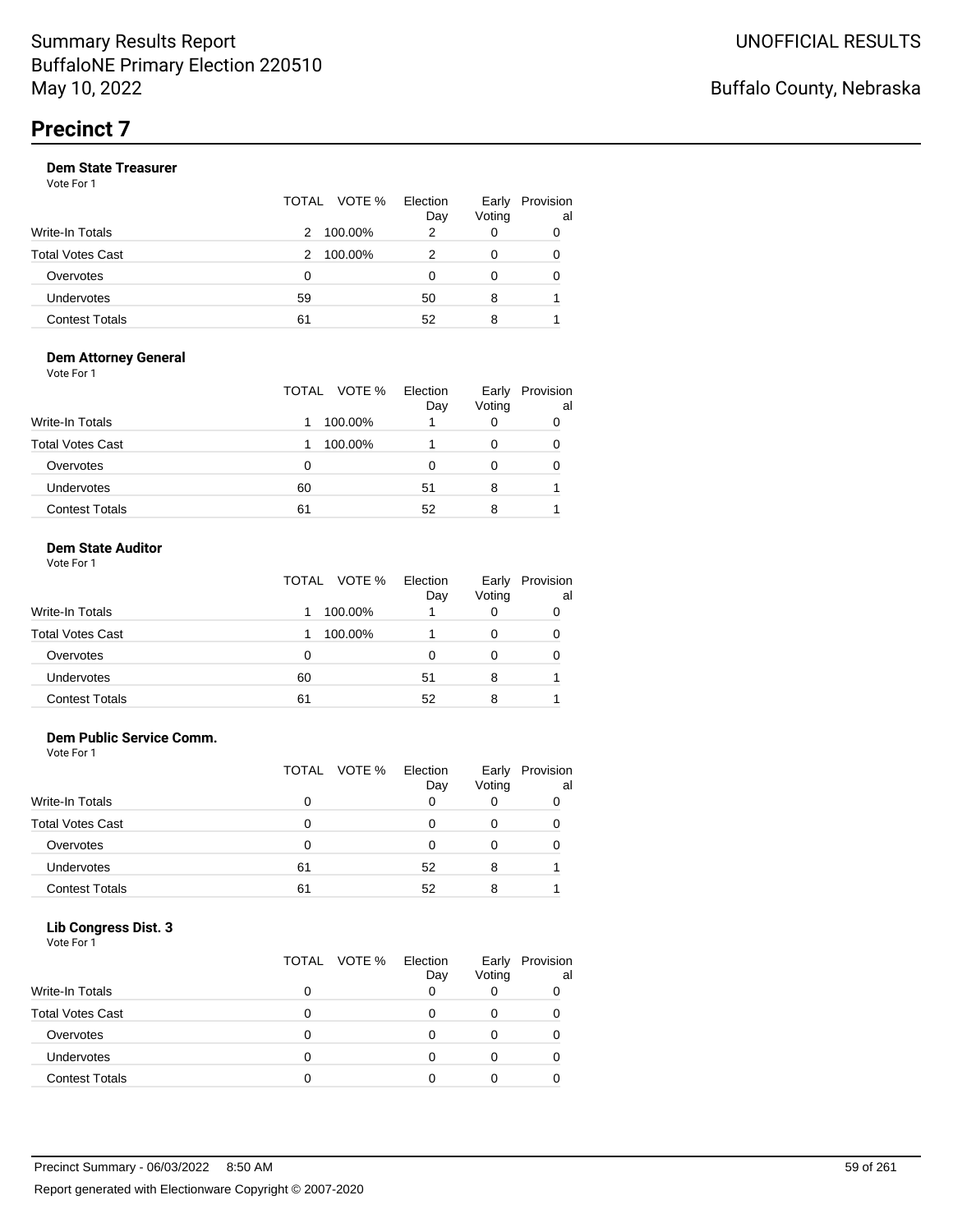# Precinct 7

### Dem State Treasurer

Vote For 1

| | TOTAL | VOTE % | Election Day | Early Voting | Provisional |
|---|---|---|---|---|---|
| Write-In Totals | 2 | 100.00% | 2 | 0 | 0 |
| Total Votes Cast | 2 | 100.00% | 2 | 0 | 0 |
| Overvotes | 0 | | 0 | 0 | 0 |
| Undervotes | 59 | | 50 | 8 | 1 |
| Contest Totals | 61 | | 52 | 8 | 1 |

### Dem Attorney General

Vote For 1

| | TOTAL | VOTE % | Election Day | Early Voting | Provisional |
|---|---|---|---|---|---|
| Write-In Totals | 1 | 100.00% | 1 | 0 | 0 |
| Total Votes Cast | 1 | 100.00% | 1 | 0 | 0 |
| Overvotes | 0 | | 0 | 0 | 0 |
| Undervotes | 60 | | 51 | 8 | 1 |
| Contest Totals | 61 | | 52 | 8 | 1 |

### Dem State Auditor

Vote For 1

| | TOTAL | VOTE % | Election Day | Early Voting | Provisional |
|---|---|---|---|---|---|
| Write-In Totals | 1 | 100.00% | 1 | 0 | 0 |
| Total Votes Cast | 1 | 100.00% | 1 | 0 | 0 |
| Overvotes | 0 | | 0 | 0 | 0 |
| Undervotes | 60 | | 51 | 8 | 1 |
| Contest Totals | 61 | | 52 | 8 | 1 |

### Dem Public Service Comm.

Vote For 1

| | TOTAL | VOTE % | Election Day | Early Voting | Provisional |
|---|---|---|---|---|---|
| Write-In Totals | 0 | | 0 | 0 | 0 |
| Total Votes Cast | 0 | | 0 | 0 | 0 |
| Overvotes | 0 | | 0 | 0 | 0 |
| Undervotes | 61 | | 52 | 8 | 1 |
| Contest Totals | 61 | | 52 | 8 | 1 |

### Lib Congress Dist. 3

Vote For 1

| | TOTAL | VOTE % | Election Day | Early Voting | Provisional |
|---|---|---|---|---|---|
| Write-In Totals | 0 | | 0 | 0 | 0 |
| Total Votes Cast | 0 | | 0 | 0 | 0 |
| Overvotes | 0 | | 0 | 0 | 0 |
| Undervotes | 0 | | 0 | 0 | 0 |
| Contest Totals | 0 | | 0 | 0 | 0 |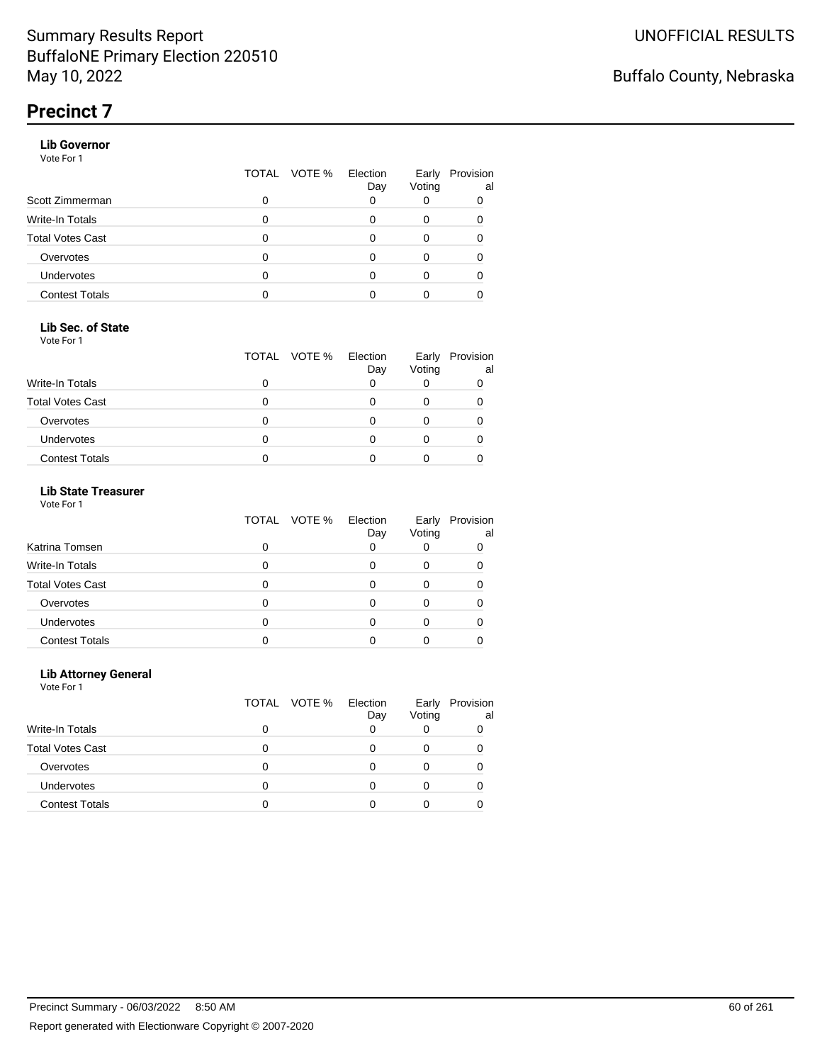# Precinct 7

### Lib Governor

Vote For 1

| | TOTAL | VOTE % | Election Day | Early Voting | Provisional |
|---|---|---|---|---|---|
| Scott Zimmerman | 0 | | 0 | 0 | 0 |
| Write-In Totals | 0 | | 0 | 0 | 0 |
| Total Votes Cast | 0 | | 0 | 0 | 0 |
| Overvotes | 0 | | 0 | 0 | 0 |
| Undervotes | 0 | | 0 | 0 | 0 |
| Contest Totals | 0 | | 0 | 0 | 0 |

### Lib Sec. of State

Vote For 1

| | TOTAL | VOTE % | Election Day | Early Voting | Provisional |
|---|---|---|---|---|---|
| Write-In Totals | 0 | | 0 | 0 | 0 |
| Total Votes Cast | 0 | | 0 | 0 | 0 |
| Overvotes | 0 | | 0 | 0 | 0 |
| Undervotes | 0 | | 0 | 0 | 0 |
| Contest Totals | 0 | | 0 | 0 | 0 |

### Lib State Treasurer

Vote For 1

| | TOTAL | VOTE % | Election Day | Early Voting | Provisional |
|---|---|---|---|---|---|
| Katrina Tomsen | 0 | | 0 | 0 | 0 |
| Write-In Totals | 0 | | 0 | 0 | 0 |
| Total Votes Cast | 0 | | 0 | 0 | 0 |
| Overvotes | 0 | | 0 | 0 | 0 |
| Undervotes | 0 | | 0 | 0 | 0 |
| Contest Totals | 0 | | 0 | 0 | 0 |

### Lib Attorney General

Vote For 1

| | TOTAL | VOTE % | Election Day | Early Voting | Provisional |
|---|---|---|---|---|---|
| Write-In Totals | 0 | | 0 | 0 | 0 |
| Total Votes Cast | 0 | | 0 | 0 | 0 |
| Overvotes | 0 | | 0 | 0 | 0 |
| Undervotes | 0 | | 0 | 0 | 0 |
| Contest Totals | 0 | | 0 | 0 | 0 |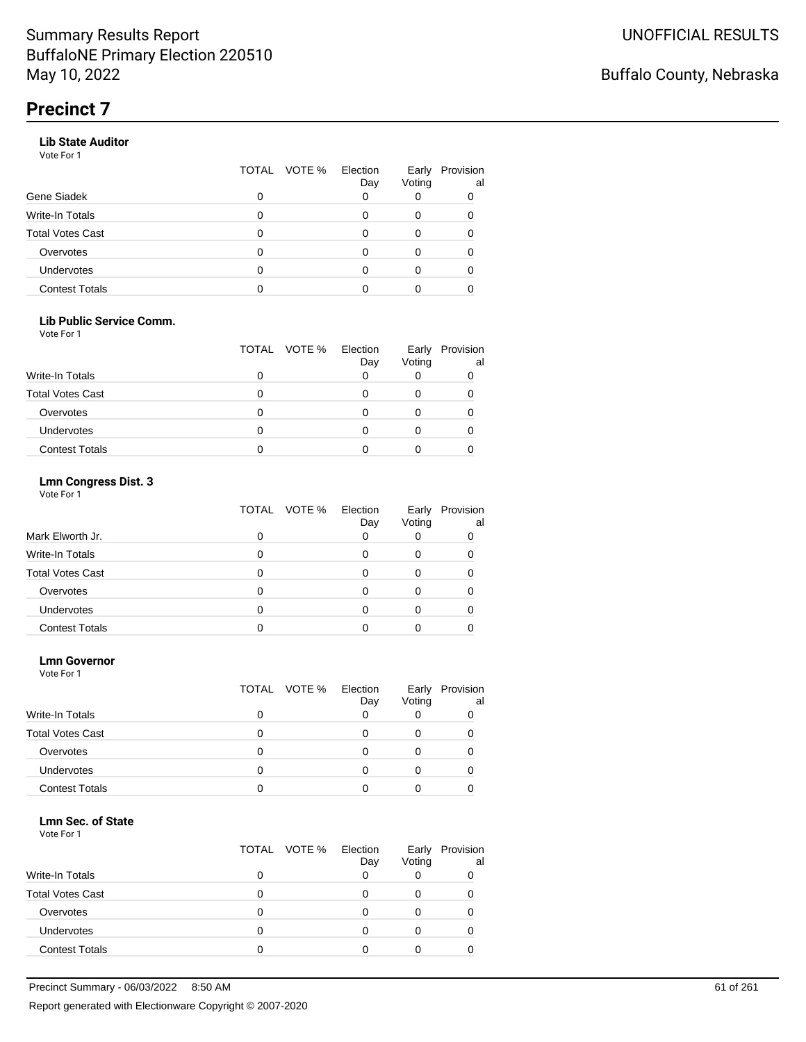# Precinct 7

### Lib State Auditor

Vote For 1

| | TOTAL | VOTE % | Election Day | Early Voting | Provisional |
|---|---|---|---|---|---|
| Gene Siadek | 0 | | 0 | 0 | 0 |
| Write-In Totals | 0 | | 0 | 0 | 0 |
| Total Votes Cast | 0 | | 0 | 0 | 0 |
| Overvotes | 0 | | 0 | 0 | 0 |
| Undervotes | 0 | | 0 | 0 | 0 |
| Contest Totals | 0 | | 0 | 0 | 0 |

### Lib Public Service Comm.

Vote For 1

| | TOTAL | VOTE % | Election Day | Early Voting | Provisional |
|---|---|---|---|---|---|
| Write-In Totals | 0 | | 0 | 0 | 0 |
| Total Votes Cast | 0 | | 0 | 0 | 0 |
| Overvotes | 0 | | 0 | 0 | 0 |
| Undervotes | 0 | | 0 | 0 | 0 |
| Contest Totals | 0 | | 0 | 0 | 0 |

### Lmn Congress Dist. 3

Vote For 1

| | TOTAL | VOTE % | Election Day | Early Voting | Provisional |
|---|---|---|---|---|---|
| Mark Elworth Jr. | 0 | | 0 | 0 | 0 |
| Write-In Totals | 0 | | 0 | 0 | 0 |
| Total Votes Cast | 0 | | 0 | 0 | 0 |
| Overvotes | 0 | | 0 | 0 | 0 |
| Undervotes | 0 | | 0 | 0 | 0 |
| Contest Totals | 0 | | 0 | 0 | 0 |

### Lmn Governor

Vote For 1

| | TOTAL | VOTE % | Election Day | Early Voting | Provisional |
|---|---|---|---|---|---|
| Write-In Totals | 0 | | 0 | 0 | 0 |
| Total Votes Cast | 0 | | 0 | 0 | 0 |
| Overvotes | 0 | | 0 | 0 | 0 |
| Undervotes | 0 | | 0 | 0 | 0 |
| Contest Totals | 0 | | 0 | 0 | 0 |

### Lmn Sec. of State

Vote For 1

| | TOTAL | VOTE % | Election Day | Early Voting | Provisional |
|---|---|---|---|---|---|
| Write-In Totals | 0 | | 0 | 0 | 0 |
| Total Votes Cast | 0 | | 0 | 0 | 0 |
| Overvotes | 0 | | 0 | 0 | 0 |
| Undervotes | 0 | | 0 | 0 | 0 |
| Contest Totals | 0 | | 0 | 0 | 0 |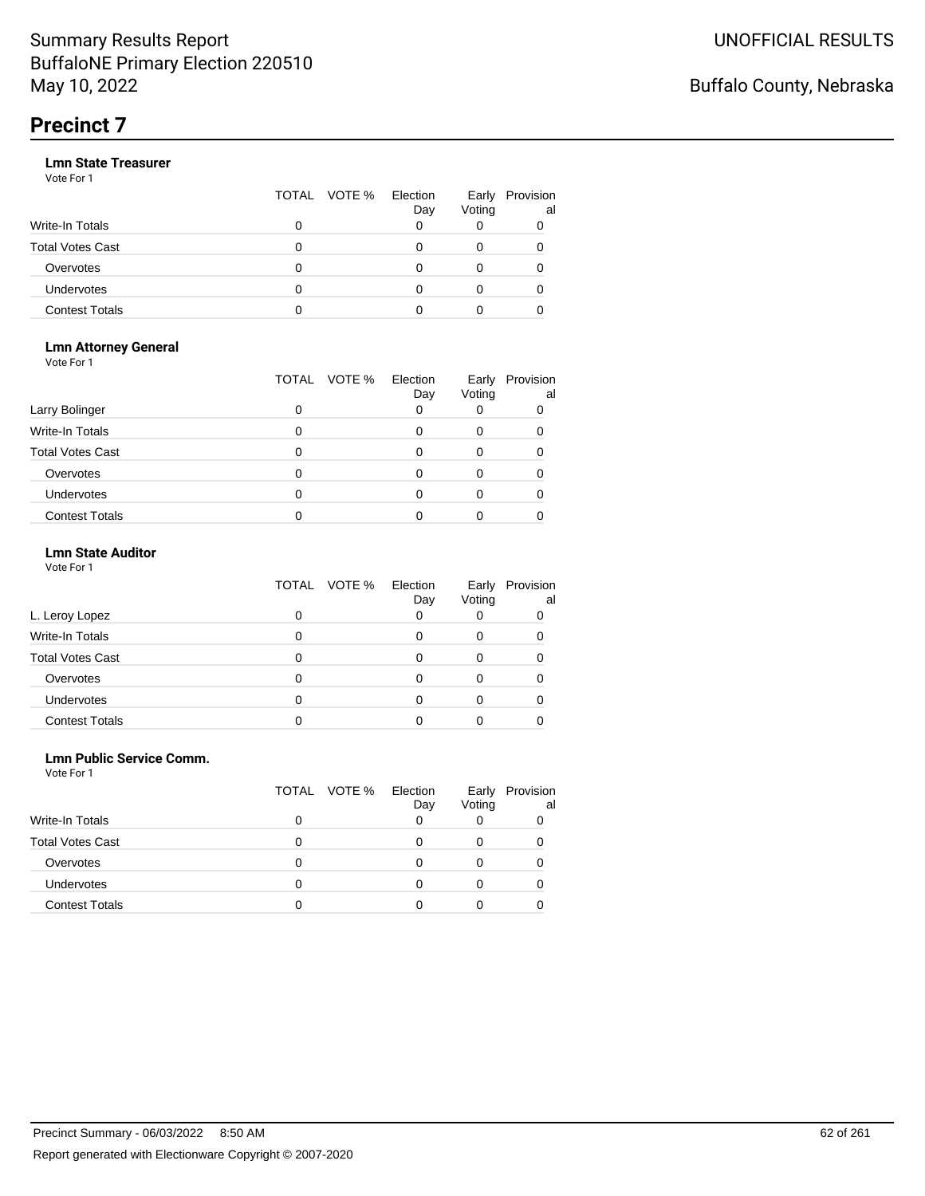Summary Results Report
BuffaloNE Primary Election 220510
May 10, 2022

UNOFFICIAL RESULTS

Buffalo County, Nebraska

# Precinct 7

### Lmn State Treasurer

Vote For 1

| | TOTAL | VOTE % | Election Day | Early Voting | Provisional |
|---|---|---|---|---|---|
| Write-In Totals | 0 | | 0 | 0 | 0 |
| Total Votes Cast | 0 | | 0 | 0 | 0 |
| Overvotes | 0 | | 0 | 0 | 0 |
| Undervotes | 0 | | 0 | 0 | 0 |
| Contest Totals | 0 | | 0 | 0 | 0 |

### Lmn Attorney General

Vote For 1

| | TOTAL | VOTE % | Election Day | Early Voting | Provisional |
|---|---|---|---|---|---|
| Larry Bolinger | 0 | | 0 | 0 | 0 |
| Write-In Totals | 0 | | 0 | 0 | 0 |
| Total Votes Cast | 0 | | 0 | 0 | 0 |
| Overvotes | 0 | | 0 | 0 | 0 |
| Undervotes | 0 | | 0 | 0 | 0 |
| Contest Totals | 0 | | 0 | 0 | 0 |

### Lmn State Auditor

Vote For 1

| | TOTAL | VOTE % | Election Day | Early Voting | Provisional |
|---|---|---|---|---|---|
| L. Leroy Lopez | 0 | | 0 | 0 | 0 |
| Write-In Totals | 0 | | 0 | 0 | 0 |
| Total Votes Cast | 0 | | 0 | 0 | 0 |
| Overvotes | 0 | | 0 | 0 | 0 |
| Undervotes | 0 | | 0 | 0 | 0 |
| Contest Totals | 0 | | 0 | 0 | 0 |

### Lmn Public Service Comm.

Vote For 1

| | TOTAL | VOTE % | Election Day | Early Voting | Provisional |
|---|---|---|---|---|---|
| Write-In Totals | 0 | | 0 | 0 | 0 |
| Total Votes Cast | 0 | | 0 | 0 | 0 |
| Overvotes | 0 | | 0 | 0 | 0 |
| Undervotes | 0 | | 0 | 0 | 0 |
| Contest Totals | 0 | | 0 | 0 | 0 |

Precinct Summary - 06/03/2022 8:50 AM

Report generated with Electionware Copyright © 2007-2020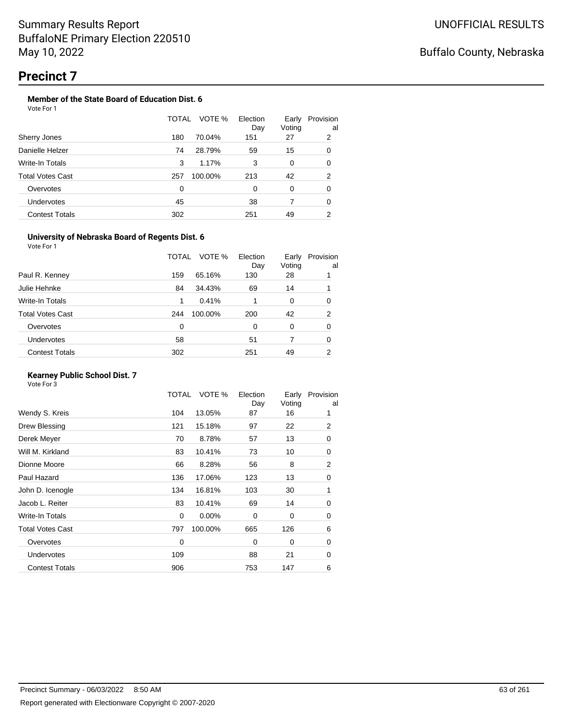# Summary Results Report
BuffaloNE Primary Election 220510
May 10, 2022

UNOFFICIAL RESULTS

Buffalo County, Nebraska

## Precinct 7

### Member of the State Board of Education Dist. 6

Vote For 1

| | TOTAL | VOTE % | Election Day | Early Voting | Provisional |
|---|---|---|---|---|---|
| Sherry Jones | 180 | 70.04% | 151 | 27 | 2 |
| Danielle Helzer | 74 | 28.79% | 59 | 15 | 0 |
| Write-In Totals | 3 | 1.17% | 3 | 0 | 0 |
| Total Votes Cast | 257 | 100.00% | 213 | 42 | 2 |
| Overvotes | 0 | | 0 | 0 | 0 |
| Undervotes | 45 | | 38 | 7 | 0 |
| Contest Totals | 302 | | 251 | 49 | 2 |

### University of Nebraska Board of Regents Dist. 6

Vote For 1

| | TOTAL | VOTE % | Election Day | Early Voting | Provisional |
|---|---|---|---|---|---|
| Paul R. Kenney | 159 | 65.16% | 130 | 28 | 1 |
| Julie Hehnke | 84 | 34.43% | 69 | 14 | 1 |
| Write-In Totals | 1 | 0.41% | 1 | 0 | 0 |
| Total Votes Cast | 244 | 100.00% | 200 | 42 | 2 |
| Overvotes | 0 | | 0 | 0 | 0 |
| Undervotes | 58 | | 51 | 7 | 0 |
| Contest Totals | 302 | | 251 | 49 | 2 |

### Kearney Public School Dist. 7

Vote For 3

| | TOTAL | VOTE % | Election Day | Early Voting | Provisional |
|---|---|---|---|---|---|
| Wendy S. Kreis | 104 | 13.05% | 87 | 16 | 1 |
| Drew Blessing | 121 | 15.18% | 97 | 22 | 2 |
| Derek Meyer | 70 | 8.78% | 57 | 13 | 0 |
| Will M. Kirkland | 83 | 10.41% | 73 | 10 | 0 |
| Dionne Moore | 66 | 8.28% | 56 | 8 | 2 |
| Paul Hazard | 136 | 17.06% | 123 | 13 | 0 |
| John D. Icenogle | 134 | 16.81% | 103 | 30 | 1 |
| Jacob L. Reiter | 83 | 10.41% | 69 | 14 | 0 |
| Write-In Totals | 0 | 0.00% | 0 | 0 | 0 |
| Total Votes Cast | 797 | 100.00% | 665 | 126 | 6 |
| Overvotes | 0 | | 0 | 0 | 0 |
| Undervotes | 109 | | 88 | 21 | 0 |
| Contest Totals | 906 | | 753 | 147 | 6 |

Precinct Summary - 06/03/2022 8:50 AM

Report generated with Electionware Copyright © 2007-2020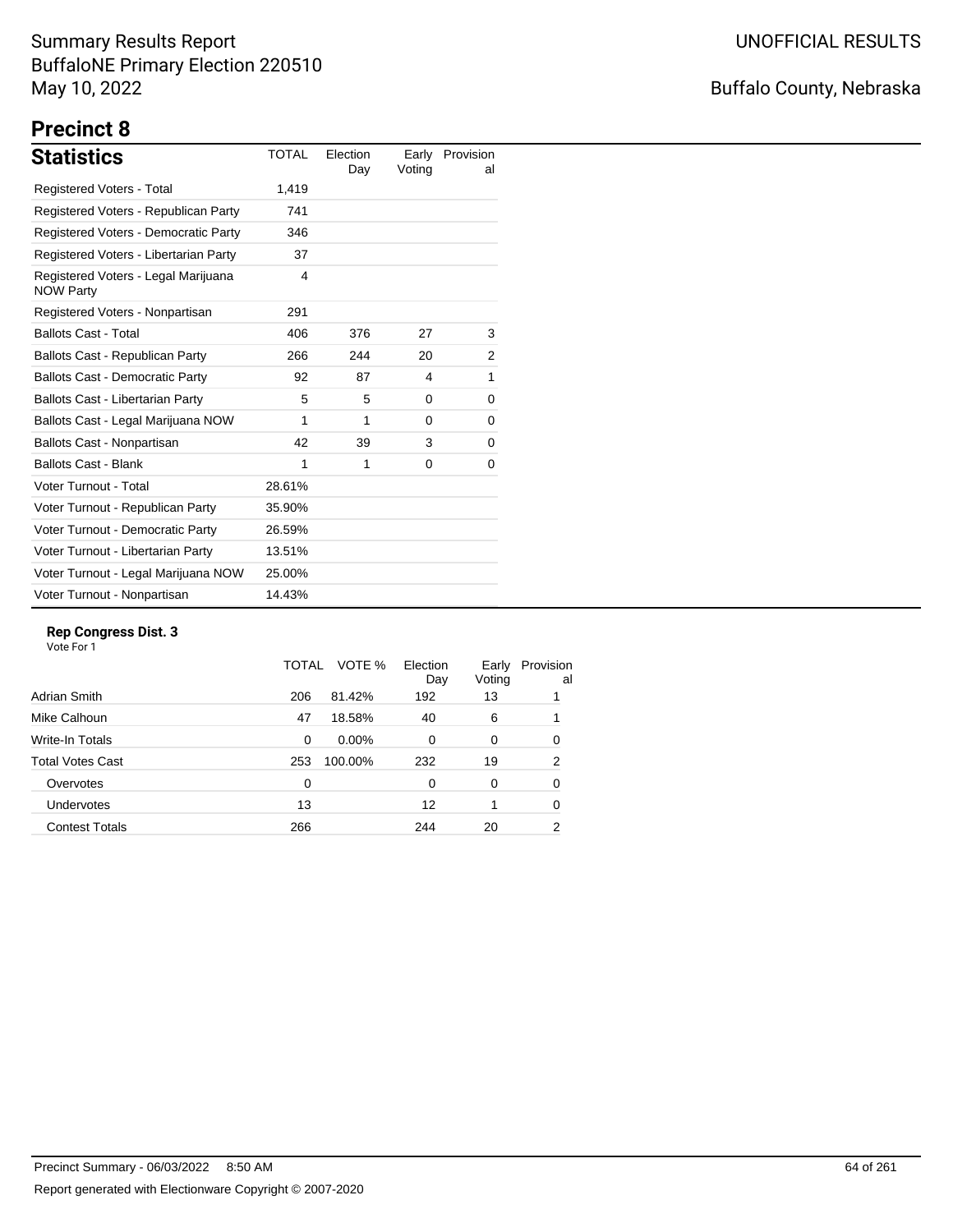Summary Results Report
BuffaloNE Primary Election 220510
May 10, 2022

UNOFFICIAL RESULTS

Buffalo County, Nebraska

# Precinct 8

## Statistics

| Statistics | TOTAL | Election Day | Early Voting | Provisional |
|---|---|---|---|---|
| Registered Voters - Total | 1,419 | | | |
| Registered Voters - Republican Party | 741 | | | |
| Registered Voters - Democratic Party | 346 | | | |
| Registered Voters - Libertarian Party | 37 | | | |
| Registered Voters - Legal Marijuana NOW Party | 4 | | | |
| Registered Voters - Nonpartisan | 291 | | | |
| Ballots Cast - Total | 406 | 376 | 27 | 3 |
| Ballots Cast - Republican Party | 266 | 244 | 20 | 2 |
| Ballots Cast - Democratic Party | 92 | 87 | 4 | 1 |
| Ballots Cast - Libertarian Party | 5 | 5 | 0 | 0 |
| Ballots Cast - Legal Marijuana NOW | 1 | 1 | 0 | 0 |
| Ballots Cast - Nonpartisan | 42 | 39 | 3 | 0 |
| Ballots Cast - Blank | 1 | 1 | 0 | 0 |
| Voter Turnout - Total | 28.61% | | | |
| Voter Turnout - Republican Party | 35.90% | | | |
| Voter Turnout - Democratic Party | 26.59% | | | |
| Voter Turnout - Libertarian Party | 13.51% | | | |
| Voter Turnout - Legal Marijuana NOW | 25.00% | | | |
| Voter Turnout - Nonpartisan | 14.43% | | | |

### Rep Congress Dist. 3

Vote For 1

| | TOTAL | VOTE % | Election Day | Early Voting | Provisional |
|---|---|---|---|---|---|
| Adrian Smith | 206 | 81.42% | 192 | 13 | 1 |
| Mike Calhoun | 47 | 18.58% | 40 | 6 | 1 |
| Write-In Totals | 0 | 0.00% | 0 | 0 | 0 |
| Total Votes Cast | 253 | 100.00% | 232 | 19 | 2 |
| Overvotes | 0 | | 0 | 0 | 0 |
| Undervotes | 13 | | 12 | 1 | 0 |
| Contest Totals | 266 | | 244 | 20 | 2 |

Precinct Summary - 06/03/2022 8:50 AM

Report generated with Electionware Copyright © 2007-2020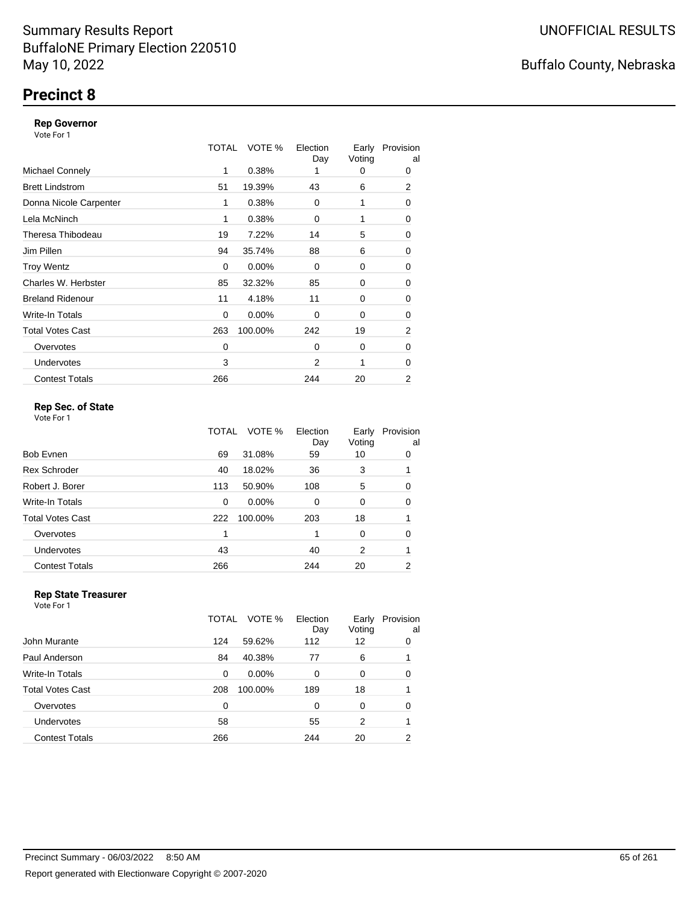Summary Results Report
BuffaloNE Primary Election 220510
May 10, 2022

UNOFFICIAL RESULTS

Buffalo County, Nebraska

# Precinct 8

### Rep Governor

Vote For 1

| | TOTAL | VOTE % | Election Day | Early Voting | Provisional |
|---|---|---|---|---|---|
| Michael Connely | 1 | 0.38% | 1 | 0 | 0 |
| Brett Lindstrom | 51 | 19.39% | 43 | 6 | 2 |
| Donna Nicole Carpenter | 1 | 0.38% | 0 | 1 | 0 |
| Lela McNinch | 1 | 0.38% | 0 | 1 | 0 |
| Theresa Thibodeau | 19 | 7.22% | 14 | 5 | 0 |
| Jim Pillen | 94 | 35.74% | 88 | 6 | 0 |
| Troy Wentz | 0 | 0.00% | 0 | 0 | 0 |
| Charles W. Herbster | 85 | 32.32% | 85 | 0 | 0 |
| Breland Ridenour | 11 | 4.18% | 11 | 0 | 0 |
| Write-In Totals | 0 | 0.00% | 0 | 0 | 0 |
| Total Votes Cast | 263 | 100.00% | 242 | 19 | 2 |
| Overvotes | 0 | | 0 | 0 | 0 |
| Undervotes | 3 | | 2 | 1 | 0 |
| Contest Totals | 266 | | 244 | 20 | 2 |

### Rep Sec. of State

Vote For 1

| | TOTAL | VOTE % | Election Day | Early Voting | Provisional |
|---|---|---|---|---|---|
| Bob Evnen | 69 | 31.08% | 59 | 10 | 0 |
| Rex Schroder | 40 | 18.02% | 36 | 3 | 1 |
| Robert J. Borer | 113 | 50.90% | 108 | 5 | 0 |
| Write-In Totals | 0 | 0.00% | 0 | 0 | 0 |
| Total Votes Cast | 222 | 100.00% | 203 | 18 | 1 |
| Overvotes | 1 | | 1 | 0 | 0 |
| Undervotes | 43 | | 40 | 2 | 1 |
| Contest Totals | 266 | | 244 | 20 | 2 |

### Rep State Treasurer

Vote For 1

| | TOTAL | VOTE % | Election Day | Early Voting | Provisional |
|---|---|---|---|---|---|
| John Murante | 124 | 59.62% | 112 | 12 | 0 |
| Paul Anderson | 84 | 40.38% | 77 | 6 | 1 |
| Write-In Totals | 0 | 0.00% | 0 | 0 | 0 |
| Total Votes Cast | 208 | 100.00% | 189 | 18 | 1 |
| Overvotes | 0 | | 0 | 0 | 0 |
| Undervotes | 58 | | 55 | 2 | 1 |
| Contest Totals | 266 | | 244 | 20 | 2 |

Precinct Summary - 06/03/2022 8:50 AM

Report generated with Electionware Copyright © 2007-2020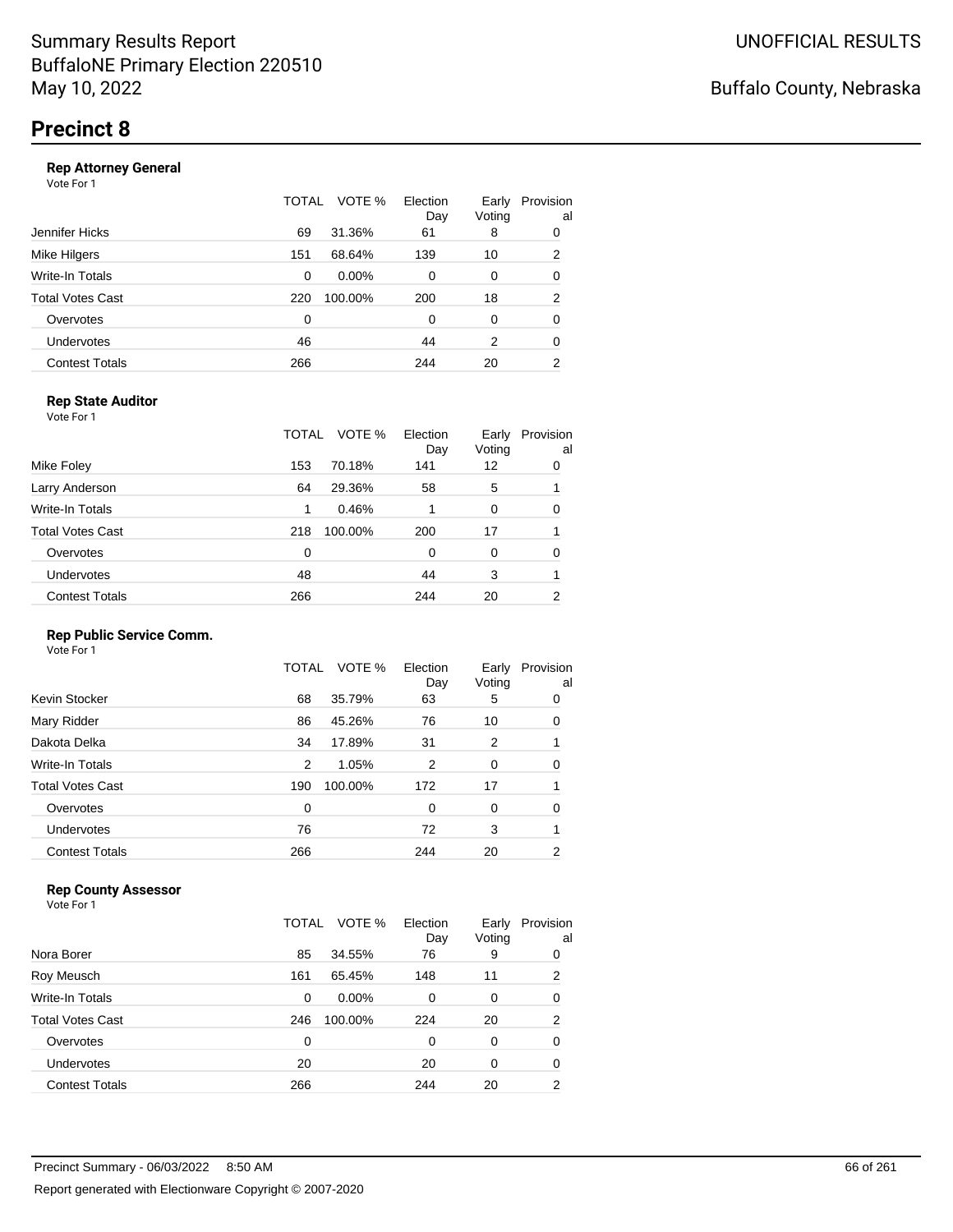Summary Results Report
BuffaloNE Primary Election 220510
May 10, 2022

UNOFFICIAL RESULTS

Buffalo County, Nebraska

# Precinct 8

### Rep Attorney General

Vote For 1

| | TOTAL | VOTE % | Election Day | Early Voting | Provisional |
|---|---|---|---|---|---|
| Jennifer Hicks | 69 | 31.36% | 61 | 8 | 0 |
| Mike Hilgers | 151 | 68.64% | 139 | 10 | 2 |
| Write-In Totals | 0 | 0.00% | 0 | 0 | 0 |
| Total Votes Cast | 220 | 100.00% | 200 | 18 | 2 |
| Overvotes | 0 | | 0 | 0 | 0 |
| Undervotes | 46 | | 44 | 2 | 0 |
| Contest Totals | 266 | | 244 | 20 | 2 |

### Rep State Auditor

Vote For 1

| | TOTAL | VOTE % | Election Day | Early Voting | Provisional |
|---|---|---|---|---|---|
| Mike Foley | 153 | 70.18% | 141 | 12 | 0 |
| Larry Anderson | 64 | 29.36% | 58 | 5 | 1 |
| Write-In Totals | 1 | 0.46% | 1 | 0 | 0 |
| Total Votes Cast | 218 | 100.00% | 200 | 17 | 1 |
| Overvotes | 0 | | 0 | 0 | 0 |
| Undervotes | 48 | | 44 | 3 | 1 |
| Contest Totals | 266 | | 244 | 20 | 2 |

### Rep Public Service Comm.

Vote For 1

| | TOTAL | VOTE % | Election Day | Early Voting | Provisional |
|---|---|---|---|---|---|
| Kevin Stocker | 68 | 35.79% | 63 | 5 | 0 |
| Mary Ridder | 86 | 45.26% | 76 | 10 | 0 |
| Dakota Delka | 34 | 17.89% | 31 | 2 | 1 |
| Write-In Totals | 2 | 1.05% | 2 | 0 | 0 |
| Total Votes Cast | 190 | 100.00% | 172 | 17 | 1 |
| Overvotes | 0 | | 0 | 0 | 0 |
| Undervotes | 76 | | 72 | 3 | 1 |
| Contest Totals | 266 | | 244 | 20 | 2 |

### Rep County Assessor

Vote For 1

| | TOTAL | VOTE % | Election Day | Early Voting | Provisional |
|---|---|---|---|---|---|
| Nora Borer | 85 | 34.55% | 76 | 9 | 0 |
| Roy Meusch | 161 | 65.45% | 148 | 11 | 2 |
| Write-In Totals | 0 | 0.00% | 0 | 0 | 0 |
| Total Votes Cast | 246 | 100.00% | 224 | 20 | 2 |
| Overvotes | 0 | | 0 | 0 | 0 |
| Undervotes | 20 | | 20 | 0 | 0 |
| Contest Totals | 266 | | 244 | 20 | 2 |

Precinct Summary - 06/03/2022 8:50 AM

Report generated with Electionware Copyright © 2007-2020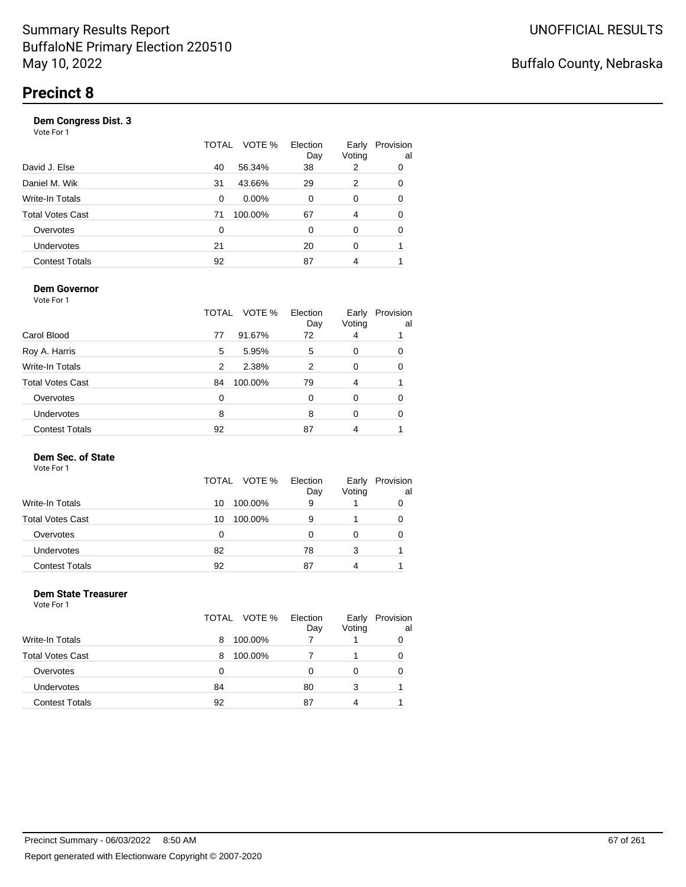Summary Results Report
BuffaloNE Primary Election 220510
May 10, 2022

UNOFFICIAL RESULTS

Buffalo County, Nebraska

# Precinct 8

### Dem Congress Dist. 3

Vote For 1

| | TOTAL | VOTE % | Election Day | Early Voting | Provisional |
|---|---|---|---|---|---|
| David J. Else | 40 | 56.34% | 38 | 2 | 0 |
| Daniel M. Wik | 31 | 43.66% | 29 | 2 | 0 |
| Write-In Totals | 0 | 0.00% | 0 | 0 | 0 |
| Total Votes Cast | 71 | 100.00% | 67 | 4 | 0 |
| Overvotes | 0 | | 0 | 0 | 0 |
| Undervotes | 21 | | 20 | 0 | 1 |
| Contest Totals | 92 | | 87 | 4 | 1 |

### Dem Governor

Vote For 1

| | TOTAL | VOTE % | Election Day | Early Voting | Provisional |
|---|---|---|---|---|---|
| Carol Blood | 77 | 91.67% | 72 | 4 | 1 |
| Roy A. Harris | 5 | 5.95% | 5 | 0 | 0 |
| Write-In Totals | 2 | 2.38% | 2 | 0 | 0 |
| Total Votes Cast | 84 | 100.00% | 79 | 4 | 1 |
| Overvotes | 0 | | 0 | 0 | 0 |
| Undervotes | 8 | | 8 | 0 | 0 |
| Contest Totals | 92 | | 87 | 4 | 1 |

### Dem Sec. of State

Vote For 1

| | TOTAL | VOTE % | Election Day | Early Voting | Provisional |
|---|---|---|---|---|---|
| Write-In Totals | 10 | 100.00% | 9 | 1 | 0 |
| Total Votes Cast | 10 | 100.00% | 9 | 1 | 0 |
| Overvotes | 0 | | 0 | 0 | 0 |
| Undervotes | 82 | | 78 | 3 | 1 |
| Contest Totals | 92 | | 87 | 4 | 1 |

### Dem State Treasurer

Vote For 1

| | TOTAL | VOTE % | Election Day | Early Voting | Provisional |
|---|---|---|---|---|---|
| Write-In Totals | 8 | 100.00% | 7 | 1 | 0 |
| Total Votes Cast | 8 | 100.00% | 7 | 1 | 0 |
| Overvotes | 0 | | 0 | 0 | 0 |
| Undervotes | 84 | | 80 | 3 | 1 |
| Contest Totals | 92 | | 87 | 4 | 1 |

Precinct Summary - 06/03/2022 8:50 AM

Report generated with Electionware Copyright © 2007-2020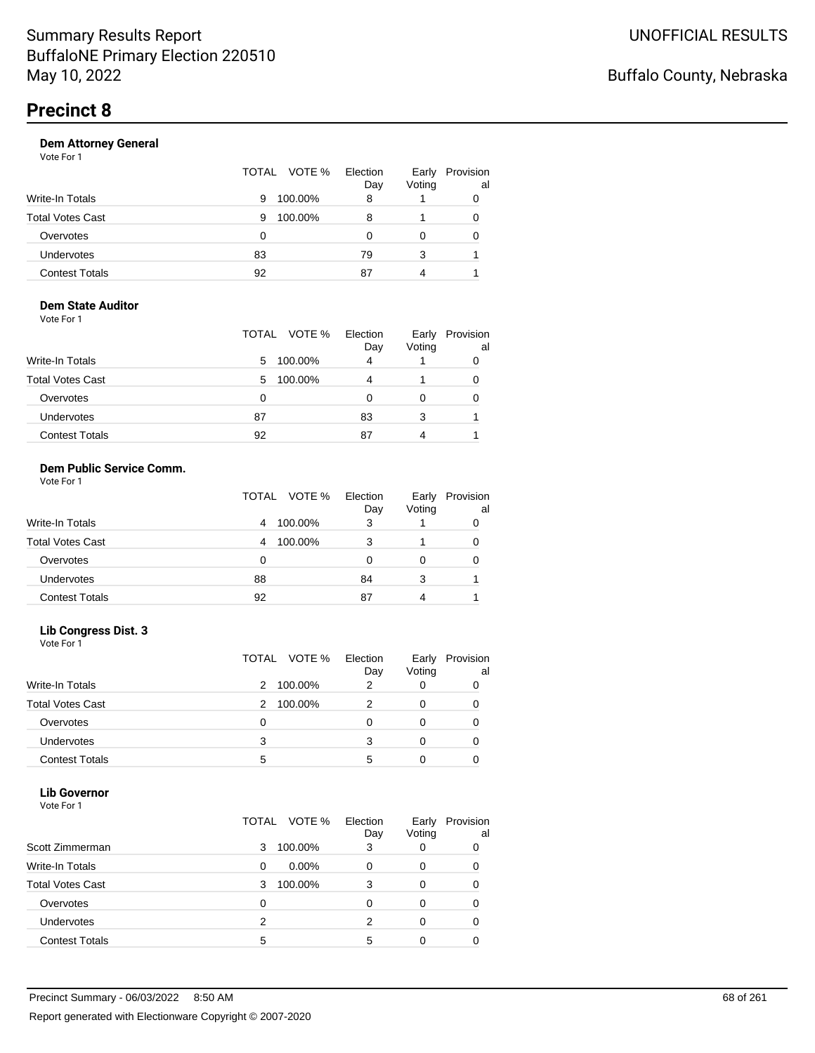Summary Results Report
BuffaloNE Primary Election 220510
May 10, 2022

UNOFFICIAL RESULTS

Buffalo County, Nebraska

# Precinct 8

### Dem Attorney General

Vote For 1

| | TOTAL | VOTE % | Election Day | Early Voting | Provisional |
|---|---|---|---|---|---|
| Write-In Totals | 9 | 100.00% | 8 | 1 | 0 |
| Total Votes Cast | 9 | 100.00% | 8 | 1 | 0 |
| Overvotes | 0 | | 0 | 0 | 0 |
| Undervotes | 83 | | 79 | 3 | 1 |
| Contest Totals | 92 | | 87 | 4 | 1 |

### Dem State Auditor

Vote For 1

| | TOTAL | VOTE % | Election Day | Early Voting | Provisional |
|---|---|---|---|---|---|
| Write-In Totals | 5 | 100.00% | 4 | 1 | 0 |
| Total Votes Cast | 5 | 100.00% | 4 | 1 | 0 |
| Overvotes | 0 | | 0 | 0 | 0 |
| Undervotes | 87 | | 83 | 3 | 1 |
| Contest Totals | 92 | | 87 | 4 | 1 |

### Dem Public Service Comm.

Vote For 1

| | TOTAL | VOTE % | Election Day | Early Voting | Provisional |
|---|---|---|---|---|---|
| Write-In Totals | 4 | 100.00% | 3 | 1 | 0 |
| Total Votes Cast | 4 | 100.00% | 3 | 1 | 0 |
| Overvotes | 0 | | 0 | 0 | 0 |
| Undervotes | 88 | | 84 | 3 | 1 |
| Contest Totals | 92 | | 87 | 4 | 1 |

### Lib Congress Dist. 3

Vote For 1

| | TOTAL | VOTE % | Election Day | Early Voting | Provisional |
|---|---|---|---|---|---|
| Write-In Totals | 2 | 100.00% | 2 | 0 | 0 |
| Total Votes Cast | 2 | 100.00% | 2 | 0 | 0 |
| Overvotes | 0 | | 0 | 0 | 0 |
| Undervotes | 3 | | 3 | 0 | 0 |
| Contest Totals | 5 | | 5 | 0 | 0 |

### Lib Governor

Vote For 1

| | TOTAL | VOTE % | Election Day | Early Voting | Provisional |
|---|---|---|---|---|---|
| Scott Zimmerman | 3 | 100.00% | 3 | 0 | 0 |
| Write-In Totals | 0 | 0.00% | 0 | 0 | 0 |
| Total Votes Cast | 3 | 100.00% | 3 | 0 | 0 |
| Overvotes | 0 | | 0 | 0 | 0 |
| Undervotes | 2 | | 2 | 0 | 0 |
| Contest Totals | 5 | | 5 | 0 | 0 |

Precinct Summary - 06/03/2022 8:50 AM

Report generated with Electionware Copyright © 2007-2020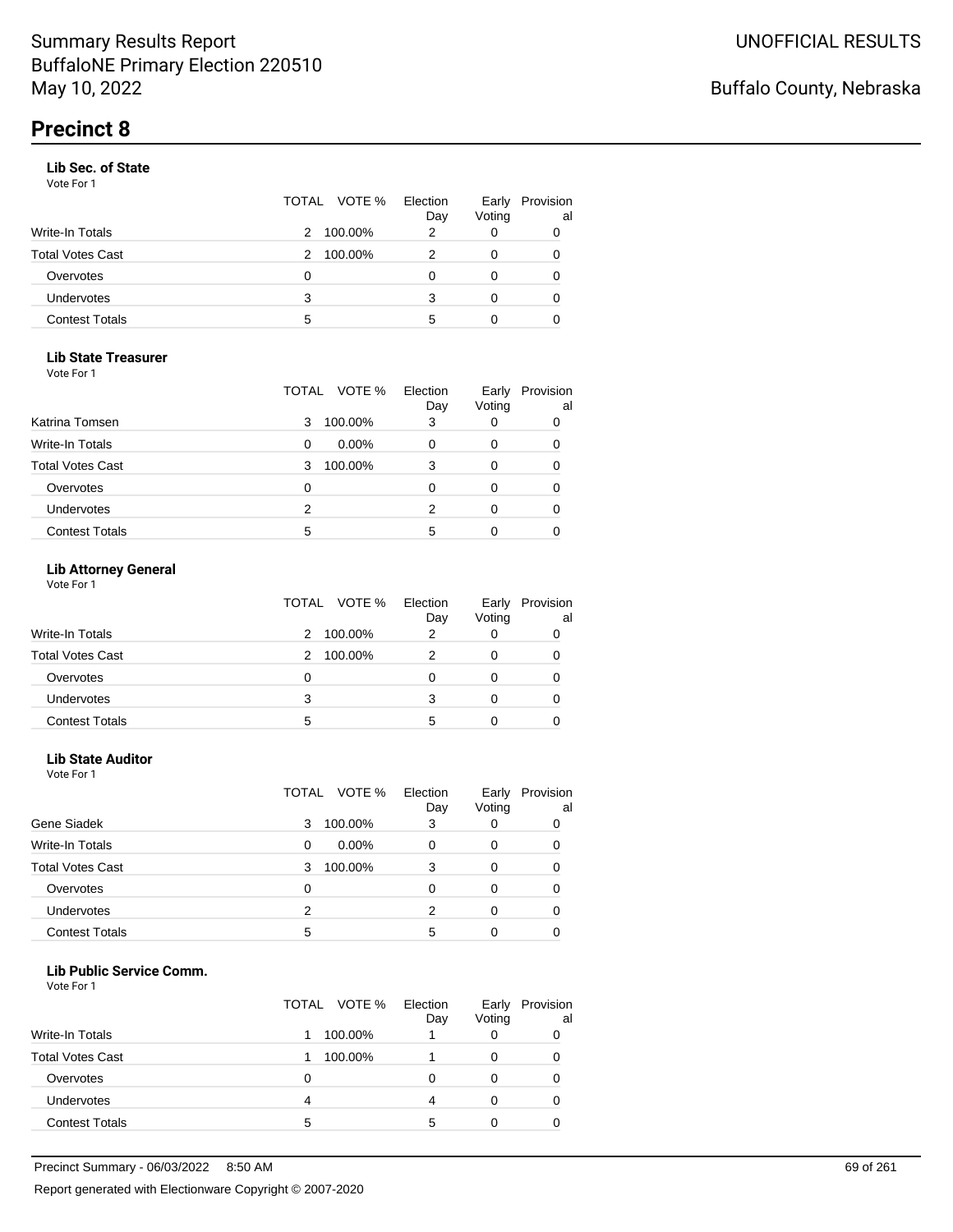# Summary Results Report
BuffaloNE Primary Election 220510
May 10, 2022

UNOFFICIAL RESULTS

Buffalo County, Nebraska

## Precinct 8

### Lib Sec. of State
Vote For 1

| | TOTAL | VOTE % | Election Day | Early Voting | Provisional |
|---|---|---|---|---|---|
| Write-In Totals | 2 | 100.00% | 2 | 0 | 0 |
| Total Votes Cast | 2 | 100.00% | 2 | 0 | 0 |
| Overvotes | 0 | | 0 | 0 | 0 |
| Undervotes | 3 | | 3 | 0 | 0 |
| Contest Totals | 5 | | 5 | 0 | 0 |

### Lib State Treasurer
Vote For 1

| | TOTAL | VOTE % | Election Day | Early Voting | Provisional |
|---|---|---|---|---|---|
| Katrina Tomsen | 3 | 100.00% | 3 | 0 | 0 |
| Write-In Totals | 0 | 0.00% | 0 | 0 | 0 |
| Total Votes Cast | 3 | 100.00% | 3 | 0 | 0 |
| Overvotes | 0 | | 0 | 0 | 0 |
| Undervotes | 2 | | 2 | 0 | 0 |
| Contest Totals | 5 | | 5 | 0 | 0 |

### Lib Attorney General
Vote For 1

| | TOTAL | VOTE % | Election Day | Early Voting | Provisional |
|---|---|---|---|---|---|
| Write-In Totals | 2 | 100.00% | 2 | 0 | 0 |
| Total Votes Cast | 2 | 100.00% | 2 | 0 | 0 |
| Overvotes | 0 | | 0 | 0 | 0 |
| Undervotes | 3 | | 3 | 0 | 0 |
| Contest Totals | 5 | | 5 | 0 | 0 |

### Lib State Auditor
Vote For 1

| | TOTAL | VOTE % | Election Day | Early Voting | Provisional |
|---|---|---|---|---|---|
| Gene Siadek | 3 | 100.00% | 3 | 0 | 0 |
| Write-In Totals | 0 | 0.00% | 0 | 0 | 0 |
| Total Votes Cast | 3 | 100.00% | 3 | 0 | 0 |
| Overvotes | 0 | | 0 | 0 | 0 |
| Undervotes | 2 | | 2 | 0 | 0 |
| Contest Totals | 5 | | 5 | 0 | 0 |

### Lib Public Service Comm.
Vote For 1

| | TOTAL | VOTE % | Election Day | Early Voting | Provisional |
|---|---|---|---|---|---|
| Write-In Totals | 1 | 100.00% | 1 | 0 | 0 |
| Total Votes Cast | 1 | 100.00% | 1 | 0 | 0 |
| Overvotes | 0 | | 0 | 0 | 0 |
| Undervotes | 4 | | 4 | 0 | 0 |
| Contest Totals | 5 | | 5 | 0 | 0 |

Precinct Summary - 06/03/2022 8:50 AM

Report generated with Electionware Copyright © 2007-2020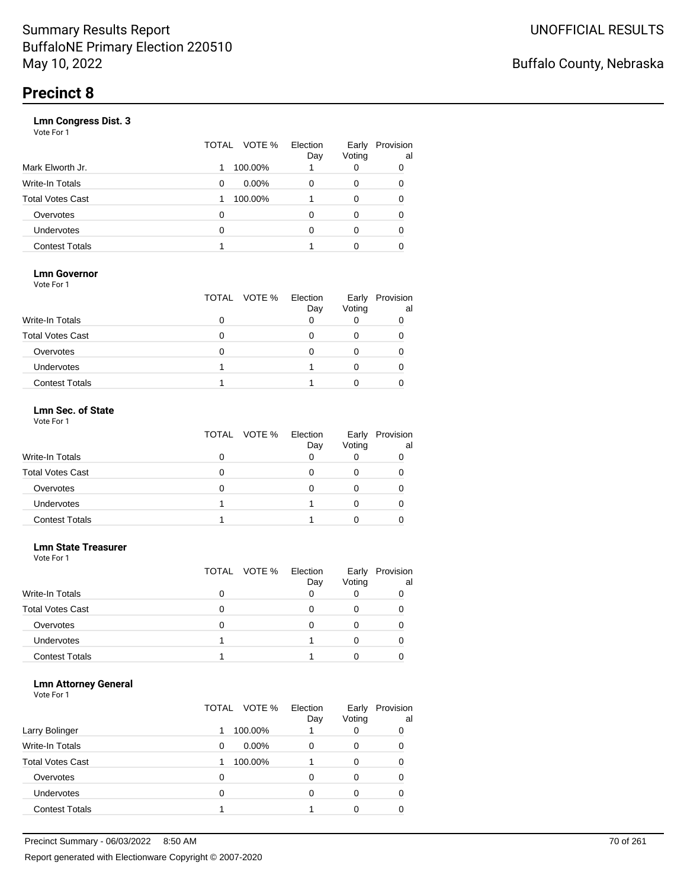# Precinct 8

### Lmn Congress Dist. 3

Vote For 1

| | TOTAL | VOTE % | Election Day | Early Voting | Provisional |
|---|---|---|---|---|---|
| Mark Elworth Jr. | 1 | 100.00% | 1 | 0 | 0 |
| Write-In Totals | 0 | 0.00% | 0 | 0 | 0 |
| Total Votes Cast | 1 | 100.00% | 1 | 0 | 0 |
| Overvotes | 0 | | 0 | 0 | 0 |
| Undervotes | 0 | | 0 | 0 | 0 |
| Contest Totals | 1 | | 1 | 0 | 0 |

### Lmn Governor

Vote For 1

| | TOTAL | VOTE % | Election Day | Early Voting | Provisional |
|---|---|---|---|---|---|
| Write-In Totals | 0 | | 0 | 0 | 0 |
| Total Votes Cast | 0 | | 0 | 0 | 0 |
| Overvotes | 0 | | 0 | 0 | 0 |
| Undervotes | 1 | | 1 | 0 | 0 |
| Contest Totals | 1 | | 1 | 0 | 0 |

### Lmn Sec. of State

Vote For 1

| | TOTAL | VOTE % | Election Day | Early Voting | Provisional |
|---|---|---|---|---|---|
| Write-In Totals | 0 | | 0 | 0 | 0 |
| Total Votes Cast | 0 | | 0 | 0 | 0 |
| Overvotes | 0 | | 0 | 0 | 0 |
| Undervotes | 1 | | 1 | 0 | 0 |
| Contest Totals | 1 | | 1 | 0 | 0 |

### Lmn State Treasurer

Vote For 1

| | TOTAL | VOTE % | Election Day | Early Voting | Provisional |
|---|---|---|---|---|---|
| Write-In Totals | 0 | | 0 | 0 | 0 |
| Total Votes Cast | 0 | | 0 | 0 | 0 |
| Overvotes | 0 | | 0 | 0 | 0 |
| Undervotes | 1 | | 1 | 0 | 0 |
| Contest Totals | 1 | | 1 | 0 | 0 |

### Lmn Attorney General

Vote For 1

| | TOTAL | VOTE % | Election Day | Early Voting | Provisional |
|---|---|---|---|---|---|
| Larry Bolinger | 1 | 100.00% | 1 | 0 | 0 |
| Write-In Totals | 0 | 0.00% | 0 | 0 | 0 |
| Total Votes Cast | 1 | 100.00% | 1 | 0 | 0 |
| Overvotes | 0 | | 0 | 0 | 0 |
| Undervotes | 0 | | 0 | 0 | 0 |
| Contest Totals | 1 | | 1 | 0 | 0 |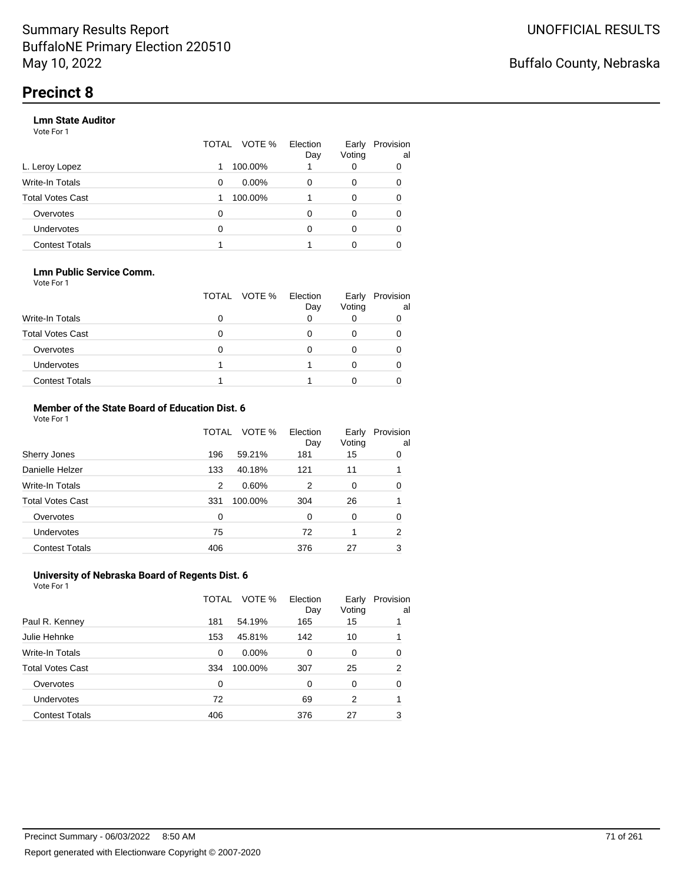# Summary Results Report
BuffaloNE Primary Election 220510
May 10, 2022

UNOFFICIAL RESULTS

Buffalo County, Nebraska

## Precinct 8

### Lmn State Auditor

Vote For 1

| | TOTAL | VOTE % | Election Day | Early Voting | Provisional |
|---|---|---|---|---|---|
| L. Leroy Lopez | 1 | 100.00% | 1 | 0 | 0 |
| Write-In Totals | 0 | 0.00% | 0 | 0 | 0 |
| Total Votes Cast | 1 | 100.00% | 1 | 0 | 0 |
| Overvotes | 0 | | 0 | 0 | 0 |
| Undervotes | 0 | | 0 | 0 | 0 |
| Contest Totals | 1 | | 1 | 0 | 0 |

### Lmn Public Service Comm.

Vote For 1

| | TOTAL | VOTE % | Election Day | Early Voting | Provisional |
|---|---|---|---|---|---|
| Write-In Totals | 0 | | 0 | 0 | 0 |
| Total Votes Cast | 0 | | 0 | 0 | 0 |
| Overvotes | 0 | | 0 | 0 | 0 |
| Undervotes | 1 | | 1 | 0 | 0 |
| Contest Totals | 1 | | 1 | 0 | 0 |

### Member of the State Board of Education Dist. 6

Vote For 1

| | TOTAL | VOTE % | Election Day | Early Voting | Provisional |
|---|---|---|---|---|---|
| Sherry Jones | 196 | 59.21% | 181 | 15 | 0 |
| Danielle Helzer | 133 | 40.18% | 121 | 11 | 1 |
| Write-In Totals | 2 | 0.60% | 2 | 0 | 0 |
| Total Votes Cast | 331 | 100.00% | 304 | 26 | 1 |
| Overvotes | 0 | | 0 | 0 | 0 |
| Undervotes | 75 | | 72 | 1 | 2 |
| Contest Totals | 406 | | 376 | 27 | 3 |

### University of Nebraska Board of Regents Dist. 6

Vote For 1

| | TOTAL | VOTE % | Election Day | Early Voting | Provisional |
|---|---|---|---|---|---|
| Paul R. Kenney | 181 | 54.19% | 165 | 15 | 1 |
| Julie Hehnke | 153 | 45.81% | 142 | 10 | 1 |
| Write-In Totals | 0 | 0.00% | 0 | 0 | 0 |
| Total Votes Cast | 334 | 100.00% | 307 | 25 | 2 |
| Overvotes | 0 | | 0 | 0 | 0 |
| Undervotes | 72 | | 69 | 2 | 1 |
| Contest Totals | 406 | | 376 | 27 | 3 |

Precinct Summary - 06/03/2022 8:50 AM

Report generated with Electionware Copyright © 2007-2020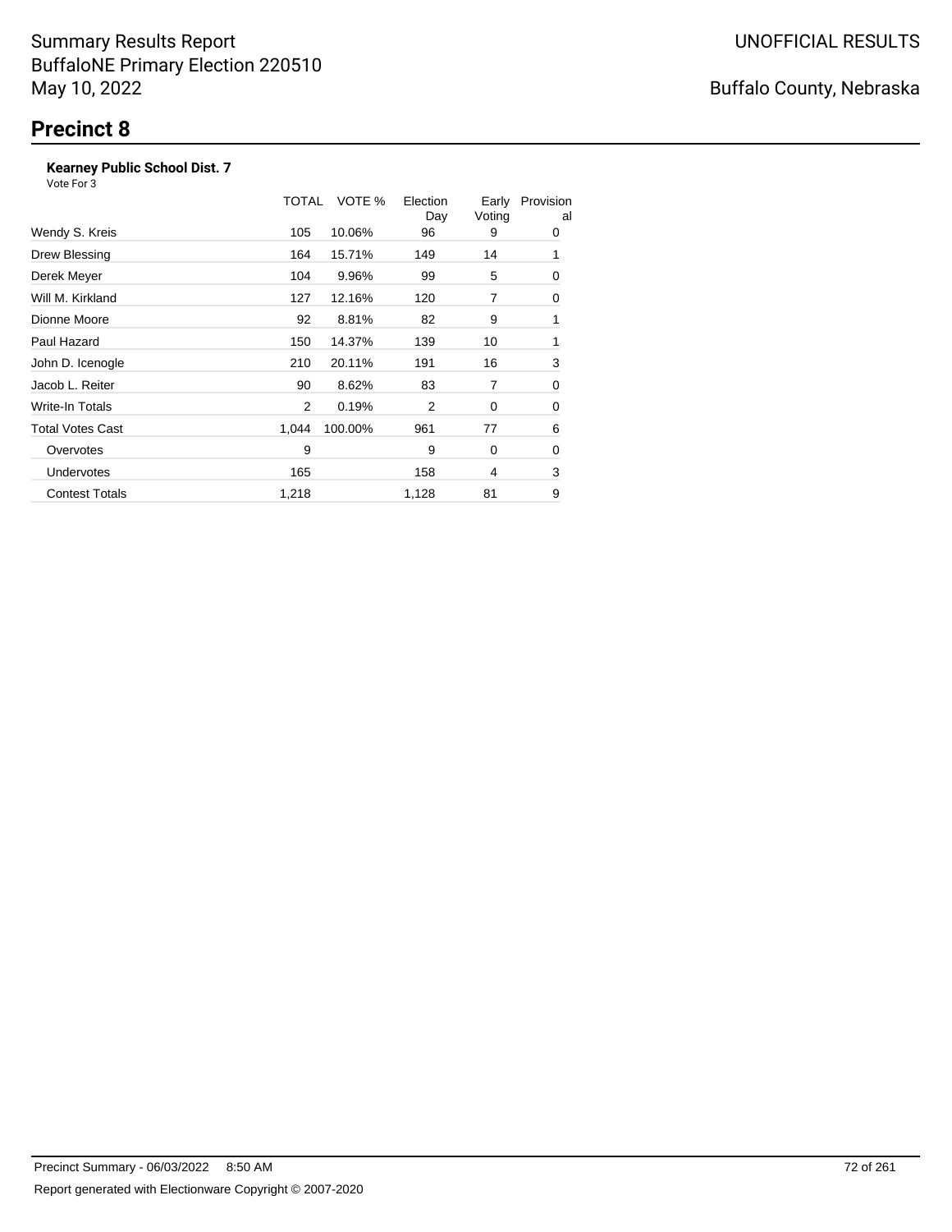# Precinct 8

### Kearney Public School Dist. 7

Vote For 3

| | TOTAL | VOTE % | Election Day | Early Voting | Provisional |
|---|---|---|---|---|---|
| Wendy S. Kreis | 105 | 10.06% | 96 | 9 | 0 |
| Drew Blessing | 164 | 15.71% | 149 | 14 | 1 |
| Derek Meyer | 104 | 9.96% | 99 | 5 | 0 |
| Will M. Kirkland | 127 | 12.16% | 120 | 7 | 0 |
| Dionne Moore | 92 | 8.81% | 82 | 9 | 1 |
| Paul Hazard | 150 | 14.37% | 139 | 10 | 1 |
| John D. Icenogle | 210 | 20.11% | 191 | 16 | 3 |
| Jacob L. Reiter | 90 | 8.62% | 83 | 7 | 0 |
| Write-In Totals | 2 | 0.19% | 2 | 0 | 0 |
| Total Votes Cast | 1,044 | 100.00% | 961 | 77 | 6 |
| Overvotes | 9 | | 9 | 0 | 0 |
| Undervotes | 165 | | 158 | 4 | 3 |
| Contest Totals | 1,218 | | 1,128 | 81 | 9 |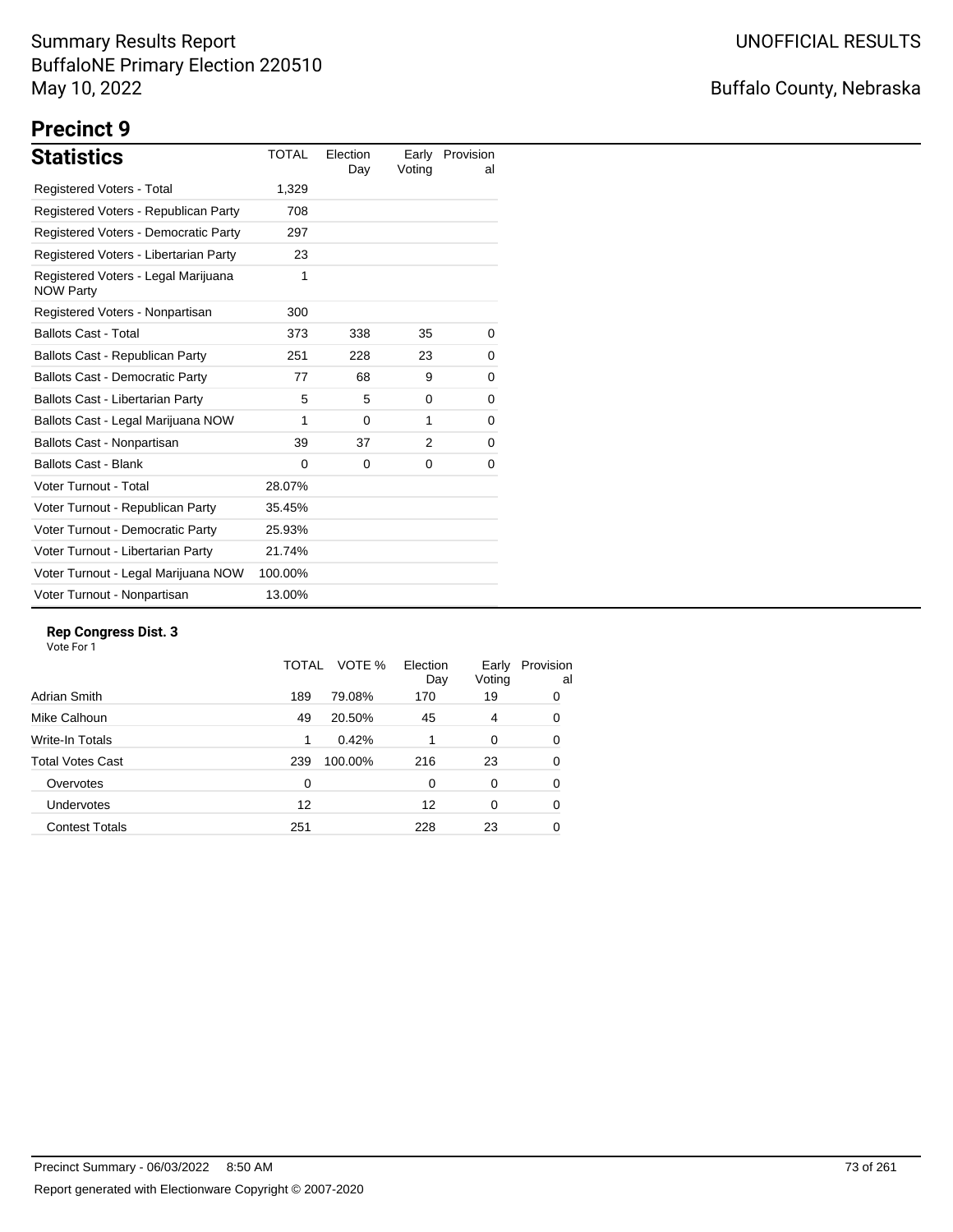Summary Results Report
BuffaloNE Primary Election 220510
May 10, 2022

UNOFFICIAL RESULTS

Buffalo County, Nebraska

# Precinct 9

## Statistics

| Statistics | TOTAL | Election Day | Early Voting | Provisional |
|---|---|---|---|---|
| Registered Voters - Total | 1,329 | | | |
| Registered Voters - Republican Party | 708 | | | |
| Registered Voters - Democratic Party | 297 | | | |
| Registered Voters - Libertarian Party | 23 | | | |
| Registered Voters - Legal Marijuana NOW Party | 1 | | | |
| Registered Voters - Nonpartisan | 300 | | | |
| Ballots Cast - Total | 373 | 338 | 35 | 0 |
| Ballots Cast - Republican Party | 251 | 228 | 23 | 0 |
| Ballots Cast - Democratic Party | 77 | 68 | 9 | 0 |
| Ballots Cast - Libertarian Party | 5 | 5 | 0 | 0 |
| Ballots Cast - Legal Marijuana NOW | 1 | 0 | 1 | 0 |
| Ballots Cast - Nonpartisan | 39 | 37 | 2 | 0 |
| Ballots Cast - Blank | 0 | 0 | 0 | 0 |
| Voter Turnout - Total | 28.07% | | | |
| Voter Turnout - Republican Party | 35.45% | | | |
| Voter Turnout - Democratic Party | 25.93% | | | |
| Voter Turnout - Libertarian Party | 21.74% | | | |
| Voter Turnout - Legal Marijuana NOW | 100.00% | | | |
| Voter Turnout - Nonpartisan | 13.00% | | | |

### Rep Congress Dist. 3

Vote For 1

| | TOTAL | VOTE % | Election Day | Early Voting | Provisional |
|---|---|---|---|---|---|
| Adrian Smith | 189 | 79.08% | 170 | 19 | 0 |
| Mike Calhoun | 49 | 20.50% | 45 | 4 | 0 |
| Write-In Totals | 1 | 0.42% | 1 | 0 | 0 |
| Total Votes Cast | 239 | 100.00% | 216 | 23 | 0 |
| Overvotes | 0 | | 0 | 0 | 0 |
| Undervotes | 12 | | 12 | 0 | 0 |
| Contest Totals | 251 | | 228 | 23 | 0 |

Precinct Summary - 06/03/2022 8:50 AM

Report generated with Electionware Copyright © 2007-2020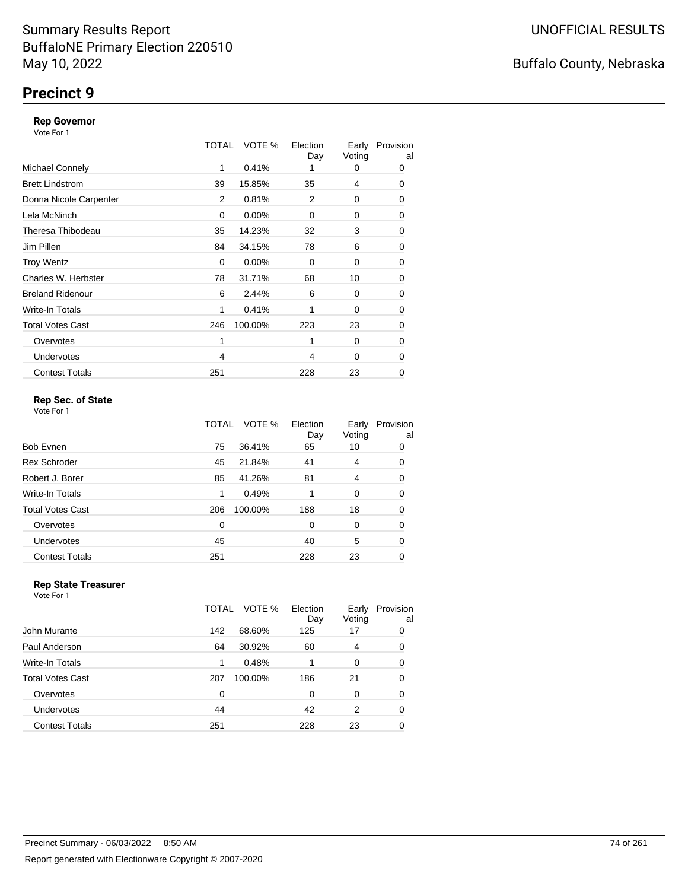Summary Results Report
BuffaloNE Primary Election 220510
May 10, 2022

UNOFFICIAL RESULTS

Buffalo County, Nebraska

# Precinct 9

### Rep Governor

Vote For 1

| | TOTAL | VOTE % | Election Day | Early Voting | Provisional |
|---|---|---|---|---|---|
| Michael Connely | 1 | 0.41% | 1 | 0 | 0 |
| Brett Lindstrom | 39 | 15.85% | 35 | 4 | 0 |
| Donna Nicole Carpenter | 2 | 0.81% | 2 | 0 | 0 |
| Lela McNinch | 0 | 0.00% | 0 | 0 | 0 |
| Theresa Thibodeau | 35 | 14.23% | 32 | 3 | 0 |
| Jim Pillen | 84 | 34.15% | 78 | 6 | 0 |
| Troy Wentz | 0 | 0.00% | 0 | 0 | 0 |
| Charles W. Herbster | 78 | 31.71% | 68 | 10 | 0 |
| Breland Ridenour | 6 | 2.44% | 6 | 0 | 0 |
| Write-In Totals | 1 | 0.41% | 1 | 0 | 0 |
| Total Votes Cast | 246 | 100.00% | 223 | 23 | 0 |
| Overvotes | 1 | | 1 | 0 | 0 |
| Undervotes | 4 | | 4 | 0 | 0 |
| Contest Totals | 251 | | 228 | 23 | 0 |

### Rep Sec. of State

Vote For 1

| | TOTAL | VOTE % | Election Day | Early Voting | Provisional |
|---|---|---|---|---|---|
| Bob Evnen | 75 | 36.41% | 65 | 10 | 0 |
| Rex Schroder | 45 | 21.84% | 41 | 4 | 0 |
| Robert J. Borer | 85 | 41.26% | 81 | 4 | 0 |
| Write-In Totals | 1 | 0.49% | 1 | 0 | 0 |
| Total Votes Cast | 206 | 100.00% | 188 | 18 | 0 |
| Overvotes | 0 | | 0 | 0 | 0 |
| Undervotes | 45 | | 40 | 5 | 0 |
| Contest Totals | 251 | | 228 | 23 | 0 |

### Rep State Treasurer

Vote For 1

| | TOTAL | VOTE % | Election Day | Early Voting | Provisional |
|---|---|---|---|---|---|
| John Murante | 142 | 68.60% | 125 | 17 | 0 |
| Paul Anderson | 64 | 30.92% | 60 | 4 | 0 |
| Write-In Totals | 1 | 0.48% | 1 | 0 | 0 |
| Total Votes Cast | 207 | 100.00% | 186 | 21 | 0 |
| Overvotes | 0 | | 0 | 0 | 0 |
| Undervotes | 44 | | 42 | 2 | 0 |
| Contest Totals | 251 | | 228 | 23 | 0 |

Precinct Summary - 06/03/2022 8:50 AM

Report generated with Electionware Copyright © 2007-2020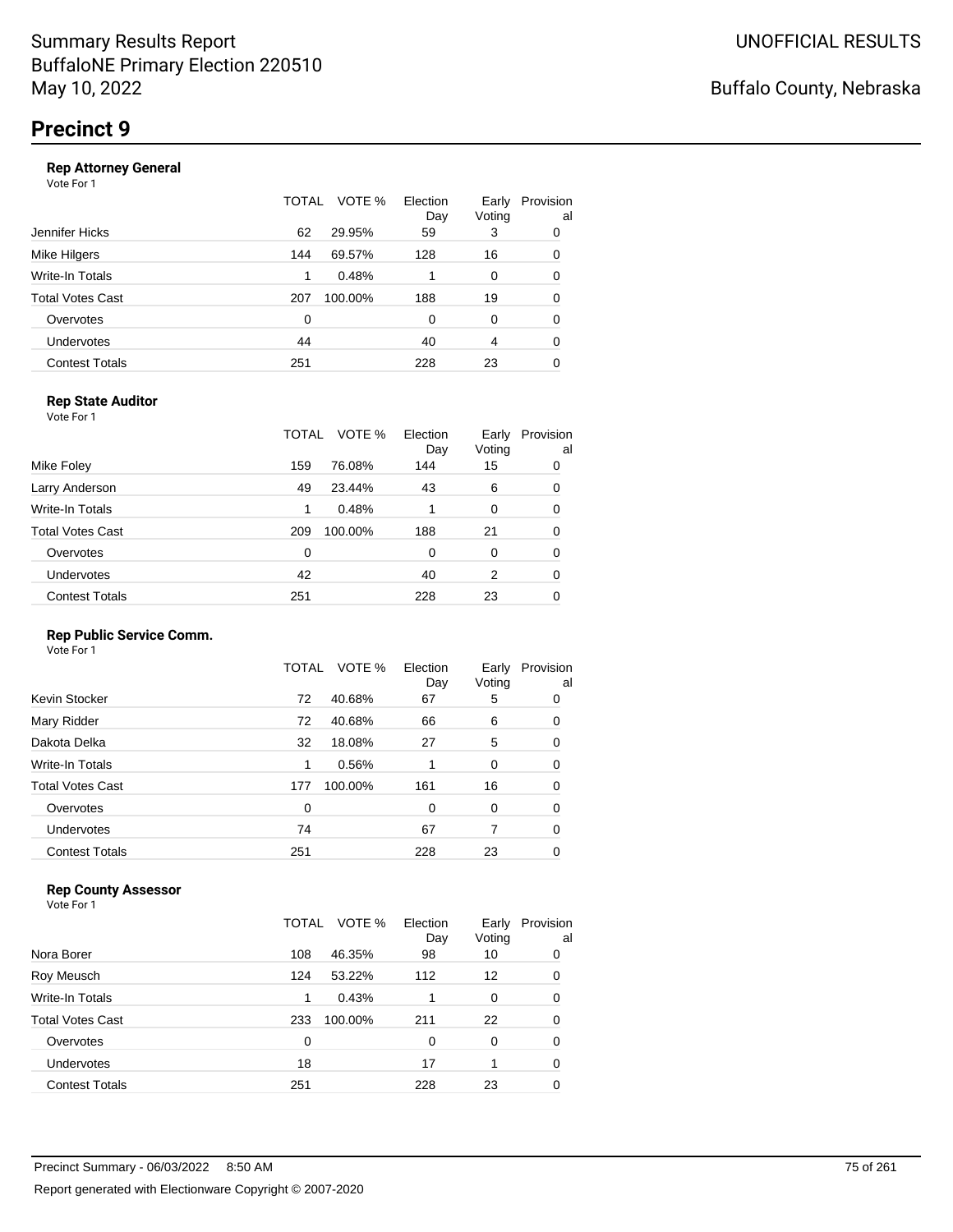Summary Results Report
BuffaloNE Primary Election 220510
May 10, 2022

UNOFFICIAL RESULTS

Buffalo County, Nebraska

# Precinct 9

### Rep Attorney General

Vote For 1

| | TOTAL | VOTE % | Election Day | Early Voting | Provisional |
|---|---|---|---|---|---|
| Jennifer Hicks | 62 | 29.95% | 59 | 3 | 0 |
| Mike Hilgers | 144 | 69.57% | 128 | 16 | 0 |
| Write-In Totals | 1 | 0.48% | 1 | 0 | 0 |
| Total Votes Cast | 207 | 100.00% | 188 | 19 | 0 |
| Overvotes | 0 | | 0 | 0 | 0 |
| Undervotes | 44 | | 40 | 4 | 0 |
| Contest Totals | 251 | | 228 | 23 | 0 |

### Rep State Auditor

Vote For 1

| | TOTAL | VOTE % | Election Day | Early Voting | Provisional |
|---|---|---|---|---|---|
| Mike Foley | 159 | 76.08% | 144 | 15 | 0 |
| Larry Anderson | 49 | 23.44% | 43 | 6 | 0 |
| Write-In Totals | 1 | 0.48% | 1 | 0 | 0 |
| Total Votes Cast | 209 | 100.00% | 188 | 21 | 0 |
| Overvotes | 0 | | 0 | 0 | 0 |
| Undervotes | 42 | | 40 | 2 | 0 |
| Contest Totals | 251 | | 228 | 23 | 0 |

### Rep Public Service Comm.

Vote For 1

| | TOTAL | VOTE % | Election Day | Early Voting | Provisional |
|---|---|---|---|---|---|
| Kevin Stocker | 72 | 40.68% | 67 | 5 | 0 |
| Mary Ridder | 72 | 40.68% | 66 | 6 | 0 |
| Dakota Delka | 32 | 18.08% | 27 | 5 | 0 |
| Write-In Totals | 1 | 0.56% | 1 | 0 | 0 |
| Total Votes Cast | 177 | 100.00% | 161 | 16 | 0 |
| Overvotes | 0 | | 0 | 0 | 0 |
| Undervotes | 74 | | 67 | 7 | 0 |
| Contest Totals | 251 | | 228 | 23 | 0 |

### Rep County Assessor

Vote For 1

| | TOTAL | VOTE % | Election Day | Early Voting | Provisional |
|---|---|---|---|---|---|
| Nora Borer | 108 | 46.35% | 98 | 10 | 0 |
| Roy Meusch | 124 | 53.22% | 112 | 12 | 0 |
| Write-In Totals | 1 | 0.43% | 1 | 0 | 0 |
| Total Votes Cast | 233 | 100.00% | 211 | 22 | 0 |
| Overvotes | 0 | | 0 | 0 | 0 |
| Undervotes | 18 | | 17 | 1 | 0 |
| Contest Totals | 251 | | 228 | 23 | 0 |

Precinct Summary - 06/03/2022 8:50 AM

Report generated with Electionware Copyright © 2007-2020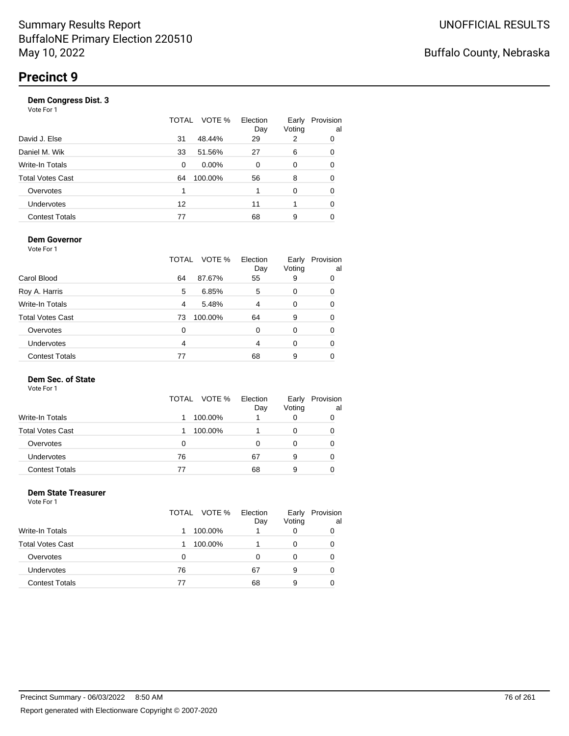Summary Results Report
BuffaloNE Primary Election 220510
May 10, 2022

UNOFFICIAL RESULTS

Buffalo County, Nebraska

# Precinct 9

### Dem Congress Dist. 3

Vote For 1

| | TOTAL | VOTE % | Election Day | Early Voting | Provisional |
|---|---|---|---|---|---|
| David J. Else | 31 | 48.44% | 29 | 2 | 0 |
| Daniel M. Wik | 33 | 51.56% | 27 | 6 | 0 |
| Write-In Totals | 0 | 0.00% | 0 | 0 | 0 |
| Total Votes Cast | 64 | 100.00% | 56 | 8 | 0 |
| Overvotes | 1 | | 1 | 0 | 0 |
| Undervotes | 12 | | 11 | 1 | 0 |
| Contest Totals | 77 | | 68 | 9 | 0 |

### Dem Governor

Vote For 1

| | TOTAL | VOTE % | Election Day | Early Voting | Provisional |
|---|---|---|---|---|---|
| Carol Blood | 64 | 87.67% | 55 | 9 | 0 |
| Roy A. Harris | 5 | 6.85% | 5 | 0 | 0 |
| Write-In Totals | 4 | 5.48% | 4 | 0 | 0 |
| Total Votes Cast | 73 | 100.00% | 64 | 9 | 0 |
| Overvotes | 0 | | 0 | 0 | 0 |
| Undervotes | 4 | | 4 | 0 | 0 |
| Contest Totals | 77 | | 68 | 9 | 0 |

### Dem Sec. of State

Vote For 1

| | TOTAL | VOTE % | Election Day | Early Voting | Provisional |
|---|---|---|---|---|---|
| Write-In Totals | 1 | 100.00% | 1 | 0 | 0 |
| Total Votes Cast | 1 | 100.00% | 1 | 0 | 0 |
| Overvotes | 0 | | 0 | 0 | 0 |
| Undervotes | 76 | | 67 | 9 | 0 |
| Contest Totals | 77 | | 68 | 9 | 0 |

### Dem State Treasurer

Vote For 1

| | TOTAL | VOTE % | Election Day | Early Voting | Provisional |
|---|---|---|---|---|---|
| Write-In Totals | 1 | 100.00% | 1 | 0 | 0 |
| Total Votes Cast | 1 | 100.00% | 1 | 0 | 0 |
| Overvotes | 0 | | 0 | 0 | 0 |
| Undervotes | 76 | | 67 | 9 | 0 |
| Contest Totals | 77 | | 68 | 9 | 0 |

Precinct Summary - 06/03/2022 8:50 AM

Report generated with Electionware Copyright © 2007-2020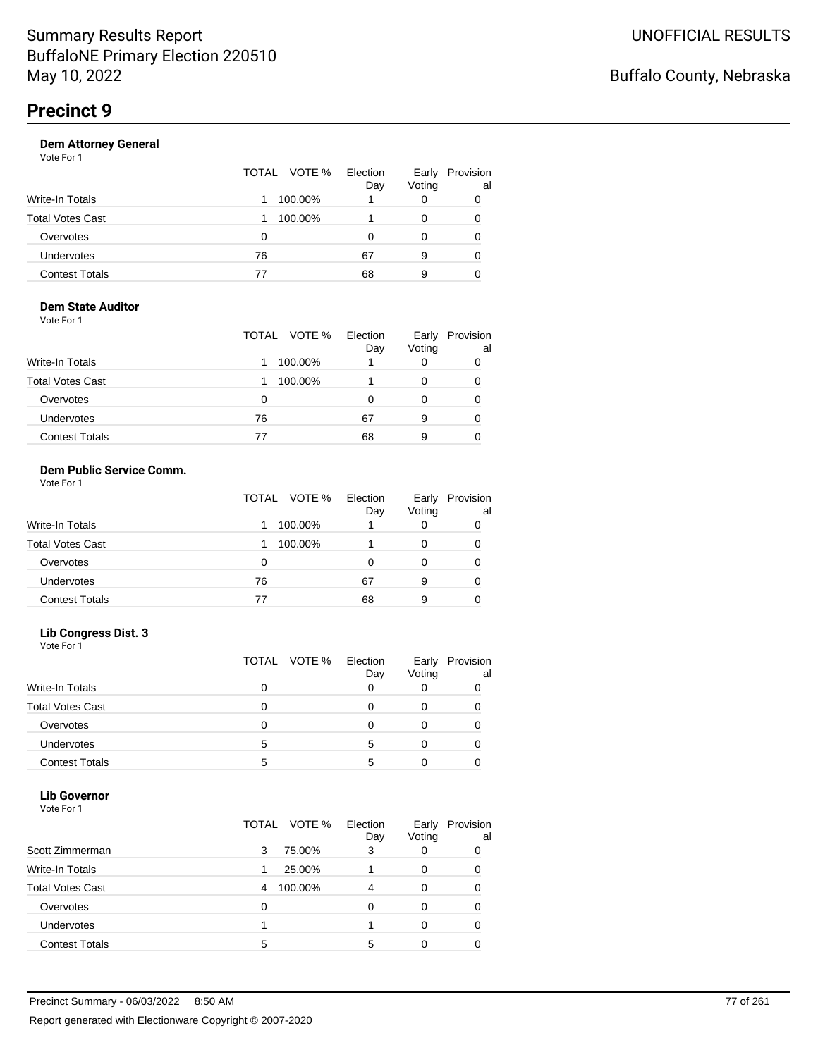# Summary Results Report
BuffaloNE Primary Election 220510
May 10, 2022

UNOFFICIAL RESULTS

Buffalo County, Nebraska

## Precinct 9

### Dem Attorney General
Vote For 1

| | TOTAL | VOTE % | Election Day | Early Voting | Provisional |
|---|---|---|---|---|---|
| Write-In Totals | 1 | 100.00% | 1 | 0 | 0 |
| Total Votes Cast | 1 | 100.00% | 1 | 0 | 0 |
| Overvotes | 0 | | 0 | 0 | 0 |
| Undervotes | 76 | | 67 | 9 | 0 |
| Contest Totals | 77 | | 68 | 9 | 0 |

### Dem State Auditor
Vote For 1

| | TOTAL | VOTE % | Election Day | Early Voting | Provisional |
|---|---|---|---|---|---|
| Write-In Totals | 1 | 100.00% | 1 | 0 | 0 |
| Total Votes Cast | 1 | 100.00% | 1 | 0 | 0 |
| Overvotes | 0 | | 0 | 0 | 0 |
| Undervotes | 76 | | 67 | 9 | 0 |
| Contest Totals | 77 | | 68 | 9 | 0 |

### Dem Public Service Comm.
Vote For 1

| | TOTAL | VOTE % | Election Day | Early Voting | Provisional |
|---|---|---|---|---|---|
| Write-In Totals | 1 | 100.00% | 1 | 0 | 0 |
| Total Votes Cast | 1 | 100.00% | 1 | 0 | 0 |
| Overvotes | 0 | | 0 | 0 | 0 |
| Undervotes | 76 | | 67 | 9 | 0 |
| Contest Totals | 77 | | 68 | 9 | 0 |

### Lib Congress Dist. 3
Vote For 1

| | TOTAL | VOTE % | Election Day | Early Voting | Provisional |
|---|---|---|---|---|---|
| Write-In Totals | 0 | | 0 | 0 | 0 |
| Total Votes Cast | 0 | | 0 | 0 | 0 |
| Overvotes | 0 | | 0 | 0 | 0 |
| Undervotes | 5 | | 5 | 0 | 0 |
| Contest Totals | 5 | | 5 | 0 | 0 |

### Lib Governor
Vote For 1

| | TOTAL | VOTE % | Election Day | Early Voting | Provisional |
|---|---|---|---|---|---|
| Scott Zimmerman | 3 | 75.00% | 3 | 0 | 0 |
| Write-In Totals | 1 | 25.00% | 1 | 0 | 0 |
| Total Votes Cast | 4 | 100.00% | 4 | 0 | 0 |
| Overvotes | 0 | | 0 | 0 | 0 |
| Undervotes | 1 | | 1 | 0 | 0 |
| Contest Totals | 5 | | 5 | 0 | 0 |

Precinct Summary - 06/03/2022 8:50 AM

Report generated with Electionware Copyright © 2007-2020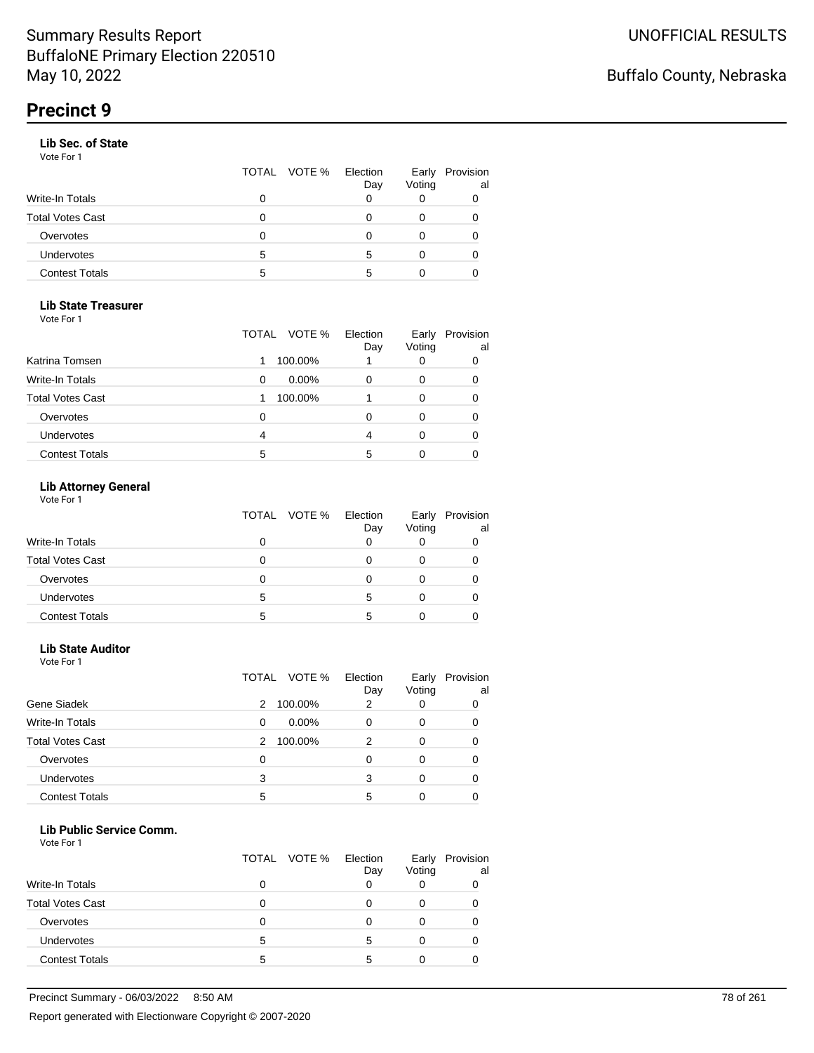Summary Results Report
BuffaloNE Primary Election 220510
May 10, 2022

UNOFFICIAL RESULTS

Buffalo County, Nebraska

# Precinct 9

### Lib Sec. of State

Vote For 1

| | TOTAL | VOTE % | Election Day | Early Voting | Provisional |
|---|---|---|---|---|---|
| Write-In Totals | 0 | | 0 | 0 | 0 |
| Total Votes Cast | 0 | | 0 | 0 | 0 |
| Overvotes | 0 | | 0 | 0 | 0 |
| Undervotes | 5 | | 5 | 0 | 0 |
| Contest Totals | 5 | | 5 | 0 | 0 |

### Lib State Treasurer

Vote For 1

| | TOTAL | VOTE % | Election Day | Early Voting | Provisional |
|---|---|---|---|---|---|
| Katrina Tomsen | 1 | 100.00% | 1 | 0 | 0 |
| Write-In Totals | 0 | 0.00% | 0 | 0 | 0 |
| Total Votes Cast | 1 | 100.00% | 1 | 0 | 0 |
| Overvotes | 0 | | 0 | 0 | 0 |
| Undervotes | 4 | | 4 | 0 | 0 |
| Contest Totals | 5 | | 5 | 0 | 0 |

### Lib Attorney General

Vote For 1

| | TOTAL | VOTE % | Election Day | Early Voting | Provisional |
|---|---|---|---|---|---|
| Write-In Totals | 0 | | 0 | 0 | 0 |
| Total Votes Cast | 0 | | 0 | 0 | 0 |
| Overvotes | 0 | | 0 | 0 | 0 |
| Undervotes | 5 | | 5 | 0 | 0 |
| Contest Totals | 5 | | 5 | 0 | 0 |

### Lib State Auditor

Vote For 1

| | TOTAL | VOTE % | Election Day | Early Voting | Provisional |
|---|---|---|---|---|---|
| Gene Siadek | 2 | 100.00% | 2 | 0 | 0 |
| Write-In Totals | 0 | 0.00% | 0 | 0 | 0 |
| Total Votes Cast | 2 | 100.00% | 2 | 0 | 0 |
| Overvotes | 0 | | 0 | 0 | 0 |
| Undervotes | 3 | | 3 | 0 | 0 |
| Contest Totals | 5 | | 5 | 0 | 0 |

### Lib Public Service Comm.

Vote For 1

| | TOTAL | VOTE % | Election Day | Early Voting | Provisional |
|---|---|---|---|---|---|
| Write-In Totals | 0 | | 0 | 0 | 0 |
| Total Votes Cast | 0 | | 0 | 0 | 0 |
| Overvotes | 0 | | 0 | 0 | 0 |
| Undervotes | 5 | | 5 | 0 | 0 |
| Contest Totals | 5 | | 5 | 0 | 0 |

Precinct Summary - 06/03/2022 8:50 AM

Report generated with Electionware Copyright © 2007-2020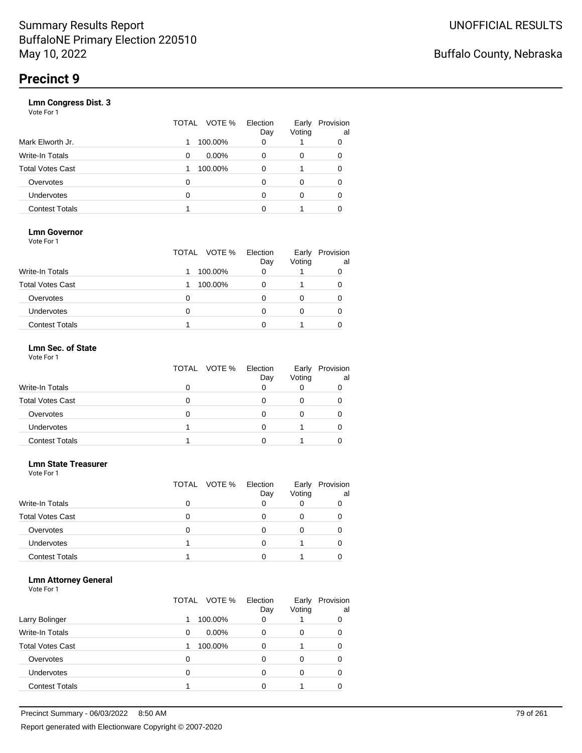# Summary Results Report
BuffaloNE Primary Election 220510
May 10, 2022

UNOFFICIAL RESULTS

Buffalo County, Nebraska

## Precinct 9

### Lmn Congress Dist. 3
Vote For 1

| | TOTAL | VOTE % | Election Day | Early Voting | Provisional |
|---|---|---|---|---|---|
| Mark Elworth Jr. | 1 | 100.00% | 0 | 1 | 0 |
| Write-In Totals | 0 | 0.00% | 0 | 0 | 0 |
| Total Votes Cast | 1 | 100.00% | 0 | 1 | 0 |
| Overvotes | 0 | | 0 | 0 | 0 |
| Undervotes | 0 | | 0 | 0 | 0 |
| Contest Totals | 1 | | 0 | 1 | 0 |

### Lmn Governor
Vote For 1

| | TOTAL | VOTE % | Election Day | Early Voting | Provisional |
|---|---|---|---|---|---|
| Write-In Totals | 1 | 100.00% | 0 | 1 | 0 |
| Total Votes Cast | 1 | 100.00% | 0 | 1 | 0 |
| Overvotes | 0 | | 0 | 0 | 0 |
| Undervotes | 0 | | 0 | 0 | 0 |
| Contest Totals | 1 | | 0 | 1 | 0 |

### Lmn Sec. of State
Vote For 1

| | TOTAL | VOTE % | Election Day | Early Voting | Provisional |
|---|---|---|---|---|---|
| Write-In Totals | 0 | | 0 | 0 | 0 |
| Total Votes Cast | 0 | | 0 | 0 | 0 |
| Overvotes | 0 | | 0 | 0 | 0 |
| Undervotes | 1 | | 0 | 1 | 0 |
| Contest Totals | 1 | | 0 | 1 | 0 |

### Lmn State Treasurer
Vote For 1

| | TOTAL | VOTE % | Election Day | Early Voting | Provisional |
|---|---|---|---|---|---|
| Write-In Totals | 0 | | 0 | 0 | 0 |
| Total Votes Cast | 0 | | 0 | 0 | 0 |
| Overvotes | 0 | | 0 | 0 | 0 |
| Undervotes | 1 | | 0 | 1 | 0 |
| Contest Totals | 1 | | 0 | 1 | 0 |

### Lmn Attorney General
Vote For 1

| | TOTAL | VOTE % | Election Day | Early Voting | Provisional |
|---|---|---|---|---|---|
| Larry Bolinger | 1 | 100.00% | 0 | 1 | 0 |
| Write-In Totals | 0 | 0.00% | 0 | 0 | 0 |
| Total Votes Cast | 1 | 100.00% | 0 | 1 | 0 |
| Overvotes | 0 | | 0 | 0 | 0 |
| Undervotes | 0 | | 0 | 0 | 0 |
| Contest Totals | 1 | | 0 | 1 | 0 |

Precinct Summary - 06/03/2022 8:50 AM

Report generated with Electionware Copyright © 2007-2020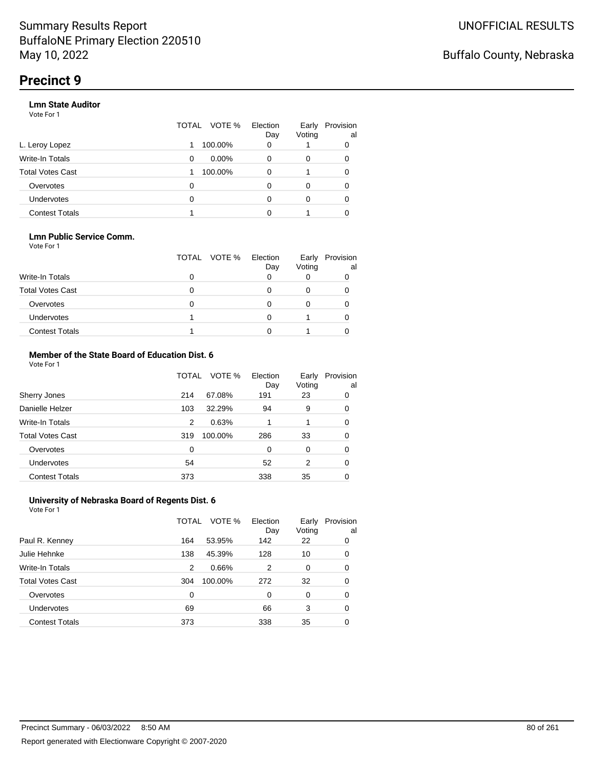# Precinct 9

### Lmn State Auditor

Vote For 1

| | TOTAL | VOTE % | Election Day | Early Voting | Provisional |
|---|---|---|---|---|---|
| L. Leroy Lopez | 1 | 100.00% | 0 | 1 | 0 |
| Write-In Totals | 0 | 0.00% | 0 | 0 | 0 |
| Total Votes Cast | 1 | 100.00% | 0 | 1 | 0 |
| Overvotes | 0 | | 0 | 0 | 0 |
| Undervotes | 0 | | 0 | 0 | 0 |
| Contest Totals | 1 | | 0 | 1 | 0 |

### Lmn Public Service Comm.

Vote For 1

| | TOTAL | VOTE % | Election Day | Early Voting | Provisional |
|---|---|---|---|---|---|
| Write-In Totals | 0 | | 0 | 0 | 0 |
| Total Votes Cast | 0 | | 0 | 0 | 0 |
| Overvotes | 0 | | 0 | 0 | 0 |
| Undervotes | 1 | | 0 | 1 | 0 |
| Contest Totals | 1 | | 0 | 1 | 0 |

### Member of the State Board of Education Dist. 6

Vote For 1

| | TOTAL | VOTE % | Election Day | Early Voting | Provisional |
|---|---|---|---|---|---|
| Sherry Jones | 214 | 67.08% | 191 | 23 | 0 |
| Danielle Helzer | 103 | 32.29% | 94 | 9 | 0 |
| Write-In Totals | 2 | 0.63% | 1 | 1 | 0 |
| Total Votes Cast | 319 | 100.00% | 286 | 33 | 0 |
| Overvotes | 0 | | 0 | 0 | 0 |
| Undervotes | 54 | | 52 | 2 | 0 |
| Contest Totals | 373 | | 338 | 35 | 0 |

### University of Nebraska Board of Regents Dist. 6

Vote For 1

| | TOTAL | VOTE % | Election Day | Early Voting | Provisional |
|---|---|---|---|---|---|
| Paul R. Kenney | 164 | 53.95% | 142 | 22 | 0 |
| Julie Hehnke | 138 | 45.39% | 128 | 10 | 0 |
| Write-In Totals | 2 | 0.66% | 2 | 0 | 0 |
| Total Votes Cast | 304 | 100.00% | 272 | 32 | 0 |
| Overvotes | 0 | | 0 | 0 | 0 |
| Undervotes | 69 | | 66 | 3 | 0 |
| Contest Totals | 373 | | 338 | 35 | 0 |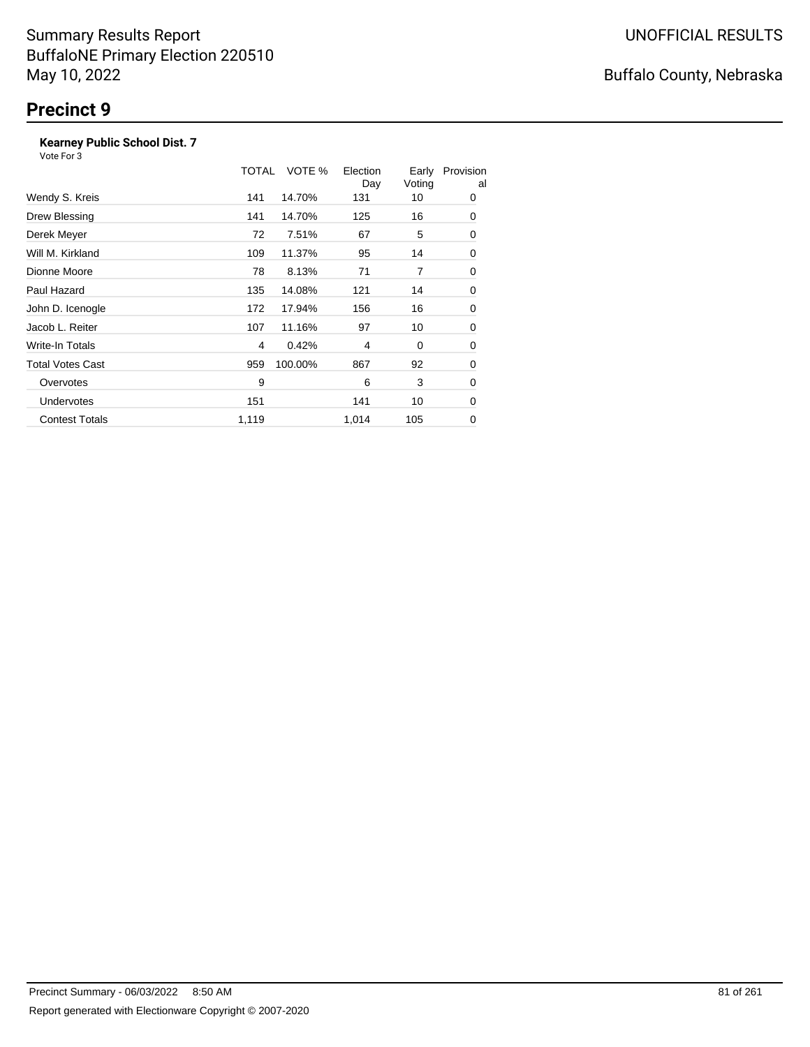Summary Results Report
BuffaloNE Primary Election 220510
May 10, 2022

UNOFFICIAL RESULTS

Buffalo County, Nebraska

# Precinct 9

### Kearney Public School Dist. 7

Vote For 3

| | TOTAL | VOTE % | Election Day | Early Voting | Provisional |
|---|---|---|---|---|---|
| Wendy S. Kreis | 141 | 14.70% | 131 | 10 | 0 |
| Drew Blessing | 141 | 14.70% | 125 | 16 | 0 |
| Derek Meyer | 72 | 7.51% | 67 | 5 | 0 |
| Will M. Kirkland | 109 | 11.37% | 95 | 14 | 0 |
| Dionne Moore | 78 | 8.13% | 71 | 7 | 0 |
| Paul Hazard | 135 | 14.08% | 121 | 14 | 0 |
| John D. Icenogle | 172 | 17.94% | 156 | 16 | 0 |
| Jacob L. Reiter | 107 | 11.16% | 97 | 10 | 0 |
| Write-In Totals | 4 | 0.42% | 4 | 0 | 0 |
| Total Votes Cast | 959 | 100.00% | 867 | 92 | 0 |
| Overvotes | 9 | | 6 | 3 | 0 |
| Undervotes | 151 | | 141 | 10 | 0 |
| Contest Totals | 1,119 | | 1,014 | 105 | 0 |

Precinct Summary - 06/03/2022 8:50 AM

Report generated with Electionware Copyright © 2007-2020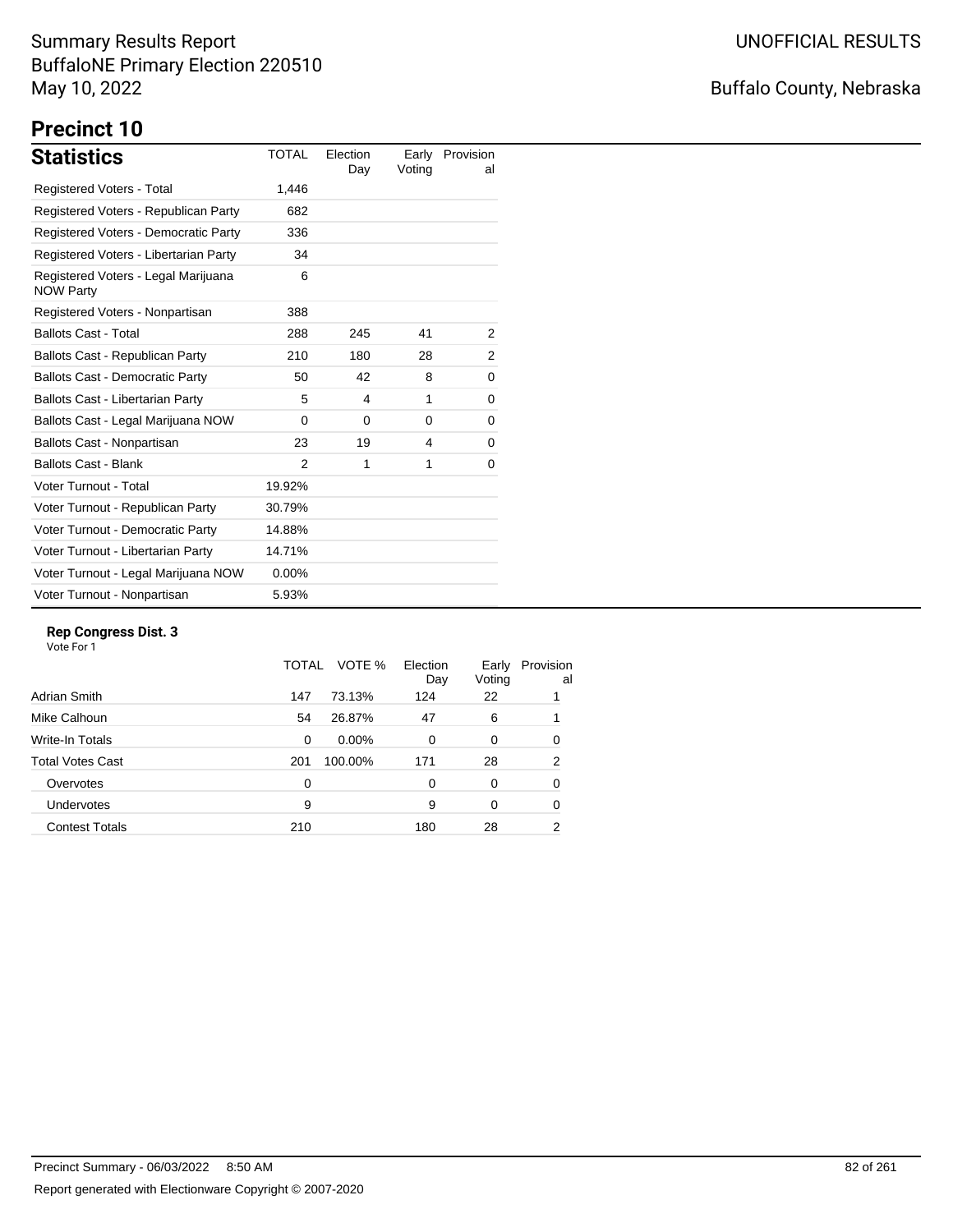Summary Results Report
BuffaloNE Primary Election 220510
May 10, 2022

UNOFFICIAL RESULTS

Buffalo County, Nebraska

# Precinct 10

## Statistics

| Statistics | TOTAL | Election Day | Early Voting | Provisional |
|---|---|---|---|---|
| Registered Voters - Total | 1,446 | | | |
| Registered Voters - Republican Party | 682 | | | |
| Registered Voters - Democratic Party | 336 | | | |
| Registered Voters - Libertarian Party | 34 | | | |
| Registered Voters - Legal Marijuana NOW Party | 6 | | | |
| Registered Voters - Nonpartisan | 388 | | | |
| Ballots Cast - Total | 288 | 245 | 41 | 2 |
| Ballots Cast - Republican Party | 210 | 180 | 28 | 2 |
| Ballots Cast - Democratic Party | 50 | 42 | 8 | 0 |
| Ballots Cast - Libertarian Party | 5 | 4 | 1 | 0 |
| Ballots Cast - Legal Marijuana NOW | 0 | 0 | 0 | 0 |
| Ballots Cast - Nonpartisan | 23 | 19 | 4 | 0 |
| Ballots Cast - Blank | 2 | 1 | 1 | 0 |
| Voter Turnout - Total | 19.92% | | | |
| Voter Turnout - Republican Party | 30.79% | | | |
| Voter Turnout - Democratic Party | 14.88% | | | |
| Voter Turnout - Libertarian Party | 14.71% | | | |
| Voter Turnout - Legal Marijuana NOW | 0.00% | | | |
| Voter Turnout - Nonpartisan | 5.93% | | | |

### Rep Congress Dist. 3

Vote For 1

| | TOTAL | VOTE % | Election Day | Early Voting | Provisional |
|---|---|---|---|---|---|
| Adrian Smith | 147 | 73.13% | 124 | 22 | 1 |
| Mike Calhoun | 54 | 26.87% | 47 | 6 | 1 |
| Write-In Totals | 0 | 0.00% | 0 | 0 | 0 |
| Total Votes Cast | 201 | 100.00% | 171 | 28 | 2 |
| Overvotes | 0 | | 0 | 0 | 0 |
| Undervotes | 9 | | 9 | 0 | 0 |
| Contest Totals | 210 | | 180 | 28 | 2 |

Precinct Summary - 06/03/2022 8:50 AM

Report generated with Electionware Copyright © 2007-2020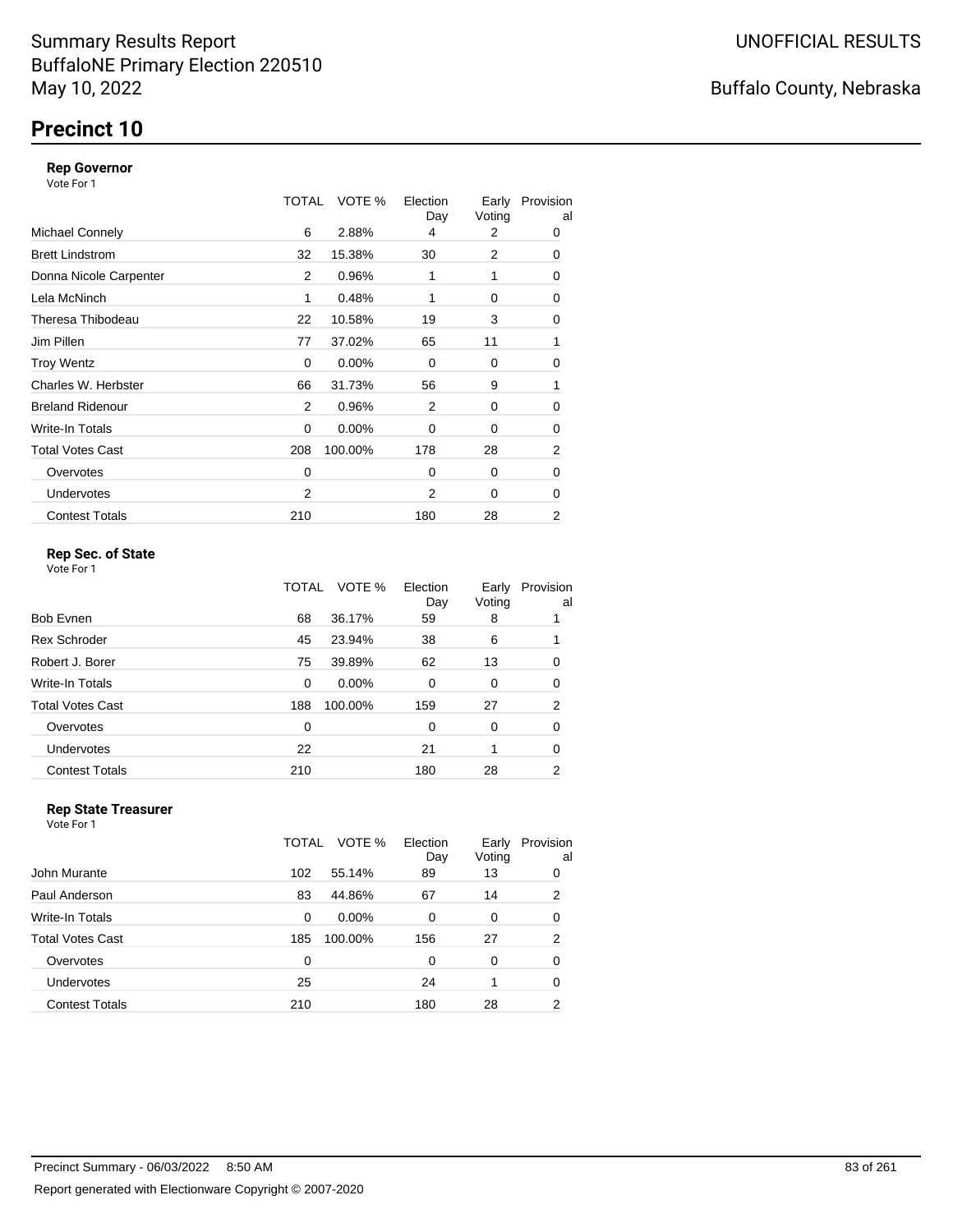Summary Results Report
BuffaloNE Primary Election 220510
May 10, 2022

UNOFFICIAL RESULTS

Buffalo County, Nebraska

# Precinct 10

### Rep Governor

Vote For 1

| | TOTAL | VOTE % | Election Day | Early Voting | Provisional |
|---|---|---|---|---|---|
| Michael Connely | 6 | 2.88% | 4 | 2 | 0 |
| Brett Lindstrom | 32 | 15.38% | 30 | 2 | 0 |
| Donna Nicole Carpenter | 2 | 0.96% | 1 | 1 | 0 |
| Lela McNinch | 1 | 0.48% | 1 | 0 | 0 |
| Theresa Thibodeau | 22 | 10.58% | 19 | 3 | 0 |
| Jim Pillen | 77 | 37.02% | 65 | 11 | 1 |
| Troy Wentz | 0 | 0.00% | 0 | 0 | 0 |
| Charles W. Herbster | 66 | 31.73% | 56 | 9 | 1 |
| Breland Ridenour | 2 | 0.96% | 2 | 0 | 0 |
| Write-In Totals | 0 | 0.00% | 0 | 0 | 0 |
| Total Votes Cast | 208 | 100.00% | 178 | 28 | 2 |
| Overvotes | 0 | | 0 | 0 | 0 |
| Undervotes | 2 | | 2 | 0 | 0 |
| Contest Totals | 210 | | 180 | 28 | 2 |

### Rep Sec. of State

Vote For 1

| | TOTAL | VOTE % | Election Day | Early Voting | Provisional |
|---|---|---|---|---|---|
| Bob Evnen | 68 | 36.17% | 59 | 8 | 1 |
| Rex Schroder | 45 | 23.94% | 38 | 6 | 1 |
| Robert J. Borer | 75 | 39.89% | 62 | 13 | 0 |
| Write-In Totals | 0 | 0.00% | 0 | 0 | 0 |
| Total Votes Cast | 188 | 100.00% | 159 | 27 | 2 |
| Overvotes | 0 | | 0 | 0 | 0 |
| Undervotes | 22 | | 21 | 1 | 0 |
| Contest Totals | 210 | | 180 | 28 | 2 |

### Rep State Treasurer

Vote For 1

| | TOTAL | VOTE % | Election Day | Early Voting | Provisional |
|---|---|---|---|---|---|
| John Murante | 102 | 55.14% | 89 | 13 | 0 |
| Paul Anderson | 83 | 44.86% | 67 | 14 | 2 |
| Write-In Totals | 0 | 0.00% | 0 | 0 | 0 |
| Total Votes Cast | 185 | 100.00% | 156 | 27 | 2 |
| Overvotes | 0 | | 0 | 0 | 0 |
| Undervotes | 25 | | 24 | 1 | 0 |
| Contest Totals | 210 | | 180 | 28 | 2 |

Precinct Summary - 06/03/2022 8:50 AM

Report generated with Electionware Copyright © 2007-2020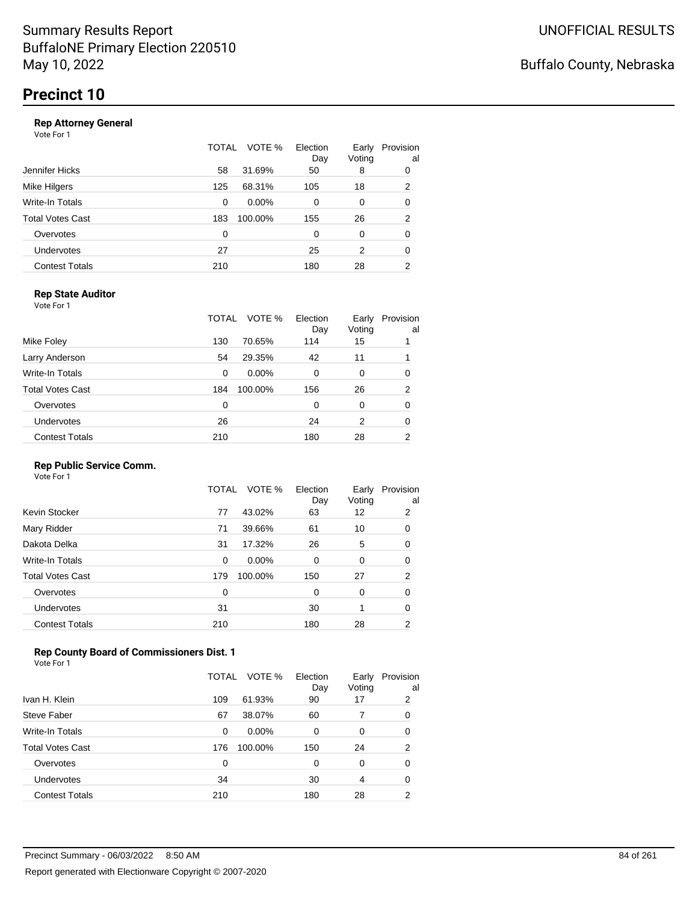Summary Results Report
BuffaloNE Primary Election 220510
May 10, 2022

UNOFFICIAL RESULTS

Buffalo County, Nebraska

# Precinct 10

### Rep Attorney General

Vote For 1

| | TOTAL | VOTE % | Election Day | Early Voting | Provisional |
|---|---|---|---|---|---|
| Jennifer Hicks | 58 | 31.69% | 50 | 8 | 0 |
| Mike Hilgers | 125 | 68.31% | 105 | 18 | 2 |
| Write-In Totals | 0 | 0.00% | 0 | 0 | 0 |
| Total Votes Cast | 183 | 100.00% | 155 | 26 | 2 |
| Overvotes | 0 | | 0 | 0 | 0 |
| Undervotes | 27 | | 25 | 2 | 0 |
| Contest Totals | 210 | | 180 | 28 | 2 |

### Rep State Auditor

Vote For 1

| | TOTAL | VOTE % | Election Day | Early Voting | Provisional |
|---|---|---|---|---|---|
| Mike Foley | 130 | 70.65% | 114 | 15 | 1 |
| Larry Anderson | 54 | 29.35% | 42 | 11 | 1 |
| Write-In Totals | 0 | 0.00% | 0 | 0 | 0 |
| Total Votes Cast | 184 | 100.00% | 156 | 26 | 2 |
| Overvotes | 0 | | 0 | 0 | 0 |
| Undervotes | 26 | | 24 | 2 | 0 |
| Contest Totals | 210 | | 180 | 28 | 2 |

### Rep Public Service Comm.

Vote For 1

| | TOTAL | VOTE % | Election Day | Early Voting | Provisional |
|---|---|---|---|---|---|
| Kevin Stocker | 77 | 43.02% | 63 | 12 | 2 |
| Mary Ridder | 71 | 39.66% | 61 | 10 | 0 |
| Dakota Delka | 31 | 17.32% | 26 | 5 | 0 |
| Write-In Totals | 0 | 0.00% | 0 | 0 | 0 |
| Total Votes Cast | 179 | 100.00% | 150 | 27 | 2 |
| Overvotes | 0 | | 0 | 0 | 0 |
| Undervotes | 31 | | 30 | 1 | 0 |
| Contest Totals | 210 | | 180 | 28 | 2 |

### Rep County Board of Commissioners Dist. 1

Vote For 1

| | TOTAL | VOTE % | Election Day | Early Voting | Provisional |
|---|---|---|---|---|---|
| Ivan H. Klein | 109 | 61.93% | 90 | 17 | 2 |
| Steve Faber | 67 | 38.07% | 60 | 7 | 0 |
| Write-In Totals | 0 | 0.00% | 0 | 0 | 0 |
| Total Votes Cast | 176 | 100.00% | 150 | 24 | 2 |
| Overvotes | 0 | | 0 | 0 | 0 |
| Undervotes | 34 | | 30 | 4 | 0 |
| Contest Totals | 210 | | 180 | 28 | 2 |

Precinct Summary - 06/03/2022 8:50 AM

Report generated with Electionware Copyright © 2007-2020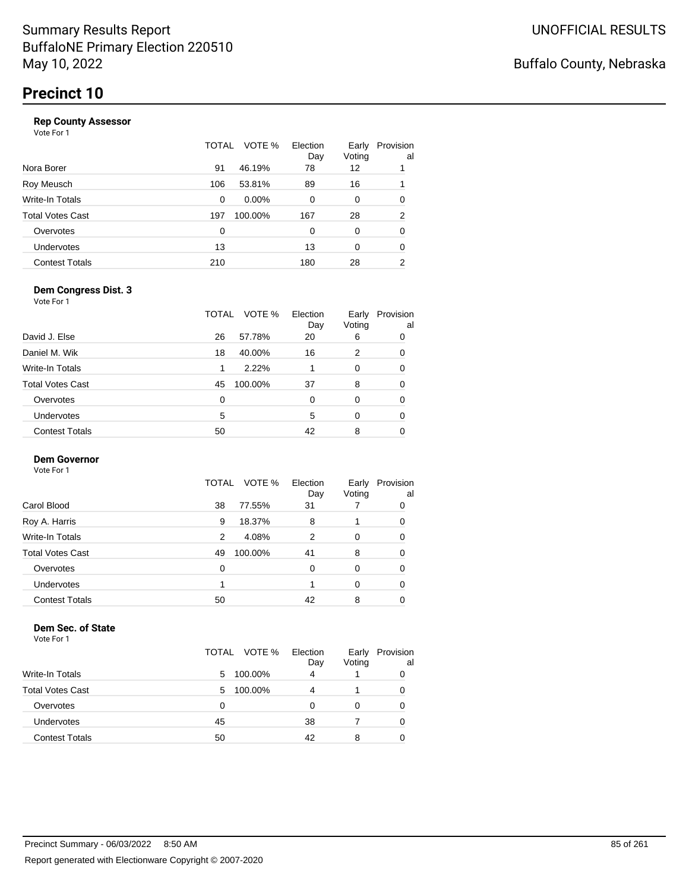Summary Results Report
BuffaloNE Primary Election 220510
May 10, 2022

UNOFFICIAL RESULTS

Buffalo County, Nebraska

# Precinct 10

### Rep County Assessor

Vote For 1

| | TOTAL | VOTE % | Election Day | Early Voting | Provisional |
|---|---|---|---|---|---|
| Nora Borer | 91 | 46.19% | 78 | 12 | 1 |
| Roy Meusch | 106 | 53.81% | 89 | 16 | 1 |
| Write-In Totals | 0 | 0.00% | 0 | 0 | 0 |
| Total Votes Cast | 197 | 100.00% | 167 | 28 | 2 |
| Overvotes | 0 | | 0 | 0 | 0 |
| Undervotes | 13 | | 13 | 0 | 0 |
| Contest Totals | 210 | | 180 | 28 | 2 |

### Dem Congress Dist. 3

Vote For 1

| | TOTAL | VOTE % | Election Day | Early Voting | Provisional |
|---|---|---|---|---|---|
| David J. Else | 26 | 57.78% | 20 | 6 | 0 |
| Daniel M. Wik | 18 | 40.00% | 16 | 2 | 0 |
| Write-In Totals | 1 | 2.22% | 1 | 0 | 0 |
| Total Votes Cast | 45 | 100.00% | 37 | 8 | 0 |
| Overvotes | 0 | | 0 | 0 | 0 |
| Undervotes | 5 | | 5 | 0 | 0 |
| Contest Totals | 50 | | 42 | 8 | 0 |

### Dem Governor

Vote For 1

| | TOTAL | VOTE % | Election Day | Early Voting | Provisional |
|---|---|---|---|---|---|
| Carol Blood | 38 | 77.55% | 31 | 7 | 0 |
| Roy A. Harris | 9 | 18.37% | 8 | 1 | 0 |
| Write-In Totals | 2 | 4.08% | 2 | 0 | 0 |
| Total Votes Cast | 49 | 100.00% | 41 | 8 | 0 |
| Overvotes | 0 | | 0 | 0 | 0 |
| Undervotes | 1 | | 1 | 0 | 0 |
| Contest Totals | 50 | | 42 | 8 | 0 |

### Dem Sec. of State

Vote For 1

| | TOTAL | VOTE % | Election Day | Early Voting | Provisional |
|---|---|---|---|---|---|
| Write-In Totals | 5 | 100.00% | 4 | 1 | 0 |
| Total Votes Cast | 5 | 100.00% | 4 | 1 | 0 |
| Overvotes | 0 | | 0 | 0 | 0 |
| Undervotes | 45 | | 38 | 7 | 0 |
| Contest Totals | 50 | | 42 | 8 | 0 |

Precinct Summary - 06/03/2022 8:50 AM

Report generated with Electionware Copyright © 2007-2020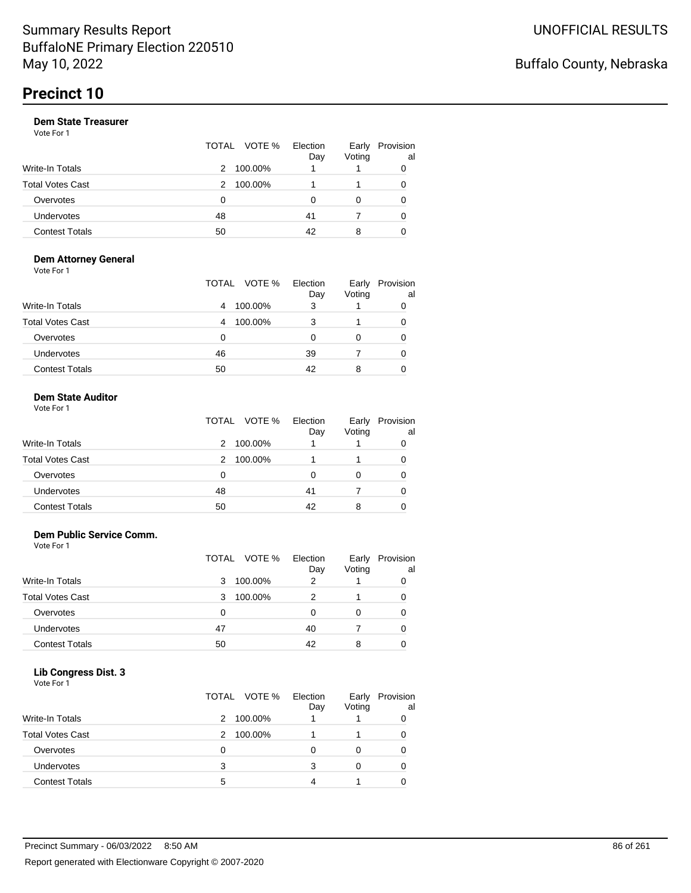# Precinct 10

### Dem State Treasurer

Vote For 1

| | TOTAL | VOTE % | Election Day | Early Voting | Provisional |
|---|---|---|---|---|---|
| Write-In Totals | 2 | 100.00% | 1 | 1 | 0 |
| Total Votes Cast | 2 | 100.00% | 1 | 1 | 0 |
| Overvotes | 0 | | 0 | 0 | 0 |
| Undervotes | 48 | | 41 | 7 | 0 |
| Contest Totals | 50 | | 42 | 8 | 0 |

### Dem Attorney General

Vote For 1

| | TOTAL | VOTE % | Election Day | Early Voting | Provisional |
|---|---|---|---|---|---|
| Write-In Totals | 4 | 100.00% | 3 | 1 | 0 |
| Total Votes Cast | 4 | 100.00% | 3 | 1 | 0 |
| Overvotes | 0 | | 0 | 0 | 0 |
| Undervotes | 46 | | 39 | 7 | 0 |
| Contest Totals | 50 | | 42 | 8 | 0 |

### Dem State Auditor

Vote For 1

| | TOTAL | VOTE % | Election Day | Early Voting | Provisional |
|---|---|---|---|---|---|
| Write-In Totals | 2 | 100.00% | 1 | 1 | 0 |
| Total Votes Cast | 2 | 100.00% | 1 | 1 | 0 |
| Overvotes | 0 | | 0 | 0 | 0 |
| Undervotes | 48 | | 41 | 7 | 0 |
| Contest Totals | 50 | | 42 | 8 | 0 |

### Dem Public Service Comm.

Vote For 1

| | TOTAL | VOTE % | Election Day | Early Voting | Provisional |
|---|---|---|---|---|---|
| Write-In Totals | 3 | 100.00% | 2 | 1 | 0 |
| Total Votes Cast | 3 | 100.00% | 2 | 1 | 0 |
| Overvotes | 0 | | 0 | 0 | 0 |
| Undervotes | 47 | | 40 | 7 | 0 |
| Contest Totals | 50 | | 42 | 8 | 0 |

### Lib Congress Dist. 3

Vote For 1

| | TOTAL | VOTE % | Election Day | Early Voting | Provisional |
|---|---|---|---|---|---|
| Write-In Totals | 2 | 100.00% | 1 | 1 | 0 |
| Total Votes Cast | 2 | 100.00% | 1 | 1 | 0 |
| Overvotes | 0 | | 0 | 0 | 0 |
| Undervotes | 3 | | 3 | 0 | 0 |
| Contest Totals | 5 | | 4 | 1 | 0 |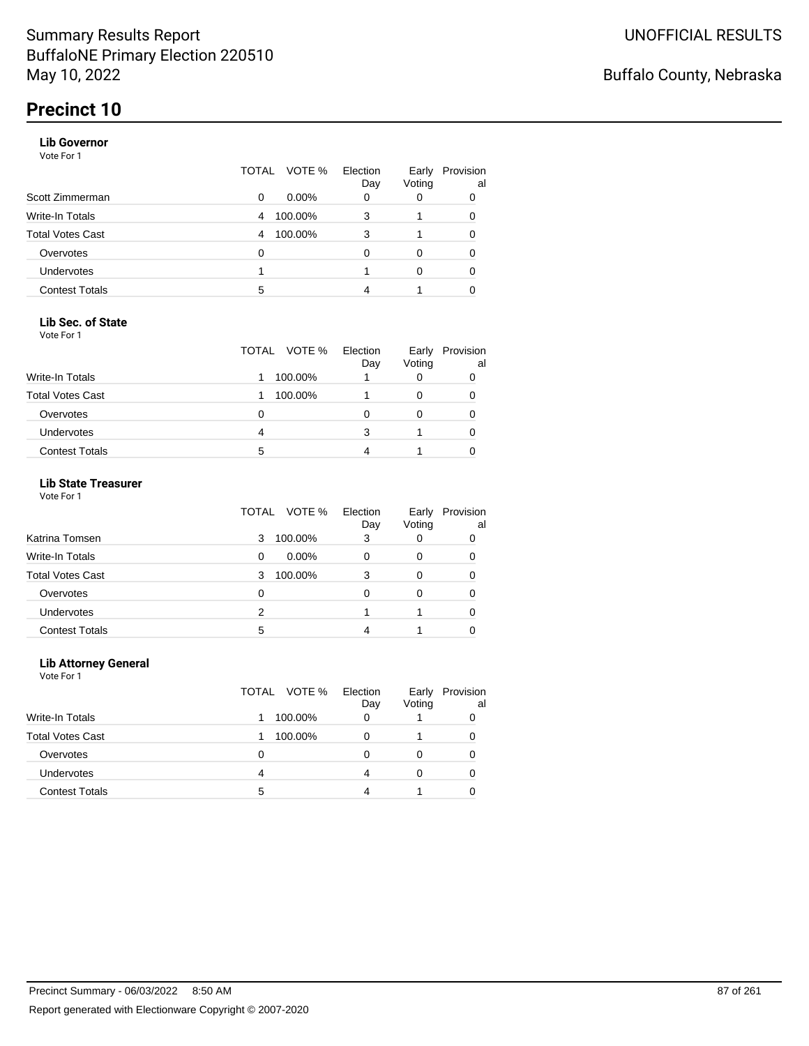Summary Results Report
BuffaloNE Primary Election 220510
May 10, 2022

UNOFFICIAL RESULTS

Buffalo County, Nebraska

# Precinct 10

### Lib Governor

Vote For 1

| | TOTAL | VOTE % | Election Day | Early Voting | Provisional |
|---|---|---|---|---|---|
| Scott Zimmerman | 0 | 0.00% | 0 | 0 | 0 |
| Write-In Totals | 4 | 100.00% | 3 | 1 | 0 |
| Total Votes Cast | 4 | 100.00% | 3 | 1 | 0 |
| Overvotes | 0 | | 0 | 0 | 0 |
| Undervotes | 1 | | 1 | 0 | 0 |
| Contest Totals | 5 | | 4 | 1 | 0 |

### Lib Sec. of State

Vote For 1

| | TOTAL | VOTE % | Election Day | Early Voting | Provisional |
|---|---|---|---|---|---|
| Write-In Totals | 1 | 100.00% | 1 | 0 | 0 |
| Total Votes Cast | 1 | 100.00% | 1 | 0 | 0 |
| Overvotes | 0 | | 0 | 0 | 0 |
| Undervotes | 4 | | 3 | 1 | 0 |
| Contest Totals | 5 | | 4 | 1 | 0 |

### Lib State Treasurer

Vote For 1

| | TOTAL | VOTE % | Election Day | Early Voting | Provisional |
|---|---|---|---|---|---|
| Katrina Tomsen | 3 | 100.00% | 3 | 0 | 0 |
| Write-In Totals | 0 | 0.00% | 0 | 0 | 0 |
| Total Votes Cast | 3 | 100.00% | 3 | 0 | 0 |
| Overvotes | 0 | | 0 | 0 | 0 |
| Undervotes | 2 | | 1 | 1 | 0 |
| Contest Totals | 5 | | 4 | 1 | 0 |

### Lib Attorney General

Vote For 1

| | TOTAL | VOTE % | Election Day | Early Voting | Provisional |
|---|---|---|---|---|---|
| Write-In Totals | 1 | 100.00% | 0 | 1 | 0 |
| Total Votes Cast | 1 | 100.00% | 0 | 1 | 0 |
| Overvotes | 0 | | 0 | 0 | 0 |
| Undervotes | 4 | | 4 | 0 | 0 |
| Contest Totals | 5 | | 4 | 1 | 0 |

Precinct Summary - 06/03/2022 8:50 AM

Report generated with Electionware Copyright © 2007-2020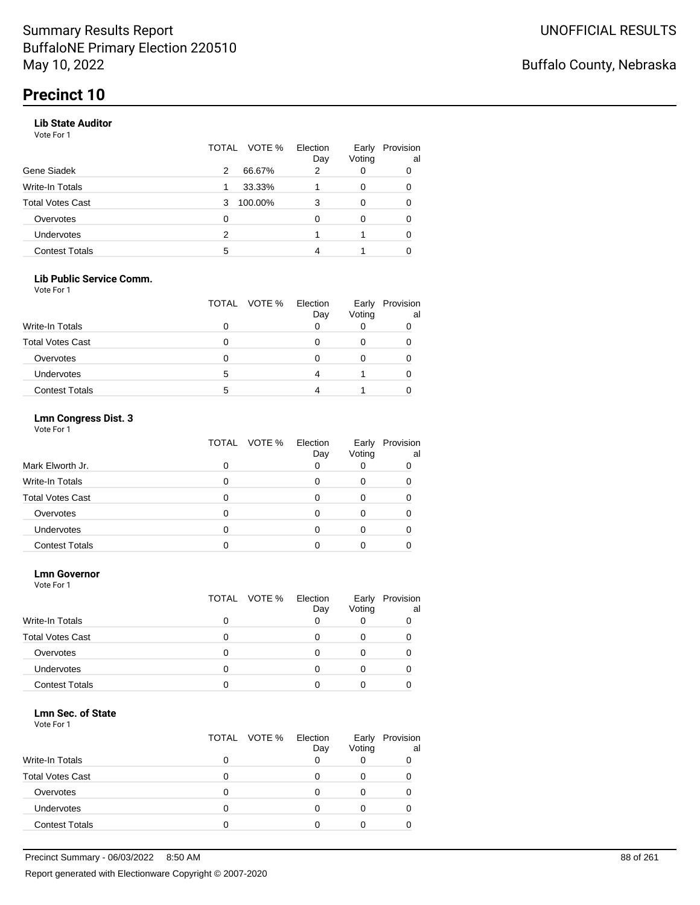Summary Results Report
BuffaloNE Primary Election 220510
May 10, 2022

UNOFFICIAL RESULTS

Buffalo County, Nebraska

# Precinct 10

### Lib State Auditor

Vote For 1

| | TOTAL | VOTE % | Election Day | Early Voting | Provisional |
|---|---|---|---|---|---|
| Gene Siadek | 2 | 66.67% | 2 | 0 | 0 |
| Write-In Totals | 1 | 33.33% | 1 | 0 | 0 |
| Total Votes Cast | 3 | 100.00% | 3 | 0 | 0 |
| Overvotes | 0 | | 0 | 0 | 0 |
| Undervotes | 2 | | 1 | 1 | 0 |
| Contest Totals | 5 | | 4 | 1 | 0 |

### Lib Public Service Comm.

Vote For 1

| | TOTAL | VOTE % | Election Day | Early Voting | Provisional |
|---|---|---|---|---|---|
| Write-In Totals | 0 | | 0 | 0 | 0 |
| Total Votes Cast | 0 | | 0 | 0 | 0 |
| Overvotes | 0 | | 0 | 0 | 0 |
| Undervotes | 5 | | 4 | 1 | 0 |
| Contest Totals | 5 | | 4 | 1 | 0 |

### Lmn Congress Dist. 3

Vote For 1

| | TOTAL | VOTE % | Election Day | Early Voting | Provisional |
|---|---|---|---|---|---|
| Mark Elworth Jr. | 0 | | 0 | 0 | 0 |
| Write-In Totals | 0 | | 0 | 0 | 0 |
| Total Votes Cast | 0 | | 0 | 0 | 0 |
| Overvotes | 0 | | 0 | 0 | 0 |
| Undervotes | 0 | | 0 | 0 | 0 |
| Contest Totals | 0 | | 0 | 0 | 0 |

### Lmn Governor

Vote For 1

| | TOTAL | VOTE % | Election Day | Early Voting | Provisional |
|---|---|---|---|---|---|
| Write-In Totals | 0 | | 0 | 0 | 0 |
| Total Votes Cast | 0 | | 0 | 0 | 0 |
| Overvotes | 0 | | 0 | 0 | 0 |
| Undervotes | 0 | | 0 | 0 | 0 |
| Contest Totals | 0 | | 0 | 0 | 0 |

### Lmn Sec. of State

Vote For 1

| | TOTAL | VOTE % | Election Day | Early Voting | Provisional |
|---|---|---|---|---|---|
| Write-In Totals | 0 | | 0 | 0 | 0 |
| Total Votes Cast | 0 | | 0 | 0 | 0 |
| Overvotes | 0 | | 0 | 0 | 0 |
| Undervotes | 0 | | 0 | 0 | 0 |
| Contest Totals | 0 | | 0 | 0 | 0 |

Precinct Summary - 06/03/2022 8:50 AM

Report generated with Electionware Copyright © 2007-2020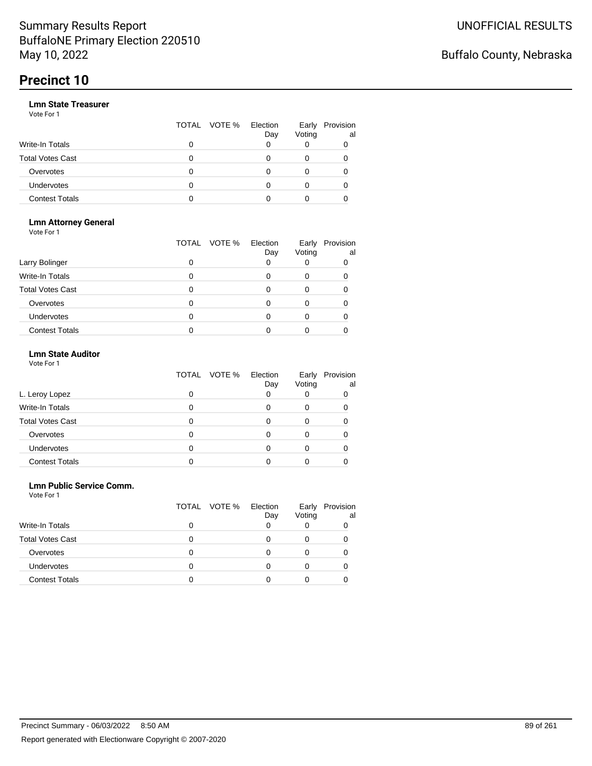# Summary Results Report
BuffaloNE Primary Election 220510
May 10, 2022

UNOFFICIAL RESULTS

Buffalo County, Nebraska

## Precinct 10

### Lmn State Treasurer

Vote For 1

| | TOTAL | VOTE % | Election Day | Early Voting | Provisional |
|---|---|---|---|---|---|
| Write-In Totals | 0 | | 0 | 0 | 0 |
| Total Votes Cast | 0 | | 0 | 0 | 0 |
| Overvotes | 0 | | 0 | 0 | 0 |
| Undervotes | 0 | | 0 | 0 | 0 |
| Contest Totals | 0 | | 0 | 0 | 0 |

### Lmn Attorney General

Vote For 1

| | TOTAL | VOTE % | Election Day | Early Voting | Provisional |
|---|---|---|---|---|---|
| Larry Bolinger | 0 | | 0 | 0 | 0 |
| Write-In Totals | 0 | | 0 | 0 | 0 |
| Total Votes Cast | 0 | | 0 | 0 | 0 |
| Overvotes | 0 | | 0 | 0 | 0 |
| Undervotes | 0 | | 0 | 0 | 0 |
| Contest Totals | 0 | | 0 | 0 | 0 |

### Lmn State Auditor

Vote For 1

| | TOTAL | VOTE % | Election Day | Early Voting | Provisional |
|---|---|---|---|---|---|
| L. Leroy Lopez | 0 | | 0 | 0 | 0 |
| Write-In Totals | 0 | | 0 | 0 | 0 |
| Total Votes Cast | 0 | | 0 | 0 | 0 |
| Overvotes | 0 | | 0 | 0 | 0 |
| Undervotes | 0 | | 0 | 0 | 0 |
| Contest Totals | 0 | | 0 | 0 | 0 |

### Lmn Public Service Comm.

Vote For 1

| | TOTAL | VOTE % | Election Day | Early Voting | Provisional |
|---|---|---|---|---|---|
| Write-In Totals | 0 | | 0 | 0 | 0 |
| Total Votes Cast | 0 | | 0 | 0 | 0 |
| Overvotes | 0 | | 0 | 0 | 0 |
| Undervotes | 0 | | 0 | 0 | 0 |
| Contest Totals | 0 | | 0 | 0 | 0 |

Precinct Summary - 06/03/2022 8:50 AM

Report generated with Electionware Copyright © 2007-2020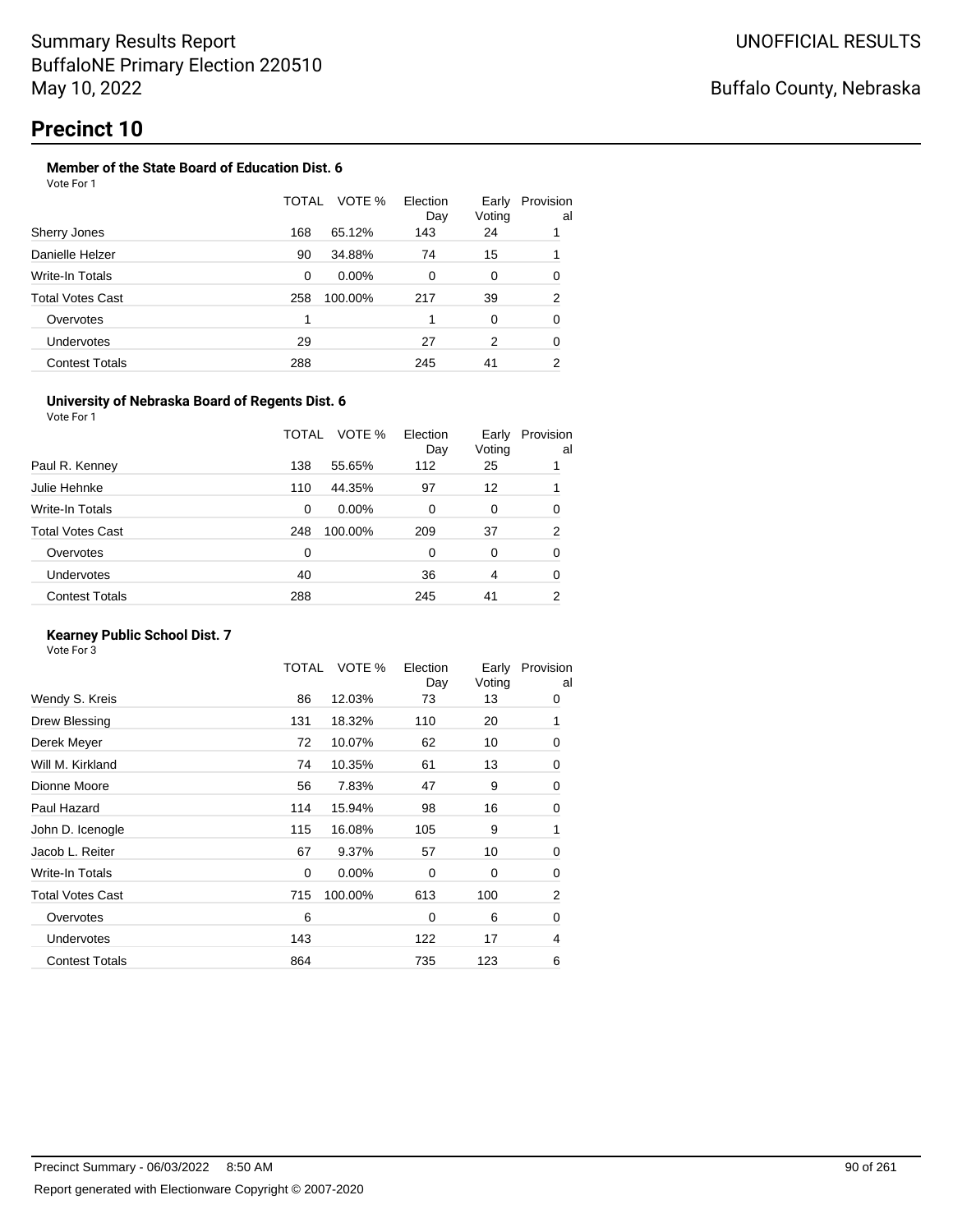# Summary Results Report
BuffaloNE Primary Election 220510
May 10, 2022

UNOFFICIAL RESULTS

Buffalo County, Nebraska

## Precinct 10

### Member of the State Board of Education Dist. 6

Vote For 1

| | TOTAL | VOTE % | Election Day | Early Voting | Provisional |
|---|---|---|---|---|---|
| Sherry Jones | 168 | 65.12% | 143 | 24 | 1 |
| Danielle Helzer | 90 | 34.88% | 74 | 15 | 1 |
| Write-In Totals | 0 | 0.00% | 0 | 0 | 0 |
| Total Votes Cast | 258 | 100.00% | 217 | 39 | 2 |
| Overvotes | 1 | | 1 | 0 | 0 |
| Undervotes | 29 | | 27 | 2 | 0 |
| Contest Totals | 288 | | 245 | 41 | 2 |

### University of Nebraska Board of Regents Dist. 6

Vote For 1

| | TOTAL | VOTE % | Election Day | Early Voting | Provisional |
|---|---|---|---|---|---|
| Paul R. Kenney | 138 | 55.65% | 112 | 25 | 1 |
| Julie Hehnke | 110 | 44.35% | 97 | 12 | 1 |
| Write-In Totals | 0 | 0.00% | 0 | 0 | 0 |
| Total Votes Cast | 248 | 100.00% | 209 | 37 | 2 |
| Overvotes | 0 | | 0 | 0 | 0 |
| Undervotes | 40 | | 36 | 4 | 0 |
| Contest Totals | 288 | | 245 | 41 | 2 |

### Kearney Public School Dist. 7

Vote For 3

| | TOTAL | VOTE % | Election Day | Early Voting | Provisional |
|---|---|---|---|---|---|
| Wendy S. Kreis | 86 | 12.03% | 73 | 13 | 0 |
| Drew Blessing | 131 | 18.32% | 110 | 20 | 1 |
| Derek Meyer | 72 | 10.07% | 62 | 10 | 0 |
| Will M. Kirkland | 74 | 10.35% | 61 | 13 | 0 |
| Dionne Moore | 56 | 7.83% | 47 | 9 | 0 |
| Paul Hazard | 114 | 15.94% | 98 | 16 | 0 |
| John D. Icenogle | 115 | 16.08% | 105 | 9 | 1 |
| Jacob L. Reiter | 67 | 9.37% | 57 | 10 | 0 |
| Write-In Totals | 0 | 0.00% | 0 | 0 | 0 |
| Total Votes Cast | 715 | 100.00% | 613 | 100 | 2 |
| Overvotes | 6 | | 0 | 6 | 0 |
| Undervotes | 143 | | 122 | 17 | 4 |
| Contest Totals | 864 | | 735 | 123 | 6 |

Precinct Summary - 06/03/2022 8:50 AM

Report generated with Electionware Copyright © 2007-2020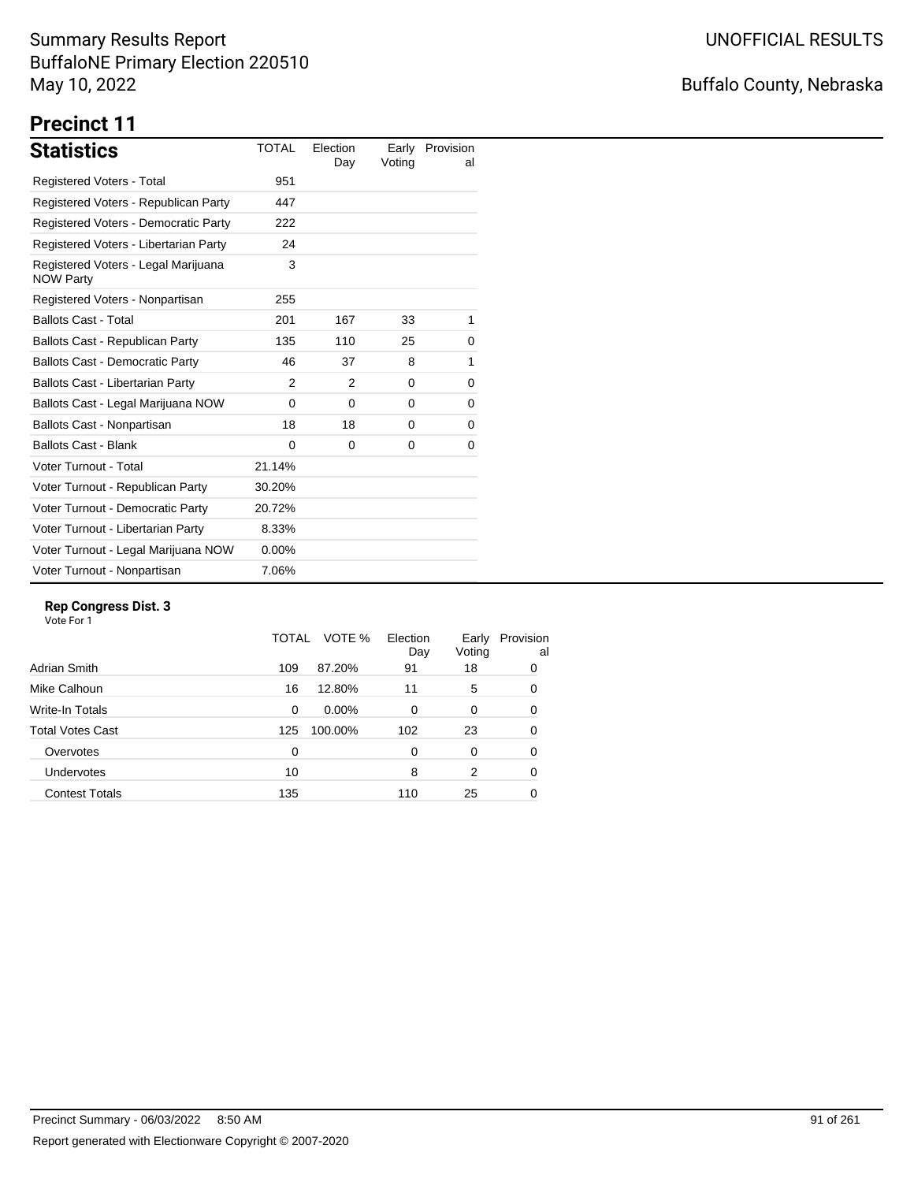Summary Results Report
BuffaloNE Primary Election 220510
May 10, 2022

UNOFFICIAL RESULTS

Buffalo County, Nebraska

# Precinct 11

## Statistics

| Statistics | TOTAL | Election Day | Early Voting | Provisional |
|---|---|---|---|---|
| Registered Voters - Total | 951 | | | |
| Registered Voters - Republican Party | 447 | | | |
| Registered Voters - Democratic Party | 222 | | | |
| Registered Voters - Libertarian Party | 24 | | | |
| Registered Voters - Legal Marijuana NOW Party | 3 | | | |
| Registered Voters - Nonpartisan | 255 | | | |
| Ballots Cast - Total | 201 | 167 | 33 | 1 |
| Ballots Cast - Republican Party | 135 | 110 | 25 | 0 |
| Ballots Cast - Democratic Party | 46 | 37 | 8 | 1 |
| Ballots Cast - Libertarian Party | 2 | 2 | 0 | 0 |
| Ballots Cast - Legal Marijuana NOW | 0 | 0 | 0 | 0 |
| Ballots Cast - Nonpartisan | 18 | 18 | 0 | 0 |
| Ballots Cast - Blank | 0 | 0 | 0 | 0 |
| Voter Turnout - Total | 21.14% | | | |
| Voter Turnout - Republican Party | 30.20% | | | |
| Voter Turnout - Democratic Party | 20.72% | | | |
| Voter Turnout - Libertarian Party | 8.33% | | | |
| Voter Turnout - Legal Marijuana NOW | 0.00% | | | |
| Voter Turnout - Nonpartisan | 7.06% | | | |

### Rep Congress Dist. 3

Vote For 1

| | TOTAL | VOTE % | Election Day | Early Voting | Provisional |
|---|---|---|---|---|---|
| Adrian Smith | 109 | 87.20% | 91 | 18 | 0 |
| Mike Calhoun | 16 | 12.80% | 11 | 5 | 0 |
| Write-In Totals | 0 | 0.00% | 0 | 0 | 0 |
| Total Votes Cast | 125 | 100.00% | 102 | 23 | 0 |
| Overvotes | 0 | | 0 | 0 | 0 |
| Undervotes | 10 | | 8 | 2 | 0 |
| Contest Totals | 135 | | 110 | 25 | 0 |

Precinct Summary - 06/03/2022 8:50 AM

Report generated with Electionware Copyright © 2007-2020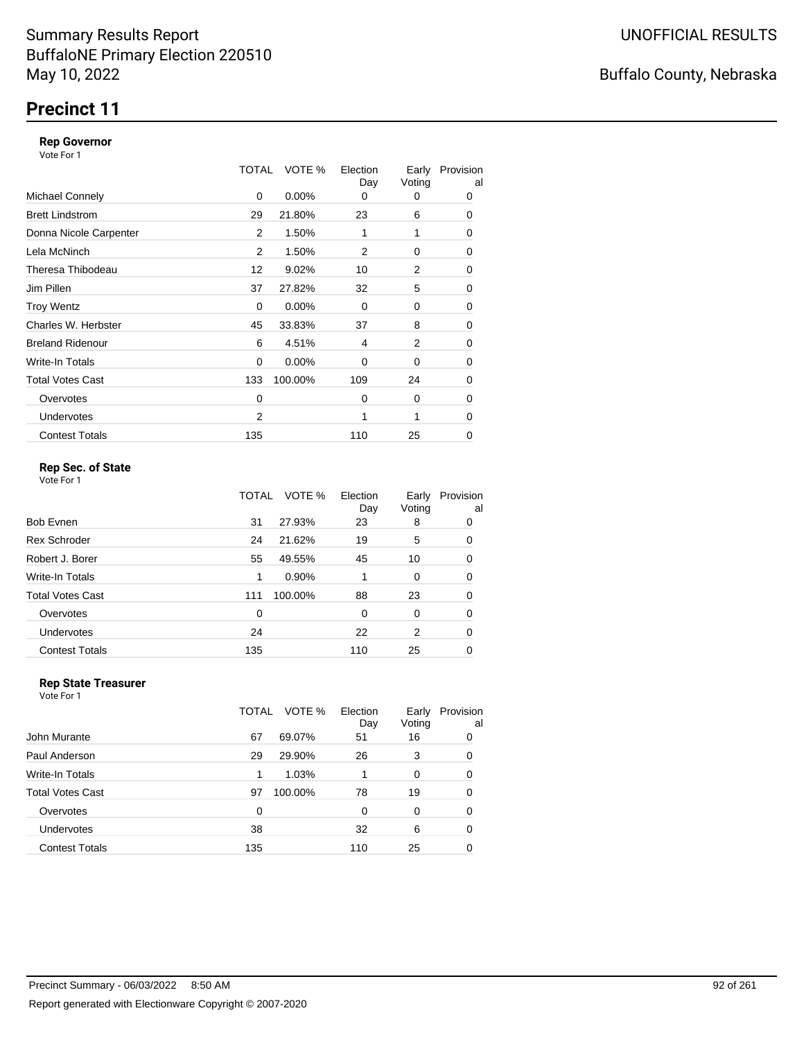Summary Results Report
BuffaloNE Primary Election 220510
May 10, 2022

UNOFFICIAL RESULTS

Buffalo County, Nebraska

# Precinct 11

### Rep Governor
Vote For 1

| | TOTAL | VOTE % | Election Day | Early Voting | Provisional |
|---|---|---|---|---|---|
| Michael Connely | 0 | 0.00% | 0 | 0 | 0 |
| Brett Lindstrom | 29 | 21.80% | 23 | 6 | 0 |
| Donna Nicole Carpenter | 2 | 1.50% | 1 | 1 | 0 |
| Lela McNinch | 2 | 1.50% | 2 | 0 | 0 |
| Theresa Thibodeau | 12 | 9.02% | 10 | 2 | 0 |
| Jim Pillen | 37 | 27.82% | 32 | 5 | 0 |
| Troy Wentz | 0 | 0.00% | 0 | 0 | 0 |
| Charles W. Herbster | 45 | 33.83% | 37 | 8 | 0 |
| Breland Ridenour | 6 | 4.51% | 4 | 2 | 0 |
| Write-In Totals | 0 | 0.00% | 0 | 0 | 0 |
| Total Votes Cast | 133 | 100.00% | 109 | 24 | 0 |
| Overvotes | 0 | | 0 | 0 | 0 |
| Undervotes | 2 | | 1 | 1 | 0 |
| Contest Totals | 135 | | 110 | 25 | 0 |

### Rep Sec. of State
Vote For 1

| | TOTAL | VOTE % | Election Day | Early Voting | Provisional |
|---|---|---|---|---|---|
| Bob Evnen | 31 | 27.93% | 23 | 8 | 0 |
| Rex Schroder | 24 | 21.62% | 19 | 5 | 0 |
| Robert J. Borer | 55 | 49.55% | 45 | 10 | 0 |
| Write-In Totals | 1 | 0.90% | 1 | 0 | 0 |
| Total Votes Cast | 111 | 100.00% | 88 | 23 | 0 |
| Overvotes | 0 | | 0 | 0 | 0 |
| Undervotes | 24 | | 22 | 2 | 0 |
| Contest Totals | 135 | | 110 | 25 | 0 |

### Rep State Treasurer
Vote For 1

| | TOTAL | VOTE % | Election Day | Early Voting | Provisional |
|---|---|---|---|---|---|
| John Murante | 67 | 69.07% | 51 | 16 | 0 |
| Paul Anderson | 29 | 29.90% | 26 | 3 | 0 |
| Write-In Totals | 1 | 1.03% | 1 | 0 | 0 |
| Total Votes Cast | 97 | 100.00% | 78 | 19 | 0 |
| Overvotes | 0 | | 0 | 0 | 0 |
| Undervotes | 38 | | 32 | 6 | 0 |
| Contest Totals | 135 | | 110 | 25 | 0 |

Precinct Summary - 06/03/2022 8:50 AM

Report generated with Electionware Copyright © 2007-2020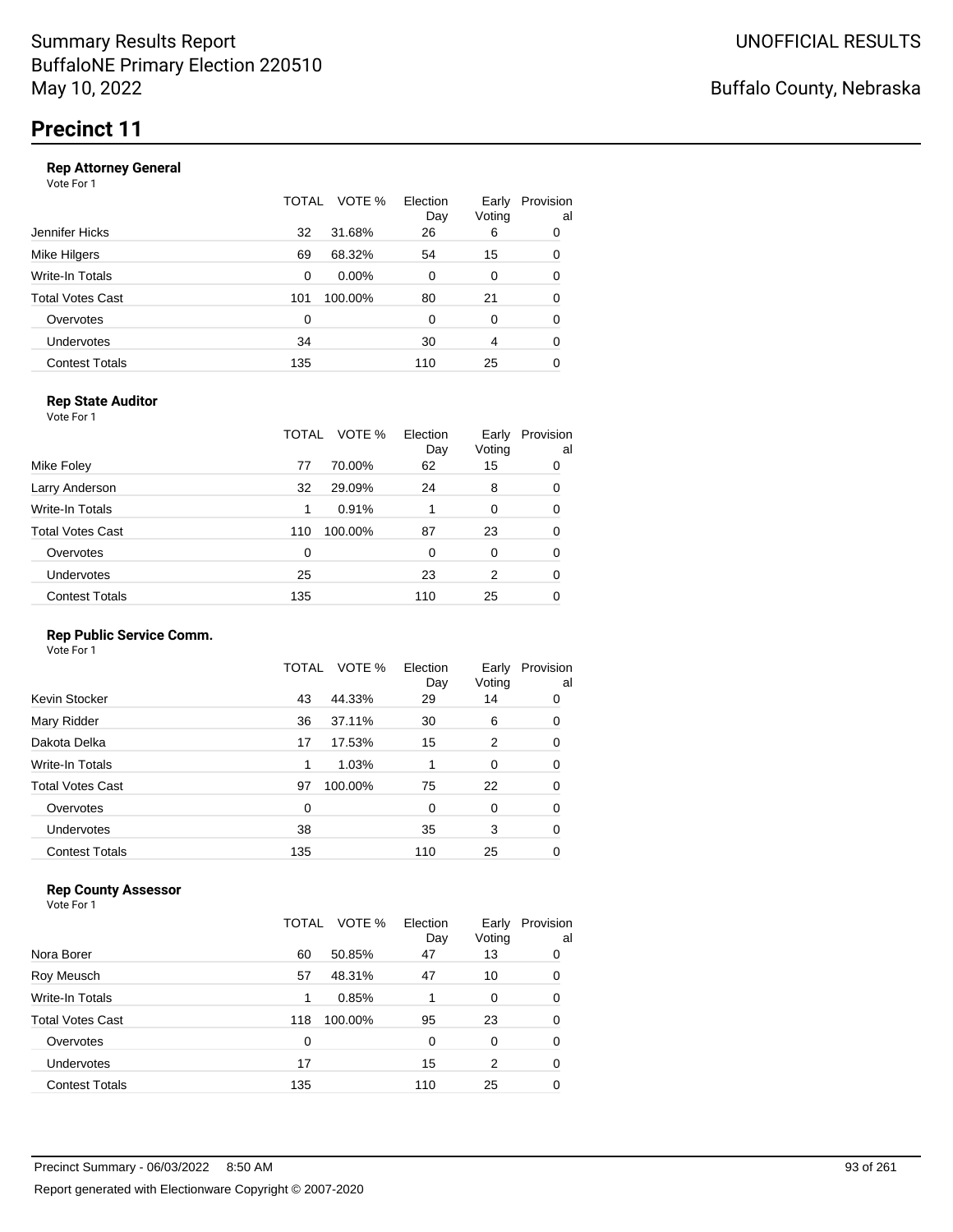# Summary Results Report
# BuffaloNE Primary Election 220510
# May 10, 2022

UNOFFICIAL RESULTS

Buffalo County, Nebraska

## Precinct 11

### Rep Attorney General

Vote For 1

| | TOTAL | VOTE % | Election Day | Early Voting | Provisional |
|---|---|---|---|---|---|
| Jennifer Hicks | 32 | 31.68% | 26 | 6 | 0 |
| Mike Hilgers | 69 | 68.32% | 54 | 15 | 0 |
| Write-In Totals | 0 | 0.00% | 0 | 0 | 0 |
| Total Votes Cast | 101 | 100.00% | 80 | 21 | 0 |
| Overvotes | 0 | | 0 | 0 | 0 |
| Undervotes | 34 | | 30 | 4 | 0 |
| Contest Totals | 135 | | 110 | 25 | 0 |

### Rep State Auditor

Vote For 1

| | TOTAL | VOTE % | Election Day | Early Voting | Provisional |
|---|---|---|---|---|---|
| Mike Foley | 77 | 70.00% | 62 | 15 | 0 |
| Larry Anderson | 32 | 29.09% | 24 | 8 | 0 |
| Write-In Totals | 1 | 0.91% | 1 | 0 | 0 |
| Total Votes Cast | 110 | 100.00% | 87 | 23 | 0 |
| Overvotes | 0 | | 0 | 0 | 0 |
| Undervotes | 25 | | 23 | 2 | 0 |
| Contest Totals | 135 | | 110 | 25 | 0 |

### Rep Public Service Comm.

Vote For 1

| | TOTAL | VOTE % | Election Day | Early Voting | Provisional |
|---|---|---|---|---|---|
| Kevin Stocker | 43 | 44.33% | 29 | 14 | 0 |
| Mary Ridder | 36 | 37.11% | 30 | 6 | 0 |
| Dakota Delka | 17 | 17.53% | 15 | 2 | 0 |
| Write-In Totals | 1 | 1.03% | 1 | 0 | 0 |
| Total Votes Cast | 97 | 100.00% | 75 | 22 | 0 |
| Overvotes | 0 | | 0 | 0 | 0 |
| Undervotes | 38 | | 35 | 3 | 0 |
| Contest Totals | 135 | | 110 | 25 | 0 |

### Rep County Assessor

Vote For 1

| | TOTAL | VOTE % | Election Day | Early Voting | Provisional |
|---|---|---|---|---|---|
| Nora Borer | 60 | 50.85% | 47 | 13 | 0 |
| Roy Meusch | 57 | 48.31% | 47 | 10 | 0 |
| Write-In Totals | 1 | 0.85% | 1 | 0 | 0 |
| Total Votes Cast | 118 | 100.00% | 95 | 23 | 0 |
| Overvotes | 0 | | 0 | 0 | 0 |
| Undervotes | 17 | | 15 | 2 | 0 |
| Contest Totals | 135 | | 110 | 25 | 0 |

Precinct Summary - 06/03/2022 8:50 AM

Report generated with Electionware Copyright © 2007-2020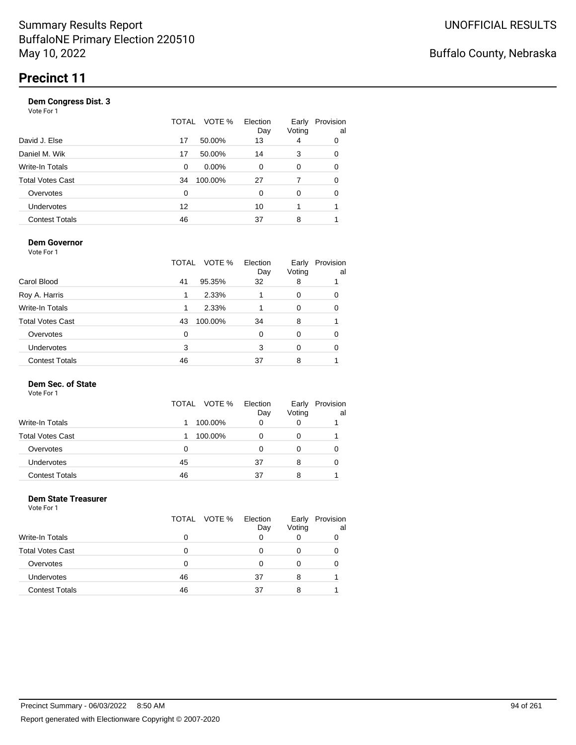Summary Results Report
BuffaloNE Primary Election 220510
May 10, 2022

UNOFFICIAL RESULTS

Buffalo County, Nebraska

# Precinct 11

### Dem Congress Dist. 3

Vote For 1

| | TOTAL | VOTE % | Election Day | Early Voting | Provisional |
|---|---|---|---|---|---|
| David J. Else | 17 | 50.00% | 13 | 4 | 0 |
| Daniel M. Wik | 17 | 50.00% | 14 | 3 | 0 |
| Write-In Totals | 0 | 0.00% | 0 | 0 | 0 |
| Total Votes Cast | 34 | 100.00% | 27 | 7 | 0 |
| Overvotes | 0 | | 0 | 0 | 0 |
| Undervotes | 12 | | 10 | 1 | 1 |
| Contest Totals | 46 | | 37 | 8 | 1 |

### Dem Governor

Vote For 1

| | TOTAL | VOTE % | Election Day | Early Voting | Provisional |
|---|---|---|---|---|---|
| Carol Blood | 41 | 95.35% | 32 | 8 | 1 |
| Roy A. Harris | 1 | 2.33% | 1 | 0 | 0 |
| Write-In Totals | 1 | 2.33% | 1 | 0 | 0 |
| Total Votes Cast | 43 | 100.00% | 34 | 8 | 1 |
| Overvotes | 0 | | 0 | 0 | 0 |
| Undervotes | 3 | | 3 | 0 | 0 |
| Contest Totals | 46 | | 37 | 8 | 1 |

### Dem Sec. of State

Vote For 1

| | TOTAL | VOTE % | Election Day | Early Voting | Provisional |
|---|---|---|---|---|---|
| Write-In Totals | 1 | 100.00% | 0 | 0 | 1 |
| Total Votes Cast | 1 | 100.00% | 0 | 0 | 1 |
| Overvotes | 0 | | 0 | 0 | 0 |
| Undervotes | 45 | | 37 | 8 | 0 |
| Contest Totals | 46 | | 37 | 8 | 1 |

### Dem State Treasurer

Vote For 1

| | TOTAL | VOTE % | Election Day | Early Voting | Provisional |
|---|---|---|---|---|---|
| Write-In Totals | 0 | | 0 | 0 | 0 |
| Total Votes Cast | 0 | | 0 | 0 | 0 |
| Overvotes | 0 | | 0 | 0 | 0 |
| Undervotes | 46 | | 37 | 8 | 1 |
| Contest Totals | 46 | | 37 | 8 | 1 |

Precinct Summary - 06/03/2022 8:50 AM

Report generated with Electionware Copyright © 2007-2020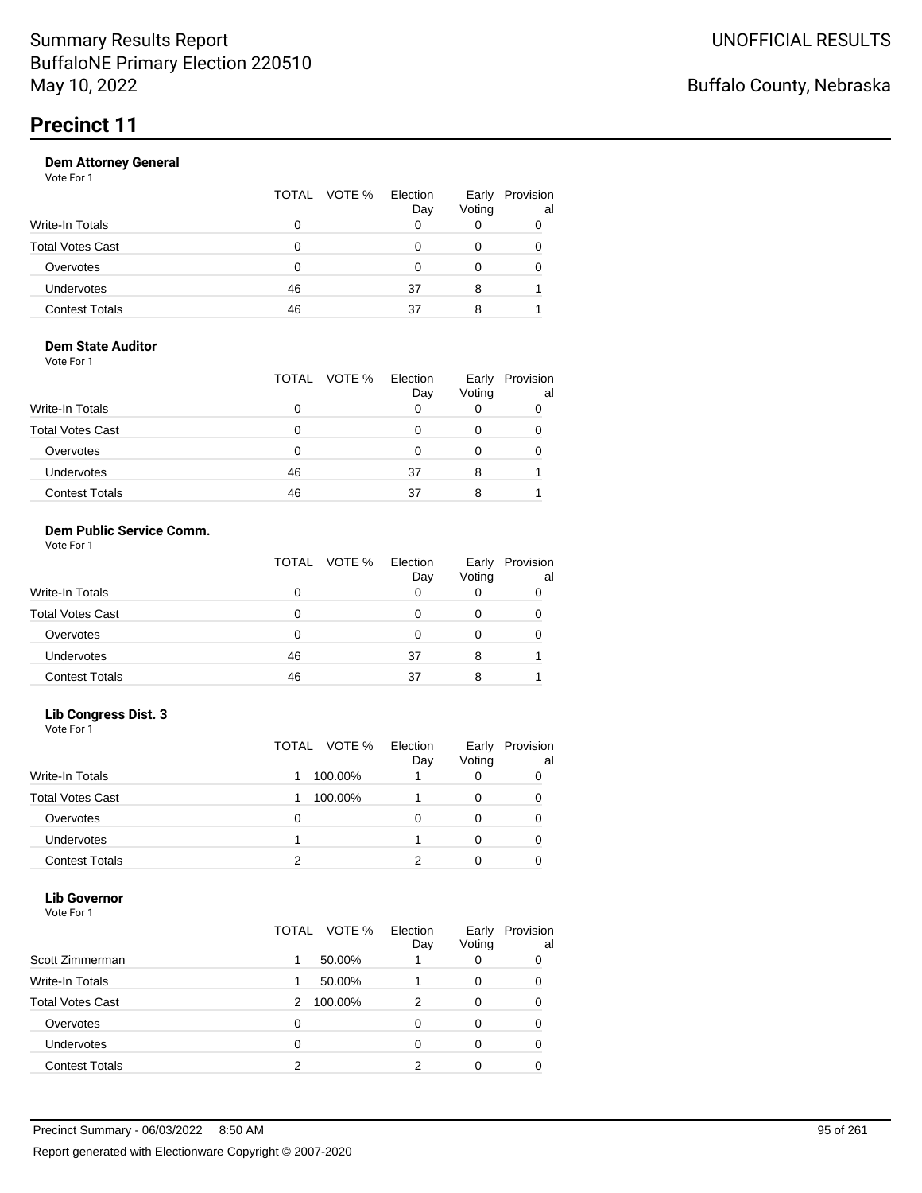Summary Results Report
BuffaloNE Primary Election 220510
May 10, 2022

UNOFFICIAL RESULTS

Buffalo County, Nebraska

# Precinct 11

### Dem Attorney General

Vote For 1

| | TOTAL | VOTE % | Election Day | Early Voting | Provisional |
|---|---|---|---|---|---|
| Write-In Totals | 0 | | 0 | 0 | 0 |
| Total Votes Cast | 0 | | 0 | 0 | 0 |
| Overvotes | 0 | | 0 | 0 | 0 |
| Undervotes | 46 | | 37 | 8 | 1 |
| Contest Totals | 46 | | 37 | 8 | 1 |

### Dem State Auditor

Vote For 1

| | TOTAL | VOTE % | Election Day | Early Voting | Provisional |
|---|---|---|---|---|---|
| Write-In Totals | 0 | | 0 | 0 | 0 |
| Total Votes Cast | 0 | | 0 | 0 | 0 |
| Overvotes | 0 | | 0 | 0 | 0 |
| Undervotes | 46 | | 37 | 8 | 1 |
| Contest Totals | 46 | | 37 | 8 | 1 |

### Dem Public Service Comm.

Vote For 1

| | TOTAL | VOTE % | Election Day | Early Voting | Provisional |
|---|---|---|---|---|---|
| Write-In Totals | 0 | | 0 | 0 | 0 |
| Total Votes Cast | 0 | | 0 | 0 | 0 |
| Overvotes | 0 | | 0 | 0 | 0 |
| Undervotes | 46 | | 37 | 8 | 1 |
| Contest Totals | 46 | | 37 | 8 | 1 |

### Lib Congress Dist. 3

Vote For 1

| | TOTAL | VOTE % | Election Day | Early Voting | Provisional |
|---|---|---|---|---|---|
| Write-In Totals | 1 | 100.00% | 1 | 0 | 0 |
| Total Votes Cast | 1 | 100.00% | 1 | 0 | 0 |
| Overvotes | 0 | | 0 | 0 | 0 |
| Undervotes | 1 | | 1 | 0 | 0 |
| Contest Totals | 2 | | 2 | 0 | 0 |

### Lib Governor

Vote For 1

| | TOTAL | VOTE % | Election Day | Early Voting | Provisional |
|---|---|---|---|---|---|
| Scott Zimmerman | 1 | 50.00% | 1 | 0 | 0 |
| Write-In Totals | 1 | 50.00% | 1 | 0 | 0 |
| Total Votes Cast | 2 | 100.00% | 2 | 0 | 0 |
| Overvotes | 0 | | 0 | 0 | 0 |
| Undervotes | 0 | | 0 | 0 | 0 |
| Contest Totals | 2 | | 2 | 0 | 0 |

Precinct Summary - 06/03/2022 8:50 AM

Report generated with Electionware Copyright © 2007-2020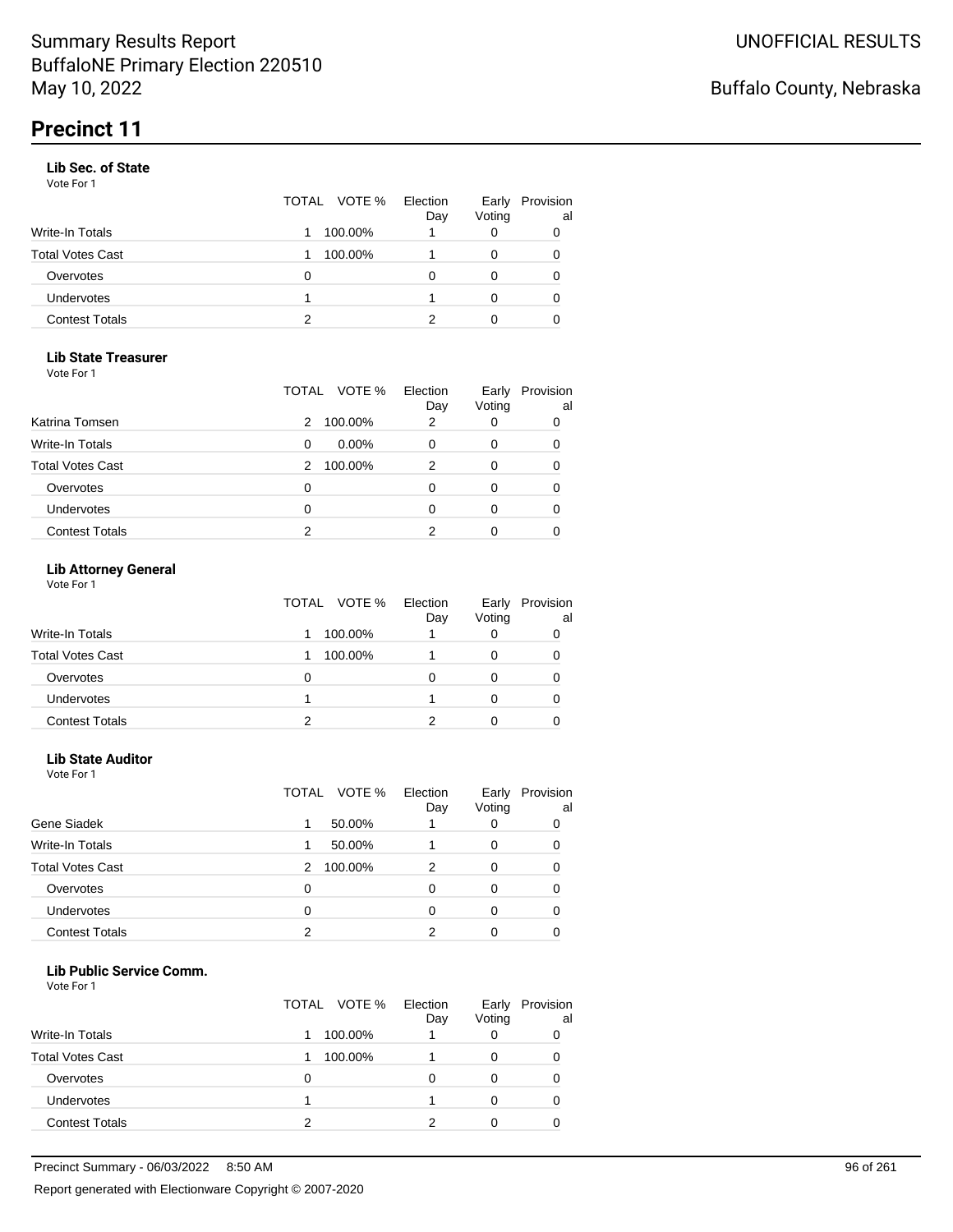# Precinct 11

### Lib Sec. of State

Vote For 1

| | TOTAL | VOTE % | Election Day | Early Voting | Provisional |
|---|---|---|---|---|---|
| Write-In Totals | 1 | 100.00% | 1 | 0 | 0 |
| Total Votes Cast | 1 | 100.00% | 1 | 0 | 0 |
| Overvotes | 0 | | 0 | 0 | 0 |
| Undervotes | 1 | | 1 | 0 | 0 |
| Contest Totals | 2 | | 2 | 0 | 0 |

### Lib State Treasurer

Vote For 1

| | TOTAL | VOTE % | Election Day | Early Voting | Provisional |
|---|---|---|---|---|---|
| Katrina Tomsen | 2 | 100.00% | 2 | 0 | 0 |
| Write-In Totals | 0 | 0.00% | 0 | 0 | 0 |
| Total Votes Cast | 2 | 100.00% | 2 | 0 | 0 |
| Overvotes | 0 | | 0 | 0 | 0 |
| Undervotes | 0 | | 0 | 0 | 0 |
| Contest Totals | 2 | | 2 | 0 | 0 |

### Lib Attorney General

Vote For 1

| | TOTAL | VOTE % | Election Day | Early Voting | Provisional |
|---|---|---|---|---|---|
| Write-In Totals | 1 | 100.00% | 1 | 0 | 0 |
| Total Votes Cast | 1 | 100.00% | 1 | 0 | 0 |
| Overvotes | 0 | | 0 | 0 | 0 |
| Undervotes | 1 | | 1 | 0 | 0 |
| Contest Totals | 2 | | 2 | 0 | 0 |

### Lib State Auditor

Vote For 1

| | TOTAL | VOTE % | Election Day | Early Voting | Provisional |
|---|---|---|---|---|---|
| Gene Siadek | 1 | 50.00% | 1 | 0 | 0 |
| Write-In Totals | 1 | 50.00% | 1 | 0 | 0 |
| Total Votes Cast | 2 | 100.00% | 2 | 0 | 0 |
| Overvotes | 0 | | 0 | 0 | 0 |
| Undervotes | 0 | | 0 | 0 | 0 |
| Contest Totals | 2 | | 2 | 0 | 0 |

### Lib Public Service Comm.

Vote For 1

| | TOTAL | VOTE % | Election Day | Early Voting | Provisional |
|---|---|---|---|---|---|
| Write-In Totals | 1 | 100.00% | 1 | 0 | 0 |
| Total Votes Cast | 1 | 100.00% | 1 | 0 | 0 |
| Overvotes | 0 | | 0 | 0 | 0 |
| Undervotes | 1 | | 1 | 0 | 0 |
| Contest Totals | 2 | | 2 | 0 | 0 |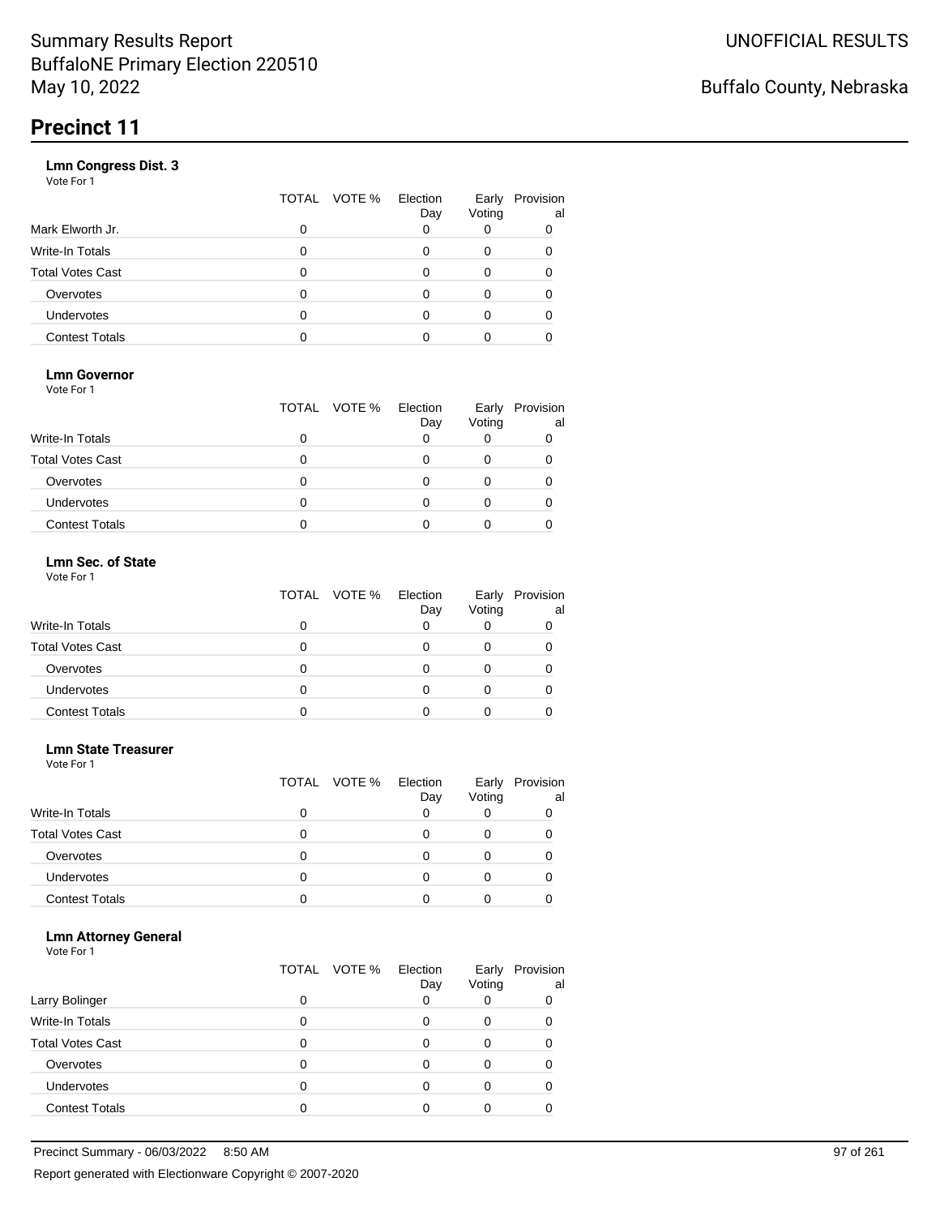Summary Results Report
BuffaloNE Primary Election 220510
May 10, 2022

UNOFFICIAL RESULTS

Buffalo County, Nebraska

# Precinct 11

**Lmn Congress Dist. 3**
Vote For 1

| | TOTAL | VOTE % | Election Day | Early Voting | Provisional |
|---|---|---|---|---|---|
| Mark Elworth Jr. | 0 | | 0 | 0 | 0 |
| Write-In Totals | 0 | | 0 | 0 | 0 |
| Total Votes Cast | 0 | | 0 | 0 | 0 |
| Overvotes | 0 | | 0 | 0 | 0 |
| Undervotes | 0 | | 0 | 0 | 0 |
| Contest Totals | 0 | | 0 | 0 | 0 |

**Lmn Governor**
Vote For 1

| | TOTAL | VOTE % | Election Day | Early Voting | Provisional |
|---|---|---|---|---|---|
| Write-In Totals | 0 | | 0 | 0 | 0 |
| Total Votes Cast | 0 | | 0 | 0 | 0 |
| Overvotes | 0 | | 0 | 0 | 0 |
| Undervotes | 0 | | 0 | 0 | 0 |
| Contest Totals | 0 | | 0 | 0 | 0 |

**Lmn Sec. of State**
Vote For 1

| | TOTAL | VOTE % | Election Day | Early Voting | Provisional |
|---|---|---|---|---|---|
| Write-In Totals | 0 | | 0 | 0 | 0 |
| Total Votes Cast | 0 | | 0 | 0 | 0 |
| Overvotes | 0 | | 0 | 0 | 0 |
| Undervotes | 0 | | 0 | 0 | 0 |
| Contest Totals | 0 | | 0 | 0 | 0 |

**Lmn State Treasurer**
Vote For 1

| | TOTAL | VOTE % | Election Day | Early Voting | Provisional |
|---|---|---|---|---|---|
| Write-In Totals | 0 | | 0 | 0 | 0 |
| Total Votes Cast | 0 | | 0 | 0 | 0 |
| Overvotes | 0 | | 0 | 0 | 0 |
| Undervotes | 0 | | 0 | 0 | 0 |
| Contest Totals | 0 | | 0 | 0 | 0 |

**Lmn Attorney General**
Vote For 1

| | TOTAL | VOTE % | Election Day | Early Voting | Provisional |
|---|---|---|---|---|---|
| Larry Bolinger | 0 | | 0 | 0 | 0 |
| Write-In Totals | 0 | | 0 | 0 | 0 |
| Total Votes Cast | 0 | | 0 | 0 | 0 |
| Overvotes | 0 | | 0 | 0 | 0 |
| Undervotes | 0 | | 0 | 0 | 0 |
| Contest Totals | 0 | | 0 | 0 | 0 |

Precinct Summary - 06/03/2022 8:50 AM

Report generated with Electionware Copyright © 2007-2020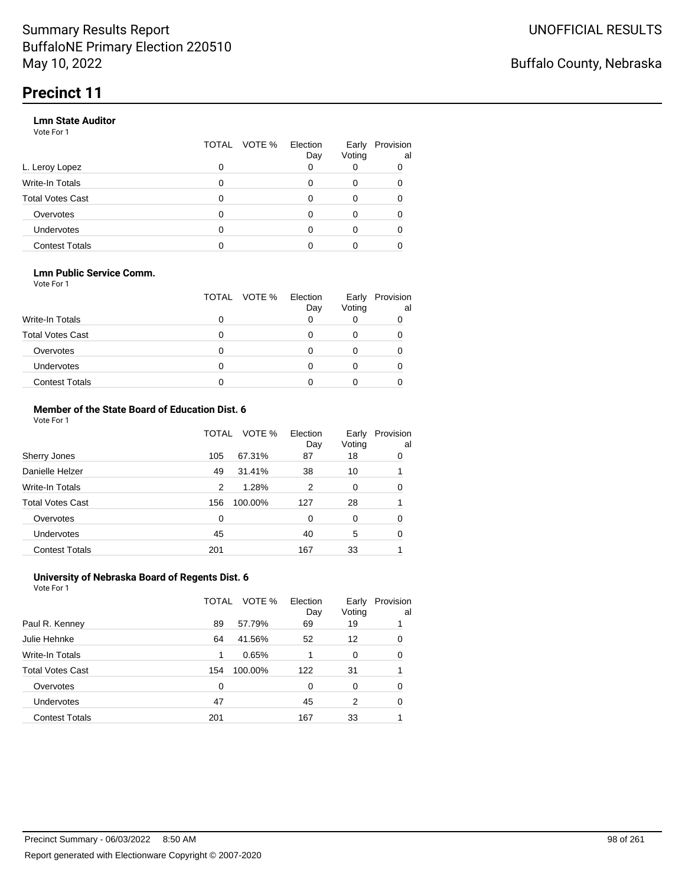# Summary Results Report
BuffaloNE Primary Election 220510
May 10, 2022

UNOFFICIAL RESULTS

Buffalo County, Nebraska

## Precinct 11

### Lmn State Auditor
Vote For 1

| | TOTAL | VOTE % | Election Day | Early Voting | Provisional |
|---|---|---|---|---|---|
| L. Leroy Lopez | 0 | | 0 | 0 | 0 |
| Write-In Totals | 0 | | 0 | 0 | 0 |
| Total Votes Cast | 0 | | 0 | 0 | 0 |
| Overvotes | 0 | | 0 | 0 | 0 |
| Undervotes | 0 | | 0 | 0 | 0 |
| Contest Totals | 0 | | 0 | 0 | 0 |

### Lmn Public Service Comm.
Vote For 1

| | TOTAL | VOTE % | Election Day | Early Voting | Provisional |
|---|---|---|---|---|---|
| Write-In Totals | 0 | | 0 | 0 | 0 |
| Total Votes Cast | 0 | | 0 | 0 | 0 |
| Overvotes | 0 | | 0 | 0 | 0 |
| Undervotes | 0 | | 0 | 0 | 0 |
| Contest Totals | 0 | | 0 | 0 | 0 |

### Member of the State Board of Education Dist. 6
Vote For 1

| | TOTAL | VOTE % | Election Day | Early Voting | Provisional |
|---|---|---|---|---|---|
| Sherry Jones | 105 | 67.31% | 87 | 18 | 0 |
| Danielle Helzer | 49 | 31.41% | 38 | 10 | 1 |
| Write-In Totals | 2 | 1.28% | 2 | 0 | 0 |
| Total Votes Cast | 156 | 100.00% | 127 | 28 | 1 |
| Overvotes | 0 | | 0 | 0 | 0 |
| Undervotes | 45 | | 40 | 5 | 0 |
| Contest Totals | 201 | | 167 | 33 | 1 |

### University of Nebraska Board of Regents Dist. 6
Vote For 1

| | TOTAL | VOTE % | Election Day | Early Voting | Provisional |
|---|---|---|---|---|---|
| Paul R. Kenney | 89 | 57.79% | 69 | 19 | 1 |
| Julie Hehnke | 64 | 41.56% | 52 | 12 | 0 |
| Write-In Totals | 1 | 0.65% | 1 | 0 | 0 |
| Total Votes Cast | 154 | 100.00% | 122 | 31 | 1 |
| Overvotes | 0 | | 0 | 0 | 0 |
| Undervotes | 47 | | 45 | 2 | 0 |
| Contest Totals | 201 | | 167 | 33 | 1 |

Precinct Summary - 06/03/2022 8:50 AM

Report generated with Electionware Copyright © 2007-2020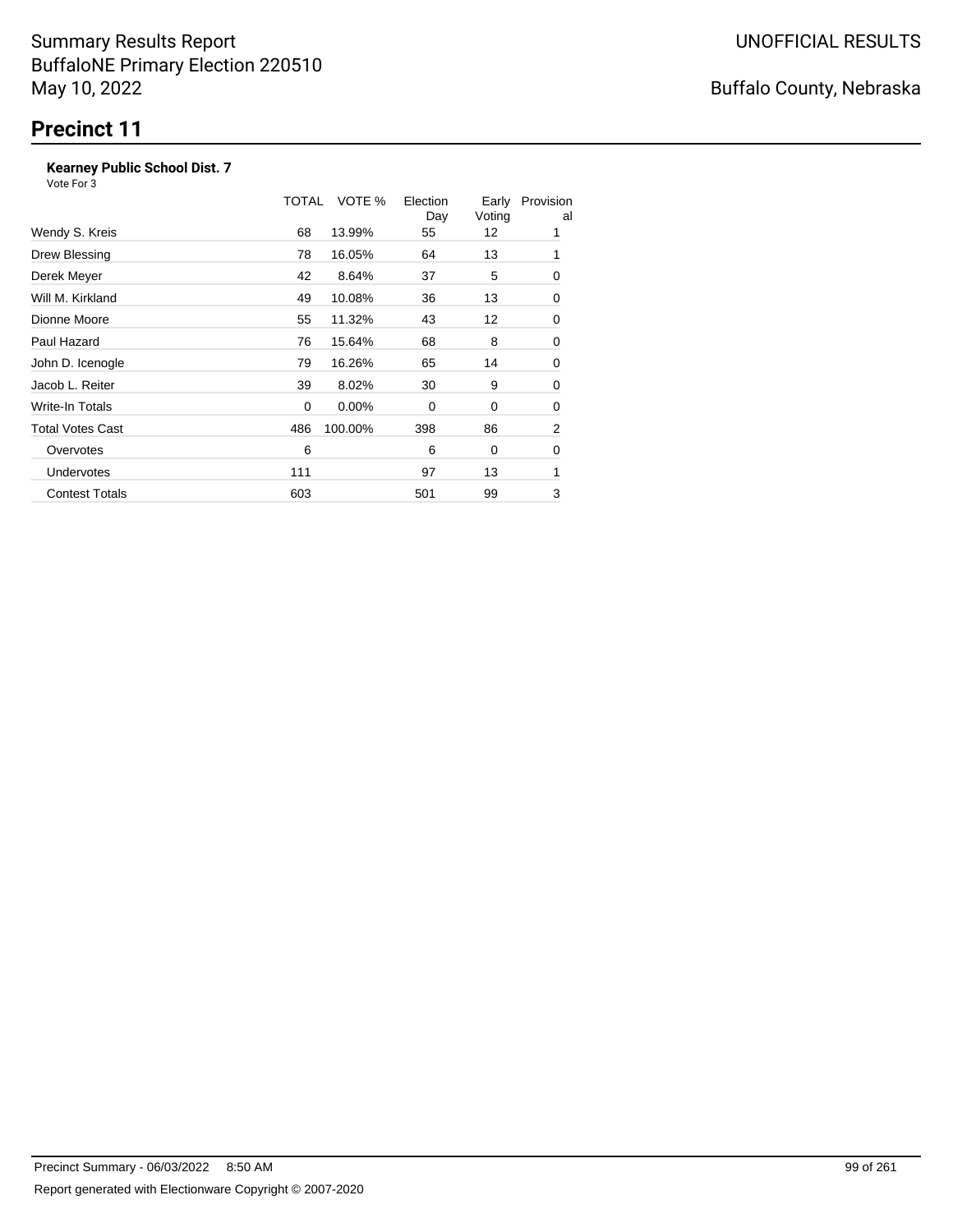Summary Results Report
BuffaloNE Primary Election 220510
May 10, 2022

UNOFFICIAL RESULTS

Buffalo County, Nebraska

# Precinct 11

### Kearney Public School Dist. 7

Vote For 3

| | TOTAL | VOTE % | Election Day | Early Voting | Provisional |
|---|---|---|---|---|---|
| Wendy S. Kreis | 68 | 13.99% | 55 | 12 | 1 |
| Drew Blessing | 78 | 16.05% | 64 | 13 | 1 |
| Derek Meyer | 42 | 8.64% | 37 | 5 | 0 |
| Will M. Kirkland | 49 | 10.08% | 36 | 13 | 0 |
| Dionne Moore | 55 | 11.32% | 43 | 12 | 0 |
| Paul Hazard | 76 | 15.64% | 68 | 8 | 0 |
| John D. Icenogle | 79 | 16.26% | 65 | 14 | 0 |
| Jacob L. Reiter | 39 | 8.02% | 30 | 9 | 0 |
| Write-In Totals | 0 | 0.00% | 0 | 0 | 0 |
| Total Votes Cast | 486 | 100.00% | 398 | 86 | 2 |
| Overvotes | 6 | | 6 | 0 | 0 |
| Undervotes | 111 | | 97 | 13 | 1 |
| Contest Totals | 603 | | 501 | 99 | 3 |

Precinct Summary - 06/03/2022 8:50 AM

Report generated with Electionware Copyright © 2007-2020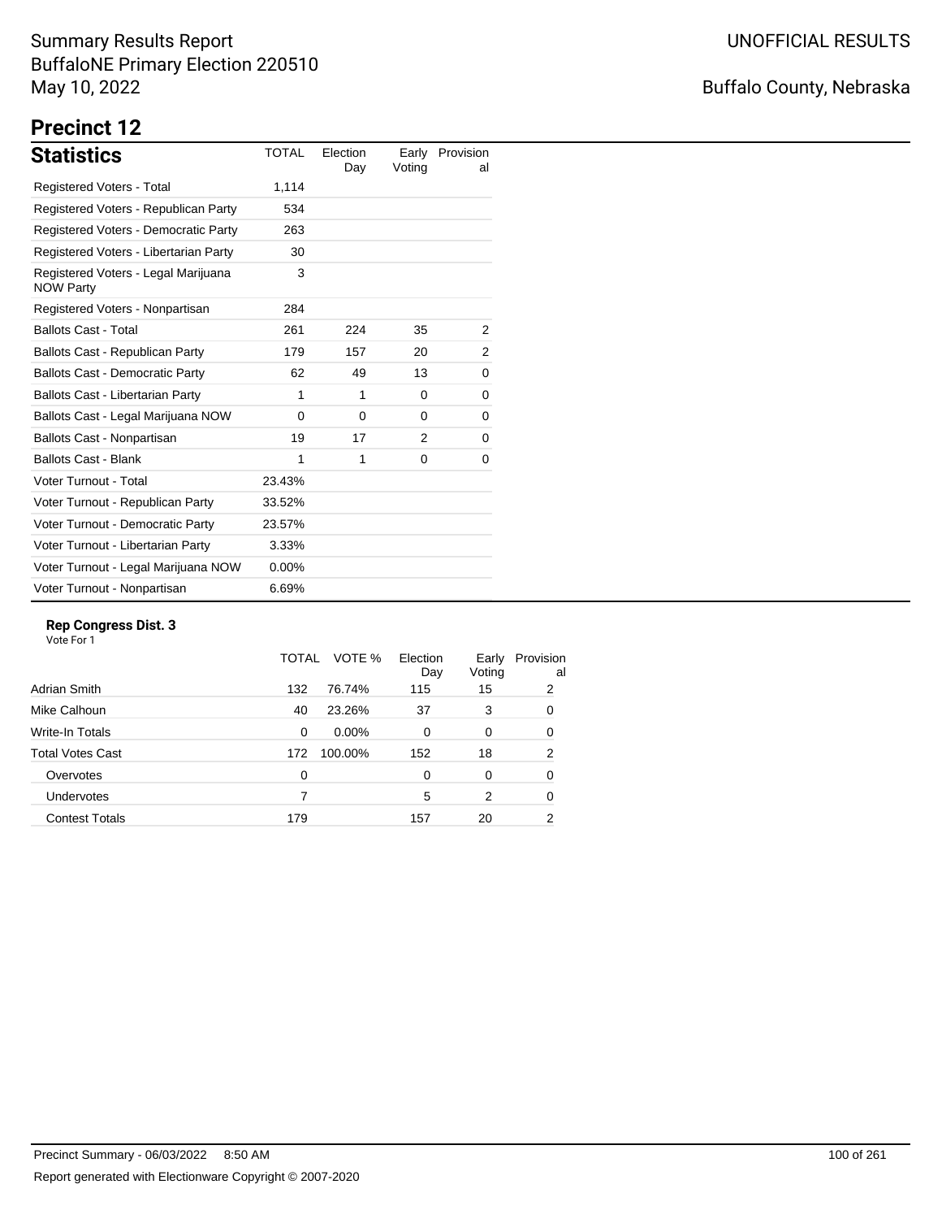Summary Results Report
BuffaloNE Primary Election 220510
May 10, 2022

UNOFFICIAL RESULTS

Buffalo County, Nebraska

# Precinct 12

## Statistics

| Statistics | TOTAL | Election Day | Early Voting | Provisional |
|---|---|---|---|---|
| Registered Voters - Total | 1,114 | | | |
| Registered Voters - Republican Party | 534 | | | |
| Registered Voters - Democratic Party | 263 | | | |
| Registered Voters - Libertarian Party | 30 | | | |
| Registered Voters - Legal Marijuana NOW Party | 3 | | | |
| Registered Voters - Nonpartisan | 284 | | | |
| Ballots Cast - Total | 261 | 224 | 35 | 2 |
| Ballots Cast - Republican Party | 179 | 157 | 20 | 2 |
| Ballots Cast - Democratic Party | 62 | 49 | 13 | 0 |
| Ballots Cast - Libertarian Party | 1 | 1 | 0 | 0 |
| Ballots Cast - Legal Marijuana NOW | 0 | 0 | 0 | 0 |
| Ballots Cast - Nonpartisan | 19 | 17 | 2 | 0 |
| Ballots Cast - Blank | 1 | 1 | 0 | 0 |
| Voter Turnout - Total | 23.43% | | | |
| Voter Turnout - Republican Party | 33.52% | | | |
| Voter Turnout - Democratic Party | 23.57% | | | |
| Voter Turnout - Libertarian Party | 3.33% | | | |
| Voter Turnout - Legal Marijuana NOW | 0.00% | | | |
| Voter Turnout - Nonpartisan | 6.69% | | | |

### Rep Congress Dist. 3

Vote For 1

| | TOTAL | VOTE % | Election Day | Early Voting | Provisional |
|---|---|---|---|---|---|
| Adrian Smith | 132 | 76.74% | 115 | 15 | 2 |
| Mike Calhoun | 40 | 23.26% | 37 | 3 | 0 |
| Write-In Totals | 0 | 0.00% | 0 | 0 | 0 |
| Total Votes Cast | 172 | 100.00% | 152 | 18 | 2 |
| Overvotes | 0 | | 0 | 0 | 0 |
| Undervotes | 7 | | 5 | 2 | 0 |
| Contest Totals | 179 | | 157 | 20 | 2 |

Precinct Summary - 06/03/2022 8:50 AM

Report generated with Electionware Copyright © 2007-2020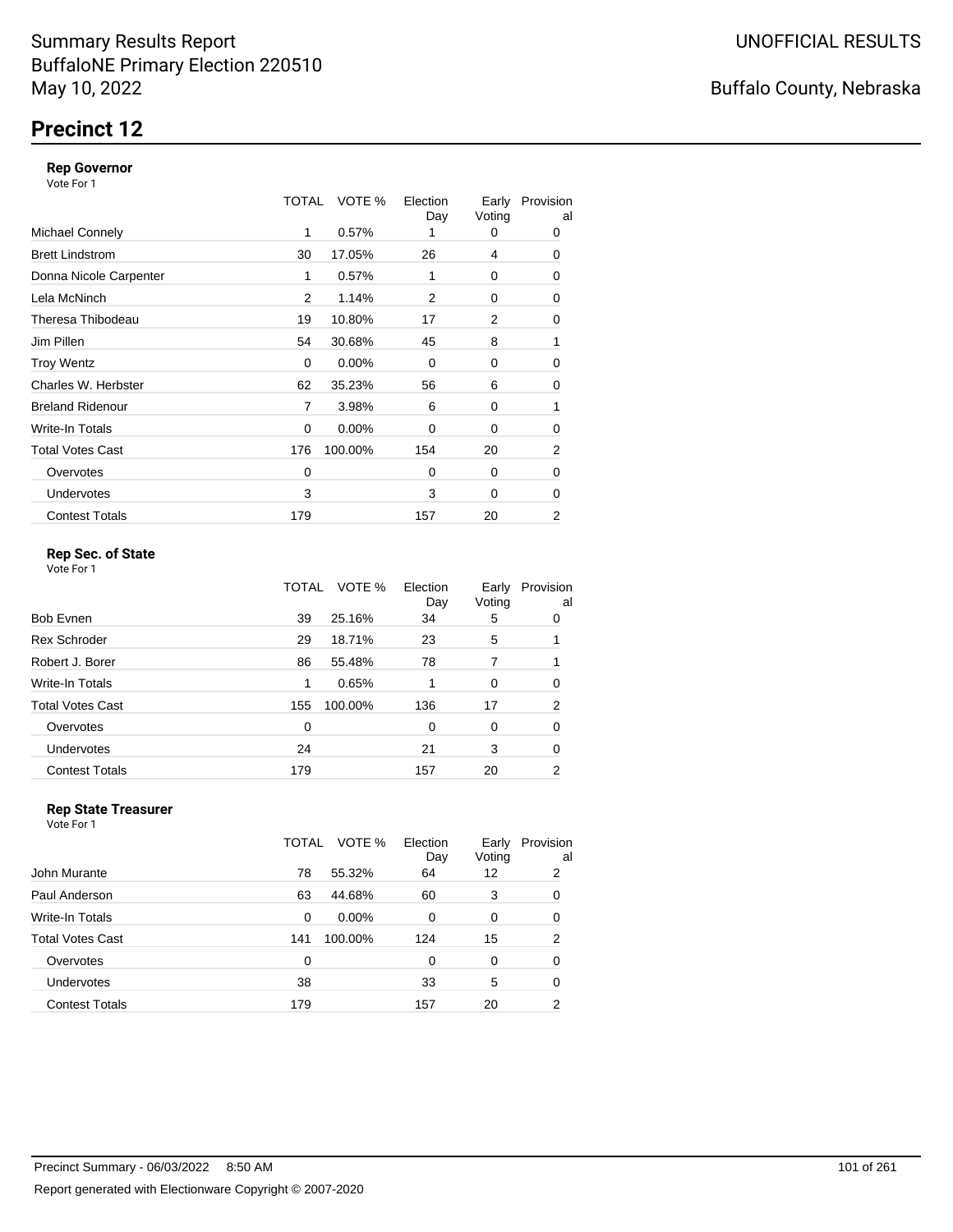Summary Results Report
BuffaloNE Primary Election 220510
May 10, 2022

UNOFFICIAL RESULTS

Buffalo County, Nebraska

# Precinct 12

### Rep Governor

Vote For 1

| | TOTAL | VOTE % | Election Day | Early Voting | Provisional |
|---|---|---|---|---|---|
| Michael Connely | 1 | 0.57% | 1 | 0 | 0 |
| Brett Lindstrom | 30 | 17.05% | 26 | 4 | 0 |
| Donna Nicole Carpenter | 1 | 0.57% | 1 | 0 | 0 |
| Lela McNinch | 2 | 1.14% | 2 | 0 | 0 |
| Theresa Thibodeau | 19 | 10.80% | 17 | 2 | 0 |
| Jim Pillen | 54 | 30.68% | 45 | 8 | 1 |
| Troy Wentz | 0 | 0.00% | 0 | 0 | 0 |
| Charles W. Herbster | 62 | 35.23% | 56 | 6 | 0 |
| Breland Ridenour | 7 | 3.98% | 6 | 0 | 1 |
| Write-In Totals | 0 | 0.00% | 0 | 0 | 0 |
| Total Votes Cast | 176 | 100.00% | 154 | 20 | 2 |
| Overvotes | 0 | | 0 | 0 | 0 |
| Undervotes | 3 | | 3 | 0 | 0 |
| Contest Totals | 179 | | 157 | 20 | 2 |

### Rep Sec. of State

Vote For 1

| | TOTAL | VOTE % | Election Day | Early Voting | Provisional |
|---|---|---|---|---|---|
| Bob Evnen | 39 | 25.16% | 34 | 5 | 0 |
| Rex Schroder | 29 | 18.71% | 23 | 5 | 1 |
| Robert J. Borer | 86 | 55.48% | 78 | 7 | 1 |
| Write-In Totals | 1 | 0.65% | 1 | 0 | 0 |
| Total Votes Cast | 155 | 100.00% | 136 | 17 | 2 |
| Overvotes | 0 | | 0 | 0 | 0 |
| Undervotes | 24 | | 21 | 3 | 0 |
| Contest Totals | 179 | | 157 | 20 | 2 |

### Rep State Treasurer

Vote For 1

| | TOTAL | VOTE % | Election Day | Early Voting | Provisional |
|---|---|---|---|---|---|
| John Murante | 78 | 55.32% | 64 | 12 | 2 |
| Paul Anderson | 63 | 44.68% | 60 | 3 | 0 |
| Write-In Totals | 0 | 0.00% | 0 | 0 | 0 |
| Total Votes Cast | 141 | 100.00% | 124 | 15 | 2 |
| Overvotes | 0 | | 0 | 0 | 0 |
| Undervotes | 38 | | 33 | 5 | 0 |
| Contest Totals | 179 | | 157 | 20 | 2 |

Precinct Summary - 06/03/2022 8:50 AM

Report generated with Electionware Copyright © 2007-2020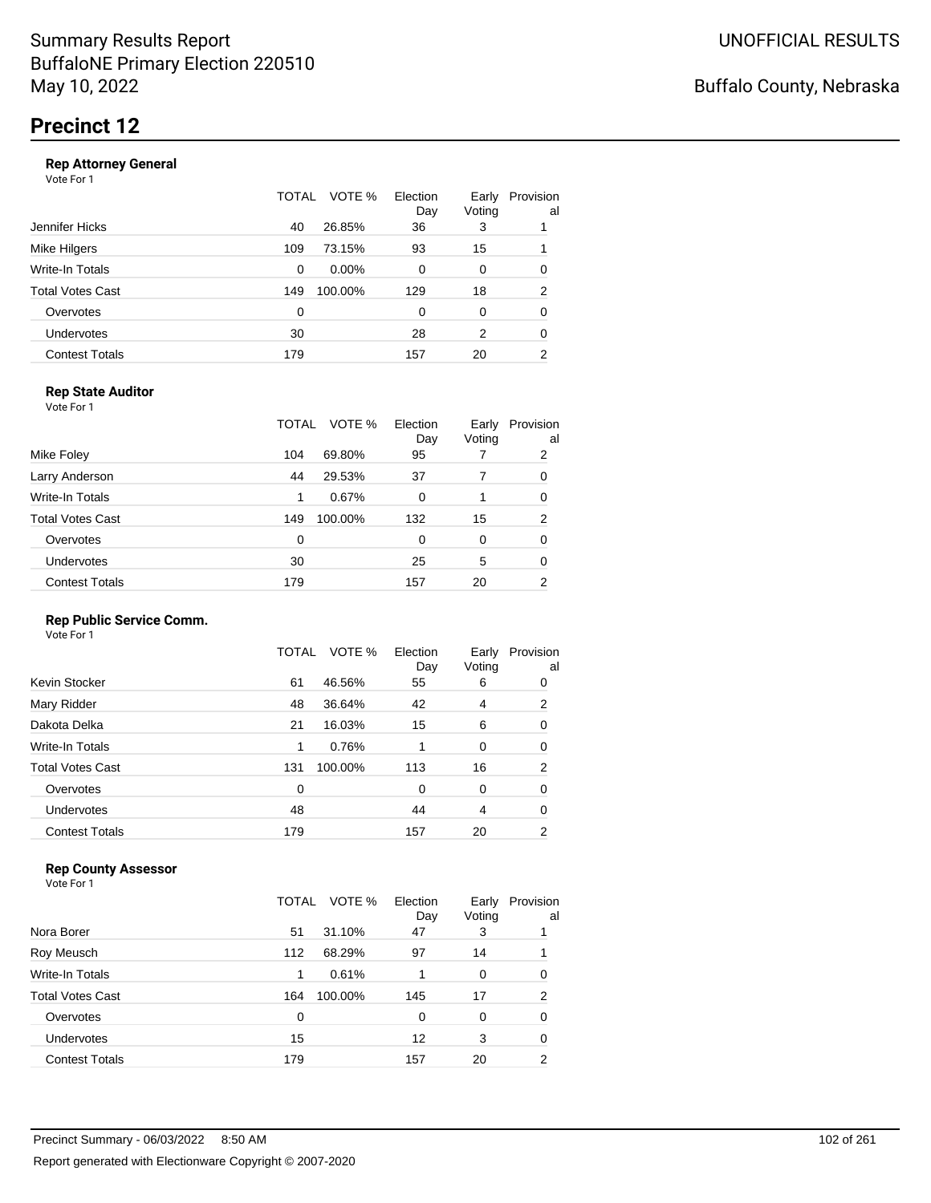# Summary Results Report
BuffaloNE Primary Election 220510
May 10, 2022

UNOFFICIAL RESULTS

Buffalo County, Nebraska

## Precinct 12

### Rep Attorney General

Vote For 1

| | TOTAL | VOTE % | Election Day | Early Voting | Provisional |
|---|---|---|---|---|---|
| Jennifer Hicks | 40 | 26.85% | 36 | 3 | 1 |
| Mike Hilgers | 109 | 73.15% | 93 | 15 | 1 |
| Write-In Totals | 0 | 0.00% | 0 | 0 | 0 |
| Total Votes Cast | 149 | 100.00% | 129 | 18 | 2 |
| Overvotes | 0 | | 0 | 0 | 0 |
| Undervotes | 30 | | 28 | 2 | 0 |
| Contest Totals | 179 | | 157 | 20 | 2 |

### Rep State Auditor

Vote For 1

| | TOTAL | VOTE % | Election Day | Early Voting | Provisional |
|---|---|---|---|---|---|
| Mike Foley | 104 | 69.80% | 95 | 7 | 2 |
| Larry Anderson | 44 | 29.53% | 37 | 7 | 0 |
| Write-In Totals | 1 | 0.67% | 0 | 1 | 0 |
| Total Votes Cast | 149 | 100.00% | 132 | 15 | 2 |
| Overvotes | 0 | | 0 | 0 | 0 |
| Undervotes | 30 | | 25 | 5 | 0 |
| Contest Totals | 179 | | 157 | 20 | 2 |

### Rep Public Service Comm.

Vote For 1

| | TOTAL | VOTE % | Election Day | Early Voting | Provisional |
|---|---|---|---|---|---|
| Kevin Stocker | 61 | 46.56% | 55 | 6 | 0 |
| Mary Ridder | 48 | 36.64% | 42 | 4 | 2 |
| Dakota Delka | 21 | 16.03% | 15 | 6 | 0 |
| Write-In Totals | 1 | 0.76% | 1 | 0 | 0 |
| Total Votes Cast | 131 | 100.00% | 113 | 16 | 2 |
| Overvotes | 0 | | 0 | 0 | 0 |
| Undervotes | 48 | | 44 | 4 | 0 |
| Contest Totals | 179 | | 157 | 20 | 2 |

### Rep County Assessor

Vote For 1

| | TOTAL | VOTE % | Election Day | Early Voting | Provisional |
|---|---|---|---|---|---|
| Nora Borer | 51 | 31.10% | 47 | 3 | 1 |
| Roy Meusch | 112 | 68.29% | 97 | 14 | 1 |
| Write-In Totals | 1 | 0.61% | 1 | 0 | 0 |
| Total Votes Cast | 164 | 100.00% | 145 | 17 | 2 |
| Overvotes | 0 | | 0 | 0 | 0 |
| Undervotes | 15 | | 12 | 3 | 0 |
| Contest Totals | 179 | | 157 | 20 | 2 |

Precinct Summary - 06/03/2022 8:50 AM

Report generated with Electionware Copyright © 2007-2020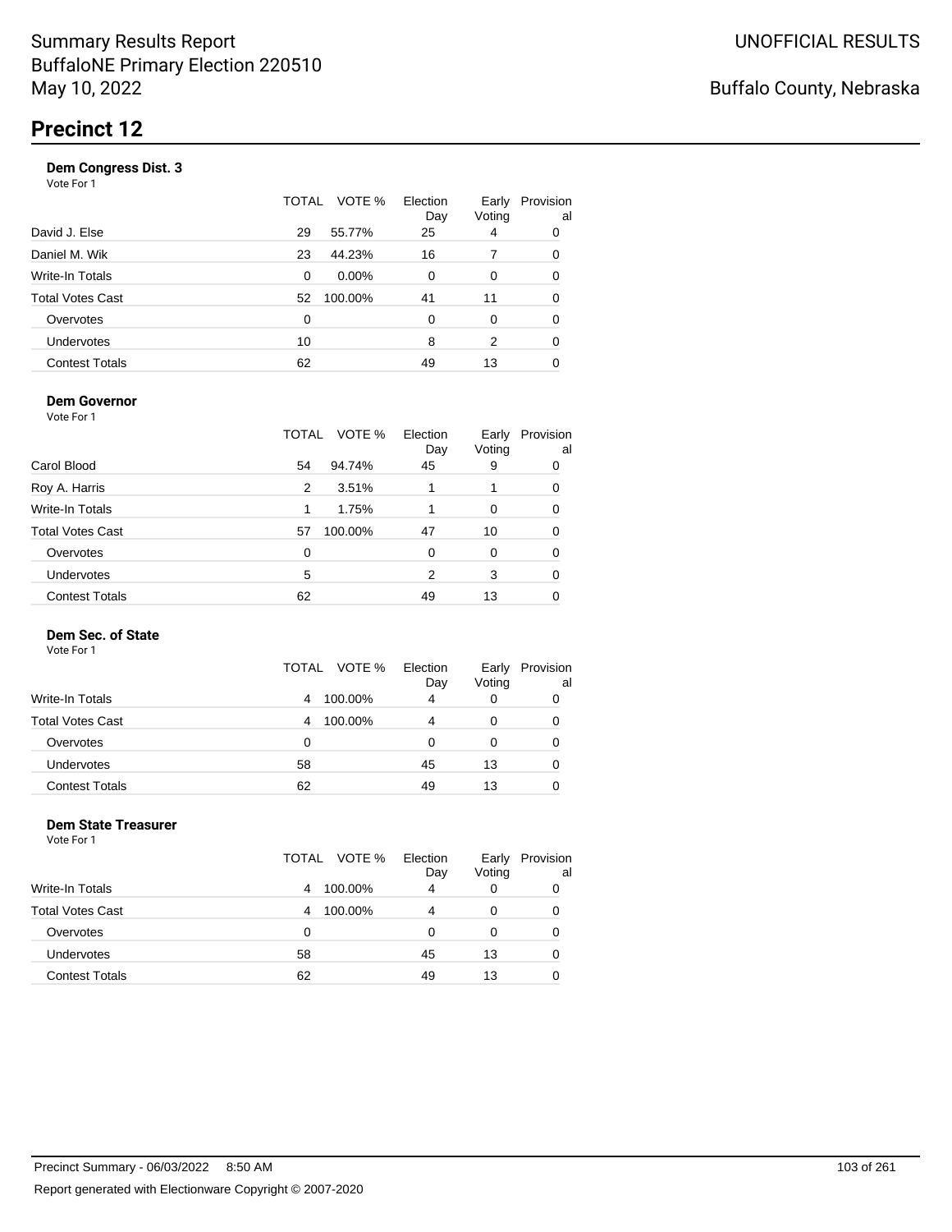Summary Results Report
BuffaloNE Primary Election 220510
May 10, 2022

UNOFFICIAL RESULTS

Buffalo County, Nebraska

# Precinct 12

### Dem Congress Dist. 3

Vote For 1

| | TOTAL | VOTE % | Election Day | Early Voting | Provisional |
|---|---|---|---|---|---|
| David J. Else | 29 | 55.77% | 25 | 4 | 0 |
| Daniel M. Wik | 23 | 44.23% | 16 | 7 | 0 |
| Write-In Totals | 0 | 0.00% | 0 | 0 | 0 |
| Total Votes Cast | 52 | 100.00% | 41 | 11 | 0 |
| Overvotes | 0 | | 0 | 0 | 0 |
| Undervotes | 10 | | 8 | 2 | 0 |
| Contest Totals | 62 | | 49 | 13 | 0 |

### Dem Governor

Vote For 1

| | TOTAL | VOTE % | Election Day | Early Voting | Provisional |
|---|---|---|---|---|---|
| Carol Blood | 54 | 94.74% | 45 | 9 | 0 |
| Roy A. Harris | 2 | 3.51% | 1 | 1 | 0 |
| Write-In Totals | 1 | 1.75% | 1 | 0 | 0 |
| Total Votes Cast | 57 | 100.00% | 47 | 10 | 0 |
| Overvotes | 0 | | 0 | 0 | 0 |
| Undervotes | 5 | | 2 | 3 | 0 |
| Contest Totals | 62 | | 49 | 13 | 0 |

### Dem Sec. of State

Vote For 1

| | TOTAL | VOTE % | Election Day | Early Voting | Provisional |
|---|---|---|---|---|---|
| Write-In Totals | 4 | 100.00% | 4 | 0 | 0 |
| Total Votes Cast | 4 | 100.00% | 4 | 0 | 0 |
| Overvotes | 0 | | 0 | 0 | 0 |
| Undervotes | 58 | | 45 | 13 | 0 |
| Contest Totals | 62 | | 49 | 13 | 0 |

### Dem State Treasurer

Vote For 1

| | TOTAL | VOTE % | Election Day | Early Voting | Provisional |
|---|---|---|---|---|---|
| Write-In Totals | 4 | 100.00% | 4 | 0 | 0 |
| Total Votes Cast | 4 | 100.00% | 4 | 0 | 0 |
| Overvotes | 0 | | 0 | 0 | 0 |
| Undervotes | 58 | | 45 | 13 | 0 |
| Contest Totals | 62 | | 49 | 13 | 0 |

Precinct Summary - 06/03/2022 8:50 AM

Report generated with Electionware Copyright © 2007-2020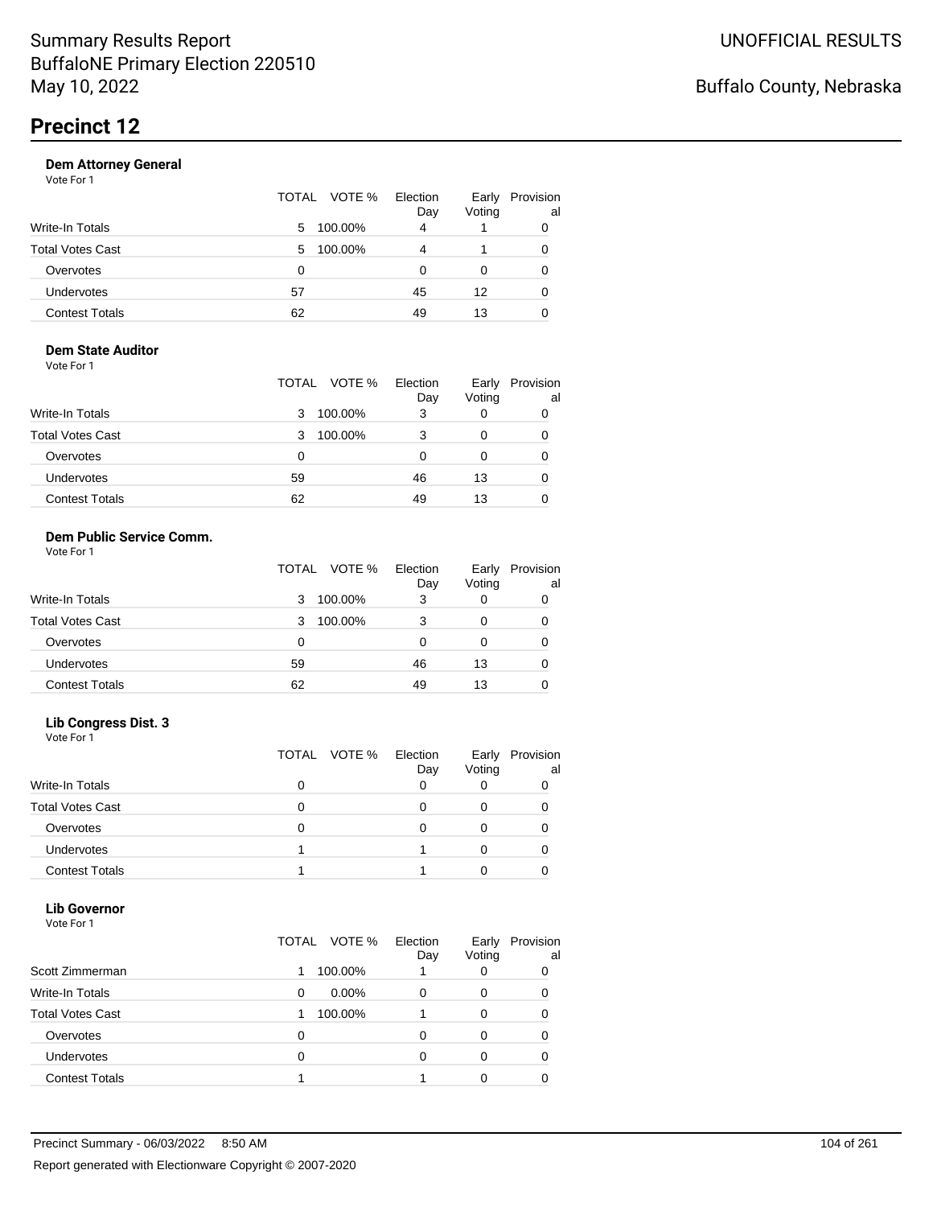# Summary Results Report
BuffaloNE Primary Election 220510
May 10, 2022

UNOFFICIAL RESULTS

Buffalo County, Nebraska

## Precinct 12

### Dem Attorney General

Vote For 1

| | TOTAL | VOTE % | Election Day | Early Voting | Provisional |
|---|---|---|---|---|---|
| Write-In Totals | 5 | 100.00% | 4 | 1 | 0 |
| Total Votes Cast | 5 | 100.00% | 4 | 1 | 0 |
| Overvotes | 0 | | 0 | 0 | 0 |
| Undervotes | 57 | | 45 | 12 | 0 |
| Contest Totals | 62 | | 49 | 13 | 0 |

### Dem State Auditor

Vote For 1

| | TOTAL | VOTE % | Election Day | Early Voting | Provisional |
|---|---|---|---|---|---|
| Write-In Totals | 3 | 100.00% | 3 | 0 | 0 |
| Total Votes Cast | 3 | 100.00% | 3 | 0 | 0 |
| Overvotes | 0 | | 0 | 0 | 0 |
| Undervotes | 59 | | 46 | 13 | 0 |
| Contest Totals | 62 | | 49 | 13 | 0 |

### Dem Public Service Comm.

Vote For 1

| | TOTAL | VOTE % | Election Day | Early Voting | Provisional |
|---|---|---|---|---|---|
| Write-In Totals | 3 | 100.00% | 3 | 0 | 0 |
| Total Votes Cast | 3 | 100.00% | 3 | 0 | 0 |
| Overvotes | 0 | | 0 | 0 | 0 |
| Undervotes | 59 | | 46 | 13 | 0 |
| Contest Totals | 62 | | 49 | 13 | 0 |

### Lib Congress Dist. 3

Vote For 1

| | TOTAL | VOTE % | Election Day | Early Voting | Provisional |
|---|---|---|---|---|---|
| Write-In Totals | 0 | | 0 | 0 | 0 |
| Total Votes Cast | 0 | | 0 | 0 | 0 |
| Overvotes | 0 | | 0 | 0 | 0 |
| Undervotes | 1 | | 1 | 0 | 0 |
| Contest Totals | 1 | | 1 | 0 | 0 |

### Lib Governor

Vote For 1

| | TOTAL | VOTE % | Election Day | Early Voting | Provisional |
|---|---|---|---|---|---|
| Scott Zimmerman | 1 | 100.00% | 1 | 0 | 0 |
| Write-In Totals | 0 | 0.00% | 0 | 0 | 0 |
| Total Votes Cast | 1 | 100.00% | 1 | 0 | 0 |
| Overvotes | 0 | | 0 | 0 | 0 |
| Undervotes | 0 | | 0 | 0 | 0 |
| Contest Totals | 1 | | 1 | 0 | 0 |

Precinct Summary - 06/03/2022 8:50 AM

Report generated with Electionware Copyright © 2007-2020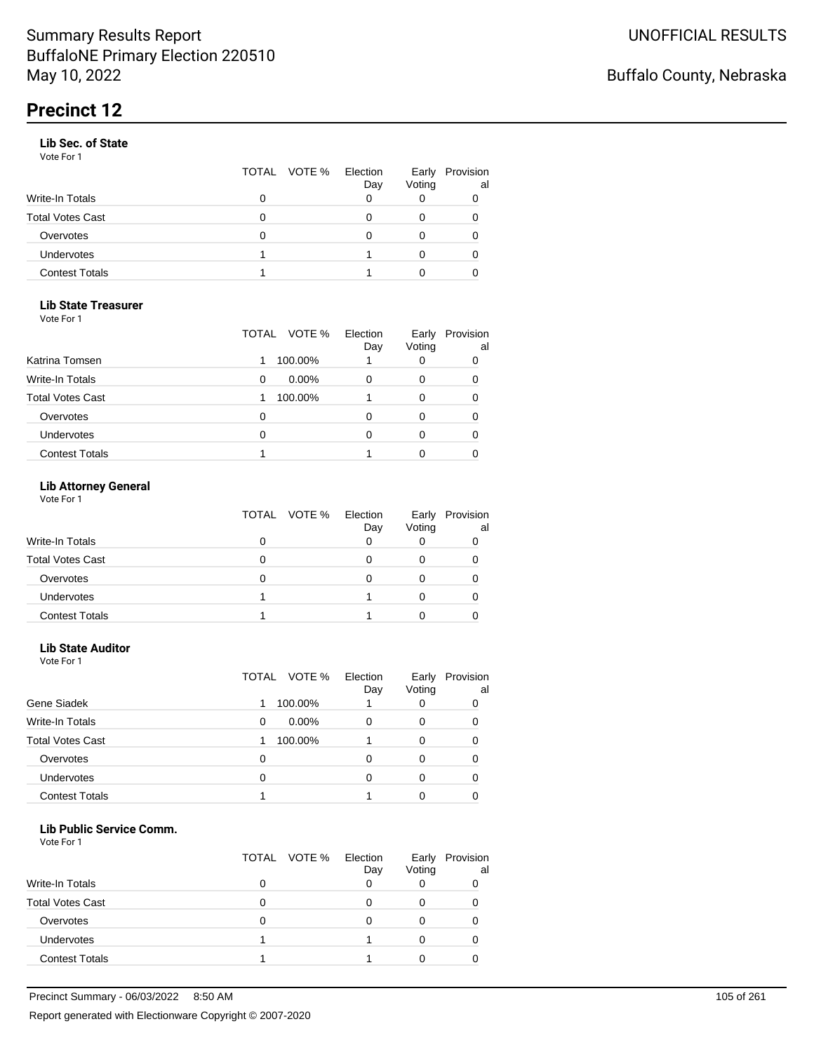# Summary Results Report
BuffaloNE Primary Election 220510
May 10, 2022

UNOFFICIAL RESULTS

Buffalo County, Nebraska

## Precinct 12

### Lib Sec. of State

Vote For 1

| | TOTAL | VOTE % | Election Day | Early Voting | Provisional |
|---|---|---|---|---|---|
| Write-In Totals | 0 | | 0 | 0 | 0 |
| Total Votes Cast | 0 | | 0 | 0 | 0 |
| Overvotes | 0 | | 0 | 0 | 0 |
| Undervotes | 1 | | 1 | 0 | 0 |
| Contest Totals | 1 | | 1 | 0 | 0 |

### Lib State Treasurer

Vote For 1

| | TOTAL | VOTE % | Election Day | Early Voting | Provisional |
|---|---|---|---|---|---|
| Katrina Tomsen | 1 | 100.00% | 1 | 0 | 0 |
| Write-In Totals | 0 | 0.00% | 0 | 0 | 0 |
| Total Votes Cast | 1 | 100.00% | 1 | 0 | 0 |
| Overvotes | 0 | | 0 | 0 | 0 |
| Undervotes | 0 | | 0 | 0 | 0 |
| Contest Totals | 1 | | 1 | 0 | 0 |

### Lib Attorney General

Vote For 1

| | TOTAL | VOTE % | Election Day | Early Voting | Provisional |
|---|---|---|---|---|---|
| Write-In Totals | 0 | | 0 | 0 | 0 |
| Total Votes Cast | 0 | | 0 | 0 | 0 |
| Overvotes | 0 | | 0 | 0 | 0 |
| Undervotes | 1 | | 1 | 0 | 0 |
| Contest Totals | 1 | | 1 | 0 | 0 |

### Lib State Auditor

Vote For 1

| | TOTAL | VOTE % | Election Day | Early Voting | Provisional |
|---|---|---|---|---|---|
| Gene Siadek | 1 | 100.00% | 1 | 0 | 0 |
| Write-In Totals | 0 | 0.00% | 0 | 0 | 0 |
| Total Votes Cast | 1 | 100.00% | 1 | 0 | 0 |
| Overvotes | 0 | | 0 | 0 | 0 |
| Undervotes | 0 | | 0 | 0 | 0 |
| Contest Totals | 1 | | 1 | 0 | 0 |

### Lib Public Service Comm.

Vote For 1

| | TOTAL | VOTE % | Election Day | Early Voting | Provisional |
|---|---|---|---|---|---|
| Write-In Totals | 0 | | 0 | 0 | 0 |
| Total Votes Cast | 0 | | 0 | 0 | 0 |
| Overvotes | 0 | | 0 | 0 | 0 |
| Undervotes | 1 | | 1 | 0 | 0 |
| Contest Totals | 1 | | 1 | 0 | 0 |

Precinct Summary - 06/03/2022 8:50 AM

Report generated with Electionware Copyright © 2007-2020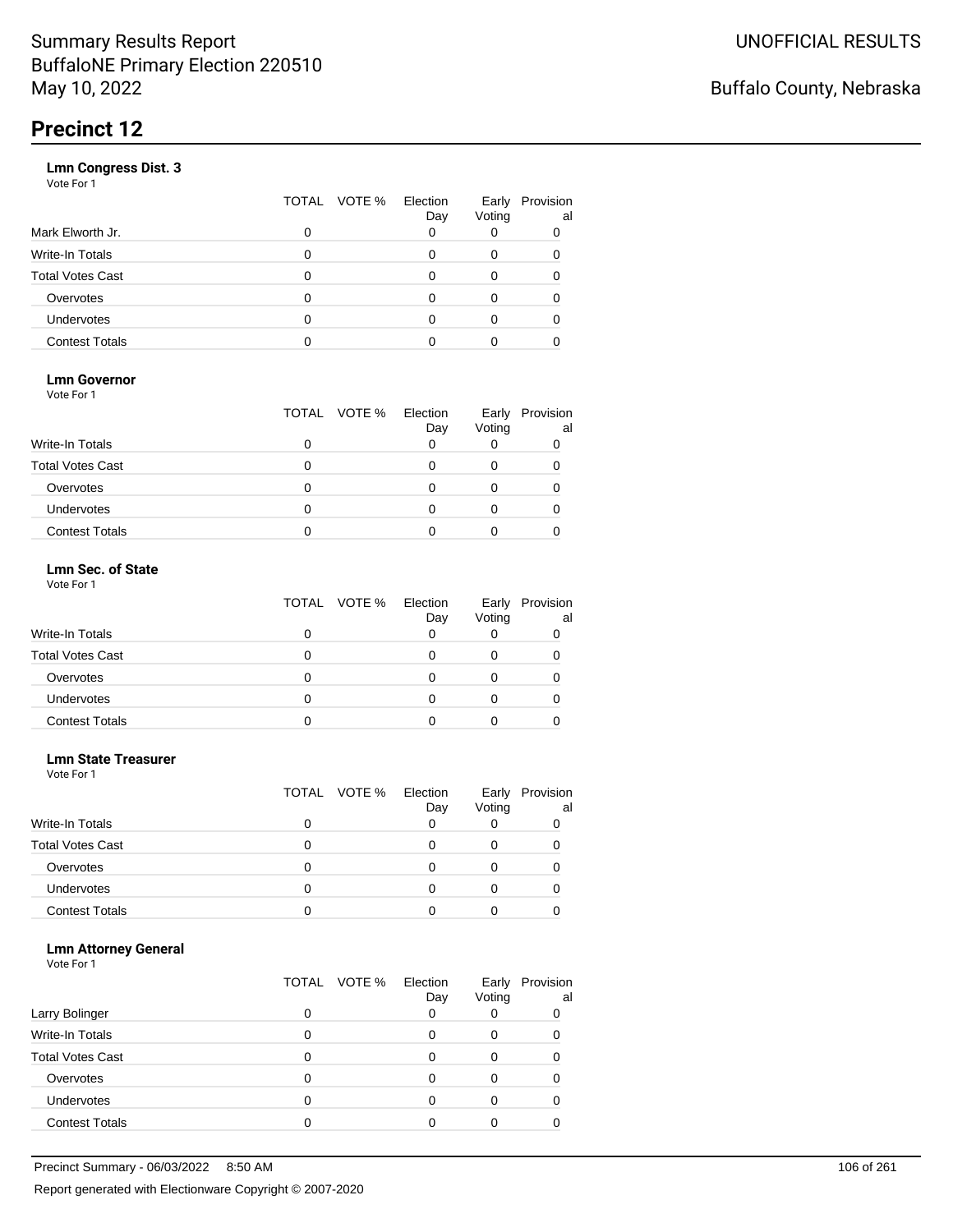Summary Results Report
BuffaloNE Primary Election 220510
May 10, 2022

UNOFFICIAL RESULTS

Buffalo County, Nebraska

# Precinct 12

### Lmn Congress Dist. 3

Vote For 1

| | TOTAL | VOTE % | Election Day | Early Voting | Provisional |
|---|---|---|---|---|---|
| Mark Elworth Jr. | 0 | | 0 | 0 | 0 |
| Write-In Totals | 0 | | 0 | 0 | 0 |
| Total Votes Cast | 0 | | 0 | 0 | 0 |
| Overvotes | 0 | | 0 | 0 | 0 |
| Undervotes | 0 | | 0 | 0 | 0 |
| Contest Totals | 0 | | 0 | 0 | 0 |

### Lmn Governor

Vote For 1

| | TOTAL | VOTE % | Election Day | Early Voting | Provisional |
|---|---|---|---|---|---|
| Write-In Totals | 0 | | 0 | 0 | 0 |
| Total Votes Cast | 0 | | 0 | 0 | 0 |
| Overvotes | 0 | | 0 | 0 | 0 |
| Undervotes | 0 | | 0 | 0 | 0 |
| Contest Totals | 0 | | 0 | 0 | 0 |

### Lmn Sec. of State

Vote For 1

| | TOTAL | VOTE % | Election Day | Early Voting | Provisional |
|---|---|---|---|---|---|
| Write-In Totals | 0 | | 0 | 0 | 0 |
| Total Votes Cast | 0 | | 0 | 0 | 0 |
| Overvotes | 0 | | 0 | 0 | 0 |
| Undervotes | 0 | | 0 | 0 | 0 |
| Contest Totals | 0 | | 0 | 0 | 0 |

### Lmn State Treasurer

Vote For 1

| | TOTAL | VOTE % | Election Day | Early Voting | Provisional |
|---|---|---|---|---|---|
| Write-In Totals | 0 | | 0 | 0 | 0 |
| Total Votes Cast | 0 | | 0 | 0 | 0 |
| Overvotes | 0 | | 0 | 0 | 0 |
| Undervotes | 0 | | 0 | 0 | 0 |
| Contest Totals | 0 | | 0 | 0 | 0 |

### Lmn Attorney General

Vote For 1

| | TOTAL | VOTE % | Election Day | Early Voting | Provisional |
|---|---|---|---|---|---|
| Larry Bolinger | 0 | | 0 | 0 | 0 |
| Write-In Totals | 0 | | 0 | 0 | 0 |
| Total Votes Cast | 0 | | 0 | 0 | 0 |
| Overvotes | 0 | | 0 | 0 | 0 |
| Undervotes | 0 | | 0 | 0 | 0 |
| Contest Totals | 0 | | 0 | 0 | 0 |

Precinct Summary - 06/03/2022 8:50 AM

Report generated with Electionware Copyright © 2007-2020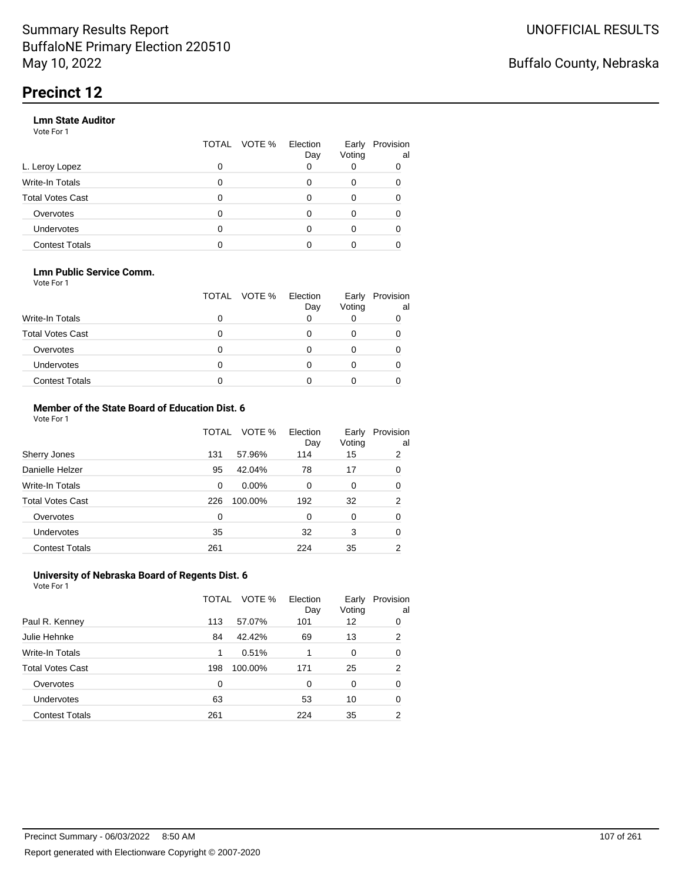Summary Results Report
BuffaloNE Primary Election 220510
May 10, 2022

UNOFFICIAL RESULTS

Buffalo County, Nebraska

# Precinct 12

### Lmn State Auditor

Vote For 1

| | TOTAL | VOTE % | Election Day | Early Voting | Provisional |
|---|---|---|---|---|---|
| L. Leroy Lopez | 0 | | 0 | 0 | 0 |
| Write-In Totals | 0 | | 0 | 0 | 0 |
| Total Votes Cast | 0 | | 0 | 0 | 0 |
| Overvotes | 0 | | 0 | 0 | 0 |
| Undervotes | 0 | | 0 | 0 | 0 |
| Contest Totals | 0 | | 0 | 0 | 0 |

### Lmn Public Service Comm.

Vote For 1

| | TOTAL | VOTE % | Election Day | Early Voting | Provisional |
|---|---|---|---|---|---|
| Write-In Totals | 0 | | 0 | 0 | 0 |
| Total Votes Cast | 0 | | 0 | 0 | 0 |
| Overvotes | 0 | | 0 | 0 | 0 |
| Undervotes | 0 | | 0 | 0 | 0 |
| Contest Totals | 0 | | 0 | 0 | 0 |

### Member of the State Board of Education Dist. 6

Vote For 1

| | TOTAL | VOTE % | Election Day | Early Voting | Provisional |
|---|---|---|---|---|---|
| Sherry Jones | 131 | 57.96% | 114 | 15 | 2 |
| Danielle Helzer | 95 | 42.04% | 78 | 17 | 0 |
| Write-In Totals | 0 | 0.00% | 0 | 0 | 0 |
| Total Votes Cast | 226 | 100.00% | 192 | 32 | 2 |
| Overvotes | 0 | | 0 | 0 | 0 |
| Undervotes | 35 | | 32 | 3 | 0 |
| Contest Totals | 261 | | 224 | 35 | 2 |

### University of Nebraska Board of Regents Dist. 6

Vote For 1

| | TOTAL | VOTE % | Election Day | Early Voting | Provisional |
|---|---|---|---|---|---|
| Paul R. Kenney | 113 | 57.07% | 101 | 12 | 0 |
| Julie Hehnke | 84 | 42.42% | 69 | 13 | 2 |
| Write-In Totals | 1 | 0.51% | 1 | 0 | 0 |
| Total Votes Cast | 198 | 100.00% | 171 | 25 | 2 |
| Overvotes | 0 | | 0 | 0 | 0 |
| Undervotes | 63 | | 53 | 10 | 0 |
| Contest Totals | 261 | | 224 | 35 | 2 |

Precinct Summary - 06/03/2022 8:50 AM

Report generated with Electionware Copyright © 2007-2020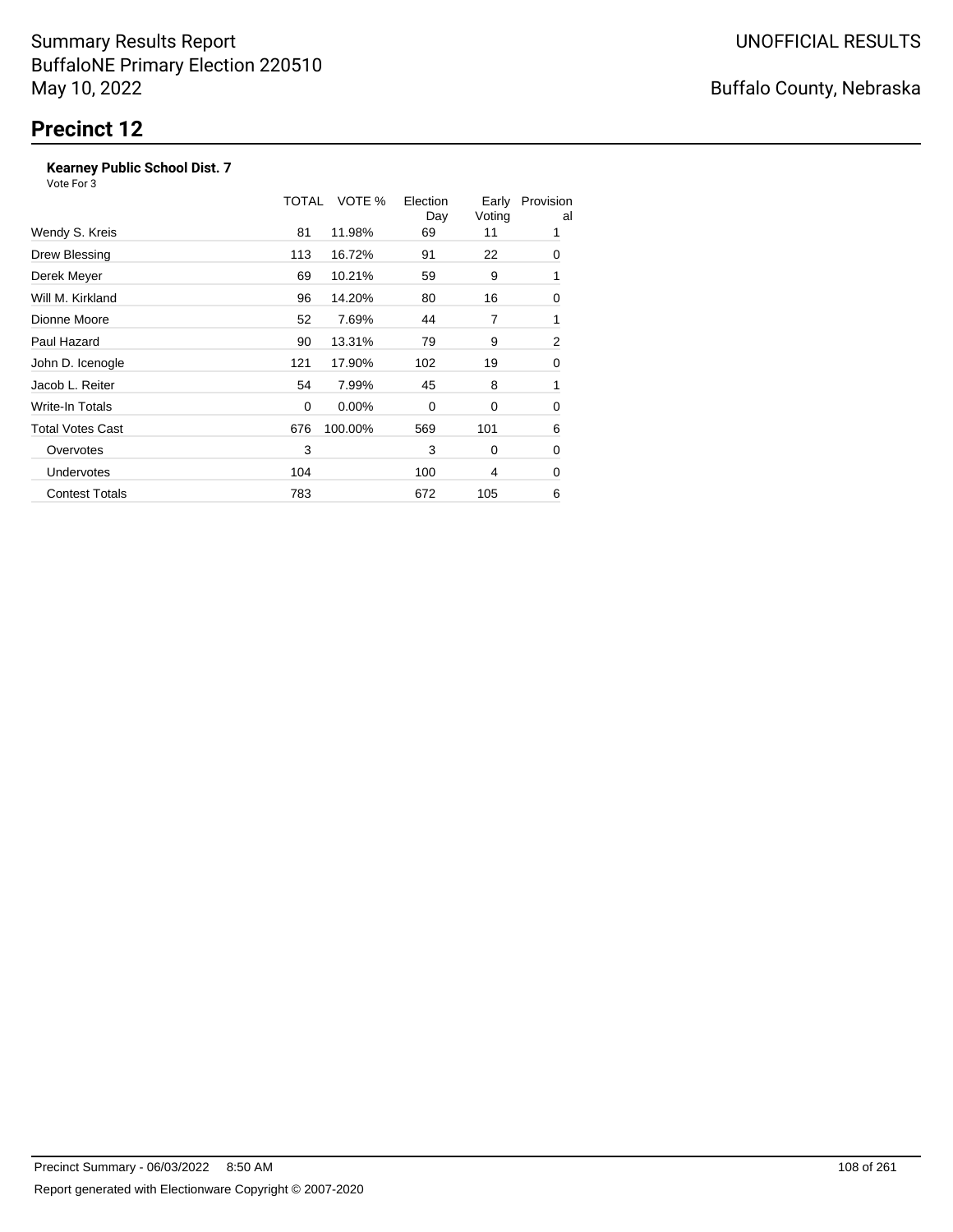Summary Results Report
BuffaloNE Primary Election 220510
May 10, 2022

UNOFFICIAL RESULTS

Buffalo County, Nebraska

# Precinct 12

**Kearney Public School Dist. 7**
Vote For 3

| | TOTAL | VOTE % | Election Day | Early Voting | Provisional |
|---|---|---|---|---|---|
| Wendy S. Kreis | 81 | 11.98% | 69 | 11 | 1 |
| Drew Blessing | 113 | 16.72% | 91 | 22 | 0 |
| Derek Meyer | 69 | 10.21% | 59 | 9 | 1 |
| Will M. Kirkland | 96 | 14.20% | 80 | 16 | 0 |
| Dionne Moore | 52 | 7.69% | 44 | 7 | 1 |
| Paul Hazard | 90 | 13.31% | 79 | 9 | 2 |
| John D. Icenogle | 121 | 17.90% | 102 | 19 | 0 |
| Jacob L. Reiter | 54 | 7.99% | 45 | 8 | 1 |
| Write-In Totals | 0 | 0.00% | 0 | 0 | 0 |
| Total Votes Cast | 676 | 100.00% | 569 | 101 | 6 |
| Overvotes | 3 | | 3 | 0 | 0 |
| Undervotes | 104 | | 100 | 4 | 0 |
| Contest Totals | 783 | | 672 | 105 | 6 |

Precinct Summary - 06/03/2022 8:50 AM

Report generated with Electionware Copyright © 2007-2020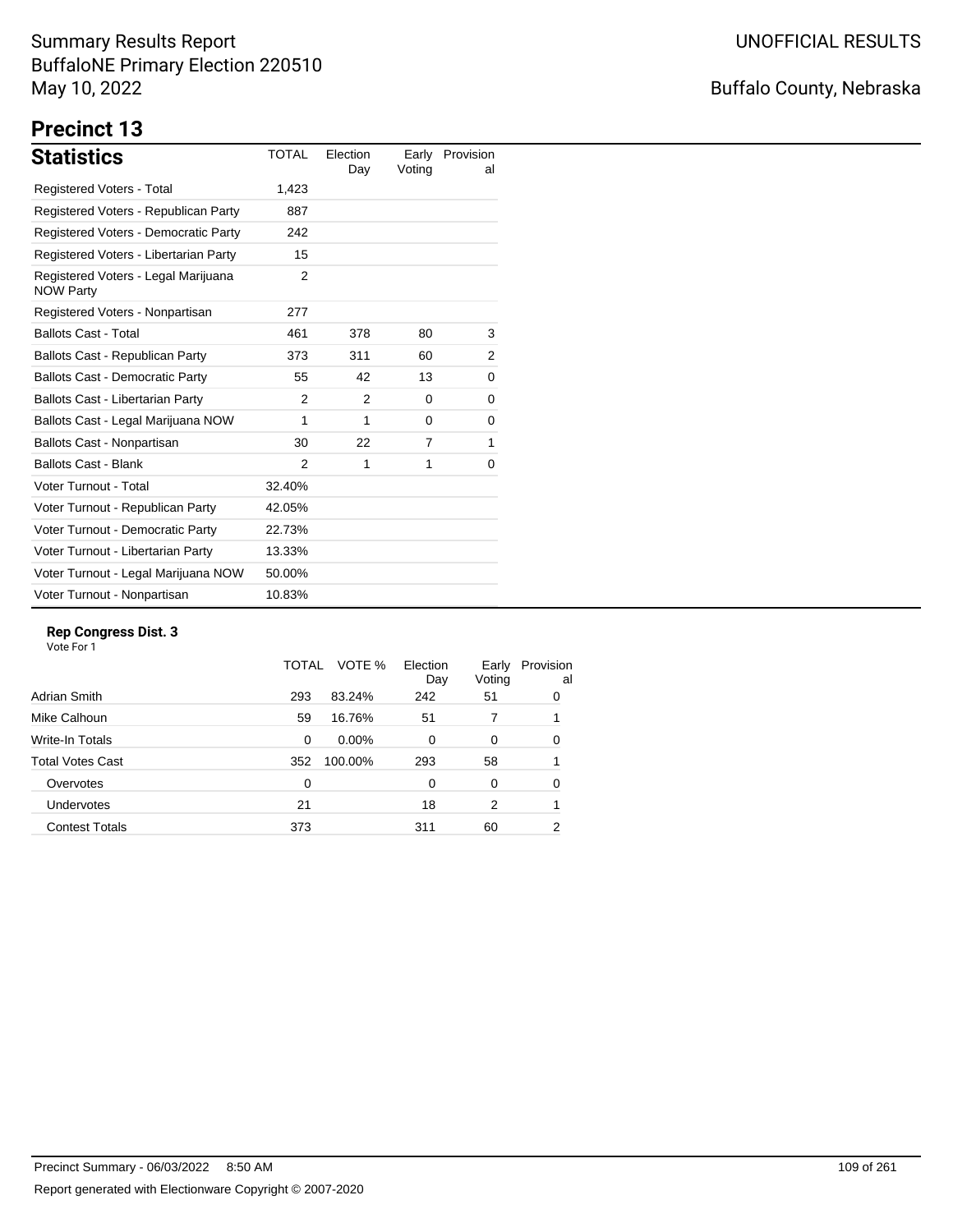# Summary Results Report

BuffaloNE Primary Election 220510
May 10, 2022

UNOFFICIAL RESULTS

Buffalo County, Nebraska

## Precinct 13

### Statistics

| Statistics | TOTAL | Election Day | Early Voting | Provisional |
|---|---|---|---|---|
| Registered Voters - Total | 1,423 | | | |
| Registered Voters - Republican Party | 887 | | | |
| Registered Voters - Democratic Party | 242 | | | |
| Registered Voters - Libertarian Party | 15 | | | |
| Registered Voters - Legal Marijuana NOW Party | 2 | | | |
| Registered Voters - Nonpartisan | 277 | | | |
| Ballots Cast - Total | 461 | 378 | 80 | 3 |
| Ballots Cast - Republican Party | 373 | 311 | 60 | 2 |
| Ballots Cast - Democratic Party | 55 | 42 | 13 | 0 |
| Ballots Cast - Libertarian Party | 2 | 2 | 0 | 0 |
| Ballots Cast - Legal Marijuana NOW | 1 | 1 | 0 | 0 |
| Ballots Cast - Nonpartisan | 30 | 22 | 7 | 1 |
| Ballots Cast - Blank | 2 | 1 | 1 | 0 |
| Voter Turnout - Total | 32.40% | | | |
| Voter Turnout - Republican Party | 42.05% | | | |
| Voter Turnout - Democratic Party | 22.73% | | | |
| Voter Turnout - Libertarian Party | 13.33% | | | |
| Voter Turnout - Legal Marijuana NOW | 50.00% | | | |
| Voter Turnout - Nonpartisan | 10.83% | | | |

**Rep Congress Dist. 3**

Vote For 1

| | TOTAL | VOTE % | Election Day | Early Voting | Provisional |
|---|---|---|---|---|---|
| Adrian Smith | 293 | 83.24% | 242 | 51 | 0 |
| Mike Calhoun | 59 | 16.76% | 51 | 7 | 1 |
| Write-In Totals | 0 | 0.00% | 0 | 0 | 0 |
| Total Votes Cast | 352 | 100.00% | 293 | 58 | 1 |
| Overvotes | 0 | | 0 | 0 | 0 |
| Undervotes | 21 | | 18 | 2 | 1 |
| Contest Totals | 373 | | 311 | 60 | 2 |

Precinct Summary - 06/03/2022 8:50 AM

Report generated with Electionware Copyright © 2007-2020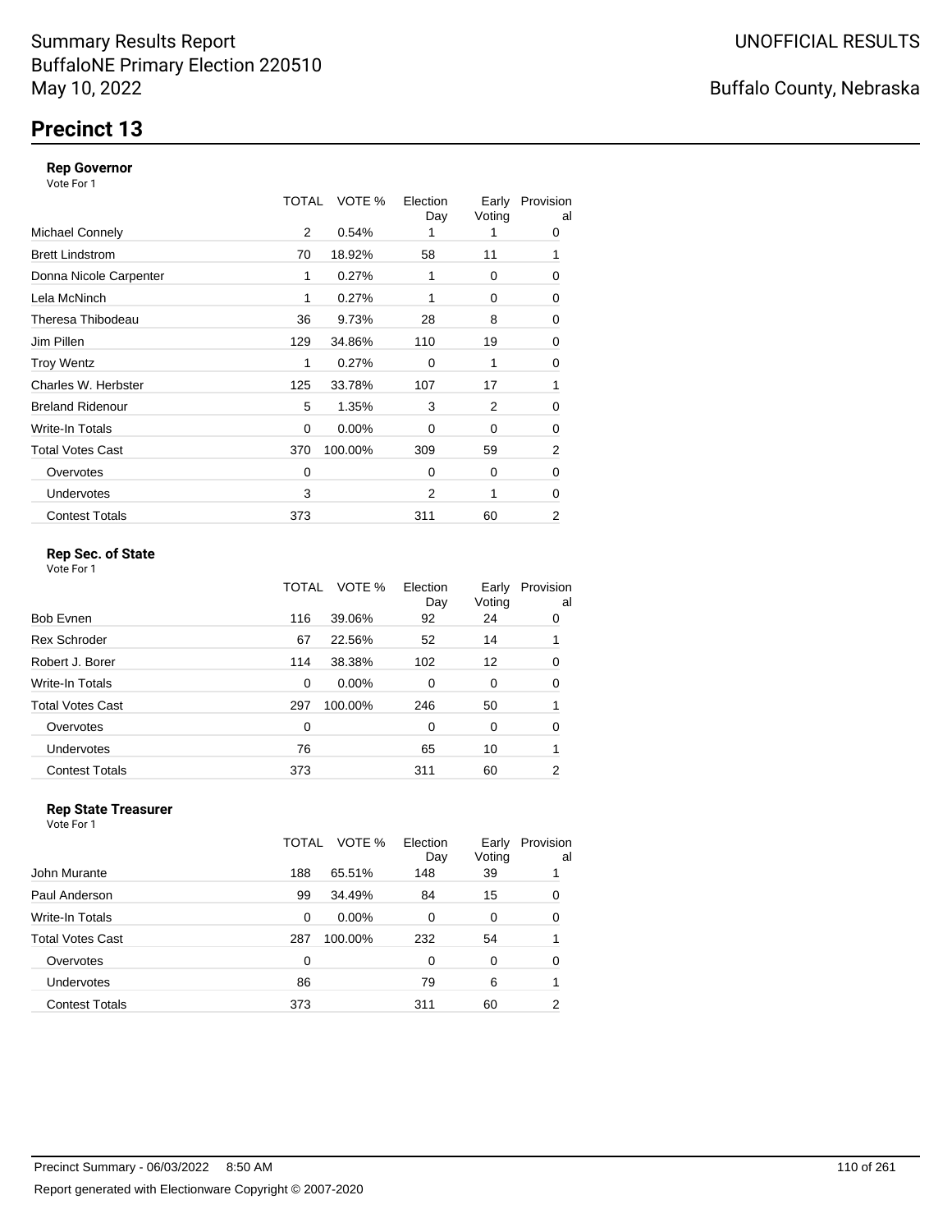Summary Results Report
BuffaloNE Primary Election 220510
May 10, 2022

UNOFFICIAL RESULTS

Buffalo County, Nebraska

# Precinct 13

### Rep Governor

Vote For 1

| | TOTAL | VOTE % | Election Day | Early Voting | Provisional |
|---|---|---|---|---|---|
| Michael Connely | 2 | 0.54% | 1 | 1 | 0 |
| Brett Lindstrom | 70 | 18.92% | 58 | 11 | 1 |
| Donna Nicole Carpenter | 1 | 0.27% | 1 | 0 | 0 |
| Lela McNinch | 1 | 0.27% | 1 | 0 | 0 |
| Theresa Thibodeau | 36 | 9.73% | 28 | 8 | 0 |
| Jim Pillen | 129 | 34.86% | 110 | 19 | 0 |
| Troy Wentz | 1 | 0.27% | 0 | 1 | 0 |
| Charles W. Herbster | 125 | 33.78% | 107 | 17 | 1 |
| Breland Ridenour | 5 | 1.35% | 3 | 2 | 0 |
| Write-In Totals | 0 | 0.00% | 0 | 0 | 0 |
| Total Votes Cast | 370 | 100.00% | 309 | 59 | 2 |
| Overvotes | 0 | | 0 | 0 | 0 |
| Undervotes | 3 | | 2 | 1 | 0 |
| Contest Totals | 373 | | 311 | 60 | 2 |

### Rep Sec. of State

Vote For 1

| | TOTAL | VOTE % | Election Day | Early Voting | Provisional |
|---|---|---|---|---|---|
| Bob Evnen | 116 | 39.06% | 92 | 24 | 0 |
| Rex Schroder | 67 | 22.56% | 52 | 14 | 1 |
| Robert J. Borer | 114 | 38.38% | 102 | 12 | 0 |
| Write-In Totals | 0 | 0.00% | 0 | 0 | 0 |
| Total Votes Cast | 297 | 100.00% | 246 | 50 | 1 |
| Overvotes | 0 | | 0 | 0 | 0 |
| Undervotes | 76 | | 65 | 10 | 1 |
| Contest Totals | 373 | | 311 | 60 | 2 |

### Rep State Treasurer

Vote For 1

| | TOTAL | VOTE % | Election Day | Early Voting | Provisional |
|---|---|---|---|---|---|
| John Murante | 188 | 65.51% | 148 | 39 | 1 |
| Paul Anderson | 99 | 34.49% | 84 | 15 | 0 |
| Write-In Totals | 0 | 0.00% | 0 | 0 | 0 |
| Total Votes Cast | 287 | 100.00% | 232 | 54 | 1 |
| Overvotes | 0 | | 0 | 0 | 0 |
| Undervotes | 86 | | 79 | 6 | 1 |
| Contest Totals | 373 | | 311 | 60 | 2 |

Precinct Summary - 06/03/2022 8:50 AM

Report generated with Electionware Copyright © 2007-2020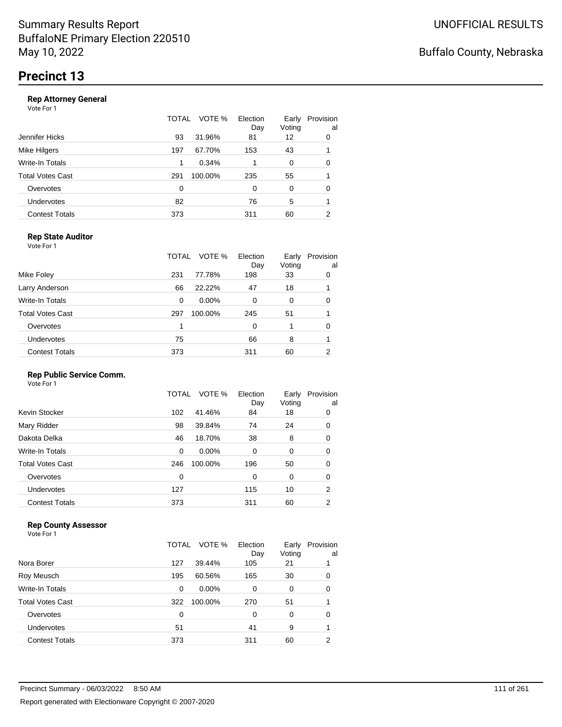# Summary Results Report
BuffaloNE Primary Election 220510
May 10, 2022

UNOFFICIAL RESULTS

Buffalo County, Nebraska

## Precinct 13

### Rep Attorney General

Vote For 1

| | TOTAL | VOTE % | Election Day | Early Voting | Provisional |
|---|---|---|---|---|---|
| Jennifer Hicks | 93 | 31.96% | 81 | 12 | 0 |
| Mike Hilgers | 197 | 67.70% | 153 | 43 | 1 |
| Write-In Totals | 1 | 0.34% | 1 | 0 | 0 |
| Total Votes Cast | 291 | 100.00% | 235 | 55 | 1 |
| Overvotes | 0 | | 0 | 0 | 0 |
| Undervotes | 82 | | 76 | 5 | 1 |
| Contest Totals | 373 | | 311 | 60 | 2 |

### Rep State Auditor

Vote For 1

| | TOTAL | VOTE % | Election Day | Early Voting | Provisional |
|---|---|---|---|---|---|
| Mike Foley | 231 | 77.78% | 198 | 33 | 0 |
| Larry Anderson | 66 | 22.22% | 47 | 18 | 1 |
| Write-In Totals | 0 | 0.00% | 0 | 0 | 0 |
| Total Votes Cast | 297 | 100.00% | 245 | 51 | 1 |
| Overvotes | 1 | | 0 | 1 | 0 |
| Undervotes | 75 | | 66 | 8 | 1 |
| Contest Totals | 373 | | 311 | 60 | 2 |

### Rep Public Service Comm.

Vote For 1

| | TOTAL | VOTE % | Election Day | Early Voting | Provisional |
|---|---|---|---|---|---|
| Kevin Stocker | 102 | 41.46% | 84 | 18 | 0 |
| Mary Ridder | 98 | 39.84% | 74 | 24 | 0 |
| Dakota Delka | 46 | 18.70% | 38 | 8 | 0 |
| Write-In Totals | 0 | 0.00% | 0 | 0 | 0 |
| Total Votes Cast | 246 | 100.00% | 196 | 50 | 0 |
| Overvotes | 0 | | 0 | 0 | 0 |
| Undervotes | 127 | | 115 | 10 | 2 |
| Contest Totals | 373 | | 311 | 60 | 2 |

### Rep County Assessor

Vote For 1

| | TOTAL | VOTE % | Election Day | Early Voting | Provisional |
|---|---|---|---|---|---|
| Nora Borer | 127 | 39.44% | 105 | 21 | 1 |
| Roy Meusch | 195 | 60.56% | 165 | 30 | 0 |
| Write-In Totals | 0 | 0.00% | 0 | 0 | 0 |
| Total Votes Cast | 322 | 100.00% | 270 | 51 | 1 |
| Overvotes | 0 | | 0 | 0 | 0 |
| Undervotes | 51 | | 41 | 9 | 1 |
| Contest Totals | 373 | | 311 | 60 | 2 |

Precinct Summary - 06/03/2022 8:50 AM

Report generated with Electionware Copyright © 2007-2020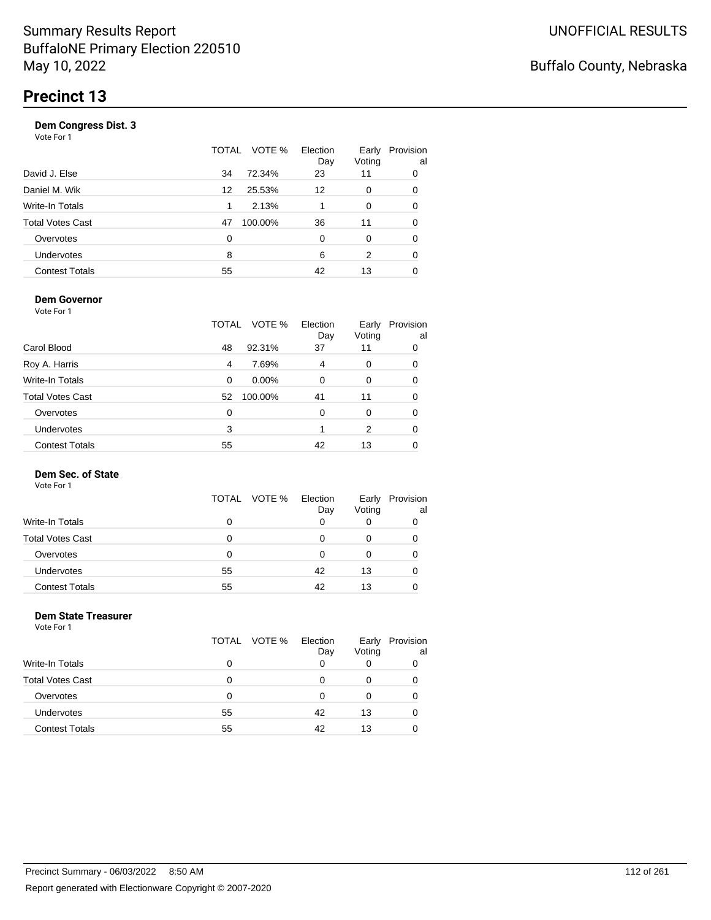# Summary Results Report
BuffaloNE Primary Election 220510
May 10, 2022

UNOFFICIAL RESULTS

Buffalo County, Nebraska

## Precinct 13

### Dem Congress Dist. 3

Vote For 1

| | TOTAL | VOTE % | Election Day | Early Voting | Provisional |
|---|---|---|---|---|---|
| David J. Else | 34 | 72.34% | 23 | 11 | 0 |
| Daniel M. Wik | 12 | 25.53% | 12 | 0 | 0 |
| Write-In Totals | 1 | 2.13% | 1 | 0 | 0 |
| Total Votes Cast | 47 | 100.00% | 36 | 11 | 0 |
| Overvotes | 0 | | 0 | 0 | 0 |
| Undervotes | 8 | | 6 | 2 | 0 |
| Contest Totals | 55 | | 42 | 13 | 0 |

### Dem Governor

Vote For 1

| | TOTAL | VOTE % | Election Day | Early Voting | Provisional |
|---|---|---|---|---|---|
| Carol Blood | 48 | 92.31% | 37 | 11 | 0 |
| Roy A. Harris | 4 | 7.69% | 4 | 0 | 0 |
| Write-In Totals | 0 | 0.00% | 0 | 0 | 0 |
| Total Votes Cast | 52 | 100.00% | 41 | 11 | 0 |
| Overvotes | 0 | | 0 | 0 | 0 |
| Undervotes | 3 | | 1 | 2 | 0 |
| Contest Totals | 55 | | 42 | 13 | 0 |

### Dem Sec. of State

Vote For 1

| | TOTAL | VOTE % | Election Day | Early Voting | Provisional |
|---|---|---|---|---|---|
| Write-In Totals | 0 | | 0 | 0 | 0 |
| Total Votes Cast | 0 | | 0 | 0 | 0 |
| Overvotes | 0 | | 0 | 0 | 0 |
| Undervotes | 55 | | 42 | 13 | 0 |
| Contest Totals | 55 | | 42 | 13 | 0 |

### Dem State Treasurer

Vote For 1

| | TOTAL | VOTE % | Election Day | Early Voting | Provisional |
|---|---|---|---|---|---|
| Write-In Totals | 0 | | 0 | 0 | 0 |
| Total Votes Cast | 0 | | 0 | 0 | 0 |
| Overvotes | 0 | | 0 | 0 | 0 |
| Undervotes | 55 | | 42 | 13 | 0 |
| Contest Totals | 55 | | 42 | 13 | 0 |

Precinct Summary - 06/03/2022 8:50 AM

Report generated with Electionware Copyright © 2007-2020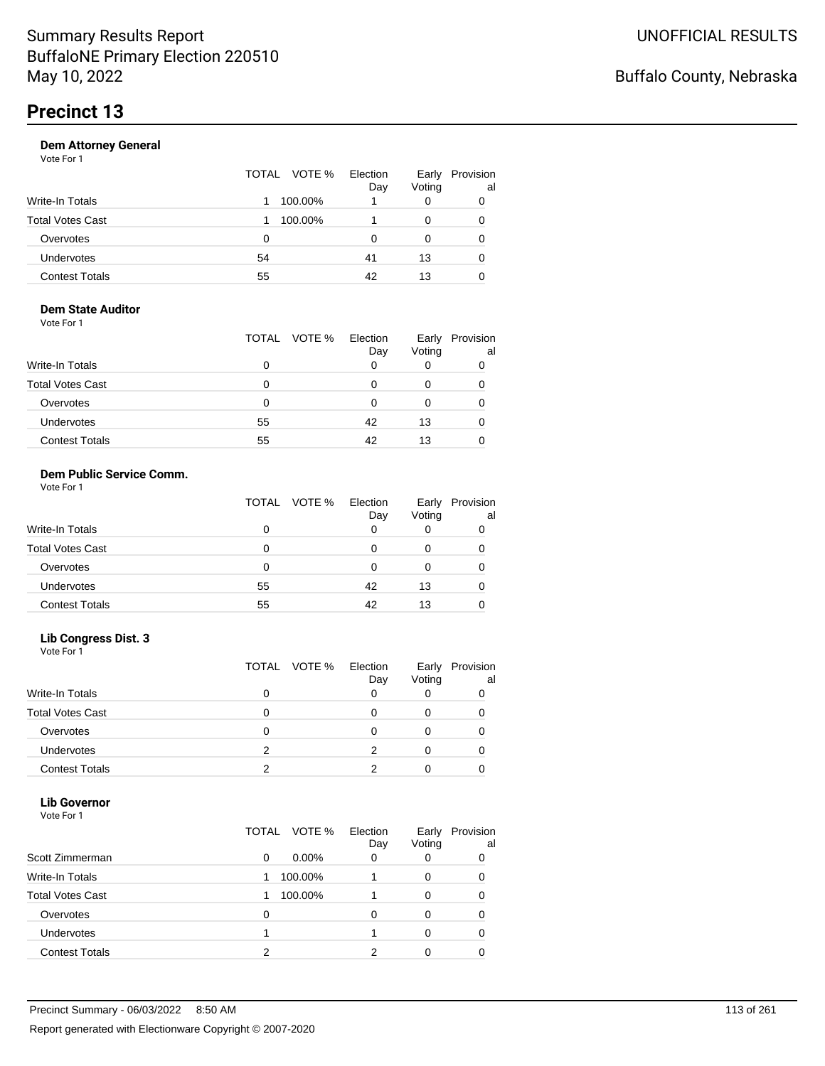Summary Results Report
BuffaloNE Primary Election 220510
May 10, 2022

UNOFFICIAL RESULTS

Buffalo County, Nebraska

# Precinct 13

### Dem Attorney General

Vote For 1

| | TOTAL | VOTE % | Election Day | Early Voting | Provisional |
|---|---|---|---|---|---|
| Write-In Totals | 1 | 100.00% | 1 | 0 | 0 |
| Total Votes Cast | 1 | 100.00% | 1 | 0 | 0 |
| Overvotes | 0 | | 0 | 0 | 0 |
| Undervotes | 54 | | 41 | 13 | 0 |
| Contest Totals | 55 | | 42 | 13 | 0 |

### Dem State Auditor

Vote For 1

| | TOTAL | VOTE % | Election Day | Early Voting | Provisional |
|---|---|---|---|---|---|
| Write-In Totals | 0 | | 0 | 0 | 0 |
| Total Votes Cast | 0 | | 0 | 0 | 0 |
| Overvotes | 0 | | 0 | 0 | 0 |
| Undervotes | 55 | | 42 | 13 | 0 |
| Contest Totals | 55 | | 42 | 13 | 0 |

### Dem Public Service Comm.

Vote For 1

| | TOTAL | VOTE % | Election Day | Early Voting | Provisional |
|---|---|---|---|---|---|
| Write-In Totals | 0 | | 0 | 0 | 0 |
| Total Votes Cast | 0 | | 0 | 0 | 0 |
| Overvotes | 0 | | 0 | 0 | 0 |
| Undervotes | 55 | | 42 | 13 | 0 |
| Contest Totals | 55 | | 42 | 13 | 0 |

### Lib Congress Dist. 3

Vote For 1

| | TOTAL | VOTE % | Election Day | Early Voting | Provisional |
|---|---|---|---|---|---|
| Write-In Totals | 0 | | 0 | 0 | 0 |
| Total Votes Cast | 0 | | 0 | 0 | 0 |
| Overvotes | 0 | | 0 | 0 | 0 |
| Undervotes | 2 | | 2 | 0 | 0 |
| Contest Totals | 2 | | 2 | 0 | 0 |

### Lib Governor

Vote For 1

| | TOTAL | VOTE % | Election Day | Early Voting | Provisional |
|---|---|---|---|---|---|
| Scott Zimmerman | 0 | 0.00% | 0 | 0 | 0 |
| Write-In Totals | 1 | 100.00% | 1 | 0 | 0 |
| Total Votes Cast | 1 | 100.00% | 1 | 0 | 0 |
| Overvotes | 0 | | 0 | 0 | 0 |
| Undervotes | 1 | | 1 | 0 | 0 |
| Contest Totals | 2 | | 2 | 0 | 0 |

Precinct Summary - 06/03/2022 8:50 AM

Report generated with Electionware Copyright © 2007-2020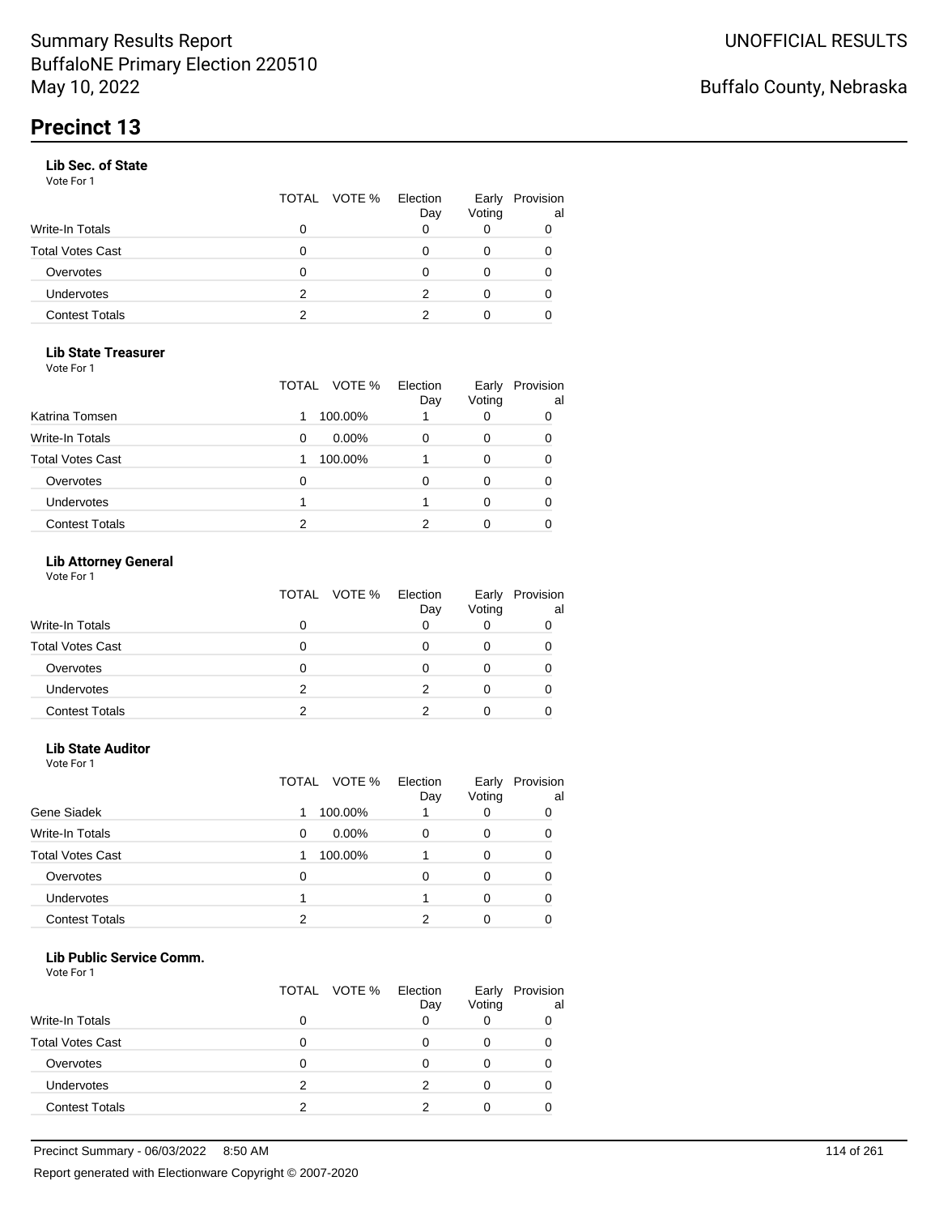# Precinct 13

### Lib Sec. of State

Vote For 1

| | TOTAL | VOTE % | Election Day | Early Voting | Provisional |
|---|---|---|---|---|---|
| Write-In Totals | 0 | | 0 | 0 | 0 |
| Total Votes Cast | 0 | | 0 | 0 | 0 |
| Overvotes | 0 | | 0 | 0 | 0 |
| Undervotes | 2 | | 2 | 0 | 0 |
| Contest Totals | 2 | | 2 | 0 | 0 |

### Lib State Treasurer

Vote For 1

| | TOTAL | VOTE % | Election Day | Early Voting | Provisional |
|---|---|---|---|---|---|
| Katrina Tomsen | 1 | 100.00% | 1 | 0 | 0 |
| Write-In Totals | 0 | 0.00% | 0 | 0 | 0 |
| Total Votes Cast | 1 | 100.00% | 1 | 0 | 0 |
| Overvotes | 0 | | 0 | 0 | 0 |
| Undervotes | 1 | | 1 | 0 | 0 |
| Contest Totals | 2 | | 2 | 0 | 0 |

### Lib Attorney General

Vote For 1

| | TOTAL | VOTE % | Election Day | Early Voting | Provisional |
|---|---|---|---|---|---|
| Write-In Totals | 0 | | 0 | 0 | 0 |
| Total Votes Cast | 0 | | 0 | 0 | 0 |
| Overvotes | 0 | | 0 | 0 | 0 |
| Undervotes | 2 | | 2 | 0 | 0 |
| Contest Totals | 2 | | 2 | 0 | 0 |

### Lib State Auditor

Vote For 1

| | TOTAL | VOTE % | Election Day | Early Voting | Provisional |
|---|---|---|---|---|---|
| Gene Siadek | 1 | 100.00% | 1 | 0 | 0 |
| Write-In Totals | 0 | 0.00% | 0 | 0 | 0 |
| Total Votes Cast | 1 | 100.00% | 1 | 0 | 0 |
| Overvotes | 0 | | 0 | 0 | 0 |
| Undervotes | 1 | | 1 | 0 | 0 |
| Contest Totals | 2 | | 2 | 0 | 0 |

### Lib Public Service Comm.

Vote For 1

| | TOTAL | VOTE % | Election Day | Early Voting | Provisional |
|---|---|---|---|---|---|
| Write-In Totals | 0 | | 0 | 0 | 0 |
| Total Votes Cast | 0 | | 0 | 0 | 0 |
| Overvotes | 0 | | 0 | 0 | 0 |
| Undervotes | 2 | | 2 | 0 | 0 |
| Contest Totals | 2 | | 2 | 0 | 0 |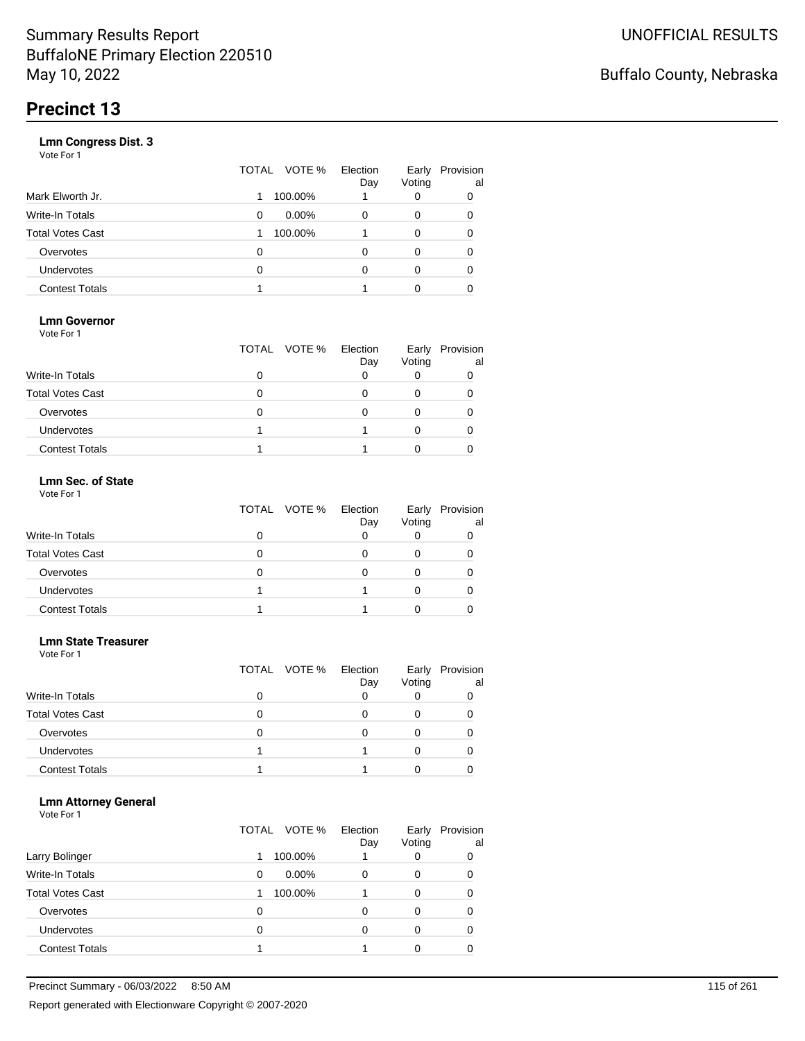# Summary Results Report
BuffaloNE Primary Election 220510
May 10, 2022

UNOFFICIAL RESULTS

Buffalo County, Nebraska

## Precinct 13

### Lmn Congress Dist. 3
Vote For 1

| | TOTAL | VOTE % | Election Day | Early Voting | Provisional |
|---|---|---|---|---|---|
| Mark Elworth Jr. | 1 | 100.00% | 1 | 0 | 0 |
| Write-In Totals | 0 | 0.00% | 0 | 0 | 0 |
| Total Votes Cast | 1 | 100.00% | 1 | 0 | 0 |
| Overvotes | 0 | | 0 | 0 | 0 |
| Undervotes | 0 | | 0 | 0 | 0 |
| Contest Totals | 1 | | 1 | 0 | 0 |

### Lmn Governor
Vote For 1

| | TOTAL | VOTE % | Election Day | Early Voting | Provisional |
|---|---|---|---|---|---|
| Write-In Totals | 0 | | 0 | 0 | 0 |
| Total Votes Cast | 0 | | 0 | 0 | 0 |
| Overvotes | 0 | | 0 | 0 | 0 |
| Undervotes | 1 | | 1 | 0 | 0 |
| Contest Totals | 1 | | 1 | 0 | 0 |

### Lmn Sec. of State
Vote For 1

| | TOTAL | VOTE % | Election Day | Early Voting | Provisional |
|---|---|---|---|---|---|
| Write-In Totals | 0 | | 0 | 0 | 0 |
| Total Votes Cast | 0 | | 0 | 0 | 0 |
| Overvotes | 0 | | 0 | 0 | 0 |
| Undervotes | 1 | | 1 | 0 | 0 |
| Contest Totals | 1 | | 1 | 0 | 0 |

### Lmn State Treasurer
Vote For 1

| | TOTAL | VOTE % | Election Day | Early Voting | Provisional |
|---|---|---|---|---|---|
| Write-In Totals | 0 | | 0 | 0 | 0 |
| Total Votes Cast | 0 | | 0 | 0 | 0 |
| Overvotes | 0 | | 0 | 0 | 0 |
| Undervotes | 1 | | 1 | 0 | 0 |
| Contest Totals | 1 | | 1 | 0 | 0 |

### Lmn Attorney General
Vote For 1

| | TOTAL | VOTE % | Election Day | Early Voting | Provisional |
|---|---|---|---|---|---|
| Larry Bolinger | 1 | 100.00% | 1 | 0 | 0 |
| Write-In Totals | 0 | 0.00% | 0 | 0 | 0 |
| Total Votes Cast | 1 | 100.00% | 1 | 0 | 0 |
| Overvotes | 0 | | 0 | 0 | 0 |
| Undervotes | 0 | | 0 | 0 | 0 |
| Contest Totals | 1 | | 1 | 0 | 0 |

Precinct Summary - 06/03/2022 8:50 AM

Report generated with Electionware Copyright © 2007-2020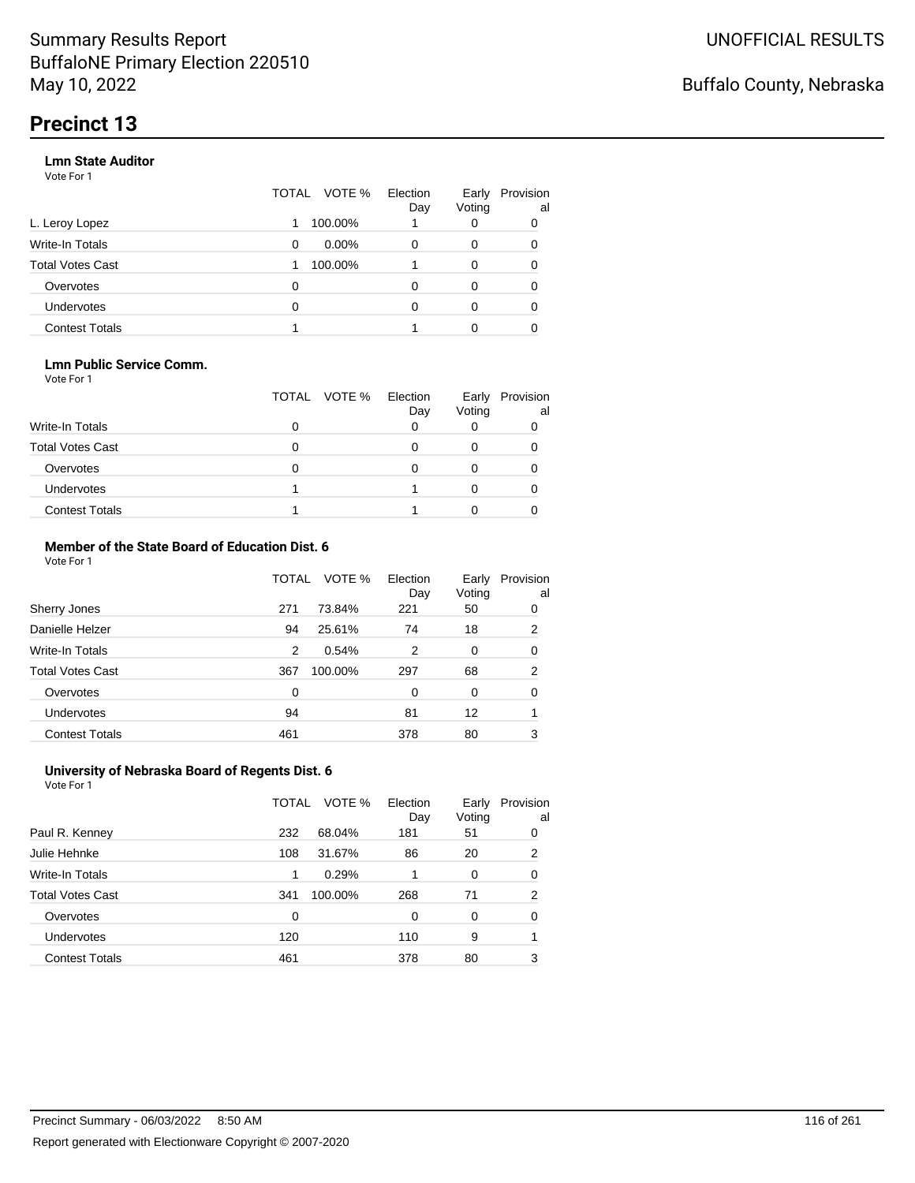# Summary Results Report
BuffaloNE Primary Election 220510
May 10, 2022

UNOFFICIAL RESULTS

Buffalo County, Nebraska

## Precinct 13

### Lmn State Auditor
Vote For 1

| | TOTAL | VOTE % | Election Day | Early Voting | Provisional |
|---|---|---|---|---|---|
| L. Leroy Lopez | 1 | 100.00% | 1 | 0 | 0 |
| Write-In Totals | 0 | 0.00% | 0 | 0 | 0 |
| Total Votes Cast | 1 | 100.00% | 1 | 0 | 0 |
| Overvotes | 0 | | 0 | 0 | 0 |
| Undervotes | 0 | | 0 | 0 | 0 |
| Contest Totals | 1 | | 1 | 0 | 0 |

### Lmn Public Service Comm.
Vote For 1

| | TOTAL | VOTE % | Election Day | Early Voting | Provisional |
|---|---|---|---|---|---|
| Write-In Totals | 0 | | 0 | 0 | 0 |
| Total Votes Cast | 0 | | 0 | 0 | 0 |
| Overvotes | 0 | | 0 | 0 | 0 |
| Undervotes | 1 | | 1 | 0 | 0 |
| Contest Totals | 1 | | 1 | 0 | 0 |

### Member of the State Board of Education Dist. 6
Vote For 1

| | TOTAL | VOTE % | Election Day | Early Voting | Provisional |
|---|---|---|---|---|---|
| Sherry Jones | 271 | 73.84% | 221 | 50 | 0 |
| Danielle Helzer | 94 | 25.61% | 74 | 18 | 2 |
| Write-In Totals | 2 | 0.54% | 2 | 0 | 0 |
| Total Votes Cast | 367 | 100.00% | 297 | 68 | 2 |
| Overvotes | 0 | | 0 | 0 | 0 |
| Undervotes | 94 | | 81 | 12 | 1 |
| Contest Totals | 461 | | 378 | 80 | 3 |

### University of Nebraska Board of Regents Dist. 6
Vote For 1

| | TOTAL | VOTE % | Election Day | Early Voting | Provisional |
|---|---|---|---|---|---|
| Paul R. Kenney | 232 | 68.04% | 181 | 51 | 0 |
| Julie Hehnke | 108 | 31.67% | 86 | 20 | 2 |
| Write-In Totals | 1 | 0.29% | 1 | 0 | 0 |
| Total Votes Cast | 341 | 100.00% | 268 | 71 | 2 |
| Overvotes | 0 | | 0 | 0 | 0 |
| Undervotes | 120 | | 110 | 9 | 1 |
| Contest Totals | 461 | | 378 | 80 | 3 |

Precinct Summary - 06/03/2022 8:50 AM

Report generated with Electionware Copyright © 2007-2020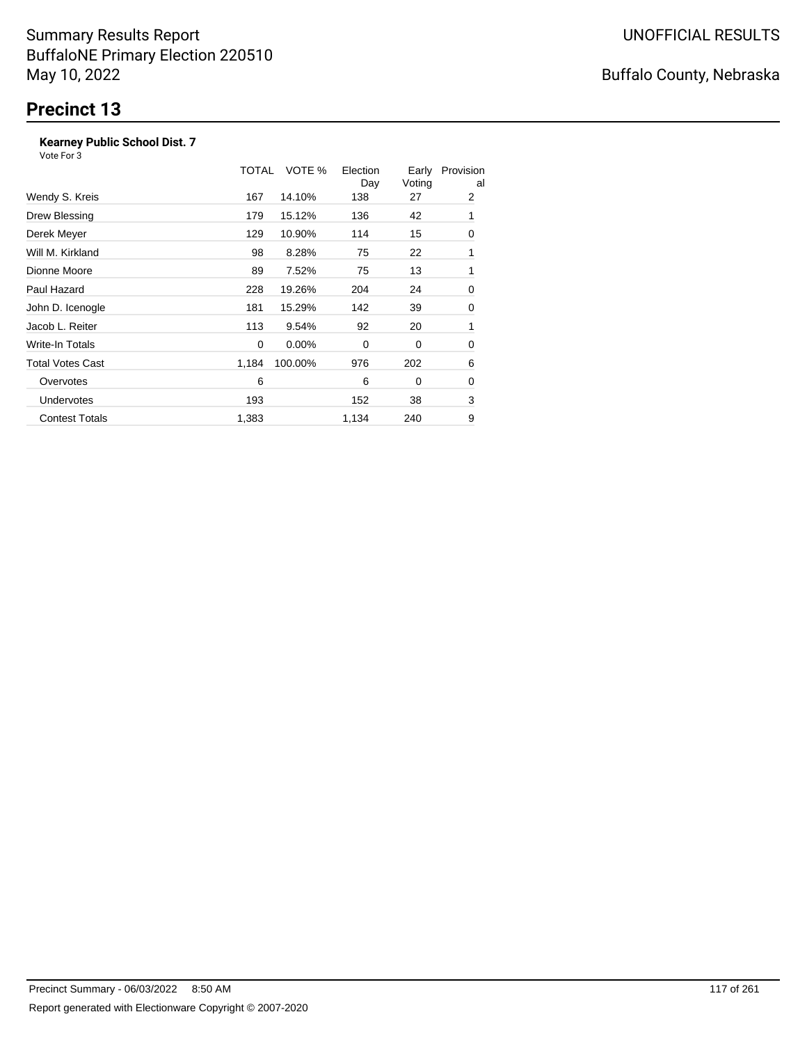Summary Results Report
BuffaloNE Primary Election 220510
May 10, 2022

UNOFFICIAL RESULTS

Buffalo County, Nebraska

# Precinct 13

**Kearney Public School Dist. 7**
Vote For 3

| | TOTAL | VOTE % | Election Day | Early Voting | Provisional |
|---|---|---|---|---|---|
| Wendy S. Kreis | 167 | 14.10% | 138 | 27 | 2 |
| Drew Blessing | 179 | 15.12% | 136 | 42 | 1 |
| Derek Meyer | 129 | 10.90% | 114 | 15 | 0 |
| Will M. Kirkland | 98 | 8.28% | 75 | 22 | 1 |
| Dionne Moore | 89 | 7.52% | 75 | 13 | 1 |
| Paul Hazard | 228 | 19.26% | 204 | 24 | 0 |
| John D. Icenogle | 181 | 15.29% | 142 | 39 | 0 |
| Jacob L. Reiter | 113 | 9.54% | 92 | 20 | 1 |
| Write-In Totals | 0 | 0.00% | 0 | 0 | 0 |
| Total Votes Cast | 1,184 | 100.00% | 976 | 202 | 6 |
| Overvotes | 6 | | 6 | 0 | 0 |
| Undervotes | 193 | | 152 | 38 | 3 |
| Contest Totals | 1,383 | | 1,134 | 240 | 9 |

Precinct Summary - 06/03/2022 8:50 AM

Report generated with Electionware Copyright © 2007-2020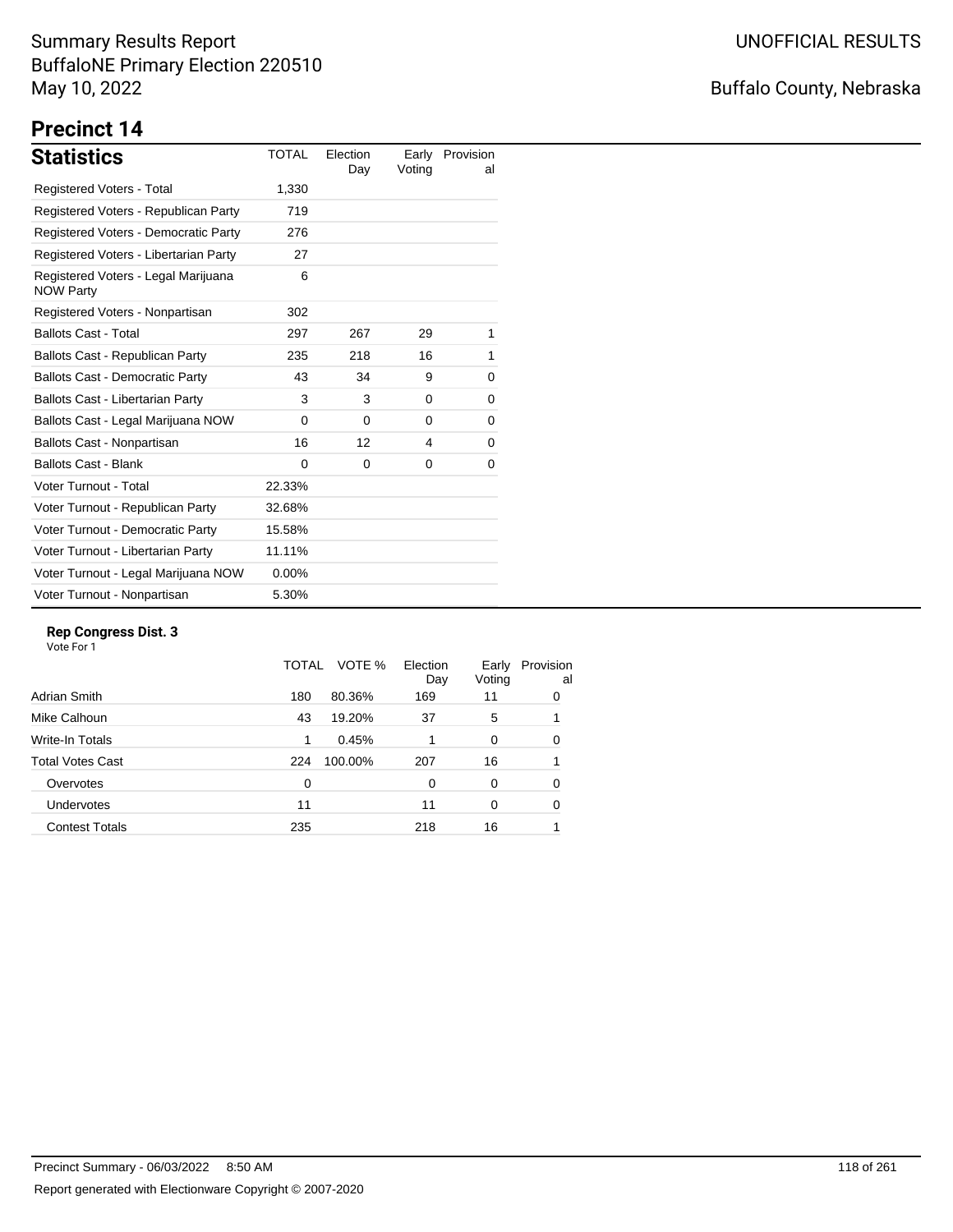Summary Results Report
BuffaloNE Primary Election 220510
May 10, 2022

UNOFFICIAL RESULTS

Buffalo County, Nebraska

# Precinct 14

## Statistics

| Statistics | TOTAL | Election Day | Early Voting | Provisional |
|---|---|---|---|---|
| Registered Voters - Total | 1,330 | | | |
| Registered Voters - Republican Party | 719 | | | |
| Registered Voters - Democratic Party | 276 | | | |
| Registered Voters - Libertarian Party | 27 | | | |
| Registered Voters - Legal Marijuana NOW Party | 6 | | | |
| Registered Voters - Nonpartisan | 302 | | | |
| Ballots Cast - Total | 297 | 267 | 29 | 1 |
| Ballots Cast - Republican Party | 235 | 218 | 16 | 1 |
| Ballots Cast - Democratic Party | 43 | 34 | 9 | 0 |
| Ballots Cast - Libertarian Party | 3 | 3 | 0 | 0 |
| Ballots Cast - Legal Marijuana NOW | 0 | 0 | 0 | 0 |
| Ballots Cast - Nonpartisan | 16 | 12 | 4 | 0 |
| Ballots Cast - Blank | 0 | 0 | 0 | 0 |
| Voter Turnout - Total | 22.33% | | | |
| Voter Turnout - Republican Party | 32.68% | | | |
| Voter Turnout - Democratic Party | 15.58% | | | |
| Voter Turnout - Libertarian Party | 11.11% | | | |
| Voter Turnout - Legal Marijuana NOW | 0.00% | | | |
| Voter Turnout - Nonpartisan | 5.30% | | | |

### Rep Congress Dist. 3

Vote For 1

| | TOTAL | VOTE % | Election Day | Early Voting | Provisional |
|---|---|---|---|---|---|
| Adrian Smith | 180 | 80.36% | 169 | 11 | 0 |
| Mike Calhoun | 43 | 19.20% | 37 | 5 | 1 |
| Write-In Totals | 1 | 0.45% | 1 | 0 | 0 |
| Total Votes Cast | 224 | 100.00% | 207 | 16 | 1 |
| Overvotes | 0 | | 0 | 0 | 0 |
| Undervotes | 11 | | 11 | 0 | 0 |
| Contest Totals | 235 | | 218 | 16 | 1 |

Precinct Summary - 06/03/2022 8:50 AM

Report generated with Electionware Copyright © 2007-2020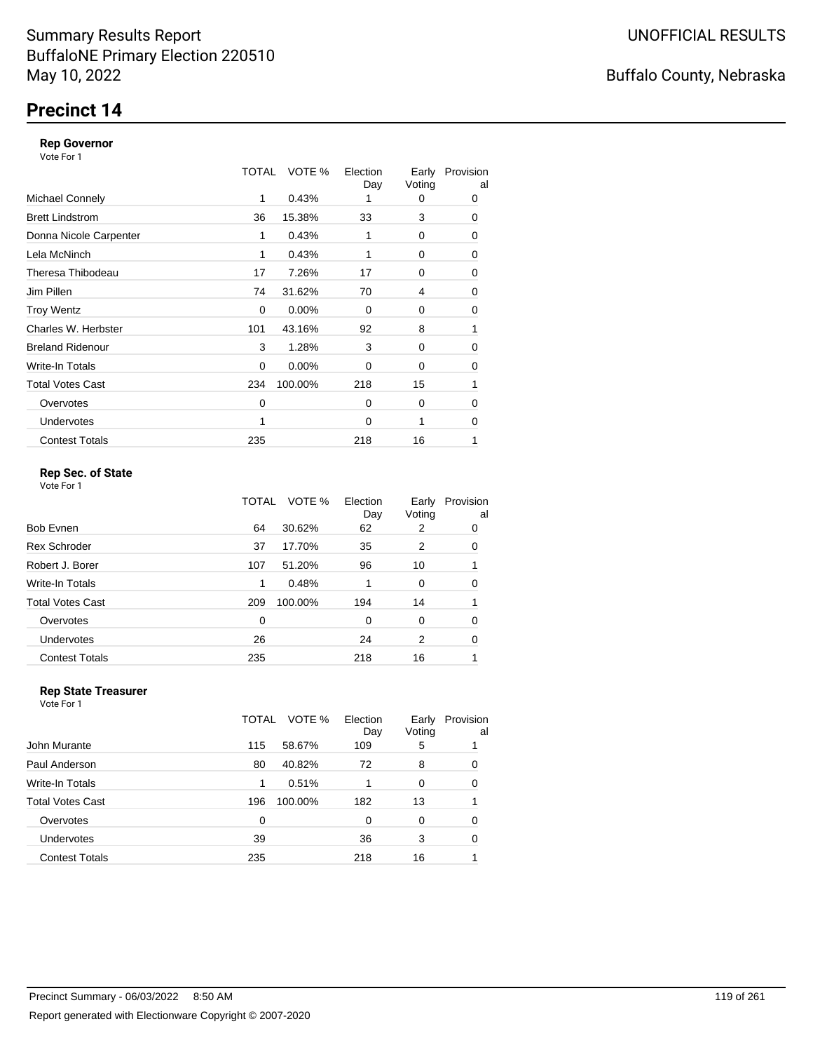Summary Results Report
BuffaloNE Primary Election 220510
May 10, 2022

UNOFFICIAL RESULTS

Buffalo County, Nebraska

# Precinct 14

### Rep Governor

Vote For 1

| | TOTAL | VOTE % | Election Day | Early Voting | Provisional |
|---|---|---|---|---|---|
| Michael Connely | 1 | 0.43% | 1 | 0 | 0 |
| Brett Lindstrom | 36 | 15.38% | 33 | 3 | 0 |
| Donna Nicole Carpenter | 1 | 0.43% | 1 | 0 | 0 |
| Lela McNinch | 1 | 0.43% | 1 | 0 | 0 |
| Theresa Thibodeau | 17 | 7.26% | 17 | 0 | 0 |
| Jim Pillen | 74 | 31.62% | 70 | 4 | 0 |
| Troy Wentz | 0 | 0.00% | 0 | 0 | 0 |
| Charles W. Herbster | 101 | 43.16% | 92 | 8 | 1 |
| Breland Ridenour | 3 | 1.28% | 3 | 0 | 0 |
| Write-In Totals | 0 | 0.00% | 0 | 0 | 0 |
| Total Votes Cast | 234 | 100.00% | 218 | 15 | 1 |
| Overvotes | 0 | | 0 | 0 | 0 |
| Undervotes | 1 | | 0 | 1 | 0 |
| Contest Totals | 235 | | 218 | 16 | 1 |

### Rep Sec. of State

Vote For 1

| | TOTAL | VOTE % | Election Day | Early Voting | Provisional |
|---|---|---|---|---|---|
| Bob Evnen | 64 | 30.62% | 62 | 2 | 0 |
| Rex Schroder | 37 | 17.70% | 35 | 2 | 0 |
| Robert J. Borer | 107 | 51.20% | 96 | 10 | 1 |
| Write-In Totals | 1 | 0.48% | 1 | 0 | 0 |
| Total Votes Cast | 209 | 100.00% | 194 | 14 | 1 |
| Overvotes | 0 | | 0 | 0 | 0 |
| Undervotes | 26 | | 24 | 2 | 0 |
| Contest Totals | 235 | | 218 | 16 | 1 |

### Rep State Treasurer

Vote For 1

| | TOTAL | VOTE % | Election Day | Early Voting | Provisional |
|---|---|---|---|---|---|
| John Murante | 115 | 58.67% | 109 | 5 | 1 |
| Paul Anderson | 80 | 40.82% | 72 | 8 | 0 |
| Write-In Totals | 1 | 0.51% | 1 | 0 | 0 |
| Total Votes Cast | 196 | 100.00% | 182 | 13 | 1 |
| Overvotes | 0 | | 0 | 0 | 0 |
| Undervotes | 39 | | 36 | 3 | 0 |
| Contest Totals | 235 | | 218 | 16 | 1 |

Precinct Summary - 06/03/2022 8:50 AM

Report generated with Electionware Copyright © 2007-2020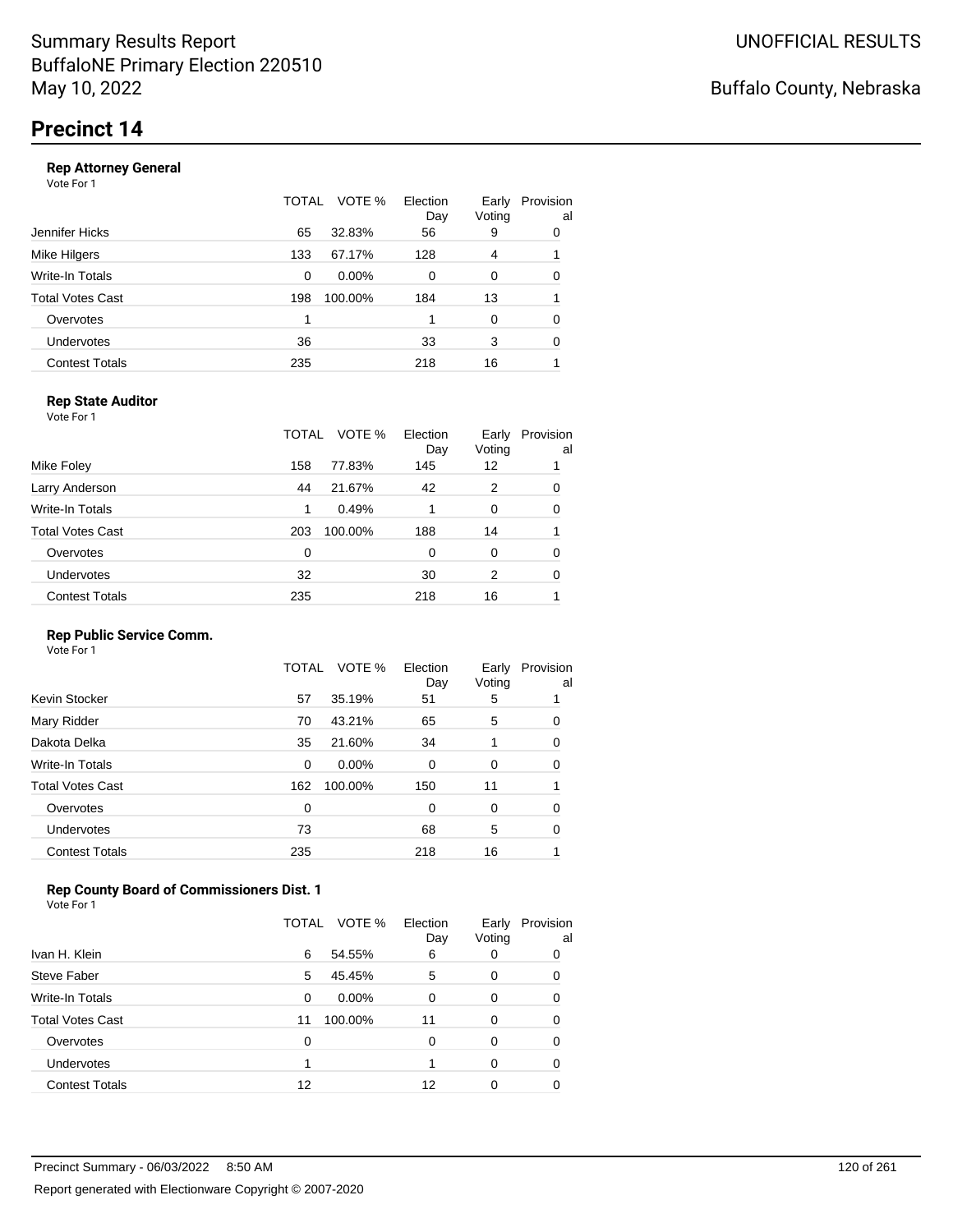Summary Results Report
BuffaloNE Primary Election 220510
May 10, 2022

UNOFFICIAL RESULTS

Buffalo County, Nebraska

# Precinct 14

### Rep Attorney General

Vote For 1

| | TOTAL | VOTE % | Election Day | Early Voting | Provisional |
|---|---|---|---|---|---|
| Jennifer Hicks | 65 | 32.83% | 56 | 9 | 0 |
| Mike Hilgers | 133 | 67.17% | 128 | 4 | 1 |
| Write-In Totals | 0 | 0.00% | 0 | 0 | 0 |
| Total Votes Cast | 198 | 100.00% | 184 | 13 | 1 |
| Overvotes | 1 | | 1 | 0 | 0 |
| Undervotes | 36 | | 33 | 3 | 0 |
| Contest Totals | 235 | | 218 | 16 | 1 |

### Rep State Auditor

Vote For 1

| | TOTAL | VOTE % | Election Day | Early Voting | Provisional |
|---|---|---|---|---|---|
| Mike Foley | 158 | 77.83% | 145 | 12 | 1 |
| Larry Anderson | 44 | 21.67% | 42 | 2 | 0 |
| Write-In Totals | 1 | 0.49% | 1 | 0 | 0 |
| Total Votes Cast | 203 | 100.00% | 188 | 14 | 1 |
| Overvotes | 0 | | 0 | 0 | 0 |
| Undervotes | 32 | | 30 | 2 | 0 |
| Contest Totals | 235 | | 218 | 16 | 1 |

### Rep Public Service Comm.

Vote For 1

| | TOTAL | VOTE % | Election Day | Early Voting | Provisional |
|---|---|---|---|---|---|
| Kevin Stocker | 57 | 35.19% | 51 | 5 | 1 |
| Mary Ridder | 70 | 43.21% | 65 | 5 | 0 |
| Dakota Delka | 35 | 21.60% | 34 | 1 | 0 |
| Write-In Totals | 0 | 0.00% | 0 | 0 | 0 |
| Total Votes Cast | 162 | 100.00% | 150 | 11 | 1 |
| Overvotes | 0 | | 0 | 0 | 0 |
| Undervotes | 73 | | 68 | 5 | 0 |
| Contest Totals | 235 | | 218 | 16 | 1 |

### Rep County Board of Commissioners Dist. 1

Vote For 1

| | TOTAL | VOTE % | Election Day | Early Voting | Provisional |
|---|---|---|---|---|---|
| Ivan H. Klein | 6 | 54.55% | 6 | 0 | 0 |
| Steve Faber | 5 | 45.45% | 5 | 0 | 0 |
| Write-In Totals | 0 | 0.00% | 0 | 0 | 0 |
| Total Votes Cast | 11 | 100.00% | 11 | 0 | 0 |
| Overvotes | 0 | | 0 | 0 | 0 |
| Undervotes | 1 | | 1 | 0 | 0 |
| Contest Totals | 12 | | 12 | 0 | 0 |

Precinct Summary - 06/03/2022 8:50 AM

Report generated with Electionware Copyright © 2007-2020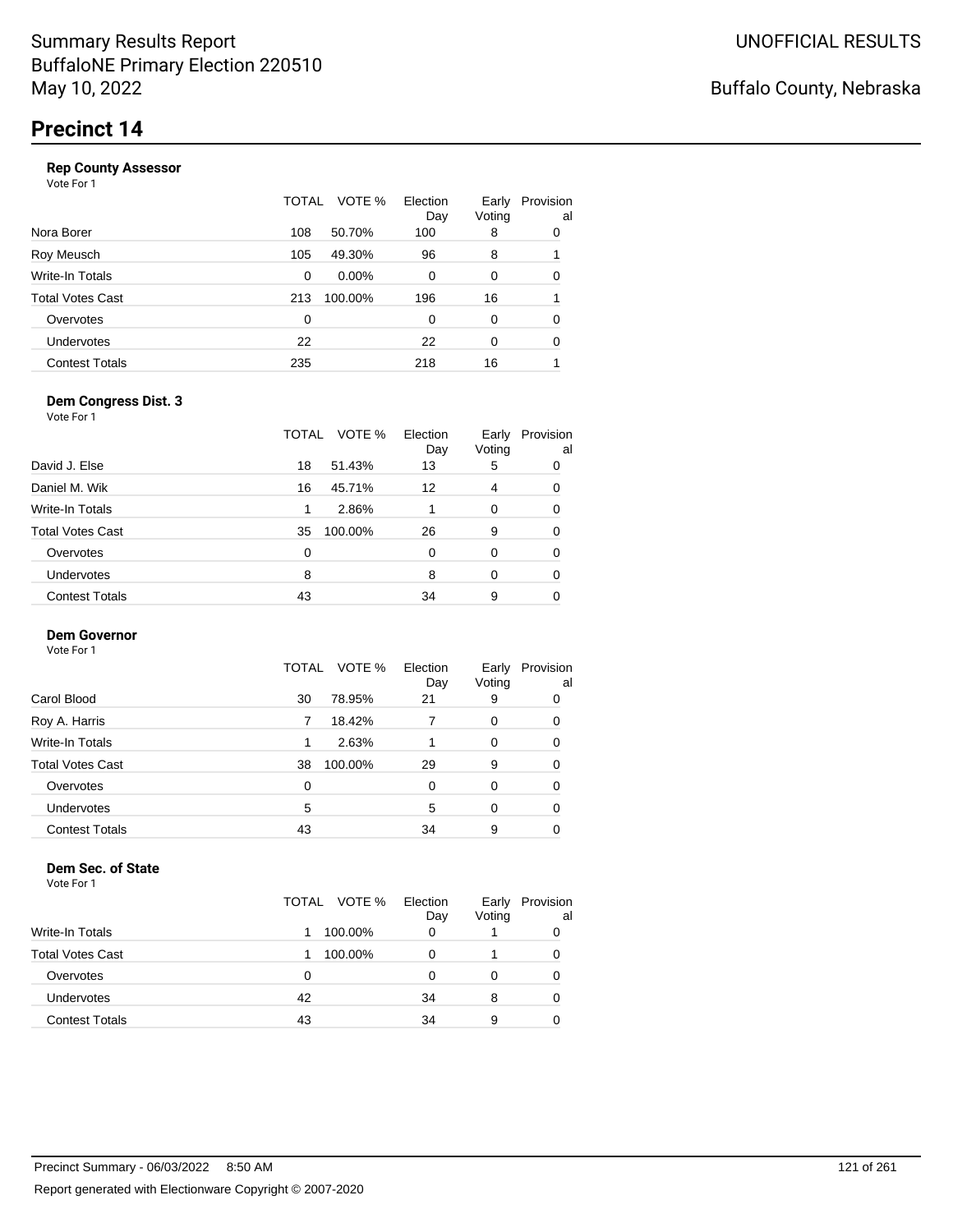Summary Results Report
BuffaloNE Primary Election 220510
May 10, 2022

UNOFFICIAL RESULTS

Buffalo County, Nebraska

# Precinct 14

### Rep County Assessor

Vote For 1

| | TOTAL | VOTE % | Election Day | Early Voting | Provisional |
|---|---|---|---|---|---|
| Nora Borer | 108 | 50.70% | 100 | 8 | 0 |
| Roy Meusch | 105 | 49.30% | 96 | 8 | 1 |
| Write-In Totals | 0 | 0.00% | 0 | 0 | 0 |
| Total Votes Cast | 213 | 100.00% | 196 | 16 | 1 |
| Overvotes | 0 | | 0 | 0 | 0 |
| Undervotes | 22 | | 22 | 0 | 0 |
| Contest Totals | 235 | | 218 | 16 | 1 |

### Dem Congress Dist. 3

Vote For 1

| | TOTAL | VOTE % | Election Day | Early Voting | Provisional |
|---|---|---|---|---|---|
| David J. Else | 18 | 51.43% | 13 | 5 | 0 |
| Daniel M. Wik | 16 | 45.71% | 12 | 4 | 0 |
| Write-In Totals | 1 | 2.86% | 1 | 0 | 0 |
| Total Votes Cast | 35 | 100.00% | 26 | 9 | 0 |
| Overvotes | 0 | | 0 | 0 | 0 |
| Undervotes | 8 | | 8 | 0 | 0 |
| Contest Totals | 43 | | 34 | 9 | 0 |

### Dem Governor

Vote For 1

| | TOTAL | VOTE % | Election Day | Early Voting | Provisional |
|---|---|---|---|---|---|
| Carol Blood | 30 | 78.95% | 21 | 9 | 0 |
| Roy A. Harris | 7 | 18.42% | 7 | 0 | 0 |
| Write-In Totals | 1 | 2.63% | 1 | 0 | 0 |
| Total Votes Cast | 38 | 100.00% | 29 | 9 | 0 |
| Overvotes | 0 | | 0 | 0 | 0 |
| Undervotes | 5 | | 5 | 0 | 0 |
| Contest Totals | 43 | | 34 | 9 | 0 |

### Dem Sec. of State

Vote For 1

| | TOTAL | VOTE % | Election Day | Early Voting | Provisional |
|---|---|---|---|---|---|
| Write-In Totals | 1 | 100.00% | 0 | 1 | 0 |
| Total Votes Cast | 1 | 100.00% | 0 | 1 | 0 |
| Overvotes | 0 | | 0 | 0 | 0 |
| Undervotes | 42 | | 34 | 8 | 0 |
| Contest Totals | 43 | | 34 | 9 | 0 |

Precinct Summary - 06/03/2022 8:50 AM

Report generated with Electionware Copyright © 2007-2020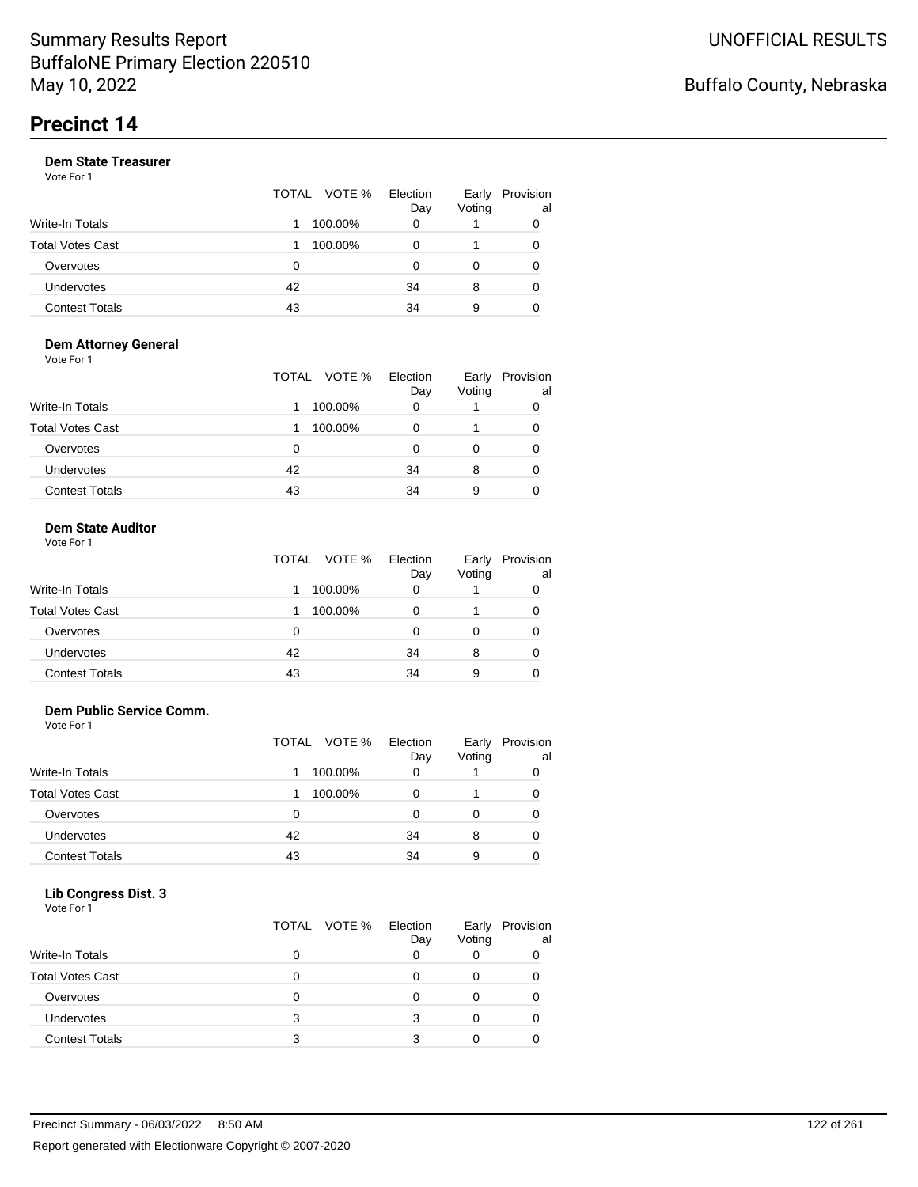# Precinct 14

### Dem State Treasurer

Vote For 1

| | TOTAL | VOTE % | Election Day | Early Voting | Provisional |
|---|---|---|---|---|---|
| Write-In Totals | 1 | 100.00% | 0 | 1 | 0 |
| Total Votes Cast | 1 | 100.00% | 0 | 1 | 0 |
| Overvotes | 0 | | 0 | 0 | 0 |
| Undervotes | 42 | | 34 | 8 | 0 |
| Contest Totals | 43 | | 34 | 9 | 0 |

### Dem Attorney General

Vote For 1

| | TOTAL | VOTE % | Election Day | Early Voting | Provisional |
|---|---|---|---|---|---|
| Write-In Totals | 1 | 100.00% | 0 | 1 | 0 |
| Total Votes Cast | 1 | 100.00% | 0 | 1 | 0 |
| Overvotes | 0 | | 0 | 0 | 0 |
| Undervotes | 42 | | 34 | 8 | 0 |
| Contest Totals | 43 | | 34 | 9 | 0 |

### Dem State Auditor

Vote For 1

| | TOTAL | VOTE % | Election Day | Early Voting | Provisional |
|---|---|---|---|---|---|
| Write-In Totals | 1 | 100.00% | 0 | 1 | 0 |
| Total Votes Cast | 1 | 100.00% | 0 | 1 | 0 |
| Overvotes | 0 | | 0 | 0 | 0 |
| Undervotes | 42 | | 34 | 8 | 0 |
| Contest Totals | 43 | | 34 | 9 | 0 |

### Dem Public Service Comm.

Vote For 1

| | TOTAL | VOTE % | Election Day | Early Voting | Provisional |
|---|---|---|---|---|---|
| Write-In Totals | 1 | 100.00% | 0 | 1 | 0 |
| Total Votes Cast | 1 | 100.00% | 0 | 1 | 0 |
| Overvotes | 0 | | 0 | 0 | 0 |
| Undervotes | 42 | | 34 | 8 | 0 |
| Contest Totals | 43 | | 34 | 9 | 0 |

### Lib Congress Dist. 3

Vote For 1

| | TOTAL | VOTE % | Election Day | Early Voting | Provisional |
|---|---|---|---|---|---|
| Write-In Totals | 0 | | 0 | 0 | 0 |
| Total Votes Cast | 0 | | 0 | 0 | 0 |
| Overvotes | 0 | | 0 | 0 | 0 |
| Undervotes | 3 | | 3 | 0 | 0 |
| Contest Totals | 3 | | 3 | 0 | 0 |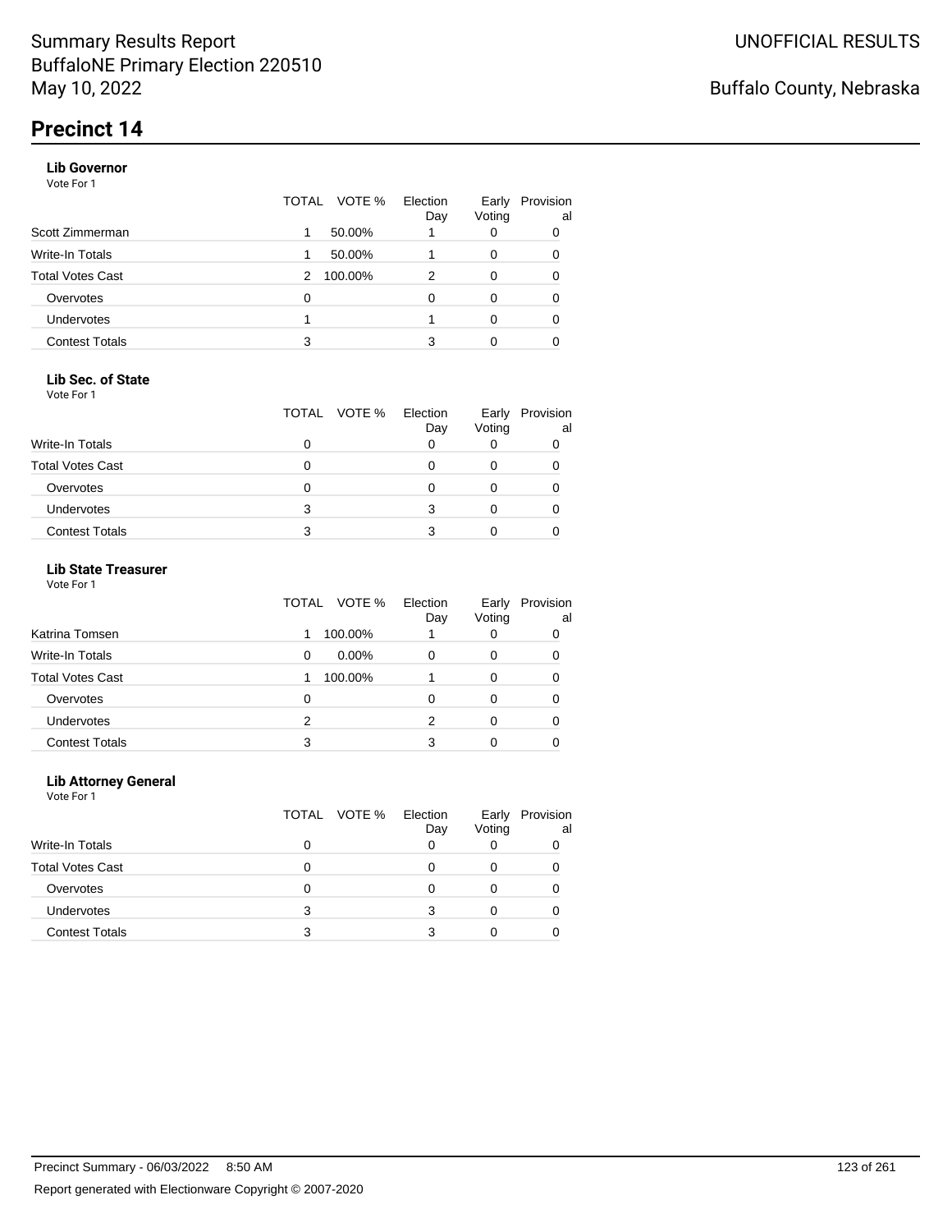# Summary Results Report
BuffaloNE Primary Election 220510
May 10, 2022

UNOFFICIAL RESULTS

Buffalo County, Nebraska

## Precinct 14

### Lib Governor
Vote For 1

| | TOTAL | VOTE % | Election Day | Early Voting | Provisional |
|---|---|---|---|---|---|
| Scott Zimmerman | 1 | 50.00% | 1 | 0 | 0 |
| Write-In Totals | 1 | 50.00% | 1 | 0 | 0 |
| Total Votes Cast | 2 | 100.00% | 2 | 0 | 0 |
| Overvotes | 0 | | 0 | 0 | 0 |
| Undervotes | 1 | | 1 | 0 | 0 |
| Contest Totals | 3 | | 3 | 0 | 0 |

### Lib Sec. of State
Vote For 1

| | TOTAL | VOTE % | Election Day | Early Voting | Provisional |
|---|---|---|---|---|---|
| Write-In Totals | 0 | | 0 | 0 | 0 |
| Total Votes Cast | 0 | | 0 | 0 | 0 |
| Overvotes | 0 | | 0 | 0 | 0 |
| Undervotes | 3 | | 3 | 0 | 0 |
| Contest Totals | 3 | | 3 | 0 | 0 |

### Lib State Treasurer
Vote For 1

| | TOTAL | VOTE % | Election Day | Early Voting | Provisional |
|---|---|---|---|---|---|
| Katrina Tomsen | 1 | 100.00% | 1 | 0 | 0 |
| Write-In Totals | 0 | 0.00% | 0 | 0 | 0 |
| Total Votes Cast | 1 | 100.00% | 1 | 0 | 0 |
| Overvotes | 0 | | 0 | 0 | 0 |
| Undervotes | 2 | | 2 | 0 | 0 |
| Contest Totals | 3 | | 3 | 0 | 0 |

### Lib Attorney General
Vote For 1

| | TOTAL | VOTE % | Election Day | Early Voting | Provisional |
|---|---|---|---|---|---|
| Write-In Totals | 0 | | 0 | 0 | 0 |
| Total Votes Cast | 0 | | 0 | 0 | 0 |
| Overvotes | 0 | | 0 | 0 | 0 |
| Undervotes | 3 | | 3 | 0 | 0 |
| Contest Totals | 3 | | 3 | 0 | 0 |

Precinct Summary - 06/03/2022 8:50 AM

Report generated with Electionware Copyright © 2007-2020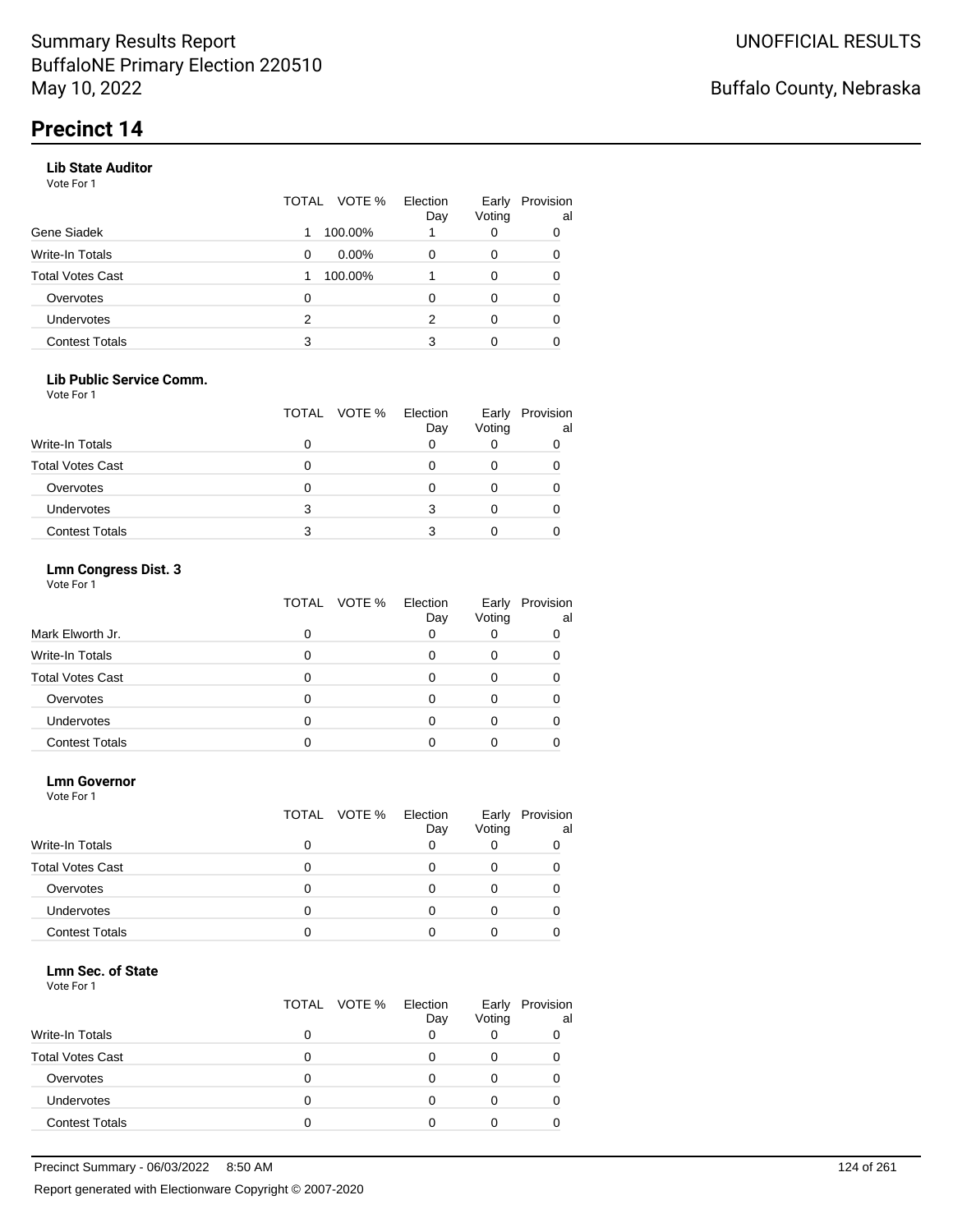# Precinct 14

### Lib State Auditor

Vote For 1

| | TOTAL | VOTE % | Election Day | Early Voting | Provisional |
|---|---|---|---|---|---|
| Gene Siadek | 1 | 100.00% | 1 | 0 | 0 |
| Write-In Totals | 0 | 0.00% | 0 | 0 | 0 |
| Total Votes Cast | 1 | 100.00% | 1 | 0 | 0 |
| Overvotes | 0 | | 0 | 0 | 0 |
| Undervotes | 2 | | 2 | 0 | 0 |
| Contest Totals | 3 | | 3 | 0 | 0 |

### Lib Public Service Comm.

Vote For 1

| | TOTAL | VOTE % | Election Day | Early Voting | Provisional |
|---|---|---|---|---|---|
| Write-In Totals | 0 | | 0 | 0 | 0 |
| Total Votes Cast | 0 | | 0 | 0 | 0 |
| Overvotes | 0 | | 0 | 0 | 0 |
| Undervotes | 3 | | 3 | 0 | 0 |
| Contest Totals | 3 | | 3 | 0 | 0 |

### Lmn Congress Dist. 3

Vote For 1

| | TOTAL | VOTE % | Election Day | Early Voting | Provisional |
|---|---|---|---|---|---|
| Mark Elworth Jr. | 0 | | 0 | 0 | 0 |
| Write-In Totals | 0 | | 0 | 0 | 0 |
| Total Votes Cast | 0 | | 0 | 0 | 0 |
| Overvotes | 0 | | 0 | 0 | 0 |
| Undervotes | 0 | | 0 | 0 | 0 |
| Contest Totals | 0 | | 0 | 0 | 0 |

### Lmn Governor

Vote For 1

| | TOTAL | VOTE % | Election Day | Early Voting | Provisional |
|---|---|---|---|---|---|
| Write-In Totals | 0 | | 0 | 0 | 0 |
| Total Votes Cast | 0 | | 0 | 0 | 0 |
| Overvotes | 0 | | 0 | 0 | 0 |
| Undervotes | 0 | | 0 | 0 | 0 |
| Contest Totals | 0 | | 0 | 0 | 0 |

### Lmn Sec. of State

Vote For 1

| | TOTAL | VOTE % | Election Day | Early Voting | Provisional |
|---|---|---|---|---|---|
| Write-In Totals | 0 | | 0 | 0 | 0 |
| Total Votes Cast | 0 | | 0 | 0 | 0 |
| Overvotes | 0 | | 0 | 0 | 0 |
| Undervotes | 0 | | 0 | 0 | 0 |
| Contest Totals | 0 | | 0 | 0 | 0 |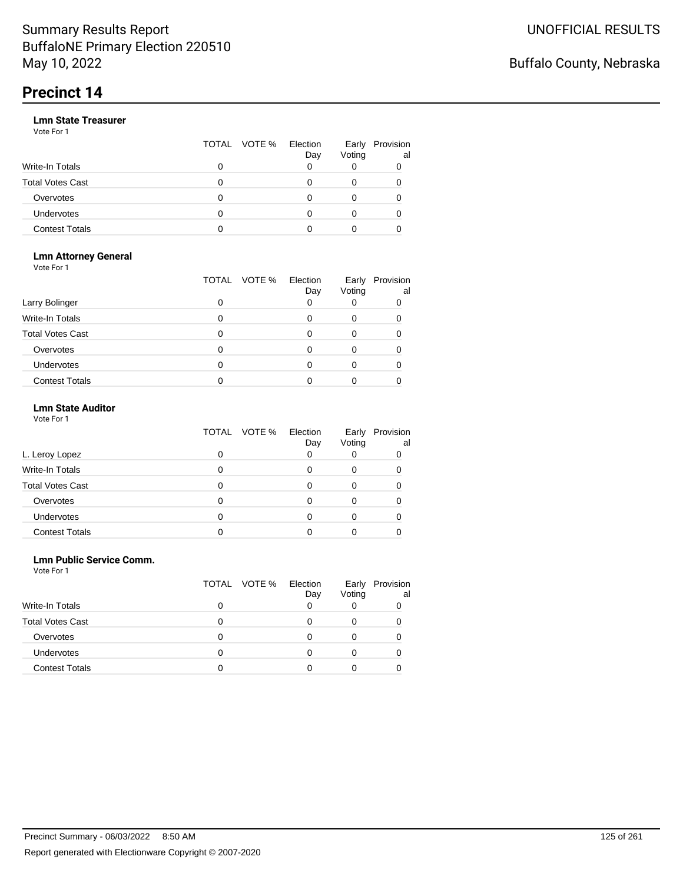# Precinct 14

### Lmn State Treasurer

Vote For 1

| | TOTAL | VOTE % | Election Day | Early Voting | Provisional |
|---|---|---|---|---|---|
| Write-In Totals | 0 | | 0 | 0 | 0 |
| Total Votes Cast | 0 | | 0 | 0 | 0 |
| Overvotes | 0 | | 0 | 0 | 0 |
| Undervotes | 0 | | 0 | 0 | 0 |
| Contest Totals | 0 | | 0 | 0 | 0 |

### Lmn Attorney General

Vote For 1

| | TOTAL | VOTE % | Election Day | Early Voting | Provisional |
|---|---|---|---|---|---|
| Larry Bolinger | 0 | | 0 | 0 | 0 |
| Write-In Totals | 0 | | 0 | 0 | 0 |
| Total Votes Cast | 0 | | 0 | 0 | 0 |
| Overvotes | 0 | | 0 | 0 | 0 |
| Undervotes | 0 | | 0 | 0 | 0 |
| Contest Totals | 0 | | 0 | 0 | 0 |

### Lmn State Auditor

Vote For 1

| | TOTAL | VOTE % | Election Day | Early Voting | Provisional |
|---|---|---|---|---|---|
| L. Leroy Lopez | 0 | | 0 | 0 | 0 |
| Write-In Totals | 0 | | 0 | 0 | 0 |
| Total Votes Cast | 0 | | 0 | 0 | 0 |
| Overvotes | 0 | | 0 | 0 | 0 |
| Undervotes | 0 | | 0 | 0 | 0 |
| Contest Totals | 0 | | 0 | 0 | 0 |

### Lmn Public Service Comm.

Vote For 1

| | TOTAL | VOTE % | Election Day | Early Voting | Provisional |
|---|---|---|---|---|---|
| Write-In Totals | 0 | | 0 | 0 | 0 |
| Total Votes Cast | 0 | | 0 | 0 | 0 |
| Overvotes | 0 | | 0 | 0 | 0 |
| Undervotes | 0 | | 0 | 0 | 0 |
| Contest Totals | 0 | | 0 | 0 | 0 |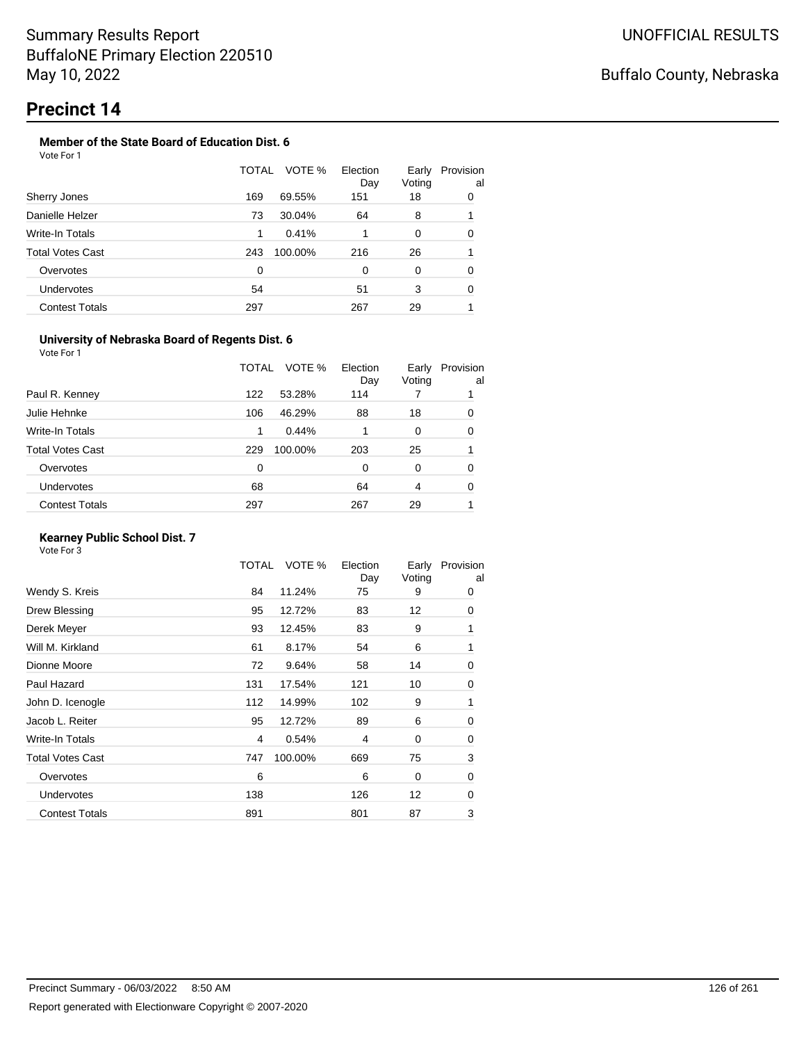Summary Results Report
BuffaloNE Primary Election 220510
May 10, 2022

UNOFFICIAL RESULTS

Buffalo County, Nebraska

# Precinct 14

### Member of the State Board of Education Dist. 6

Vote For 1

| | TOTAL | VOTE % | Election Day | Early Voting | Provisional |
|---|---|---|---|---|---|
| Sherry Jones | 169 | 69.55% | 151 | 18 | 0 |
| Danielle Helzer | 73 | 30.04% | 64 | 8 | 1 |
| Write-In Totals | 1 | 0.41% | 1 | 0 | 0 |
| Total Votes Cast | 243 | 100.00% | 216 | 26 | 1 |
| Overvotes | 0 | | 0 | 0 | 0 |
| Undervotes | 54 | | 51 | 3 | 0 |
| Contest Totals | 297 | | 267 | 29 | 1 |

### University of Nebraska Board of Regents Dist. 6

Vote For 1

| | TOTAL | VOTE % | Election Day | Early Voting | Provisional |
|---|---|---|---|---|---|
| Paul R. Kenney | 122 | 53.28% | 114 | 7 | 1 |
| Julie Hehnke | 106 | 46.29% | 88 | 18 | 0 |
| Write-In Totals | 1 | 0.44% | 1 | 0 | 0 |
| Total Votes Cast | 229 | 100.00% | 203 | 25 | 1 |
| Overvotes | 0 | | 0 | 0 | 0 |
| Undervotes | 68 | | 64 | 4 | 0 |
| Contest Totals | 297 | | 267 | 29 | 1 |

### Kearney Public School Dist. 7

Vote For 3

| | TOTAL | VOTE % | Election Day | Early Voting | Provisional |
|---|---|---|---|---|---|
| Wendy S. Kreis | 84 | 11.24% | 75 | 9 | 0 |
| Drew Blessing | 95 | 12.72% | 83 | 12 | 0 |
| Derek Meyer | 93 | 12.45% | 83 | 9 | 1 |
| Will M. Kirkland | 61 | 8.17% | 54 | 6 | 1 |
| Dionne Moore | 72 | 9.64% | 58 | 14 | 0 |
| Paul Hazard | 131 | 17.54% | 121 | 10 | 0 |
| John D. Icenogle | 112 | 14.99% | 102 | 9 | 1 |
| Jacob L. Reiter | 95 | 12.72% | 89 | 6 | 0 |
| Write-In Totals | 4 | 0.54% | 4 | 0 | 0 |
| Total Votes Cast | 747 | 100.00% | 669 | 75 | 3 |
| Overvotes | 6 | | 6 | 0 | 0 |
| Undervotes | 138 | | 126 | 12 | 0 |
| Contest Totals | 891 | | 801 | 87 | 3 |

Precinct Summary - 06/03/2022 8:50 AM

Report generated with Electionware Copyright © 2007-2020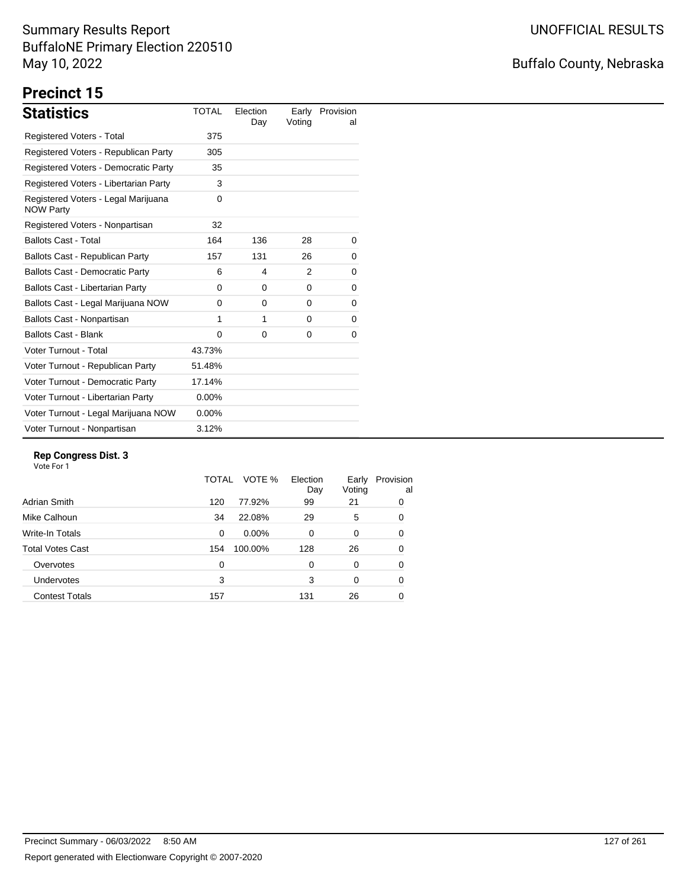Summary Results Report
BuffaloNE Primary Election 220510
May 10, 2022

UNOFFICIAL RESULTS

Buffalo County, Nebraska

# Precinct 15

## Statistics

| Statistics | TOTAL | Election Day | Early Voting | Provisional |
|---|---|---|---|---|
| Registered Voters - Total | 375 | | | |
| Registered Voters - Republican Party | 305 | | | |
| Registered Voters - Democratic Party | 35 | | | |
| Registered Voters - Libertarian Party | 3 | | | |
| Registered Voters - Legal Marijuana NOW Party | 0 | | | |
| Registered Voters - Nonpartisan | 32 | | | |
| Ballots Cast - Total | 164 | 136 | 28 | 0 |
| Ballots Cast - Republican Party | 157 | 131 | 26 | 0 |
| Ballots Cast - Democratic Party | 6 | 4 | 2 | 0 |
| Ballots Cast - Libertarian Party | 0 | 0 | 0 | 0 |
| Ballots Cast - Legal Marijuana NOW | 0 | 0 | 0 | 0 |
| Ballots Cast - Nonpartisan | 1 | 1 | 0 | 0 |
| Ballots Cast - Blank | 0 | 0 | 0 | 0 |
| Voter Turnout - Total | 43.73% | | | |
| Voter Turnout - Republican Party | 51.48% | | | |
| Voter Turnout - Democratic Party | 17.14% | | | |
| Voter Turnout - Libertarian Party | 0.00% | | | |
| Voter Turnout - Legal Marijuana NOW | 0.00% | | | |
| Voter Turnout - Nonpartisan | 3.12% | | | |

### Rep Congress Dist. 3

Vote For 1

| | TOTAL | VOTE % | Election Day | Early Voting | Provisional |
|---|---|---|---|---|---|
| Adrian Smith | 120 | 77.92% | 99 | 21 | 0 |
| Mike Calhoun | 34 | 22.08% | 29 | 5 | 0 |
| Write-In Totals | 0 | 0.00% | 0 | 0 | 0 |
| Total Votes Cast | 154 | 100.00% | 128 | 26 | 0 |
| Overvotes | 0 | | 0 | 0 | 0 |
| Undervotes | 3 | | 3 | 0 | 0 |
| Contest Totals | 157 | | 131 | 26 | 0 |

Precinct Summary - 06/03/2022 8:50 AM

Report generated with Electionware Copyright © 2007-2020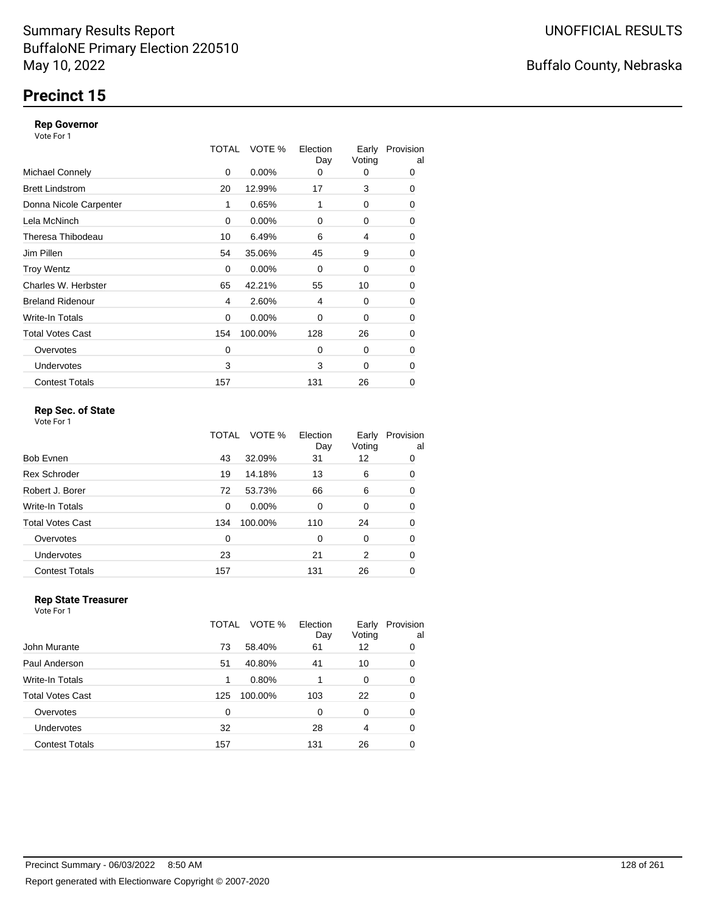Summary Results Report
BuffaloNE Primary Election 220510
May 10, 2022

UNOFFICIAL RESULTS

Buffalo County, Nebraska

# Precinct 15

### Rep Governor

Vote For 1

| | TOTAL | VOTE % | Election Day | Early Voting | Provisional |
|---|---|---|---|---|---|
| Michael Connely | 0 | 0.00% | 0 | 0 | 0 |
| Brett Lindstrom | 20 | 12.99% | 17 | 3 | 0 |
| Donna Nicole Carpenter | 1 | 0.65% | 1 | 0 | 0 |
| Lela McNinch | 0 | 0.00% | 0 | 0 | 0 |
| Theresa Thibodeau | 10 | 6.49% | 6 | 4 | 0 |
| Jim Pillen | 54 | 35.06% | 45 | 9 | 0 |
| Troy Wentz | 0 | 0.00% | 0 | 0 | 0 |
| Charles W. Herbster | 65 | 42.21% | 55 | 10 | 0 |
| Breland Ridenour | 4 | 2.60% | 4 | 0 | 0 |
| Write-In Totals | 0 | 0.00% | 0 | 0 | 0 |
| Total Votes Cast | 154 | 100.00% | 128 | 26 | 0 |
| Overvotes | 0 | | 0 | 0 | 0 |
| Undervotes | 3 | | 3 | 0 | 0 |
| Contest Totals | 157 | | 131 | 26 | 0 |

### Rep Sec. of State

Vote For 1

| | TOTAL | VOTE % | Election Day | Early Voting | Provisional |
|---|---|---|---|---|---|
| Bob Evnen | 43 | 32.09% | 31 | 12 | 0 |
| Rex Schroder | 19 | 14.18% | 13 | 6 | 0 |
| Robert J. Borer | 72 | 53.73% | 66 | 6 | 0 |
| Write-In Totals | 0 | 0.00% | 0 | 0 | 0 |
| Total Votes Cast | 134 | 100.00% | 110 | 24 | 0 |
| Overvotes | 0 | | 0 | 0 | 0 |
| Undervotes | 23 | | 21 | 2 | 0 |
| Contest Totals | 157 | | 131 | 26 | 0 |

### Rep State Treasurer

Vote For 1

| | TOTAL | VOTE % | Election Day | Early Voting | Provisional |
|---|---|---|---|---|---|
| John Murante | 73 | 58.40% | 61 | 12 | 0 |
| Paul Anderson | 51 | 40.80% | 41 | 10 | 0 |
| Write-In Totals | 1 | 0.80% | 1 | 0 | 0 |
| Total Votes Cast | 125 | 100.00% | 103 | 22 | 0 |
| Overvotes | 0 | | 0 | 0 | 0 |
| Undervotes | 32 | | 28 | 4 | 0 |
| Contest Totals | 157 | | 131 | 26 | 0 |

Precinct Summary - 06/03/2022 8:50 AM

Report generated with Electionware Copyright © 2007-2020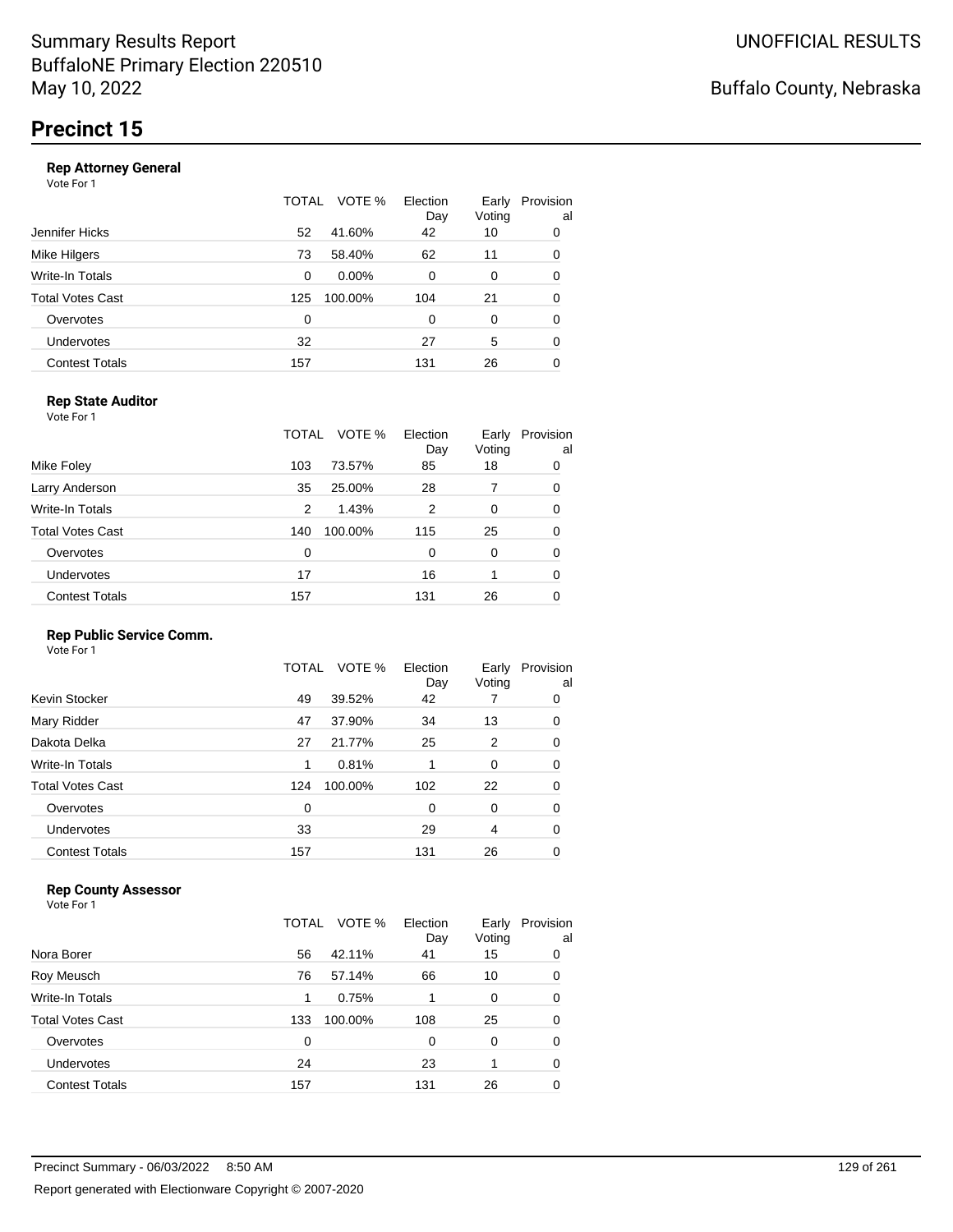Summary Results Report
BuffaloNE Primary Election 220510
May 10, 2022

UNOFFICIAL RESULTS

Buffalo County, Nebraska

# Precinct 15

### Rep Attorney General

Vote For 1

| | TOTAL | VOTE % | Election Day | Early Voting | Provisional |
|---|---|---|---|---|---|
| Jennifer Hicks | 52 | 41.60% | 42 | 10 | 0 |
| Mike Hilgers | 73 | 58.40% | 62 | 11 | 0 |
| Write-In Totals | 0 | 0.00% | 0 | 0 | 0 |
| Total Votes Cast | 125 | 100.00% | 104 | 21 | 0 |
| Overvotes | 0 | | 0 | 0 | 0 |
| Undervotes | 32 | | 27 | 5 | 0 |
| Contest Totals | 157 | | 131 | 26 | 0 |

### Rep State Auditor

Vote For 1

| | TOTAL | VOTE % | Election Day | Early Voting | Provisional |
|---|---|---|---|---|---|
| Mike Foley | 103 | 73.57% | 85 | 18 | 0 |
| Larry Anderson | 35 | 25.00% | 28 | 7 | 0 |
| Write-In Totals | 2 | 1.43% | 2 | 0 | 0 |
| Total Votes Cast | 140 | 100.00% | 115 | 25 | 0 |
| Overvotes | 0 | | 0 | 0 | 0 |
| Undervotes | 17 | | 16 | 1 | 0 |
| Contest Totals | 157 | | 131 | 26 | 0 |

### Rep Public Service Comm.

Vote For 1

| | TOTAL | VOTE % | Election Day | Early Voting | Provisional |
|---|---|---|---|---|---|
| Kevin Stocker | 49 | 39.52% | 42 | 7 | 0 |
| Mary Ridder | 47 | 37.90% | 34 | 13 | 0 |
| Dakota Delka | 27 | 21.77% | 25 | 2 | 0 |
| Write-In Totals | 1 | 0.81% | 1 | 0 | 0 |
| Total Votes Cast | 124 | 100.00% | 102 | 22 | 0 |
| Overvotes | 0 | | 0 | 0 | 0 |
| Undervotes | 33 | | 29 | 4 | 0 |
| Contest Totals | 157 | | 131 | 26 | 0 |

### Rep County Assessor

Vote For 1

| | TOTAL | VOTE % | Election Day | Early Voting | Provisional |
|---|---|---|---|---|---|
| Nora Borer | 56 | 42.11% | 41 | 15 | 0 |
| Roy Meusch | 76 | 57.14% | 66 | 10 | 0 |
| Write-In Totals | 1 | 0.75% | 1 | 0 | 0 |
| Total Votes Cast | 133 | 100.00% | 108 | 25 | 0 |
| Overvotes | 0 | | 0 | 0 | 0 |
| Undervotes | 24 | | 23 | 1 | 0 |
| Contest Totals | 157 | | 131 | 26 | 0 |

Precinct Summary - 06/03/2022 8:50 AM

Report generated with Electionware Copyright © 2007-2020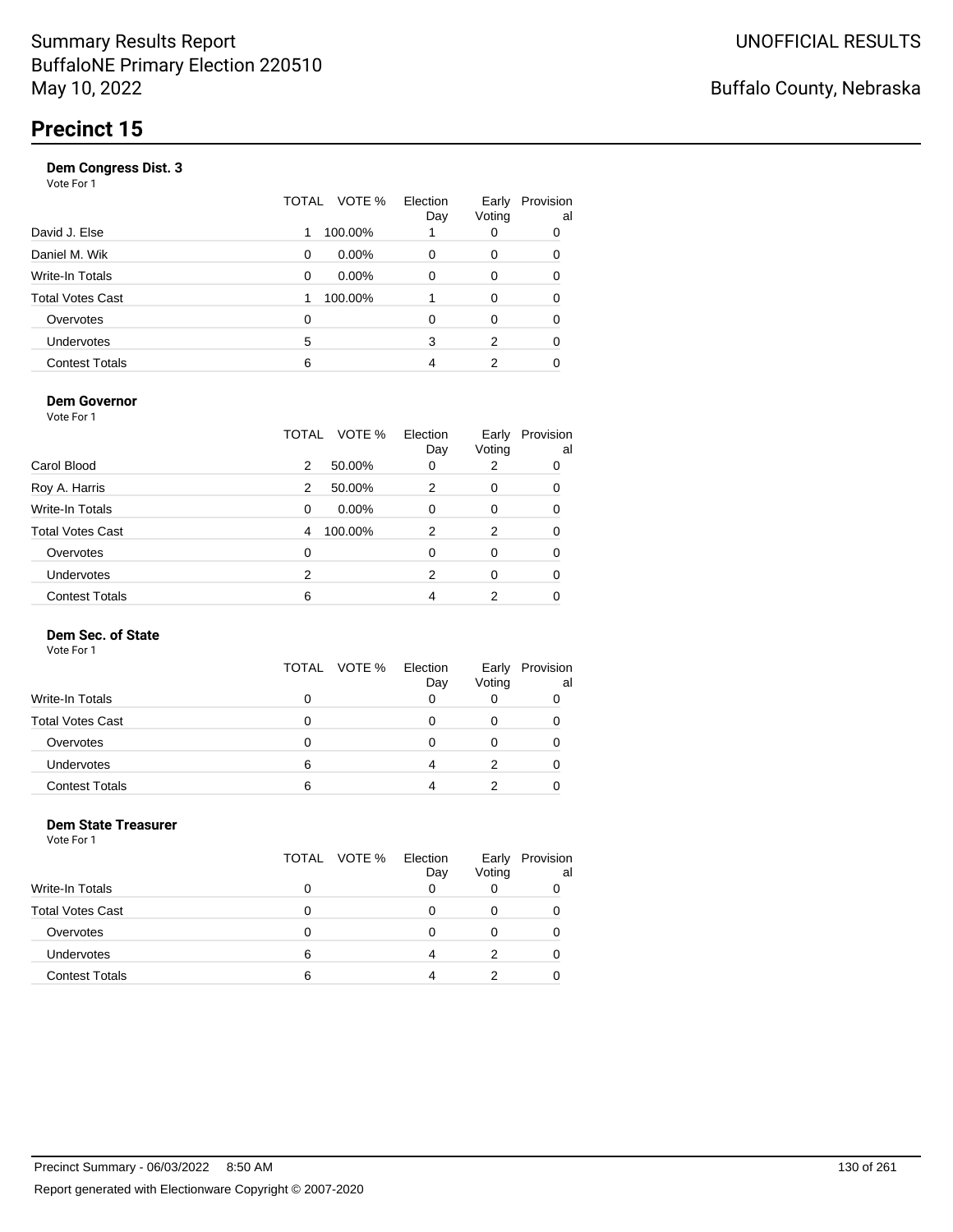# Summary Results Report
BuffaloNE Primary Election 220510
May 10, 2022

UNOFFICIAL RESULTS

Buffalo County, Nebraska

## Precinct 15

### Dem Congress Dist. 3

Vote For 1

| | TOTAL | VOTE % | Election Day | Early Voting | Provisional |
|---|---|---|---|---|---|
| David J. Else | 1 | 100.00% | 1 | 0 | 0 |
| Daniel M. Wik | 0 | 0.00% | 0 | 0 | 0 |
| Write-In Totals | 0 | 0.00% | 0 | 0 | 0 |
| Total Votes Cast | 1 | 100.00% | 1 | 0 | 0 |
| Overvotes | 0 | | 0 | 0 | 0 |
| Undervotes | 5 | | 3 | 2 | 0 |
| Contest Totals | 6 | | 4 | 2 | 0 |

### Dem Governor

Vote For 1

| | TOTAL | VOTE % | Election Day | Early Voting | Provisional |
|---|---|---|---|---|---|
| Carol Blood | 2 | 50.00% | 0 | 2 | 0 |
| Roy A. Harris | 2 | 50.00% | 2 | 0 | 0 |
| Write-In Totals | 0 | 0.00% | 0 | 0 | 0 |
| Total Votes Cast | 4 | 100.00% | 2 | 2 | 0 |
| Overvotes | 0 | | 0 | 0 | 0 |
| Undervotes | 2 | | 2 | 0 | 0 |
| Contest Totals | 6 | | 4 | 2 | 0 |

### Dem Sec. of State

Vote For 1

| | TOTAL | VOTE % | Election Day | Early Voting | Provisional |
|---|---|---|---|---|---|
| Write-In Totals | 0 | | 0 | 0 | 0 |
| Total Votes Cast | 0 | | 0 | 0 | 0 |
| Overvotes | 0 | | 0 | 0 | 0 |
| Undervotes | 6 | | 4 | 2 | 0 |
| Contest Totals | 6 | | 4 | 2 | 0 |

### Dem State Treasurer

Vote For 1

| | TOTAL | VOTE % | Election Day | Early Voting | Provisional |
|---|---|---|---|---|---|
| Write-In Totals | 0 | | 0 | 0 | 0 |
| Total Votes Cast | 0 | | 0 | 0 | 0 |
| Overvotes | 0 | | 0 | 0 | 0 |
| Undervotes | 6 | | 4 | 2 | 0 |
| Contest Totals | 6 | | 4 | 2 | 0 |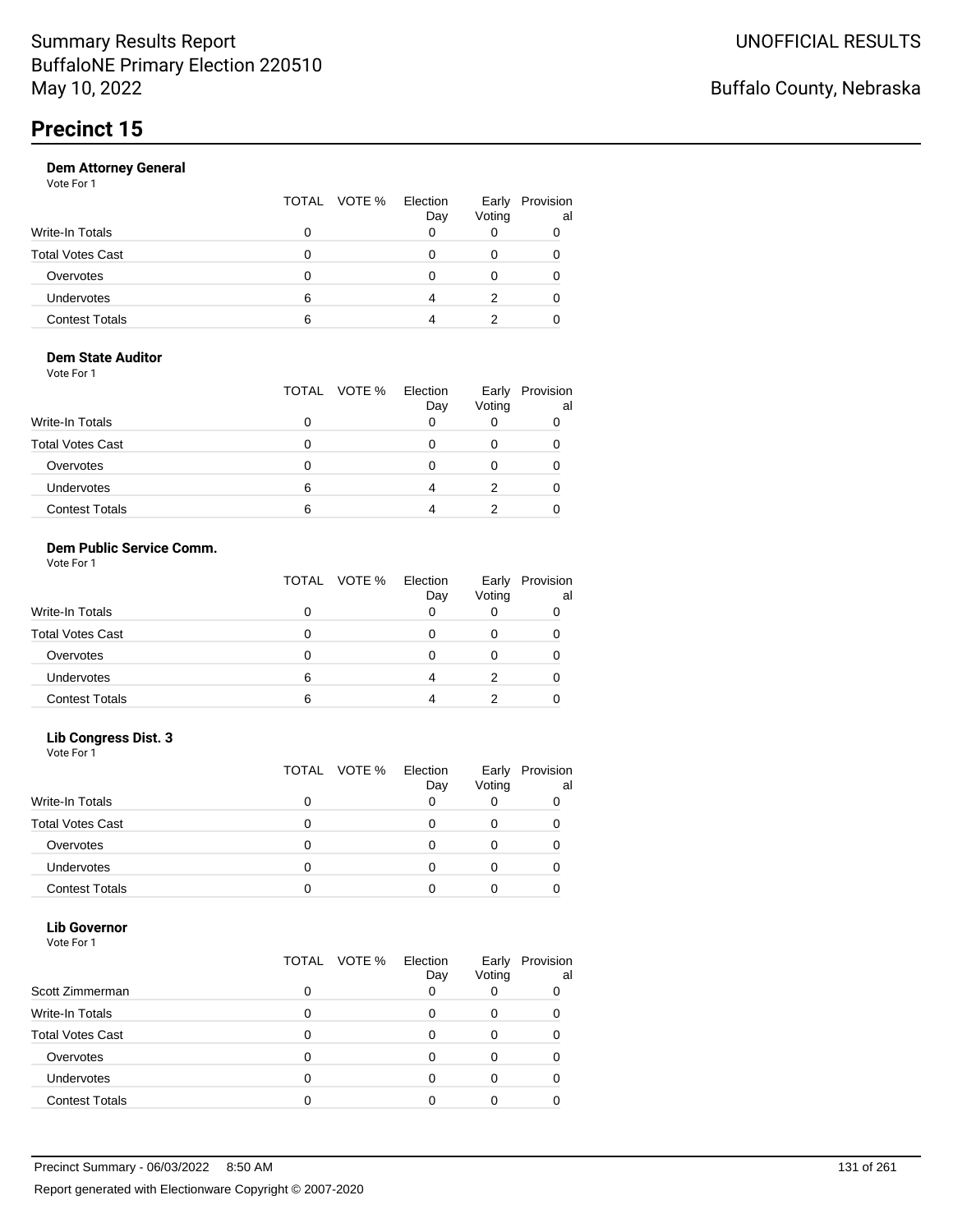# Summary Results Report
BuffaloNE Primary Election 220510
May 10, 2022

UNOFFICIAL RESULTS

Buffalo County, Nebraska

## Precinct 15

### Dem Attorney General
Vote For 1

| | TOTAL | VOTE % | Election Day | Early Voting | Provisional |
|---|---|---|---|---|---|
| Write-In Totals | 0 | | 0 | 0 | 0 |
| Total Votes Cast | 0 | | 0 | 0 | 0 |
| Overvotes | 0 | | 0 | 0 | 0 |
| Undervotes | 6 | | 4 | 2 | 0 |
| Contest Totals | 6 | | 4 | 2 | 0 |

### Dem State Auditor
Vote For 1

| | TOTAL | VOTE % | Election Day | Early Voting | Provisional |
|---|---|---|---|---|---|
| Write-In Totals | 0 | | 0 | 0 | 0 |
| Total Votes Cast | 0 | | 0 | 0 | 0 |
| Overvotes | 0 | | 0 | 0 | 0 |
| Undervotes | 6 | | 4 | 2 | 0 |
| Contest Totals | 6 | | 4 | 2 | 0 |

### Dem Public Service Comm.
Vote For 1

| | TOTAL | VOTE % | Election Day | Early Voting | Provisional |
|---|---|---|---|---|---|
| Write-In Totals | 0 | | 0 | 0 | 0 |
| Total Votes Cast | 0 | | 0 | 0 | 0 |
| Overvotes | 0 | | 0 | 0 | 0 |
| Undervotes | 6 | | 4 | 2 | 0 |
| Contest Totals | 6 | | 4 | 2 | 0 |

### Lib Congress Dist. 3
Vote For 1

| | TOTAL | VOTE % | Election Day | Early Voting | Provisional |
|---|---|---|---|---|---|
| Write-In Totals | 0 | | 0 | 0 | 0 |
| Total Votes Cast | 0 | | 0 | 0 | 0 |
| Overvotes | 0 | | 0 | 0 | 0 |
| Undervotes | 0 | | 0 | 0 | 0 |
| Contest Totals | 0 | | 0 | 0 | 0 |

### Lib Governor
Vote For 1

| | TOTAL | VOTE % | Election Day | Early Voting | Provisional |
|---|---|---|---|---|---|
| Scott Zimmerman | 0 | | 0 | 0 | 0 |
| Write-In Totals | 0 | | 0 | 0 | 0 |
| Total Votes Cast | 0 | | 0 | 0 | 0 |
| Overvotes | 0 | | 0 | 0 | 0 |
| Undervotes | 0 | | 0 | 0 | 0 |
| Contest Totals | 0 | | 0 | 0 | 0 |

Precinct Summary - 06/03/2022 8:50 AM

Report generated with Electionware Copyright © 2007-2020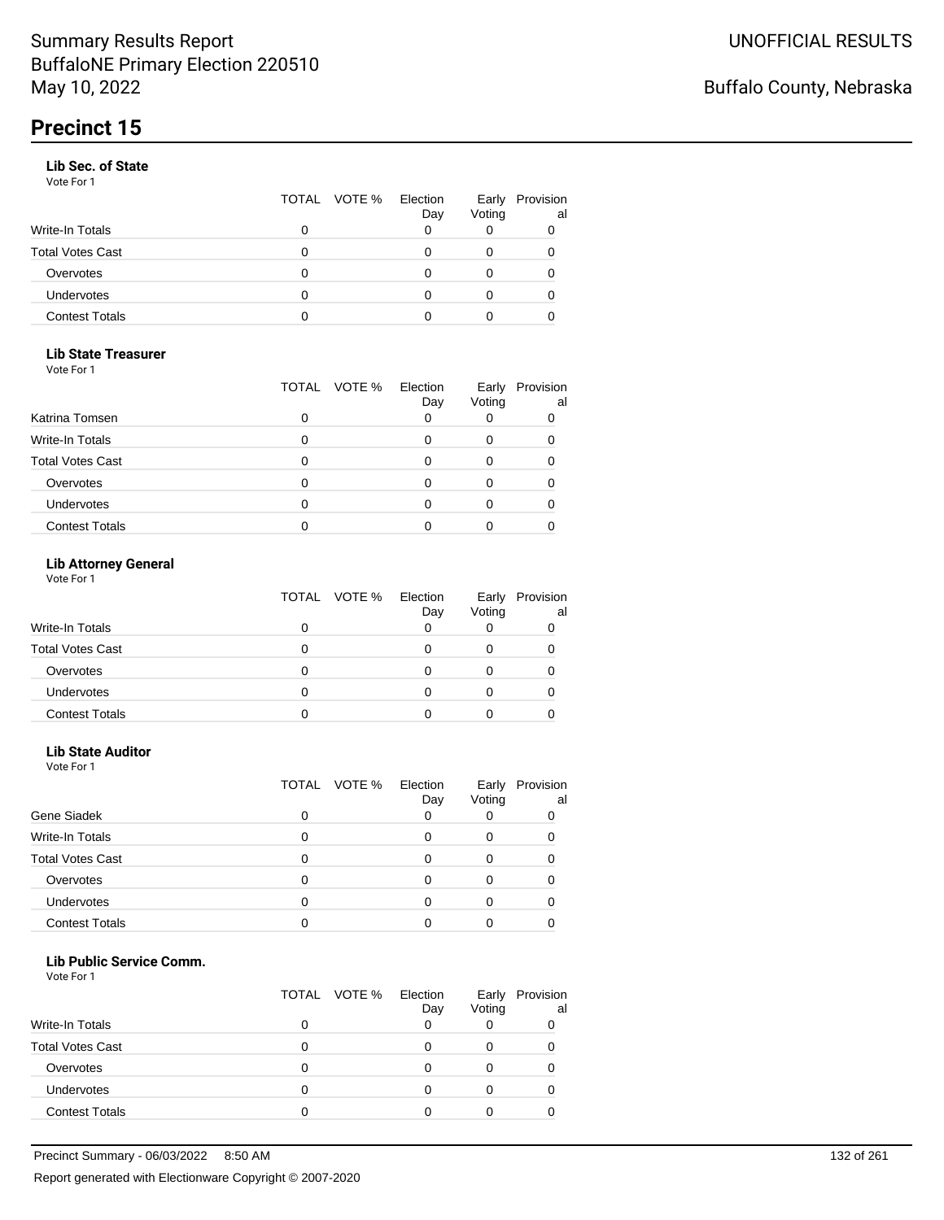# Summary Results Report
BuffaloNE Primary Election 220510
May 10, 2022

UNOFFICIAL RESULTS

Buffalo County, Nebraska

## Precinct 15

### Lib Sec. of State
Vote For 1

| | TOTAL | VOTE % | Election Day | Early Voting | Provisional |
|---|---|---|---|---|---|
| Write-In Totals | 0 | | 0 | 0 | 0 |
| Total Votes Cast | 0 | | 0 | 0 | 0 |
| Overvotes | 0 | | 0 | 0 | 0 |
| Undervotes | 0 | | 0 | 0 | 0 |
| Contest Totals | 0 | | 0 | 0 | 0 |

### Lib State Treasurer
Vote For 1

| | TOTAL | VOTE % | Election Day | Early Voting | Provisional |
|---|---|---|---|---|---|
| Katrina Tomsen | 0 | | 0 | 0 | 0 |
| Write-In Totals | 0 | | 0 | 0 | 0 |
| Total Votes Cast | 0 | | 0 | 0 | 0 |
| Overvotes | 0 | | 0 | 0 | 0 |
| Undervotes | 0 | | 0 | 0 | 0 |
| Contest Totals | 0 | | 0 | 0 | 0 |

### Lib Attorney General
Vote For 1

| | TOTAL | VOTE % | Election Day | Early Voting | Provisional |
|---|---|---|---|---|---|
| Write-In Totals | 0 | | 0 | 0 | 0 |
| Total Votes Cast | 0 | | 0 | 0 | 0 |
| Overvotes | 0 | | 0 | 0 | 0 |
| Undervotes | 0 | | 0 | 0 | 0 |
| Contest Totals | 0 | | 0 | 0 | 0 |

### Lib State Auditor
Vote For 1

| | TOTAL | VOTE % | Election Day | Early Voting | Provisional |
|---|---|---|---|---|---|
| Gene Siadek | 0 | | 0 | 0 | 0 |
| Write-In Totals | 0 | | 0 | 0 | 0 |
| Total Votes Cast | 0 | | 0 | 0 | 0 |
| Overvotes | 0 | | 0 | 0 | 0 |
| Undervotes | 0 | | 0 | 0 | 0 |
| Contest Totals | 0 | | 0 | 0 | 0 |

### Lib Public Service Comm.
Vote For 1

| | TOTAL | VOTE % | Election Day | Early Voting | Provisional |
|---|---|---|---|---|---|
| Write-In Totals | 0 | | 0 | 0 | 0 |
| Total Votes Cast | 0 | | 0 | 0 | 0 |
| Overvotes | 0 | | 0 | 0 | 0 |
| Undervotes | 0 | | 0 | 0 | 0 |
| Contest Totals | 0 | | 0 | 0 | 0 |

Precinct Summary - 06/03/2022 8:50 AM

Report generated with Electionware Copyright © 2007-2020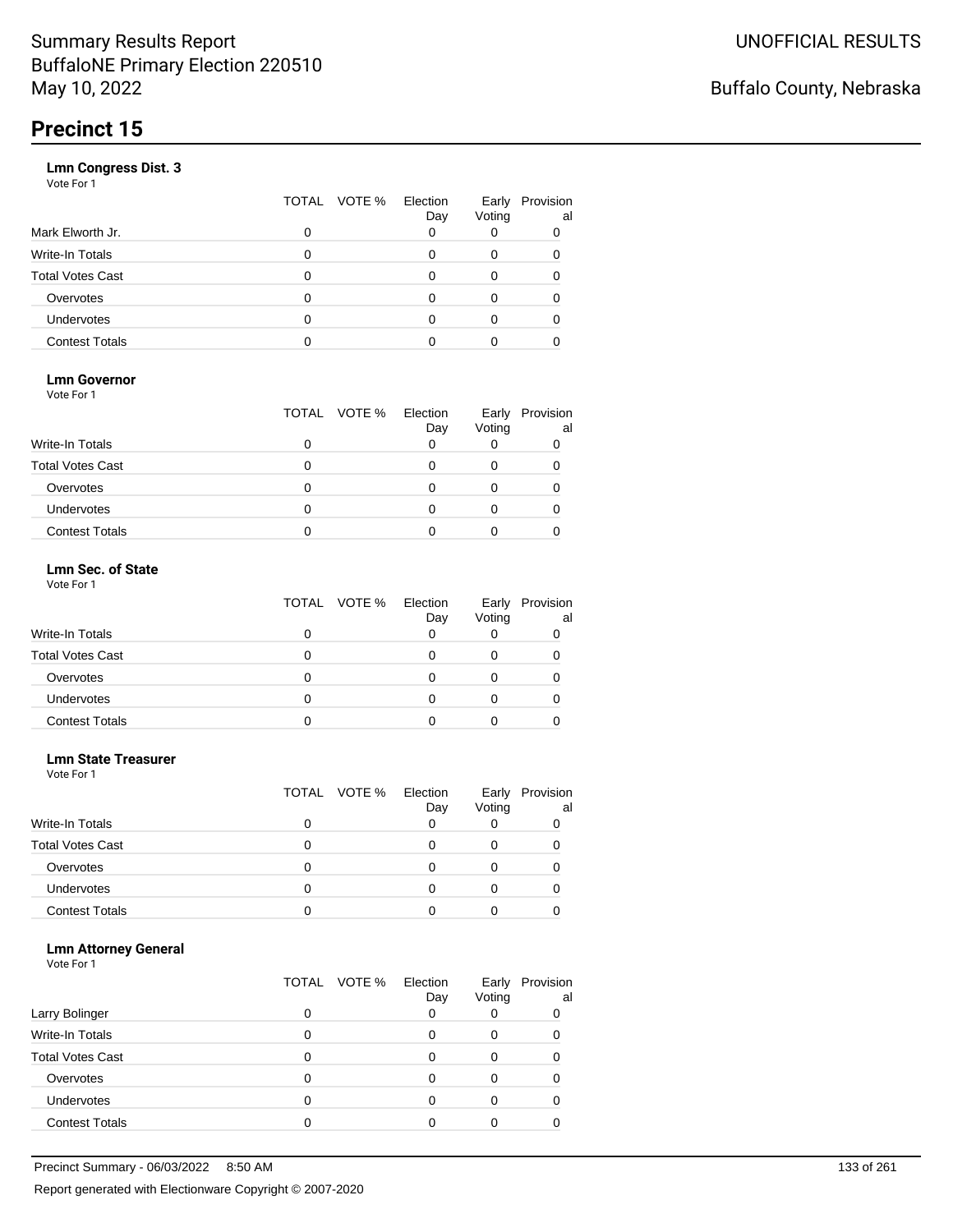# Precinct 15

### Lmn Congress Dist. 3

Vote For 1

| | TOTAL | VOTE % | Election Day | Early Voting | Provisional |
|---|---|---|---|---|---|
| Mark Elworth Jr. | 0 | | 0 | 0 | 0 |
| Write-In Totals | 0 | | 0 | 0 | 0 |
| Total Votes Cast | 0 | | 0 | 0 | 0 |
| Overvotes | 0 | | 0 | 0 | 0 |
| Undervotes | 0 | | 0 | 0 | 0 |
| Contest Totals | 0 | | 0 | 0 | 0 |

### Lmn Governor

Vote For 1

| | TOTAL | VOTE % | Election Day | Early Voting | Provisional |
|---|---|---|---|---|---|
| Write-In Totals | 0 | | 0 | 0 | 0 |
| Total Votes Cast | 0 | | 0 | 0 | 0 |
| Overvotes | 0 | | 0 | 0 | 0 |
| Undervotes | 0 | | 0 | 0 | 0 |
| Contest Totals | 0 | | 0 | 0 | 0 |

### Lmn Sec. of State

Vote For 1

| | TOTAL | VOTE % | Election Day | Early Voting | Provisional |
|---|---|---|---|---|---|
| Write-In Totals | 0 | | 0 | 0 | 0 |
| Total Votes Cast | 0 | | 0 | 0 | 0 |
| Overvotes | 0 | | 0 | 0 | 0 |
| Undervotes | 0 | | 0 | 0 | 0 |
| Contest Totals | 0 | | 0 | 0 | 0 |

### Lmn State Treasurer

Vote For 1

| | TOTAL | VOTE % | Election Day | Early Voting | Provisional |
|---|---|---|---|---|---|
| Write-In Totals | 0 | | 0 | 0 | 0 |
| Total Votes Cast | 0 | | 0 | 0 | 0 |
| Overvotes | 0 | | 0 | 0 | 0 |
| Undervotes | 0 | | 0 | 0 | 0 |
| Contest Totals | 0 | | 0 | 0 | 0 |

### Lmn Attorney General

Vote For 1

| | TOTAL | VOTE % | Election Day | Early Voting | Provisional |
|---|---|---|---|---|---|
| Larry Bolinger | 0 | | 0 | 0 | 0 |
| Write-In Totals | 0 | | 0 | 0 | 0 |
| Total Votes Cast | 0 | | 0 | 0 | 0 |
| Overvotes | 0 | | 0 | 0 | 0 |
| Undervotes | 0 | | 0 | 0 | 0 |
| Contest Totals | 0 | | 0 | 0 | 0 |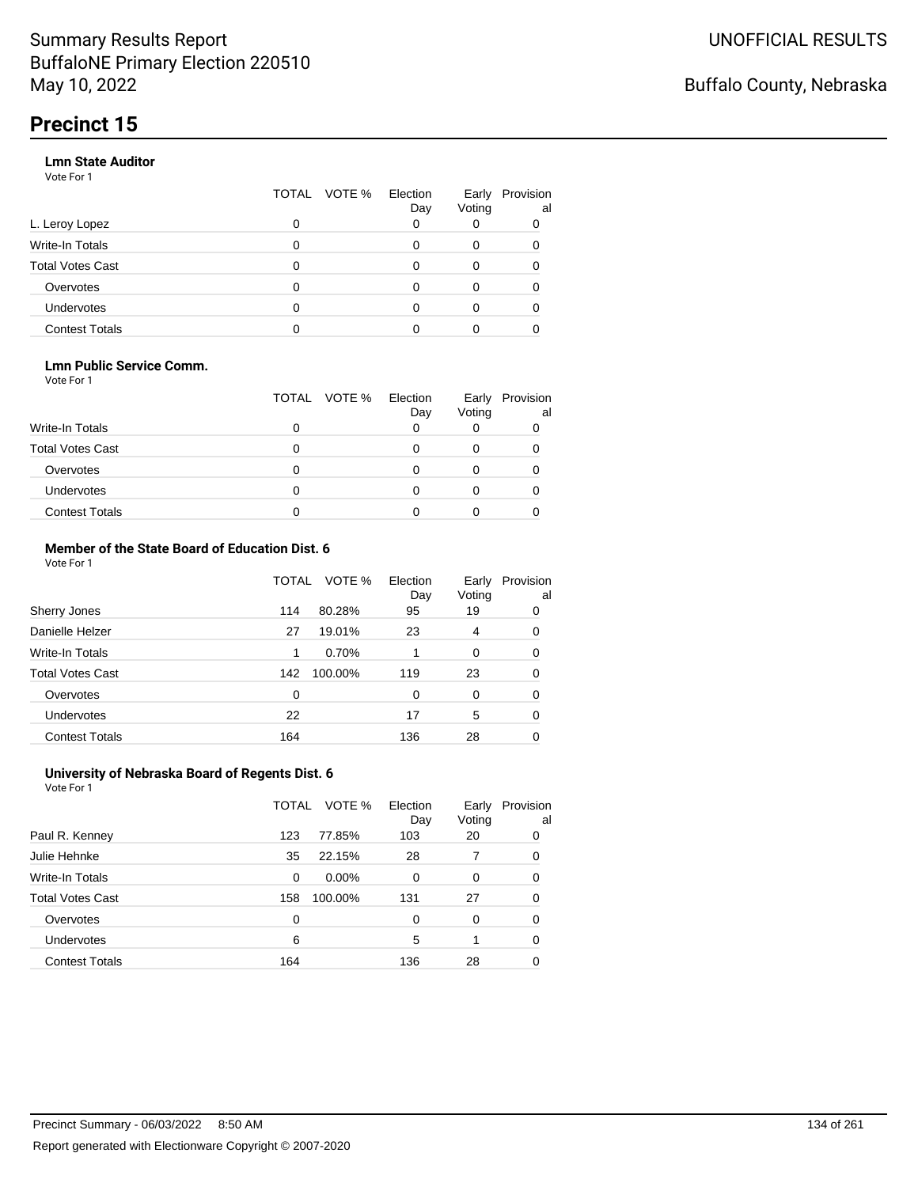# Precinct 15

### Lmn State Auditor

Vote For 1

| | TOTAL | VOTE % | Election Day | Early Voting | Provisional |
|---|---|---|---|---|---|
| L. Leroy Lopez | 0 | | 0 | 0 | 0 |
| Write-In Totals | 0 | | 0 | 0 | 0 |
| Total Votes Cast | 0 | | 0 | 0 | 0 |
| Overvotes | 0 | | 0 | 0 | 0 |
| Undervotes | 0 | | 0 | 0 | 0 |
| Contest Totals | 0 | | 0 | 0 | 0 |

### Lmn Public Service Comm.

Vote For 1

| | TOTAL | VOTE % | Election Day | Early Voting | Provisional |
|---|---|---|---|---|---|
| Write-In Totals | 0 | | 0 | 0 | 0 |
| Total Votes Cast | 0 | | 0 | 0 | 0 |
| Overvotes | 0 | | 0 | 0 | 0 |
| Undervotes | 0 | | 0 | 0 | 0 |
| Contest Totals | 0 | | 0 | 0 | 0 |

### Member of the State Board of Education Dist. 6

Vote For 1

| | TOTAL | VOTE % | Election Day | Early Voting | Provisional |
|---|---|---|---|---|---|
| Sherry Jones | 114 | 80.28% | 95 | 19 | 0 |
| Danielle Helzer | 27 | 19.01% | 23 | 4 | 0 |
| Write-In Totals | 1 | 0.70% | 1 | 0 | 0 |
| Total Votes Cast | 142 | 100.00% | 119 | 23 | 0 |
| Overvotes | 0 | | 0 | 0 | 0 |
| Undervotes | 22 | | 17 | 5 | 0 |
| Contest Totals | 164 | | 136 | 28 | 0 |

### University of Nebraska Board of Regents Dist. 6

Vote For 1

| | TOTAL | VOTE % | Election Day | Early Voting | Provisional |
|---|---|---|---|---|---|
| Paul R. Kenney | 123 | 77.85% | 103 | 20 | 0 |
| Julie Hehnke | 35 | 22.15% | 28 | 7 | 0 |
| Write-In Totals | 0 | 0.00% | 0 | 0 | 0 |
| Total Votes Cast | 158 | 100.00% | 131 | 27 | 0 |
| Overvotes | 0 | | 0 | 0 | 0 |
| Undervotes | 6 | | 5 | 1 | 0 |
| Contest Totals | 164 | | 136 | 28 | 0 |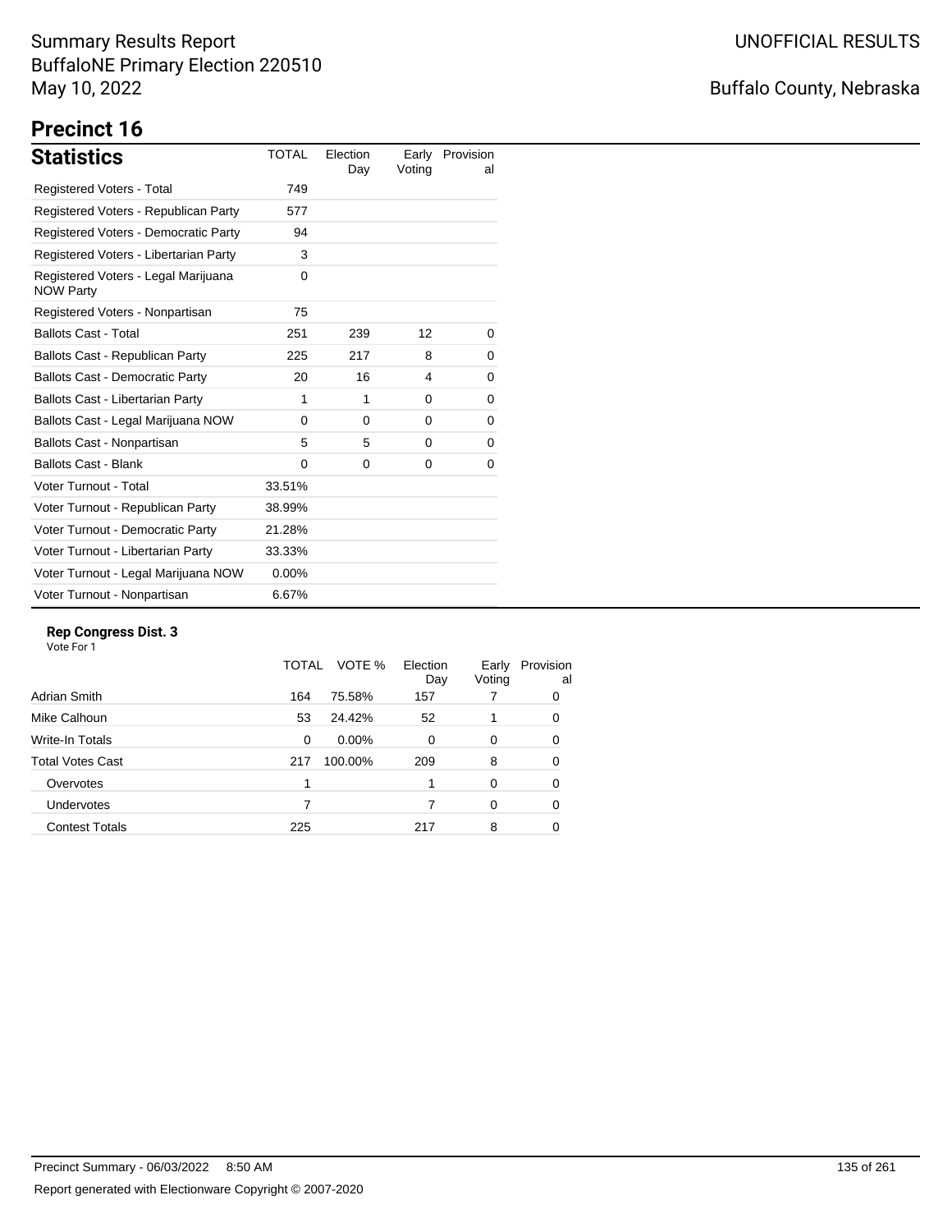# Summary Results Report
BuffaloNE Primary Election 220510
May 10, 2022

UNOFFICIAL RESULTS

Buffalo County, Nebraska

## Precinct 16

### Statistics

| Statistics | TOTAL | Election Day | Early Voting | Provisional |
|---|---|---|---|---|
| Registered Voters - Total | 749 | | | |
| Registered Voters - Republican Party | 577 | | | |
| Registered Voters - Democratic Party | 94 | | | |
| Registered Voters - Libertarian Party | 3 | | | |
| Registered Voters - Legal Marijuana NOW Party | 0 | | | |
| Registered Voters - Nonpartisan | 75 | | | |
| Ballots Cast - Total | 251 | 239 | 12 | 0 |
| Ballots Cast - Republican Party | 225 | 217 | 8 | 0 |
| Ballots Cast - Democratic Party | 20 | 16 | 4 | 0 |
| Ballots Cast - Libertarian Party | 1 | 1 | 0 | 0 |
| Ballots Cast - Legal Marijuana NOW | 0 | 0 | 0 | 0 |
| Ballots Cast - Nonpartisan | 5 | 5 | 0 | 0 |
| Ballots Cast - Blank | 0 | 0 | 0 | 0 |
| Voter Turnout - Total | 33.51% | | | |
| Voter Turnout - Republican Party | 38.99% | | | |
| Voter Turnout - Democratic Party | 21.28% | | | |
| Voter Turnout - Libertarian Party | 33.33% | | | |
| Voter Turnout - Legal Marijuana NOW | 0.00% | | | |
| Voter Turnout - Nonpartisan | 6.67% | | | |

**Rep Congress Dist. 3**
Vote For 1

| | TOTAL | VOTE % | Election Day | Early Voting | Provisional |
|---|---|---|---|---|---|
| Adrian Smith | 164 | 75.58% | 157 | 7 | 0 |
| Mike Calhoun | 53 | 24.42% | 52 | 1 | 0 |
| Write-In Totals | 0 | 0.00% | 0 | 0 | 0 |
| Total Votes Cast | 217 | 100.00% | 209 | 8 | 0 |
| Overvotes | 1 | | 1 | 0 | 0 |
| Undervotes | 7 | | 7 | 0 | 0 |
| Contest Totals | 225 | | 217 | 8 | 0 |

Precinct Summary - 06/03/2022 8:50 AM

Report generated with Electionware Copyright © 2007-2020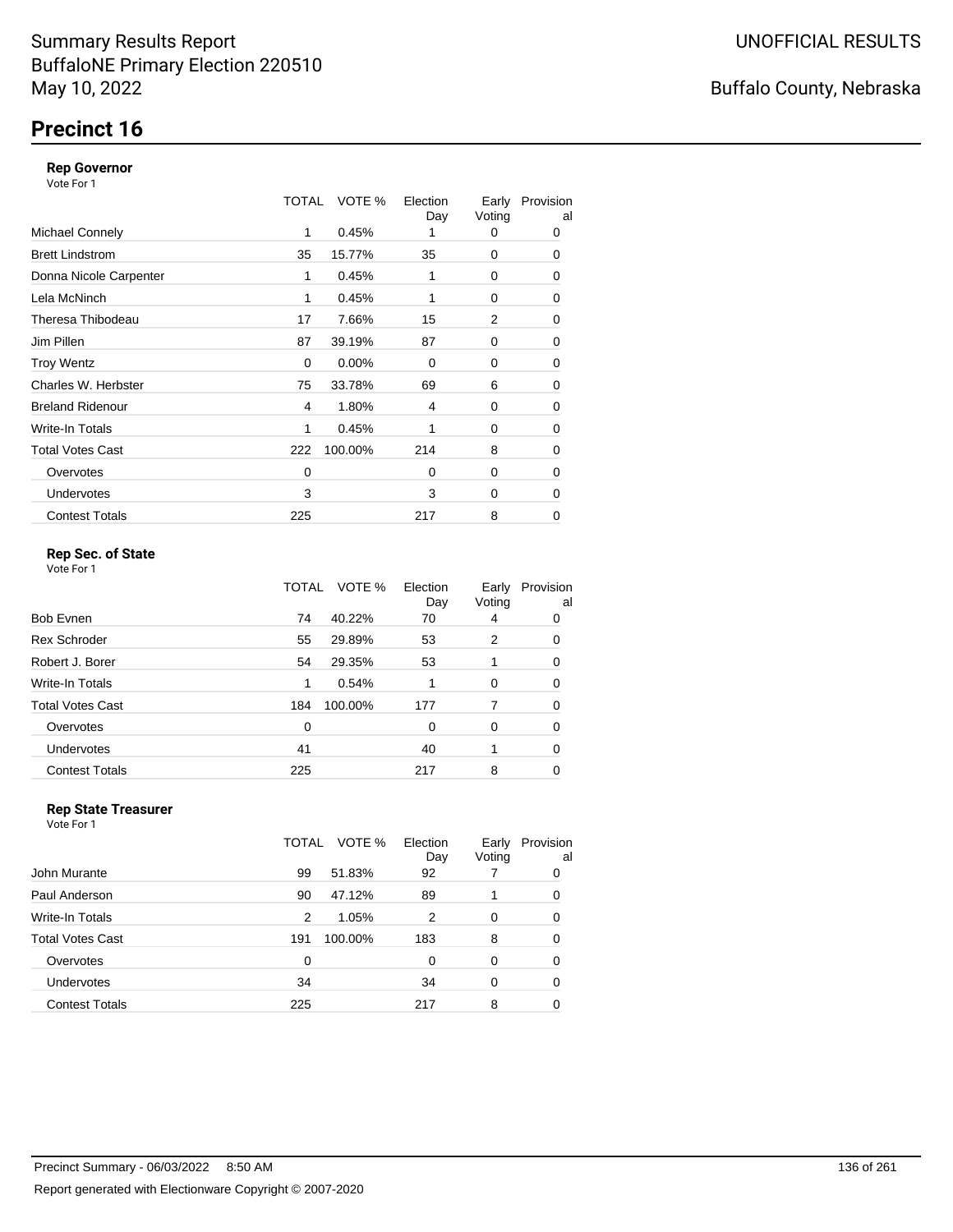Summary Results Report
BuffaloNE Primary Election 220510
May 10, 2022

UNOFFICIAL RESULTS

Buffalo County, Nebraska

# Precinct 16

### Rep Governor

Vote For 1

| | TOTAL | VOTE % | Election Day | Early Voting | Provisional |
|---|---|---|---|---|---|
| Michael Connely | 1 | 0.45% | 1 | 0 | 0 |
| Brett Lindstrom | 35 | 15.77% | 35 | 0 | 0 |
| Donna Nicole Carpenter | 1 | 0.45% | 1 | 0 | 0 |
| Lela McNinch | 1 | 0.45% | 1 | 0 | 0 |
| Theresa Thibodeau | 17 | 7.66% | 15 | 2 | 0 |
| Jim Pillen | 87 | 39.19% | 87 | 0 | 0 |
| Troy Wentz | 0 | 0.00% | 0 | 0 | 0 |
| Charles W. Herbster | 75 | 33.78% | 69 | 6 | 0 |
| Breland Ridenour | 4 | 1.80% | 4 | 0 | 0 |
| Write-In Totals | 1 | 0.45% | 1 | 0 | 0 |
| Total Votes Cast | 222 | 100.00% | 214 | 8 | 0 |
| Overvotes | 0 | | 0 | 0 | 0 |
| Undervotes | 3 | | 3 | 0 | 0 |
| Contest Totals | 225 | | 217 | 8 | 0 |

### Rep Sec. of State

Vote For 1

| | TOTAL | VOTE % | Election Day | Early Voting | Provisional |
|---|---|---|---|---|---|
| Bob Evnen | 74 | 40.22% | 70 | 4 | 0 |
| Rex Schroder | 55 | 29.89% | 53 | 2 | 0 |
| Robert J. Borer | 54 | 29.35% | 53 | 1 | 0 |
| Write-In Totals | 1 | 0.54% | 1 | 0 | 0 |
| Total Votes Cast | 184 | 100.00% | 177 | 7 | 0 |
| Overvotes | 0 | | 0 | 0 | 0 |
| Undervotes | 41 | | 40 | 1 | 0 |
| Contest Totals | 225 | | 217 | 8 | 0 |

### Rep State Treasurer

Vote For 1

| | TOTAL | VOTE % | Election Day | Early Voting | Provisional |
|---|---|---|---|---|---|
| John Murante | 99 | 51.83% | 92 | 7 | 0 |
| Paul Anderson | 90 | 47.12% | 89 | 1 | 0 |
| Write-In Totals | 2 | 1.05% | 2 | 0 | 0 |
| Total Votes Cast | 191 | 100.00% | 183 | 8 | 0 |
| Overvotes | 0 | | 0 | 0 | 0 |
| Undervotes | 34 | | 34 | 0 | 0 |
| Contest Totals | 225 | | 217 | 8 | 0 |

Precinct Summary - 06/03/2022 8:50 AM

Report generated with Electionware Copyright © 2007-2020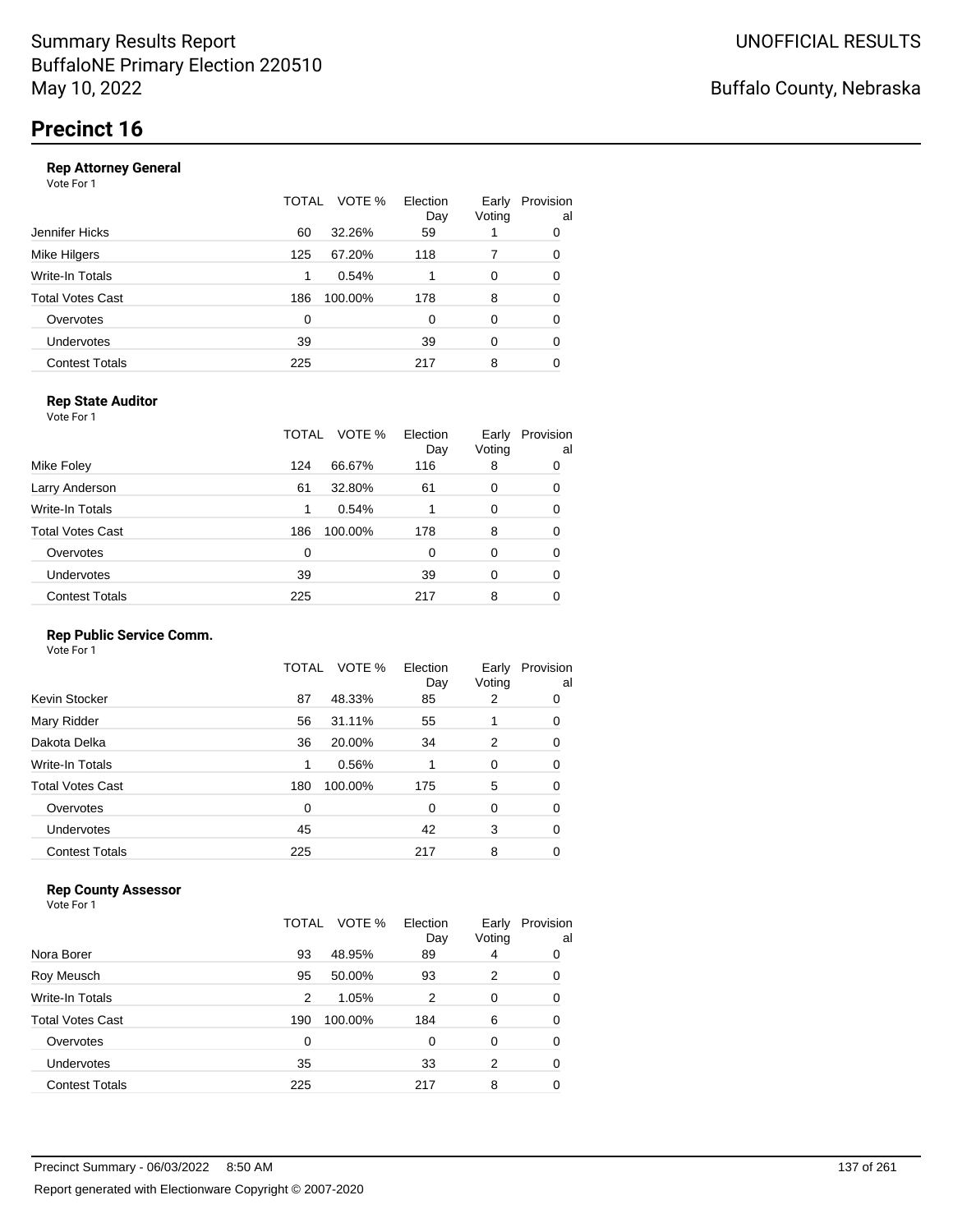Summary Results Report
BuffaloNE Primary Election 220510
May 10, 2022

UNOFFICIAL RESULTS

Buffalo County, Nebraska

# Precinct 16

### Rep Attorney General

Vote For 1

| | TOTAL | VOTE % | Election Day | Early Voting | Provisional |
|---|---|---|---|---|---|
| Jennifer Hicks | 60 | 32.26% | 59 | 1 | 0 |
| Mike Hilgers | 125 | 67.20% | 118 | 7 | 0 |
| Write-In Totals | 1 | 0.54% | 1 | 0 | 0 |
| Total Votes Cast | 186 | 100.00% | 178 | 8 | 0 |
| Overvotes | 0 | | 0 | 0 | 0 |
| Undervotes | 39 | | 39 | 0 | 0 |
| Contest Totals | 225 | | 217 | 8 | 0 |

### Rep State Auditor

Vote For 1

| | TOTAL | VOTE % | Election Day | Early Voting | Provisional |
|---|---|---|---|---|---|
| Mike Foley | 124 | 66.67% | 116 | 8 | 0 |
| Larry Anderson | 61 | 32.80% | 61 | 0 | 0 |
| Write-In Totals | 1 | 0.54% | 1 | 0 | 0 |
| Total Votes Cast | 186 | 100.00% | 178 | 8 | 0 |
| Overvotes | 0 | | 0 | 0 | 0 |
| Undervotes | 39 | | 39 | 0 | 0 |
| Contest Totals | 225 | | 217 | 8 | 0 |

### Rep Public Service Comm.

Vote For 1

| | TOTAL | VOTE % | Election Day | Early Voting | Provisional |
|---|---|---|---|---|---|
| Kevin Stocker | 87 | 48.33% | 85 | 2 | 0 |
| Mary Ridder | 56 | 31.11% | 55 | 1 | 0 |
| Dakota Delka | 36 | 20.00% | 34 | 2 | 0 |
| Write-In Totals | 1 | 0.56% | 1 | 0 | 0 |
| Total Votes Cast | 180 | 100.00% | 175 | 5 | 0 |
| Overvotes | 0 | | 0 | 0 | 0 |
| Undervotes | 45 | | 42 | 3 | 0 |
| Contest Totals | 225 | | 217 | 8 | 0 |

### Rep County Assessor

Vote For 1

| | TOTAL | VOTE % | Election Day | Early Voting | Provisional |
|---|---|---|---|---|---|
| Nora Borer | 93 | 48.95% | 89 | 4 | 0 |
| Roy Meusch | 95 | 50.00% | 93 | 2 | 0 |
| Write-In Totals | 2 | 1.05% | 2 | 0 | 0 |
| Total Votes Cast | 190 | 100.00% | 184 | 6 | 0 |
| Overvotes | 0 | | 0 | 0 | 0 |
| Undervotes | 35 | | 33 | 2 | 0 |
| Contest Totals | 225 | | 217 | 8 | 0 |

Precinct Summary - 06/03/2022 8:50 AM

Report generated with Electionware Copyright © 2007-2020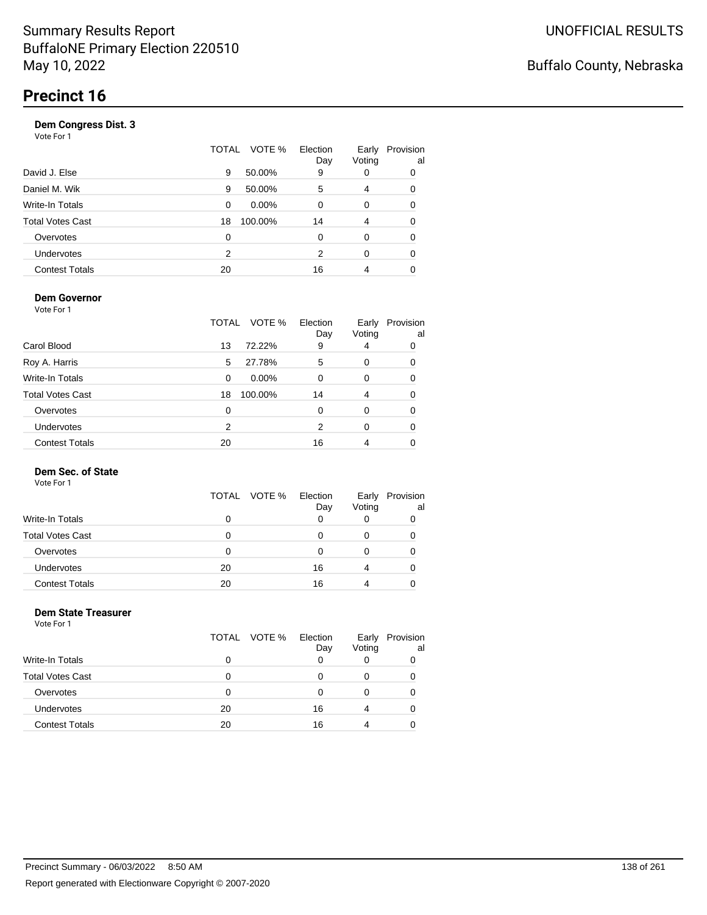Summary Results Report
BuffaloNE Primary Election 220510
May 10, 2022

UNOFFICIAL RESULTS

Buffalo County, Nebraska

# Precinct 16

### Dem Congress Dist. 3

Vote For 1

| | TOTAL | VOTE % | Election Day | Early Voting | Provisional |
|---|---|---|---|---|---|
| David J. Else | 9 | 50.00% | 9 | 0 | 0 |
| Daniel M. Wik | 9 | 50.00% | 5 | 4 | 0 |
| Write-In Totals | 0 | 0.00% | 0 | 0 | 0 |
| Total Votes Cast | 18 | 100.00% | 14 | 4 | 0 |
| Overvotes | 0 | | 0 | 0 | 0 |
| Undervotes | 2 | | 2 | 0 | 0 |
| Contest Totals | 20 | | 16 | 4 | 0 |

### Dem Governor

Vote For 1

| | TOTAL | VOTE % | Election Day | Early Voting | Provisional |
|---|---|---|---|---|---|
| Carol Blood | 13 | 72.22% | 9 | 4 | 0 |
| Roy A. Harris | 5 | 27.78% | 5 | 0 | 0 |
| Write-In Totals | 0 | 0.00% | 0 | 0 | 0 |
| Total Votes Cast | 18 | 100.00% | 14 | 4 | 0 |
| Overvotes | 0 | | 0 | 0 | 0 |
| Undervotes | 2 | | 2 | 0 | 0 |
| Contest Totals | 20 | | 16 | 4 | 0 |

### Dem Sec. of State

Vote For 1

| | TOTAL | VOTE % | Election Day | Early Voting | Provisional |
|---|---|---|---|---|---|
| Write-In Totals | 0 | | 0 | 0 | 0 |
| Total Votes Cast | 0 | | 0 | 0 | 0 |
| Overvotes | 0 | | 0 | 0 | 0 |
| Undervotes | 20 | | 16 | 4 | 0 |
| Contest Totals | 20 | | 16 | 4 | 0 |

### Dem State Treasurer

Vote For 1

| | TOTAL | VOTE % | Election Day | Early Voting | Provisional |
|---|---|---|---|---|---|
| Write-In Totals | 0 | | 0 | 0 | 0 |
| Total Votes Cast | 0 | | 0 | 0 | 0 |
| Overvotes | 0 | | 0 | 0 | 0 |
| Undervotes | 20 | | 16 | 4 | 0 |
| Contest Totals | 20 | | 16 | 4 | 0 |

Precinct Summary - 06/03/2022 8:50 AM

Report generated with Electionware Copyright © 2007-2020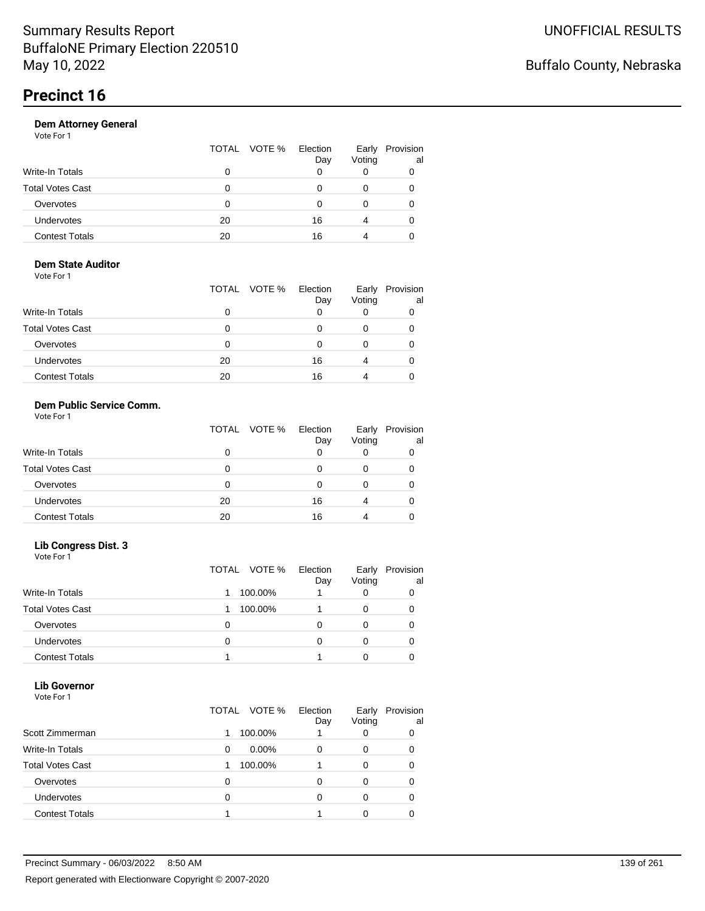# Summary Results Report
BuffaloNE Primary Election 220510
May 10, 2022

UNOFFICIAL RESULTS

Buffalo County, Nebraska

## Precinct 16

### Dem Attorney General

Vote For 1

| | TOTAL | VOTE % | Election Day | Early Voting | Provisional |
|---|---|---|---|---|---|
| Write-In Totals | 0 | | 0 | 0 | 0 |
| Total Votes Cast | 0 | | 0 | 0 | 0 |
| Overvotes | 0 | | 0 | 0 | 0 |
| Undervotes | 20 | | 16 | 4 | 0 |
| Contest Totals | 20 | | 16 | 4 | 0 |

### Dem State Auditor

Vote For 1

| | TOTAL | VOTE % | Election Day | Early Voting | Provisional |
|---|---|---|---|---|---|
| Write-In Totals | 0 | | 0 | 0 | 0 |
| Total Votes Cast | 0 | | 0 | 0 | 0 |
| Overvotes | 0 | | 0 | 0 | 0 |
| Undervotes | 20 | | 16 | 4 | 0 |
| Contest Totals | 20 | | 16 | 4 | 0 |

### Dem Public Service Comm.

Vote For 1

| | TOTAL | VOTE % | Election Day | Early Voting | Provisional |
|---|---|---|---|---|---|
| Write-In Totals | 0 | | 0 | 0 | 0 |
| Total Votes Cast | 0 | | 0 | 0 | 0 |
| Overvotes | 0 | | 0 | 0 | 0 |
| Undervotes | 20 | | 16 | 4 | 0 |
| Contest Totals | 20 | | 16 | 4 | 0 |

### Lib Congress Dist. 3

Vote For 1

| | TOTAL | VOTE % | Election Day | Early Voting | Provisional |
|---|---|---|---|---|---|
| Write-In Totals | 1 | 100.00% | 1 | 0 | 0 |
| Total Votes Cast | 1 | 100.00% | 1 | 0 | 0 |
| Overvotes | 0 | | 0 | 0 | 0 |
| Undervotes | 0 | | 0 | 0 | 0 |
| Contest Totals | 1 | | 1 | 0 | 0 |

### Lib Governor

Vote For 1

| | TOTAL | VOTE % | Election Day | Early Voting | Provisional |
|---|---|---|---|---|---|
| Scott Zimmerman | 1 | 100.00% | 1 | 0 | 0 |
| Write-In Totals | 0 | 0.00% | 0 | 0 | 0 |
| Total Votes Cast | 1 | 100.00% | 1 | 0 | 0 |
| Overvotes | 0 | | 0 | 0 | 0 |
| Undervotes | 0 | | 0 | 0 | 0 |
| Contest Totals | 1 | | 1 | 0 | 0 |

Precinct Summary - 06/03/2022 8:50 AM

Report generated with Electionware Copyright © 2007-2020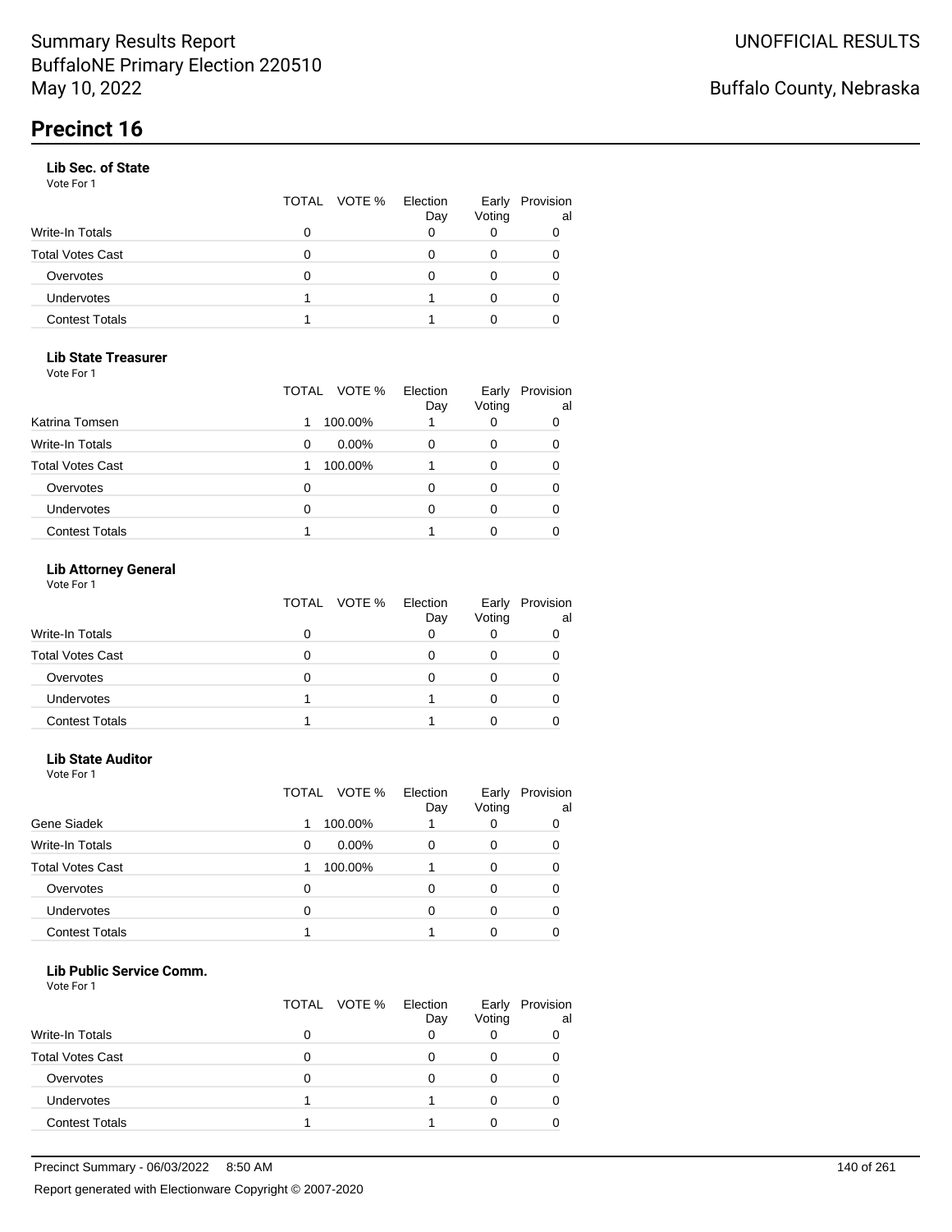# Summary Results Report
BuffaloNE Primary Election 220510
May 10, 2022

UNOFFICIAL RESULTS

Buffalo County, Nebraska

## Precinct 16

### Lib Sec. of State

Vote For 1

| | TOTAL | VOTE % | Election Day | Early Voting | Provisional |
|---|---|---|---|---|---|
| Write-In Totals | 0 | | 0 | 0 | 0 |
| Total Votes Cast | 0 | | 0 | 0 | 0 |
| Overvotes | 0 | | 0 | 0 | 0 |
| Undervotes | 1 | | 1 | 0 | 0 |
| Contest Totals | 1 | | 1 | 0 | 0 |

### Lib State Treasurer

Vote For 1

| | TOTAL | VOTE % | Election Day | Early Voting | Provisional |
|---|---|---|---|---|---|
| Katrina Tomsen | 1 | 100.00% | 1 | 0 | 0 |
| Write-In Totals | 0 | 0.00% | 0 | 0 | 0 |
| Total Votes Cast | 1 | 100.00% | 1 | 0 | 0 |
| Overvotes | 0 | | 0 | 0 | 0 |
| Undervotes | 0 | | 0 | 0 | 0 |
| Contest Totals | 1 | | 1 | 0 | 0 |

### Lib Attorney General

Vote For 1

| | TOTAL | VOTE % | Election Day | Early Voting | Provisional |
|---|---|---|---|---|---|
| Write-In Totals | 0 | | 0 | 0 | 0 |
| Total Votes Cast | 0 | | 0 | 0 | 0 |
| Overvotes | 0 | | 0 | 0 | 0 |
| Undervotes | 1 | | 1 | 0 | 0 |
| Contest Totals | 1 | | 1 | 0 | 0 |

### Lib State Auditor

Vote For 1

| | TOTAL | VOTE % | Election Day | Early Voting | Provisional |
|---|---|---|---|---|---|
| Gene Siadek | 1 | 100.00% | 1 | 0 | 0 |
| Write-In Totals | 0 | 0.00% | 0 | 0 | 0 |
| Total Votes Cast | 1 | 100.00% | 1 | 0 | 0 |
| Overvotes | 0 | | 0 | 0 | 0 |
| Undervotes | 0 | | 0 | 0 | 0 |
| Contest Totals | 1 | | 1 | 0 | 0 |

### Lib Public Service Comm.

Vote For 1

| | TOTAL | VOTE % | Election Day | Early Voting | Provisional |
|---|---|---|---|---|---|
| Write-In Totals | 0 | | 0 | 0 | 0 |
| Total Votes Cast | 0 | | 0 | 0 | 0 |
| Overvotes | 0 | | 0 | 0 | 0 |
| Undervotes | 1 | | 1 | 0 | 0 |
| Contest Totals | 1 | | 1 | 0 | 0 |

Precinct Summary - 06/03/2022 8:50 AM

Report generated with Electionware Copyright © 2007-2020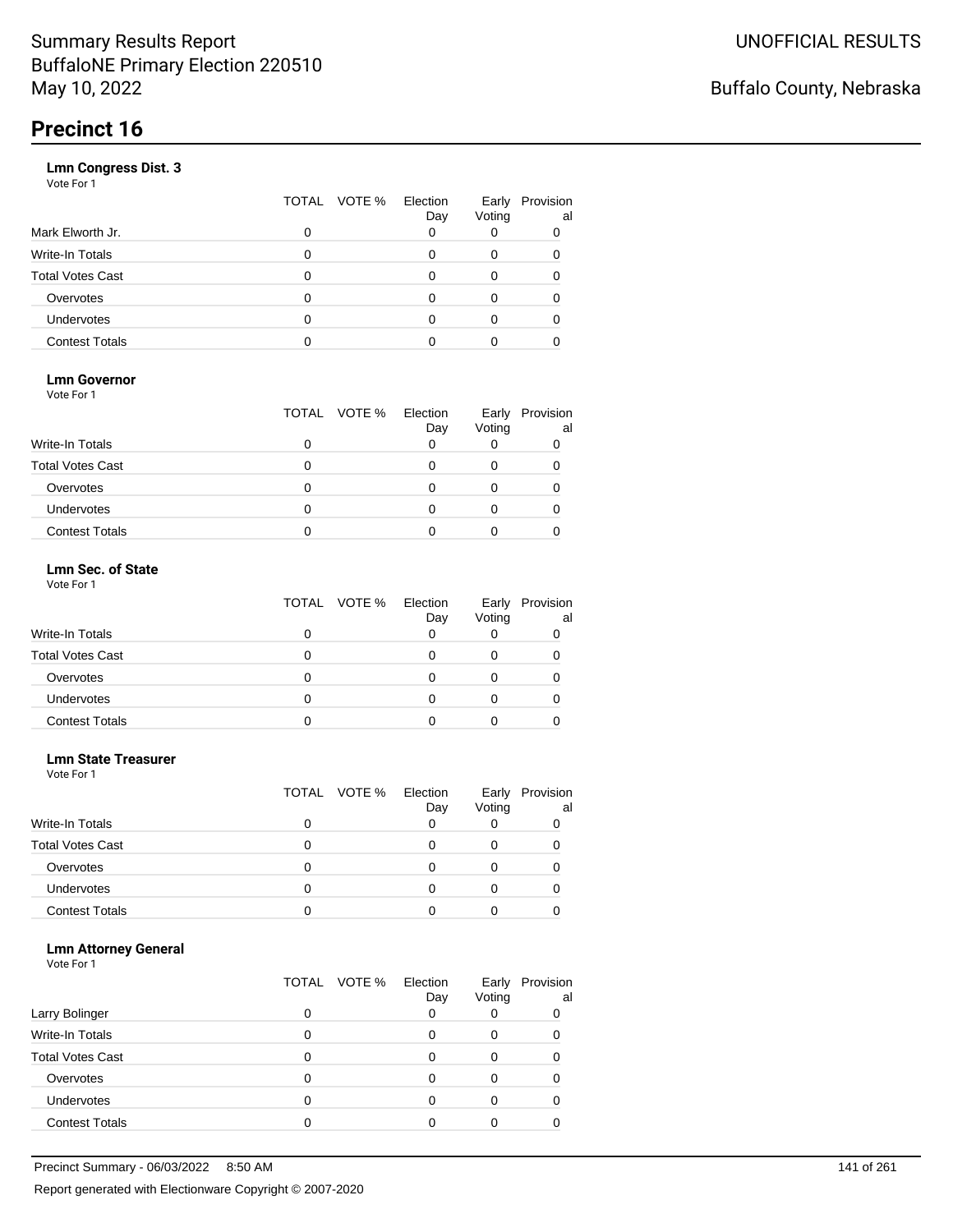# Precinct 16

**Lmn Congress Dist. 3**
Vote For 1

| | TOTAL | VOTE % | Election Day | Early Voting | Provisional |
|---|---|---|---|---|---|
| Mark Elworth Jr. | 0 | | 0 | 0 | 0 |
| Write-In Totals | 0 | | 0 | 0 | 0 |
| Total Votes Cast | 0 | | 0 | 0 | 0 |
| Overvotes | 0 | | 0 | 0 | 0 |
| Undervotes | 0 | | 0 | 0 | 0 |
| Contest Totals | 0 | | 0 | 0 | 0 |

**Lmn Governor**
Vote For 1

| | TOTAL | VOTE % | Election Day | Early Voting | Provisional |
|---|---|---|---|---|---|
| Write-In Totals | 0 | | 0 | 0 | 0 |
| Total Votes Cast | 0 | | 0 | 0 | 0 |
| Overvotes | 0 | | 0 | 0 | 0 |
| Undervotes | 0 | | 0 | 0 | 0 |
| Contest Totals | 0 | | 0 | 0 | 0 |

**Lmn Sec. of State**
Vote For 1

| | TOTAL | VOTE % | Election Day | Early Voting | Provisional |
|---|---|---|---|---|---|
| Write-In Totals | 0 | | 0 | 0 | 0 |
| Total Votes Cast | 0 | | 0 | 0 | 0 |
| Overvotes | 0 | | 0 | 0 | 0 |
| Undervotes | 0 | | 0 | 0 | 0 |
| Contest Totals | 0 | | 0 | 0 | 0 |

**Lmn State Treasurer**
Vote For 1

| | TOTAL | VOTE % | Election Day | Early Voting | Provisional |
|---|---|---|---|---|---|
| Write-In Totals | 0 | | 0 | 0 | 0 |
| Total Votes Cast | 0 | | 0 | 0 | 0 |
| Overvotes | 0 | | 0 | 0 | 0 |
| Undervotes | 0 | | 0 | 0 | 0 |
| Contest Totals | 0 | | 0 | 0 | 0 |

**Lmn Attorney General**
Vote For 1

| | TOTAL | VOTE % | Election Day | Early Voting | Provisional |
|---|---|---|---|---|---|
| Larry Bolinger | 0 | | 0 | 0 | 0 |
| Write-In Totals | 0 | | 0 | 0 | 0 |
| Total Votes Cast | 0 | | 0 | 0 | 0 |
| Overvotes | 0 | | 0 | 0 | 0 |
| Undervotes | 0 | | 0 | 0 | 0 |
| Contest Totals | 0 | | 0 | 0 | 0 |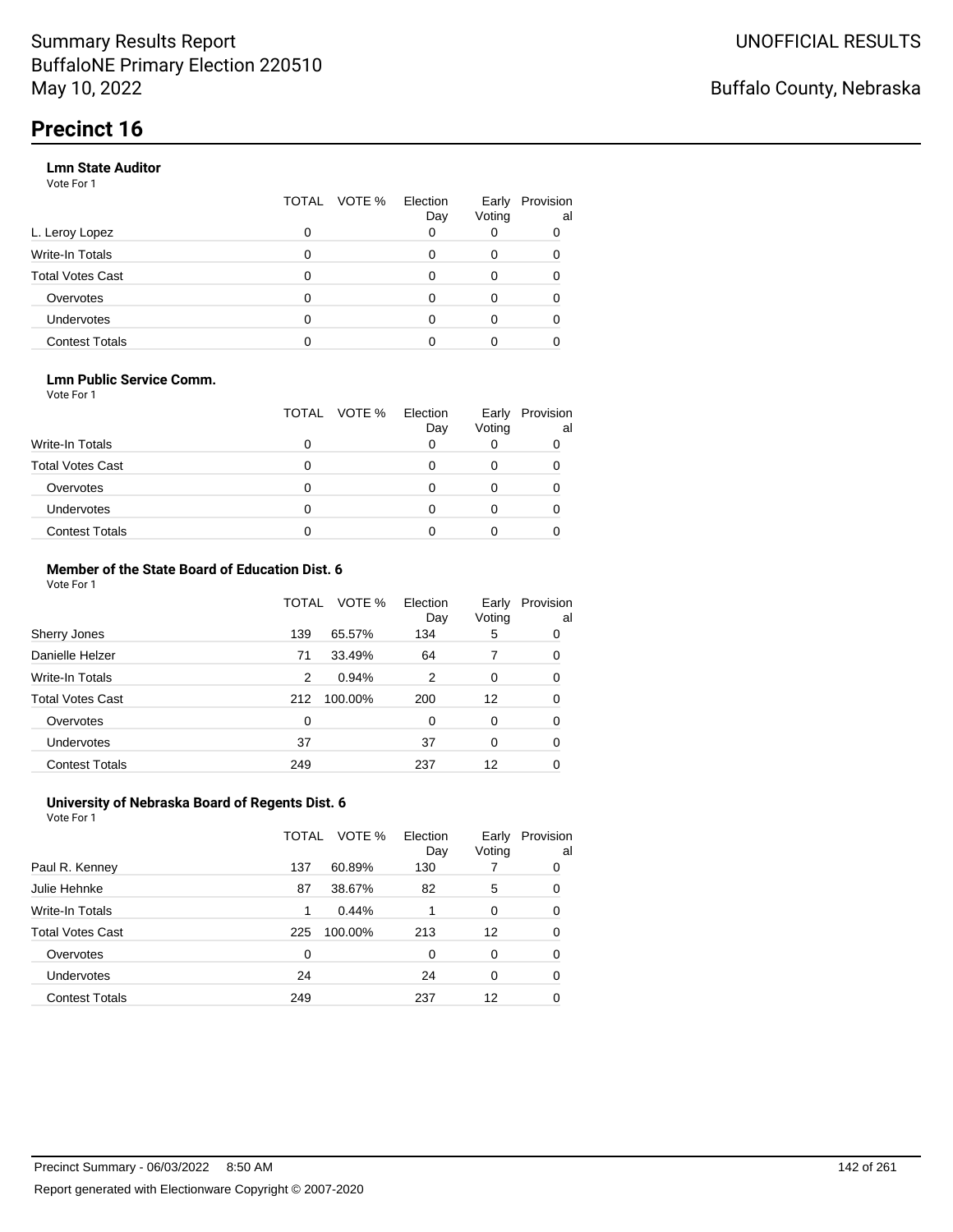# Precinct 16

### Lmn State Auditor

Vote For 1

| | TOTAL | VOTE % | Election Day | Early Voting | Provisional |
|---|---|---|---|---|---|
| L. Leroy Lopez | 0 | | 0 | 0 | 0 |
| Write-In Totals | 0 | | 0 | 0 | 0 |
| Total Votes Cast | 0 | | 0 | 0 | 0 |
| Overvotes | 0 | | 0 | 0 | 0 |
| Undervotes | 0 | | 0 | 0 | 0 |
| Contest Totals | 0 | | 0 | 0 | 0 |

### Lmn Public Service Comm.

Vote For 1

| | TOTAL | VOTE % | Election Day | Early Voting | Provisional |
|---|---|---|---|---|---|
| Write-In Totals | 0 | | 0 | 0 | 0 |
| Total Votes Cast | 0 | | 0 | 0 | 0 |
| Overvotes | 0 | | 0 | 0 | 0 |
| Undervotes | 0 | | 0 | 0 | 0 |
| Contest Totals | 0 | | 0 | 0 | 0 |

### Member of the State Board of Education Dist. 6

Vote For 1

| | TOTAL | VOTE % | Election Day | Early Voting | Provisional |
|---|---|---|---|---|---|
| Sherry Jones | 139 | 65.57% | 134 | 5 | 0 |
| Danielle Helzer | 71 | 33.49% | 64 | 7 | 0 |
| Write-In Totals | 2 | 0.94% | 2 | 0 | 0 |
| Total Votes Cast | 212 | 100.00% | 200 | 12 | 0 |
| Overvotes | 0 | | 0 | 0 | 0 |
| Undervotes | 37 | | 37 | 0 | 0 |
| Contest Totals | 249 | | 237 | 12 | 0 |

### University of Nebraska Board of Regents Dist. 6

Vote For 1

| | TOTAL | VOTE % | Election Day | Early Voting | Provisional |
|---|---|---|---|---|---|
| Paul R. Kenney | 137 | 60.89% | 130 | 7 | 0 |
| Julie Hehnke | 87 | 38.67% | 82 | 5 | 0 |
| Write-In Totals | 1 | 0.44% | 1 | 0 | 0 |
| Total Votes Cast | 225 | 100.00% | 213 | 12 | 0 |
| Overvotes | 0 | | 0 | 0 | 0 |
| Undervotes | 24 | | 24 | 0 | 0 |
| Contest Totals | 249 | | 237 | 12 | 0 |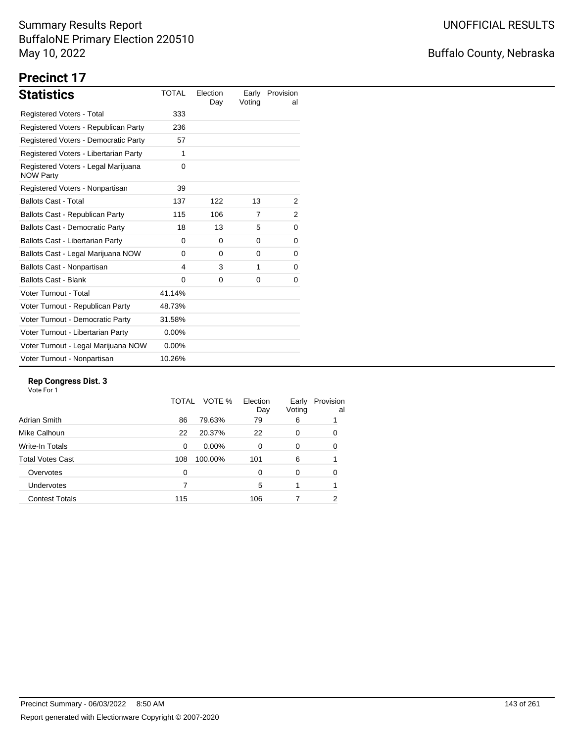Summary Results Report
BuffaloNE Primary Election 220510
May 10, 2022

UNOFFICIAL RESULTS

Buffalo County, Nebraska

# Precinct 17

## Statistics

| Statistics | TOTAL | Election Day | Early Voting | Provisional |
|---|---|---|---|---|
| Registered Voters - Total | 333 | | | |
| Registered Voters - Republican Party | 236 | | | |
| Registered Voters - Democratic Party | 57 | | | |
| Registered Voters - Libertarian Party | 1 | | | |
| Registered Voters - Legal Marijuana NOW Party | 0 | | | |
| Registered Voters - Nonpartisan | 39 | | | |
| Ballots Cast - Total | 137 | 122 | 13 | 2 |
| Ballots Cast - Republican Party | 115 | 106 | 7 | 2 |
| Ballots Cast - Democratic Party | 18 | 13 | 5 | 0 |
| Ballots Cast - Libertarian Party | 0 | 0 | 0 | 0 |
| Ballots Cast - Legal Marijuana NOW | 0 | 0 | 0 | 0 |
| Ballots Cast - Nonpartisan | 4 | 3 | 1 | 0 |
| Ballots Cast - Blank | 0 | 0 | 0 | 0 |
| Voter Turnout - Total | 41.14% | | | |
| Voter Turnout - Republican Party | 48.73% | | | |
| Voter Turnout - Democratic Party | 31.58% | | | |
| Voter Turnout - Libertarian Party | 0.00% | | | |
| Voter Turnout - Legal Marijuana NOW | 0.00% | | | |
| Voter Turnout - Nonpartisan | 10.26% | | | |

### Rep Congress Dist. 3

Vote For 1

| | TOTAL | VOTE % | Election Day | Early Voting | Provisional |
|---|---|---|---|---|---|
| Adrian Smith | 86 | 79.63% | 79 | 6 | 1 |
| Mike Calhoun | 22 | 20.37% | 22 | 0 | 0 |
| Write-In Totals | 0 | 0.00% | 0 | 0 | 0 |
| Total Votes Cast | 108 | 100.00% | 101 | 6 | 1 |
| Overvotes | 0 | | 0 | 0 | 0 |
| Undervotes | 7 | | 5 | 1 | 1 |
| Contest Totals | 115 | | 106 | 7 | 2 |

Precinct Summary - 06/03/2022 8:50 AM

Report generated with Electionware Copyright © 2007-2020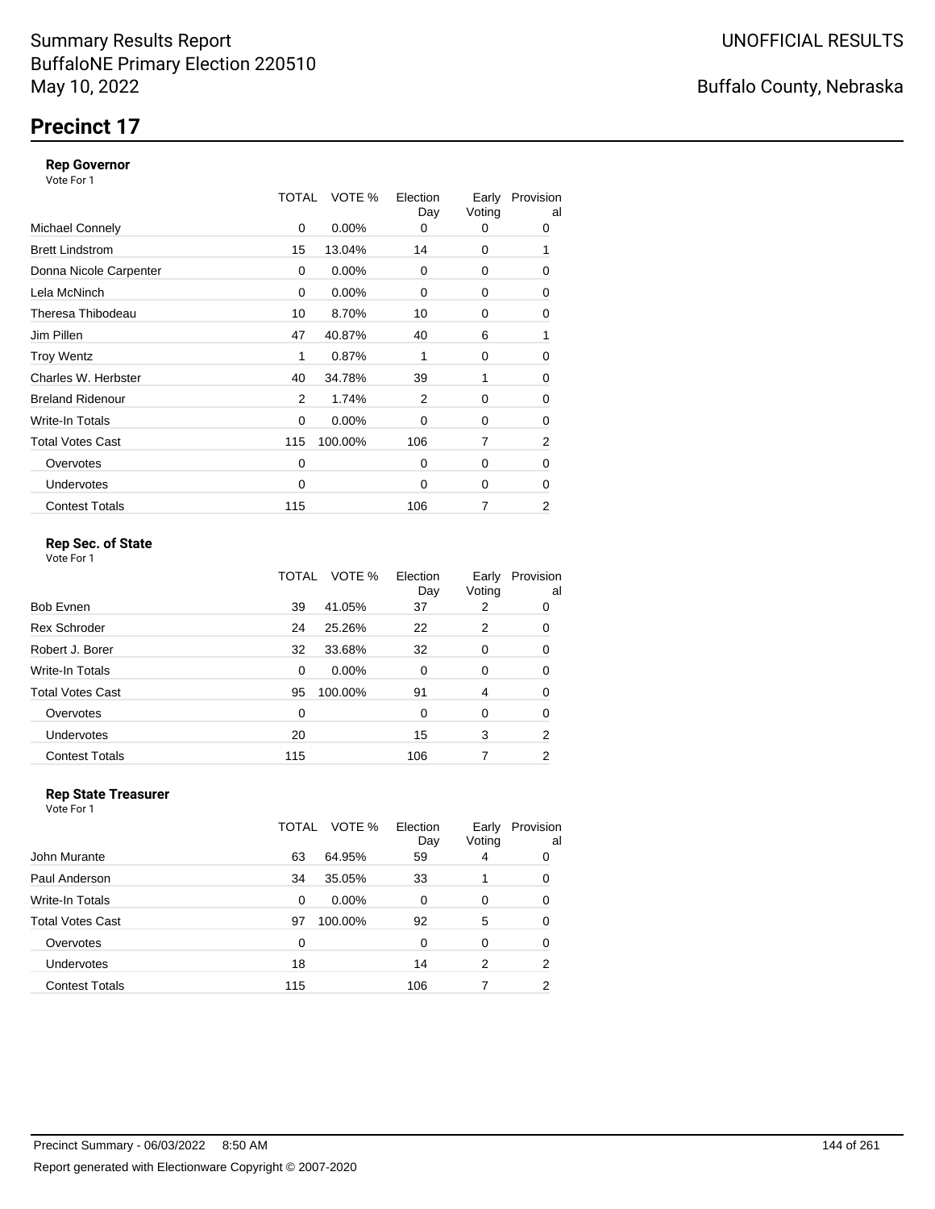Summary Results Report
BuffaloNE Primary Election 220510
May 10, 2022

UNOFFICIAL RESULTS

Buffalo County, Nebraska

# Precinct 17

### Rep Governor
Vote For 1

| | TOTAL | VOTE % | Election Day | Early Voting | Provisional |
|---|---|---|---|---|---|
| Michael Connely | 0 | 0.00% | 0 | 0 | 0 |
| Brett Lindstrom | 15 | 13.04% | 14 | 0 | 1 |
| Donna Nicole Carpenter | 0 | 0.00% | 0 | 0 | 0 |
| Lela McNinch | 0 | 0.00% | 0 | 0 | 0 |
| Theresa Thibodeau | 10 | 8.70% | 10 | 0 | 0 |
| Jim Pillen | 47 | 40.87% | 40 | 6 | 1 |
| Troy Wentz | 1 | 0.87% | 1 | 0 | 0 |
| Charles W. Herbster | 40 | 34.78% | 39 | 1 | 0 |
| Breland Ridenour | 2 | 1.74% | 2 | 0 | 0 |
| Write-In Totals | 0 | 0.00% | 0 | 0 | 0 |
| Total Votes Cast | 115 | 100.00% | 106 | 7 | 2 |
| Overvotes | 0 | | 0 | 0 | 0 |
| Undervotes | 0 | | 0 | 0 | 0 |
| Contest Totals | 115 | | 106 | 7 | 2 |

### Rep Sec. of State
Vote For 1

| | TOTAL | VOTE % | Election Day | Early Voting | Provisional |
|---|---|---|---|---|---|
| Bob Evnen | 39 | 41.05% | 37 | 2 | 0 |
| Rex Schroder | 24 | 25.26% | 22 | 2 | 0 |
| Robert J. Borer | 32 | 33.68% | 32 | 0 | 0 |
| Write-In Totals | 0 | 0.00% | 0 | 0 | 0 |
| Total Votes Cast | 95 | 100.00% | 91 | 4 | 0 |
| Overvotes | 0 | | 0 | 0 | 0 |
| Undervotes | 20 | | 15 | 3 | 2 |
| Contest Totals | 115 | | 106 | 7 | 2 |

### Rep State Treasurer
Vote For 1

| | TOTAL | VOTE % | Election Day | Early Voting | Provisional |
|---|---|---|---|---|---|
| John Murante | 63 | 64.95% | 59 | 4 | 0 |
| Paul Anderson | 34 | 35.05% | 33 | 1 | 0 |
| Write-In Totals | 0 | 0.00% | 0 | 0 | 0 |
| Total Votes Cast | 97 | 100.00% | 92 | 5 | 0 |
| Overvotes | 0 | | 0 | 0 | 0 |
| Undervotes | 18 | | 14 | 2 | 2 |
| Contest Totals | 115 | | 106 | 7 | 2 |

Precinct Summary - 06/03/2022 8:50 AM

Report generated with Electionware Copyright © 2007-2020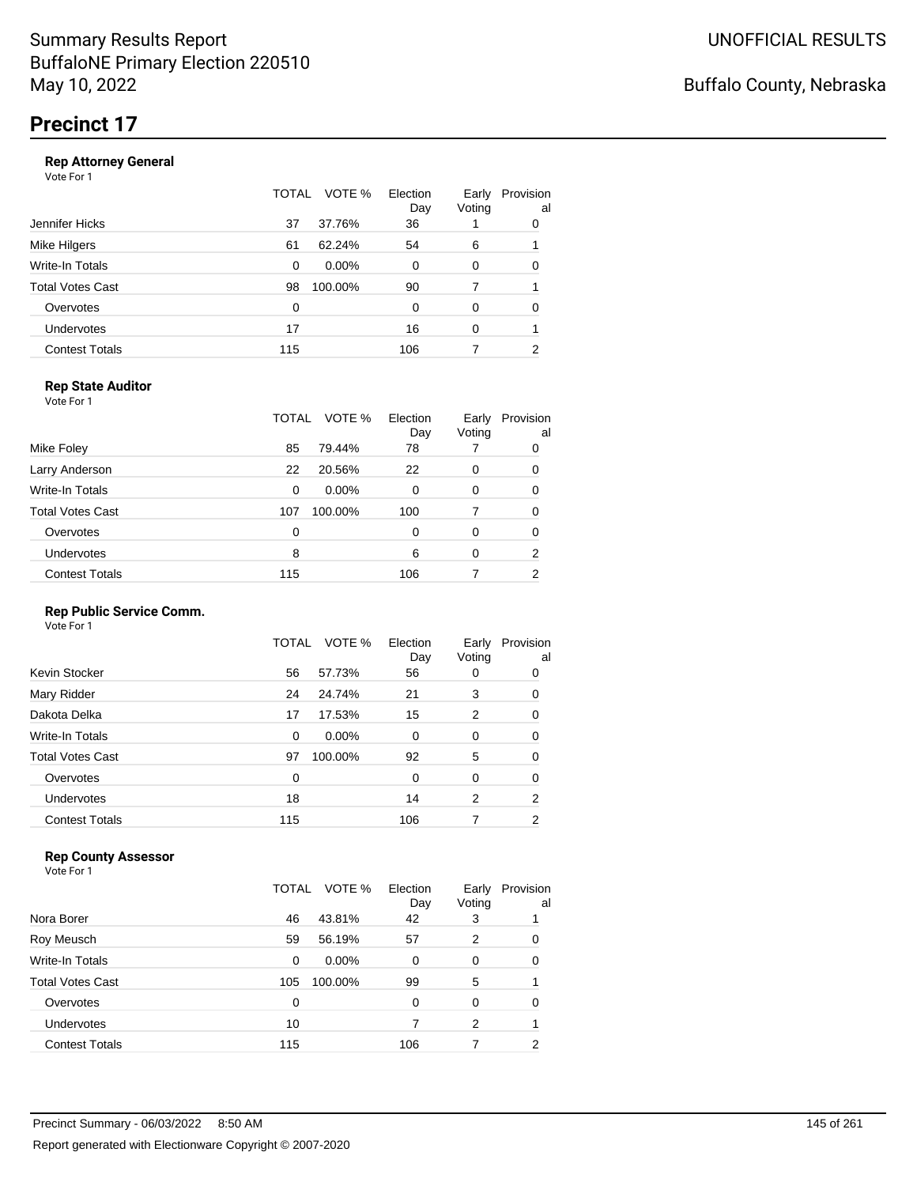Summary Results Report
BuffaloNE Primary Election 220510
May 10, 2022

UNOFFICIAL RESULTS

Buffalo County, Nebraska

# Precinct 17

### Rep Attorney General

Vote For 1

| | TOTAL | VOTE % | Election Day | Early Voting | Provisional |
|---|---|---|---|---|---|
| Jennifer Hicks | 37 | 37.76% | 36 | 1 | 0 |
| Mike Hilgers | 61 | 62.24% | 54 | 6 | 1 |
| Write-In Totals | 0 | 0.00% | 0 | 0 | 0 |
| Total Votes Cast | 98 | 100.00% | 90 | 7 | 1 |
| Overvotes | 0 | | 0 | 0 | 0 |
| Undervotes | 17 | | 16 | 0 | 1 |
| Contest Totals | 115 | | 106 | 7 | 2 |

### Rep State Auditor

Vote For 1

| | TOTAL | VOTE % | Election Day | Early Voting | Provisional |
|---|---|---|---|---|---|
| Mike Foley | 85 | 79.44% | 78 | 7 | 0 |
| Larry Anderson | 22 | 20.56% | 22 | 0 | 0 |
| Write-In Totals | 0 | 0.00% | 0 | 0 | 0 |
| Total Votes Cast | 107 | 100.00% | 100 | 7 | 0 |
| Overvotes | 0 | | 0 | 0 | 0 |
| Undervotes | 8 | | 6 | 0 | 2 |
| Contest Totals | 115 | | 106 | 7 | 2 |

### Rep Public Service Comm.

Vote For 1

| | TOTAL | VOTE % | Election Day | Early Voting | Provisional |
|---|---|---|---|---|---|
| Kevin Stocker | 56 | 57.73% | 56 | 0 | 0 |
| Mary Ridder | 24 | 24.74% | 21 | 3 | 0 |
| Dakota Delka | 17 | 17.53% | 15 | 2 | 0 |
| Write-In Totals | 0 | 0.00% | 0 | 0 | 0 |
| Total Votes Cast | 97 | 100.00% | 92 | 5 | 0 |
| Overvotes | 0 | | 0 | 0 | 0 |
| Undervotes | 18 | | 14 | 2 | 2 |
| Contest Totals | 115 | | 106 | 7 | 2 |

### Rep County Assessor

Vote For 1

| | TOTAL | VOTE % | Election Day | Early Voting | Provisional |
|---|---|---|---|---|---|
| Nora Borer | 46 | 43.81% | 42 | 3 | 1 |
| Roy Meusch | 59 | 56.19% | 57 | 2 | 0 |
| Write-In Totals | 0 | 0.00% | 0 | 0 | 0 |
| Total Votes Cast | 105 | 100.00% | 99 | 5 | 1 |
| Overvotes | 0 | | 0 | 0 | 0 |
| Undervotes | 10 | | 7 | 2 | 1 |
| Contest Totals | 115 | | 106 | 7 | 2 |

Precinct Summary - 06/03/2022 8:50 AM

Report generated with Electionware Copyright © 2007-2020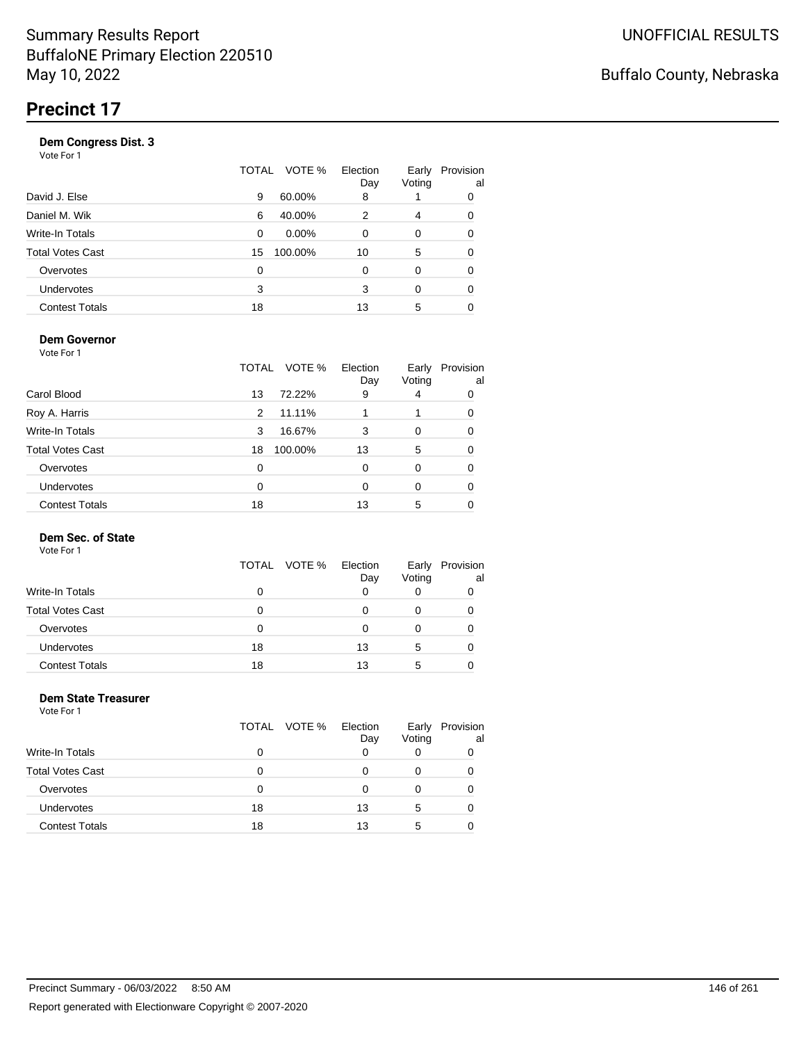Summary Results Report
BuffaloNE Primary Election 220510
May 10, 2022

UNOFFICIAL RESULTS

Buffalo County, Nebraska

# Precinct 17

### Dem Congress Dist. 3

Vote For 1

| | TOTAL | VOTE % | Election Day | Early Voting | Provisional |
|---|---|---|---|---|---|
| David J. Else | 9 | 60.00% | 8 | 1 | 0 |
| Daniel M. Wik | 6 | 40.00% | 2 | 4 | 0 |
| Write-In Totals | 0 | 0.00% | 0 | 0 | 0 |
| Total Votes Cast | 15 | 100.00% | 10 | 5 | 0 |
| Overvotes | 0 | | 0 | 0 | 0 |
| Undervotes | 3 | | 3 | 0 | 0 |
| Contest Totals | 18 | | 13 | 5 | 0 |

### Dem Governor

Vote For 1

| | TOTAL | VOTE % | Election Day | Early Voting | Provisional |
|---|---|---|---|---|---|
| Carol Blood | 13 | 72.22% | 9 | 4 | 0 |
| Roy A. Harris | 2 | 11.11% | 1 | 1 | 0 |
| Write-In Totals | 3 | 16.67% | 3 | 0 | 0 |
| Total Votes Cast | 18 | 100.00% | 13 | 5 | 0 |
| Overvotes | 0 | | 0 | 0 | 0 |
| Undervotes | 0 | | 0 | 0 | 0 |
| Contest Totals | 18 | | 13 | 5 | 0 |

### Dem Sec. of State

Vote For 1

| | TOTAL | VOTE % | Election Day | Early Voting | Provisional |
|---|---|---|---|---|---|
| Write-In Totals | 0 | | 0 | 0 | 0 |
| Total Votes Cast | 0 | | 0 | 0 | 0 |
| Overvotes | 0 | | 0 | 0 | 0 |
| Undervotes | 18 | | 13 | 5 | 0 |
| Contest Totals | 18 | | 13 | 5 | 0 |

### Dem State Treasurer

Vote For 1

| | TOTAL | VOTE % | Election Day | Early Voting | Provisional |
|---|---|---|---|---|---|
| Write-In Totals | 0 | | 0 | 0 | 0 |
| Total Votes Cast | 0 | | 0 | 0 | 0 |
| Overvotes | 0 | | 0 | 0 | 0 |
| Undervotes | 18 | | 13 | 5 | 0 |
| Contest Totals | 18 | | 13 | 5 | 0 |

Precinct Summary - 06/03/2022 8:50 AM

Report generated with Electionware Copyright © 2007-2020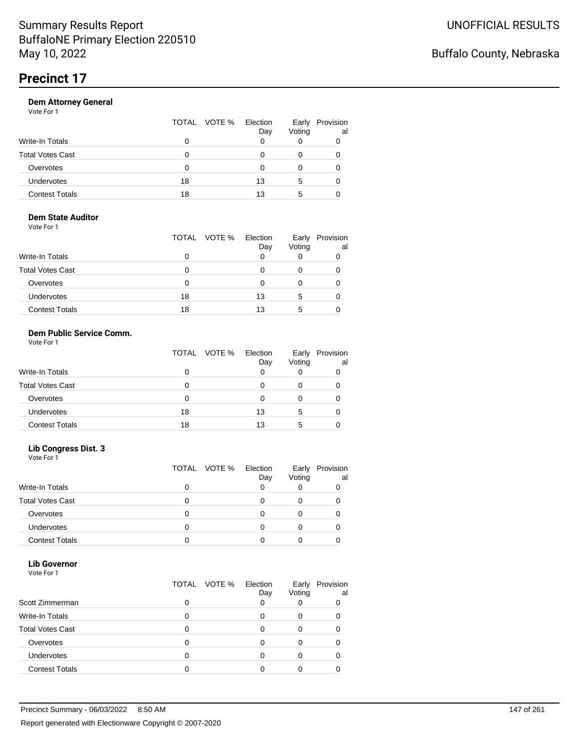# Precinct 17

### Dem Attorney General

Vote For 1

| | TOTAL | VOTE % | Election Day | Early Voting | Provisional |
|---|---|---|---|---|---|
| Write-In Totals | 0 | | 0 | 0 | 0 |
| Total Votes Cast | 0 | | 0 | 0 | 0 |
| Overvotes | 0 | | 0 | 0 | 0 |
| Undervotes | 18 | | 13 | 5 | 0 |
| Contest Totals | 18 | | 13 | 5 | 0 |

### Dem State Auditor

Vote For 1

| | TOTAL | VOTE % | Election Day | Early Voting | Provisional |
|---|---|---|---|---|---|
| Write-In Totals | 0 | | 0 | 0 | 0 |
| Total Votes Cast | 0 | | 0 | 0 | 0 |
| Overvotes | 0 | | 0 | 0 | 0 |
| Undervotes | 18 | | 13 | 5 | 0 |
| Contest Totals | 18 | | 13 | 5 | 0 |

### Dem Public Service Comm.

Vote For 1

| | TOTAL | VOTE % | Election Day | Early Voting | Provisional |
|---|---|---|---|---|---|
| Write-In Totals | 0 | | 0 | 0 | 0 |
| Total Votes Cast | 0 | | 0 | 0 | 0 |
| Overvotes | 0 | | 0 | 0 | 0 |
| Undervotes | 18 | | 13 | 5 | 0 |
| Contest Totals | 18 | | 13 | 5 | 0 |

### Lib Congress Dist. 3

Vote For 1

| | TOTAL | VOTE % | Election Day | Early Voting | Provisional |
|---|---|---|---|---|---|
| Write-In Totals | 0 | | 0 | 0 | 0 |
| Total Votes Cast | 0 | | 0 | 0 | 0 |
| Overvotes | 0 | | 0 | 0 | 0 |
| Undervotes | 0 | | 0 | 0 | 0 |
| Contest Totals | 0 | | 0 | 0 | 0 |

### Lib Governor

Vote For 1

| | TOTAL | VOTE % | Election Day | Early Voting | Provisional |
|---|---|---|---|---|---|
| Scott Zimmerman | 0 | | 0 | 0 | 0 |
| Write-In Totals | 0 | | 0 | 0 | 0 |
| Total Votes Cast | 0 | | 0 | 0 | 0 |
| Overvotes | 0 | | 0 | 0 | 0 |
| Undervotes | 0 | | 0 | 0 | 0 |
| Contest Totals | 0 | | 0 | 0 | 0 |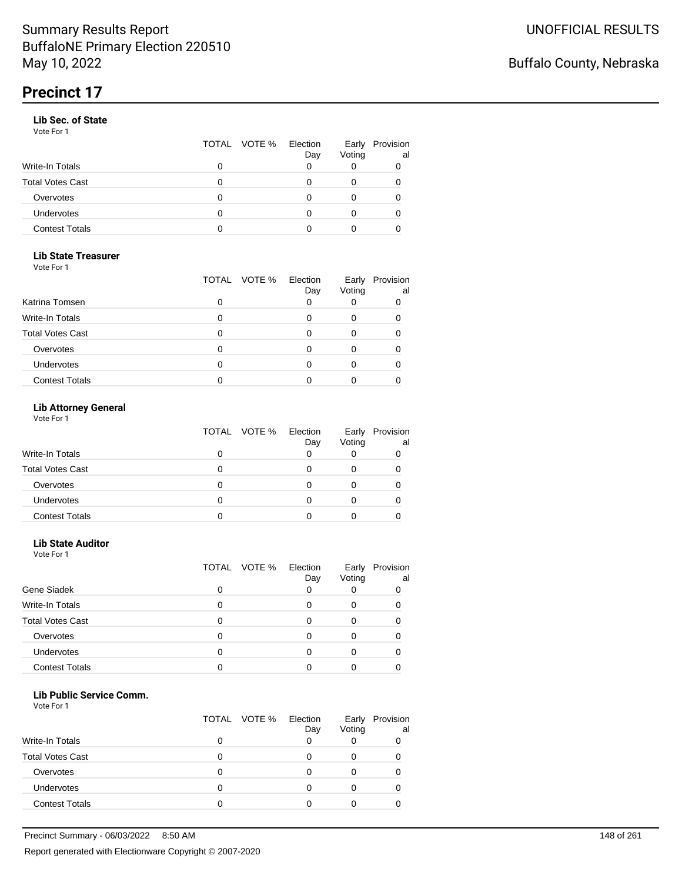## Precinct 17

### Lib Sec. of State

Vote For 1

| | TOTAL | VOTE % | Election Day | Early Voting | Provisional |
|---|---|---|---|---|---|
| Write-In Totals | 0 | | 0 | 0 | 0 |
| Total Votes Cast | 0 | | 0 | 0 | 0 |
| Overvotes | 0 | | 0 | 0 | 0 |
| Undervotes | 0 | | 0 | 0 | 0 |
| Contest Totals | 0 | | 0 | 0 | 0 |

### Lib State Treasurer

Vote For 1

| | TOTAL | VOTE % | Election Day | Early Voting | Provisional |
|---|---|---|---|---|---|
| Katrina Tomsen | 0 | | 0 | 0 | 0 |
| Write-In Totals | 0 | | 0 | 0 | 0 |
| Total Votes Cast | 0 | | 0 | 0 | 0 |
| Overvotes | 0 | | 0 | 0 | 0 |
| Undervotes | 0 | | 0 | 0 | 0 |
| Contest Totals | 0 | | 0 | 0 | 0 |

### Lib Attorney General

Vote For 1

| | TOTAL | VOTE % | Election Day | Early Voting | Provisional |
|---|---|---|---|---|---|
| Write-In Totals | 0 | | 0 | 0 | 0 |
| Total Votes Cast | 0 | | 0 | 0 | 0 |
| Overvotes | 0 | | 0 | 0 | 0 |
| Undervotes | 0 | | 0 | 0 | 0 |
| Contest Totals | 0 | | 0 | 0 | 0 |

### Lib State Auditor

Vote For 1

| | TOTAL | VOTE % | Election Day | Early Voting | Provisional |
|---|---|---|---|---|---|
| Gene Siadek | 0 | | 0 | 0 | 0 |
| Write-In Totals | 0 | | 0 | 0 | 0 |
| Total Votes Cast | 0 | | 0 | 0 | 0 |
| Overvotes | 0 | | 0 | 0 | 0 |
| Undervotes | 0 | | 0 | 0 | 0 |
| Contest Totals | 0 | | 0 | 0 | 0 |

### Lib Public Service Comm.

Vote For 1

| | TOTAL | VOTE % | Election Day | Early Voting | Provisional |
|---|---|---|---|---|---|
| Write-In Totals | 0 | | 0 | 0 | 0 |
| Total Votes Cast | 0 | | 0 | 0 | 0 |
| Overvotes | 0 | | 0 | 0 | 0 |
| Undervotes | 0 | | 0 | 0 | 0 |
| Contest Totals | 0 | | 0 | 0 | 0 |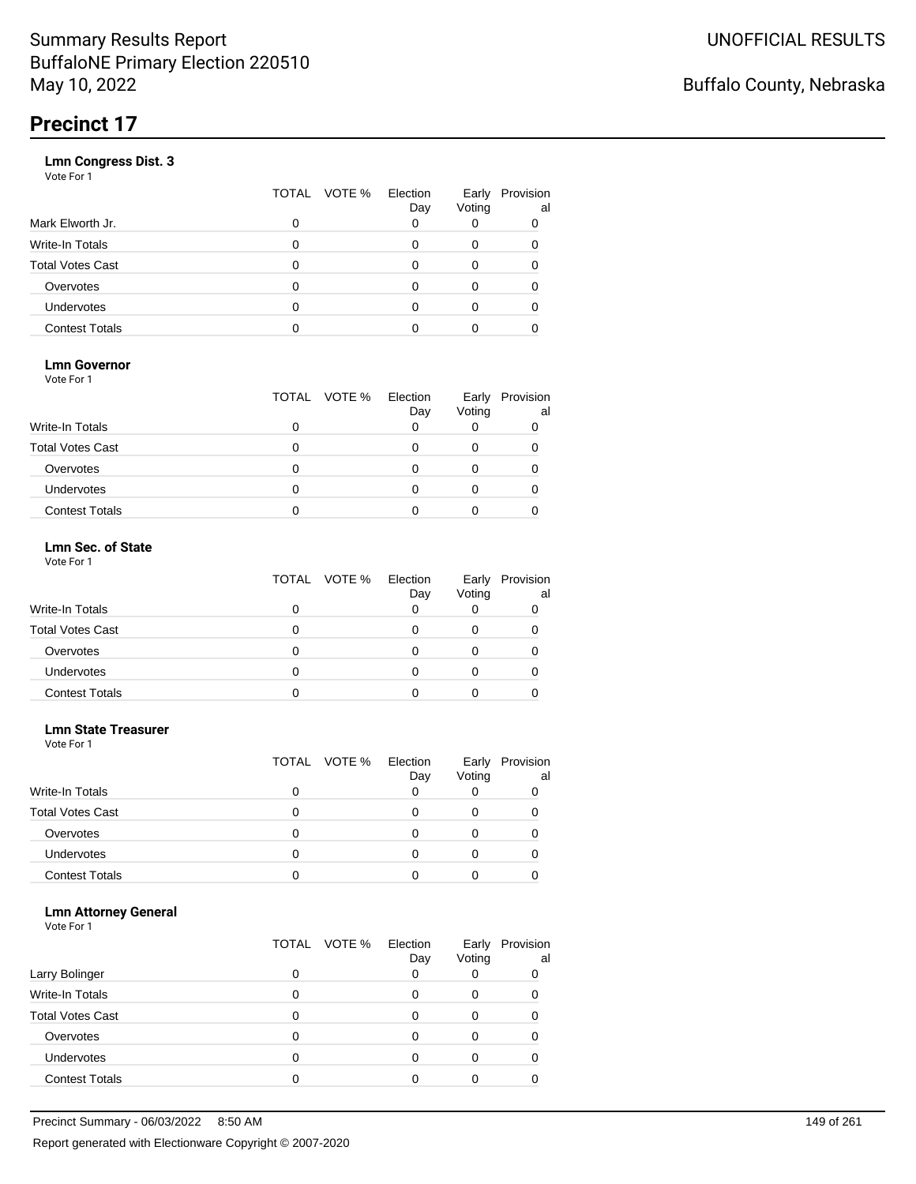# Precinct 17

**Lmn Congress Dist. 3**

Vote For 1

| | TOTAL | VOTE % | Election Day | Early Voting | Provisional |
|---|---|---|---|---|---|
| Mark Elworth Jr. | 0 | | 0 | 0 | 0 |
| Write-In Totals | 0 | | 0 | 0 | 0 |
| Total Votes Cast | 0 | | 0 | 0 | 0 |
| Overvotes | 0 | | 0 | 0 | 0 |
| Undervotes | 0 | | 0 | 0 | 0 |
| Contest Totals | 0 | | 0 | 0 | 0 |

**Lmn Governor**

Vote For 1

| | TOTAL | VOTE % | Election Day | Early Voting | Provisional |
|---|---|---|---|---|---|
| Write-In Totals | 0 | | 0 | 0 | 0 |
| Total Votes Cast | 0 | | 0 | 0 | 0 |
| Overvotes | 0 | | 0 | 0 | 0 |
| Undervotes | 0 | | 0 | 0 | 0 |
| Contest Totals | 0 | | 0 | 0 | 0 |

**Lmn Sec. of State**

Vote For 1

| | TOTAL | VOTE % | Election Day | Early Voting | Provisional |
|---|---|---|---|---|---|
| Write-In Totals | 0 | | 0 | 0 | 0 |
| Total Votes Cast | 0 | | 0 | 0 | 0 |
| Overvotes | 0 | | 0 | 0 | 0 |
| Undervotes | 0 | | 0 | 0 | 0 |
| Contest Totals | 0 | | 0 | 0 | 0 |

**Lmn State Treasurer**

Vote For 1

| | TOTAL | VOTE % | Election Day | Early Voting | Provisional |
|---|---|---|---|---|---|
| Write-In Totals | 0 | | 0 | 0 | 0 |
| Total Votes Cast | 0 | | 0 | 0 | 0 |
| Overvotes | 0 | | 0 | 0 | 0 |
| Undervotes | 0 | | 0 | 0 | 0 |
| Contest Totals | 0 | | 0 | 0 | 0 |

**Lmn Attorney General**

Vote For 1

| | TOTAL | VOTE % | Election Day | Early Voting | Provisional |
|---|---|---|---|---|---|
| Larry Bolinger | 0 | | 0 | 0 | 0 |
| Write-In Totals | 0 | | 0 | 0 | 0 |
| Total Votes Cast | 0 | | 0 | 0 | 0 |
| Overvotes | 0 | | 0 | 0 | 0 |
| Undervotes | 0 | | 0 | 0 | 0 |
| Contest Totals | 0 | | 0 | 0 | 0 |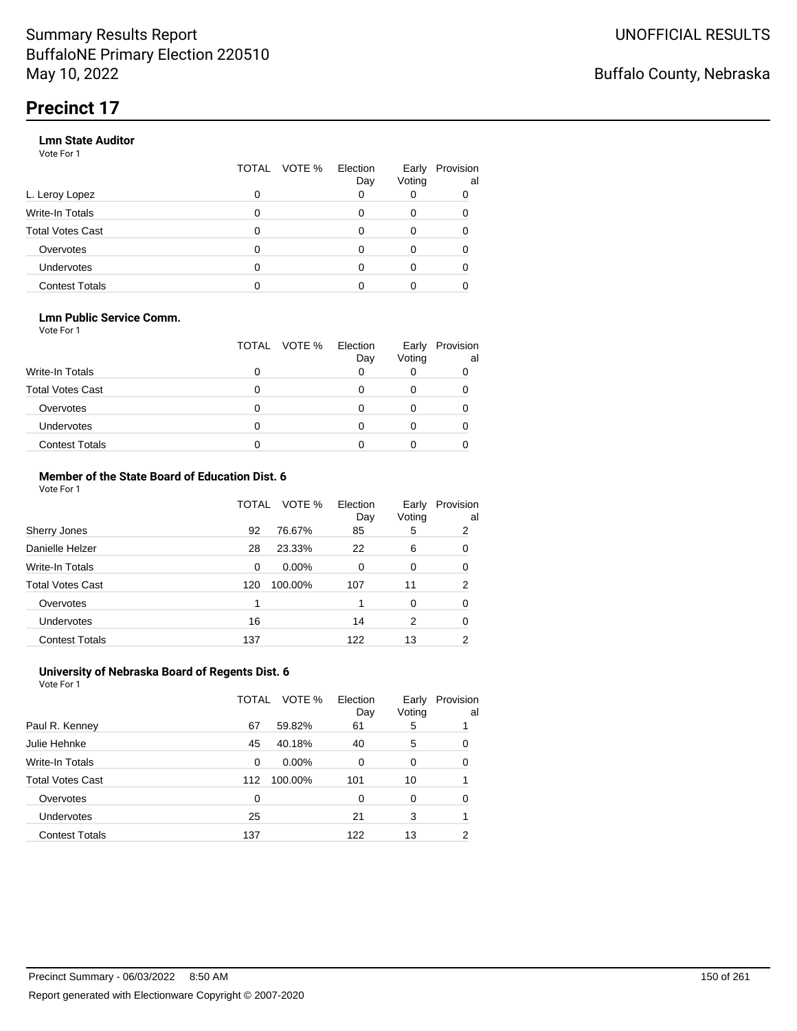# Summary Results Report
BuffaloNE Primary Election 220510
May 10, 2022

UNOFFICIAL RESULTS

Buffalo County, Nebraska

## Precinct 17

### Lmn State Auditor

Vote For 1

| | TOTAL | VOTE % | Election Day | Early Voting | Provisional |
|---|---|---|---|---|---|
| L. Leroy Lopez | 0 | | 0 | 0 | 0 |
| Write-In Totals | 0 | | 0 | 0 | 0 |
| Total Votes Cast | 0 | | 0 | 0 | 0 |
| Overvotes | 0 | | 0 | 0 | 0 |
| Undervotes | 0 | | 0 | 0 | 0 |
| Contest Totals | 0 | | 0 | 0 | 0 |

### Lmn Public Service Comm.

Vote For 1

| | TOTAL | VOTE % | Election Day | Early Voting | Provisional |
|---|---|---|---|---|---|
| Write-In Totals | 0 | | 0 | 0 | 0 |
| Total Votes Cast | 0 | | 0 | 0 | 0 |
| Overvotes | 0 | | 0 | 0 | 0 |
| Undervotes | 0 | | 0 | 0 | 0 |
| Contest Totals | 0 | | 0 | 0 | 0 |

### Member of the State Board of Education Dist. 6

Vote For 1

| | TOTAL | VOTE % | Election Day | Early Voting | Provisional |
|---|---|---|---|---|---|
| Sherry Jones | 92 | 76.67% | 85 | 5 | 2 |
| Danielle Helzer | 28 | 23.33% | 22 | 6 | 0 |
| Write-In Totals | 0 | 0.00% | 0 | 0 | 0 |
| Total Votes Cast | 120 | 100.00% | 107 | 11 | 2 |
| Overvotes | 1 | | 1 | 0 | 0 |
| Undervotes | 16 | | 14 | 2 | 0 |
| Contest Totals | 137 | | 122 | 13 | 2 |

### University of Nebraska Board of Regents Dist. 6

Vote For 1

| | TOTAL | VOTE % | Election Day | Early Voting | Provisional |
|---|---|---|---|---|---|
| Paul R. Kenney | 67 | 59.82% | 61 | 5 | 1 |
| Julie Hehnke | 45 | 40.18% | 40 | 5 | 0 |
| Write-In Totals | 0 | 0.00% | 0 | 0 | 0 |
| Total Votes Cast | 112 | 100.00% | 101 | 10 | 1 |
| Overvotes | 0 | | 0 | 0 | 0 |
| Undervotes | 25 | | 21 | 3 | 1 |
| Contest Totals | 137 | | 122 | 13 | 2 |

Precinct Summary - 06/03/2022 8:50 AM

Report generated with Electionware Copyright © 2007-2020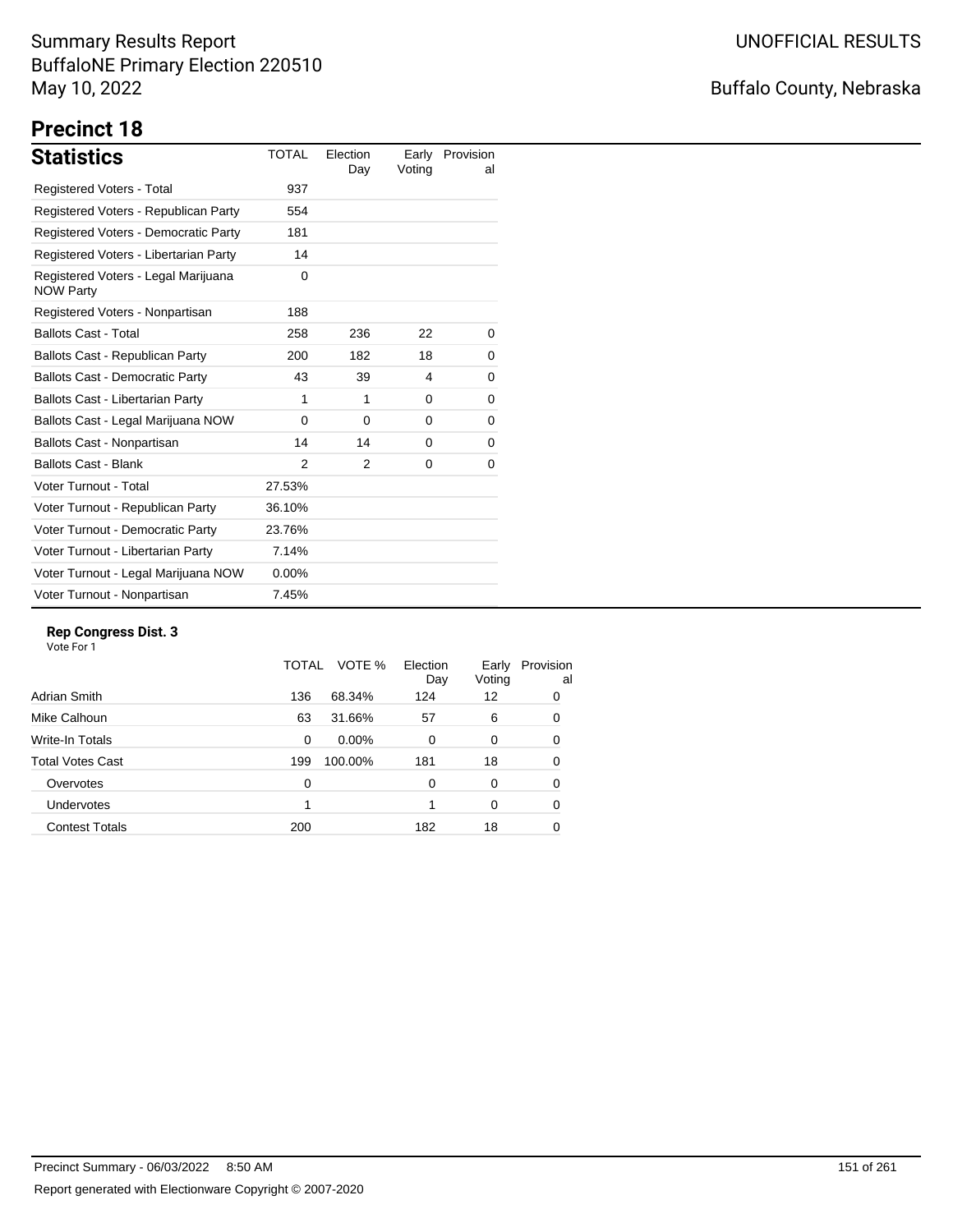Summary Results Report
BuffaloNE Primary Election 220510
May 10, 2022

UNOFFICIAL RESULTS

Buffalo County, Nebraska

# Precinct 18

## Statistics

| Statistics | TOTAL | Election Day | Early Voting | Provisional |
|---|---|---|---|---|
| Registered Voters - Total | 937 | | | |
| Registered Voters - Republican Party | 554 | | | |
| Registered Voters - Democratic Party | 181 | | | |
| Registered Voters - Libertarian Party | 14 | | | |
| Registered Voters - Legal Marijuana NOW Party | 0 | | | |
| Registered Voters - Nonpartisan | 188 | | | |
| Ballots Cast - Total | 258 | 236 | 22 | 0 |
| Ballots Cast - Republican Party | 200 | 182 | 18 | 0 |
| Ballots Cast - Democratic Party | 43 | 39 | 4 | 0 |
| Ballots Cast - Libertarian Party | 1 | 1 | 0 | 0 |
| Ballots Cast - Legal Marijuana NOW | 0 | 0 | 0 | 0 |
| Ballots Cast - Nonpartisan | 14 | 14 | 0 | 0 |
| Ballots Cast - Blank | 2 | 2 | 0 | 0 |
| Voter Turnout - Total | 27.53% | | | |
| Voter Turnout - Republican Party | 36.10% | | | |
| Voter Turnout - Democratic Party | 23.76% | | | |
| Voter Turnout - Libertarian Party | 7.14% | | | |
| Voter Turnout - Legal Marijuana NOW | 0.00% | | | |
| Voter Turnout - Nonpartisan | 7.45% | | | |

### Rep Congress Dist. 3

Vote For 1

| | TOTAL | VOTE % | Election Day | Early Voting | Provisional |
|---|---|---|---|---|---|
| Adrian Smith | 136 | 68.34% | 124 | 12 | 0 |
| Mike Calhoun | 63 | 31.66% | 57 | 6 | 0 |
| Write-In Totals | 0 | 0.00% | 0 | 0 | 0 |
| Total Votes Cast | 199 | 100.00% | 181 | 18 | 0 |
| Overvotes | 0 | | 0 | 0 | 0 |
| Undervotes | 1 | | 1 | 0 | 0 |
| Contest Totals | 200 | | 182 | 18 | 0 |

Precinct Summary - 06/03/2022 8:50 AM

Report generated with Electionware Copyright © 2007-2020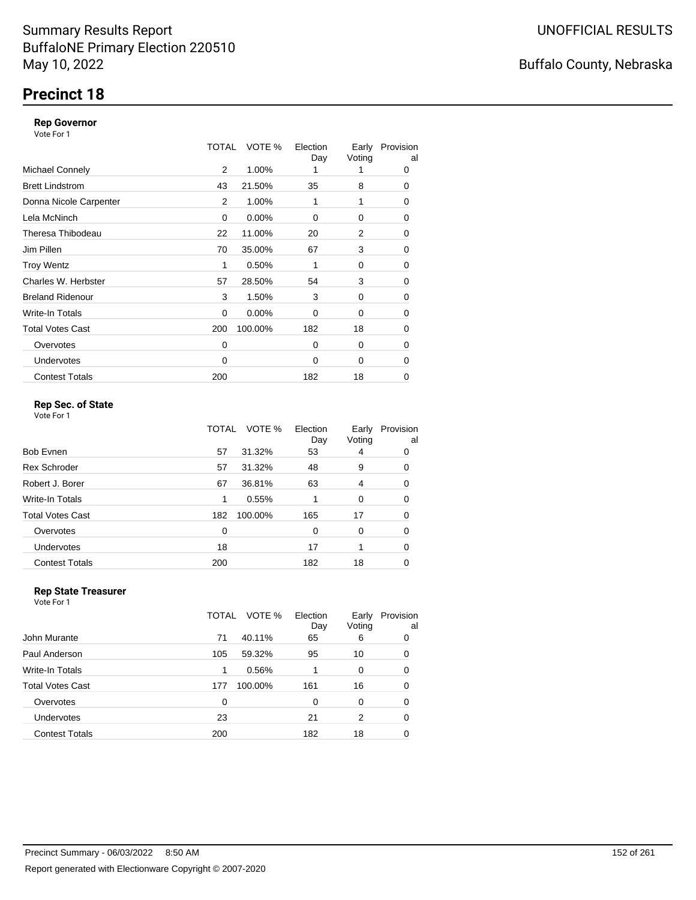# Summary Results Report
BuffaloNE Primary Election 220510
May 10, 2022

UNOFFICIAL RESULTS

Buffalo County, Nebraska

## Precinct 18

### Rep Governor
Vote For 1

| | TOTAL | VOTE % | Election Day | Early Voting | Provisional |
|---|---|---|---|---|---|
| Michael Connely | 2 | 1.00% | 1 | 1 | 0 |
| Brett Lindstrom | 43 | 21.50% | 35 | 8 | 0 |
| Donna Nicole Carpenter | 2 | 1.00% | 1 | 1 | 0 |
| Lela McNinch | 0 | 0.00% | 0 | 0 | 0 |
| Theresa Thibodeau | 22 | 11.00% | 20 | 2 | 0 |
| Jim Pillen | 70 | 35.00% | 67 | 3 | 0 |
| Troy Wentz | 1 | 0.50% | 1 | 0 | 0 |
| Charles W. Herbster | 57 | 28.50% | 54 | 3 | 0 |
| Breland Ridenour | 3 | 1.50% | 3 | 0 | 0 |
| Write-In Totals | 0 | 0.00% | 0 | 0 | 0 |
| Total Votes Cast | 200 | 100.00% | 182 | 18 | 0 |
| Overvotes | 0 | | 0 | 0 | 0 |
| Undervotes | 0 | | 0 | 0 | 0 |
| Contest Totals | 200 | | 182 | 18 | 0 |

### Rep Sec. of State
Vote For 1

| | TOTAL | VOTE % | Election Day | Early Voting | Provisional |
|---|---|---|---|---|---|
| Bob Evnen | 57 | 31.32% | 53 | 4 | 0 |
| Rex Schroder | 57 | 31.32% | 48 | 9 | 0 |
| Robert J. Borer | 67 | 36.81% | 63 | 4 | 0 |
| Write-In Totals | 1 | 0.55% | 1 | 0 | 0 |
| Total Votes Cast | 182 | 100.00% | 165 | 17 | 0 |
| Overvotes | 0 | | 0 | 0 | 0 |
| Undervotes | 18 | | 17 | 1 | 0 |
| Contest Totals | 200 | | 182 | 18 | 0 |

### Rep State Treasurer
Vote For 1

| | TOTAL | VOTE % | Election Day | Early Voting | Provisional |
|---|---|---|---|---|---|
| John Murante | 71 | 40.11% | 65 | 6 | 0 |
| Paul Anderson | 105 | 59.32% | 95 | 10 | 0 |
| Write-In Totals | 1 | 0.56% | 1 | 0 | 0 |
| Total Votes Cast | 177 | 100.00% | 161 | 16 | 0 |
| Overvotes | 0 | | 0 | 0 | 0 |
| Undervotes | 23 | | 21 | 2 | 0 |
| Contest Totals | 200 | | 182 | 18 | 0 |

Precinct Summary - 06/03/2022 8:50 AM

Report generated with Electionware Copyright © 2007-2020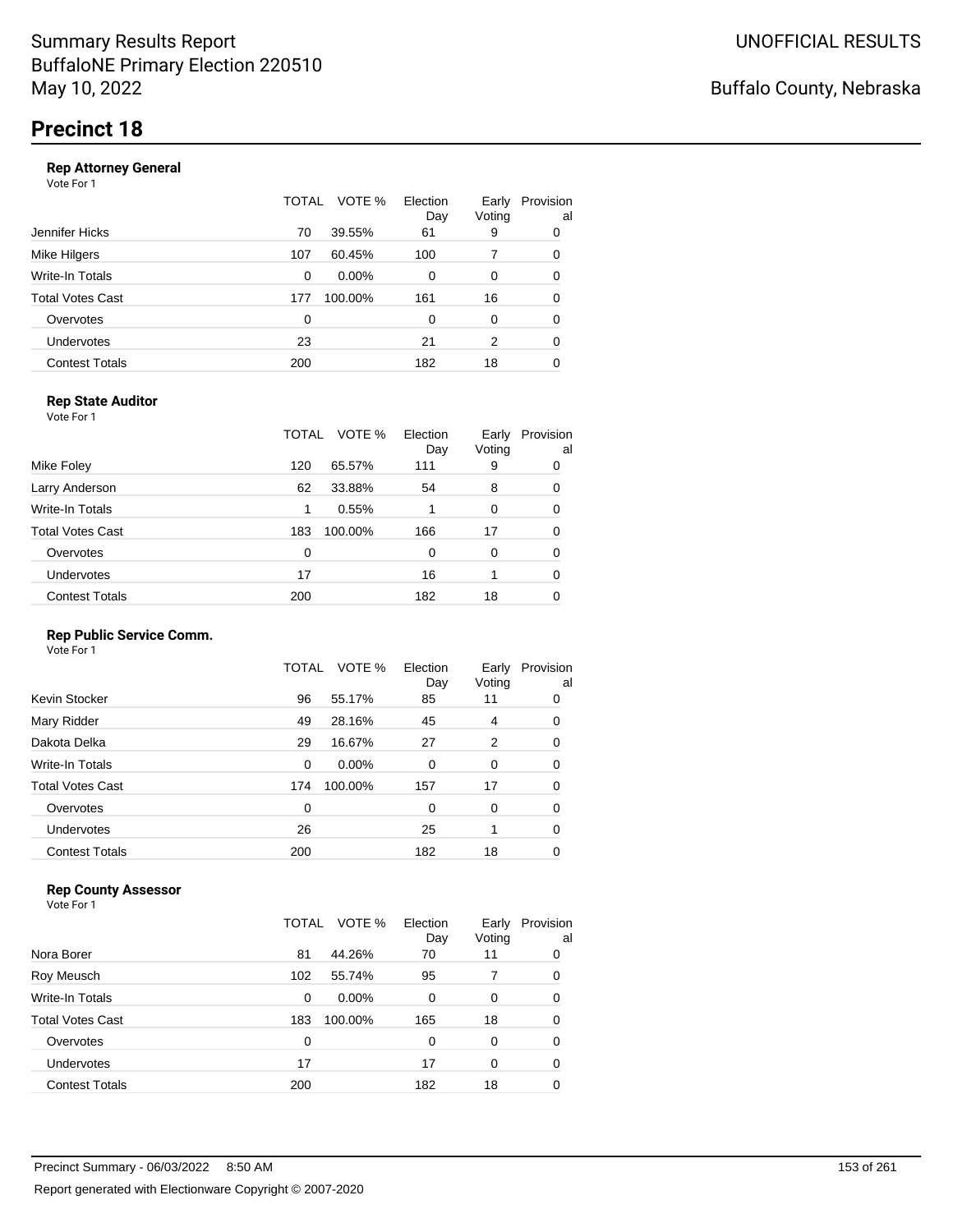Summary Results Report
BuffaloNE Primary Election 220510
May 10, 2022

UNOFFICIAL RESULTS

Buffalo County, Nebraska

# Precinct 18

### Rep Attorney General

Vote For 1

| | TOTAL | VOTE % | Election Day | Early Voting | Provisional |
|---|---|---|---|---|---|
| Jennifer Hicks | 70 | 39.55% | 61 | 9 | 0 |
| Mike Hilgers | 107 | 60.45% | 100 | 7 | 0 |
| Write-In Totals | 0 | 0.00% | 0 | 0 | 0 |
| Total Votes Cast | 177 | 100.00% | 161 | 16 | 0 |
| Overvotes | 0 | | 0 | 0 | 0 |
| Undervotes | 23 | | 21 | 2 | 0 |
| Contest Totals | 200 | | 182 | 18 | 0 |

### Rep State Auditor

Vote For 1

| | TOTAL | VOTE % | Election Day | Early Voting | Provisional |
|---|---|---|---|---|---|
| Mike Foley | 120 | 65.57% | 111 | 9 | 0 |
| Larry Anderson | 62 | 33.88% | 54 | 8 | 0 |
| Write-In Totals | 1 | 0.55% | 1 | 0 | 0 |
| Total Votes Cast | 183 | 100.00% | 166 | 17 | 0 |
| Overvotes | 0 | | 0 | 0 | 0 |
| Undervotes | 17 | | 16 | 1 | 0 |
| Contest Totals | 200 | | 182 | 18 | 0 |

### Rep Public Service Comm.

Vote For 1

| | TOTAL | VOTE % | Election Day | Early Voting | Provisional |
|---|---|---|---|---|---|
| Kevin Stocker | 96 | 55.17% | 85 | 11 | 0 |
| Mary Ridder | 49 | 28.16% | 45 | 4 | 0 |
| Dakota Delka | 29 | 16.67% | 27 | 2 | 0 |
| Write-In Totals | 0 | 0.00% | 0 | 0 | 0 |
| Total Votes Cast | 174 | 100.00% | 157 | 17 | 0 |
| Overvotes | 0 | | 0 | 0 | 0 |
| Undervotes | 26 | | 25 | 1 | 0 |
| Contest Totals | 200 | | 182 | 18 | 0 |

### Rep County Assessor

Vote For 1

| | TOTAL | VOTE % | Election Day | Early Voting | Provisional |
|---|---|---|---|---|---|
| Nora Borer | 81 | 44.26% | 70 | 11 | 0 |
| Roy Meusch | 102 | 55.74% | 95 | 7 | 0 |
| Write-In Totals | 0 | 0.00% | 0 | 0 | 0 |
| Total Votes Cast | 183 | 100.00% | 165 | 18 | 0 |
| Overvotes | 0 | | 0 | 0 | 0 |
| Undervotes | 17 | | 17 | 0 | 0 |
| Contest Totals | 200 | | 182 | 18 | 0 |

Precinct Summary - 06/03/2022 8:50 AM

Report generated with Electionware Copyright © 2007-2020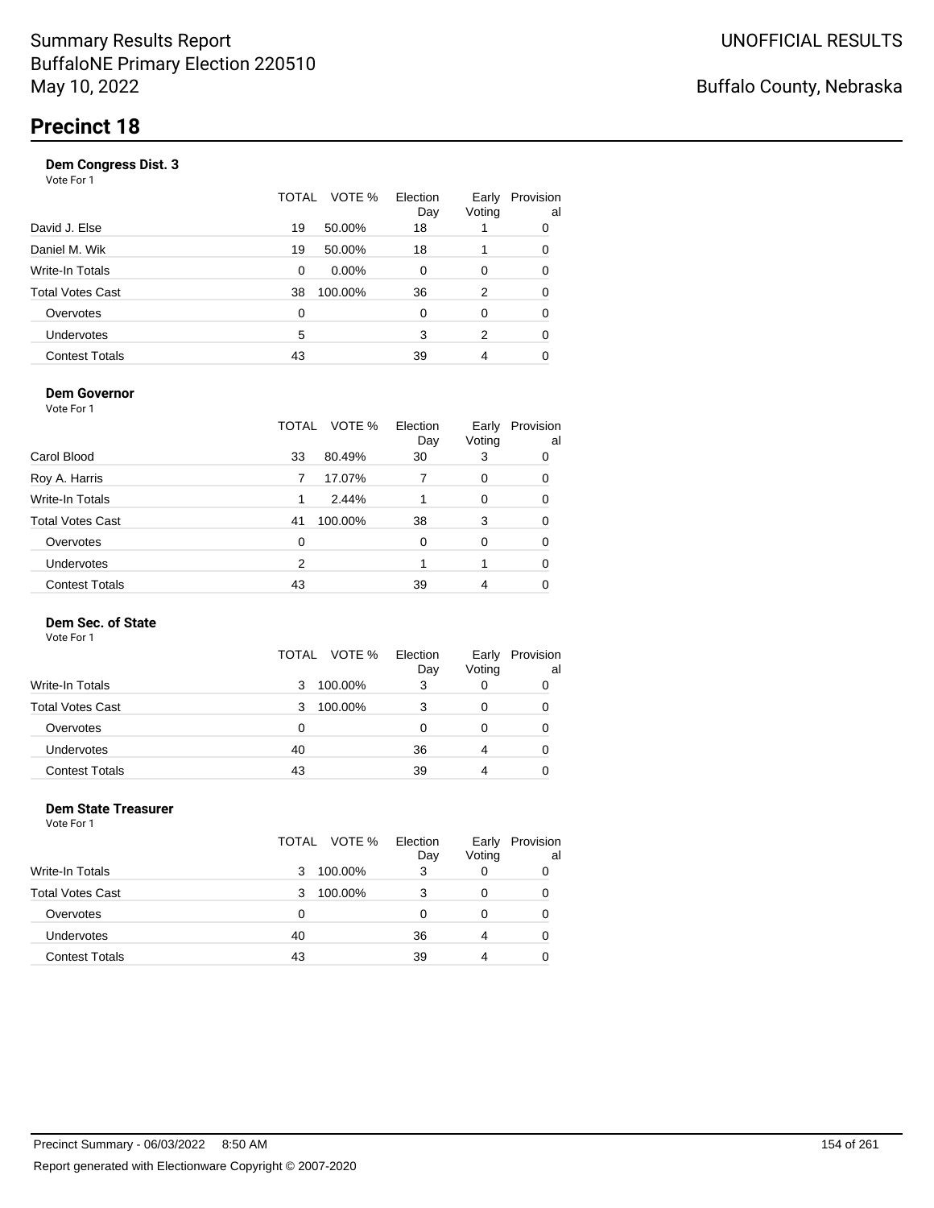Summary Results Report
BuffaloNE Primary Election 220510
May 10, 2022

UNOFFICIAL RESULTS

Buffalo County, Nebraska

# Precinct 18

### Dem Congress Dist. 3

Vote For 1

| | TOTAL | VOTE % | Election Day | Early Voting | Provisional |
|---|---|---|---|---|---|
| David J. Else | 19 | 50.00% | 18 | 1 | 0 |
| Daniel M. Wik | 19 | 50.00% | 18 | 1 | 0 |
| Write-In Totals | 0 | 0.00% | 0 | 0 | 0 |
| Total Votes Cast | 38 | 100.00% | 36 | 2 | 0 |
| Overvotes | 0 | | 0 | 0 | 0 |
| Undervotes | 5 | | 3 | 2 | 0 |
| Contest Totals | 43 | | 39 | 4 | 0 |

### Dem Governor

Vote For 1

| | TOTAL | VOTE % | Election Day | Early Voting | Provisional |
|---|---|---|---|---|---|
| Carol Blood | 33 | 80.49% | 30 | 3 | 0 |
| Roy A. Harris | 7 | 17.07% | 7 | 0 | 0 |
| Write-In Totals | 1 | 2.44% | 1 | 0 | 0 |
| Total Votes Cast | 41 | 100.00% | 38 | 3 | 0 |
| Overvotes | 0 | | 0 | 0 | 0 |
| Undervotes | 2 | | 1 | 1 | 0 |
| Contest Totals | 43 | | 39 | 4 | 0 |

### Dem Sec. of State

Vote For 1

| | TOTAL | VOTE % | Election Day | Early Voting | Provisional |
|---|---|---|---|---|---|
| Write-In Totals | 3 | 100.00% | 3 | 0 | 0 |
| Total Votes Cast | 3 | 100.00% | 3 | 0 | 0 |
| Overvotes | 0 | | 0 | 0 | 0 |
| Undervotes | 40 | | 36 | 4 | 0 |
| Contest Totals | 43 | | 39 | 4 | 0 |

### Dem State Treasurer

Vote For 1

| | TOTAL | VOTE % | Election Day | Early Voting | Provisional |
|---|---|---|---|---|---|
| Write-In Totals | 3 | 100.00% | 3 | 0 | 0 |
| Total Votes Cast | 3 | 100.00% | 3 | 0 | 0 |
| Overvotes | 0 | | 0 | 0 | 0 |
| Undervotes | 40 | | 36 | 4 | 0 |
| Contest Totals | 43 | | 39 | 4 | 0 |

Precinct Summary - 06/03/2022 8:50 AM

Report generated with Electionware Copyright © 2007-2020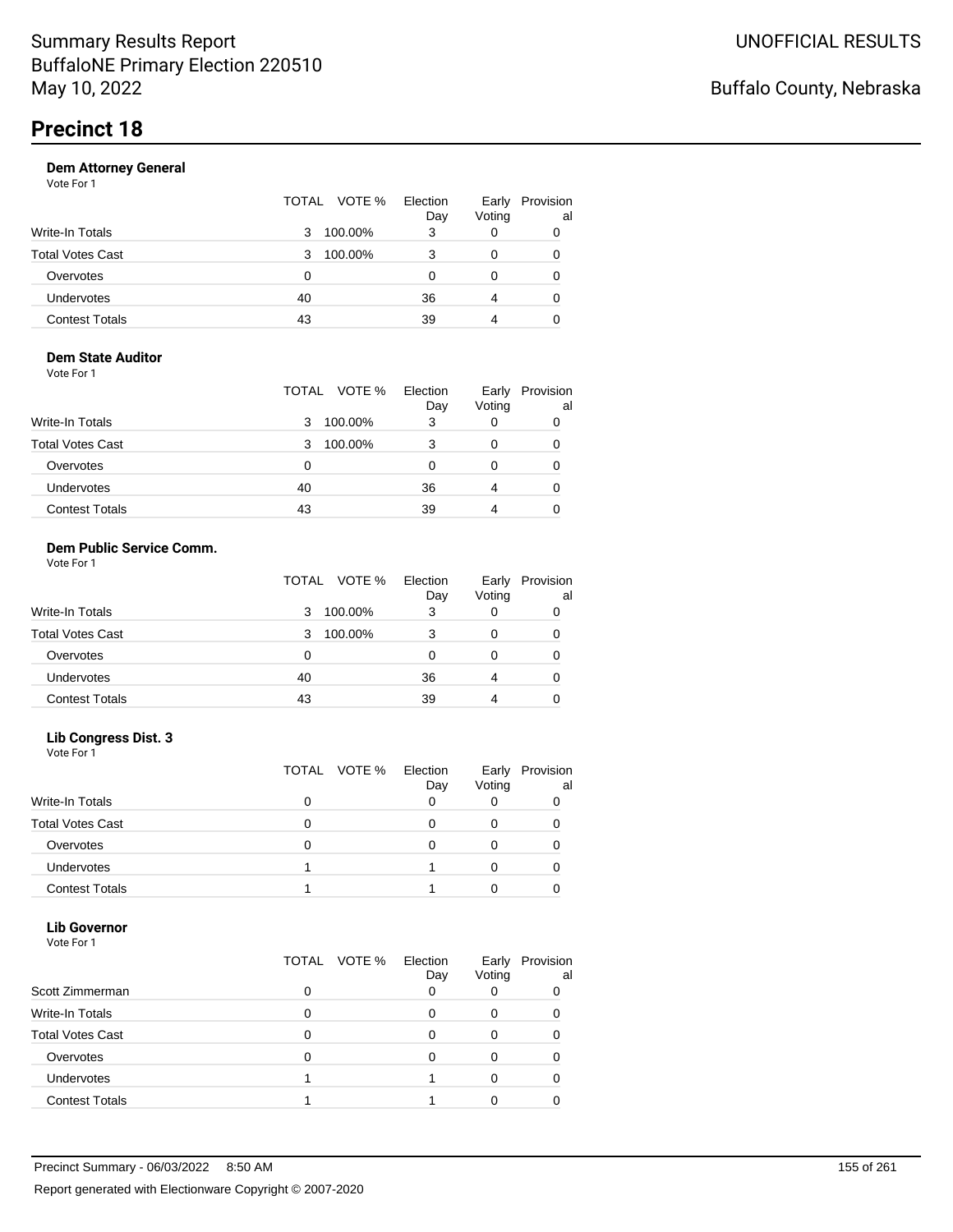# Precinct 18

### Dem Attorney General

Vote For 1

| | TOTAL | VOTE % | Election Day | Early Voting | Provisional |
|---|---|---|---|---|---|
| Write-In Totals | 3 | 100.00% | 3 | 0 | 0 |
| Total Votes Cast | 3 | 100.00% | 3 | 0 | 0 |
| Overvotes | 0 | | 0 | 0 | 0 |
| Undervotes | 40 | | 36 | 4 | 0 |
| Contest Totals | 43 | | 39 | 4 | 0 |

### Dem State Auditor

Vote For 1

| | TOTAL | VOTE % | Election Day | Early Voting | Provisional |
|---|---|---|---|---|---|
| Write-In Totals | 3 | 100.00% | 3 | 0 | 0 |
| Total Votes Cast | 3 | 100.00% | 3 | 0 | 0 |
| Overvotes | 0 | | 0 | 0 | 0 |
| Undervotes | 40 | | 36 | 4 | 0 |
| Contest Totals | 43 | | 39 | 4 | 0 |

### Dem Public Service Comm.

Vote For 1

| | TOTAL | VOTE % | Election Day | Early Voting | Provisional |
|---|---|---|---|---|---|
| Write-In Totals | 3 | 100.00% | 3 | 0 | 0 |
| Total Votes Cast | 3 | 100.00% | 3 | 0 | 0 |
| Overvotes | 0 | | 0 | 0 | 0 |
| Undervotes | 40 | | 36 | 4 | 0 |
| Contest Totals | 43 | | 39 | 4 | 0 |

### Lib Congress Dist. 3

Vote For 1

| | TOTAL | VOTE % | Election Day | Early Voting | Provisional |
|---|---|---|---|---|---|
| Write-In Totals | 0 | | 0 | 0 | 0 |
| Total Votes Cast | 0 | | 0 | 0 | 0 |
| Overvotes | 0 | | 0 | 0 | 0 |
| Undervotes | 1 | | 1 | 0 | 0 |
| Contest Totals | 1 | | 1 | 0 | 0 |

### Lib Governor

Vote For 1

| | TOTAL | VOTE % | Election Day | Early Voting | Provisional |
|---|---|---|---|---|---|
| Scott Zimmerman | 0 | | 0 | 0 | 0 |
| Write-In Totals | 0 | | 0 | 0 | 0 |
| Total Votes Cast | 0 | | 0 | 0 | 0 |
| Overvotes | 0 | | 0 | 0 | 0 |
| Undervotes | 1 | | 1 | 0 | 0 |
| Contest Totals | 1 | | 1 | 0 | 0 |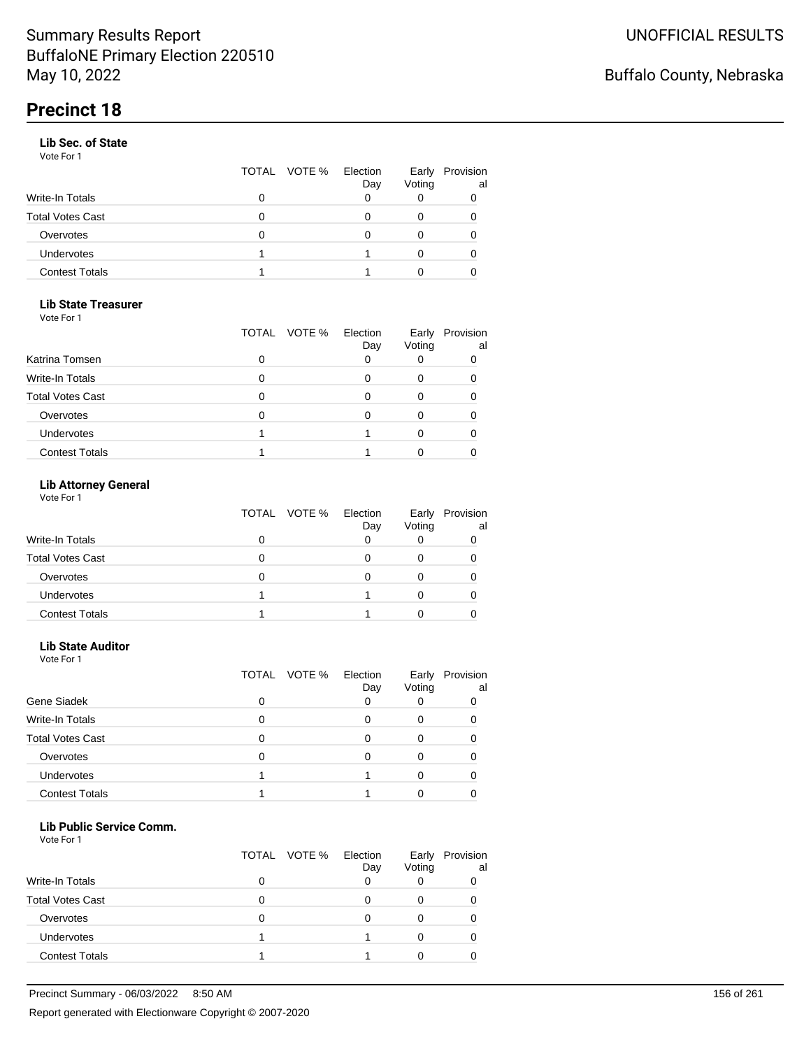Summary Results Report
BuffaloNE Primary Election 220510
May 10, 2022

UNOFFICIAL RESULTS

Buffalo County, Nebraska

## Precinct 18

### Lib Sec. of State

Vote For 1

| | TOTAL | VOTE % | Election Day | Early Voting | Provisional |
|---|---|---|---|---|---|
| Write-In Totals | 0 | | 0 | 0 | 0 |
| Total Votes Cast | 0 | | 0 | 0 | 0 |
| Overvotes | 0 | | 0 | 0 | 0 |
| Undervotes | 1 | | 1 | 0 | 0 |
| Contest Totals | 1 | | 1 | 0 | 0 |

### Lib State Treasurer

Vote For 1

| | TOTAL | VOTE % | Election Day | Early Voting | Provisional |
|---|---|---|---|---|---|
| Katrina Tomsen | 0 | | 0 | 0 | 0 |
| Write-In Totals | 0 | | 0 | 0 | 0 |
| Total Votes Cast | 0 | | 0 | 0 | 0 |
| Overvotes | 0 | | 0 | 0 | 0 |
| Undervotes | 1 | | 1 | 0 | 0 |
| Contest Totals | 1 | | 1 | 0 | 0 |

### Lib Attorney General

Vote For 1

| | TOTAL | VOTE % | Election Day | Early Voting | Provisional |
|---|---|---|---|---|---|
| Write-In Totals | 0 | | 0 | 0 | 0 |
| Total Votes Cast | 0 | | 0 | 0 | 0 |
| Overvotes | 0 | | 0 | 0 | 0 |
| Undervotes | 1 | | 1 | 0 | 0 |
| Contest Totals | 1 | | 1 | 0 | 0 |

### Lib State Auditor

Vote For 1

| | TOTAL | VOTE % | Election Day | Early Voting | Provisional |
|---|---|---|---|---|---|
| Gene Siadek | 0 | | 0 | 0 | 0 |
| Write-In Totals | 0 | | 0 | 0 | 0 |
| Total Votes Cast | 0 | | 0 | 0 | 0 |
| Overvotes | 0 | | 0 | 0 | 0 |
| Undervotes | 1 | | 1 | 0 | 0 |
| Contest Totals | 1 | | 1 | 0 | 0 |

### Lib Public Service Comm.

Vote For 1

| | TOTAL | VOTE % | Election Day | Early Voting | Provisional |
|---|---|---|---|---|---|
| Write-In Totals | 0 | | 0 | 0 | 0 |
| Total Votes Cast | 0 | | 0 | 0 | 0 |
| Overvotes | 0 | | 0 | 0 | 0 |
| Undervotes | 1 | | 1 | 0 | 0 |
| Contest Totals | 1 | | 1 | 0 | 0 |

Precinct Summary - 06/03/2022 8:50 AM

Report generated with Electionware Copyright © 2007-2020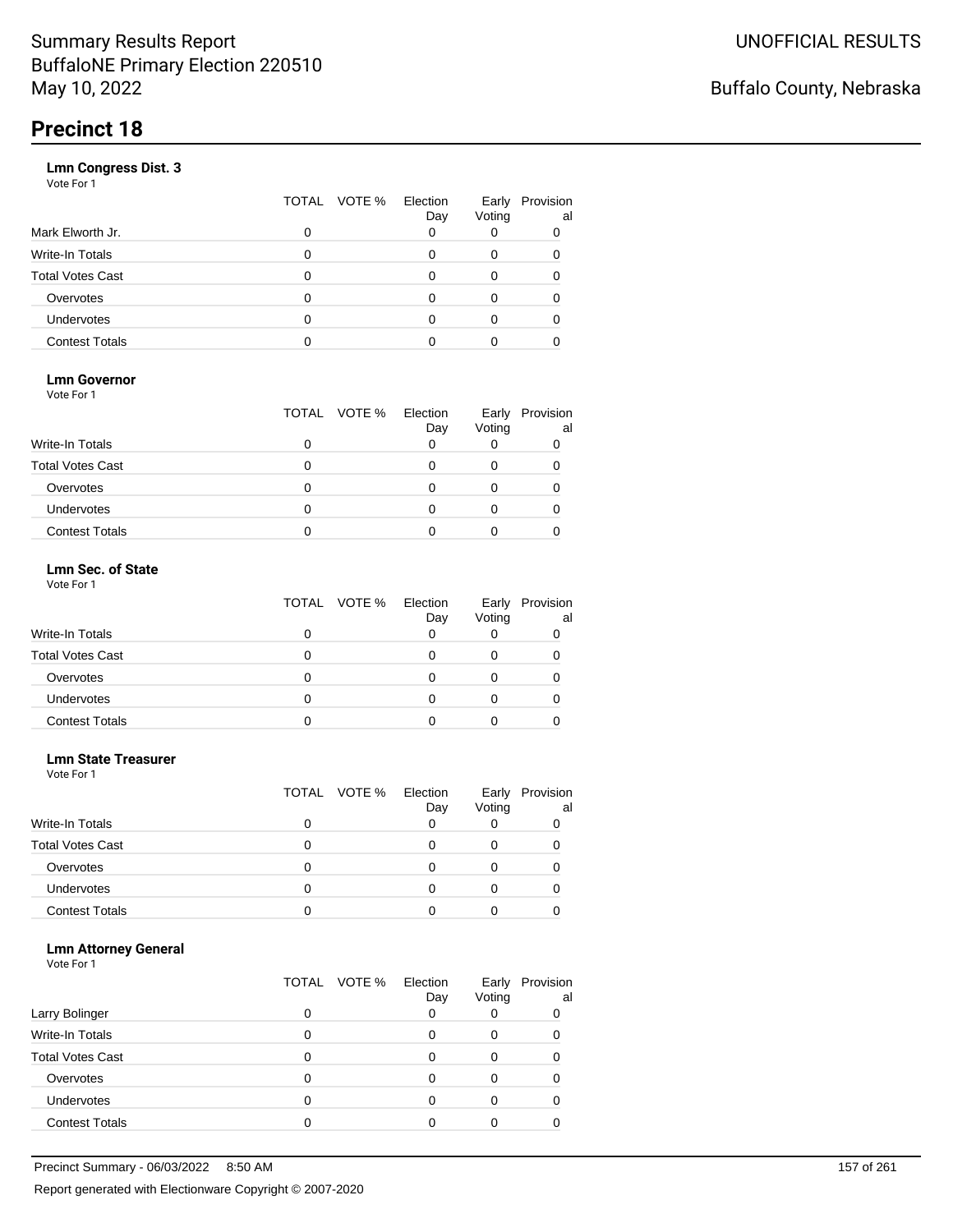# Summary Results Report
BuffaloNE Primary Election 220510
May 10, 2022

UNOFFICIAL RESULTS

Buffalo County, Nebraska

## Precinct 18

### Lmn Congress Dist. 3

Vote For 1

| | TOTAL | VOTE % | Election Day | Early Voting | Provisional |
|---|---|---|---|---|---|
| Mark Elworth Jr. | 0 | | 0 | 0 | 0 |
| Write-In Totals | 0 | | 0 | 0 | 0 |
| Total Votes Cast | 0 | | 0 | 0 | 0 |
| Overvotes | 0 | | 0 | 0 | 0 |
| Undervotes | 0 | | 0 | 0 | 0 |
| Contest Totals | 0 | | 0 | 0 | 0 |

### Lmn Governor

Vote For 1

| | TOTAL | VOTE % | Election Day | Early Voting | Provisional |
|---|---|---|---|---|---|
| Write-In Totals | 0 | | 0 | 0 | 0 |
| Total Votes Cast | 0 | | 0 | 0 | 0 |
| Overvotes | 0 | | 0 | 0 | 0 |
| Undervotes | 0 | | 0 | 0 | 0 |
| Contest Totals | 0 | | 0 | 0 | 0 |

### Lmn Sec. of State

Vote For 1

| | TOTAL | VOTE % | Election Day | Early Voting | Provisional |
|---|---|---|---|---|---|
| Write-In Totals | 0 | | 0 | 0 | 0 |
| Total Votes Cast | 0 | | 0 | 0 | 0 |
| Overvotes | 0 | | 0 | 0 | 0 |
| Undervotes | 0 | | 0 | 0 | 0 |
| Contest Totals | 0 | | 0 | 0 | 0 |

### Lmn State Treasurer

Vote For 1

| | TOTAL | VOTE % | Election Day | Early Voting | Provisional |
|---|---|---|---|---|---|
| Write-In Totals | 0 | | 0 | 0 | 0 |
| Total Votes Cast | 0 | | 0 | 0 | 0 |
| Overvotes | 0 | | 0 | 0 | 0 |
| Undervotes | 0 | | 0 | 0 | 0 |
| Contest Totals | 0 | | 0 | 0 | 0 |

### Lmn Attorney General

Vote For 1

| | TOTAL | VOTE % | Election Day | Early Voting | Provisional |
|---|---|---|---|---|---|
| Larry Bolinger | 0 | | 0 | 0 | 0 |
| Write-In Totals | 0 | | 0 | 0 | 0 |
| Total Votes Cast | 0 | | 0 | 0 | 0 |
| Overvotes | 0 | | 0 | 0 | 0 |
| Undervotes | 0 | | 0 | 0 | 0 |
| Contest Totals | 0 | | 0 | 0 | 0 |

Precinct Summary - 06/03/2022 8:50 AM

Report generated with Electionware Copyright © 2007-2020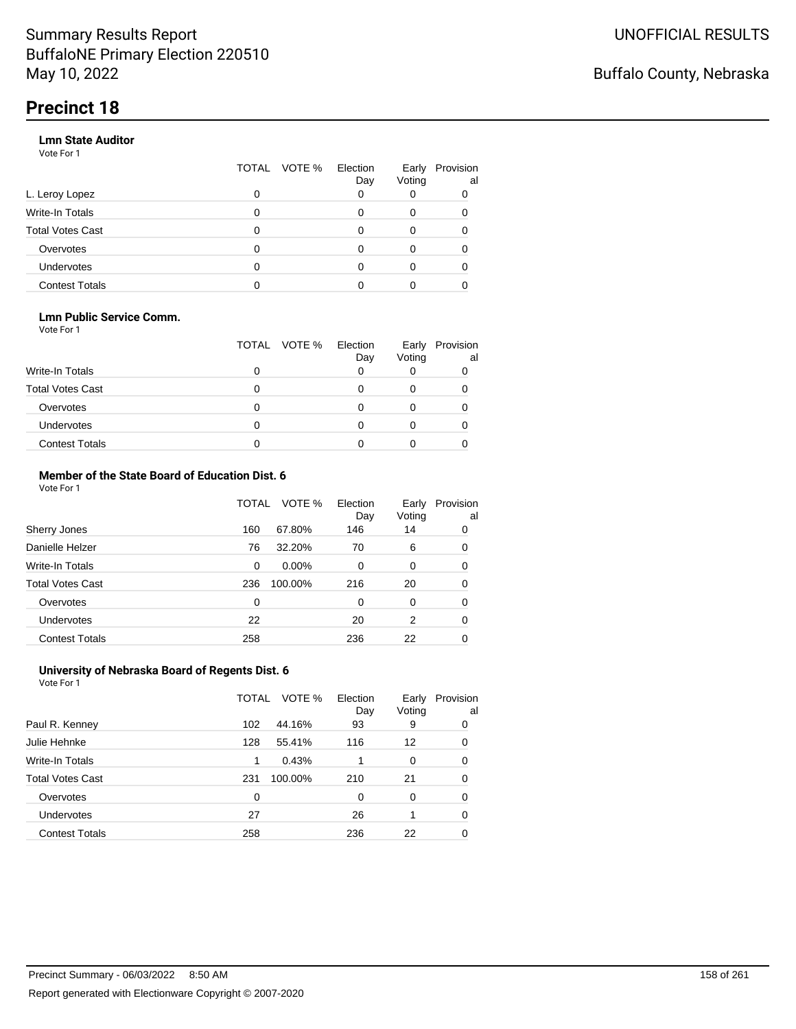# Precinct 18

### Lmn State Auditor

Vote For 1

| | TOTAL | VOTE % | Election Day | Early Voting | Provisional |
|---|---|---|---|---|---|
| L. Leroy Lopez | 0 | | 0 | 0 | 0 |
| Write-In Totals | 0 | | 0 | 0 | 0 |
| Total Votes Cast | 0 | | 0 | 0 | 0 |
| Overvotes | 0 | | 0 | 0 | 0 |
| Undervotes | 0 | | 0 | 0 | 0 |
| Contest Totals | 0 | | 0 | 0 | 0 |

### Lmn Public Service Comm.

Vote For 1

| | TOTAL | VOTE % | Election Day | Early Voting | Provisional |
|---|---|---|---|---|---|
| Write-In Totals | 0 | | 0 | 0 | 0 |
| Total Votes Cast | 0 | | 0 | 0 | 0 |
| Overvotes | 0 | | 0 | 0 | 0 |
| Undervotes | 0 | | 0 | 0 | 0 |
| Contest Totals | 0 | | 0 | 0 | 0 |

### Member of the State Board of Education Dist. 6

Vote For 1

| | TOTAL | VOTE % | Election Day | Early Voting | Provisional |
|---|---|---|---|---|---|
| Sherry Jones | 160 | 67.80% | 146 | 14 | 0 |
| Danielle Helzer | 76 | 32.20% | 70 | 6 | 0 |
| Write-In Totals | 0 | 0.00% | 0 | 0 | 0 |
| Total Votes Cast | 236 | 100.00% | 216 | 20 | 0 |
| Overvotes | 0 | | 0 | 0 | 0 |
| Undervotes | 22 | | 20 | 2 | 0 |
| Contest Totals | 258 | | 236 | 22 | 0 |

### University of Nebraska Board of Regents Dist. 6

Vote For 1

| | TOTAL | VOTE % | Election Day | Early Voting | Provisional |
|---|---|---|---|---|---|
| Paul R. Kenney | 102 | 44.16% | 93 | 9 | 0 |
| Julie Hehnke | 128 | 55.41% | 116 | 12 | 0 |
| Write-In Totals | 1 | 0.43% | 1 | 0 | 0 |
| Total Votes Cast | 231 | 100.00% | 210 | 21 | 0 |
| Overvotes | 0 | | 0 | 0 | 0 |
| Undervotes | 27 | | 26 | 1 | 0 |
| Contest Totals | 258 | | 236 | 22 | 0 |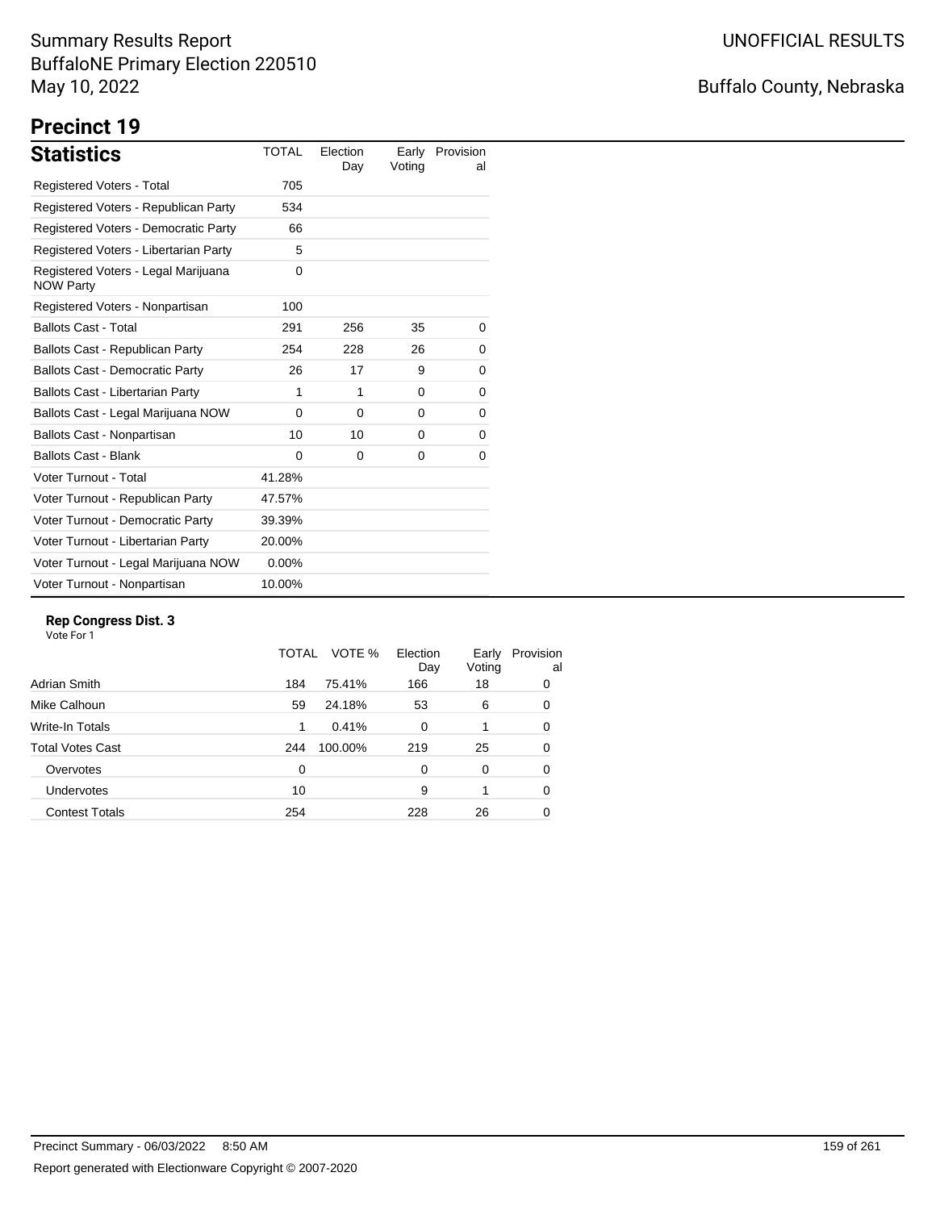Summary Results Report
BuffaloNE Primary Election 220510
May 10, 2022

UNOFFICIAL RESULTS

Buffalo County, Nebraska

# Precinct 19

## Statistics

| Statistics | TOTAL | Election Day | Early Voting | Provisional |
|---|---|---|---|---|
| Registered Voters - Total | 705 | | | |
| Registered Voters - Republican Party | 534 | | | |
| Registered Voters - Democratic Party | 66 | | | |
| Registered Voters - Libertarian Party | 5 | | | |
| Registered Voters - Legal Marijuana NOW Party | 0 | | | |
| Registered Voters - Nonpartisan | 100 | | | |
| Ballots Cast - Total | 291 | 256 | 35 | 0 |
| Ballots Cast - Republican Party | 254 | 228 | 26 | 0 |
| Ballots Cast - Democratic Party | 26 | 17 | 9 | 0 |
| Ballots Cast - Libertarian Party | 1 | 1 | 0 | 0 |
| Ballots Cast - Legal Marijuana NOW | 0 | 0 | 0 | 0 |
| Ballots Cast - Nonpartisan | 10 | 10 | 0 | 0 |
| Ballots Cast - Blank | 0 | 0 | 0 | 0 |
| Voter Turnout - Total | 41.28% | | | |
| Voter Turnout - Republican Party | 47.57% | | | |
| Voter Turnout - Democratic Party | 39.39% | | | |
| Voter Turnout - Libertarian Party | 20.00% | | | |
| Voter Turnout - Legal Marijuana NOW | 0.00% | | | |
| Voter Turnout - Nonpartisan | 10.00% | | | |

### Rep Congress Dist. 3

Vote For 1

| | TOTAL | VOTE % | Election Day | Early Voting | Provisional |
|---|---|---|---|---|---|
| Adrian Smith | 184 | 75.41% | 166 | 18 | 0 |
| Mike Calhoun | 59 | 24.18% | 53 | 6 | 0 |
| Write-In Totals | 1 | 0.41% | 0 | 1 | 0 |
| Total Votes Cast | 244 | 100.00% | 219 | 25 | 0 |
| Overvotes | 0 | | 0 | 0 | 0 |
| Undervotes | 10 | | 9 | 1 | 0 |
| Contest Totals | 254 | | 228 | 26 | 0 |

Precinct Summary - 06/03/2022 8:50 AM

Report generated with Electionware Copyright © 2007-2020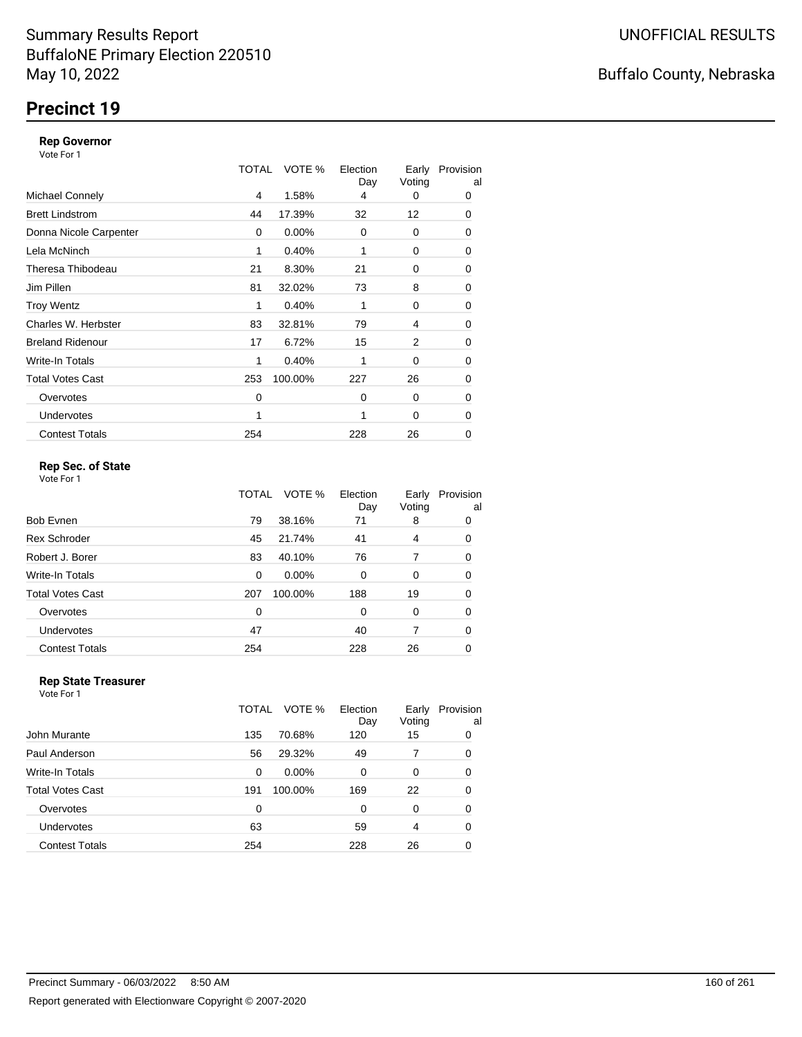Summary Results Report
BuffaloNE Primary Election 220510
May 10, 2022

UNOFFICIAL RESULTS

Buffalo County, Nebraska

# Precinct 19

### Rep Governor

Vote For 1

| | TOTAL | VOTE % | Election Day | Early Voting | Provisional |
|---|---|---|---|---|---|
| Michael Connely | 4 | 1.58% | 4 | 0 | 0 |
| Brett Lindstrom | 44 | 17.39% | 32 | 12 | 0 |
| Donna Nicole Carpenter | 0 | 0.00% | 0 | 0 | 0 |
| Lela McNinch | 1 | 0.40% | 1 | 0 | 0 |
| Theresa Thibodeau | 21 | 8.30% | 21 | 0 | 0 |
| Jim Pillen | 81 | 32.02% | 73 | 8 | 0 |
| Troy Wentz | 1 | 0.40% | 1 | 0 | 0 |
| Charles W. Herbster | 83 | 32.81% | 79 | 4 | 0 |
| Breland Ridenour | 17 | 6.72% | 15 | 2 | 0 |
| Write-In Totals | 1 | 0.40% | 1 | 0 | 0 |
| Total Votes Cast | 253 | 100.00% | 227 | 26 | 0 |
| Overvotes | 0 | | 0 | 0 | 0 |
| Undervotes | 1 | | 1 | 0 | 0 |
| Contest Totals | 254 | | 228 | 26 | 0 |

### Rep Sec. of State

Vote For 1

| | TOTAL | VOTE % | Election Day | Early Voting | Provisional |
|---|---|---|---|---|---|
| Bob Evnen | 79 | 38.16% | 71 | 8 | 0 |
| Rex Schroder | 45 | 21.74% | 41 | 4 | 0 |
| Robert J. Borer | 83 | 40.10% | 76 | 7 | 0 |
| Write-In Totals | 0 | 0.00% | 0 | 0 | 0 |
| Total Votes Cast | 207 | 100.00% | 188 | 19 | 0 |
| Overvotes | 0 | | 0 | 0 | 0 |
| Undervotes | 47 | | 40 | 7 | 0 |
| Contest Totals | 254 | | 228 | 26 | 0 |

### Rep State Treasurer

Vote For 1

| | TOTAL | VOTE % | Election Day | Early Voting | Provisional |
|---|---|---|---|---|---|
| John Murante | 135 | 70.68% | 120 | 15 | 0 |
| Paul Anderson | 56 | 29.32% | 49 | 7 | 0 |
| Write-In Totals | 0 | 0.00% | 0 | 0 | 0 |
| Total Votes Cast | 191 | 100.00% | 169 | 22 | 0 |
| Overvotes | 0 | | 0 | 0 | 0 |
| Undervotes | 63 | | 59 | 4 | 0 |
| Contest Totals | 254 | | 228 | 26 | 0 |

Precinct Summary - 06/03/2022 8:50 AM

Report generated with Electionware Copyright © 2007-2020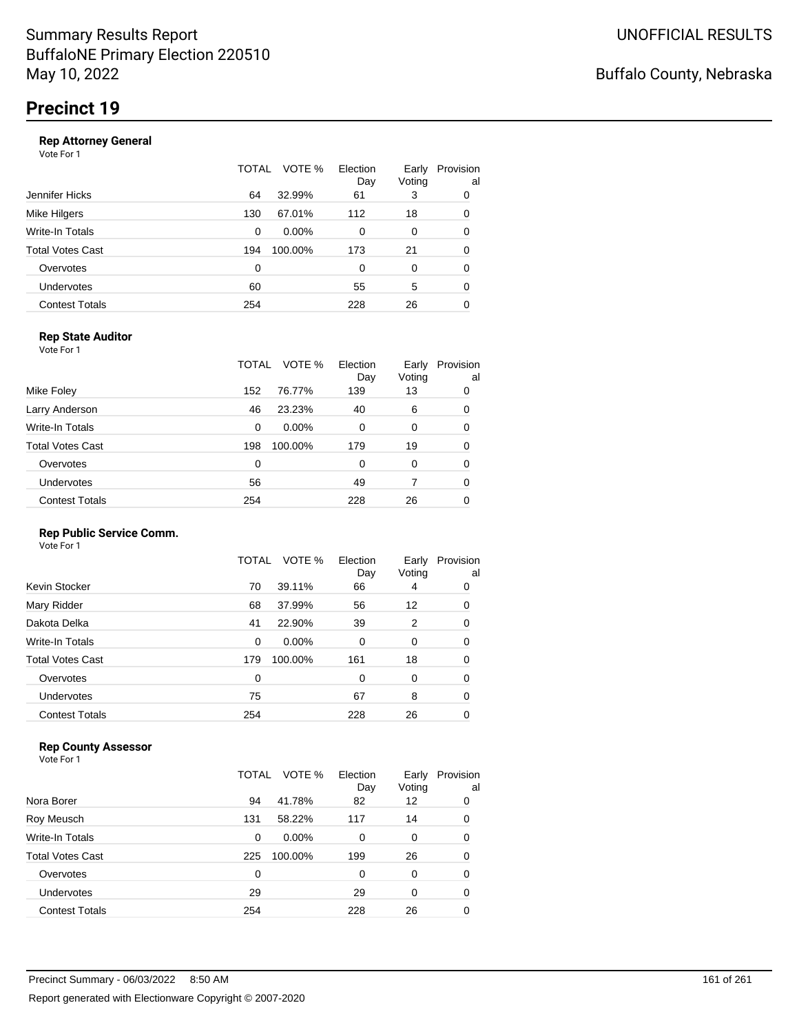# Summary Results Report
BuffaloNE Primary Election 220510
May 10, 2022

UNOFFICIAL RESULTS

Buffalo County, Nebraska

## Precinct 19

### Rep Attorney General

Vote For 1

| | TOTAL | VOTE % | Election Day | Early Voting | Provisional |
|---|---|---|---|---|---|
| Jennifer Hicks | 64 | 32.99% | 61 | 3 | 0 |
| Mike Hilgers | 130 | 67.01% | 112 | 18 | 0 |
| Write-In Totals | 0 | 0.00% | 0 | 0 | 0 |
| Total Votes Cast | 194 | 100.00% | 173 | 21 | 0 |
| Overvotes | 0 | | 0 | 0 | 0 |
| Undervotes | 60 | | 55 | 5 | 0 |
| Contest Totals | 254 | | 228 | 26 | 0 |

### Rep State Auditor

Vote For 1

| | TOTAL | VOTE % | Election Day | Early Voting | Provisional |
|---|---|---|---|---|---|
| Mike Foley | 152 | 76.77% | 139 | 13 | 0 |
| Larry Anderson | 46 | 23.23% | 40 | 6 | 0 |
| Write-In Totals | 0 | 0.00% | 0 | 0 | 0 |
| Total Votes Cast | 198 | 100.00% | 179 | 19 | 0 |
| Overvotes | 0 | | 0 | 0 | 0 |
| Undervotes | 56 | | 49 | 7 | 0 |
| Contest Totals | 254 | | 228 | 26 | 0 |

### Rep Public Service Comm.

Vote For 1

| | TOTAL | VOTE % | Election Day | Early Voting | Provisional |
|---|---|---|---|---|---|
| Kevin Stocker | 70 | 39.11% | 66 | 4 | 0 |
| Mary Ridder | 68 | 37.99% | 56 | 12 | 0 |
| Dakota Delka | 41 | 22.90% | 39 | 2 | 0 |
| Write-In Totals | 0 | 0.00% | 0 | 0 | 0 |
| Total Votes Cast | 179 | 100.00% | 161 | 18 | 0 |
| Overvotes | 0 | | 0 | 0 | 0 |
| Undervotes | 75 | | 67 | 8 | 0 |
| Contest Totals | 254 | | 228 | 26 | 0 |

### Rep County Assessor

Vote For 1

| | TOTAL | VOTE % | Election Day | Early Voting | Provisional |
|---|---|---|---|---|---|
| Nora Borer | 94 | 41.78% | 82 | 12 | 0 |
| Roy Meusch | 131 | 58.22% | 117 | 14 | 0 |
| Write-In Totals | 0 | 0.00% | 0 | 0 | 0 |
| Total Votes Cast | 225 | 100.00% | 199 | 26 | 0 |
| Overvotes | 0 | | 0 | 0 | 0 |
| Undervotes | 29 | | 29 | 0 | 0 |
| Contest Totals | 254 | | 228 | 26 | 0 |

Precinct Summary - 06/03/2022 8:50 AM

Report generated with Electionware Copyright © 2007-2020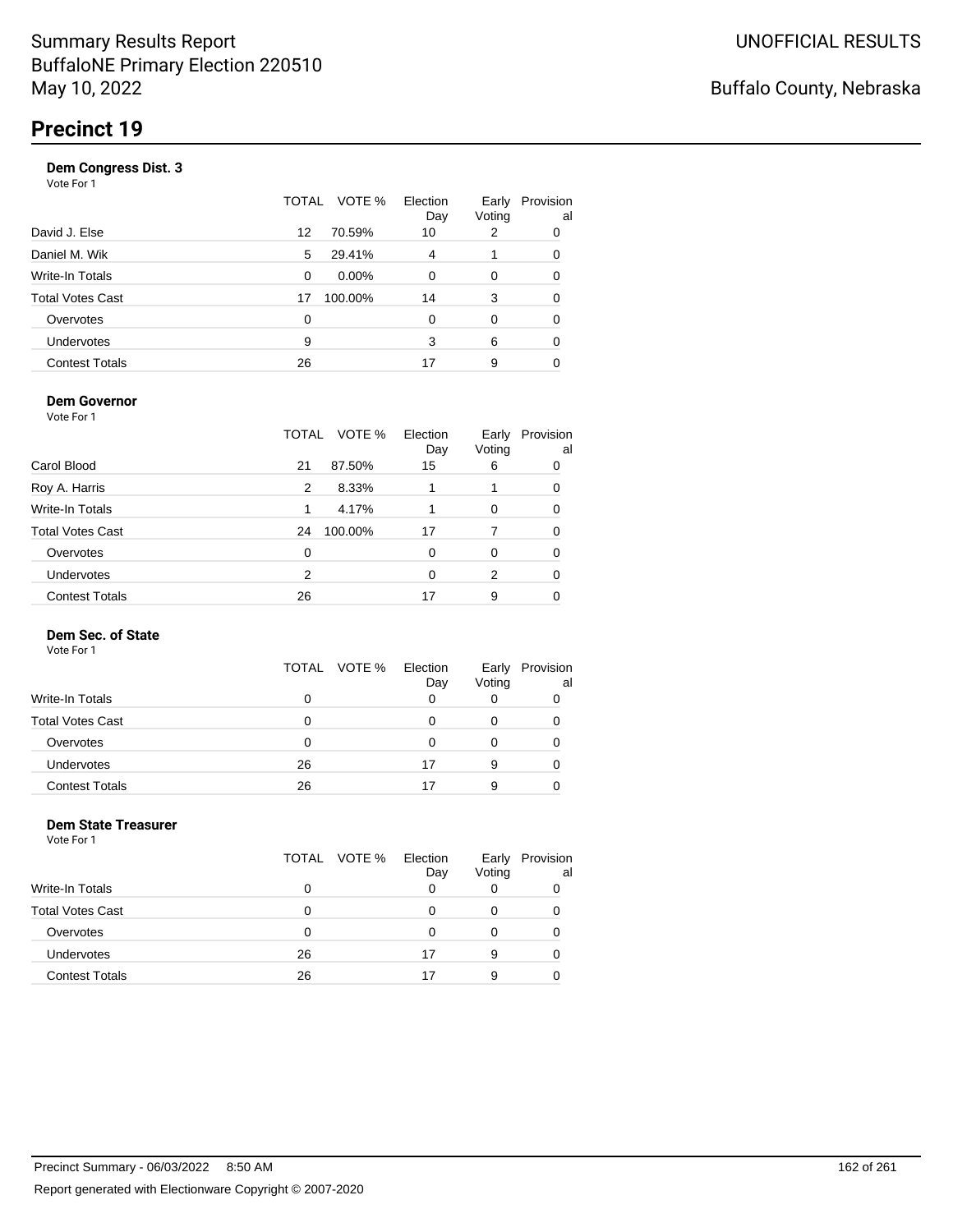# Summary Results Report
BuffaloNE Primary Election 220510
May 10, 2022

UNOFFICIAL RESULTS

Buffalo County, Nebraska

## Precinct 19

### Dem Congress Dist. 3

Vote For 1

| | TOTAL | VOTE % | Election Day | Early Voting | Provisional |
|---|---|---|---|---|---|
| David J. Else | 12 | 70.59% | 10 | 2 | 0 |
| Daniel M. Wik | 5 | 29.41% | 4 | 1 | 0 |
| Write-In Totals | 0 | 0.00% | 0 | 0 | 0 |
| Total Votes Cast | 17 | 100.00% | 14 | 3 | 0 |
| Overvotes | 0 | | 0 | 0 | 0 |
| Undervotes | 9 | | 3 | 6 | 0 |
| Contest Totals | 26 | | 17 | 9 | 0 |

### Dem Governor

Vote For 1

| | TOTAL | VOTE % | Election Day | Early Voting | Provisional |
|---|---|---|---|---|---|
| Carol Blood | 21 | 87.50% | 15 | 6 | 0 |
| Roy A. Harris | 2 | 8.33% | 1 | 1 | 0 |
| Write-In Totals | 1 | 4.17% | 1 | 0 | 0 |
| Total Votes Cast | 24 | 100.00% | 17 | 7 | 0 |
| Overvotes | 0 | | 0 | 0 | 0 |
| Undervotes | 2 | | 0 | 2 | 0 |
| Contest Totals | 26 | | 17 | 9 | 0 |

### Dem Sec. of State

Vote For 1

| | TOTAL | VOTE % | Election Day | Early Voting | Provisional |
|---|---|---|---|---|---|
| Write-In Totals | 0 | | 0 | 0 | 0 |
| Total Votes Cast | 0 | | 0 | 0 | 0 |
| Overvotes | 0 | | 0 | 0 | 0 |
| Undervotes | 26 | | 17 | 9 | 0 |
| Contest Totals | 26 | | 17 | 9 | 0 |

### Dem State Treasurer

Vote For 1

| | TOTAL | VOTE % | Election Day | Early Voting | Provisional |
|---|---|---|---|---|---|
| Write-In Totals | 0 | | 0 | 0 | 0 |
| Total Votes Cast | 0 | | 0 | 0 | 0 |
| Overvotes | 0 | | 0 | 0 | 0 |
| Undervotes | 26 | | 17 | 9 | 0 |
| Contest Totals | 26 | | 17 | 9 | 0 |

Precinct Summary - 06/03/2022 8:50 AM

Report generated with Electionware Copyright © 2007-2020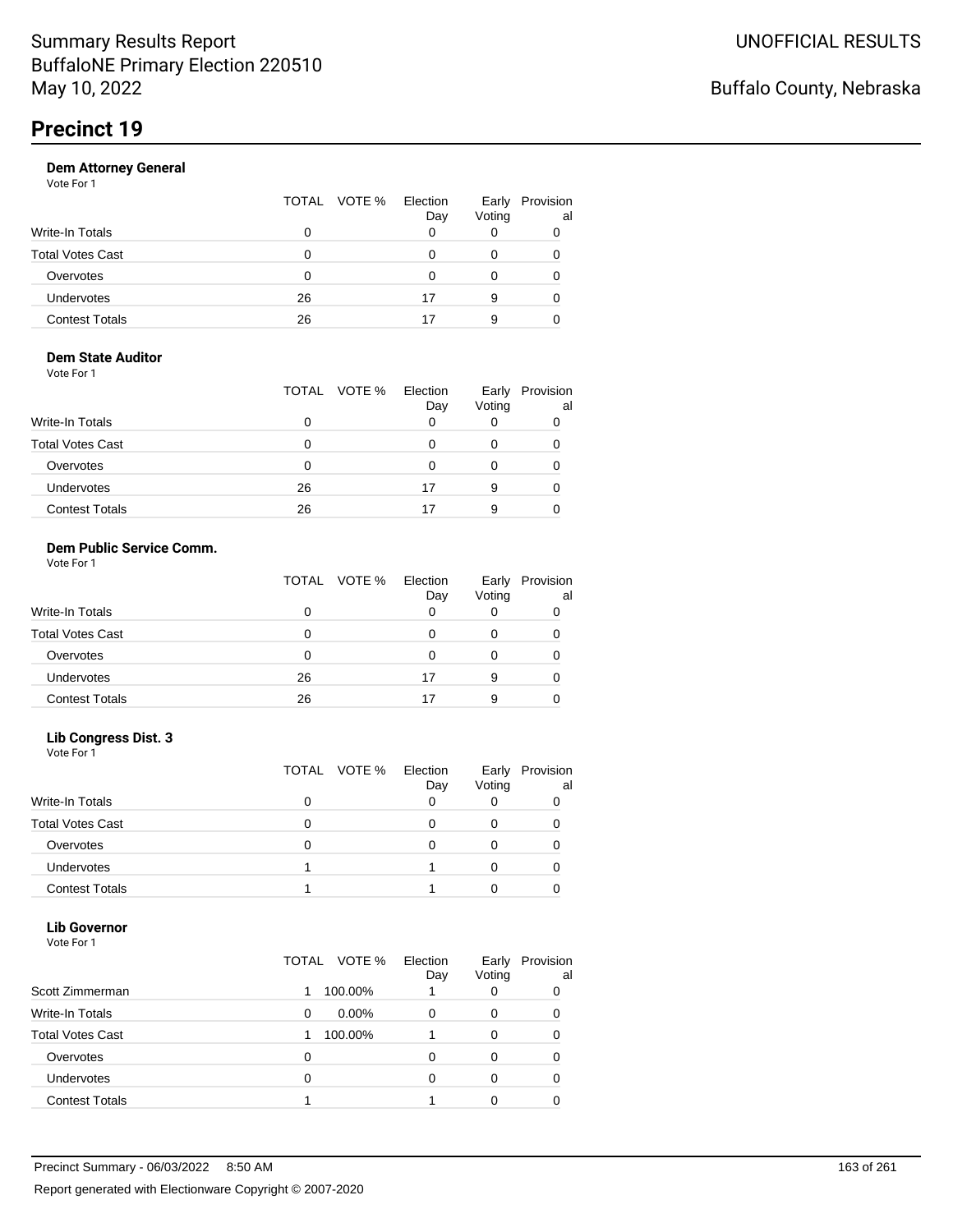# Precinct 19

### Dem Attorney General

Vote For 1

| | TOTAL | VOTE % | Election Day | Early Voting | Provisional |
|---|---|---|---|---|---|
| Write-In Totals | 0 | | 0 | 0 | 0 |
| Total Votes Cast | 0 | | 0 | 0 | 0 |
| Overvotes | 0 | | 0 | 0 | 0 |
| Undervotes | 26 | | 17 | 9 | 0 |
| Contest Totals | 26 | | 17 | 9 | 0 |

### Dem State Auditor

Vote For 1

| | TOTAL | VOTE % | Election Day | Early Voting | Provisional |
|---|---|---|---|---|---|
| Write-In Totals | 0 | | 0 | 0 | 0 |
| Total Votes Cast | 0 | | 0 | 0 | 0 |
| Overvotes | 0 | | 0 | 0 | 0 |
| Undervotes | 26 | | 17 | 9 | 0 |
| Contest Totals | 26 | | 17 | 9 | 0 |

### Dem Public Service Comm.

Vote For 1

| | TOTAL | VOTE % | Election Day | Early Voting | Provisional |
|---|---|---|---|---|---|
| Write-In Totals | 0 | | 0 | 0 | 0 |
| Total Votes Cast | 0 | | 0 | 0 | 0 |
| Overvotes | 0 | | 0 | 0 | 0 |
| Undervotes | 26 | | 17 | 9 | 0 |
| Contest Totals | 26 | | 17 | 9 | 0 |

### Lib Congress Dist. 3

Vote For 1

| | TOTAL | VOTE % | Election Day | Early Voting | Provisional |
|---|---|---|---|---|---|
| Write-In Totals | 0 | | 0 | 0 | 0 |
| Total Votes Cast | 0 | | 0 | 0 | 0 |
| Overvotes | 0 | | 0 | 0 | 0 |
| Undervotes | 1 | | 1 | 0 | 0 |
| Contest Totals | 1 | | 1 | 0 | 0 |

### Lib Governor

Vote For 1

| | TOTAL | VOTE % | Election Day | Early Voting | Provisional |
|---|---|---|---|---|---|
| Scott Zimmerman | 1 | 100.00% | 1 | 0 | 0 |
| Write-In Totals | 0 | 0.00% | 0 | 0 | 0 |
| Total Votes Cast | 1 | 100.00% | 1 | 0 | 0 |
| Overvotes | 0 | | 0 | 0 | 0 |
| Undervotes | 0 | | 0 | 0 | 0 |
| Contest Totals | 1 | | 1 | 0 | 0 |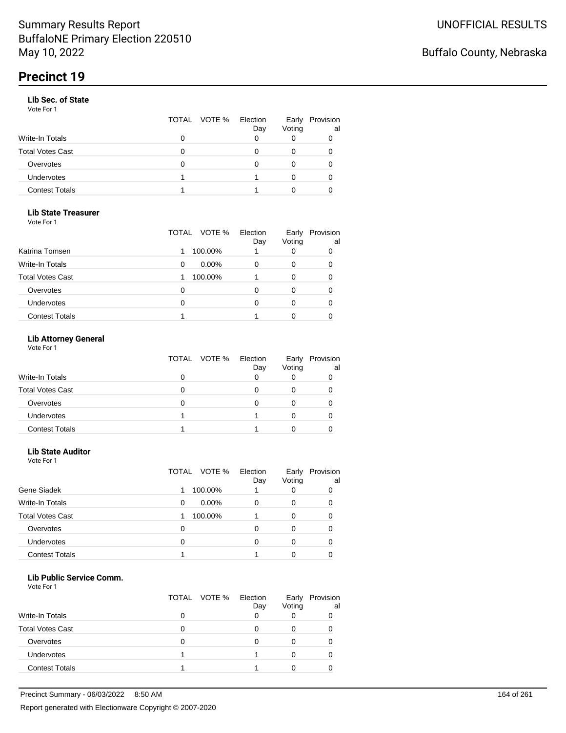Summary Results Report
BuffaloNE Primary Election 220510
May 10, 2022

UNOFFICIAL RESULTS

Buffalo County, Nebraska

# Precinct 19

### Lib Sec. of State

Vote For 1

| | TOTAL | VOTE % | Election Day | Early Voting | Provisional |
|---|---|---|---|---|---|
| Write-In Totals | 0 | | 0 | 0 | 0 |
| Total Votes Cast | 0 | | 0 | 0 | 0 |
| Overvotes | 0 | | 0 | 0 | 0 |
| Undervotes | 1 | | 1 | 0 | 0 |
| Contest Totals | 1 | | 1 | 0 | 0 |

### Lib State Treasurer

Vote For 1

| | TOTAL | VOTE % | Election Day | Early Voting | Provisional |
|---|---|---|---|---|---|
| Katrina Tomsen | 1 | 100.00% | 1 | 0 | 0 |
| Write-In Totals | 0 | 0.00% | 0 | 0 | 0 |
| Total Votes Cast | 1 | 100.00% | 1 | 0 | 0 |
| Overvotes | 0 | | 0 | 0 | 0 |
| Undervotes | 0 | | 0 | 0 | 0 |
| Contest Totals | 1 | | 1 | 0 | 0 |

### Lib Attorney General

Vote For 1

| | TOTAL | VOTE % | Election Day | Early Voting | Provisional |
|---|---|---|---|---|---|
| Write-In Totals | 0 | | 0 | 0 | 0 |
| Total Votes Cast | 0 | | 0 | 0 | 0 |
| Overvotes | 0 | | 0 | 0 | 0 |
| Undervotes | 1 | | 1 | 0 | 0 |
| Contest Totals | 1 | | 1 | 0 | 0 |

### Lib State Auditor

Vote For 1

| | TOTAL | VOTE % | Election Day | Early Voting | Provisional |
|---|---|---|---|---|---|
| Gene Siadek | 1 | 100.00% | 1 | 0 | 0 |
| Write-In Totals | 0 | 0.00% | 0 | 0 | 0 |
| Total Votes Cast | 1 | 100.00% | 1 | 0 | 0 |
| Overvotes | 0 | | 0 | 0 | 0 |
| Undervotes | 0 | | 0 | 0 | 0 |
| Contest Totals | 1 | | 1 | 0 | 0 |

### Lib Public Service Comm.

Vote For 1

| | TOTAL | VOTE % | Election Day | Early Voting | Provisional |
|---|---|---|---|---|---|
| Write-In Totals | 0 | | 0 | 0 | 0 |
| Total Votes Cast | 0 | | 0 | 0 | 0 |
| Overvotes | 0 | | 0 | 0 | 0 |
| Undervotes | 1 | | 1 | 0 | 0 |
| Contest Totals | 1 | | 1 | 0 | 0 |

Precinct Summary - 06/03/2022 8:50 AM

Report generated with Electionware Copyright © 2007-2020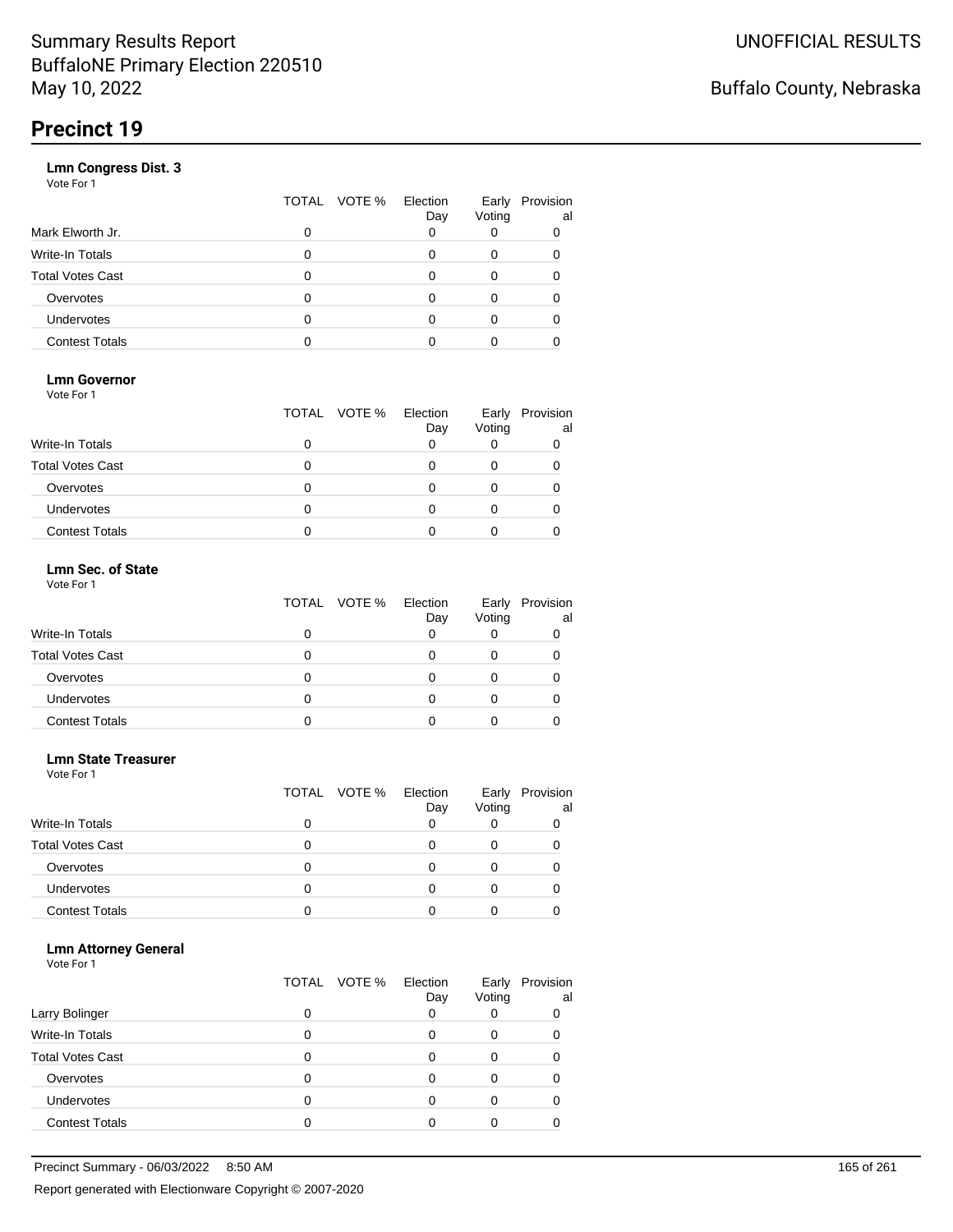Summary Results Report
BuffaloNE Primary Election 220510
May 10, 2022

UNOFFICIAL RESULTS

Buffalo County, Nebraska

# Precinct 19

### Lmn Congress Dist. 3

Vote For 1

| | TOTAL | VOTE % | Election Day | Early Voting | Provisional |
|---|---|---|---|---|---|
| Mark Elworth Jr. | 0 | | 0 | 0 | 0 |
| Write-In Totals | 0 | | 0 | 0 | 0 |
| Total Votes Cast | 0 | | 0 | 0 | 0 |
| Overvotes | 0 | | 0 | 0 | 0 |
| Undervotes | 0 | | 0 | 0 | 0 |
| Contest Totals | 0 | | 0 | 0 | 0 |

### Lmn Governor

Vote For 1

| | TOTAL | VOTE % | Election Day | Early Voting | Provisional |
|---|---|---|---|---|---|
| Write-In Totals | 0 | | 0 | 0 | 0 |
| Total Votes Cast | 0 | | 0 | 0 | 0 |
| Overvotes | 0 | | 0 | 0 | 0 |
| Undervotes | 0 | | 0 | 0 | 0 |
| Contest Totals | 0 | | 0 | 0 | 0 |

### Lmn Sec. of State

Vote For 1

| | TOTAL | VOTE % | Election Day | Early Voting | Provisional |
|---|---|---|---|---|---|
| Write-In Totals | 0 | | 0 | 0 | 0 |
| Total Votes Cast | 0 | | 0 | 0 | 0 |
| Overvotes | 0 | | 0 | 0 | 0 |
| Undervotes | 0 | | 0 | 0 | 0 |
| Contest Totals | 0 | | 0 | 0 | 0 |

### Lmn State Treasurer

Vote For 1

| | TOTAL | VOTE % | Election Day | Early Voting | Provisional |
|---|---|---|---|---|---|
| Write-In Totals | 0 | | 0 | 0 | 0 |
| Total Votes Cast | 0 | | 0 | 0 | 0 |
| Overvotes | 0 | | 0 | 0 | 0 |
| Undervotes | 0 | | 0 | 0 | 0 |
| Contest Totals | 0 | | 0 | 0 | 0 |

### Lmn Attorney General

Vote For 1

| | TOTAL | VOTE % | Election Day | Early Voting | Provisional |
|---|---|---|---|---|---|
| Larry Bolinger | 0 | | 0 | 0 | 0 |
| Write-In Totals | 0 | | 0 | 0 | 0 |
| Total Votes Cast | 0 | | 0 | 0 | 0 |
| Overvotes | 0 | | 0 | 0 | 0 |
| Undervotes | 0 | | 0 | 0 | 0 |
| Contest Totals | 0 | | 0 | 0 | 0 |

Precinct Summary - 06/03/2022 8:50 AM

Report generated with Electionware Copyright © 2007-2020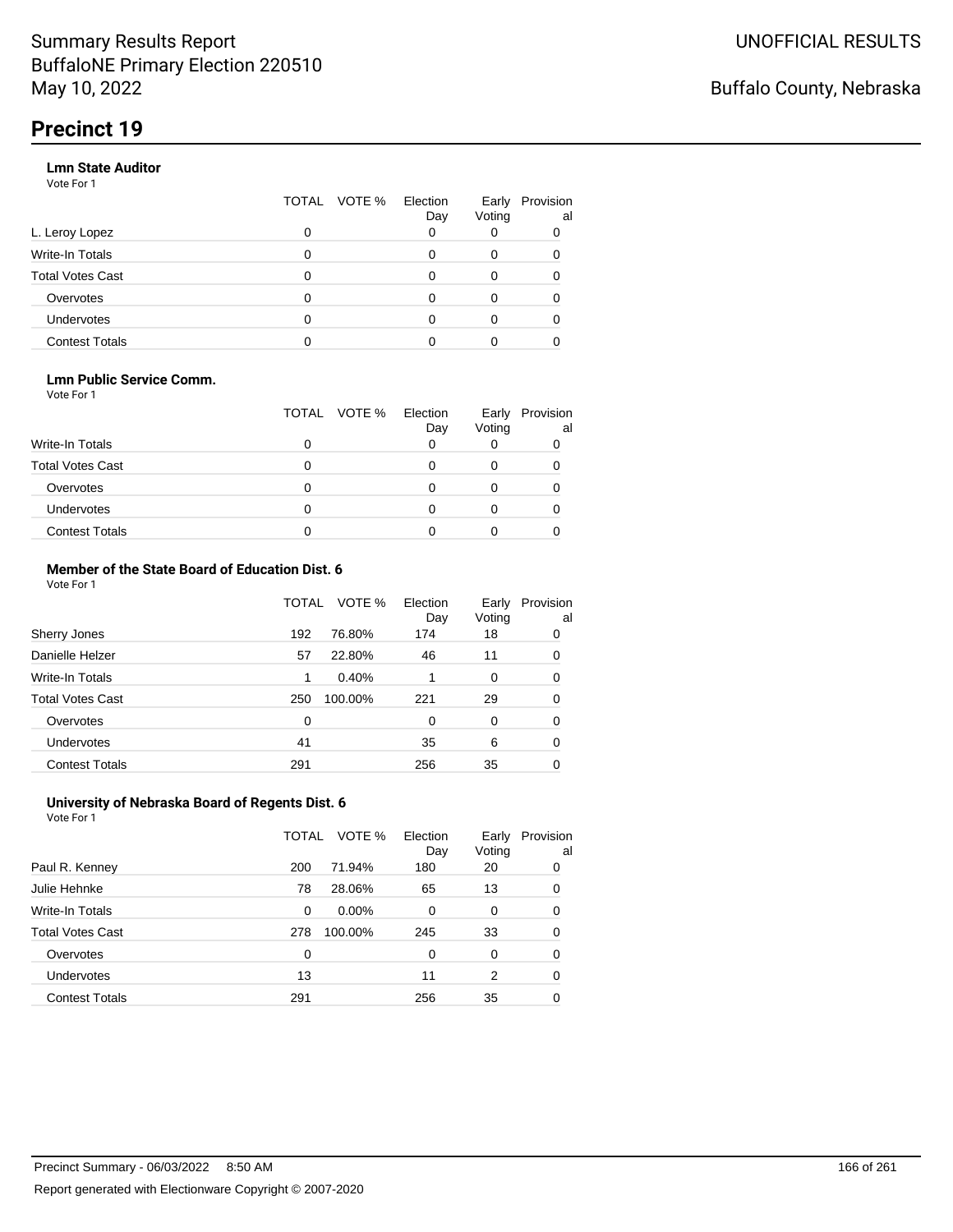Summary Results Report
BuffaloNE Primary Election 220510
May 10, 2022

UNOFFICIAL RESULTS

Buffalo County, Nebraska

# Precinct 19

### Lmn State Auditor

Vote For 1

| | TOTAL | VOTE % | Election Day | Early Voting | Provisional |
|---|---|---|---|---|---|
| L. Leroy Lopez | 0 | | 0 | 0 | 0 |
| Write-In Totals | 0 | | 0 | 0 | 0 |
| Total Votes Cast | 0 | | 0 | 0 | 0 |
| Overvotes | 0 | | 0 | 0 | 0 |
| Undervotes | 0 | | 0 | 0 | 0 |
| Contest Totals | 0 | | 0 | 0 | 0 |

### Lmn Public Service Comm.

Vote For 1

| | TOTAL | VOTE % | Election Day | Early Voting | Provisional |
|---|---|---|---|---|---|
| Write-In Totals | 0 | | 0 | 0 | 0 |
| Total Votes Cast | 0 | | 0 | 0 | 0 |
| Overvotes | 0 | | 0 | 0 | 0 |
| Undervotes | 0 | | 0 | 0 | 0 |
| Contest Totals | 0 | | 0 | 0 | 0 |

### Member of the State Board of Education Dist. 6

Vote For 1

| | TOTAL | VOTE % | Election Day | Early Voting | Provisional |
|---|---|---|---|---|---|
| Sherry Jones | 192 | 76.80% | 174 | 18 | 0 |
| Danielle Helzer | 57 | 22.80% | 46 | 11 | 0 |
| Write-In Totals | 1 | 0.40% | 1 | 0 | 0 |
| Total Votes Cast | 250 | 100.00% | 221 | 29 | 0 |
| Overvotes | 0 | | 0 | 0 | 0 |
| Undervotes | 41 | | 35 | 6 | 0 |
| Contest Totals | 291 | | 256 | 35 | 0 |

### University of Nebraska Board of Regents Dist. 6

Vote For 1

| | TOTAL | VOTE % | Election Day | Early Voting | Provisional |
|---|---|---|---|---|---|
| Paul R. Kenney | 200 | 71.94% | 180 | 20 | 0 |
| Julie Hehnke | 78 | 28.06% | 65 | 13 | 0 |
| Write-In Totals | 0 | 0.00% | 0 | 0 | 0 |
| Total Votes Cast | 278 | 100.00% | 245 | 33 | 0 |
| Overvotes | 0 | | 0 | 0 | 0 |
| Undervotes | 13 | | 11 | 2 | 0 |
| Contest Totals | 291 | | 256 | 35 | 0 |

Precinct Summary - 06/03/2022 8:50 AM

Report generated with Electionware Copyright © 2007-2020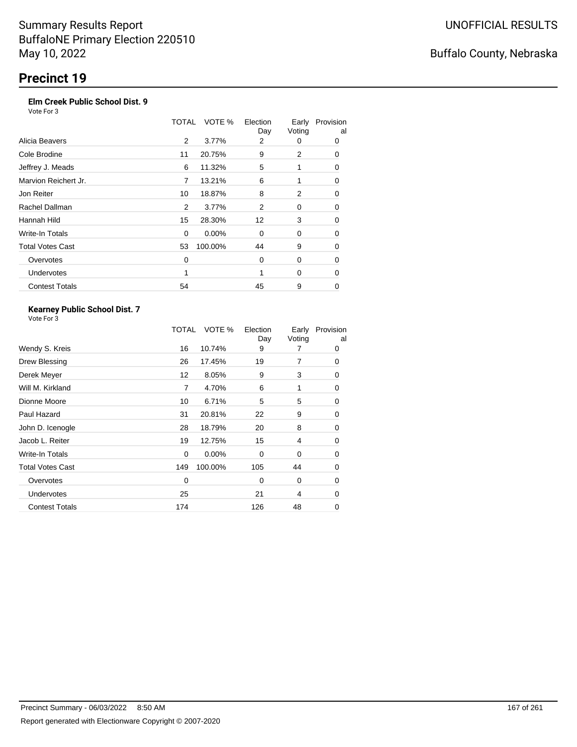Summary Results Report
BuffaloNE Primary Election 220510
May 10, 2022

UNOFFICIAL RESULTS

Buffalo County, Nebraska

# Precinct 19

### Elm Creek Public School Dist. 9

Vote For 3

| | TOTAL | VOTE % | Election Day | Early Voting | Provisional |
|---|---|---|---|---|---|
| Alicia Beavers | 2 | 3.77% | 2 | 0 | 0 |
| Cole Brodine | 11 | 20.75% | 9 | 2 | 0 |
| Jeffrey J. Meads | 6 | 11.32% | 5 | 1 | 0 |
| Marvion Reichert Jr. | 7 | 13.21% | 6 | 1 | 0 |
| Jon Reiter | 10 | 18.87% | 8 | 2 | 0 |
| Rachel Dallman | 2 | 3.77% | 2 | 0 | 0 |
| Hannah Hild | 15 | 28.30% | 12 | 3 | 0 |
| Write-In Totals | 0 | 0.00% | 0 | 0 | 0 |
| Total Votes Cast | 53 | 100.00% | 44 | 9 | 0 |
| Overvotes | 0 | | 0 | 0 | 0 |
| Undervotes | 1 | | 1 | 0 | 0 |
| Contest Totals | 54 | | 45 | 9 | 0 |

### Kearney Public School Dist. 7

Vote For 3

| | TOTAL | VOTE % | Election Day | Early Voting | Provisional |
|---|---|---|---|---|---|
| Wendy S. Kreis | 16 | 10.74% | 9 | 7 | 0 |
| Drew Blessing | 26 | 17.45% | 19 | 7 | 0 |
| Derek Meyer | 12 | 8.05% | 9 | 3 | 0 |
| Will M. Kirkland | 7 | 4.70% | 6 | 1 | 0 |
| Dionne Moore | 10 | 6.71% | 5 | 5 | 0 |
| Paul Hazard | 31 | 20.81% | 22 | 9 | 0 |
| John D. Icenogle | 28 | 18.79% | 20 | 8 | 0 |
| Jacob L. Reiter | 19 | 12.75% | 15 | 4 | 0 |
| Write-In Totals | 0 | 0.00% | 0 | 0 | 0 |
| Total Votes Cast | 149 | 100.00% | 105 | 44 | 0 |
| Overvotes | 0 | | 0 | 0 | 0 |
| Undervotes | 25 | | 21 | 4 | 0 |
| Contest Totals | 174 | | 126 | 48 | 0 |

Precinct Summary - 06/03/2022 8:50 AM

Report generated with Electionware Copyright © 2007-2020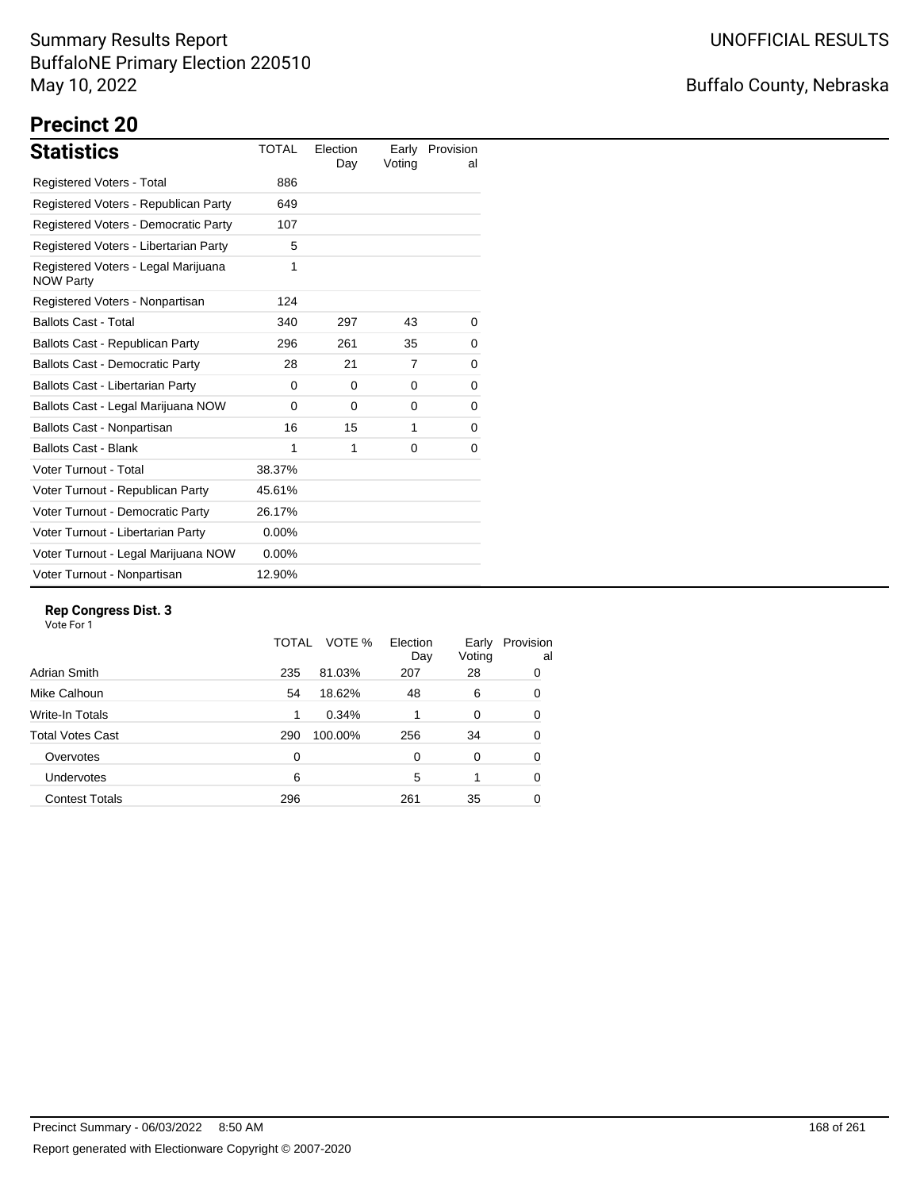Summary Results Report
BuffaloNE Primary Election 220510
May 10, 2022

UNOFFICIAL RESULTS

Buffalo County, Nebraska

# Precinct 20

## Statistics

| Statistics | TOTAL | Election Day | Early Voting | Provisional |
|---|---|---|---|---|
| Registered Voters - Total | 886 | | | |
| Registered Voters - Republican Party | 649 | | | |
| Registered Voters - Democratic Party | 107 | | | |
| Registered Voters - Libertarian Party | 5 | | | |
| Registered Voters - Legal Marijuana NOW Party | 1 | | | |
| Registered Voters - Nonpartisan | 124 | | | |
| Ballots Cast - Total | 340 | 297 | 43 | 0 |
| Ballots Cast - Republican Party | 296 | 261 | 35 | 0 |
| Ballots Cast - Democratic Party | 28 | 21 | 7 | 0 |
| Ballots Cast - Libertarian Party | 0 | 0 | 0 | 0 |
| Ballots Cast - Legal Marijuana NOW | 0 | 0 | 0 | 0 |
| Ballots Cast - Nonpartisan | 16 | 15 | 1 | 0 |
| Ballots Cast - Blank | 1 | 1 | 0 | 0 |
| Voter Turnout - Total | 38.37% | | | |
| Voter Turnout - Republican Party | 45.61% | | | |
| Voter Turnout - Democratic Party | 26.17% | | | |
| Voter Turnout - Libertarian Party | 0.00% | | | |
| Voter Turnout - Legal Marijuana NOW | 0.00% | | | |
| Voter Turnout - Nonpartisan | 12.90% | | | |

### Rep Congress Dist. 3

Vote For 1

| | TOTAL | VOTE % | Election Day | Early Voting | Provisional |
|---|---|---|---|---|---|
| Adrian Smith | 235 | 81.03% | 207 | 28 | 0 |
| Mike Calhoun | 54 | 18.62% | 48 | 6 | 0 |
| Write-In Totals | 1 | 0.34% | 1 | 0 | 0 |
| Total Votes Cast | 290 | 100.00% | 256 | 34 | 0 |
| Overvotes | 0 | | 0 | 0 | 0 |
| Undervotes | 6 | | 5 | 1 | 0 |
| Contest Totals | 296 | | 261 | 35 | 0 |

Precinct Summary - 06/03/2022 8:50 AM

Report generated with Electionware Copyright © 2007-2020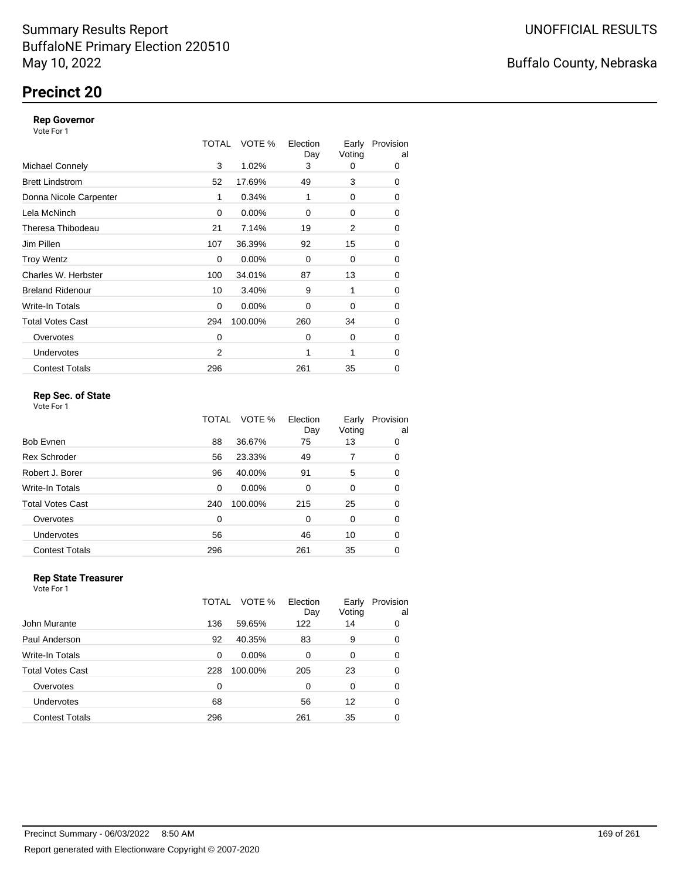Summary Results Report
BuffaloNE Primary Election 220510
May 10, 2022

UNOFFICIAL RESULTS

Buffalo County, Nebraska

# Precinct 20

### Rep Governor

Vote For 1

| | TOTAL | VOTE % | Election Day | Early Voting | Provisional |
|---|---|---|---|---|---|
| Michael Connely | 3 | 1.02% | 3 | 0 | 0 |
| Brett Lindstrom | 52 | 17.69% | 49 | 3 | 0 |
| Donna Nicole Carpenter | 1 | 0.34% | 1 | 0 | 0 |
| Lela McNinch | 0 | 0.00% | 0 | 0 | 0 |
| Theresa Thibodeau | 21 | 7.14% | 19 | 2 | 0 |
| Jim Pillen | 107 | 36.39% | 92 | 15 | 0 |
| Troy Wentz | 0 | 0.00% | 0 | 0 | 0 |
| Charles W. Herbster | 100 | 34.01% | 87 | 13 | 0 |
| Breland Ridenour | 10 | 3.40% | 9 | 1 | 0 |
| Write-In Totals | 0 | 0.00% | 0 | 0 | 0 |
| Total Votes Cast | 294 | 100.00% | 260 | 34 | 0 |
| Overvotes | 0 | | 0 | 0 | 0 |
| Undervotes | 2 | | 1 | 1 | 0 |
| Contest Totals | 296 | | 261 | 35 | 0 |

### Rep Sec. of State

Vote For 1

| | TOTAL | VOTE % | Election Day | Early Voting | Provisional |
|---|---|---|---|---|---|
| Bob Evnen | 88 | 36.67% | 75 | 13 | 0 |
| Rex Schroder | 56 | 23.33% | 49 | 7 | 0 |
| Robert J. Borer | 96 | 40.00% | 91 | 5 | 0 |
| Write-In Totals | 0 | 0.00% | 0 | 0 | 0 |
| Total Votes Cast | 240 | 100.00% | 215 | 25 | 0 |
| Overvotes | 0 | | 0 | 0 | 0 |
| Undervotes | 56 | | 46 | 10 | 0 |
| Contest Totals | 296 | | 261 | 35 | 0 |

### Rep State Treasurer

Vote For 1

| | TOTAL | VOTE % | Election Day | Early Voting | Provisional |
|---|---|---|---|---|---|
| John Murante | 136 | 59.65% | 122 | 14 | 0 |
| Paul Anderson | 92 | 40.35% | 83 | 9 | 0 |
| Write-In Totals | 0 | 0.00% | 0 | 0 | 0 |
| Total Votes Cast | 228 | 100.00% | 205 | 23 | 0 |
| Overvotes | 0 | | 0 | 0 | 0 |
| Undervotes | 68 | | 56 | 12 | 0 |
| Contest Totals | 296 | | 261 | 35 | 0 |

Precinct Summary - 06/03/2022 8:50 AM

Report generated with Electionware Copyright © 2007-2020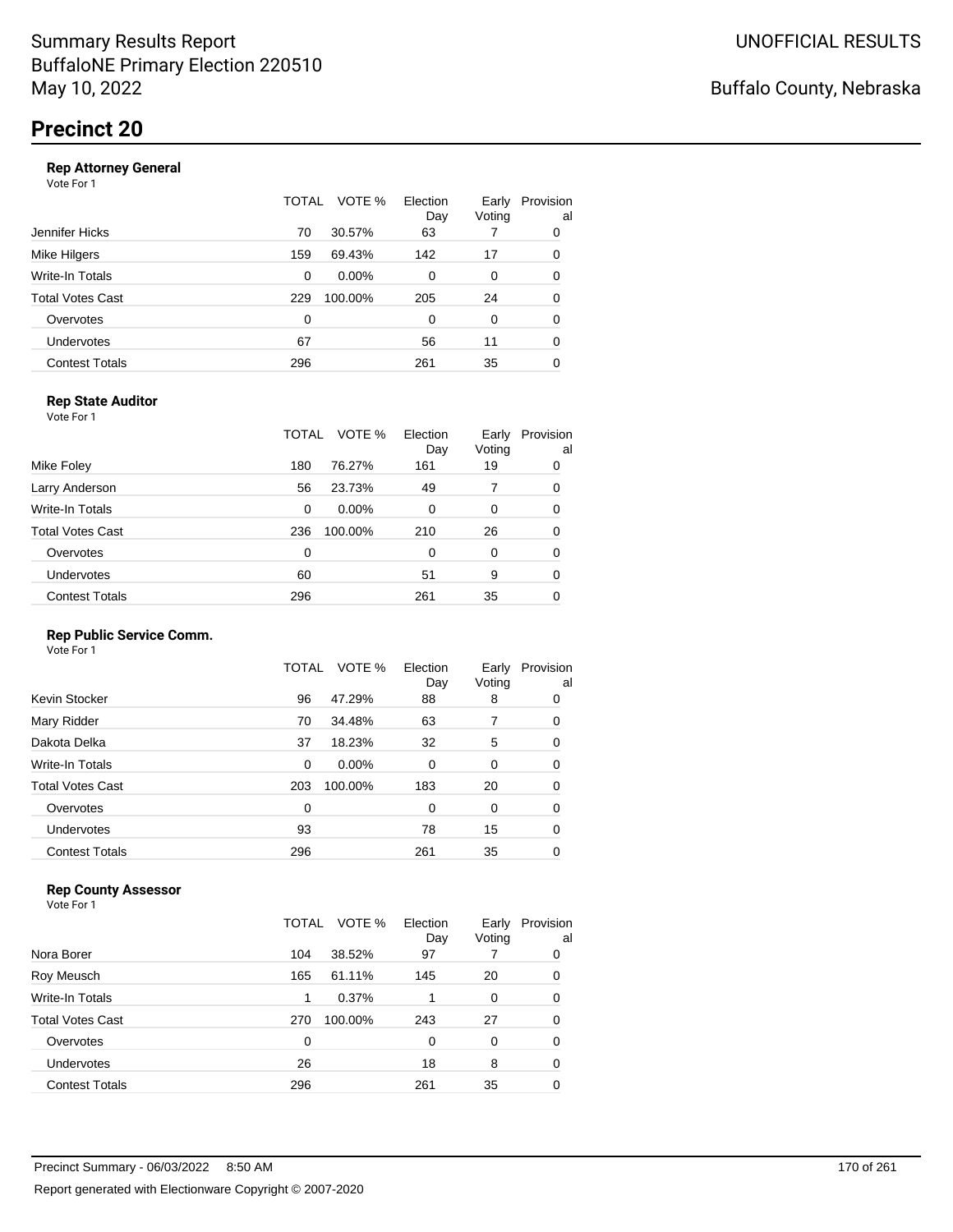Summary Results Report
BuffaloNE Primary Election 220510
May 10, 2022

UNOFFICIAL RESULTS

Buffalo County, Nebraska

# Precinct 20

### Rep Attorney General

Vote For 1

| | TOTAL | VOTE % | Election Day | Early Voting | Provisional |
|---|---|---|---|---|---|
| Jennifer Hicks | 70 | 30.57% | 63 | 7 | 0 |
| Mike Hilgers | 159 | 69.43% | 142 | 17 | 0 |
| Write-In Totals | 0 | 0.00% | 0 | 0 | 0 |
| Total Votes Cast | 229 | 100.00% | 205 | 24 | 0 |
| Overvotes | 0 | | 0 | 0 | 0 |
| Undervotes | 67 | | 56 | 11 | 0 |
| Contest Totals | 296 | | 261 | 35 | 0 |

### Rep State Auditor

Vote For 1

| | TOTAL | VOTE % | Election Day | Early Voting | Provisional |
|---|---|---|---|---|---|
| Mike Foley | 180 | 76.27% | 161 | 19 | 0 |
| Larry Anderson | 56 | 23.73% | 49 | 7 | 0 |
| Write-In Totals | 0 | 0.00% | 0 | 0 | 0 |
| Total Votes Cast | 236 | 100.00% | 210 | 26 | 0 |
| Overvotes | 0 | | 0 | 0 | 0 |
| Undervotes | 60 | | 51 | 9 | 0 |
| Contest Totals | 296 | | 261 | 35 | 0 |

### Rep Public Service Comm.

Vote For 1

| | TOTAL | VOTE % | Election Day | Early Voting | Provisional |
|---|---|---|---|---|---|
| Kevin Stocker | 96 | 47.29% | 88 | 8 | 0 |
| Mary Ridder | 70 | 34.48% | 63 | 7 | 0 |
| Dakota Delka | 37 | 18.23% | 32 | 5 | 0 |
| Write-In Totals | 0 | 0.00% | 0 | 0 | 0 |
| Total Votes Cast | 203 | 100.00% | 183 | 20 | 0 |
| Overvotes | 0 | | 0 | 0 | 0 |
| Undervotes | 93 | | 78 | 15 | 0 |
| Contest Totals | 296 | | 261 | 35 | 0 |

### Rep County Assessor

Vote For 1

| | TOTAL | VOTE % | Election Day | Early Voting | Provisional |
|---|---|---|---|---|---|
| Nora Borer | 104 | 38.52% | 97 | 7 | 0 |
| Roy Meusch | 165 | 61.11% | 145 | 20 | 0 |
| Write-In Totals | 1 | 0.37% | 1 | 0 | 0 |
| Total Votes Cast | 270 | 100.00% | 243 | 27 | 0 |
| Overvotes | 0 | | 0 | 0 | 0 |
| Undervotes | 26 | | 18 | 8 | 0 |
| Contest Totals | 296 | | 261 | 35 | 0 |

Precinct Summary - 06/03/2022 8:50 AM

Report generated with Electionware Copyright © 2007-2020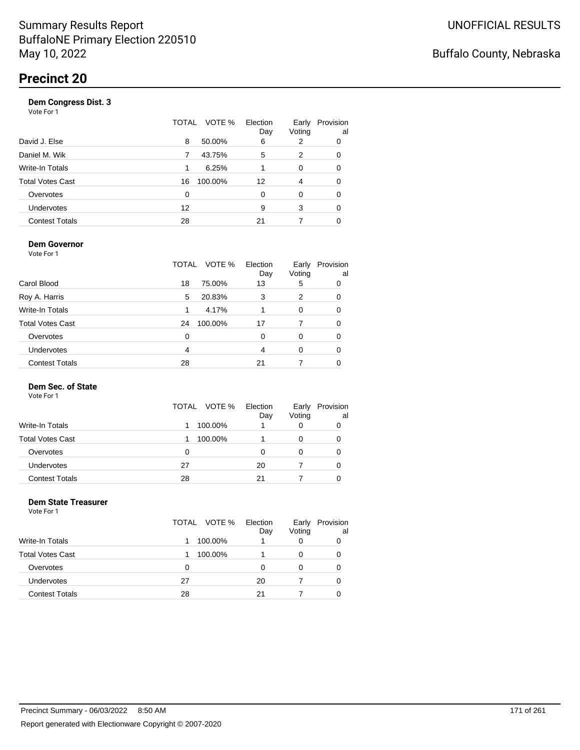# Summary Results Report
BuffaloNE Primary Election 220510
May 10, 2022

UNOFFICIAL RESULTS

Buffalo County, Nebraska

## Precinct 20

### Dem Congress Dist. 3

Vote For 1

| | TOTAL | VOTE % | Election Day | Early Voting | Provisional |
|---|---|---|---|---|---|
| David J. Else | 8 | 50.00% | 6 | 2 | 0 |
| Daniel M. Wik | 7 | 43.75% | 5 | 2 | 0 |
| Write-In Totals | 1 | 6.25% | 1 | 0 | 0 |
| Total Votes Cast | 16 | 100.00% | 12 | 4 | 0 |
| Overvotes | 0 | | 0 | 0 | 0 |
| Undervotes | 12 | | 9 | 3 | 0 |
| Contest Totals | 28 | | 21 | 7 | 0 |

### Dem Governor

Vote For 1

| | TOTAL | VOTE % | Election Day | Early Voting | Provisional |
|---|---|---|---|---|---|
| Carol Blood | 18 | 75.00% | 13 | 5 | 0 |
| Roy A. Harris | 5 | 20.83% | 3 | 2 | 0 |
| Write-In Totals | 1 | 4.17% | 1 | 0 | 0 |
| Total Votes Cast | 24 | 100.00% | 17 | 7 | 0 |
| Overvotes | 0 | | 0 | 0 | 0 |
| Undervotes | 4 | | 4 | 0 | 0 |
| Contest Totals | 28 | | 21 | 7 | 0 |

### Dem Sec. of State

Vote For 1

| | TOTAL | VOTE % | Election Day | Early Voting | Provisional |
|---|---|---|---|---|---|
| Write-In Totals | 1 | 100.00% | 1 | 0 | 0 |
| Total Votes Cast | 1 | 100.00% | 1 | 0 | 0 |
| Overvotes | 0 | | 0 | 0 | 0 |
| Undervotes | 27 | | 20 | 7 | 0 |
| Contest Totals | 28 | | 21 | 7 | 0 |

### Dem State Treasurer

Vote For 1

| | TOTAL | VOTE % | Election Day | Early Voting | Provisional |
|---|---|---|---|---|---|
| Write-In Totals | 1 | 100.00% | 1 | 0 | 0 |
| Total Votes Cast | 1 | 100.00% | 1 | 0 | 0 |
| Overvotes | 0 | | 0 | 0 | 0 |
| Undervotes | 27 | | 20 | 7 | 0 |
| Contest Totals | 28 | | 21 | 7 | 0 |

Precinct Summary - 06/03/2022 8:50 AM

Report generated with Electionware Copyright © 2007-2020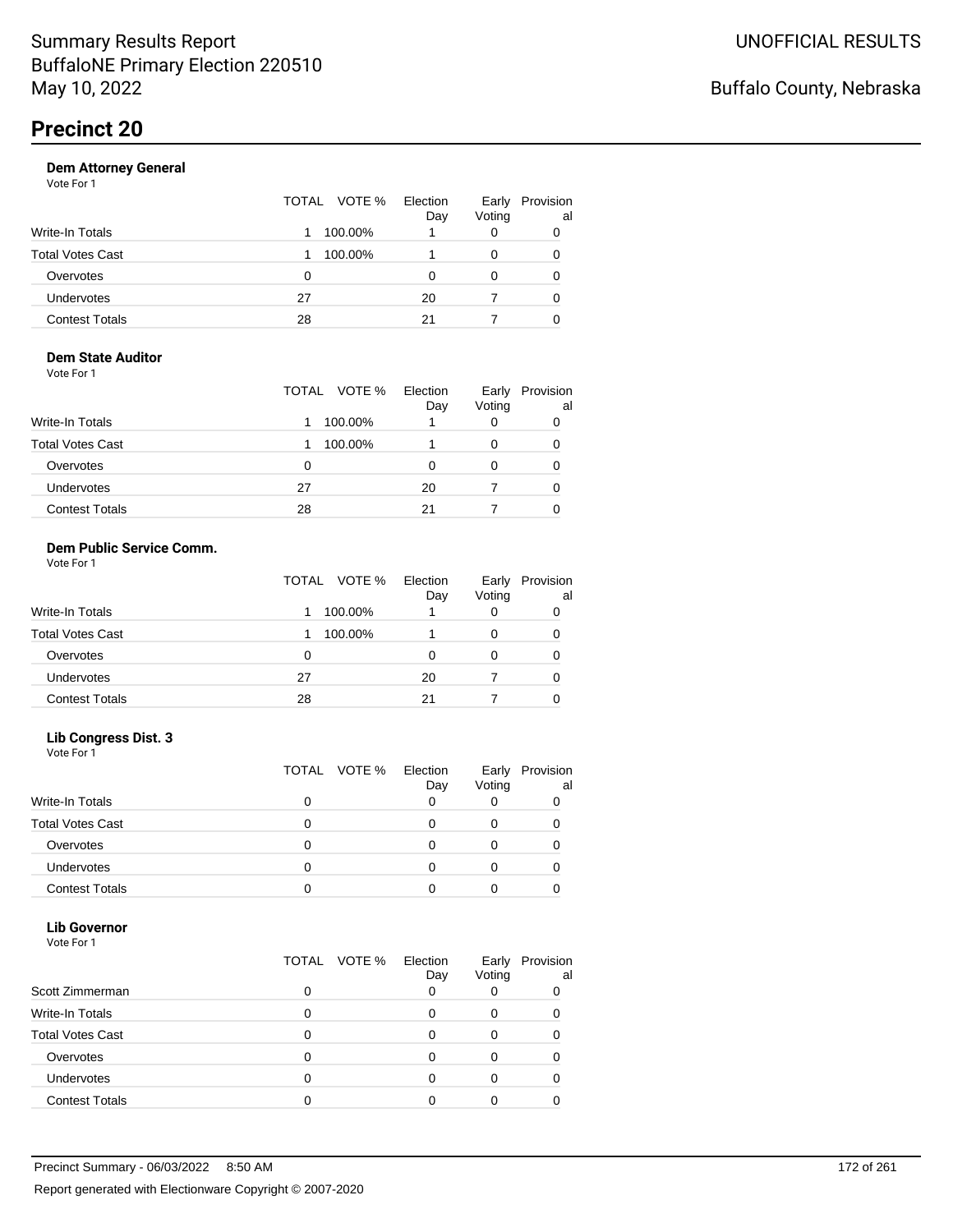# Summary Results Report
BuffaloNE Primary Election 220510
May 10, 2022

UNOFFICIAL RESULTS

Buffalo County, Nebraska

## Precinct 20

### Dem Attorney General

Vote For 1

| | TOTAL | VOTE % | Election Day | Early Voting | Provisional |
|---|---|---|---|---|---|
| Write-In Totals | 1 | 100.00% | 1 | 0 | 0 |
| Total Votes Cast | 1 | 100.00% | 1 | 0 | 0 |
| Overvotes | 0 | | 0 | 0 | 0 |
| Undervotes | 27 | | 20 | 7 | 0 |
| Contest Totals | 28 | | 21 | 7 | 0 |

### Dem State Auditor

Vote For 1

| | TOTAL | VOTE % | Election Day | Early Voting | Provisional |
|---|---|---|---|---|---|
| Write-In Totals | 1 | 100.00% | 1 | 0 | 0 |
| Total Votes Cast | 1 | 100.00% | 1 | 0 | 0 |
| Overvotes | 0 | | 0 | 0 | 0 |
| Undervotes | 27 | | 20 | 7 | 0 |
| Contest Totals | 28 | | 21 | 7 | 0 |

### Dem Public Service Comm.

Vote For 1

| | TOTAL | VOTE % | Election Day | Early Voting | Provisional |
|---|---|---|---|---|---|
| Write-In Totals | 1 | 100.00% | 1 | 0 | 0 |
| Total Votes Cast | 1 | 100.00% | 1 | 0 | 0 |
| Overvotes | 0 | | 0 | 0 | 0 |
| Undervotes | 27 | | 20 | 7 | 0 |
| Contest Totals | 28 | | 21 | 7 | 0 |

### Lib Congress Dist. 3

Vote For 1

| | TOTAL | VOTE % | Election Day | Early Voting | Provisional |
|---|---|---|---|---|---|
| Write-In Totals | 0 | | 0 | 0 | 0 |
| Total Votes Cast | 0 | | 0 | 0 | 0 |
| Overvotes | 0 | | 0 | 0 | 0 |
| Undervotes | 0 | | 0 | 0 | 0 |
| Contest Totals | 0 | | 0 | 0 | 0 |

### Lib Governor

Vote For 1

| | TOTAL | VOTE % | Election Day | Early Voting | Provisional |
|---|---|---|---|---|---|
| Scott Zimmerman | 0 | | 0 | 0 | 0 |
| Write-In Totals | 0 | | 0 | 0 | 0 |
| Total Votes Cast | 0 | | 0 | 0 | 0 |
| Overvotes | 0 | | 0 | 0 | 0 |
| Undervotes | 0 | | 0 | 0 | 0 |
| Contest Totals | 0 | | 0 | 0 | 0 |

Precinct Summary - 06/03/2022 8:50 AM

Report generated with Electionware Copyright © 2007-2020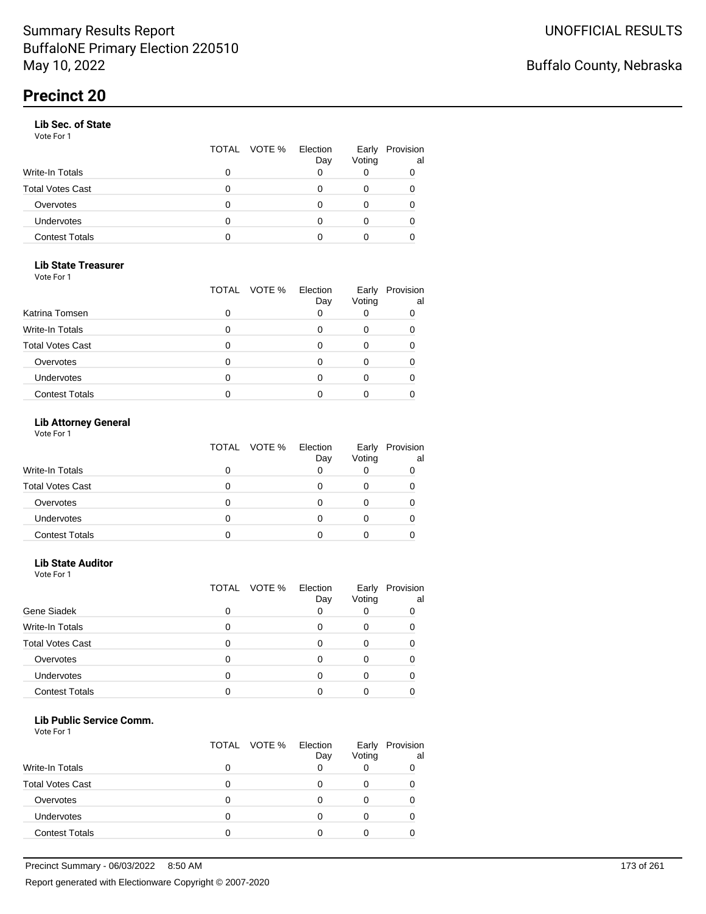Summary Results Report
BuffaloNE Primary Election 220510
May 10, 2022

UNOFFICIAL RESULTS

Buffalo County, Nebraska

# Precinct 20

### Lib Sec. of State

Vote For 1

| | TOTAL | VOTE % | Election Day | Early Voting | Provisional |
|---|---|---|---|---|---|
| Write-In Totals | 0 | | 0 | 0 | 0 |
| Total Votes Cast | 0 | | 0 | 0 | 0 |
| Overvotes | 0 | | 0 | 0 | 0 |
| Undervotes | 0 | | 0 | 0 | 0 |
| Contest Totals | 0 | | 0 | 0 | 0 |

### Lib State Treasurer

Vote For 1

| | TOTAL | VOTE % | Election Day | Early Voting | Provisional |
|---|---|---|---|---|---|
| Katrina Tomsen | 0 | | 0 | 0 | 0 |
| Write-In Totals | 0 | | 0 | 0 | 0 |
| Total Votes Cast | 0 | | 0 | 0 | 0 |
| Overvotes | 0 | | 0 | 0 | 0 |
| Undervotes | 0 | | 0 | 0 | 0 |
| Contest Totals | 0 | | 0 | 0 | 0 |

### Lib Attorney General

Vote For 1

| | TOTAL | VOTE % | Election Day | Early Voting | Provisional |
|---|---|---|---|---|---|
| Write-In Totals | 0 | | 0 | 0 | 0 |
| Total Votes Cast | 0 | | 0 | 0 | 0 |
| Overvotes | 0 | | 0 | 0 | 0 |
| Undervotes | 0 | | 0 | 0 | 0 |
| Contest Totals | 0 | | 0 | 0 | 0 |

### Lib State Auditor

Vote For 1

| | TOTAL | VOTE % | Election Day | Early Voting | Provisional |
|---|---|---|---|---|---|
| Gene Siadek | 0 | | 0 | 0 | 0 |
| Write-In Totals | 0 | | 0 | 0 | 0 |
| Total Votes Cast | 0 | | 0 | 0 | 0 |
| Overvotes | 0 | | 0 | 0 | 0 |
| Undervotes | 0 | | 0 | 0 | 0 |
| Contest Totals | 0 | | 0 | 0 | 0 |

### Lib Public Service Comm.

Vote For 1

| | TOTAL | VOTE % | Election Day | Early Voting | Provisional |
|---|---|---|---|---|---|
| Write-In Totals | 0 | | 0 | 0 | 0 |
| Total Votes Cast | 0 | | 0 | 0 | 0 |
| Overvotes | 0 | | 0 | 0 | 0 |
| Undervotes | 0 | | 0 | 0 | 0 |
| Contest Totals | 0 | | 0 | 0 | 0 |

Precinct Summary - 06/03/2022 8:50 AM

Report generated with Electionware Copyright © 2007-2020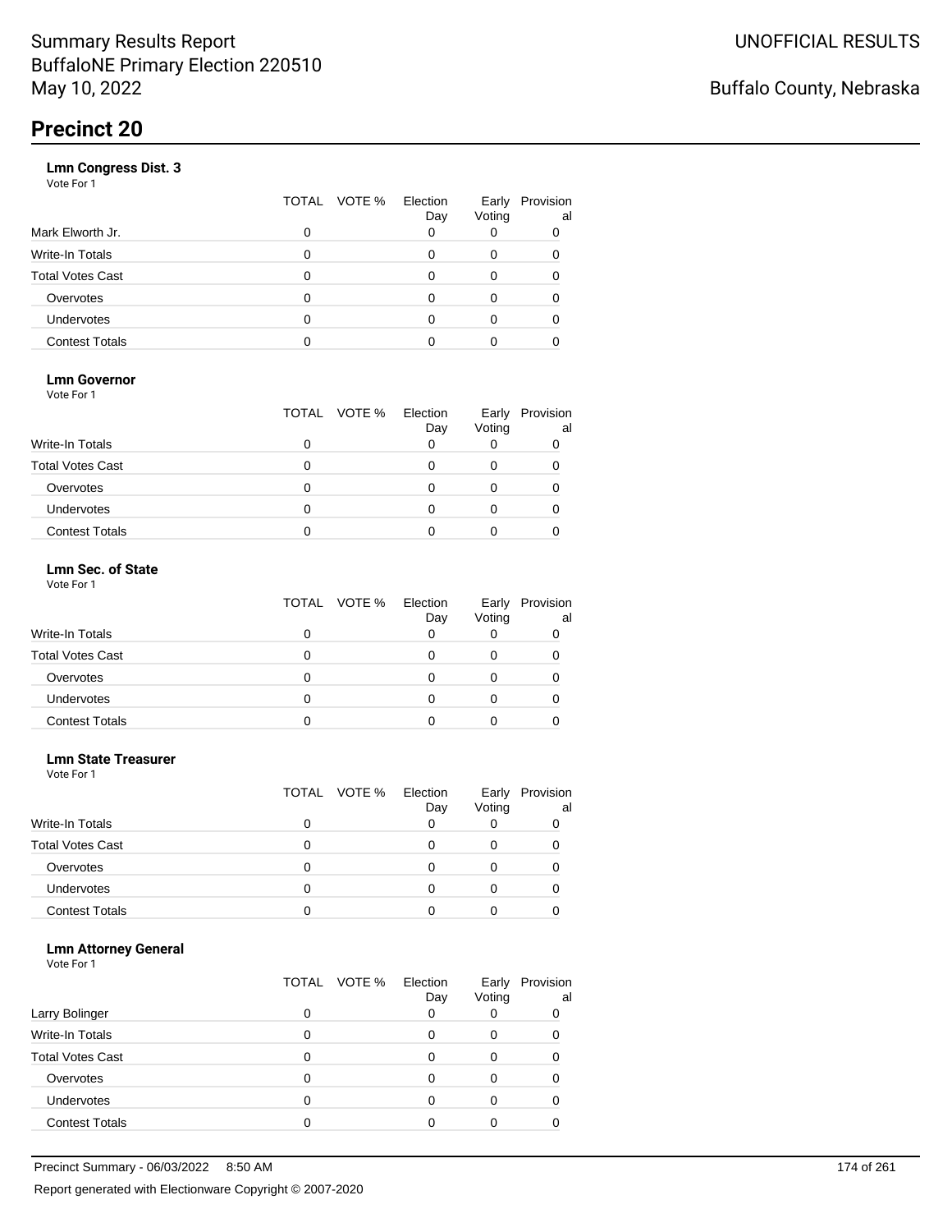# Summary Results Report
BuffaloNE Primary Election 220510
May 10, 2022

UNOFFICIAL RESULTS

Buffalo County, Nebraska

## Precinct 20

### Lmn Congress Dist. 3
Vote For 1

| | TOTAL | VOTE % | Election Day | Early Voting | Provisional |
|---|---|---|---|---|---|
| Mark Elworth Jr. | 0 | | 0 | 0 | 0 |
| Write-In Totals | 0 | | 0 | 0 | 0 |
| Total Votes Cast | 0 | | 0 | 0 | 0 |
| Overvotes | 0 | | 0 | 0 | 0 |
| Undervotes | 0 | | 0 | 0 | 0 |
| Contest Totals | 0 | | 0 | 0 | 0 |

### Lmn Governor
Vote For 1

| | TOTAL | VOTE % | Election Day | Early Voting | Provisional |
|---|---|---|---|---|---|
| Write-In Totals | 0 | | 0 | 0 | 0 |
| Total Votes Cast | 0 | | 0 | 0 | 0 |
| Overvotes | 0 | | 0 | 0 | 0 |
| Undervotes | 0 | | 0 | 0 | 0 |
| Contest Totals | 0 | | 0 | 0 | 0 |

### Lmn Sec. of State
Vote For 1

| | TOTAL | VOTE % | Election Day | Early Voting | Provisional |
|---|---|---|---|---|---|
| Write-In Totals | 0 | | 0 | 0 | 0 |
| Total Votes Cast | 0 | | 0 | 0 | 0 |
| Overvotes | 0 | | 0 | 0 | 0 |
| Undervotes | 0 | | 0 | 0 | 0 |
| Contest Totals | 0 | | 0 | 0 | 0 |

### Lmn State Treasurer
Vote For 1

| | TOTAL | VOTE % | Election Day | Early Voting | Provisional |
|---|---|---|---|---|---|
| Write-In Totals | 0 | | 0 | 0 | 0 |
| Total Votes Cast | 0 | | 0 | 0 | 0 |
| Overvotes | 0 | | 0 | 0 | 0 |
| Undervotes | 0 | | 0 | 0 | 0 |
| Contest Totals | 0 | | 0 | 0 | 0 |

### Lmn Attorney General
Vote For 1

| | TOTAL | VOTE % | Election Day | Early Voting | Provisional |
|---|---|---|---|---|---|
| Larry Bolinger | 0 | | 0 | 0 | 0 |
| Write-In Totals | 0 | | 0 | 0 | 0 |
| Total Votes Cast | 0 | | 0 | 0 | 0 |
| Overvotes | 0 | | 0 | 0 | 0 |
| Undervotes | 0 | | 0 | 0 | 0 |
| Contest Totals | 0 | | 0 | 0 | 0 |

Precinct Summary - 06/03/2022 8:50 AM

Report generated with Electionware Copyright © 2007-2020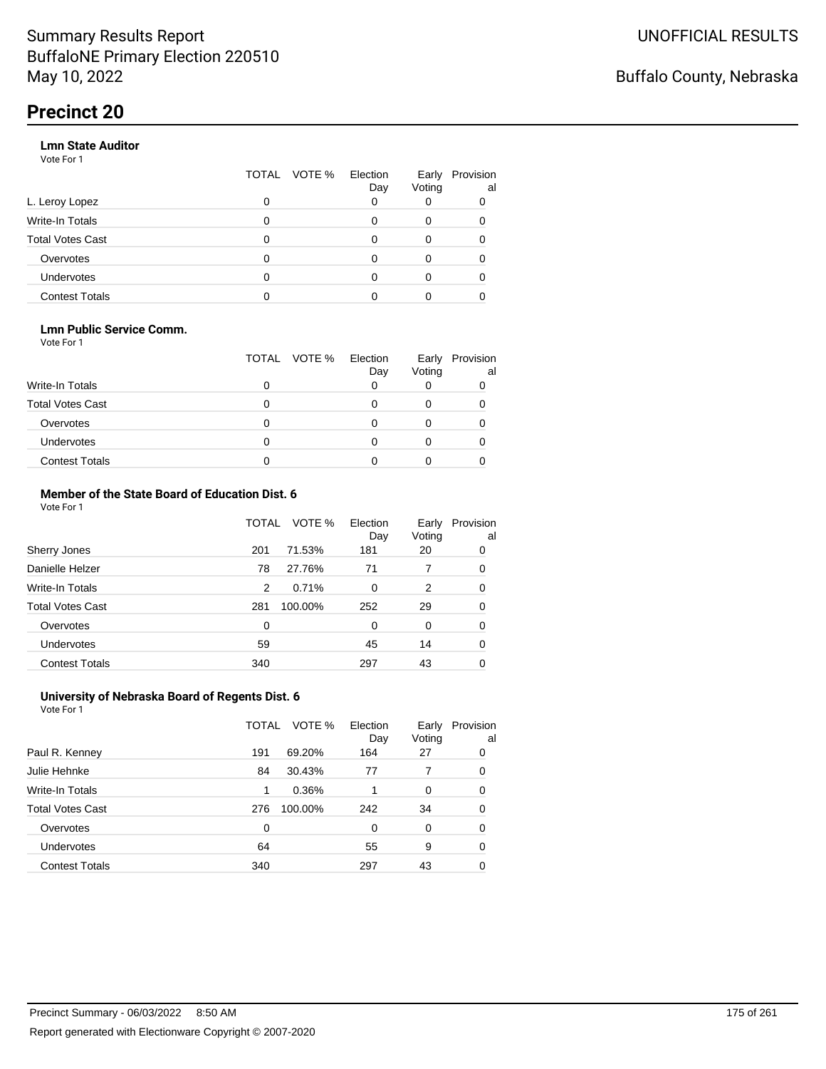# Summary Results Report
BuffaloNE Primary Election 220510
May 10, 2022

UNOFFICIAL RESULTS

Buffalo County, Nebraska

## Precinct 20

### Lmn State Auditor
Vote For 1

| | TOTAL | VOTE % | Election Day | Early Voting | Provisional |
|---|---|---|---|---|---|
| L. Leroy Lopez | 0 | | 0 | 0 | 0 |
| Write-In Totals | 0 | | 0 | 0 | 0 |
| Total Votes Cast | 0 | | 0 | 0 | 0 |
| Overvotes | 0 | | 0 | 0 | 0 |
| Undervotes | 0 | | 0 | 0 | 0 |
| Contest Totals | 0 | | 0 | 0 | 0 |

### Lmn Public Service Comm.
Vote For 1

| | TOTAL | VOTE % | Election Day | Early Voting | Provisional |
|---|---|---|---|---|---|
| Write-In Totals | 0 | | 0 | 0 | 0 |
| Total Votes Cast | 0 | | 0 | 0 | 0 |
| Overvotes | 0 | | 0 | 0 | 0 |
| Undervotes | 0 | | 0 | 0 | 0 |
| Contest Totals | 0 | | 0 | 0 | 0 |

### Member of the State Board of Education Dist. 6
Vote For 1

| | TOTAL | VOTE % | Election Day | Early Voting | Provisional |
|---|---|---|---|---|---|
| Sherry Jones | 201 | 71.53% | 181 | 20 | 0 |
| Danielle Helzer | 78 | 27.76% | 71 | 7 | 0 |
| Write-In Totals | 2 | 0.71% | 0 | 2 | 0 |
| Total Votes Cast | 281 | 100.00% | 252 | 29 | 0 |
| Overvotes | 0 | | 0 | 0 | 0 |
| Undervotes | 59 | | 45 | 14 | 0 |
| Contest Totals | 340 | | 297 | 43 | 0 |

### University of Nebraska Board of Regents Dist. 6
Vote For 1

| | TOTAL | VOTE % | Election Day | Early Voting | Provisional |
|---|---|---|---|---|---|
| Paul R. Kenney | 191 | 69.20% | 164 | 27 | 0 |
| Julie Hehnke | 84 | 30.43% | 77 | 7 | 0 |
| Write-In Totals | 1 | 0.36% | 1 | 0 | 0 |
| Total Votes Cast | 276 | 100.00% | 242 | 34 | 0 |
| Overvotes | 0 | | 0 | 0 | 0 |
| Undervotes | 64 | | 55 | 9 | 0 |
| Contest Totals | 340 | | 297 | 43 | 0 |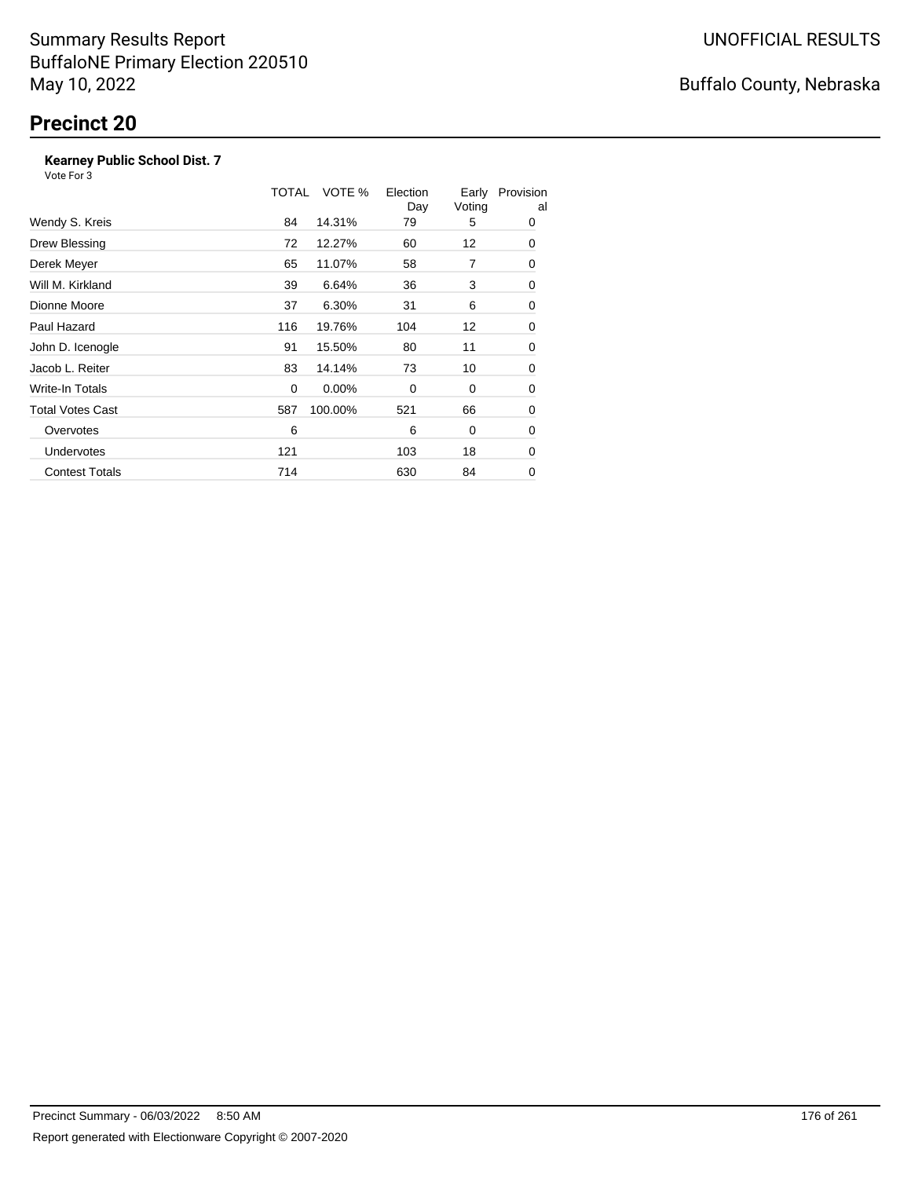Summary Results Report
BuffaloNE Primary Election 220510
May 10, 2022

UNOFFICIAL RESULTS

Buffalo County, Nebraska

# Precinct 20

### Kearney Public School Dist. 7

Vote For 3

| | TOTAL | VOTE % | Election Day | Early Voting | Provisional |
|---|---|---|---|---|---|
| Wendy S. Kreis | 84 | 14.31% | 79 | 5 | 0 |
| Drew Blessing | 72 | 12.27% | 60 | 12 | 0 |
| Derek Meyer | 65 | 11.07% | 58 | 7 | 0 |
| Will M. Kirkland | 39 | 6.64% | 36 | 3 | 0 |
| Dionne Moore | 37 | 6.30% | 31 | 6 | 0 |
| Paul Hazard | 116 | 19.76% | 104 | 12 | 0 |
| John D. Icenogle | 91 | 15.50% | 80 | 11 | 0 |
| Jacob L. Reiter | 83 | 14.14% | 73 | 10 | 0 |
| Write-In Totals | 0 | 0.00% | 0 | 0 | 0 |
| Total Votes Cast | 587 | 100.00% | 521 | 66 | 0 |
| Overvotes | 6 | | 6 | 0 | 0 |
| Undervotes | 121 | | 103 | 18 | 0 |
| Contest Totals | 714 | | 630 | 84 | 0 |

Precinct Summary - 06/03/2022 8:50 AM

Report generated with Electionware Copyright © 2007-2020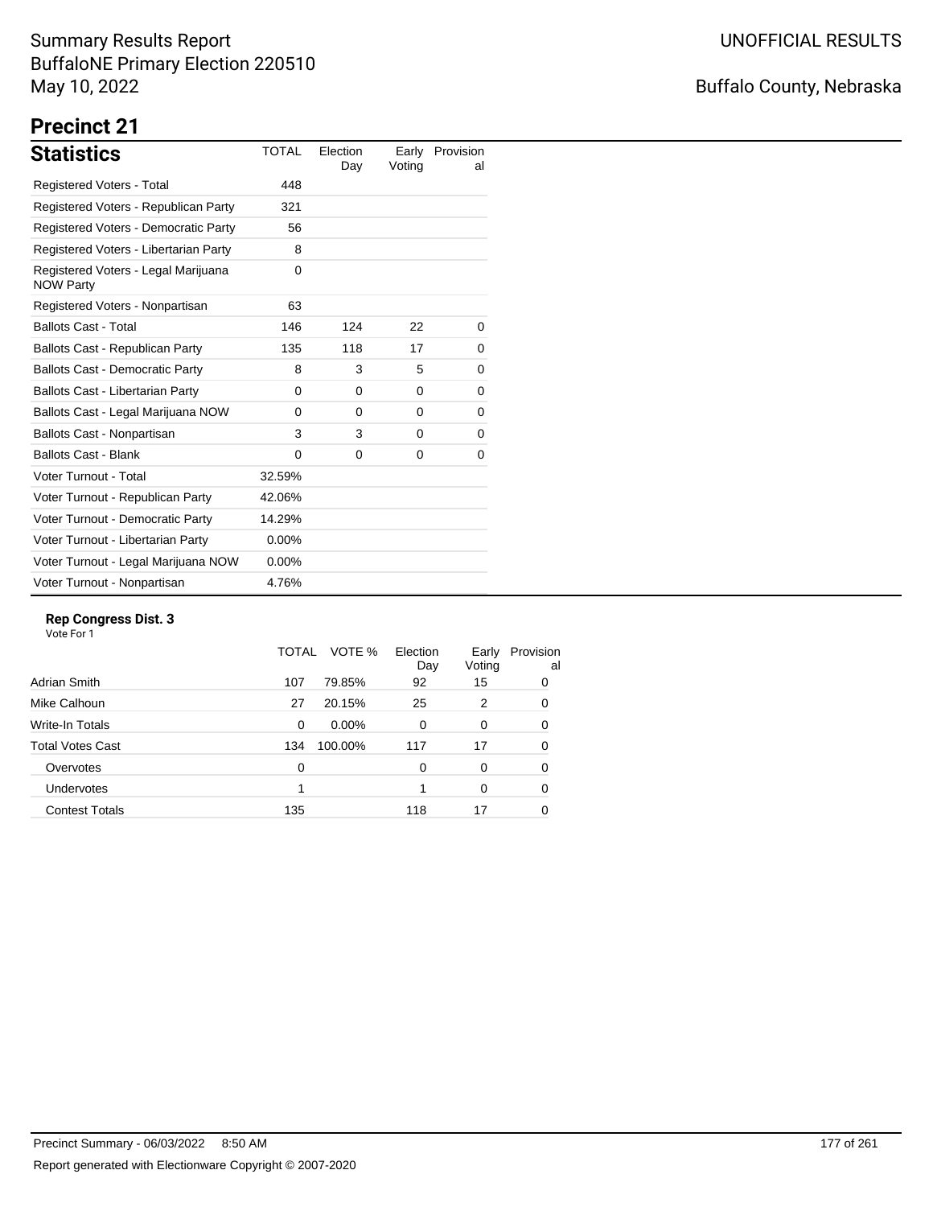Summary Results Report
BuffaloNE Primary Election 220510
May 10, 2022

UNOFFICIAL RESULTS

Buffalo County, Nebraska

# Precinct 21

## Statistics

| Statistics | TOTAL | Election Day | Early Voting | Provisional |
|---|---|---|---|---|
| Registered Voters - Total | 448 | | | |
| Registered Voters - Republican Party | 321 | | | |
| Registered Voters - Democratic Party | 56 | | | |
| Registered Voters - Libertarian Party | 8 | | | |
| Registered Voters - Legal Marijuana NOW Party | 0 | | | |
| Registered Voters - Nonpartisan | 63 | | | |
| Ballots Cast - Total | 146 | 124 | 22 | 0 |
| Ballots Cast - Republican Party | 135 | 118 | 17 | 0 |
| Ballots Cast - Democratic Party | 8 | 3 | 5 | 0 |
| Ballots Cast - Libertarian Party | 0 | 0 | 0 | 0 |
| Ballots Cast - Legal Marijuana NOW | 0 | 0 | 0 | 0 |
| Ballots Cast - Nonpartisan | 3 | 3 | 0 | 0 |
| Ballots Cast - Blank | 0 | 0 | 0 | 0 |
| Voter Turnout - Total | 32.59% | | | |
| Voter Turnout - Republican Party | 42.06% | | | |
| Voter Turnout - Democratic Party | 14.29% | | | |
| Voter Turnout - Libertarian Party | 0.00% | | | |
| Voter Turnout - Legal Marijuana NOW | 0.00% | | | |
| Voter Turnout - Nonpartisan | 4.76% | | | |

### Rep Congress Dist. 3

Vote For 1

| | TOTAL | VOTE % | Election Day | Early Voting | Provisional |
|---|---|---|---|---|---|
| Adrian Smith | 107 | 79.85% | 92 | 15 | 0 |
| Mike Calhoun | 27 | 20.15% | 25 | 2 | 0 |
| Write-In Totals | 0 | 0.00% | 0 | 0 | 0 |
| Total Votes Cast | 134 | 100.00% | 117 | 17 | 0 |
| Overvotes | 0 | | 0 | 0 | 0 |
| Undervotes | 1 | | 1 | 0 | 0 |
| Contest Totals | 135 | | 118 | 17 | 0 |

Precinct Summary - 06/03/2022 8:50 AM

Report generated with Electionware Copyright © 2007-2020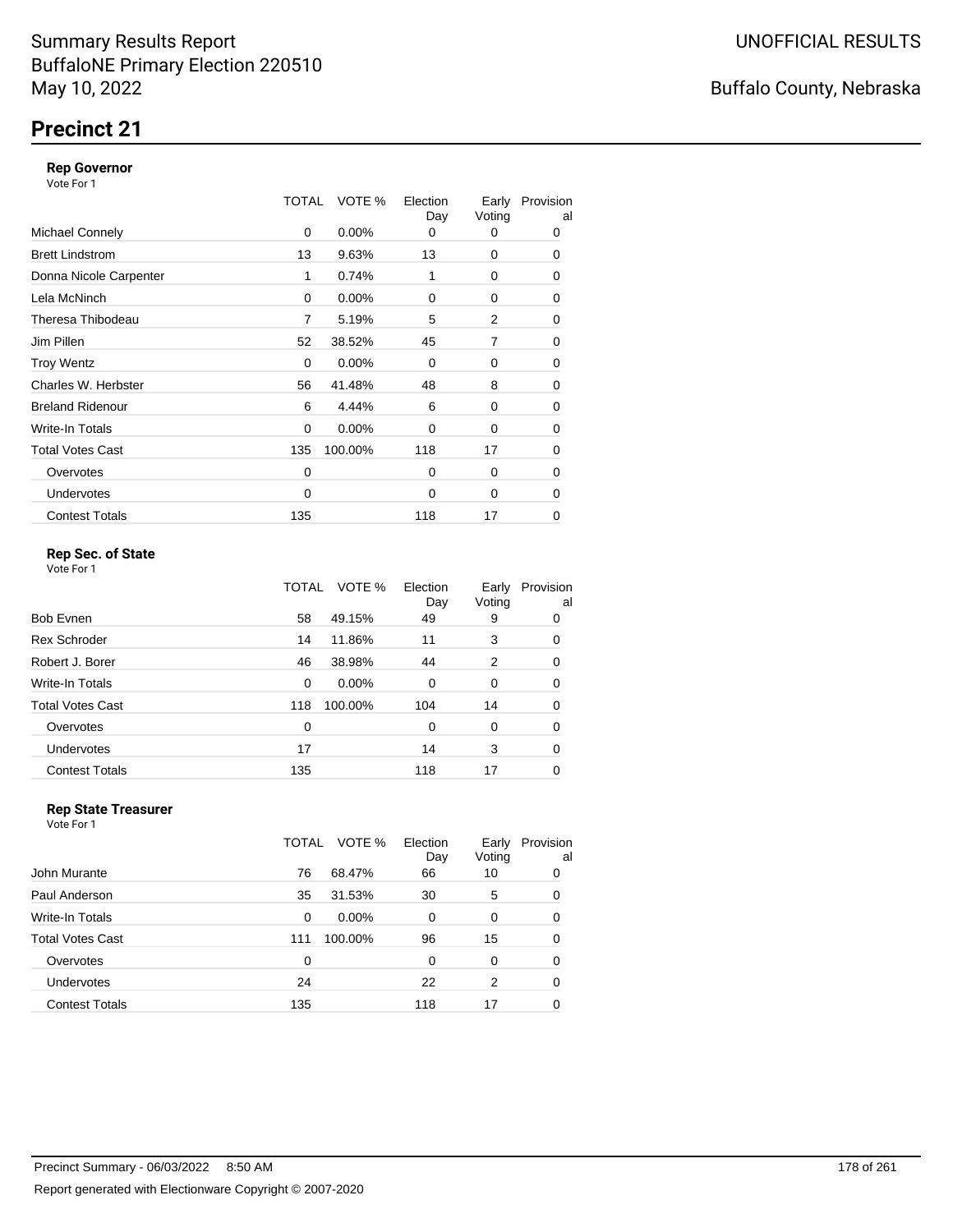Summary Results Report
BuffaloNE Primary Election 220510
May 10, 2022

UNOFFICIAL RESULTS

Buffalo County, Nebraska

# Precinct 21

### Rep Governor

Vote For 1

| | TOTAL | VOTE % | Election Day | Early Voting | Provisional |
|---|---|---|---|---|---|
| Michael Connely | 0 | 0.00% | 0 | 0 | 0 |
| Brett Lindstrom | 13 | 9.63% | 13 | 0 | 0 |
| Donna Nicole Carpenter | 1 | 0.74% | 1 | 0 | 0 |
| Lela McNinch | 0 | 0.00% | 0 | 0 | 0 |
| Theresa Thibodeau | 7 | 5.19% | 5 | 2 | 0 |
| Jim Pillen | 52 | 38.52% | 45 | 7 | 0 |
| Troy Wentz | 0 | 0.00% | 0 | 0 | 0 |
| Charles W. Herbster | 56 | 41.48% | 48 | 8 | 0 |
| Breland Ridenour | 6 | 4.44% | 6 | 0 | 0 |
| Write-In Totals | 0 | 0.00% | 0 | 0 | 0 |
| Total Votes Cast | 135 | 100.00% | 118 | 17 | 0 |
| Overvotes | 0 | | 0 | 0 | 0 |
| Undervotes | 0 | | 0 | 0 | 0 |
| Contest Totals | 135 | | 118 | 17 | 0 |

### Rep Sec. of State

Vote For 1

| | TOTAL | VOTE % | Election Day | Early Voting | Provisional |
|---|---|---|---|---|---|
| Bob Evnen | 58 | 49.15% | 49 | 9 | 0 |
| Rex Schroder | 14 | 11.86% | 11 | 3 | 0 |
| Robert J. Borer | 46 | 38.98% | 44 | 2 | 0 |
| Write-In Totals | 0 | 0.00% | 0 | 0 | 0 |
| Total Votes Cast | 118 | 100.00% | 104 | 14 | 0 |
| Overvotes | 0 | | 0 | 0 | 0 |
| Undervotes | 17 | | 14 | 3 | 0 |
| Contest Totals | 135 | | 118 | 17 | 0 |

### Rep State Treasurer

Vote For 1

| | TOTAL | VOTE % | Election Day | Early Voting | Provisional |
|---|---|---|---|---|---|
| John Murante | 76 | 68.47% | 66 | 10 | 0 |
| Paul Anderson | 35 | 31.53% | 30 | 5 | 0 |
| Write-In Totals | 0 | 0.00% | 0 | 0 | 0 |
| Total Votes Cast | 111 | 100.00% | 96 | 15 | 0 |
| Overvotes | 0 | | 0 | 0 | 0 |
| Undervotes | 24 | | 22 | 2 | 0 |
| Contest Totals | 135 | | 118 | 17 | 0 |

Precinct Summary - 06/03/2022 8:50 AM

Report generated with Electionware Copyright © 2007-2020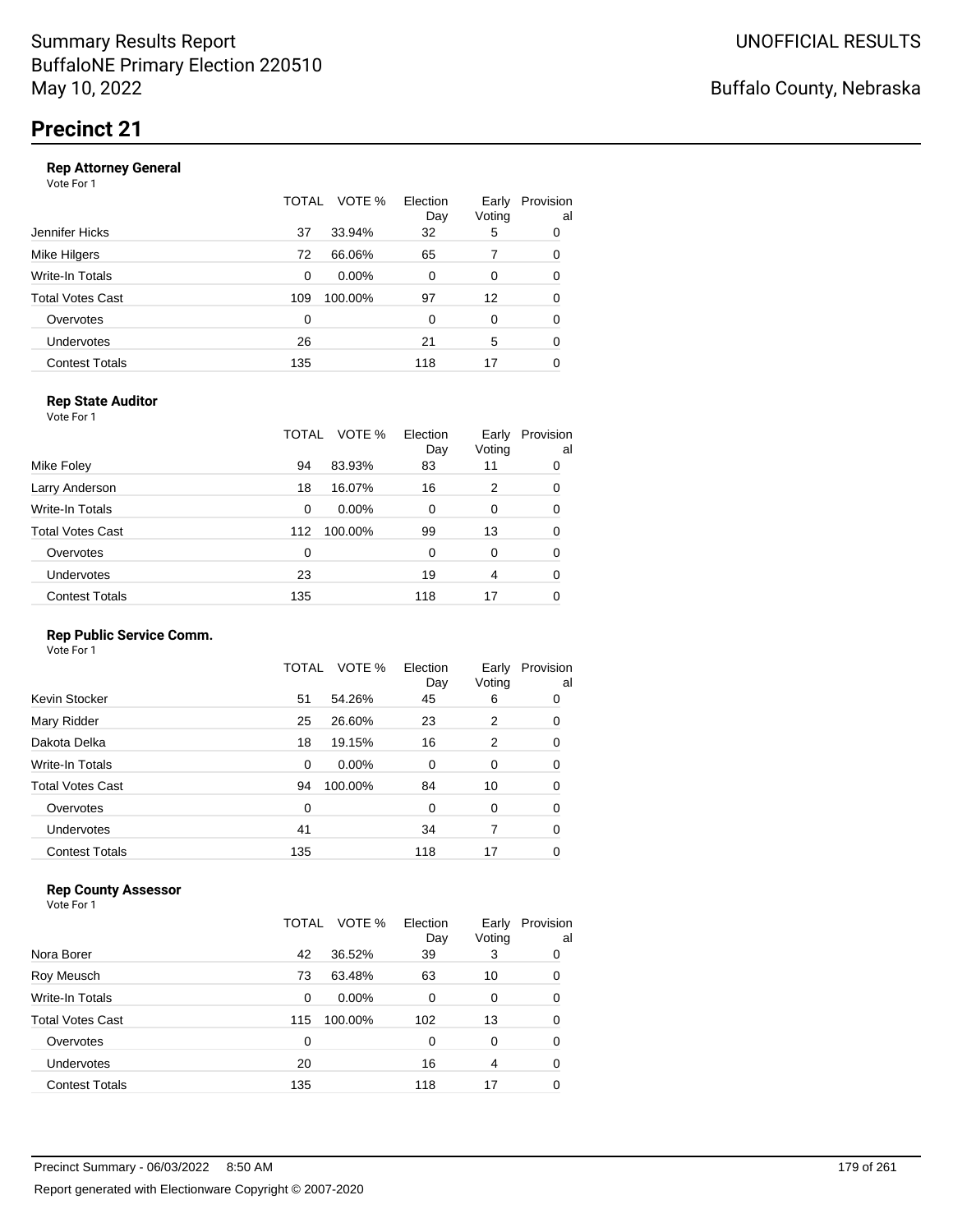# Summary Results Report
BuffaloNE Primary Election 220510
May 10, 2022

UNOFFICIAL RESULTS

Buffalo County, Nebraska

## Precinct 21

### Rep Attorney General

Vote For 1

| | TOTAL | VOTE % | Election Day | Early Voting | Provisional |
|---|---|---|---|---|---|
| Jennifer Hicks | 37 | 33.94% | 32 | 5 | 0 |
| Mike Hilgers | 72 | 66.06% | 65 | 7 | 0 |
| Write-In Totals | 0 | 0.00% | 0 | 0 | 0 |
| Total Votes Cast | 109 | 100.00% | 97 | 12 | 0 |
| Overvotes | 0 | | 0 | 0 | 0 |
| Undervotes | 26 | | 21 | 5 | 0 |
| Contest Totals | 135 | | 118 | 17 | 0 |

### Rep State Auditor

Vote For 1

| | TOTAL | VOTE % | Election Day | Early Voting | Provisional |
|---|---|---|---|---|---|
| Mike Foley | 94 | 83.93% | 83 | 11 | 0 |
| Larry Anderson | 18 | 16.07% | 16 | 2 | 0 |
| Write-In Totals | 0 | 0.00% | 0 | 0 | 0 |
| Total Votes Cast | 112 | 100.00% | 99 | 13 | 0 |
| Overvotes | 0 | | 0 | 0 | 0 |
| Undervotes | 23 | | 19 | 4 | 0 |
| Contest Totals | 135 | | 118 | 17 | 0 |

### Rep Public Service Comm.

Vote For 1

| | TOTAL | VOTE % | Election Day | Early Voting | Provisional |
|---|---|---|---|---|---|
| Kevin Stocker | 51 | 54.26% | 45 | 6 | 0 |
| Mary Ridder | 25 | 26.60% | 23 | 2 | 0 |
| Dakota Delka | 18 | 19.15% | 16 | 2 | 0 |
| Write-In Totals | 0 | 0.00% | 0 | 0 | 0 |
| Total Votes Cast | 94 | 100.00% | 84 | 10 | 0 |
| Overvotes | 0 | | 0 | 0 | 0 |
| Undervotes | 41 | | 34 | 7 | 0 |
| Contest Totals | 135 | | 118 | 17 | 0 |

### Rep County Assessor

Vote For 1

| | TOTAL | VOTE % | Election Day | Early Voting | Provisional |
|---|---|---|---|---|---|
| Nora Borer | 42 | 36.52% | 39 | 3 | 0 |
| Roy Meusch | 73 | 63.48% | 63 | 10 | 0 |
| Write-In Totals | 0 | 0.00% | 0 | 0 | 0 |
| Total Votes Cast | 115 | 100.00% | 102 | 13 | 0 |
| Overvotes | 0 | | 0 | 0 | 0 |
| Undervotes | 20 | | 16 | 4 | 0 |
| Contest Totals | 135 | | 118 | 17 | 0 |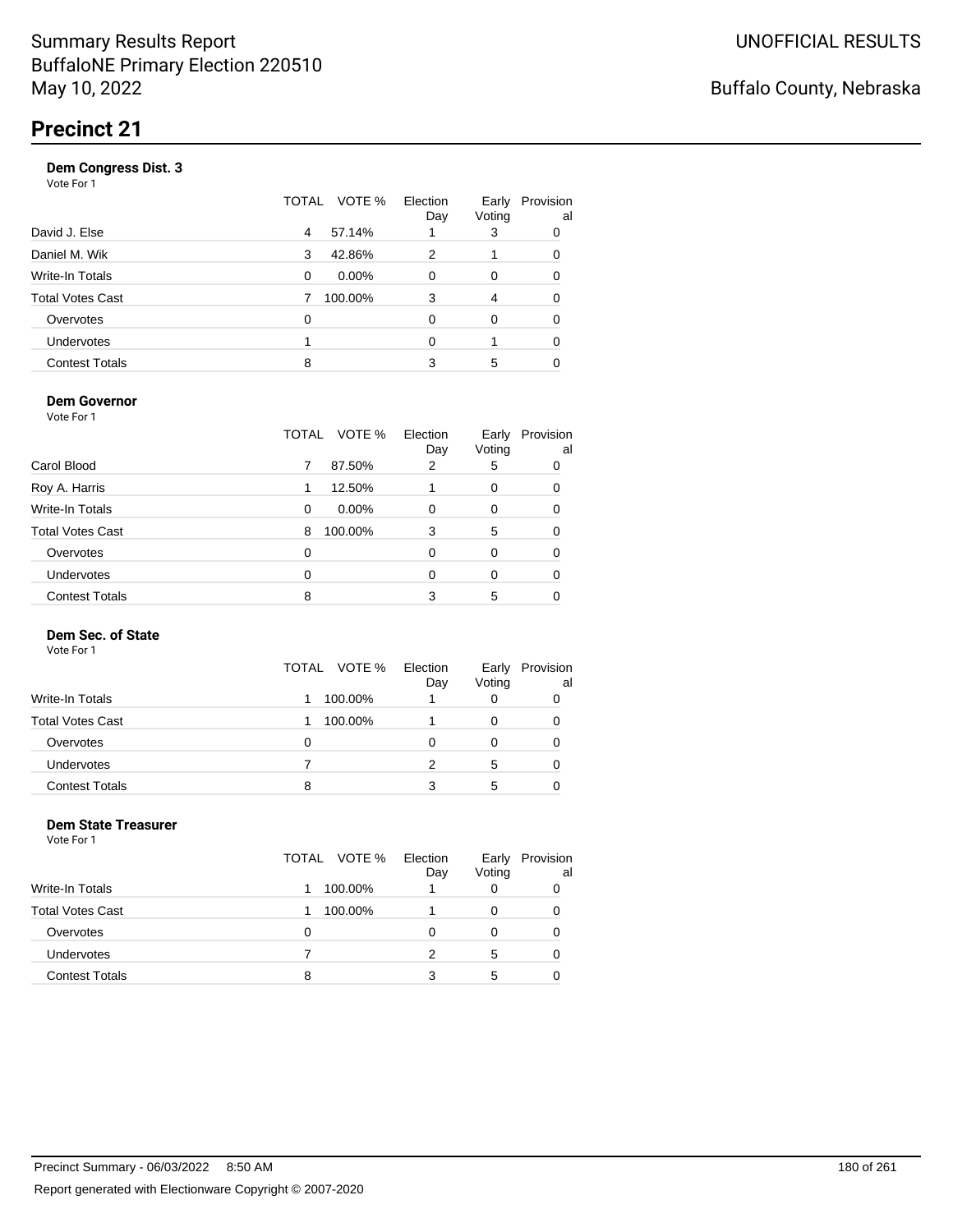Summary Results Report
BuffaloNE Primary Election 220510
May 10, 2022

UNOFFICIAL RESULTS

Buffalo County, Nebraska

# Precinct 21

### Dem Congress Dist. 3

Vote For 1

| | TOTAL | VOTE % | Election Day | Early Voting | Provisional |
|---|---|---|---|---|---|
| David J. Else | 4 | 57.14% | 1 | 3 | 0 |
| Daniel M. Wik | 3 | 42.86% | 2 | 1 | 0 |
| Write-In Totals | 0 | 0.00% | 0 | 0 | 0 |
| Total Votes Cast | 7 | 100.00% | 3 | 4 | 0 |
| Overvotes | 0 | | 0 | 0 | 0 |
| Undervotes | 1 | | 0 | 1 | 0 |
| Contest Totals | 8 | | 3 | 5 | 0 |

### Dem Governor

Vote For 1

| | TOTAL | VOTE % | Election Day | Early Voting | Provisional |
|---|---|---|---|---|---|
| Carol Blood | 7 | 87.50% | 2 | 5 | 0 |
| Roy A. Harris | 1 | 12.50% | 1 | 0 | 0 |
| Write-In Totals | 0 | 0.00% | 0 | 0 | 0 |
| Total Votes Cast | 8 | 100.00% | 3 | 5 | 0 |
| Overvotes | 0 | | 0 | 0 | 0 |
| Undervotes | 0 | | 0 | 0 | 0 |
| Contest Totals | 8 | | 3 | 5 | 0 |

### Dem Sec. of State

Vote For 1

| | TOTAL | VOTE % | Election Day | Early Voting | Provisional |
|---|---|---|---|---|---|
| Write-In Totals | 1 | 100.00% | 1 | 0 | 0 |
| Total Votes Cast | 1 | 100.00% | 1 | 0 | 0 |
| Overvotes | 0 | | 0 | 0 | 0 |
| Undervotes | 7 | | 2 | 5 | 0 |
| Contest Totals | 8 | | 3 | 5 | 0 |

### Dem State Treasurer

Vote For 1

| | TOTAL | VOTE % | Election Day | Early Voting | Provisional |
|---|---|---|---|---|---|
| Write-In Totals | 1 | 100.00% | 1 | 0 | 0 |
| Total Votes Cast | 1 | 100.00% | 1 | 0 | 0 |
| Overvotes | 0 | | 0 | 0 | 0 |
| Undervotes | 7 | | 2 | 5 | 0 |
| Contest Totals | 8 | | 3 | 5 | 0 |

Precinct Summary - 06/03/2022 8:50 AM

Report generated with Electionware Copyright © 2007-2020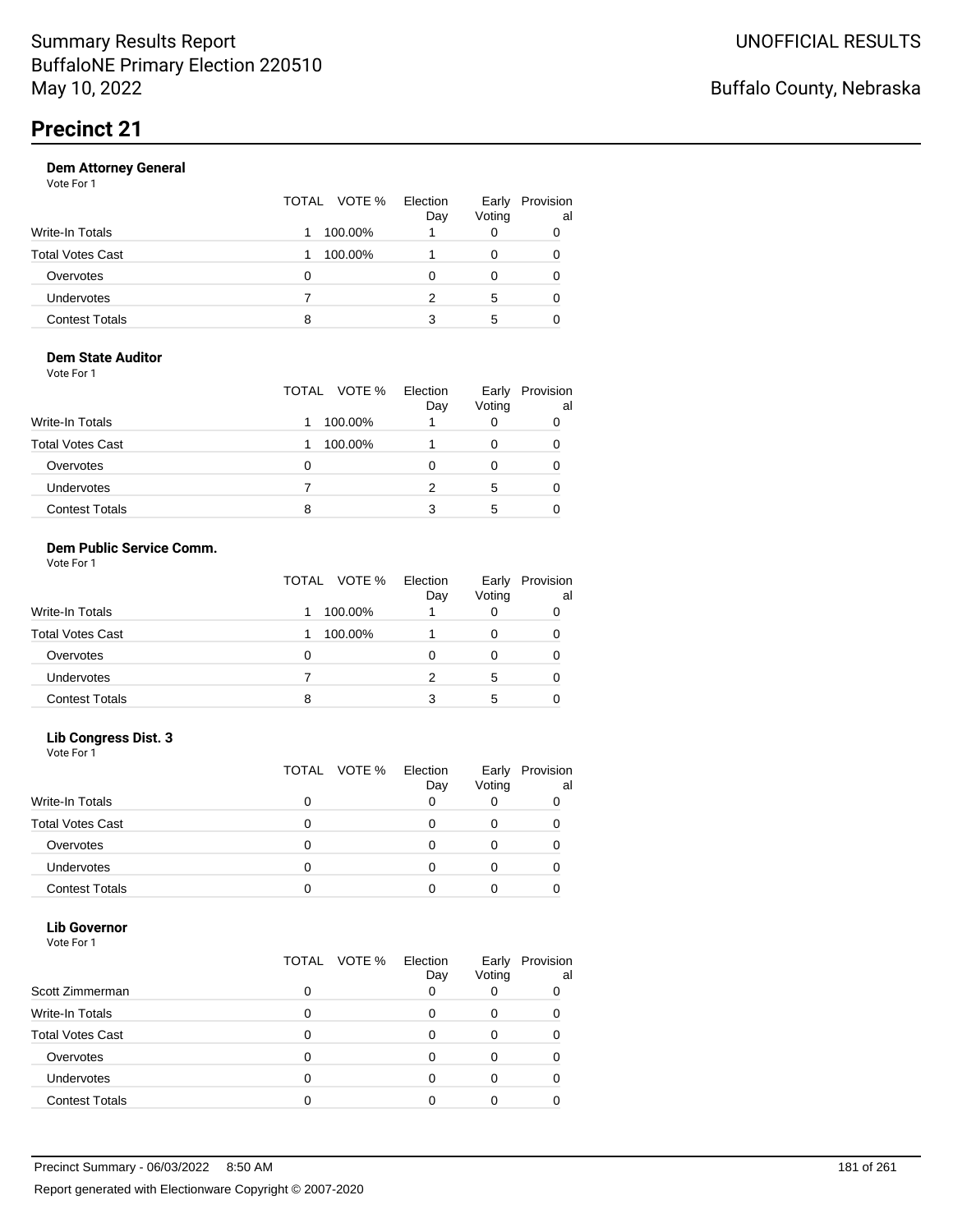# Precinct 21

### Dem Attorney General

Vote For 1

| | TOTAL | VOTE % | Election Day | Early Voting | Provisional |
|---|---|---|---|---|---|
| Write-In Totals | 1 | 100.00% | 1 | 0 | 0 |
| Total Votes Cast | 1 | 100.00% | 1 | 0 | 0 |
| Overvotes | 0 | | 0 | 0 | 0 |
| Undervotes | 7 | | 2 | 5 | 0 |
| Contest Totals | 8 | | 3 | 5 | 0 |

### Dem State Auditor

Vote For 1

| | TOTAL | VOTE % | Election Day | Early Voting | Provisional |
|---|---|---|---|---|---|
| Write-In Totals | 1 | 100.00% | 1 | 0 | 0 |
| Total Votes Cast | 1 | 100.00% | 1 | 0 | 0 |
| Overvotes | 0 | | 0 | 0 | 0 |
| Undervotes | 7 | | 2 | 5 | 0 |
| Contest Totals | 8 | | 3 | 5 | 0 |

### Dem Public Service Comm.

Vote For 1

| | TOTAL | VOTE % | Election Day | Early Voting | Provisional |
|---|---|---|---|---|---|
| Write-In Totals | 1 | 100.00% | 1 | 0 | 0 |
| Total Votes Cast | 1 | 100.00% | 1 | 0 | 0 |
| Overvotes | 0 | | 0 | 0 | 0 |
| Undervotes | 7 | | 2 | 5 | 0 |
| Contest Totals | 8 | | 3 | 5 | 0 |

### Lib Congress Dist. 3

Vote For 1

| | TOTAL | VOTE % | Election Day | Early Voting | Provisional |
|---|---|---|---|---|---|
| Write-In Totals | 0 | | 0 | 0 | 0 |
| Total Votes Cast | 0 | | 0 | 0 | 0 |
| Overvotes | 0 | | 0 | 0 | 0 |
| Undervotes | 0 | | 0 | 0 | 0 |
| Contest Totals | 0 | | 0 | 0 | 0 |

### Lib Governor

Vote For 1

| | TOTAL | VOTE % | Election Day | Early Voting | Provisional |
|---|---|---|---|---|---|
| Scott Zimmerman | 0 | | 0 | 0 | 0 |
| Write-In Totals | 0 | | 0 | 0 | 0 |
| Total Votes Cast | 0 | | 0 | 0 | 0 |
| Overvotes | 0 | | 0 | 0 | 0 |
| Undervotes | 0 | | 0 | 0 | 0 |
| Contest Totals | 0 | | 0 | 0 | 0 |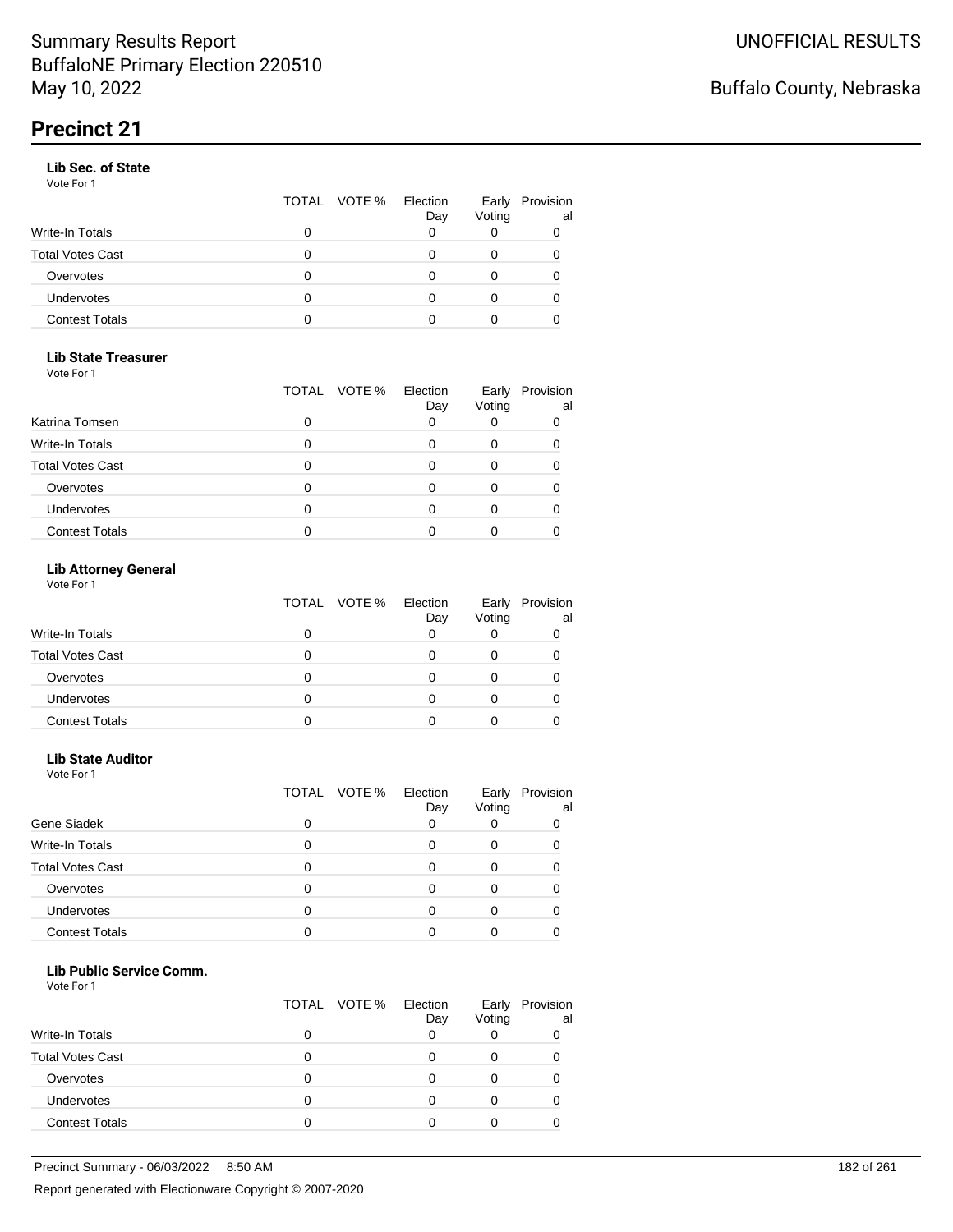## Precinct 21

### Lib Sec. of State

Vote For 1

| | TOTAL | VOTE % | Election Day | Early Voting | Provisional |
|---|---|---|---|---|---|
| Write-In Totals | 0 | | 0 | 0 | 0 |
| Total Votes Cast | 0 | | 0 | 0 | 0 |
| Overvotes | 0 | | 0 | 0 | 0 |
| Undervotes | 0 | | 0 | 0 | 0 |
| Contest Totals | 0 | | 0 | 0 | 0 |

### Lib State Treasurer

Vote For 1

| | TOTAL | VOTE % | Election Day | Early Voting | Provisional |
|---|---|---|---|---|---|
| Katrina Tomsen | 0 | | 0 | 0 | 0 |
| Write-In Totals | 0 | | 0 | 0 | 0 |
| Total Votes Cast | 0 | | 0 | 0 | 0 |
| Overvotes | 0 | | 0 | 0 | 0 |
| Undervotes | 0 | | 0 | 0 | 0 |
| Contest Totals | 0 | | 0 | 0 | 0 |

### Lib Attorney General

Vote For 1

| | TOTAL | VOTE % | Election Day | Early Voting | Provisional |
|---|---|---|---|---|---|
| Write-In Totals | 0 | | 0 | 0 | 0 |
| Total Votes Cast | 0 | | 0 | 0 | 0 |
| Overvotes | 0 | | 0 | 0 | 0 |
| Undervotes | 0 | | 0 | 0 | 0 |
| Contest Totals | 0 | | 0 | 0 | 0 |

### Lib State Auditor

Vote For 1

| | TOTAL | VOTE % | Election Day | Early Voting | Provisional |
|---|---|---|---|---|---|
| Gene Siadek | 0 | | 0 | 0 | 0 |
| Write-In Totals | 0 | | 0 | 0 | 0 |
| Total Votes Cast | 0 | | 0 | 0 | 0 |
| Overvotes | 0 | | 0 | 0 | 0 |
| Undervotes | 0 | | 0 | 0 | 0 |
| Contest Totals | 0 | | 0 | 0 | 0 |

### Lib Public Service Comm.

Vote For 1

| | TOTAL | VOTE % | Election Day | Early Voting | Provisional |
|---|---|---|---|---|---|
| Write-In Totals | 0 | | 0 | 0 | 0 |
| Total Votes Cast | 0 | | 0 | 0 | 0 |
| Overvotes | 0 | | 0 | 0 | 0 |
| Undervotes | 0 | | 0 | 0 | 0 |
| Contest Totals | 0 | | 0 | 0 | 0 |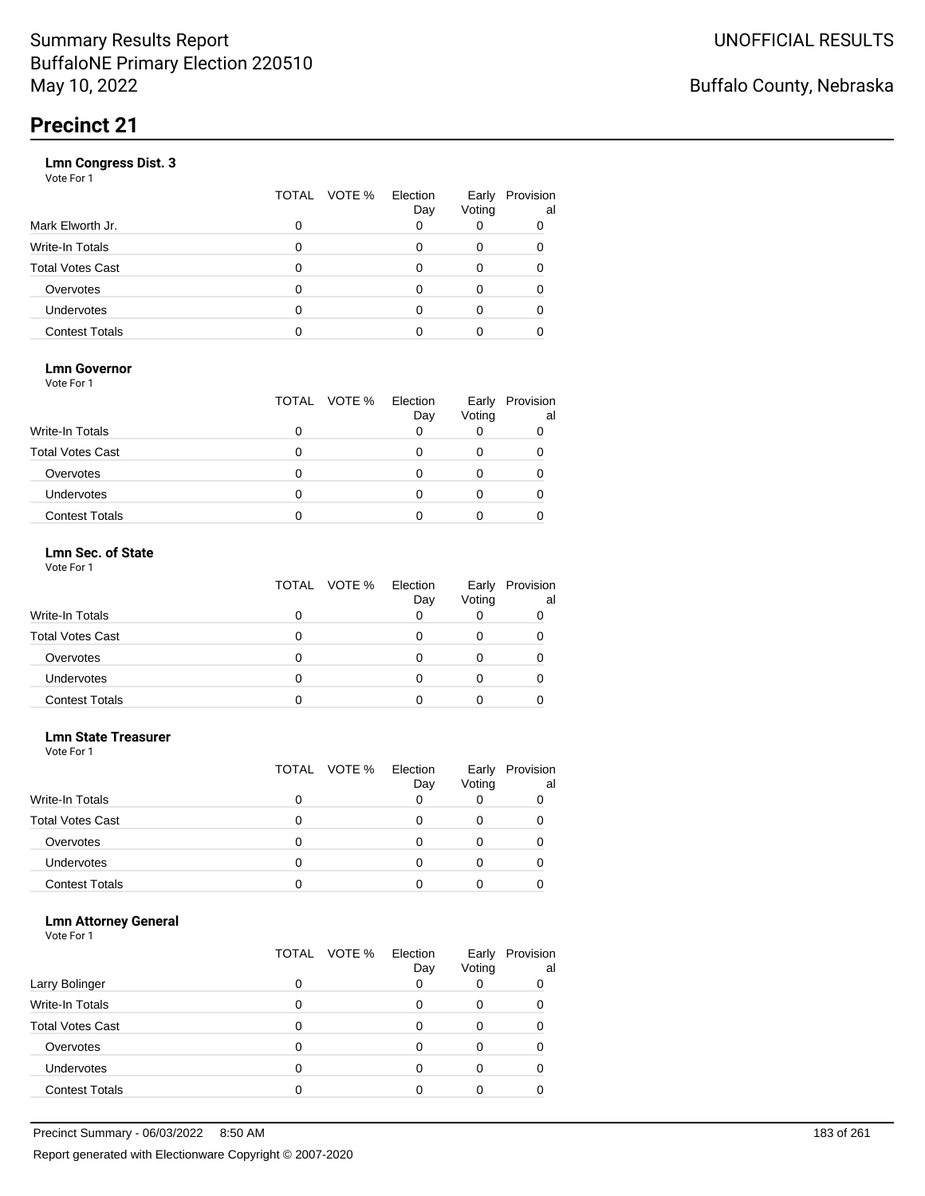# Summary Results Report
BuffaloNE Primary Election 220510
May 10, 2022

UNOFFICIAL RESULTS

Buffalo County, Nebraska

## Precinct 21

### Lmn Congress Dist. 3
Vote For 1

| | TOTAL | VOTE % | Election Day | Early Voting | Provisional |
|---|---|---|---|---|---|
| Mark Elworth Jr. | 0 | | 0 | 0 | 0 |
| Write-In Totals | 0 | | 0 | 0 | 0 |
| Total Votes Cast | 0 | | 0 | 0 | 0 |
| Overvotes | 0 | | 0 | 0 | 0 |
| Undervotes | 0 | | 0 | 0 | 0 |
| Contest Totals | 0 | | 0 | 0 | 0 |

### Lmn Governor
Vote For 1

| | TOTAL | VOTE % | Election Day | Early Voting | Provisional |
|---|---|---|---|---|---|
| Write-In Totals | 0 | | 0 | 0 | 0 |
| Total Votes Cast | 0 | | 0 | 0 | 0 |
| Overvotes | 0 | | 0 | 0 | 0 |
| Undervotes | 0 | | 0 | 0 | 0 |
| Contest Totals | 0 | | 0 | 0 | 0 |

### Lmn Sec. of State
Vote For 1

| | TOTAL | VOTE % | Election Day | Early Voting | Provisional |
|---|---|---|---|---|---|
| Write-In Totals | 0 | | 0 | 0 | 0 |
| Total Votes Cast | 0 | | 0 | 0 | 0 |
| Overvotes | 0 | | 0 | 0 | 0 |
| Undervotes | 0 | | 0 | 0 | 0 |
| Contest Totals | 0 | | 0 | 0 | 0 |

### Lmn State Treasurer
Vote For 1

| | TOTAL | VOTE % | Election Day | Early Voting | Provisional |
|---|---|---|---|---|---|
| Write-In Totals | 0 | | 0 | 0 | 0 |
| Total Votes Cast | 0 | | 0 | 0 | 0 |
| Overvotes | 0 | | 0 | 0 | 0 |
| Undervotes | 0 | | 0 | 0 | 0 |
| Contest Totals | 0 | | 0 | 0 | 0 |

### Lmn Attorney General
Vote For 1

| | TOTAL | VOTE % | Election Day | Early Voting | Provisional |
|---|---|---|---|---|---|
| Larry Bolinger | 0 | | 0 | 0 | 0 |
| Write-In Totals | 0 | | 0 | 0 | 0 |
| Total Votes Cast | 0 | | 0 | 0 | 0 |
| Overvotes | 0 | | 0 | 0 | 0 |
| Undervotes | 0 | | 0 | 0 | 0 |
| Contest Totals | 0 | | 0 | 0 | 0 |

Precinct Summary - 06/03/2022 8:50 AM

Report generated with Electionware Copyright © 2007-2020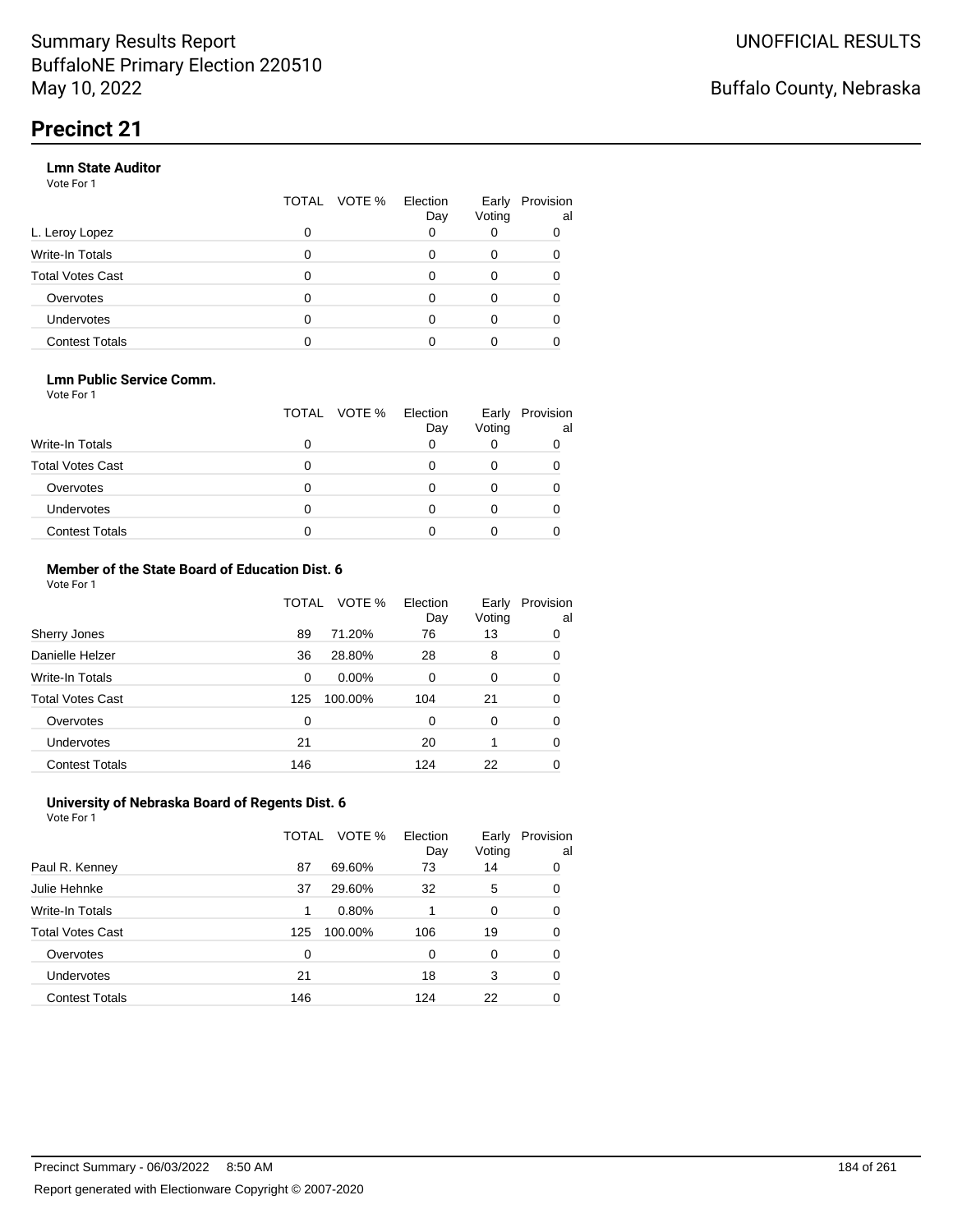# Precinct 21

### Lmn State Auditor

Vote For 1

| | TOTAL | VOTE % | Election Day | Early Voting | Provisional |
|---|---|---|---|---|---|
| L. Leroy Lopez | 0 | | 0 | 0 | 0 |
| Write-In Totals | 0 | | 0 | 0 | 0 |
| Total Votes Cast | 0 | | 0 | 0 | 0 |
| Overvotes | 0 | | 0 | 0 | 0 |
| Undervotes | 0 | | 0 | 0 | 0 |
| Contest Totals | 0 | | 0 | 0 | 0 |

### Lmn Public Service Comm.

Vote For 1

| | TOTAL | VOTE % | Election Day | Early Voting | Provisional |
|---|---|---|---|---|---|
| Write-In Totals | 0 | | 0 | 0 | 0 |
| Total Votes Cast | 0 | | 0 | 0 | 0 |
| Overvotes | 0 | | 0 | 0 | 0 |
| Undervotes | 0 | | 0 | 0 | 0 |
| Contest Totals | 0 | | 0 | 0 | 0 |

### Member of the State Board of Education Dist. 6

Vote For 1

| | TOTAL | VOTE % | Election Day | Early Voting | Provisional |
|---|---|---|---|---|---|
| Sherry Jones | 89 | 71.20% | 76 | 13 | 0 |
| Danielle Helzer | 36 | 28.80% | 28 | 8 | 0 |
| Write-In Totals | 0 | 0.00% | 0 | 0 | 0 |
| Total Votes Cast | 125 | 100.00% | 104 | 21 | 0 |
| Overvotes | 0 | | 0 | 0 | 0 |
| Undervotes | 21 | | 20 | 1 | 0 |
| Contest Totals | 146 | | 124 | 22 | 0 |

### University of Nebraska Board of Regents Dist. 6

Vote For 1

| | TOTAL | VOTE % | Election Day | Early Voting | Provisional |
|---|---|---|---|---|---|
| Paul R. Kenney | 87 | 69.60% | 73 | 14 | 0 |
| Julie Hehnke | 37 | 29.60% | 32 | 5 | 0 |
| Write-In Totals | 1 | 0.80% | 1 | 0 | 0 |
| Total Votes Cast | 125 | 100.00% | 106 | 19 | 0 |
| Overvotes | 0 | | 0 | 0 | 0 |
| Undervotes | 21 | | 18 | 3 | 0 |
| Contest Totals | 146 | | 124 | 22 | 0 |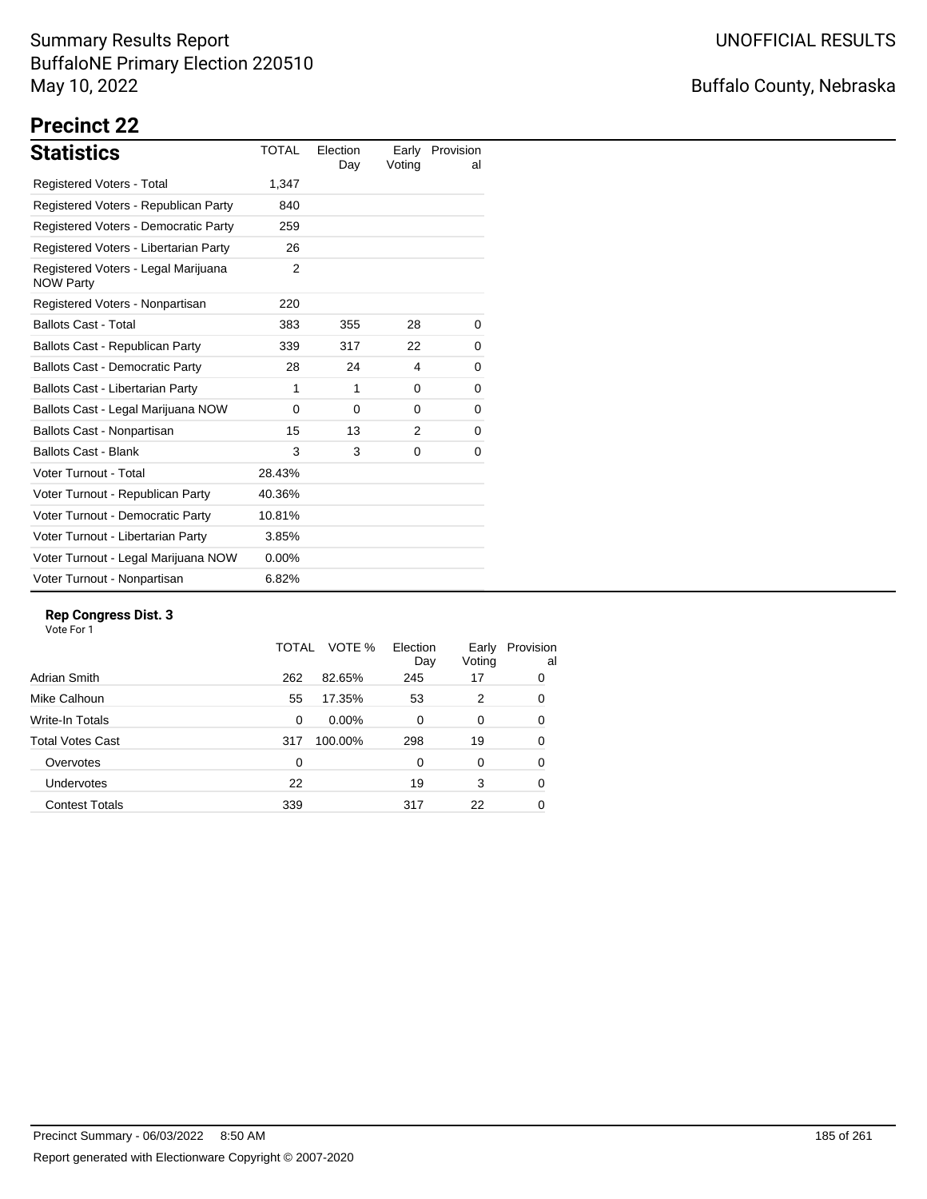# Summary Results Report

BuffaloNE Primary Election 220510

May 10, 2022

UNOFFICIAL RESULTS

Buffalo County, Nebraska

## Precinct 22

### Statistics

| Statistics | TOTAL | Election Day | Early Voting | Provisional |
|---|---|---|---|---|
| Registered Voters - Total | 1,347 | | | |
| Registered Voters - Republican Party | 840 | | | |
| Registered Voters - Democratic Party | 259 | | | |
| Registered Voters - Libertarian Party | 26 | | | |
| Registered Voters - Legal Marijuana NOW Party | 2 | | | |
| Registered Voters - Nonpartisan | 220 | | | |
| Ballots Cast - Total | 383 | 355 | 28 | 0 |
| Ballots Cast - Republican Party | 339 | 317 | 22 | 0 |
| Ballots Cast - Democratic Party | 28 | 24 | 4 | 0 |
| Ballots Cast - Libertarian Party | 1 | 1 | 0 | 0 |
| Ballots Cast - Legal Marijuana NOW | 0 | 0 | 0 | 0 |
| Ballots Cast - Nonpartisan | 15 | 13 | 2 | 0 |
| Ballots Cast - Blank | 3 | 3 | 0 | 0 |
| Voter Turnout - Total | 28.43% | | | |
| Voter Turnout - Republican Party | 40.36% | | | |
| Voter Turnout - Democratic Party | 10.81% | | | |
| Voter Turnout - Libertarian Party | 3.85% | | | |
| Voter Turnout - Legal Marijuana NOW | 0.00% | | | |
| Voter Turnout - Nonpartisan | 6.82% | | | |

### Rep Congress Dist. 3

Vote For 1

| | TOTAL | VOTE % | Election Day | Early Voting | Provisional |
|---|---|---|---|---|---|
| Adrian Smith | 262 | 82.65% | 245 | 17 | 0 |
| Mike Calhoun | 55 | 17.35% | 53 | 2 | 0 |
| Write-In Totals | 0 | 0.00% | 0 | 0 | 0 |
| Total Votes Cast | 317 | 100.00% | 298 | 19 | 0 |
| Overvotes | 0 | | 0 | 0 | 0 |
| Undervotes | 22 | | 19 | 3 | 0 |
| Contest Totals | 339 | | 317 | 22 | 0 |

Precinct Summary - 06/03/2022 8:50 AM

Report generated with Electionware Copyright © 2007-2020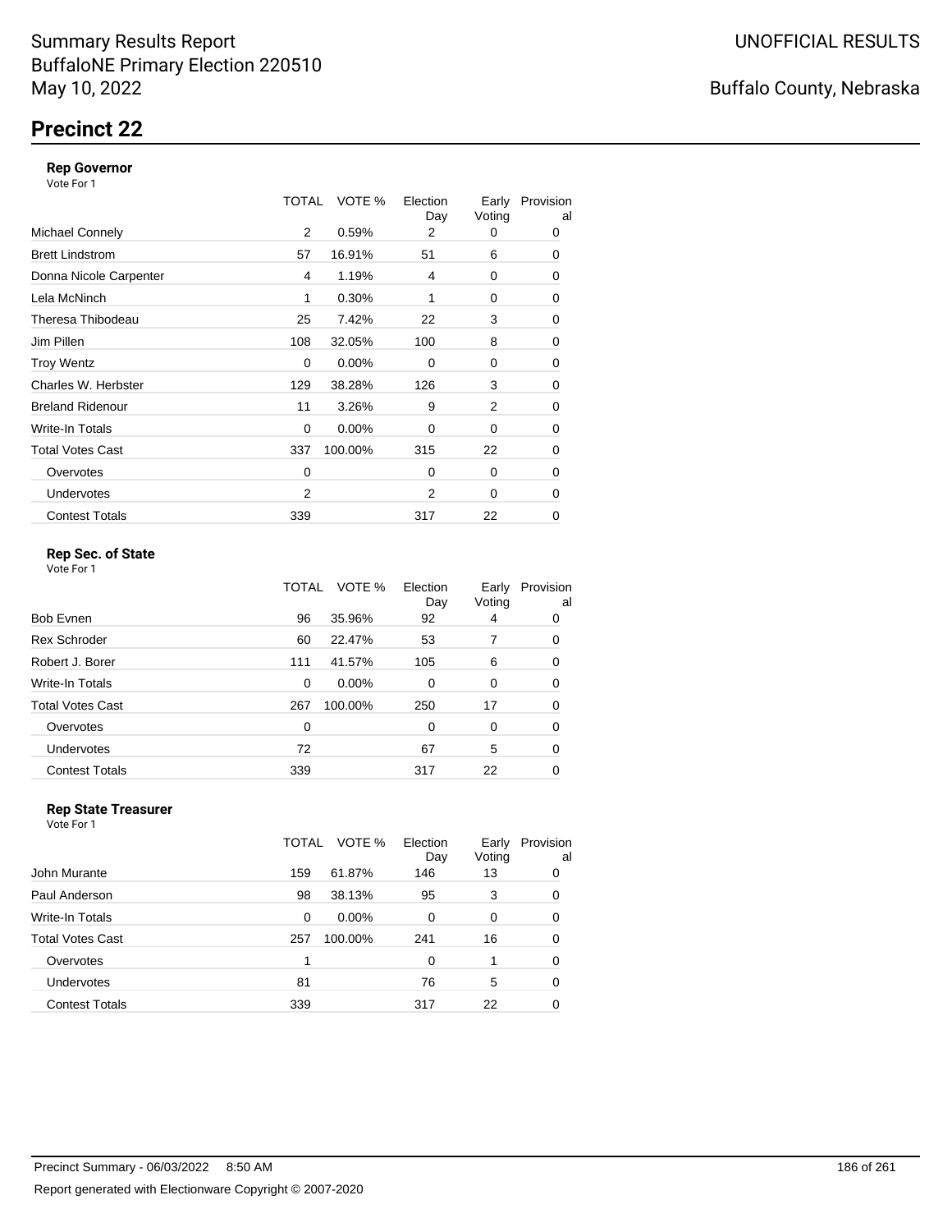Summary Results Report
BuffaloNE Primary Election 220510
May 10, 2022

UNOFFICIAL RESULTS

Buffalo County, Nebraska

# Precinct 22

### Rep Governor

Vote For 1

| | TOTAL | VOTE % | Election Day | Early Voting | Provisional |
|---|---|---|---|---|---|
| Michael Connely | 2 | 0.59% | 2 | 0 | 0 |
| Brett Lindstrom | 57 | 16.91% | 51 | 6 | 0 |
| Donna Nicole Carpenter | 4 | 1.19% | 4 | 0 | 0 |
| Lela McNinch | 1 | 0.30% | 1 | 0 | 0 |
| Theresa Thibodeau | 25 | 7.42% | 22 | 3 | 0 |
| Jim Pillen | 108 | 32.05% | 100 | 8 | 0 |
| Troy Wentz | 0 | 0.00% | 0 | 0 | 0 |
| Charles W. Herbster | 129 | 38.28% | 126 | 3 | 0 |
| Breland Ridenour | 11 | 3.26% | 9 | 2 | 0 |
| Write-In Totals | 0 | 0.00% | 0 | 0 | 0 |
| Total Votes Cast | 337 | 100.00% | 315 | 22 | 0 |
| Overvotes | 0 | | 0 | 0 | 0 |
| Undervotes | 2 | | 2 | 0 | 0 |
| Contest Totals | 339 | | 317 | 22 | 0 |

### Rep Sec. of State

Vote For 1

| | TOTAL | VOTE % | Election Day | Early Voting | Provisional |
|---|---|---|---|---|---|
| Bob Evnen | 96 | 35.96% | 92 | 4 | 0 |
| Rex Schroder | 60 | 22.47% | 53 | 7 | 0 |
| Robert J. Borer | 111 | 41.57% | 105 | 6 | 0 |
| Write-In Totals | 0 | 0.00% | 0 | 0 | 0 |
| Total Votes Cast | 267 | 100.00% | 250 | 17 | 0 |
| Overvotes | 0 | | 0 | 0 | 0 |
| Undervotes | 72 | | 67 | 5 | 0 |
| Contest Totals | 339 | | 317 | 22 | 0 |

### Rep State Treasurer

Vote For 1

| | TOTAL | VOTE % | Election Day | Early Voting | Provisional |
|---|---|---|---|---|---|
| John Murante | 159 | 61.87% | 146 | 13 | 0 |
| Paul Anderson | 98 | 38.13% | 95 | 3 | 0 |
| Write-In Totals | 0 | 0.00% | 0 | 0 | 0 |
| Total Votes Cast | 257 | 100.00% | 241 | 16 | 0 |
| Overvotes | 1 | | 0 | 1 | 0 |
| Undervotes | 81 | | 76 | 5 | 0 |
| Contest Totals | 339 | | 317 | 22 | 0 |

Precinct Summary - 06/03/2022 8:50 AM

Report generated with Electionware Copyright © 2007-2020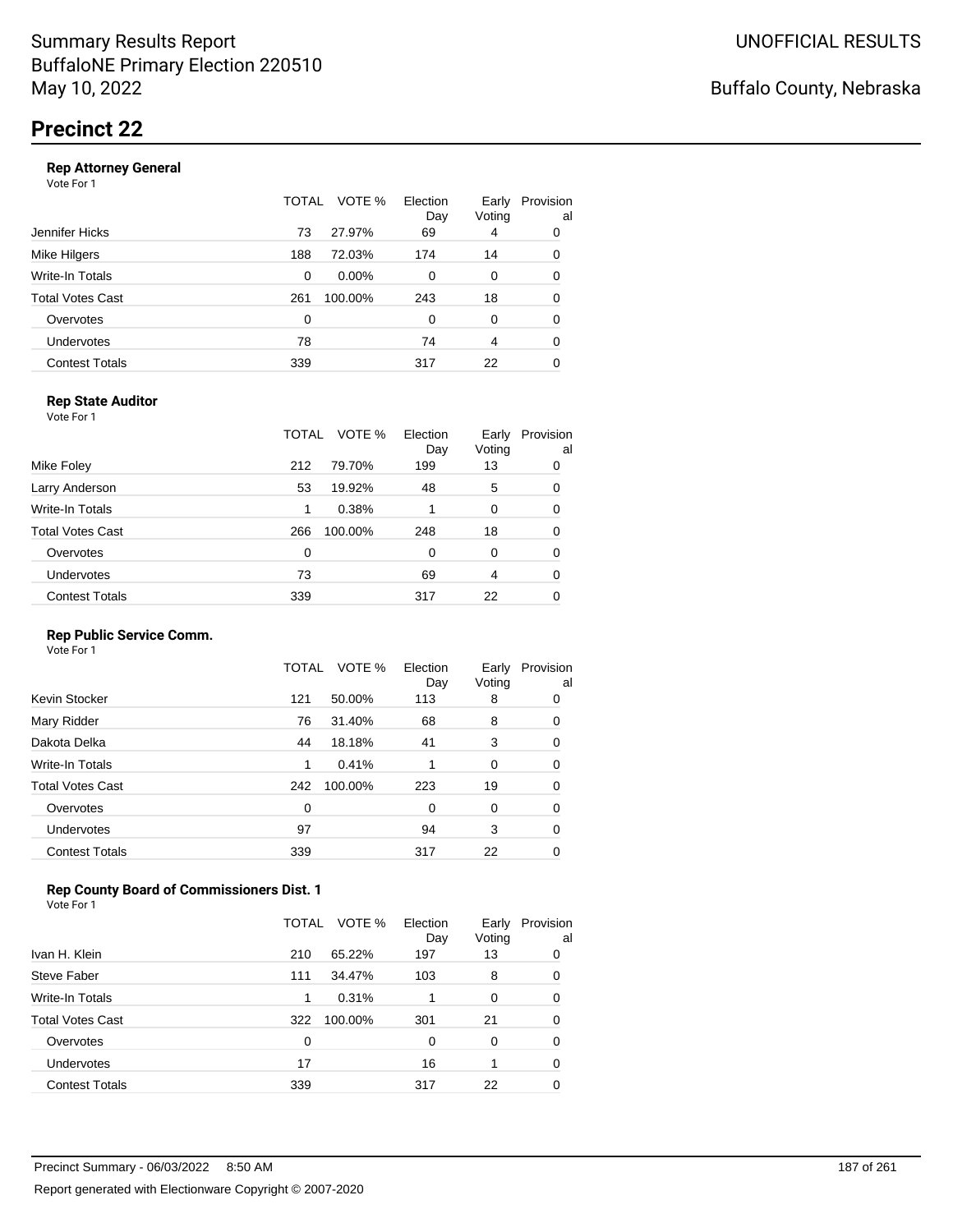Summary Results Report
BuffaloNE Primary Election 220510
May 10, 2022

UNOFFICIAL RESULTS

Buffalo County, Nebraska

# Precinct 22

### Rep Attorney General

Vote For 1

| | TOTAL | VOTE % | Election Day | Early Voting | Provisional |
|---|---|---|---|---|---|
| Jennifer Hicks | 73 | 27.97% | 69 | 4 | 0 |
| Mike Hilgers | 188 | 72.03% | 174 | 14 | 0 |
| Write-In Totals | 0 | 0.00% | 0 | 0 | 0 |
| Total Votes Cast | 261 | 100.00% | 243 | 18 | 0 |
| Overvotes | 0 | | 0 | 0 | 0 |
| Undervotes | 78 | | 74 | 4 | 0 |
| Contest Totals | 339 | | 317 | 22 | 0 |

### Rep State Auditor

Vote For 1

| | TOTAL | VOTE % | Election Day | Early Voting | Provisional |
|---|---|---|---|---|---|
| Mike Foley | 212 | 79.70% | 199 | 13 | 0 |
| Larry Anderson | 53 | 19.92% | 48 | 5 | 0 |
| Write-In Totals | 1 | 0.38% | 1 | 0 | 0 |
| Total Votes Cast | 266 | 100.00% | 248 | 18 | 0 |
| Overvotes | 0 | | 0 | 0 | 0 |
| Undervotes | 73 | | 69 | 4 | 0 |
| Contest Totals | 339 | | 317 | 22 | 0 |

### Rep Public Service Comm.

Vote For 1

| | TOTAL | VOTE % | Election Day | Early Voting | Provisional |
|---|---|---|---|---|---|
| Kevin Stocker | 121 | 50.00% | 113 | 8 | 0 |
| Mary Ridder | 76 | 31.40% | 68 | 8 | 0 |
| Dakota Delka | 44 | 18.18% | 41 | 3 | 0 |
| Write-In Totals | 1 | 0.41% | 1 | 0 | 0 |
| Total Votes Cast | 242 | 100.00% | 223 | 19 | 0 |
| Overvotes | 0 | | 0 | 0 | 0 |
| Undervotes | 97 | | 94 | 3 | 0 |
| Contest Totals | 339 | | 317 | 22 | 0 |

### Rep County Board of Commissioners Dist. 1

Vote For 1

| | TOTAL | VOTE % | Election Day | Early Voting | Provisional |
|---|---|---|---|---|---|
| Ivan H. Klein | 210 | 65.22% | 197 | 13 | 0 |
| Steve Faber | 111 | 34.47% | 103 | 8 | 0 |
| Write-In Totals | 1 | 0.31% | 1 | 0 | 0 |
| Total Votes Cast | 322 | 100.00% | 301 | 21 | 0 |
| Overvotes | 0 | | 0 | 0 | 0 |
| Undervotes | 17 | | 16 | 1 | 0 |
| Contest Totals | 339 | | 317 | 22 | 0 |

Precinct Summary - 06/03/2022 8:50 AM

Report generated with Electionware Copyright © 2007-2020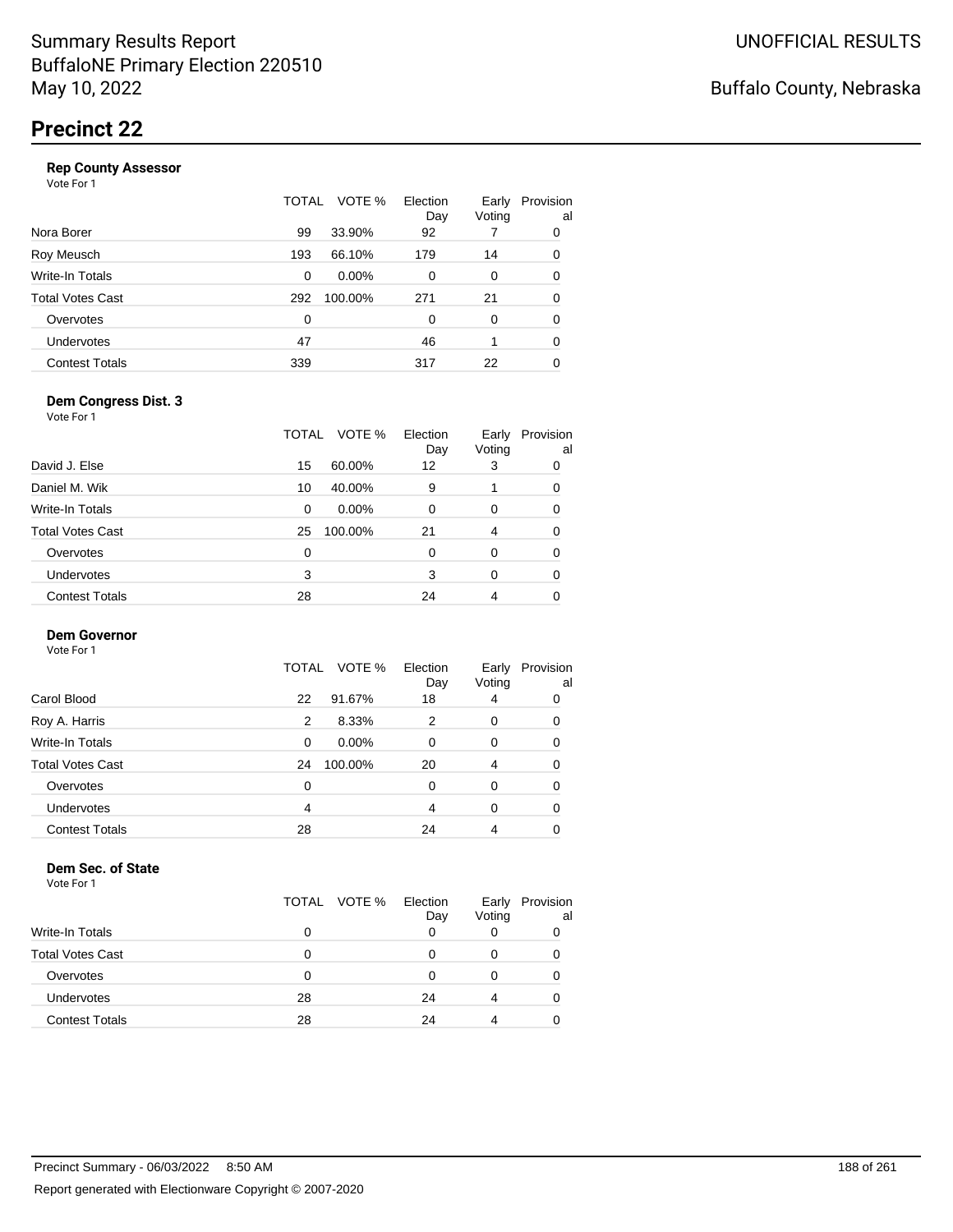Summary Results Report
BuffaloNE Primary Election 220510
May 10, 2022

UNOFFICIAL RESULTS

Buffalo County, Nebraska

# Precinct 22

### Rep County Assessor

Vote For 1

| | TOTAL | VOTE % | Election Day | Early Voting | Provisional |
|---|---|---|---|---|---|
| Nora Borer | 99 | 33.90% | 92 | 7 | 0 |
| Roy Meusch | 193 | 66.10% | 179 | 14 | 0 |
| Write-In Totals | 0 | 0.00% | 0 | 0 | 0 |
| Total Votes Cast | 292 | 100.00% | 271 | 21 | 0 |
| Overvotes | 0 | | 0 | 0 | 0 |
| Undervotes | 47 | | 46 | 1 | 0 |
| Contest Totals | 339 | | 317 | 22 | 0 |

### Dem Congress Dist. 3

Vote For 1

| | TOTAL | VOTE % | Election Day | Early Voting | Provisional |
|---|---|---|---|---|---|
| David J. Else | 15 | 60.00% | 12 | 3 | 0 |
| Daniel M. Wik | 10 | 40.00% | 9 | 1 | 0 |
| Write-In Totals | 0 | 0.00% | 0 | 0 | 0 |
| Total Votes Cast | 25 | 100.00% | 21 | 4 | 0 |
| Overvotes | 0 | | 0 | 0 | 0 |
| Undervotes | 3 | | 3 | 0 | 0 |
| Contest Totals | 28 | | 24 | 4 | 0 |

### Dem Governor

Vote For 1

| | TOTAL | VOTE % | Election Day | Early Voting | Provisional |
|---|---|---|---|---|---|
| Carol Blood | 22 | 91.67% | 18 | 4 | 0 |
| Roy A. Harris | 2 | 8.33% | 2 | 0 | 0 |
| Write-In Totals | 0 | 0.00% | 0 | 0 | 0 |
| Total Votes Cast | 24 | 100.00% | 20 | 4 | 0 |
| Overvotes | 0 | | 0 | 0 | 0 |
| Undervotes | 4 | | 4 | 0 | 0 |
| Contest Totals | 28 | | 24 | 4 | 0 |

### Dem Sec. of State

Vote For 1

| | TOTAL | VOTE % | Election Day | Early Voting | Provisional |
|---|---|---|---|---|---|
| Write-In Totals | 0 | | 0 | 0 | 0 |
| Total Votes Cast | 0 | | 0 | 0 | 0 |
| Overvotes | 0 | | 0 | 0 | 0 |
| Undervotes | 28 | | 24 | 4 | 0 |
| Contest Totals | 28 | | 24 | 4 | 0 |

Precinct Summary - 06/03/2022 8:50 AM

Report generated with Electionware Copyright © 2007-2020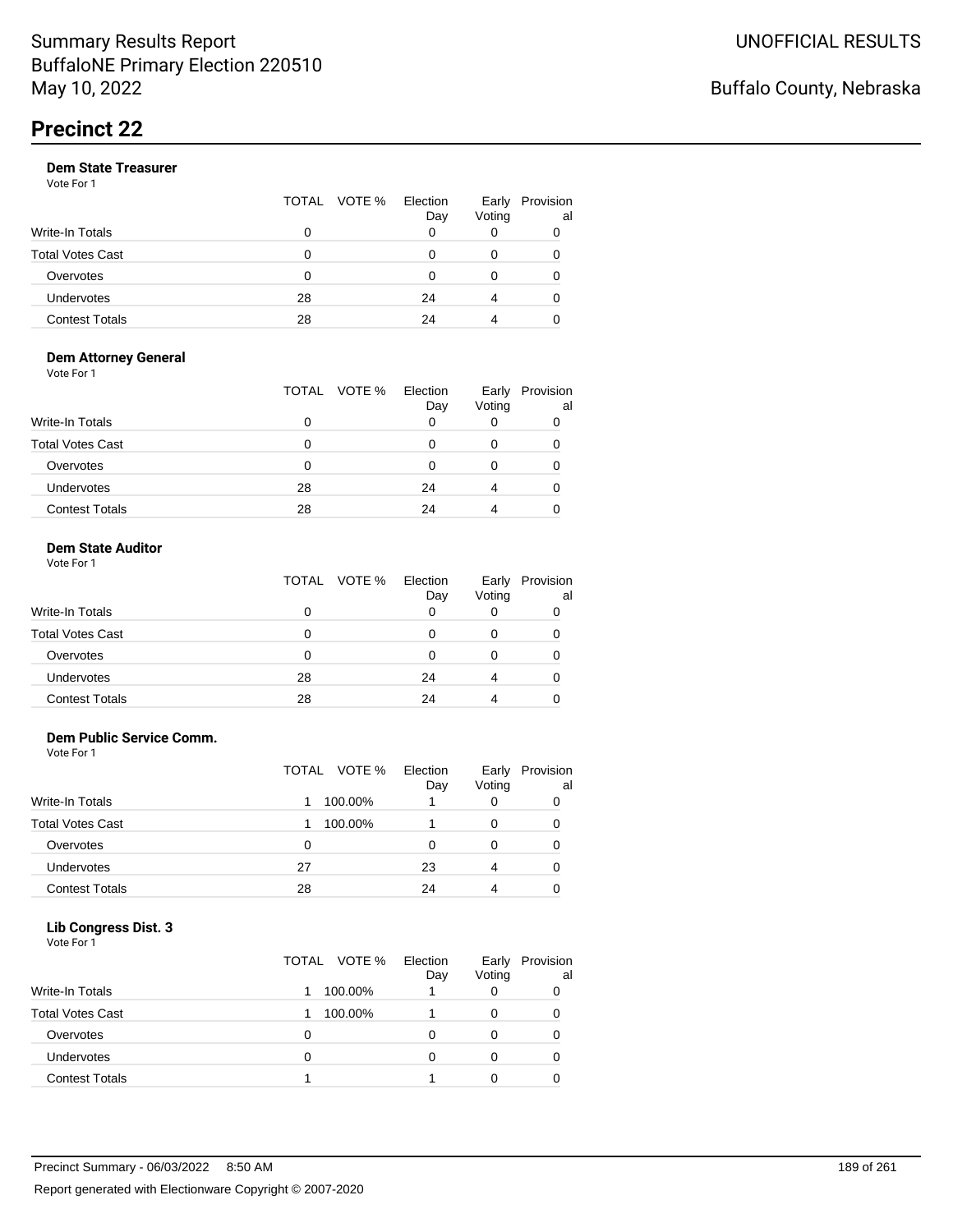# Summary Results Report
BuffaloNE Primary Election 220510
May 10, 2022

UNOFFICIAL RESULTS

Buffalo County, Nebraska

## Precinct 22

### Dem State Treasurer
Vote For 1

| | TOTAL | VOTE % | Election Day | Early Voting | Provisional |
|---|---|---|---|---|---|
| Write-In Totals | 0 | | 0 | 0 | 0 |
| Total Votes Cast | 0 | | 0 | 0 | 0 |
| Overvotes | 0 | | 0 | 0 | 0 |
| Undervotes | 28 | | 24 | 4 | 0 |
| Contest Totals | 28 | | 24 | 4 | 0 |

### Dem Attorney General
Vote For 1

| | TOTAL | VOTE % | Election Day | Early Voting | Provisional |
|---|---|---|---|---|---|
| Write-In Totals | 0 | | 0 | 0 | 0 |
| Total Votes Cast | 0 | | 0 | 0 | 0 |
| Overvotes | 0 | | 0 | 0 | 0 |
| Undervotes | 28 | | 24 | 4 | 0 |
| Contest Totals | 28 | | 24 | 4 | 0 |

### Dem State Auditor
Vote For 1

| | TOTAL | VOTE % | Election Day | Early Voting | Provisional |
|---|---|---|---|---|---|
| Write-In Totals | 0 | | 0 | 0 | 0 |
| Total Votes Cast | 0 | | 0 | 0 | 0 |
| Overvotes | 0 | | 0 | 0 | 0 |
| Undervotes | 28 | | 24 | 4 | 0 |
| Contest Totals | 28 | | 24 | 4 | 0 |

### Dem Public Service Comm.
Vote For 1

| | TOTAL | VOTE % | Election Day | Early Voting | Provisional |
|---|---|---|---|---|---|
| Write-In Totals | 1 | 100.00% | 1 | 0 | 0 |
| Total Votes Cast | 1 | 100.00% | 1 | 0 | 0 |
| Overvotes | 0 | | 0 | 0 | 0 |
| Undervotes | 27 | | 23 | 4 | 0 |
| Contest Totals | 28 | | 24 | 4 | 0 |

### Lib Congress Dist. 3
Vote For 1

| | TOTAL | VOTE % | Election Day | Early Voting | Provisional |
|---|---|---|---|---|---|
| Write-In Totals | 1 | 100.00% | 1 | 0 | 0 |
| Total Votes Cast | 1 | 100.00% | 1 | 0 | 0 |
| Overvotes | 0 | | 0 | 0 | 0 |
| Undervotes | 0 | | 0 | 0 | 0 |
| Contest Totals | 1 | | 1 | 0 | 0 |

Precinct Summary - 06/03/2022 8:50 AM

Report generated with Electionware Copyright © 2007-2020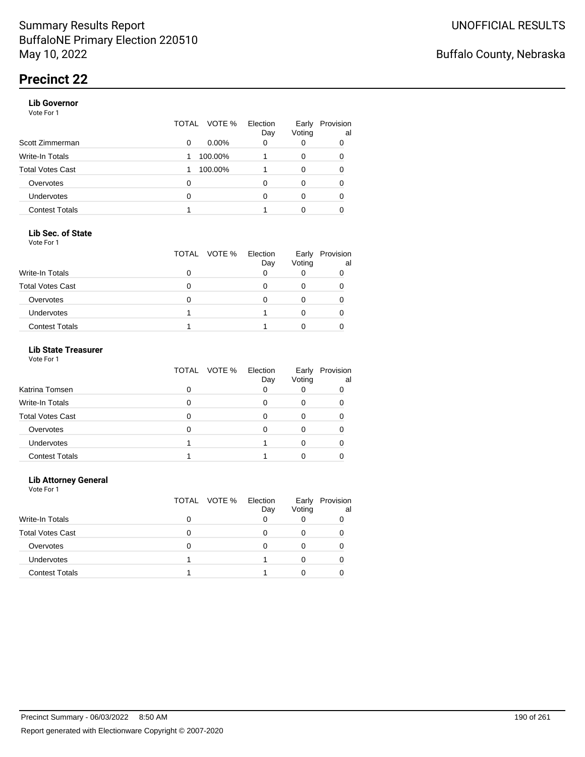# Summary Results Report
BuffaloNE Primary Election 220510
May 10, 2022

UNOFFICIAL RESULTS

Buffalo County, Nebraska

## Precinct 22

### Lib Governor
Vote For 1

| | TOTAL | VOTE % | Election Day | Early Voting | Provisional |
|---|---|---|---|---|---|
| Scott Zimmerman | 0 | 0.00% | 0 | 0 | 0 |
| Write-In Totals | 1 | 100.00% | 1 | 0 | 0 |
| Total Votes Cast | 1 | 100.00% | 1 | 0 | 0 |
| Overvotes | 0 | | 0 | 0 | 0 |
| Undervotes | 0 | | 0 | 0 | 0 |
| Contest Totals | 1 | | 1 | 0 | 0 |

### Lib Sec. of State
Vote For 1

| | TOTAL | VOTE % | Election Day | Early Voting | Provisional |
|---|---|---|---|---|---|
| Write-In Totals | 0 | | 0 | 0 | 0 |
| Total Votes Cast | 0 | | 0 | 0 | 0 |
| Overvotes | 0 | | 0 | 0 | 0 |
| Undervotes | 1 | | 1 | 0 | 0 |
| Contest Totals | 1 | | 1 | 0 | 0 |

### Lib State Treasurer
Vote For 1

| | TOTAL | VOTE % | Election Day | Early Voting | Provisional |
|---|---|---|---|---|---|
| Katrina Tomsen | 0 | | 0 | 0 | 0 |
| Write-In Totals | 0 | | 0 | 0 | 0 |
| Total Votes Cast | 0 | | 0 | 0 | 0 |
| Overvotes | 0 | | 0 | 0 | 0 |
| Undervotes | 1 | | 1 | 0 | 0 |
| Contest Totals | 1 | | 1 | 0 | 0 |

### Lib Attorney General
Vote For 1

| | TOTAL | VOTE % | Election Day | Early Voting | Provisional |
|---|---|---|---|---|---|
| Write-In Totals | 0 | | 0 | 0 | 0 |
| Total Votes Cast | 0 | | 0 | 0 | 0 |
| Overvotes | 0 | | 0 | 0 | 0 |
| Undervotes | 1 | | 1 | 0 | 0 |
| Contest Totals | 1 | | 1 | 0 | 0 |

Precinct Summary - 06/03/2022 8:50 AM

Report generated with Electionware Copyright © 2007-2020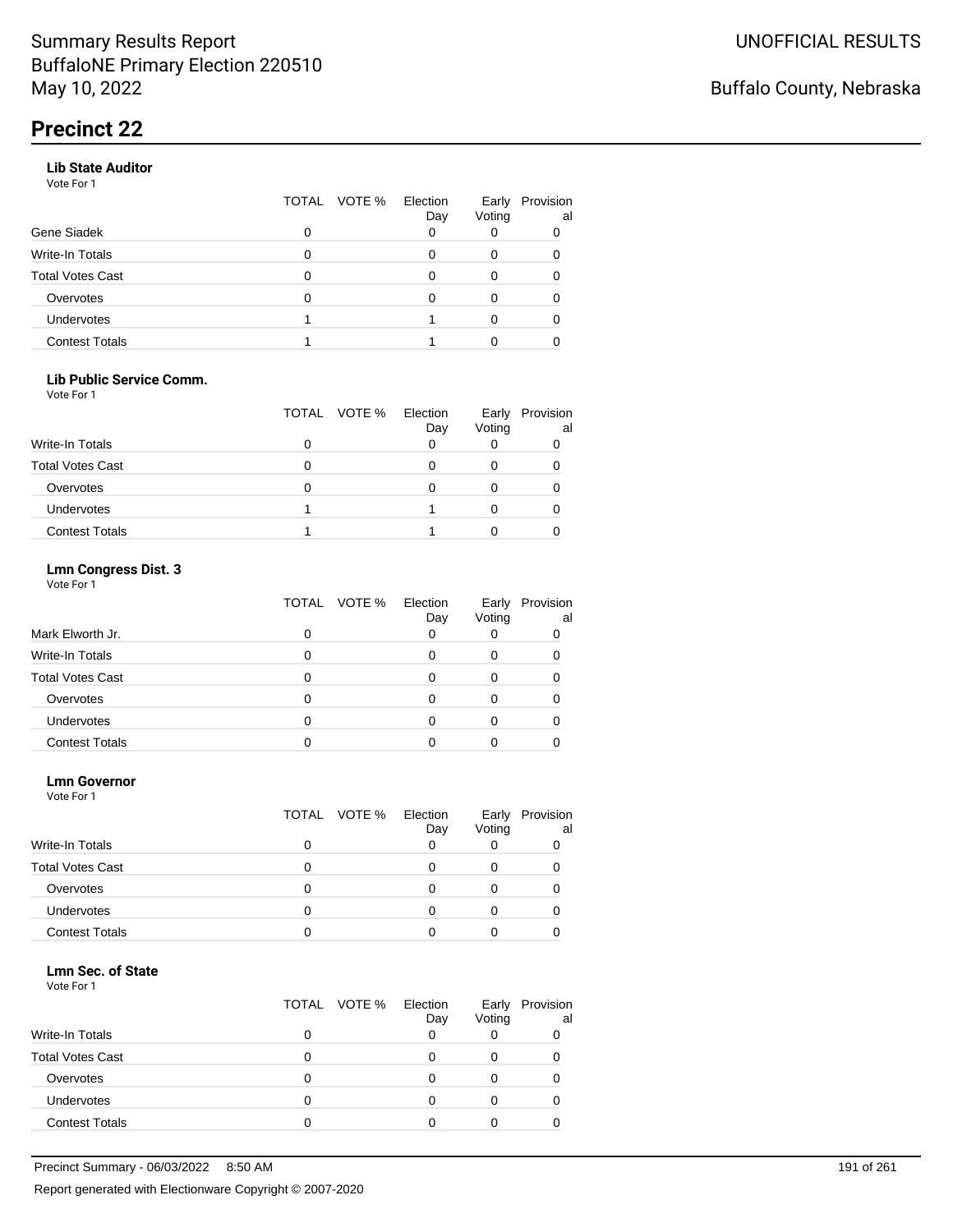## Precinct 22

### Lib State Auditor

Vote For 1

| | TOTAL | VOTE % | Election Day | Early Voting | Provisional |
|---|---|---|---|---|---|
| Gene Siadek | 0 | | 0 | 0 | 0 |
| Write-In Totals | 0 | | 0 | 0 | 0 |
| Total Votes Cast | 0 | | 0 | 0 | 0 |
| Overvotes | 0 | | 0 | 0 | 0 |
| Undervotes | 1 | | 1 | 0 | 0 |
| Contest Totals | 1 | | 1 | 0 | 0 |

### Lib Public Service Comm.

Vote For 1

| | TOTAL | VOTE % | Election Day | Early Voting | Provisional |
|---|---|---|---|---|---|
| Write-In Totals | 0 | | 0 | 0 | 0 |
| Total Votes Cast | 0 | | 0 | 0 | 0 |
| Overvotes | 0 | | 0 | 0 | 0 |
| Undervotes | 1 | | 1 | 0 | 0 |
| Contest Totals | 1 | | 1 | 0 | 0 |

### Lmn Congress Dist. 3

Vote For 1

| | TOTAL | VOTE % | Election Day | Early Voting | Provisional |
|---|---|---|---|---|---|
| Mark Elworth Jr. | 0 | | 0 | 0 | 0 |
| Write-In Totals | 0 | | 0 | 0 | 0 |
| Total Votes Cast | 0 | | 0 | 0 | 0 |
| Overvotes | 0 | | 0 | 0 | 0 |
| Undervotes | 0 | | 0 | 0 | 0 |
| Contest Totals | 0 | | 0 | 0 | 0 |

### Lmn Governor

Vote For 1

| | TOTAL | VOTE % | Election Day | Early Voting | Provisional |
|---|---|---|---|---|---|
| Write-In Totals | 0 | | 0 | 0 | 0 |
| Total Votes Cast | 0 | | 0 | 0 | 0 |
| Overvotes | 0 | | 0 | 0 | 0 |
| Undervotes | 0 | | 0 | 0 | 0 |
| Contest Totals | 0 | | 0 | 0 | 0 |

### Lmn Sec. of State

Vote For 1

| | TOTAL | VOTE % | Election Day | Early Voting | Provisional |
|---|---|---|---|---|---|
| Write-In Totals | 0 | | 0 | 0 | 0 |
| Total Votes Cast | 0 | | 0 | 0 | 0 |
| Overvotes | 0 | | 0 | 0 | 0 |
| Undervotes | 0 | | 0 | 0 | 0 |
| Contest Totals | 0 | | 0 | 0 | 0 |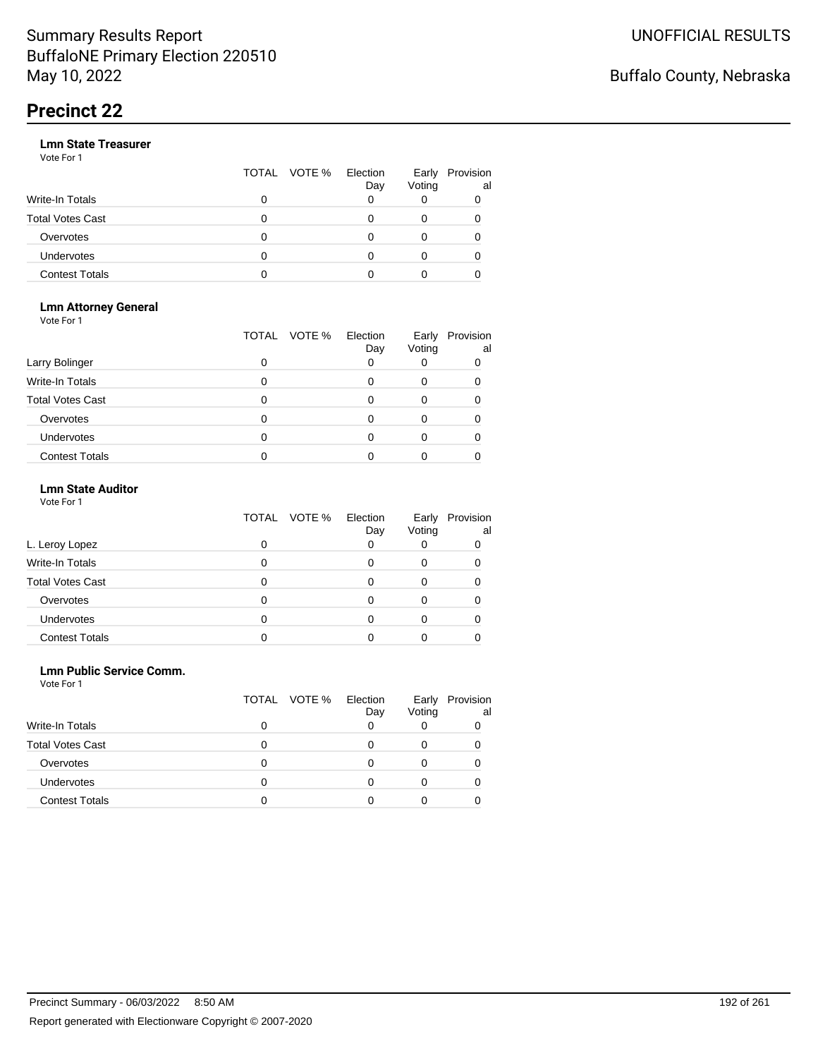# Precinct 22

### Lmn State Treasurer

Vote For 1

| | TOTAL | VOTE % | Election Day | Early Voting | Provisional |
|---|---|---|---|---|---|
| Write-In Totals | 0 | | 0 | 0 | 0 |
| Total Votes Cast | 0 | | 0 | 0 | 0 |
| Overvotes | 0 | | 0 | 0 | 0 |
| Undervotes | 0 | | 0 | 0 | 0 |
| Contest Totals | 0 | | 0 | 0 | 0 |

### Lmn Attorney General

Vote For 1

| | TOTAL | VOTE % | Election Day | Early Voting | Provisional |
|---|---|---|---|---|---|
| Larry Bolinger | 0 | | 0 | 0 | 0 |
| Write-In Totals | 0 | | 0 | 0 | 0 |
| Total Votes Cast | 0 | | 0 | 0 | 0 |
| Overvotes | 0 | | 0 | 0 | 0 |
| Undervotes | 0 | | 0 | 0 | 0 |
| Contest Totals | 0 | | 0 | 0 | 0 |

### Lmn State Auditor

Vote For 1

| | TOTAL | VOTE % | Election Day | Early Voting | Provisional |
|---|---|---|---|---|---|
| L. Leroy Lopez | 0 | | 0 | 0 | 0 |
| Write-In Totals | 0 | | 0 | 0 | 0 |
| Total Votes Cast | 0 | | 0 | 0 | 0 |
| Overvotes | 0 | | 0 | 0 | 0 |
| Undervotes | 0 | | 0 | 0 | 0 |
| Contest Totals | 0 | | 0 | 0 | 0 |

### Lmn Public Service Comm.

Vote For 1

| | TOTAL | VOTE % | Election Day | Early Voting | Provisional |
|---|---|---|---|---|---|
| Write-In Totals | 0 | | 0 | 0 | 0 |
| Total Votes Cast | 0 | | 0 | 0 | 0 |
| Overvotes | 0 | | 0 | 0 | 0 |
| Undervotes | 0 | | 0 | 0 | 0 |
| Contest Totals | 0 | | 0 | 0 | 0 |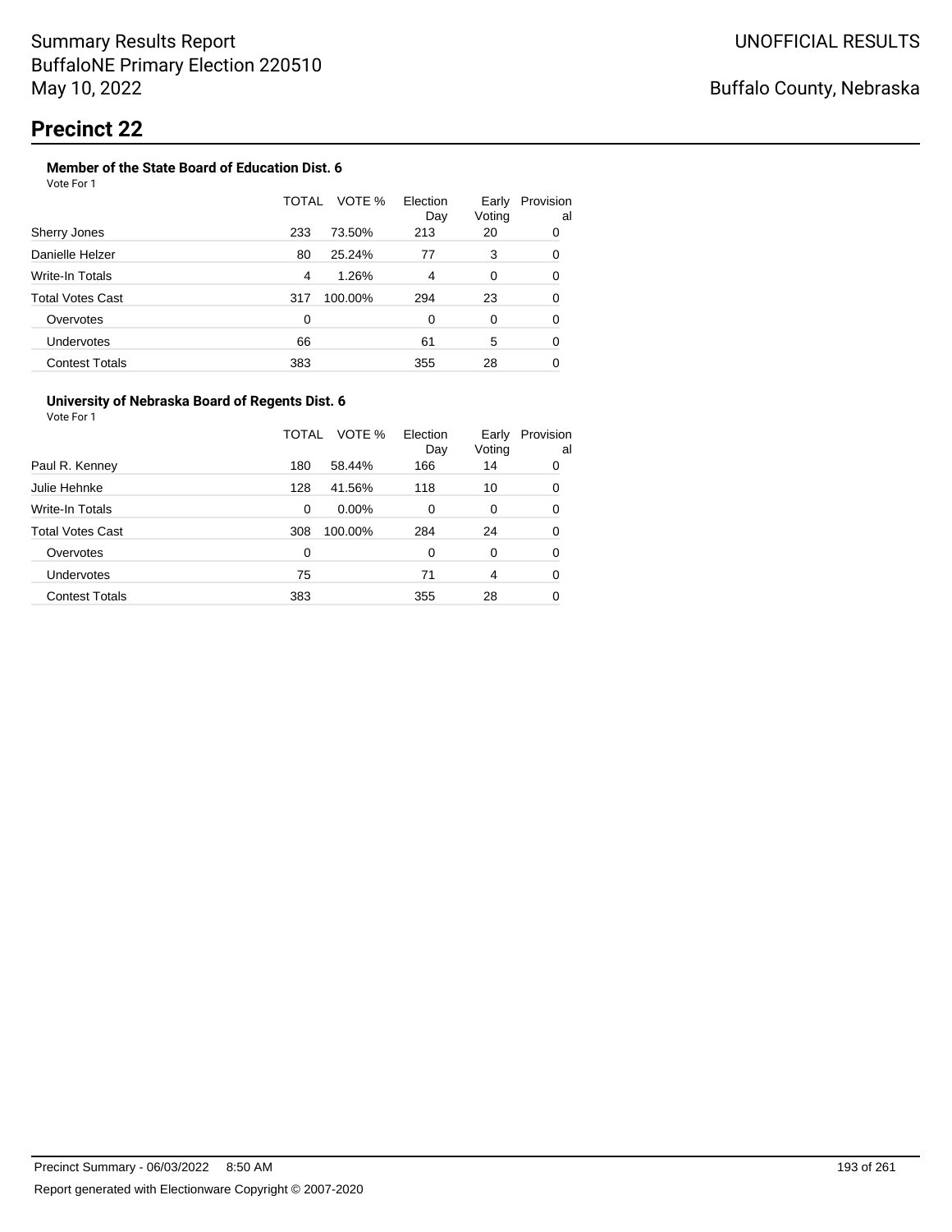Summary Results Report
BuffaloNE Primary Election 220510
May 10, 2022

UNOFFICIAL RESULTS

Buffalo County, Nebraska

# Precinct 22

### Member of the State Board of Education Dist. 6

Vote For 1

| | TOTAL | VOTE % | Election Day | Early Voting | Provisional |
|---|---|---|---|---|---|
| Sherry Jones | 233 | 73.50% | 213 | 20 | 0 |
| Danielle Helzer | 80 | 25.24% | 77 | 3 | 0 |
| Write-In Totals | 4 | 1.26% | 4 | 0 | 0 |
| Total Votes Cast | 317 | 100.00% | 294 | 23 | 0 |
| Overvotes | 0 | | 0 | 0 | 0 |
| Undervotes | 66 | | 61 | 5 | 0 |
| Contest Totals | 383 | | 355 | 28 | 0 |

### University of Nebraska Board of Regents Dist. 6

Vote For 1

| | TOTAL | VOTE % | Election Day | Early Voting | Provisional |
|---|---|---|---|---|---|
| Paul R. Kenney | 180 | 58.44% | 166 | 14 | 0 |
| Julie Hehnke | 128 | 41.56% | 118 | 10 | 0 |
| Write-In Totals | 0 | 0.00% | 0 | 0 | 0 |
| Total Votes Cast | 308 | 100.00% | 284 | 24 | 0 |
| Overvotes | 0 | | 0 | 0 | 0 |
| Undervotes | 75 | | 71 | 4 | 0 |
| Contest Totals | 383 | | 355 | 28 | 0 |

Precinct Summary - 06/03/2022 8:50 AM

Report generated with Electionware Copyright © 2007-2020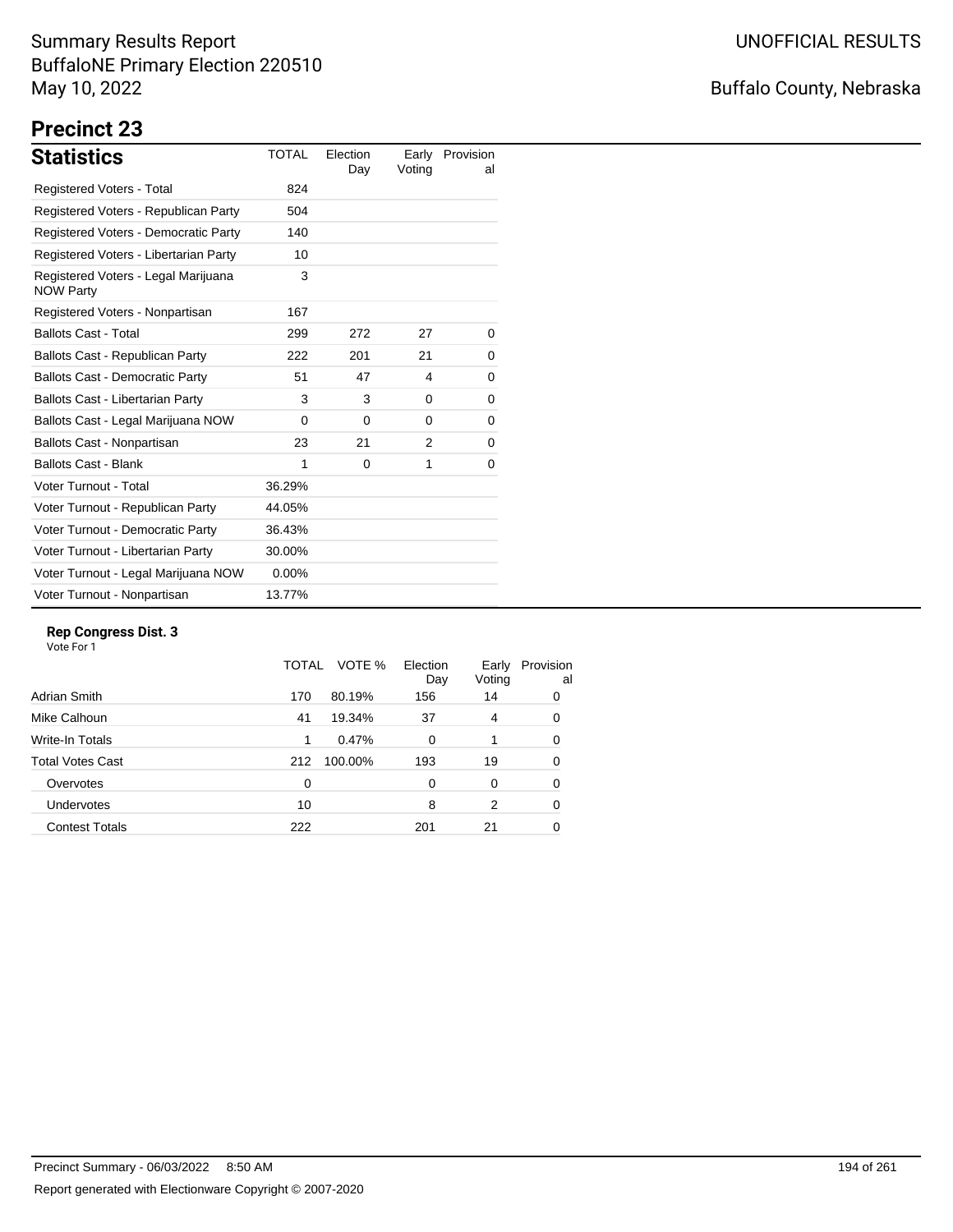Summary Results Report
BuffaloNE Primary Election 220510
May 10, 2022

UNOFFICIAL RESULTS

Buffalo County, Nebraska

# Precinct 23

## Statistics

| Statistics | TOTAL | Election Day | Early Voting | Provisional |
|---|---|---|---|---|
| Registered Voters - Total | 824 | | | |
| Registered Voters - Republican Party | 504 | | | |
| Registered Voters - Democratic Party | 140 | | | |
| Registered Voters - Libertarian Party | 10 | | | |
| Registered Voters - Legal Marijuana NOW Party | 3 | | | |
| Registered Voters - Nonpartisan | 167 | | | |
| Ballots Cast - Total | 299 | 272 | 27 | 0 |
| Ballots Cast - Republican Party | 222 | 201 | 21 | 0 |
| Ballots Cast - Democratic Party | 51 | 47 | 4 | 0 |
| Ballots Cast - Libertarian Party | 3 | 3 | 0 | 0 |
| Ballots Cast - Legal Marijuana NOW | 0 | 0 | 0 | 0 |
| Ballots Cast - Nonpartisan | 23 | 21 | 2 | 0 |
| Ballots Cast - Blank | 1 | 0 | 1 | 0 |
| Voter Turnout - Total | 36.29% | | | |
| Voter Turnout - Republican Party | 44.05% | | | |
| Voter Turnout - Democratic Party | 36.43% | | | |
| Voter Turnout - Libertarian Party | 30.00% | | | |
| Voter Turnout - Legal Marijuana NOW | 0.00% | | | |
| Voter Turnout - Nonpartisan | 13.77% | | | |

### Rep Congress Dist. 3

Vote For 1

| | TOTAL | VOTE % | Election Day | Early Voting | Provisional |
|---|---|---|---|---|---|
| Adrian Smith | 170 | 80.19% | 156 | 14 | 0 |
| Mike Calhoun | 41 | 19.34% | 37 | 4 | 0 |
| Write-In Totals | 1 | 0.47% | 0 | 1 | 0 |
| Total Votes Cast | 212 | 100.00% | 193 | 19 | 0 |
| Overvotes | 0 | | 0 | 0 | 0 |
| Undervotes | 10 | | 8 | 2 | 0 |
| Contest Totals | 222 | | 201 | 21 | 0 |

Precinct Summary - 06/03/2022 8:50 AM

Report generated with Electionware Copyright © 2007-2020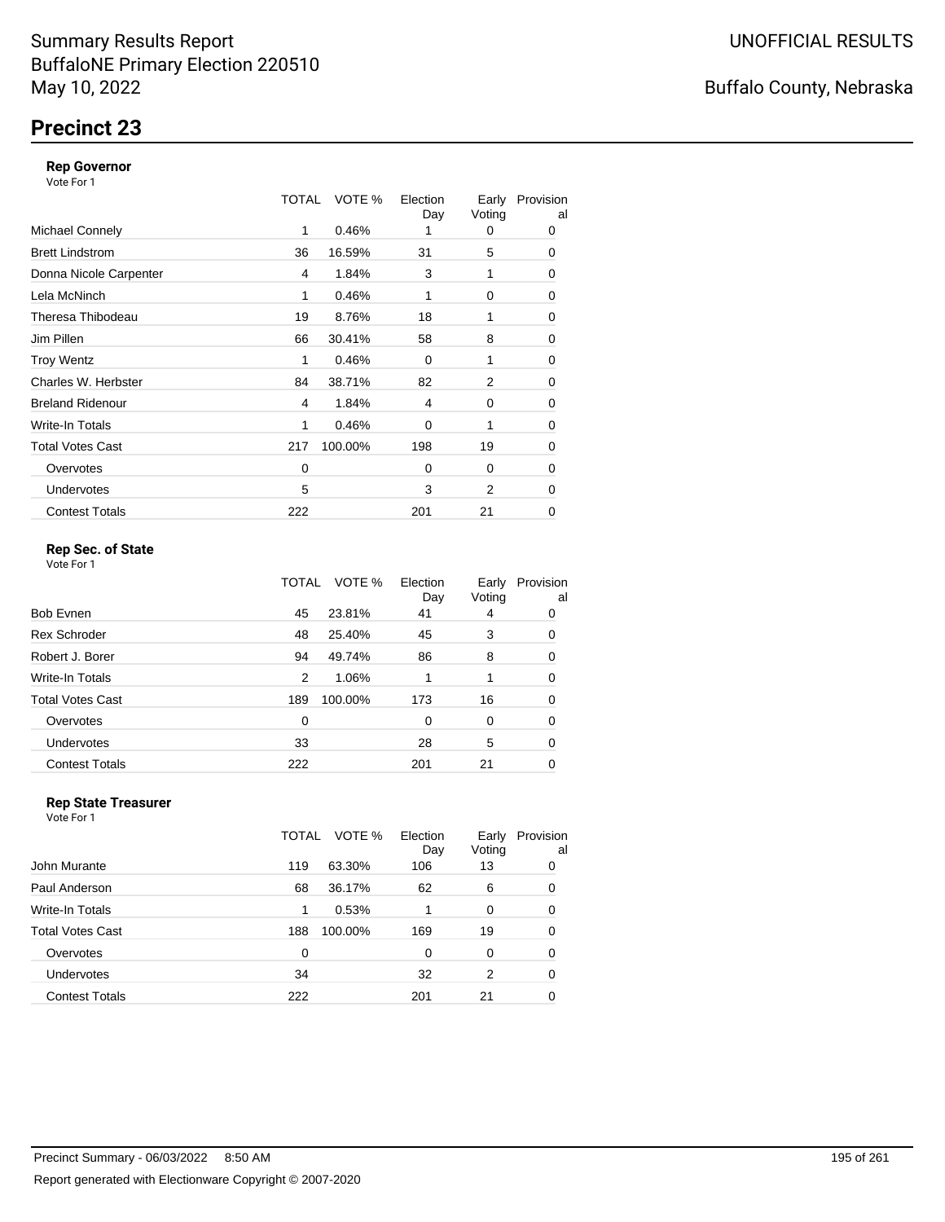Summary Results Report
BuffaloNE Primary Election 220510
May 10, 2022

UNOFFICIAL RESULTS

Buffalo County, Nebraska

# Precinct 23

### Rep Governor
Vote For 1

| | TOTAL | VOTE % | Election Day | Early Voting | Provisional |
|---|---|---|---|---|---|
| Michael Connely | 1 | 0.46% | 1 | 0 | 0 |
| Brett Lindstrom | 36 | 16.59% | 31 | 5 | 0 |
| Donna Nicole Carpenter | 4 | 1.84% | 3 | 1 | 0 |
| Lela McNinch | 1 | 0.46% | 1 | 0 | 0 |
| Theresa Thibodeau | 19 | 8.76% | 18 | 1 | 0 |
| Jim Pillen | 66 | 30.41% | 58 | 8 | 0 |
| Troy Wentz | 1 | 0.46% | 0 | 1 | 0 |
| Charles W. Herbster | 84 | 38.71% | 82 | 2 | 0 |
| Breland Ridenour | 4 | 1.84% | 4 | 0 | 0 |
| Write-In Totals | 1 | 0.46% | 0 | 1 | 0 |
| Total Votes Cast | 217 | 100.00% | 198 | 19 | 0 |
| Overvotes | 0 | | 0 | 0 | 0 |
| Undervotes | 5 | | 3 | 2 | 0 |
| Contest Totals | 222 | | 201 | 21 | 0 |

### Rep Sec. of State
Vote For 1

| | TOTAL | VOTE % | Election Day | Early Voting | Provisional |
|---|---|---|---|---|---|
| Bob Evnen | 45 | 23.81% | 41 | 4 | 0 |
| Rex Schroder | 48 | 25.40% | 45 | 3 | 0 |
| Robert J. Borer | 94 | 49.74% | 86 | 8 | 0 |
| Write-In Totals | 2 | 1.06% | 1 | 1 | 0 |
| Total Votes Cast | 189 | 100.00% | 173 | 16 | 0 |
| Overvotes | 0 | | 0 | 0 | 0 |
| Undervotes | 33 | | 28 | 5 | 0 |
| Contest Totals | 222 | | 201 | 21 | 0 |

### Rep State Treasurer
Vote For 1

| | TOTAL | VOTE % | Election Day | Early Voting | Provisional |
|---|---|---|---|---|---|
| John Murante | 119 | 63.30% | 106 | 13 | 0 |
| Paul Anderson | 68 | 36.17% | 62 | 6 | 0 |
| Write-In Totals | 1 | 0.53% | 1 | 0 | 0 |
| Total Votes Cast | 188 | 100.00% | 169 | 19 | 0 |
| Overvotes | 0 | | 0 | 0 | 0 |
| Undervotes | 34 | | 32 | 2 | 0 |
| Contest Totals | 222 | | 201 | 21 | 0 |

Precinct Summary - 06/03/2022 8:50 AM

Report generated with Electionware Copyright © 2007-2020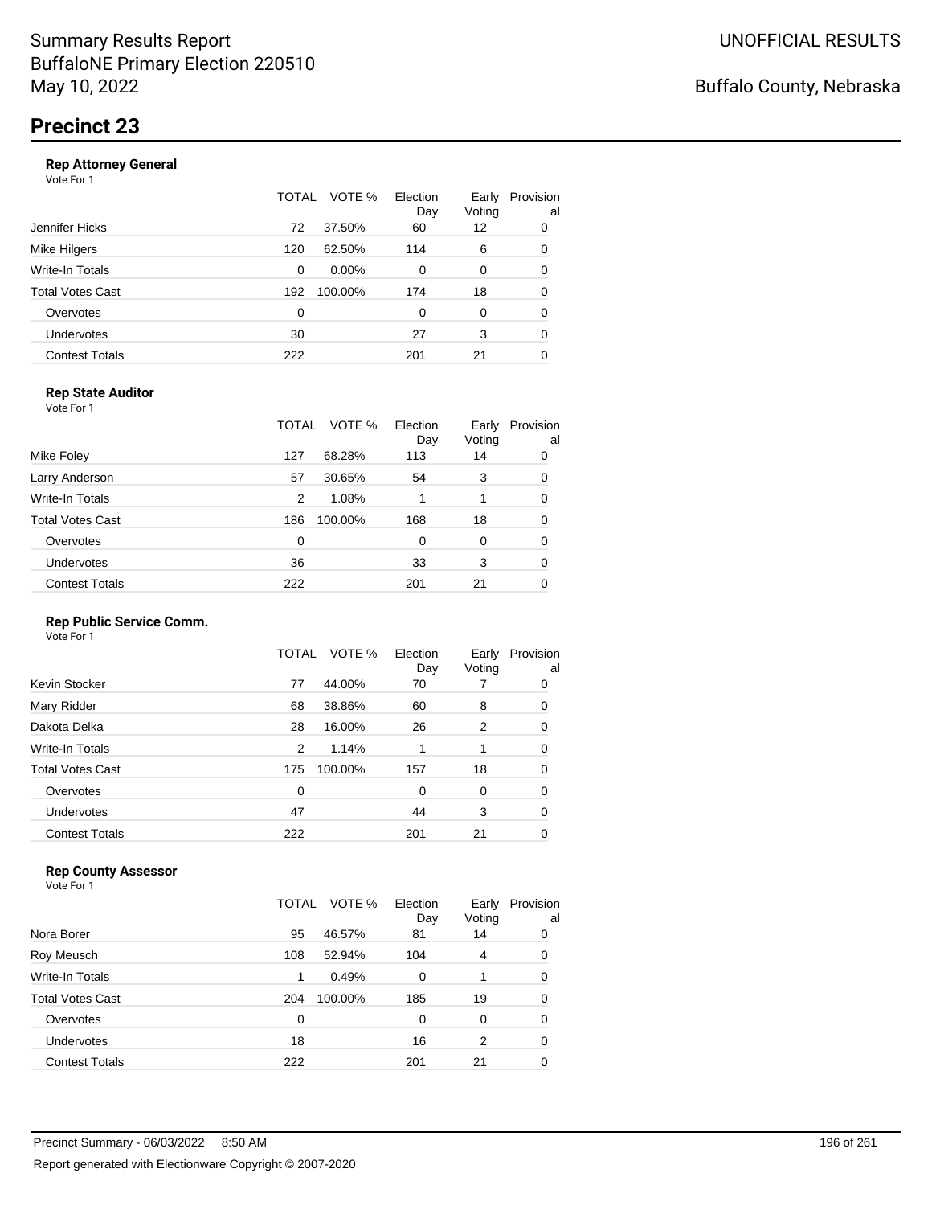# Summary Results Report
BuffaloNE Primary Election 220510
May 10, 2022

UNOFFICIAL RESULTS

Buffalo County, Nebraska

## Precinct 23

### Rep Attorney General

Vote For 1

| | TOTAL | VOTE % | Election Day | Early Voting | Provisional |
|---|---|---|---|---|---|
| Jennifer Hicks | 72 | 37.50% | 60 | 12 | 0 |
| Mike Hilgers | 120 | 62.50% | 114 | 6 | 0 |
| Write-In Totals | 0 | 0.00% | 0 | 0 | 0 |
| Total Votes Cast | 192 | 100.00% | 174 | 18 | 0 |
| Overvotes | 0 | | 0 | 0 | 0 |
| Undervotes | 30 | | 27 | 3 | 0 |
| Contest Totals | 222 | | 201 | 21 | 0 |

### Rep State Auditor

Vote For 1

| | TOTAL | VOTE % | Election Day | Early Voting | Provisional |
|---|---|---|---|---|---|
| Mike Foley | 127 | 68.28% | 113 | 14 | 0 |
| Larry Anderson | 57 | 30.65% | 54 | 3 | 0 |
| Write-In Totals | 2 | 1.08% | 1 | 1 | 0 |
| Total Votes Cast | 186 | 100.00% | 168 | 18 | 0 |
| Overvotes | 0 | | 0 | 0 | 0 |
| Undervotes | 36 | | 33 | 3 | 0 |
| Contest Totals | 222 | | 201 | 21 | 0 |

### Rep Public Service Comm.

Vote For 1

| | TOTAL | VOTE % | Election Day | Early Voting | Provisional |
|---|---|---|---|---|---|
| Kevin Stocker | 77 | 44.00% | 70 | 7 | 0 |
| Mary Ridder | 68 | 38.86% | 60 | 8 | 0 |
| Dakota Delka | 28 | 16.00% | 26 | 2 | 0 |
| Write-In Totals | 2 | 1.14% | 1 | 1 | 0 |
| Total Votes Cast | 175 | 100.00% | 157 | 18 | 0 |
| Overvotes | 0 | | 0 | 0 | 0 |
| Undervotes | 47 | | 44 | 3 | 0 |
| Contest Totals | 222 | | 201 | 21 | 0 |

### Rep County Assessor

Vote For 1

| | TOTAL | VOTE % | Election Day | Early Voting | Provisional |
|---|---|---|---|---|---|
| Nora Borer | 95 | 46.57% | 81 | 14 | 0 |
| Roy Meusch | 108 | 52.94% | 104 | 4 | 0 |
| Write-In Totals | 1 | 0.49% | 0 | 1 | 0 |
| Total Votes Cast | 204 | 100.00% | 185 | 19 | 0 |
| Overvotes | 0 | | 0 | 0 | 0 |
| Undervotes | 18 | | 16 | 2 | 0 |
| Contest Totals | 222 | | 201 | 21 | 0 |

Precinct Summary - 06/03/2022 8:50 AM

Report generated with Electionware Copyright © 2007-2020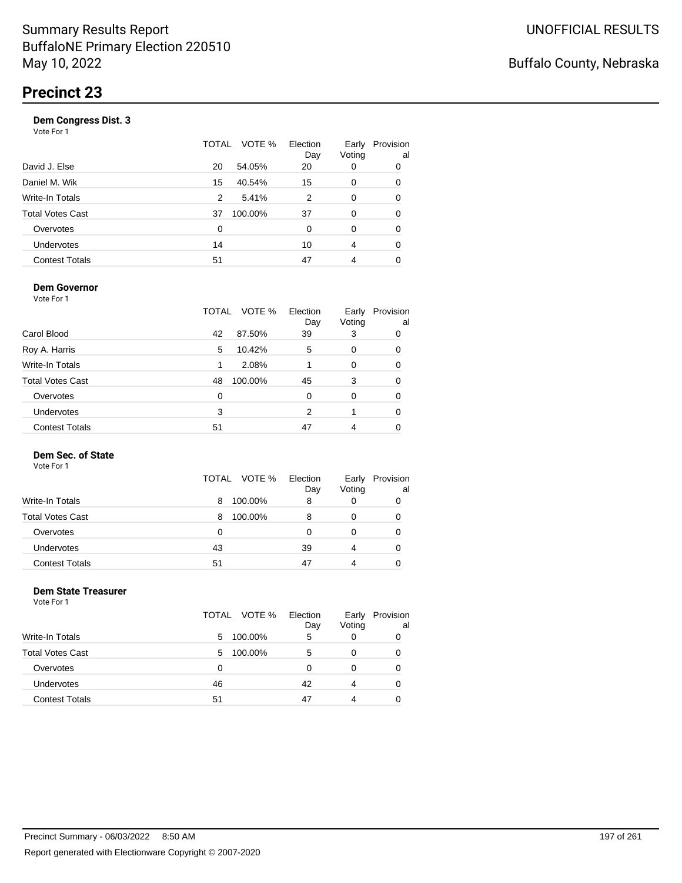Summary Results Report
BuffaloNE Primary Election 220510
May 10, 2022

UNOFFICIAL RESULTS

Buffalo County, Nebraska

# Precinct 23

### Dem Congress Dist. 3

Vote For 1

| | TOTAL | VOTE % | Election Day | Early Voting | Provisional |
|---|---|---|---|---|---|
| David J. Else | 20 | 54.05% | 20 | 0 | 0 |
| Daniel M. Wik | 15 | 40.54% | 15 | 0 | 0 |
| Write-In Totals | 2 | 5.41% | 2 | 0 | 0 |
| Total Votes Cast | 37 | 100.00% | 37 | 0 | 0 |
| Overvotes | 0 | | 0 | 0 | 0 |
| Undervotes | 14 | | 10 | 4 | 0 |
| Contest Totals | 51 | | 47 | 4 | 0 |

### Dem Governor

Vote For 1

| | TOTAL | VOTE % | Election Day | Early Voting | Provisional |
|---|---|---|---|---|---|
| Carol Blood | 42 | 87.50% | 39 | 3 | 0 |
| Roy A. Harris | 5 | 10.42% | 5 | 0 | 0 |
| Write-In Totals | 1 | 2.08% | 1 | 0 | 0 |
| Total Votes Cast | 48 | 100.00% | 45 | 3 | 0 |
| Overvotes | 0 | | 0 | 0 | 0 |
| Undervotes | 3 | | 2 | 1 | 0 |
| Contest Totals | 51 | | 47 | 4 | 0 |

### Dem Sec. of State

Vote For 1

| | TOTAL | VOTE % | Election Day | Early Voting | Provisional |
|---|---|---|---|---|---|
| Write-In Totals | 8 | 100.00% | 8 | 0 | 0 |
| Total Votes Cast | 8 | 100.00% | 8 | 0 | 0 |
| Overvotes | 0 | | 0 | 0 | 0 |
| Undervotes | 43 | | 39 | 4 | 0 |
| Contest Totals | 51 | | 47 | 4 | 0 |

### Dem State Treasurer

Vote For 1

| | TOTAL | VOTE % | Election Day | Early Voting | Provisional |
|---|---|---|---|---|---|
| Write-In Totals | 5 | 100.00% | 5 | 0 | 0 |
| Total Votes Cast | 5 | 100.00% | 5 | 0 | 0 |
| Overvotes | 0 | | 0 | 0 | 0 |
| Undervotes | 46 | | 42 | 4 | 0 |
| Contest Totals | 51 | | 47 | 4 | 0 |

Precinct Summary - 06/03/2022 8:50 AM

Report generated with Electionware Copyright © 2007-2020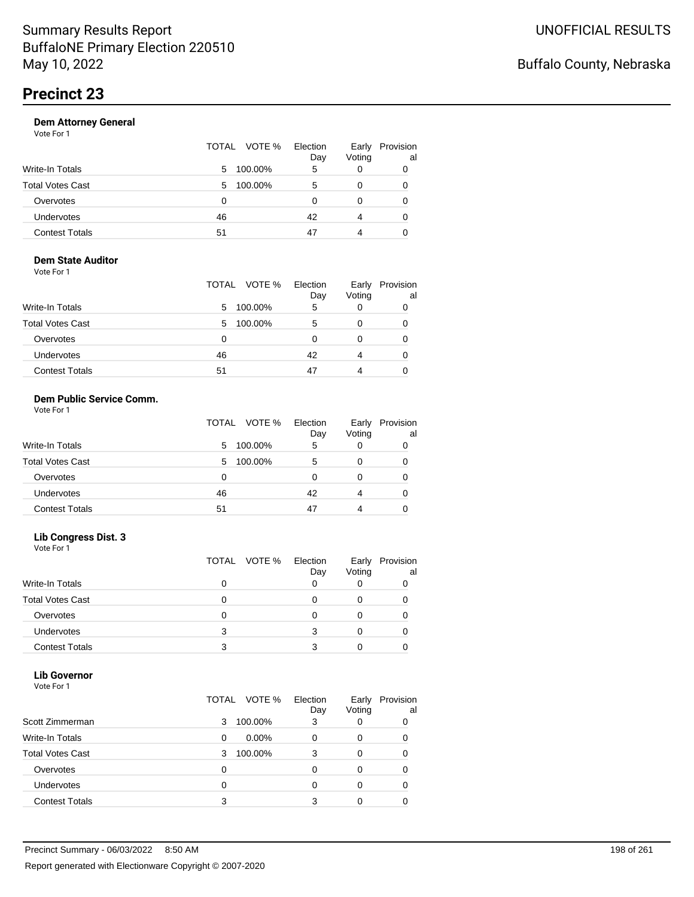# Summary Results Report
BuffaloNE Primary Election 220510
May 10, 2022

UNOFFICIAL RESULTS

Buffalo County, Nebraska

## Precinct 23

### Dem Attorney General

Vote For 1

| | TOTAL | VOTE % | Election Day | Early Voting | Provisional |
|---|---|---|---|---|---|
| Write-In Totals | 5 | 100.00% | 5 | 0 | 0 |
| Total Votes Cast | 5 | 100.00% | 5 | 0 | 0 |
| Overvotes | 0 | | 0 | 0 | 0 |
| Undervotes | 46 | | 42 | 4 | 0 |
| Contest Totals | 51 | | 47 | 4 | 0 |

### Dem State Auditor

Vote For 1

| | TOTAL | VOTE % | Election Day | Early Voting | Provisional |
|---|---|---|---|---|---|
| Write-In Totals | 5 | 100.00% | 5 | 0 | 0 |
| Total Votes Cast | 5 | 100.00% | 5 | 0 | 0 |
| Overvotes | 0 | | 0 | 0 | 0 |
| Undervotes | 46 | | 42 | 4 | 0 |
| Contest Totals | 51 | | 47 | 4 | 0 |

### Dem Public Service Comm.

Vote For 1

| | TOTAL | VOTE % | Election Day | Early Voting | Provisional |
|---|---|---|---|---|---|
| Write-In Totals | 5 | 100.00% | 5 | 0 | 0 |
| Total Votes Cast | 5 | 100.00% | 5 | 0 | 0 |
| Overvotes | 0 | | 0 | 0 | 0 |
| Undervotes | 46 | | 42 | 4 | 0 |
| Contest Totals | 51 | | 47 | 4 | 0 |

### Lib Congress Dist. 3

Vote For 1

| | TOTAL | VOTE % | Election Day | Early Voting | Provisional |
|---|---|---|---|---|---|
| Write-In Totals | 0 | | 0 | 0 | 0 |
| Total Votes Cast | 0 | | 0 | 0 | 0 |
| Overvotes | 0 | | 0 | 0 | 0 |
| Undervotes | 3 | | 3 | 0 | 0 |
| Contest Totals | 3 | | 3 | 0 | 0 |

### Lib Governor

Vote For 1

| | TOTAL | VOTE % | Election Day | Early Voting | Provisional |
|---|---|---|---|---|---|
| Scott Zimmerman | 3 | 100.00% | 3 | 0 | 0 |
| Write-In Totals | 0 | 0.00% | 0 | 0 | 0 |
| Total Votes Cast | 3 | 100.00% | 3 | 0 | 0 |
| Overvotes | 0 | | 0 | 0 | 0 |
| Undervotes | 0 | | 0 | 0 | 0 |
| Contest Totals | 3 | | 3 | 0 | 0 |

Precinct Summary - 06/03/2022 8:50 AM

Report generated with Electionware Copyright © 2007-2020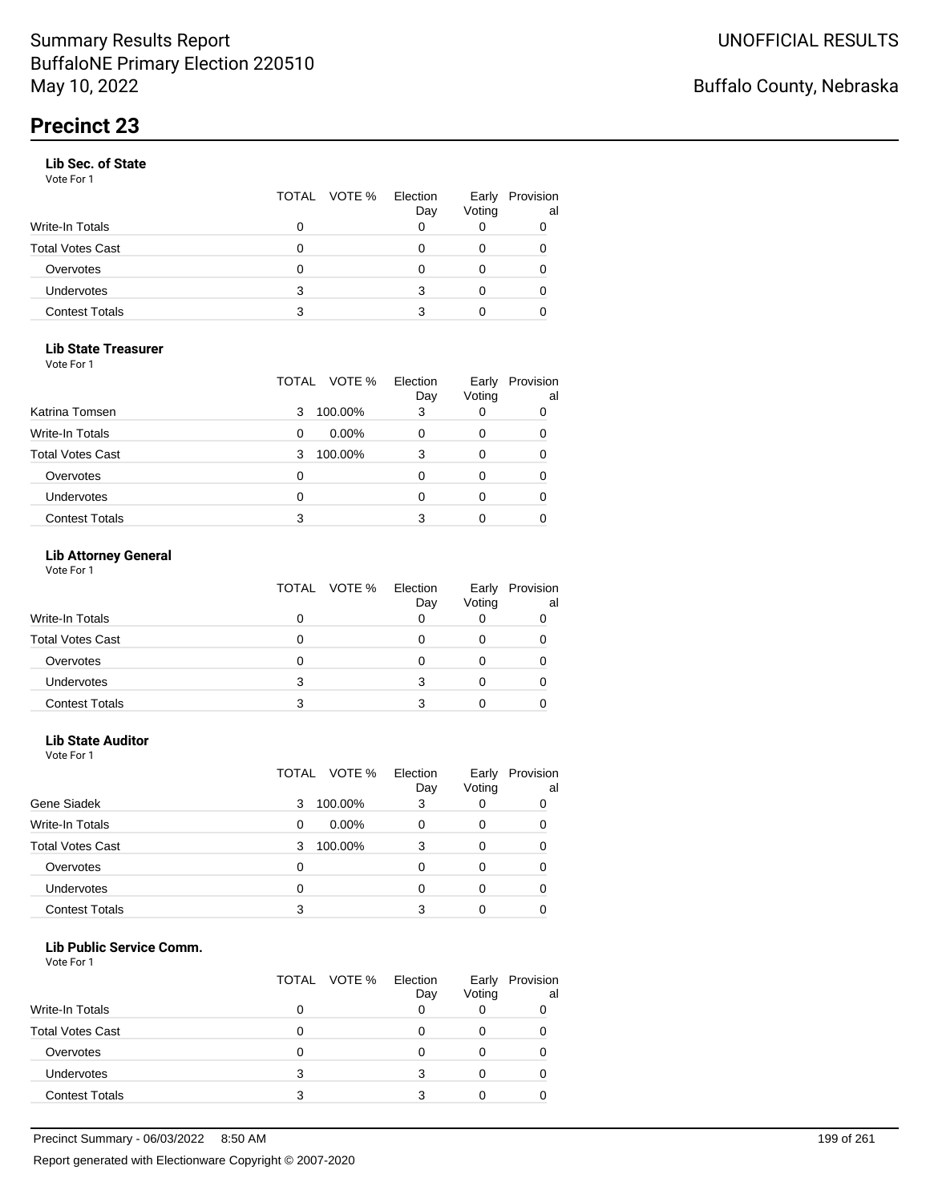# Precinct 23

### Lib Sec. of State

Vote For 1

| | TOTAL | VOTE % | Election Day | Early Voting | Provisional |
|---|---|---|---|---|---|
| Write-In Totals | 0 | | 0 | 0 | 0 |
| Total Votes Cast | 0 | | 0 | 0 | 0 |
| Overvotes | 0 | | 0 | 0 | 0 |
| Undervotes | 3 | | 3 | 0 | 0 |
| Contest Totals | 3 | | 3 | 0 | 0 |

### Lib State Treasurer

Vote For 1

| | TOTAL | VOTE % | Election Day | Early Voting | Provisional |
|---|---|---|---|---|---|
| Katrina Tomsen | 3 | 100.00% | 3 | 0 | 0 |
| Write-In Totals | 0 | 0.00% | 0 | 0 | 0 |
| Total Votes Cast | 3 | 100.00% | 3 | 0 | 0 |
| Overvotes | 0 | | 0 | 0 | 0 |
| Undervotes | 0 | | 0 | 0 | 0 |
| Contest Totals | 3 | | 3 | 0 | 0 |

### Lib Attorney General

Vote For 1

| | TOTAL | VOTE % | Election Day | Early Voting | Provisional |
|---|---|---|---|---|---|
| Write-In Totals | 0 | | 0 | 0 | 0 |
| Total Votes Cast | 0 | | 0 | 0 | 0 |
| Overvotes | 0 | | 0 | 0 | 0 |
| Undervotes | 3 | | 3 | 0 | 0 |
| Contest Totals | 3 | | 3 | 0 | 0 |

### Lib State Auditor

Vote For 1

| | TOTAL | VOTE % | Election Day | Early Voting | Provisional |
|---|---|---|---|---|---|
| Gene Siadek | 3 | 100.00% | 3 | 0 | 0 |
| Write-In Totals | 0 | 0.00% | 0 | 0 | 0 |
| Total Votes Cast | 3 | 100.00% | 3 | 0 | 0 |
| Overvotes | 0 | | 0 | 0 | 0 |
| Undervotes | 0 | | 0 | 0 | 0 |
| Contest Totals | 3 | | 3 | 0 | 0 |

### Lib Public Service Comm.

Vote For 1

| | TOTAL | VOTE % | Election Day | Early Voting | Provisional |
|---|---|---|---|---|---|
| Write-In Totals | 0 | | 0 | 0 | 0 |
| Total Votes Cast | 0 | | 0 | 0 | 0 |
| Overvotes | 0 | | 0 | 0 | 0 |
| Undervotes | 3 | | 3 | 0 | 0 |
| Contest Totals | 3 | | 3 | 0 | 0 |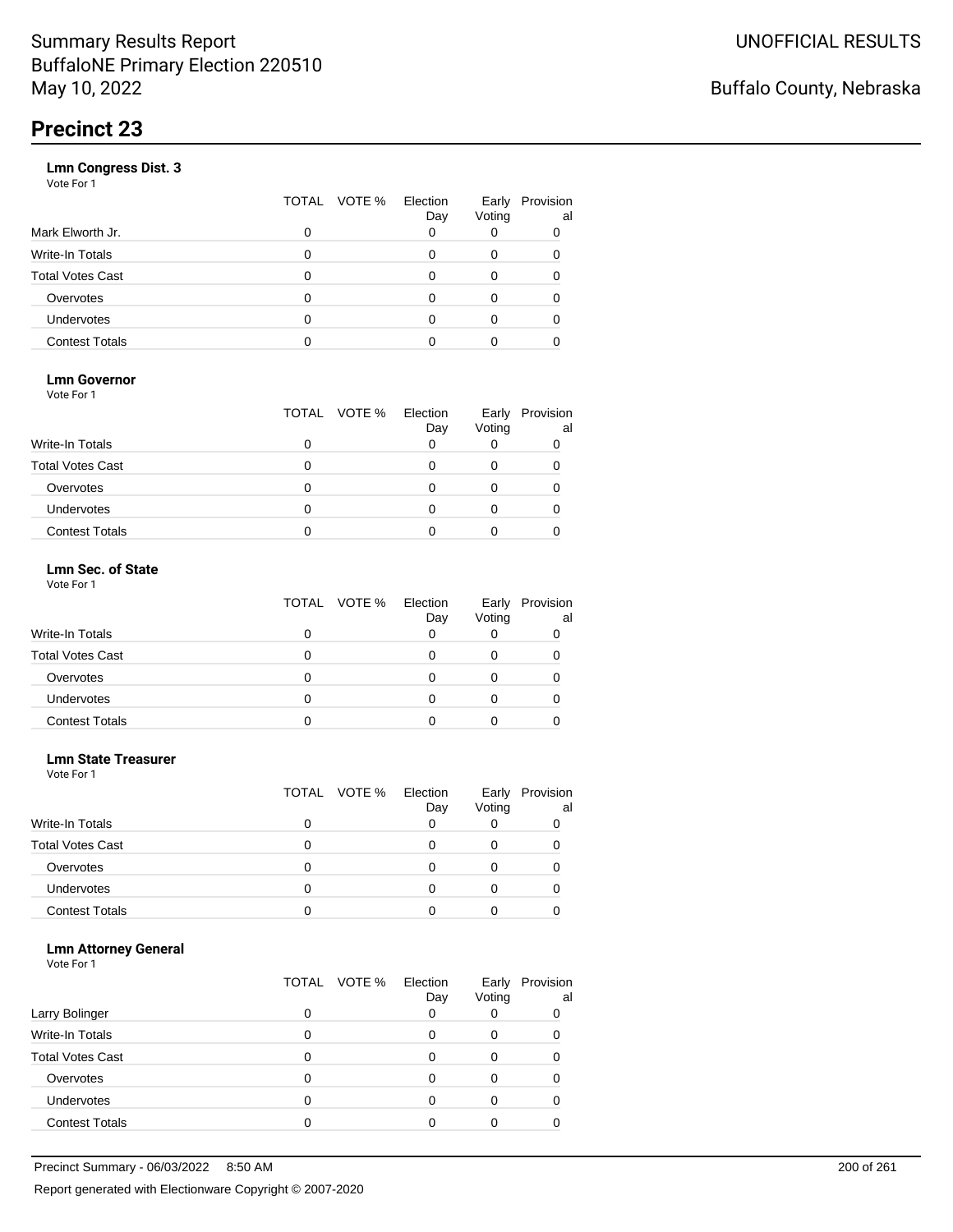# Precinct 23

### Lmn Congress Dist. 3

Vote For 1

| | TOTAL | VOTE % | Election Day | Early Voting | Provisional |
|---|---|---|---|---|---|
| Mark Elworth Jr. | 0 | | 0 | 0 | 0 |
| Write-In Totals | 0 | | 0 | 0 | 0 |
| Total Votes Cast | 0 | | 0 | 0 | 0 |
| Overvotes | 0 | | 0 | 0 | 0 |
| Undervotes | 0 | | 0 | 0 | 0 |
| Contest Totals | 0 | | 0 | 0 | 0 |

### Lmn Governor

Vote For 1

| | TOTAL | VOTE % | Election Day | Early Voting | Provisional |
|---|---|---|---|---|---|
| Write-In Totals | 0 | | 0 | 0 | 0 |
| Total Votes Cast | 0 | | 0 | 0 | 0 |
| Overvotes | 0 | | 0 | 0 | 0 |
| Undervotes | 0 | | 0 | 0 | 0 |
| Contest Totals | 0 | | 0 | 0 | 0 |

### Lmn Sec. of State

Vote For 1

| | TOTAL | VOTE % | Election Day | Early Voting | Provisional |
|---|---|---|---|---|---|
| Write-In Totals | 0 | | 0 | 0 | 0 |
| Total Votes Cast | 0 | | 0 | 0 | 0 |
| Overvotes | 0 | | 0 | 0 | 0 |
| Undervotes | 0 | | 0 | 0 | 0 |
| Contest Totals | 0 | | 0 | 0 | 0 |

### Lmn State Treasurer

Vote For 1

| | TOTAL | VOTE % | Election Day | Early Voting | Provisional |
|---|---|---|---|---|---|
| Write-In Totals | 0 | | 0 | 0 | 0 |
| Total Votes Cast | 0 | | 0 | 0 | 0 |
| Overvotes | 0 | | 0 | 0 | 0 |
| Undervotes | 0 | | 0 | 0 | 0 |
| Contest Totals | 0 | | 0 | 0 | 0 |

### Lmn Attorney General

Vote For 1

| | TOTAL | VOTE % | Election Day | Early Voting | Provisional |
|---|---|---|---|---|---|
| Larry Bolinger | 0 | | 0 | 0 | 0 |
| Write-In Totals | 0 | | 0 | 0 | 0 |
| Total Votes Cast | 0 | | 0 | 0 | 0 |
| Overvotes | 0 | | 0 | 0 | 0 |
| Undervotes | 0 | | 0 | 0 | 0 |
| Contest Totals | 0 | | 0 | 0 | 0 |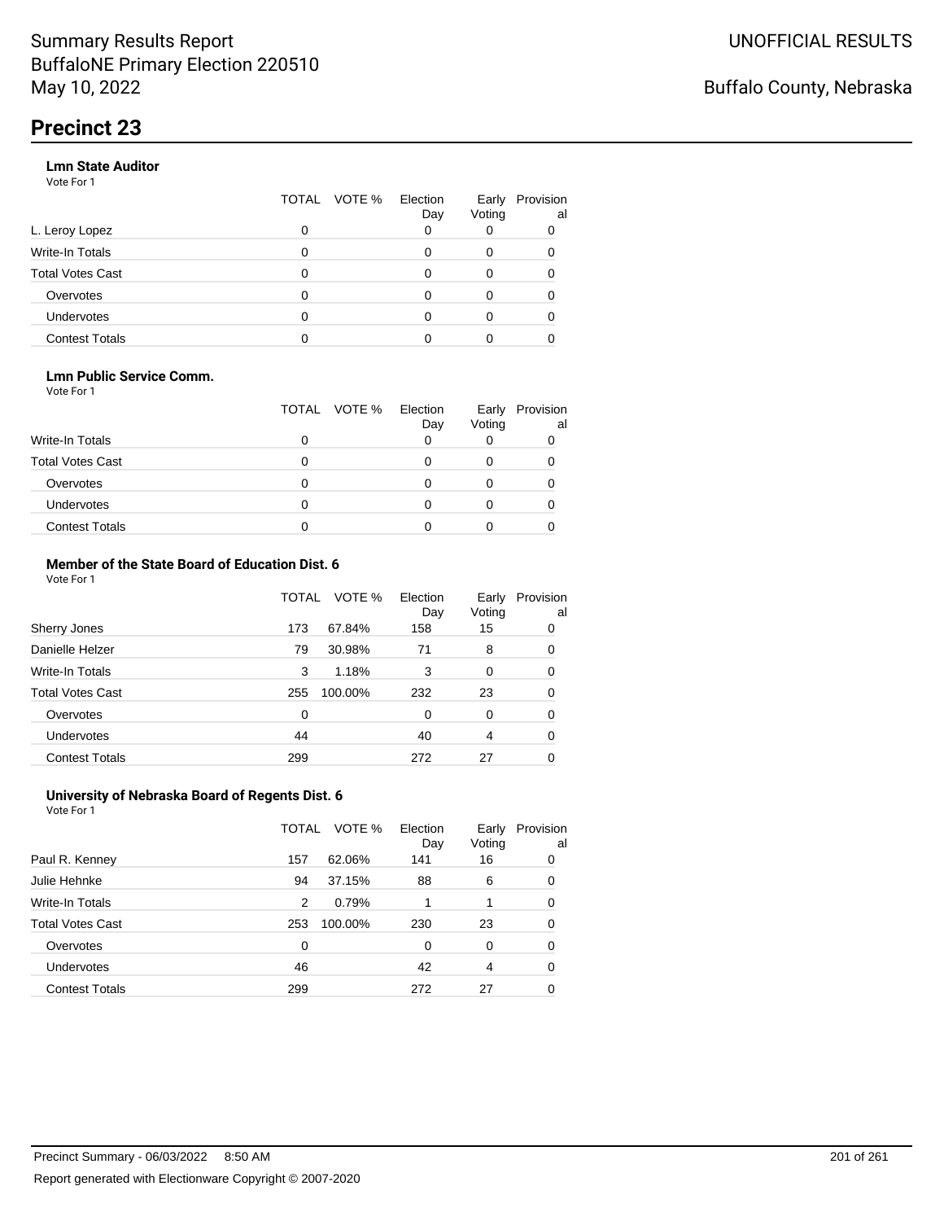Summary Results Report
BuffaloNE Primary Election 220510
May 10, 2022

UNOFFICIAL RESULTS

Buffalo County, Nebraska

# Precinct 23

### Lmn State Auditor

Vote For 1

| | TOTAL | VOTE % | Election Day | Early Voting | Provisional |
|---|---|---|---|---|---|
| L. Leroy Lopez | 0 | | 0 | 0 | 0 |
| Write-In Totals | 0 | | 0 | 0 | 0 |
| Total Votes Cast | 0 | | 0 | 0 | 0 |
| Overvotes | 0 | | 0 | 0 | 0 |
| Undervotes | 0 | | 0 | 0 | 0 |
| Contest Totals | 0 | | 0 | 0 | 0 |

### Lmn Public Service Comm.

Vote For 1

| | TOTAL | VOTE % | Election Day | Early Voting | Provisional |
|---|---|---|---|---|---|
| Write-In Totals | 0 | | 0 | 0 | 0 |
| Total Votes Cast | 0 | | 0 | 0 | 0 |
| Overvotes | 0 | | 0 | 0 | 0 |
| Undervotes | 0 | | 0 | 0 | 0 |
| Contest Totals | 0 | | 0 | 0 | 0 |

### Member of the State Board of Education Dist. 6

Vote For 1

| | TOTAL | VOTE % | Election Day | Early Voting | Provisional |
|---|---|---|---|---|---|
| Sherry Jones | 173 | 67.84% | 158 | 15 | 0 |
| Danielle Helzer | 79 | 30.98% | 71 | 8 | 0 |
| Write-In Totals | 3 | 1.18% | 3 | 0 | 0 |
| Total Votes Cast | 255 | 100.00% | 232 | 23 | 0 |
| Overvotes | 0 | | 0 | 0 | 0 |
| Undervotes | 44 | | 40 | 4 | 0 |
| Contest Totals | 299 | | 272 | 27 | 0 |

### University of Nebraska Board of Regents Dist. 6

Vote For 1

| | TOTAL | VOTE % | Election Day | Early Voting | Provisional |
|---|---|---|---|---|---|
| Paul R. Kenney | 157 | 62.06% | 141 | 16 | 0 |
| Julie Hehnke | 94 | 37.15% | 88 | 6 | 0 |
| Write-In Totals | 2 | 0.79% | 1 | 1 | 0 |
| Total Votes Cast | 253 | 100.00% | 230 | 23 | 0 |
| Overvotes | 0 | | 0 | 0 | 0 |
| Undervotes | 46 | | 42 | 4 | 0 |
| Contest Totals | 299 | | 272 | 27 | 0 |

Precinct Summary - 06/03/2022 8:50 AM

Report generated with Electionware Copyright © 2007-2020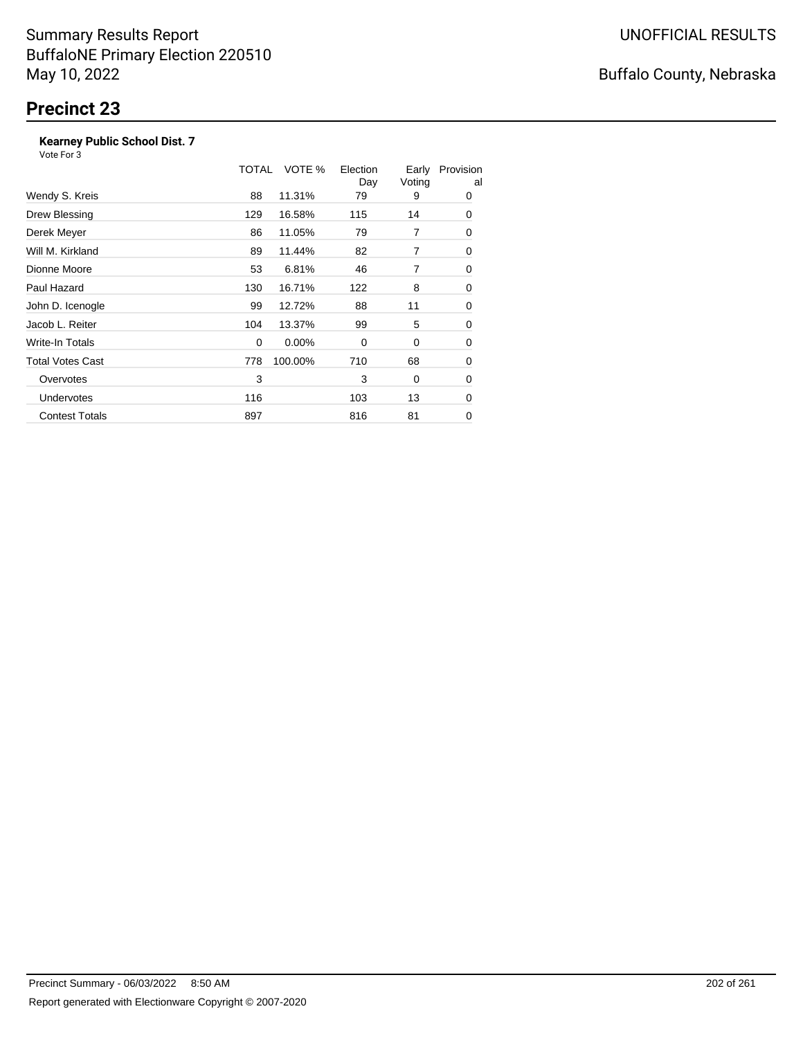Summary Results Report
BuffaloNE Primary Election 220510
May 10, 2022

UNOFFICIAL RESULTS

Buffalo County, Nebraska

# Precinct 23

### Kearney Public School Dist. 7

Vote For 3

| | TOTAL | VOTE % | Election Day | Early Voting | Provisional |
|---|---|---|---|---|---|
| Wendy S. Kreis | 88 | 11.31% | 79 | 9 | 0 |
| Drew Blessing | 129 | 16.58% | 115 | 14 | 0 |
| Derek Meyer | 86 | 11.05% | 79 | 7 | 0 |
| Will M. Kirkland | 89 | 11.44% | 82 | 7 | 0 |
| Dionne Moore | 53 | 6.81% | 46 | 7 | 0 |
| Paul Hazard | 130 | 16.71% | 122 | 8 | 0 |
| John D. Icenogle | 99 | 12.72% | 88 | 11 | 0 |
| Jacob L. Reiter | 104 | 13.37% | 99 | 5 | 0 |
| Write-In Totals | 0 | 0.00% | 0 | 0 | 0 |
| Total Votes Cast | 778 | 100.00% | 710 | 68 | 0 |
| Overvotes | 3 | | 3 | 0 | 0 |
| Undervotes | 116 | | 103 | 13 | 0 |
| Contest Totals | 897 | | 816 | 81 | 0 |

Precinct Summary - 06/03/2022 8:50 AM

Report generated with Electionware Copyright © 2007-2020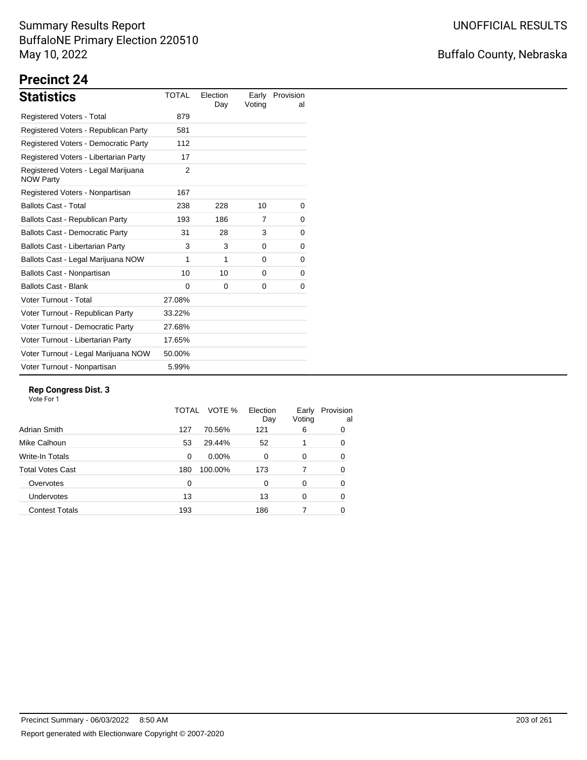Summary Results Report
BuffaloNE Primary Election 220510
May 10, 2022

UNOFFICIAL RESULTS

Buffalo County, Nebraska

# Precinct 24

## Statistics

| Statistics | TOTAL | Election Day | Early Voting | Provisional |
|---|---|---|---|---|
| Registered Voters - Total | 879 | | | |
| Registered Voters - Republican Party | 581 | | | |
| Registered Voters - Democratic Party | 112 | | | |
| Registered Voters - Libertarian Party | 17 | | | |
| Registered Voters - Legal Marijuana NOW Party | 2 | | | |
| Registered Voters - Nonpartisan | 167 | | | |
| Ballots Cast - Total | 238 | 228 | 10 | 0 |
| Ballots Cast - Republican Party | 193 | 186 | 7 | 0 |
| Ballots Cast - Democratic Party | 31 | 28 | 3 | 0 |
| Ballots Cast - Libertarian Party | 3 | 3 | 0 | 0 |
| Ballots Cast - Legal Marijuana NOW | 1 | 1 | 0 | 0 |
| Ballots Cast - Nonpartisan | 10 | 10 | 0 | 0 |
| Ballots Cast - Blank | 0 | 0 | 0 | 0 |
| Voter Turnout - Total | 27.08% | | | |
| Voter Turnout - Republican Party | 33.22% | | | |
| Voter Turnout - Democratic Party | 27.68% | | | |
| Voter Turnout - Libertarian Party | 17.65% | | | |
| Voter Turnout - Legal Marijuana NOW | 50.00% | | | |
| Voter Turnout - Nonpartisan | 5.99% | | | |

### Rep Congress Dist. 3

Vote For 1

| | TOTAL | VOTE % | Election Day | Early Voting | Provisional |
|---|---|---|---|---|---|
| Adrian Smith | 127 | 70.56% | 121 | 6 | 0 |
| Mike Calhoun | 53 | 29.44% | 52 | 1 | 0 |
| Write-In Totals | 0 | 0.00% | 0 | 0 | 0 |
| Total Votes Cast | 180 | 100.00% | 173 | 7 | 0 |
| Overvotes | 0 | | 0 | 0 | 0 |
| Undervotes | 13 | | 13 | 0 | 0 |
| Contest Totals | 193 | | 186 | 7 | 0 |

Precinct Summary - 06/03/2022 8:50 AM

Report generated with Electionware Copyright © 2007-2020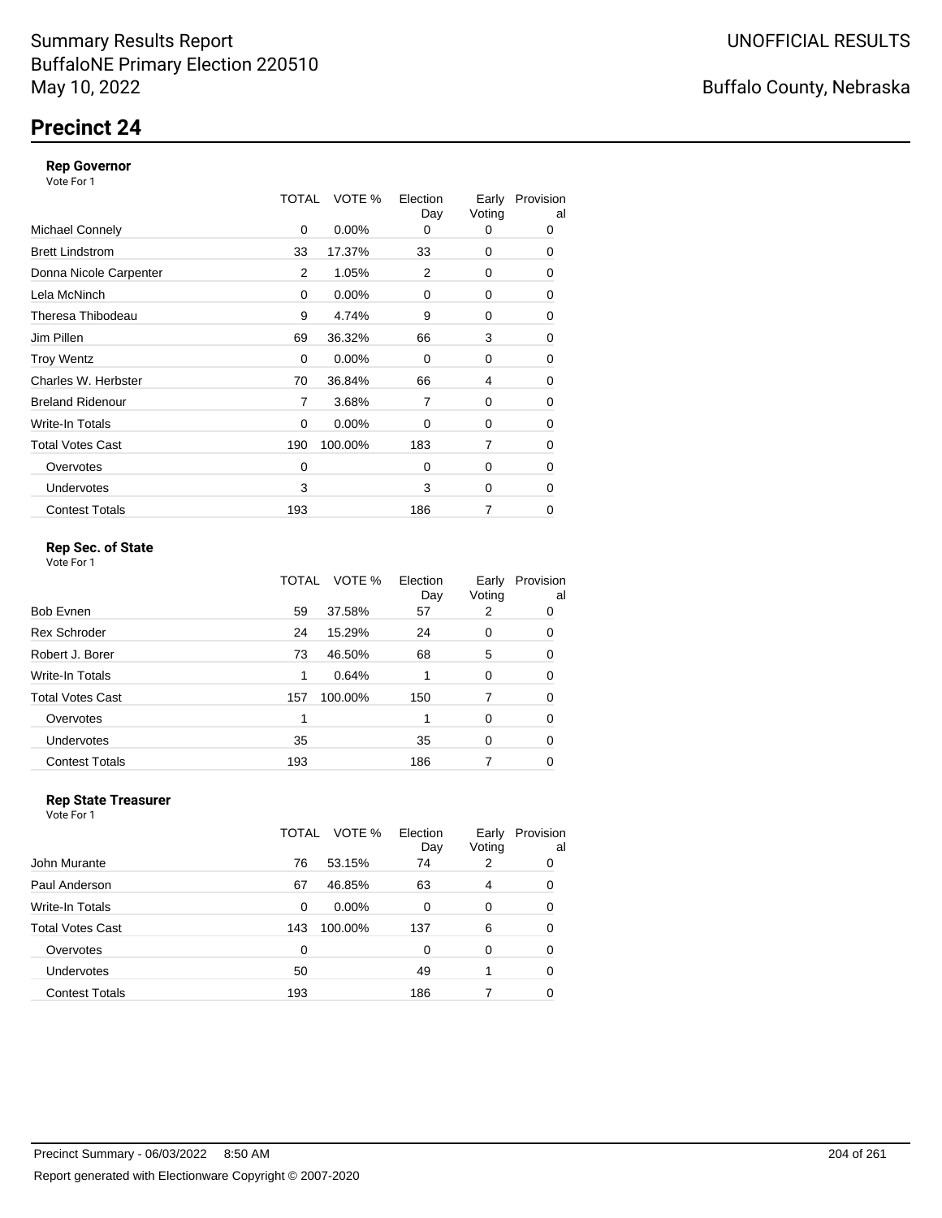Summary Results Report
BuffaloNE Primary Election 220510
May 10, 2022

UNOFFICIAL RESULTS

Buffalo County, Nebraska

# Precinct 24

### Rep Governor
Vote For 1

| | TOTAL | VOTE % | Election Day | Early Voting | Provisional |
|---|---|---|---|---|---|
| Michael Connely | 0 | 0.00% | 0 | 0 | 0 |
| Brett Lindstrom | 33 | 17.37% | 33 | 0 | 0 |
| Donna Nicole Carpenter | 2 | 1.05% | 2 | 0 | 0 |
| Lela McNinch | 0 | 0.00% | 0 | 0 | 0 |
| Theresa Thibodeau | 9 | 4.74% | 9 | 0 | 0 |
| Jim Pillen | 69 | 36.32% | 66 | 3 | 0 |
| Troy Wentz | 0 | 0.00% | 0 | 0 | 0 |
| Charles W. Herbster | 70 | 36.84% | 66 | 4 | 0 |
| Breland Ridenour | 7 | 3.68% | 7 | 0 | 0 |
| Write-In Totals | 0 | 0.00% | 0 | 0 | 0 |
| Total Votes Cast | 190 | 100.00% | 183 | 7 | 0 |
| Overvotes | 0 | | 0 | 0 | 0 |
| Undervotes | 3 | | 3 | 0 | 0 |
| Contest Totals | 193 | | 186 | 7 | 0 |

### Rep Sec. of State
Vote For 1

| | TOTAL | VOTE % | Election Day | Early Voting | Provisional |
|---|---|---|---|---|---|
| Bob Evnen | 59 | 37.58% | 57 | 2 | 0 |
| Rex Schroder | 24 | 15.29% | 24 | 0 | 0 |
| Robert J. Borer | 73 | 46.50% | 68 | 5 | 0 |
| Write-In Totals | 1 | 0.64% | 1 | 0 | 0 |
| Total Votes Cast | 157 | 100.00% | 150 | 7 | 0 |
| Overvotes | 1 | | 1 | 0 | 0 |
| Undervotes | 35 | | 35 | 0 | 0 |
| Contest Totals | 193 | | 186 | 7 | 0 |

### Rep State Treasurer
Vote For 1

| | TOTAL | VOTE % | Election Day | Early Voting | Provisional |
|---|---|---|---|---|---|
| John Murante | 76 | 53.15% | 74 | 2 | 0 |
| Paul Anderson | 67 | 46.85% | 63 | 4 | 0 |
| Write-In Totals | 0 | 0.00% | 0 | 0 | 0 |
| Total Votes Cast | 143 | 100.00% | 137 | 6 | 0 |
| Overvotes | 0 | | 0 | 0 | 0 |
| Undervotes | 50 | | 49 | 1 | 0 |
| Contest Totals | 193 | | 186 | 7 | 0 |

Precinct Summary - 06/03/2022 8:50 AM

Report generated with Electionware Copyright © 2007-2020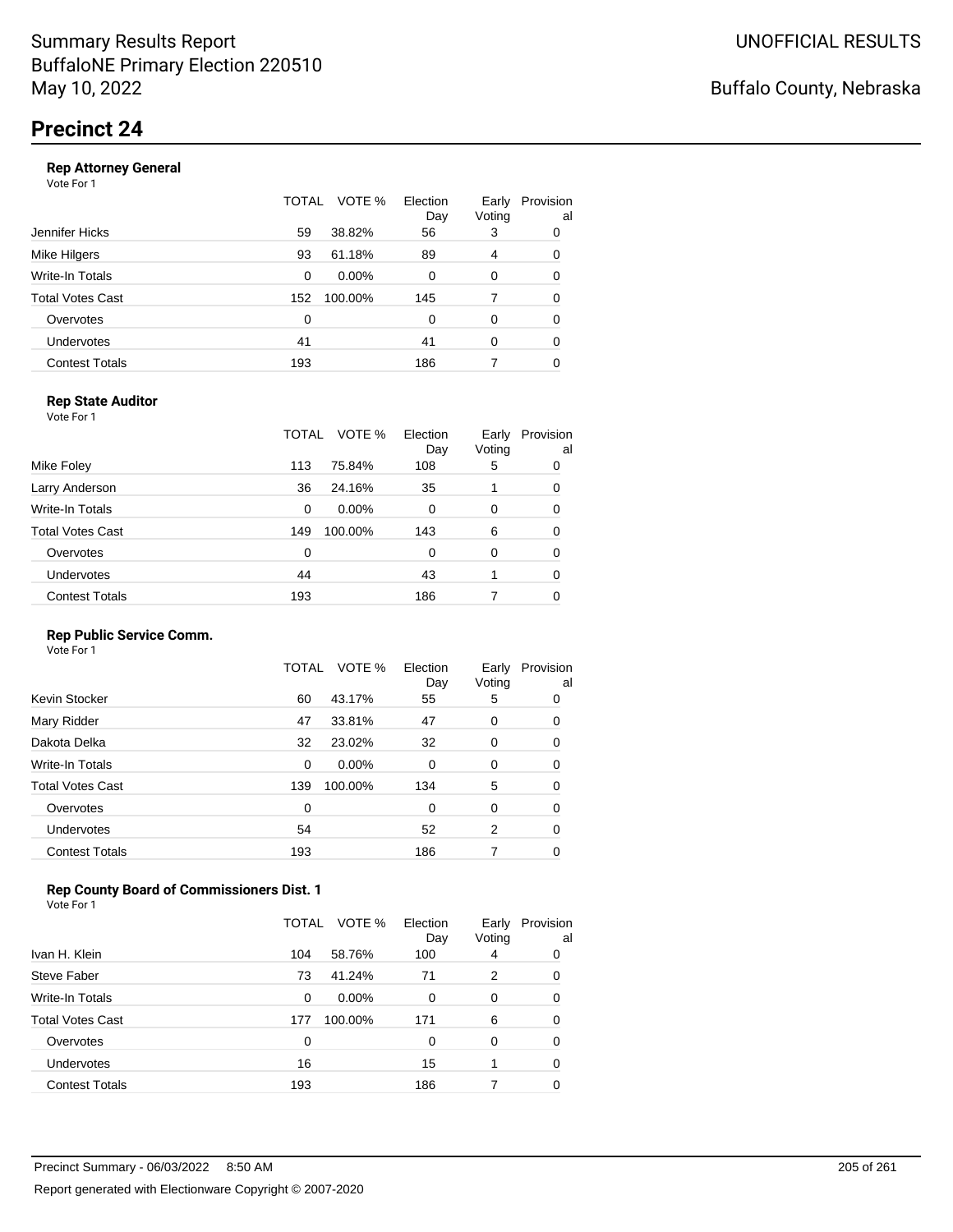Summary Results Report
BuffaloNE Primary Election 220510
May 10, 2022

UNOFFICIAL RESULTS

Buffalo County, Nebraska

# Precinct 24

### Rep Attorney General

Vote For 1

| | TOTAL | VOTE % | Election Day | Early Voting | Provisional |
|---|---|---|---|---|---|
| Jennifer Hicks | 59 | 38.82% | 56 | 3 | 0 |
| Mike Hilgers | 93 | 61.18% | 89 | 4 | 0 |
| Write-In Totals | 0 | 0.00% | 0 | 0 | 0 |
| Total Votes Cast | 152 | 100.00% | 145 | 7 | 0 |
| Overvotes | 0 | | 0 | 0 | 0 |
| Undervotes | 41 | | 41 | 0 | 0 |
| Contest Totals | 193 | | 186 | 7 | 0 |

### Rep State Auditor

Vote For 1

| | TOTAL | VOTE % | Election Day | Early Voting | Provisional |
|---|---|---|---|---|---|
| Mike Foley | 113 | 75.84% | 108 | 5 | 0 |
| Larry Anderson | 36 | 24.16% | 35 | 1 | 0 |
| Write-In Totals | 0 | 0.00% | 0 | 0 | 0 |
| Total Votes Cast | 149 | 100.00% | 143 | 6 | 0 |
| Overvotes | 0 | | 0 | 0 | 0 |
| Undervotes | 44 | | 43 | 1 | 0 |
| Contest Totals | 193 | | 186 | 7 | 0 |

### Rep Public Service Comm.

Vote For 1

| | TOTAL | VOTE % | Election Day | Early Voting | Provisional |
|---|---|---|---|---|---|
| Kevin Stocker | 60 | 43.17% | 55 | 5 | 0 |
| Mary Ridder | 47 | 33.81% | 47 | 0 | 0 |
| Dakota Delka | 32 | 23.02% | 32 | 0 | 0 |
| Write-In Totals | 0 | 0.00% | 0 | 0 | 0 |
| Total Votes Cast | 139 | 100.00% | 134 | 5 | 0 |
| Overvotes | 0 | | 0 | 0 | 0 |
| Undervotes | 54 | | 52 | 2 | 0 |
| Contest Totals | 193 | | 186 | 7 | 0 |

### Rep County Board of Commissioners Dist. 1

Vote For 1

| | TOTAL | VOTE % | Election Day | Early Voting | Provisional |
|---|---|---|---|---|---|
| Ivan H. Klein | 104 | 58.76% | 100 | 4 | 0 |
| Steve Faber | 73 | 41.24% | 71 | 2 | 0 |
| Write-In Totals | 0 | 0.00% | 0 | 0 | 0 |
| Total Votes Cast | 177 | 100.00% | 171 | 6 | 0 |
| Overvotes | 0 | | 0 | 0 | 0 |
| Undervotes | 16 | | 15 | 1 | 0 |
| Contest Totals | 193 | | 186 | 7 | 0 |

Precinct Summary - 06/03/2022 8:50 AM

Report generated with Electionware Copyright © 2007-2020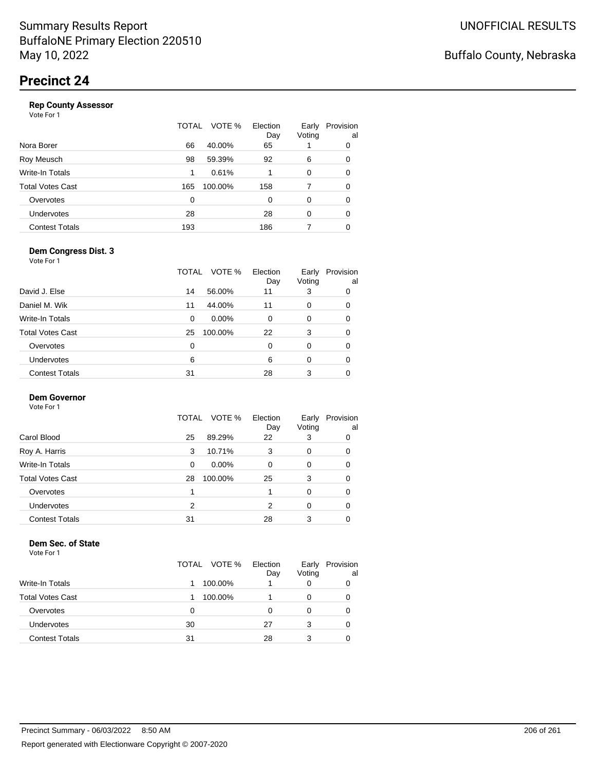# Summary Results Report
BuffaloNE Primary Election 220510
May 10, 2022

UNOFFICIAL RESULTS

Buffalo County, Nebraska

## Precinct 24

### Rep County Assessor
Vote For 1

| | TOTAL | VOTE % | Election Day | Early Voting | Provisional |
|---|---|---|---|---|---|
| Nora Borer | 66 | 40.00% | 65 | 1 | 0 |
| Roy Meusch | 98 | 59.39% | 92 | 6 | 0 |
| Write-In Totals | 1 | 0.61% | 1 | 0 | 0 |
| Total Votes Cast | 165 | 100.00% | 158 | 7 | 0 |
| Overvotes | 0 | | 0 | 0 | 0 |
| Undervotes | 28 | | 28 | 0 | 0 |
| Contest Totals | 193 | | 186 | 7 | 0 |

### Dem Congress Dist. 3
Vote For 1

| | TOTAL | VOTE % | Election Day | Early Voting | Provisional |
|---|---|---|---|---|---|
| David J. Else | 14 | 56.00% | 11 | 3 | 0 |
| Daniel M. Wik | 11 | 44.00% | 11 | 0 | 0 |
| Write-In Totals | 0 | 0.00% | 0 | 0 | 0 |
| Total Votes Cast | 25 | 100.00% | 22 | 3 | 0 |
| Overvotes | 0 | | 0 | 0 | 0 |
| Undervotes | 6 | | 6 | 0 | 0 |
| Contest Totals | 31 | | 28 | 3 | 0 |

### Dem Governor
Vote For 1

| | TOTAL | VOTE % | Election Day | Early Voting | Provisional |
|---|---|---|---|---|---|
| Carol Blood | 25 | 89.29% | 22 | 3 | 0 |
| Roy A. Harris | 3 | 10.71% | 3 | 0 | 0 |
| Write-In Totals | 0 | 0.00% | 0 | 0 | 0 |
| Total Votes Cast | 28 | 100.00% | 25 | 3 | 0 |
| Overvotes | 1 | | 1 | 0 | 0 |
| Undervotes | 2 | | 2 | 0 | 0 |
| Contest Totals | 31 | | 28 | 3 | 0 |

### Dem Sec. of State
Vote For 1

| | TOTAL | VOTE % | Election Day | Early Voting | Provisional |
|---|---|---|---|---|---|
| Write-In Totals | 1 | 100.00% | 1 | 0 | 0 |
| Total Votes Cast | 1 | 100.00% | 1 | 0 | 0 |
| Overvotes | 0 | | 0 | 0 | 0 |
| Undervotes | 30 | | 27 | 3 | 0 |
| Contest Totals | 31 | | 28 | 3 | 0 |

Precinct Summary - 06/03/2022 8:50 AM

Report generated with Electionware Copyright © 2007-2020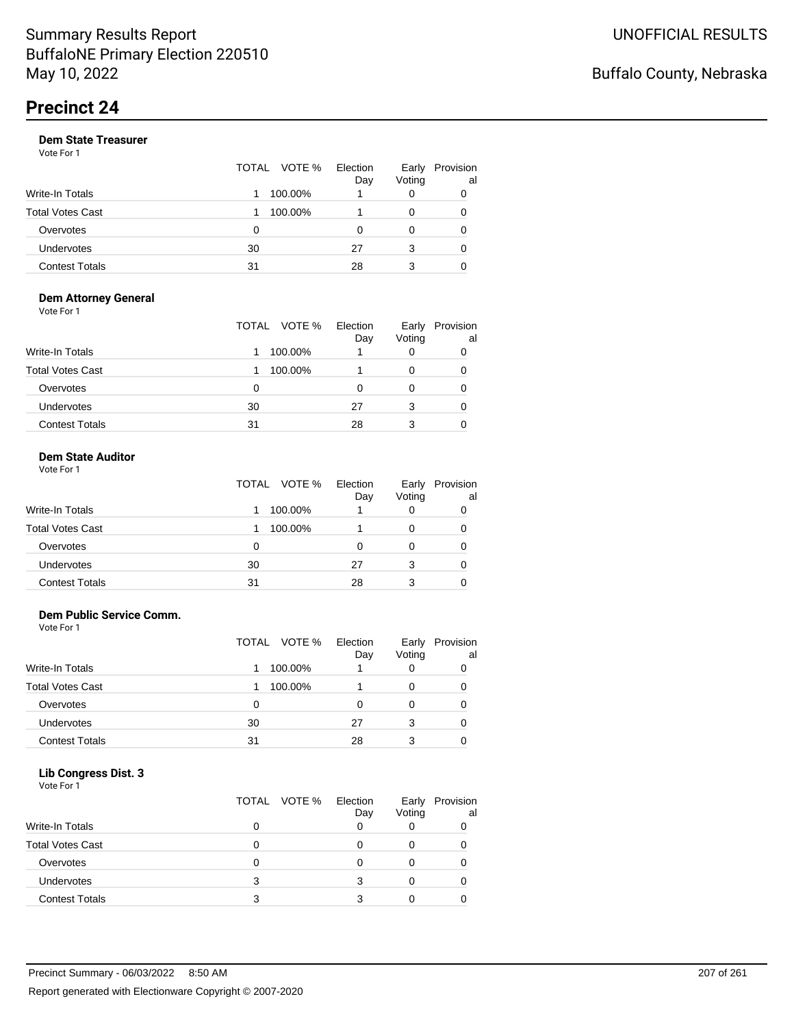# Summary Results Report
BuffaloNE Primary Election 220510
May 10, 2022

UNOFFICIAL RESULTS

Buffalo County, Nebraska

## Precinct 24

### Dem State Treasurer

Vote For 1

| | TOTAL | VOTE % | Election Day | Early Voting | Provisional |
|---|---|---|---|---|---|
| Write-In Totals | 1 | 100.00% | 1 | 0 | 0 |
| Total Votes Cast | 1 | 100.00% | 1 | 0 | 0 |
| Overvotes | 0 | | 0 | 0 | 0 |
| Undervotes | 30 | | 27 | 3 | 0 |
| Contest Totals | 31 | | 28 | 3 | 0 |

### Dem Attorney General

Vote For 1

| | TOTAL | VOTE % | Election Day | Early Voting | Provisional |
|---|---|---|---|---|---|
| Write-In Totals | 1 | 100.00% | 1 | 0 | 0 |
| Total Votes Cast | 1 | 100.00% | 1 | 0 | 0 |
| Overvotes | 0 | | 0 | 0 | 0 |
| Undervotes | 30 | | 27 | 3 | 0 |
| Contest Totals | 31 | | 28 | 3 | 0 |

### Dem State Auditor

Vote For 1

| | TOTAL | VOTE % | Election Day | Early Voting | Provisional |
|---|---|---|---|---|---|
| Write-In Totals | 1 | 100.00% | 1 | 0 | 0 |
| Total Votes Cast | 1 | 100.00% | 1 | 0 | 0 |
| Overvotes | 0 | | 0 | 0 | 0 |
| Undervotes | 30 | | 27 | 3 | 0 |
| Contest Totals | 31 | | 28 | 3 | 0 |

### Dem Public Service Comm.

Vote For 1

| | TOTAL | VOTE % | Election Day | Early Voting | Provisional |
|---|---|---|---|---|---|
| Write-In Totals | 1 | 100.00% | 1 | 0 | 0 |
| Total Votes Cast | 1 | 100.00% | 1 | 0 | 0 |
| Overvotes | 0 | | 0 | 0 | 0 |
| Undervotes | 30 | | 27 | 3 | 0 |
| Contest Totals | 31 | | 28 | 3 | 0 |

### Lib Congress Dist. 3

Vote For 1

| | TOTAL | VOTE % | Election Day | Early Voting | Provisional |
|---|---|---|---|---|---|
| Write-In Totals | 0 | | 0 | 0 | 0 |
| Total Votes Cast | 0 | | 0 | 0 | 0 |
| Overvotes | 0 | | 0 | 0 | 0 |
| Undervotes | 3 | | 3 | 0 | 0 |
| Contest Totals | 3 | | 3 | 0 | 0 |

Precinct Summary - 06/03/2022 8:50 AM

Report generated with Electionware Copyright © 2007-2020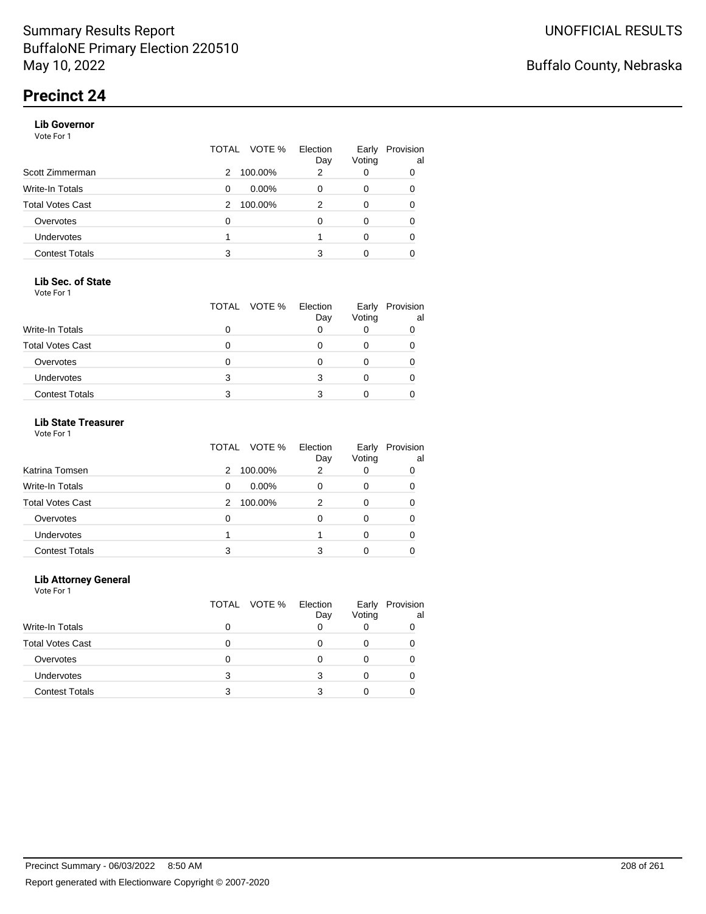# Summary Results Report
BuffaloNE Primary Election 220510
May 10, 2022

UNOFFICIAL RESULTS

Buffalo County, Nebraska

## Precinct 24

### Lib Governor

Vote For 1

| | TOTAL | VOTE % | Election Day | Early Voting | Provisional |
|---|---|---|---|---|---|
| Scott Zimmerman | 2 | 100.00% | 2 | 0 | 0 |
| Write-In Totals | 0 | 0.00% | 0 | 0 | 0 |
| Total Votes Cast | 2 | 100.00% | 2 | 0 | 0 |
| Overvotes | 0 | | 0 | 0 | 0 |
| Undervotes | 1 | | 1 | 0 | 0 |
| Contest Totals | 3 | | 3 | 0 | 0 |

### Lib Sec. of State

Vote For 1

| | TOTAL | VOTE % | Election Day | Early Voting | Provisional |
|---|---|---|---|---|---|
| Write-In Totals | 0 | | 0 | 0 | 0 |
| Total Votes Cast | 0 | | 0 | 0 | 0 |
| Overvotes | 0 | | 0 | 0 | 0 |
| Undervotes | 3 | | 3 | 0 | 0 |
| Contest Totals | 3 | | 3 | 0 | 0 |

### Lib State Treasurer

Vote For 1

| | TOTAL | VOTE % | Election Day | Early Voting | Provisional |
|---|---|---|---|---|---|
| Katrina Tomsen | 2 | 100.00% | 2 | 0 | 0 |
| Write-In Totals | 0 | 0.00% | 0 | 0 | 0 |
| Total Votes Cast | 2 | 100.00% | 2 | 0 | 0 |
| Overvotes | 0 | | 0 | 0 | 0 |
| Undervotes | 1 | | 1 | 0 | 0 |
| Contest Totals | 3 | | 3 | 0 | 0 |

### Lib Attorney General

Vote For 1

| | TOTAL | VOTE % | Election Day | Early Voting | Provisional |
|---|---|---|---|---|---|
| Write-In Totals | 0 | | 0 | 0 | 0 |
| Total Votes Cast | 0 | | 0 | 0 | 0 |
| Overvotes | 0 | | 0 | 0 | 0 |
| Undervotes | 3 | | 3 | 0 | 0 |
| Contest Totals | 3 | | 3 | 0 | 0 |

Precinct Summary - 06/03/2022 8:50 AM

Report generated with Electionware Copyright © 2007-2020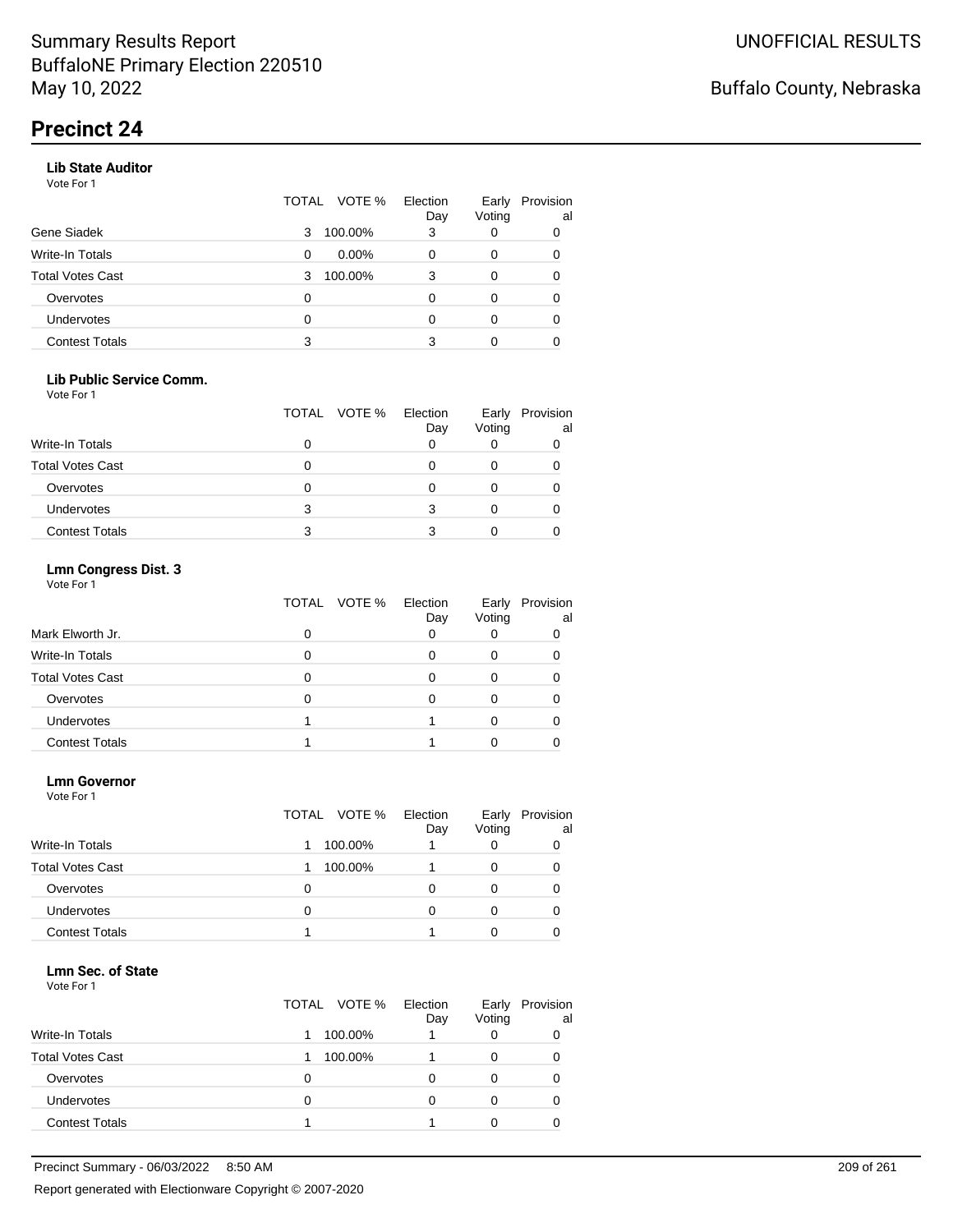# Precinct 24

### Lib State Auditor

Vote For 1

| | TOTAL | VOTE % | Election Day | Early Voting | Provisional |
|---|---|---|---|---|---|
| Gene Siadek | 3 | 100.00% | 3 | 0 | 0 |
| Write-In Totals | 0 | 0.00% | 0 | 0 | 0 |
| Total Votes Cast | 3 | 100.00% | 3 | 0 | 0 |
| Overvotes | 0 | | 0 | 0 | 0 |
| Undervotes | 0 | | 0 | 0 | 0 |
| Contest Totals | 3 | | 3 | 0 | 0 |

### Lib Public Service Comm.

Vote For 1

| | TOTAL | VOTE % | Election Day | Early Voting | Provisional |
|---|---|---|---|---|---|
| Write-In Totals | 0 | | 0 | 0 | 0 |
| Total Votes Cast | 0 | | 0 | 0 | 0 |
| Overvotes | 0 | | 0 | 0 | 0 |
| Undervotes | 3 | | 3 | 0 | 0 |
| Contest Totals | 3 | | 3 | 0 | 0 |

### Lmn Congress Dist. 3

Vote For 1

| | TOTAL | VOTE % | Election Day | Early Voting | Provisional |
|---|---|---|---|---|---|
| Mark Elworth Jr. | 0 | | 0 | 0 | 0 |
| Write-In Totals | 0 | | 0 | 0 | 0 |
| Total Votes Cast | 0 | | 0 | 0 | 0 |
| Overvotes | 0 | | 0 | 0 | 0 |
| Undervotes | 1 | | 1 | 0 | 0 |
| Contest Totals | 1 | | 1 | 0 | 0 |

### Lmn Governor

Vote For 1

| | TOTAL | VOTE % | Election Day | Early Voting | Provisional |
|---|---|---|---|---|---|
| Write-In Totals | 1 | 100.00% | 1 | 0 | 0 |
| Total Votes Cast | 1 | 100.00% | 1 | 0 | 0 |
| Overvotes | 0 | | 0 | 0 | 0 |
| Undervotes | 0 | | 0 | 0 | 0 |
| Contest Totals | 1 | | 1 | 0 | 0 |

### Lmn Sec. of State

Vote For 1

| | TOTAL | VOTE % | Election Day | Early Voting | Provisional |
|---|---|---|---|---|---|
| Write-In Totals | 1 | 100.00% | 1 | 0 | 0 |
| Total Votes Cast | 1 | 100.00% | 1 | 0 | 0 |
| Overvotes | 0 | | 0 | 0 | 0 |
| Undervotes | 0 | | 0 | 0 | 0 |
| Contest Totals | 1 | | 1 | 0 | 0 |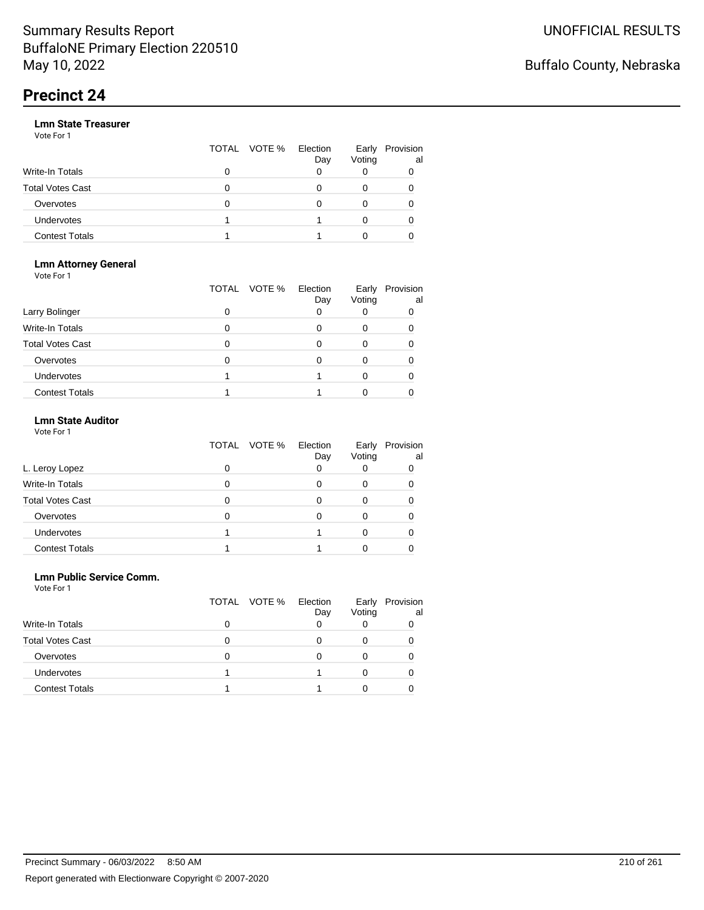# Precinct 24

### Lmn State Treasurer

Vote For 1

| | TOTAL | VOTE % | Election Day | Early Voting | Provisional |
|---|---|---|---|---|---|
| Write-In Totals | 0 | | 0 | 0 | 0 |
| Total Votes Cast | 0 | | 0 | 0 | 0 |
| Overvotes | 0 | | 0 | 0 | 0 |
| Undervotes | 1 | | 1 | 0 | 0 |
| Contest Totals | 1 | | 1 | 0 | 0 |

### Lmn Attorney General

Vote For 1

| | TOTAL | VOTE % | Election Day | Early Voting | Provisional |
|---|---|---|---|---|---|
| Larry Bolinger | 0 | | 0 | 0 | 0 |
| Write-In Totals | 0 | | 0 | 0 | 0 |
| Total Votes Cast | 0 | | 0 | 0 | 0 |
| Overvotes | 0 | | 0 | 0 | 0 |
| Undervotes | 1 | | 1 | 0 | 0 |
| Contest Totals | 1 | | 1 | 0 | 0 |

### Lmn State Auditor

Vote For 1

| | TOTAL | VOTE % | Election Day | Early Voting | Provisional |
|---|---|---|---|---|---|
| L. Leroy Lopez | 0 | | 0 | 0 | 0 |
| Write-In Totals | 0 | | 0 | 0 | 0 |
| Total Votes Cast | 0 | | 0 | 0 | 0 |
| Overvotes | 0 | | 0 | 0 | 0 |
| Undervotes | 1 | | 1 | 0 | 0 |
| Contest Totals | 1 | | 1 | 0 | 0 |

### Lmn Public Service Comm.

Vote For 1

| | TOTAL | VOTE % | Election Day | Early Voting | Provisional |
|---|---|---|---|---|---|
| Write-In Totals | 0 | | 0 | 0 | 0 |
| Total Votes Cast | 0 | | 0 | 0 | 0 |
| Overvotes | 0 | | 0 | 0 | 0 |
| Undervotes | 1 | | 1 | 0 | 0 |
| Contest Totals | 1 | | 1 | 0 | 0 |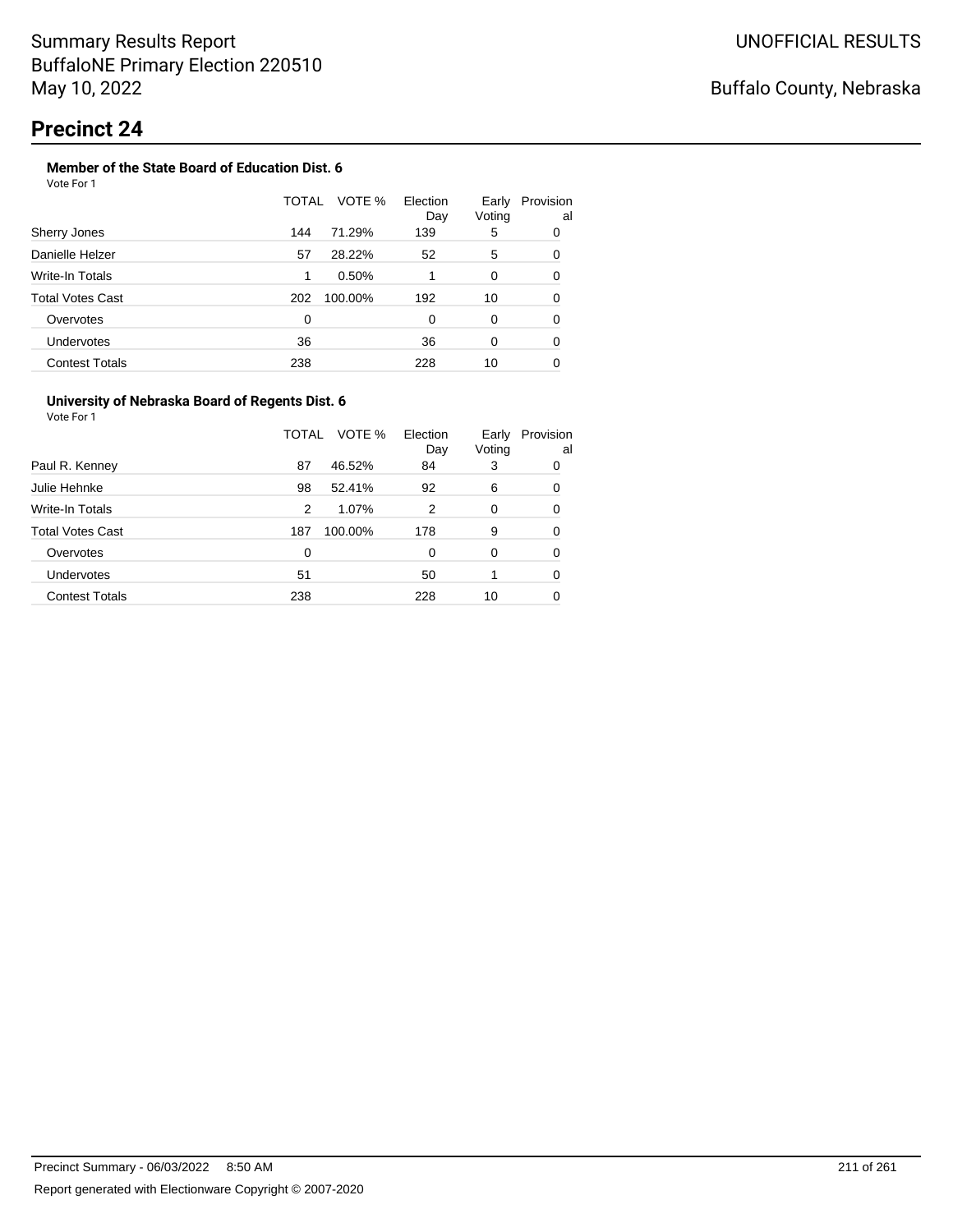# Precinct 24

### Member of the State Board of Education Dist. 6

Vote For 1

| | TOTAL | VOTE % | Election Day | Early Voting | Provisional |
|---|---|---|---|---|---|
| Sherry Jones | 144 | 71.29% | 139 | 5 | 0 |
| Danielle Helzer | 57 | 28.22% | 52 | 5 | 0 |
| Write-In Totals | 1 | 0.50% | 1 | 0 | 0 |
| Total Votes Cast | 202 | 100.00% | 192 | 10 | 0 |
| Overvotes | 0 | | 0 | 0 | 0 |
| Undervotes | 36 | | 36 | 0 | 0 |
| Contest Totals | 238 | | 228 | 10 | 0 |

### University of Nebraska Board of Regents Dist. 6

Vote For 1

| | TOTAL | VOTE % | Election Day | Early Voting | Provisional |
|---|---|---|---|---|---|
| Paul R. Kenney | 87 | 46.52% | 84 | 3 | 0 |
| Julie Hehnke | 98 | 52.41% | 92 | 6 | 0 |
| Write-In Totals | 2 | 1.07% | 2 | 0 | 0 |
| Total Votes Cast | 187 | 100.00% | 178 | 9 | 0 |
| Overvotes | 0 | | 0 | 0 | 0 |
| Undervotes | 51 | | 50 | 1 | 0 |
| Contest Totals | 238 | | 228 | 10 | 0 |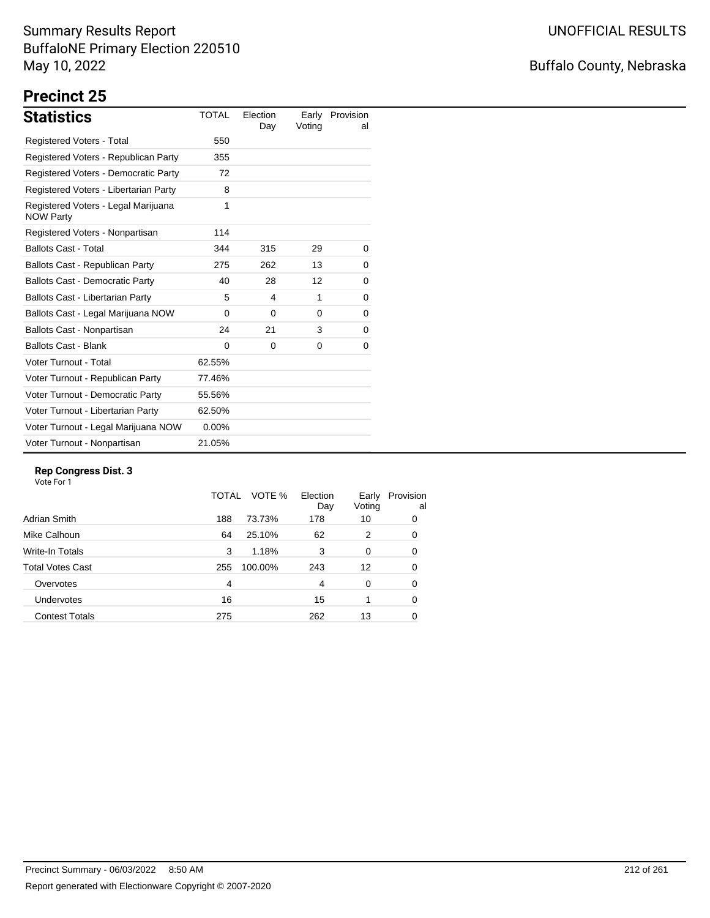Summary Results Report
BuffaloNE Primary Election 220510
May 10, 2022

UNOFFICIAL RESULTS

Buffalo County, Nebraska

# Precinct 25

## Statistics

| Statistics | TOTAL | Election Day | Early Voting | Provisional |
|---|---|---|---|---|
| Registered Voters - Total | 550 | | | |
| Registered Voters - Republican Party | 355 | | | |
| Registered Voters - Democratic Party | 72 | | | |
| Registered Voters - Libertarian Party | 8 | | | |
| Registered Voters - Legal Marijuana NOW Party | 1 | | | |
| Registered Voters - Nonpartisan | 114 | | | |
| Ballots Cast - Total | 344 | 315 | 29 | 0 |
| Ballots Cast - Republican Party | 275 | 262 | 13 | 0 |
| Ballots Cast - Democratic Party | 40 | 28 | 12 | 0 |
| Ballots Cast - Libertarian Party | 5 | 4 | 1 | 0 |
| Ballots Cast - Legal Marijuana NOW | 0 | 0 | 0 | 0 |
| Ballots Cast - Nonpartisan | 24 | 21 | 3 | 0 |
| Ballots Cast - Blank | 0 | 0 | 0 | 0 |
| Voter Turnout - Total | 62.55% | | | |
| Voter Turnout - Republican Party | 77.46% | | | |
| Voter Turnout - Democratic Party | 55.56% | | | |
| Voter Turnout - Libertarian Party | 62.50% | | | |
| Voter Turnout - Legal Marijuana NOW | 0.00% | | | |
| Voter Turnout - Nonpartisan | 21.05% | | | |

### Rep Congress Dist. 3

Vote For 1

| | TOTAL | VOTE % | Election Day | Early Voting | Provisional |
|---|---|---|---|---|---|
| Adrian Smith | 188 | 73.73% | 178 | 10 | 0 |
| Mike Calhoun | 64 | 25.10% | 62 | 2 | 0 |
| Write-In Totals | 3 | 1.18% | 3 | 0 | 0 |
| Total Votes Cast | 255 | 100.00% | 243 | 12 | 0 |
| Overvotes | 4 | | 4 | 0 | 0 |
| Undervotes | 16 | | 15 | 1 | 0 |
| Contest Totals | 275 | | 262 | 13 | 0 |

Precinct Summary - 06/03/2022 8:50 AM

Report generated with Electionware Copyright © 2007-2020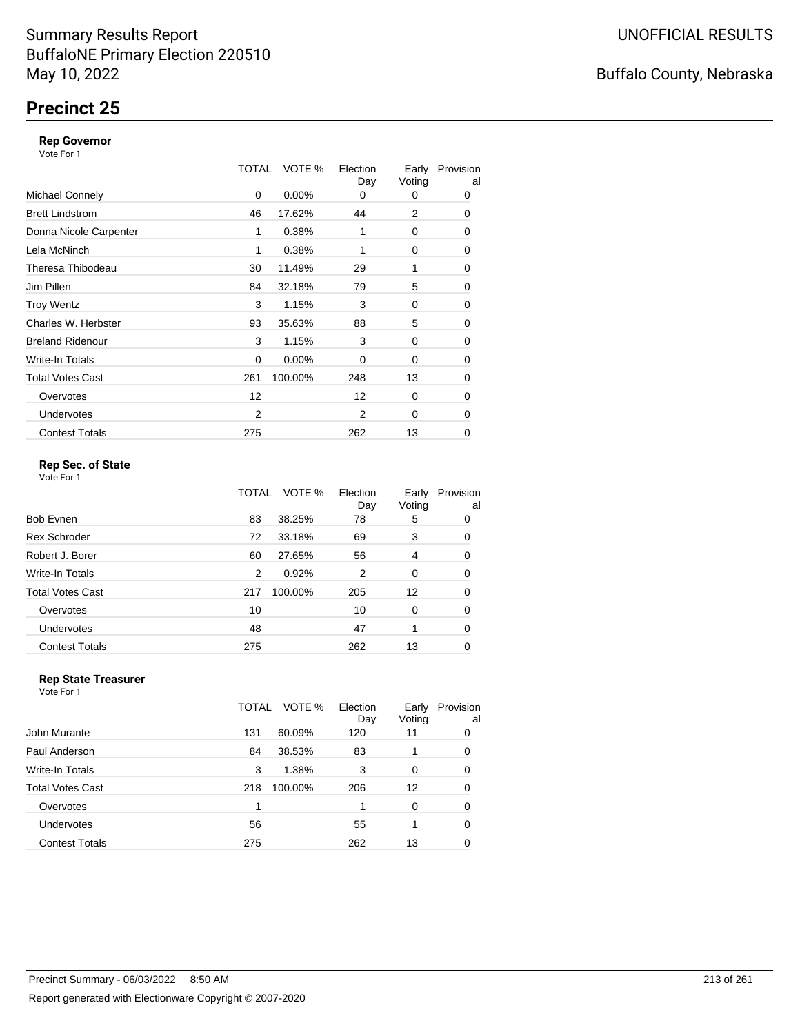Summary Results Report
BuffaloNE Primary Election 220510
May 10, 2022

UNOFFICIAL RESULTS

Buffalo County, Nebraska

# Precinct 25

### Rep Governor

Vote For 1

| | TOTAL | VOTE % | Election Day | Early Voting | Provisional |
|---|---|---|---|---|---|
| Michael Connely | 0 | 0.00% | 0 | 0 | 0 |
| Brett Lindstrom | 46 | 17.62% | 44 | 2 | 0 |
| Donna Nicole Carpenter | 1 | 0.38% | 1 | 0 | 0 |
| Lela McNinch | 1 | 0.38% | 1 | 0 | 0 |
| Theresa Thibodeau | 30 | 11.49% | 29 | 1 | 0 |
| Jim Pillen | 84 | 32.18% | 79 | 5 | 0 |
| Troy Wentz | 3 | 1.15% | 3 | 0 | 0 |
| Charles W. Herbster | 93 | 35.63% | 88 | 5 | 0 |
| Breland Ridenour | 3 | 1.15% | 3 | 0 | 0 |
| Write-In Totals | 0 | 0.00% | 0 | 0 | 0 |
| Total Votes Cast | 261 | 100.00% | 248 | 13 | 0 |
| Overvotes | 12 | | 12 | 0 | 0 |
| Undervotes | 2 | | 2 | 0 | 0 |
| Contest Totals | 275 | | 262 | 13 | 0 |

### Rep Sec. of State

Vote For 1

| | TOTAL | VOTE % | Election Day | Early Voting | Provisional |
|---|---|---|---|---|---|
| Bob Evnen | 83 | 38.25% | 78 | 5 | 0 |
| Rex Schroder | 72 | 33.18% | 69 | 3 | 0 |
| Robert J. Borer | 60 | 27.65% | 56 | 4 | 0 |
| Write-In Totals | 2 | 0.92% | 2 | 0 | 0 |
| Total Votes Cast | 217 | 100.00% | 205 | 12 | 0 |
| Overvotes | 10 | | 10 | 0 | 0 |
| Undervotes | 48 | | 47 | 1 | 0 |
| Contest Totals | 275 | | 262 | 13 | 0 |

### Rep State Treasurer

Vote For 1

| | TOTAL | VOTE % | Election Day | Early Voting | Provisional |
|---|---|---|---|---|---|
| John Murante | 131 | 60.09% | 120 | 11 | 0 |
| Paul Anderson | 84 | 38.53% | 83 | 1 | 0 |
| Write-In Totals | 3 | 1.38% | 3 | 0 | 0 |
| Total Votes Cast | 218 | 100.00% | 206 | 12 | 0 |
| Overvotes | 1 | | 1 | 0 | 0 |
| Undervotes | 56 | | 55 | 1 | 0 |
| Contest Totals | 275 | | 262 | 13 | 0 |

Precinct Summary - 06/03/2022 8:50 AM

Report generated with Electionware Copyright © 2007-2020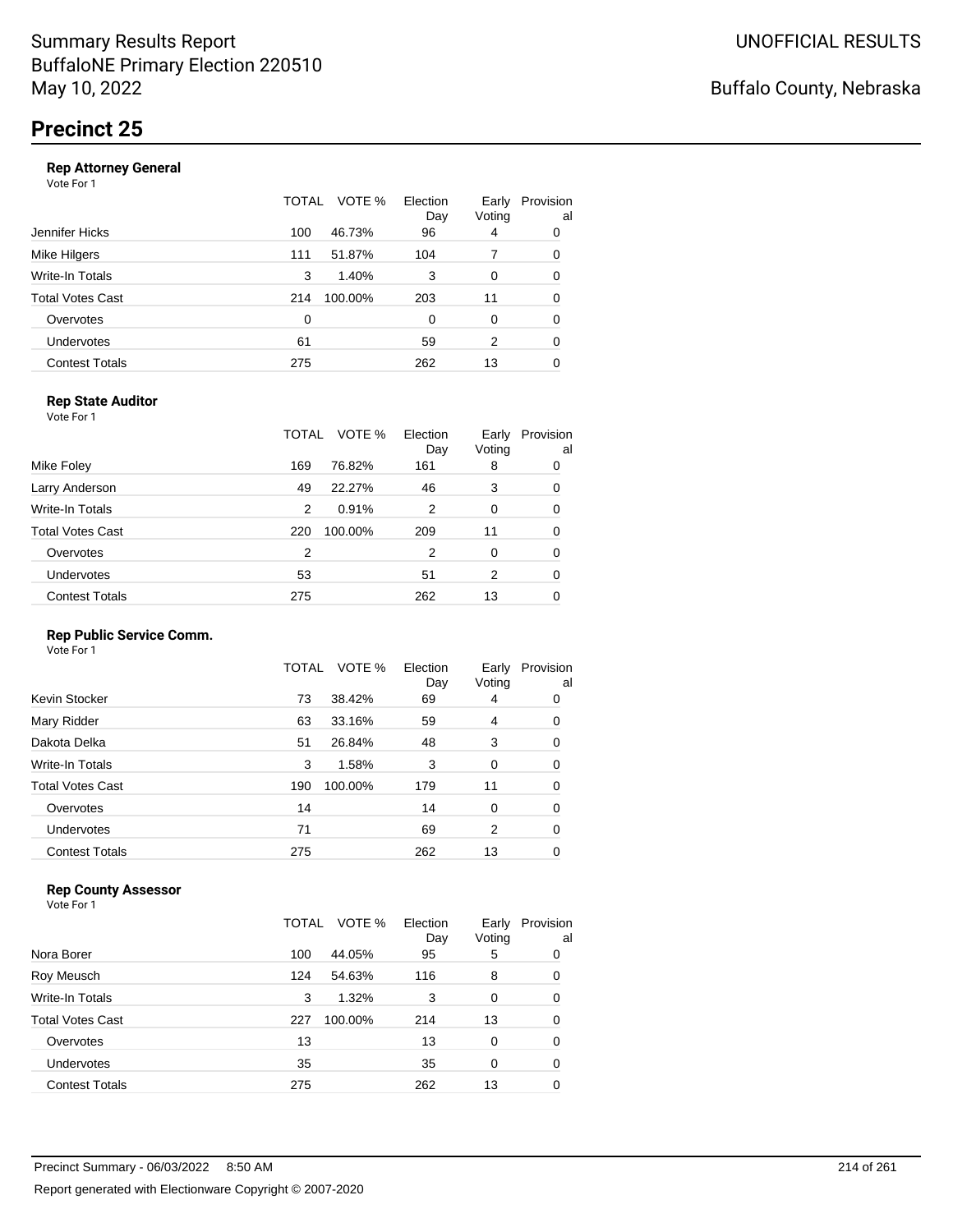Summary Results Report
BuffaloNE Primary Election 220510
May 10, 2022

UNOFFICIAL RESULTS

Buffalo County, Nebraska

# Precinct 25

### Rep Attorney General

Vote For 1

| | TOTAL | VOTE % | Election Day | Early Voting | Provisional |
|---|---|---|---|---|---|
| Jennifer Hicks | 100 | 46.73% | 96 | 4 | 0 |
| Mike Hilgers | 111 | 51.87% | 104 | 7 | 0 |
| Write-In Totals | 3 | 1.40% | 3 | 0 | 0 |
| Total Votes Cast | 214 | 100.00% | 203 | 11 | 0 |
| Overvotes | 0 | | 0 | 0 | 0 |
| Undervotes | 61 | | 59 | 2 | 0 |
| Contest Totals | 275 | | 262 | 13 | 0 |

### Rep State Auditor

Vote For 1

| | TOTAL | VOTE % | Election Day | Early Voting | Provisional |
|---|---|---|---|---|---|
| Mike Foley | 169 | 76.82% | 161 | 8 | 0 |
| Larry Anderson | 49 | 22.27% | 46 | 3 | 0 |
| Write-In Totals | 2 | 0.91% | 2 | 0 | 0 |
| Total Votes Cast | 220 | 100.00% | 209 | 11 | 0 |
| Overvotes | 2 | | 2 | 0 | 0 |
| Undervotes | 53 | | 51 | 2 | 0 |
| Contest Totals | 275 | | 262 | 13 | 0 |

### Rep Public Service Comm.

Vote For 1

| | TOTAL | VOTE % | Election Day | Early Voting | Provisional |
|---|---|---|---|---|---|
| Kevin Stocker | 73 | 38.42% | 69 | 4 | 0 |
| Mary Ridder | 63 | 33.16% | 59 | 4 | 0 |
| Dakota Delka | 51 | 26.84% | 48 | 3 | 0 |
| Write-In Totals | 3 | 1.58% | 3 | 0 | 0 |
| Total Votes Cast | 190 | 100.00% | 179 | 11 | 0 |
| Overvotes | 14 | | 14 | 0 | 0 |
| Undervotes | 71 | | 69 | 2 | 0 |
| Contest Totals | 275 | | 262 | 13 | 0 |

### Rep County Assessor

Vote For 1

| | TOTAL | VOTE % | Election Day | Early Voting | Provisional |
|---|---|---|---|---|---|
| Nora Borer | 100 | 44.05% | 95 | 5 | 0 |
| Roy Meusch | 124 | 54.63% | 116 | 8 | 0 |
| Write-In Totals | 3 | 1.32% | 3 | 0 | 0 |
| Total Votes Cast | 227 | 100.00% | 214 | 13 | 0 |
| Overvotes | 13 | | 13 | 0 | 0 |
| Undervotes | 35 | | 35 | 0 | 0 |
| Contest Totals | 275 | | 262 | 13 | 0 |

Precinct Summary - 06/03/2022 8:50 AM

Report generated with Electionware Copyright © 2007-2020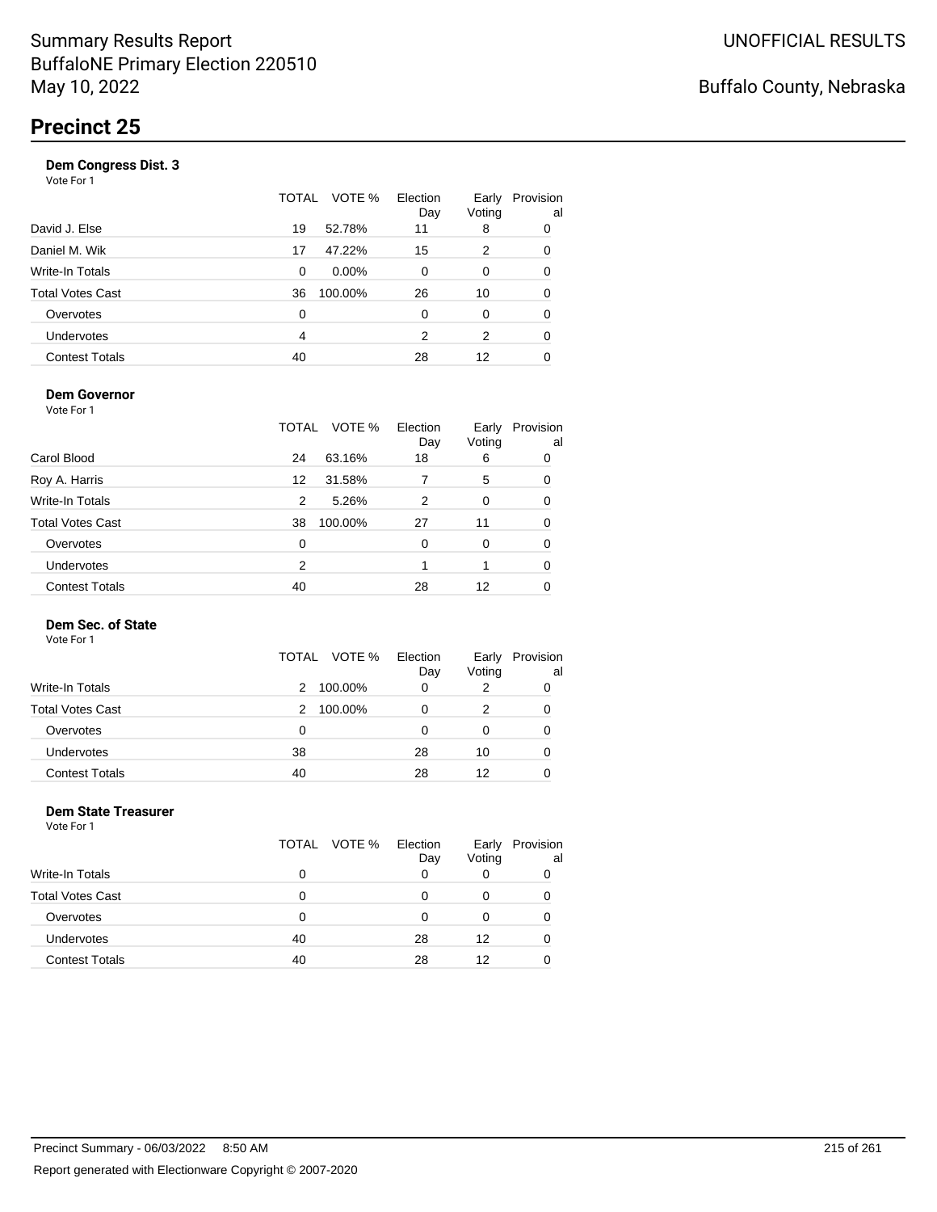Summary Results Report
BuffaloNE Primary Election 220510
May 10, 2022

UNOFFICIAL RESULTS

Buffalo County, Nebraska

# Precinct 25

### Dem Congress Dist. 3

Vote For 1

| | TOTAL | VOTE % | Election Day | Early Voting | Provisional |
|---|---|---|---|---|---|
| David J. Else | 19 | 52.78% | 11 | 8 | 0 |
| Daniel M. Wik | 17 | 47.22% | 15 | 2 | 0 |
| Write-In Totals | 0 | 0.00% | 0 | 0 | 0 |
| Total Votes Cast | 36 | 100.00% | 26 | 10 | 0 |
| Overvotes | 0 | | 0 | 0 | 0 |
| Undervotes | 4 | | 2 | 2 | 0 |
| Contest Totals | 40 | | 28 | 12 | 0 |

### Dem Governor

Vote For 1

| | TOTAL | VOTE % | Election Day | Early Voting | Provisional |
|---|---|---|---|---|---|
| Carol Blood | 24 | 63.16% | 18 | 6 | 0 |
| Roy A. Harris | 12 | 31.58% | 7 | 5 | 0 |
| Write-In Totals | 2 | 5.26% | 2 | 0 | 0 |
| Total Votes Cast | 38 | 100.00% | 27 | 11 | 0 |
| Overvotes | 0 | | 0 | 0 | 0 |
| Undervotes | 2 | | 1 | 1 | 0 |
| Contest Totals | 40 | | 28 | 12 | 0 |

### Dem Sec. of State

Vote For 1

| | TOTAL | VOTE % | Election Day | Early Voting | Provisional |
|---|---|---|---|---|---|
| Write-In Totals | 2 | 100.00% | 0 | 2 | 0 |
| Total Votes Cast | 2 | 100.00% | 0 | 2 | 0 |
| Overvotes | 0 | | 0 | 0 | 0 |
| Undervotes | 38 | | 28 | 10 | 0 |
| Contest Totals | 40 | | 28 | 12 | 0 |

### Dem State Treasurer

Vote For 1

| | TOTAL | VOTE % | Election Day | Early Voting | Provisional |
|---|---|---|---|---|---|
| Write-In Totals | 0 | | 0 | 0 | 0 |
| Total Votes Cast | 0 | | 0 | 0 | 0 |
| Overvotes | 0 | | 0 | 0 | 0 |
| Undervotes | 40 | | 28 | 12 | 0 |
| Contest Totals | 40 | | 28 | 12 | 0 |

Precinct Summary - 06/03/2022 8:50 AM

Report generated with Electionware Copyright © 2007-2020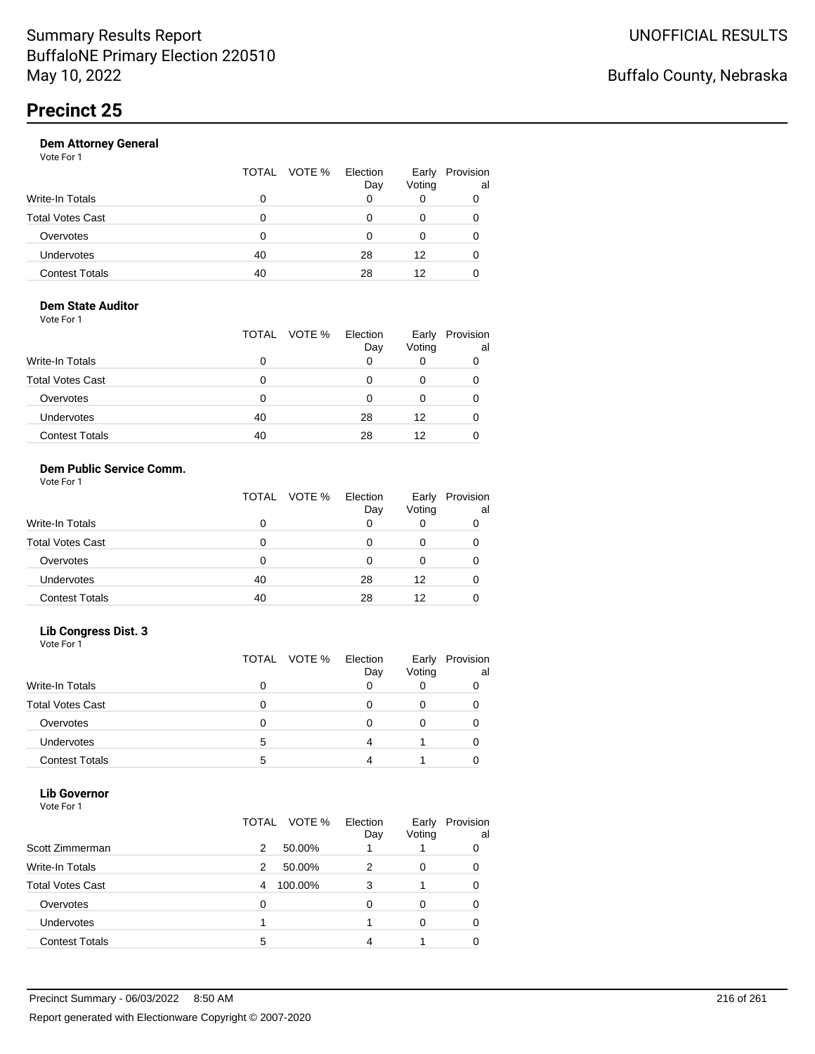Summary Results Report
BuffaloNE Primary Election 220510
May 10, 2022

UNOFFICIAL RESULTS

Buffalo County, Nebraska

# Precinct 25

### Dem Attorney General

Vote For 1

| | TOTAL | VOTE % | Election Day | Early Voting | Provisional |
|---|---|---|---|---|---|
| Write-In Totals | 0 | | 0 | 0 | 0 |
| Total Votes Cast | 0 | | 0 | 0 | 0 |
| Overvotes | 0 | | 0 | 0 | 0 |
| Undervotes | 40 | | 28 | 12 | 0 |
| Contest Totals | 40 | | 28 | 12 | 0 |

### Dem State Auditor

Vote For 1

| | TOTAL | VOTE % | Election Day | Early Voting | Provisional |
|---|---|---|---|---|---|
| Write-In Totals | 0 | | 0 | 0 | 0 |
| Total Votes Cast | 0 | | 0 | 0 | 0 |
| Overvotes | 0 | | 0 | 0 | 0 |
| Undervotes | 40 | | 28 | 12 | 0 |
| Contest Totals | 40 | | 28 | 12 | 0 |

### Dem Public Service Comm.

Vote For 1

| | TOTAL | VOTE % | Election Day | Early Voting | Provisional |
|---|---|---|---|---|---|
| Write-In Totals | 0 | | 0 | 0 | 0 |
| Total Votes Cast | 0 | | 0 | 0 | 0 |
| Overvotes | 0 | | 0 | 0 | 0 |
| Undervotes | 40 | | 28 | 12 | 0 |
| Contest Totals | 40 | | 28 | 12 | 0 |

### Lib Congress Dist. 3

Vote For 1

| | TOTAL | VOTE % | Election Day | Early Voting | Provisional |
|---|---|---|---|---|---|
| Write-In Totals | 0 | | 0 | 0 | 0 |
| Total Votes Cast | 0 | | 0 | 0 | 0 |
| Overvotes | 0 | | 0 | 0 | 0 |
| Undervotes | 5 | | 4 | 1 | 0 |
| Contest Totals | 5 | | 4 | 1 | 0 |

### Lib Governor

Vote For 1

| | TOTAL | VOTE % | Election Day | Early Voting | Provisional |
|---|---|---|---|---|---|
| Scott Zimmerman | 2 | 50.00% | 1 | 1 | 0 |
| Write-In Totals | 2 | 50.00% | 2 | 0 | 0 |
| Total Votes Cast | 4 | 100.00% | 3 | 1 | 0 |
| Overvotes | 0 | | 0 | 0 | 0 |
| Undervotes | 1 | | 1 | 0 | 0 |
| Contest Totals | 5 | | 4 | 1 | 0 |

Precinct Summary - 06/03/2022 8:50 AM

Report generated with Electionware Copyright © 2007-2020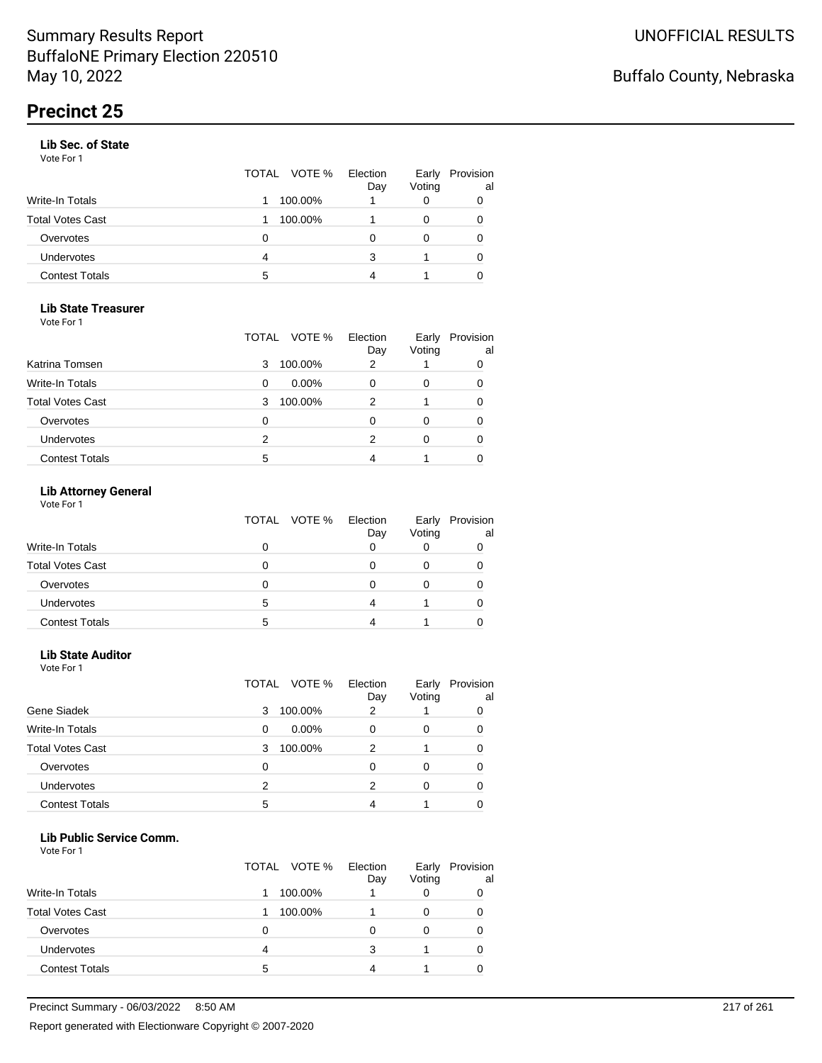# Precinct 25

### Lib Sec. of State

Vote For 1

| | TOTAL | VOTE % | Election Day | Early Voting | Provisional |
|---|---|---|---|---|---|
| Write-In Totals | 1 | 100.00% | 1 | 0 | 0 |
| Total Votes Cast | 1 | 100.00% | 1 | 0 | 0 |
| Overvotes | 0 | | 0 | 0 | 0 |
| Undervotes | 4 | | 3 | 1 | 0 |
| Contest Totals | 5 | | 4 | 1 | 0 |

### Lib State Treasurer

Vote For 1

| | TOTAL | VOTE % | Election Day | Early Voting | Provisional |
|---|---|---|---|---|---|
| Katrina Tomsen | 3 | 100.00% | 2 | 1 | 0 |
| Write-In Totals | 0 | 0.00% | 0 | 0 | 0 |
| Total Votes Cast | 3 | 100.00% | 2 | 1 | 0 |
| Overvotes | 0 | | 0 | 0 | 0 |
| Undervotes | 2 | | 2 | 0 | 0 |
| Contest Totals | 5 | | 4 | 1 | 0 |

### Lib Attorney General

Vote For 1

| | TOTAL | VOTE % | Election Day | Early Voting | Provisional |
|---|---|---|---|---|---|
| Write-In Totals | 0 | | 0 | 0 | 0 |
| Total Votes Cast | 0 | | 0 | 0 | 0 |
| Overvotes | 0 | | 0 | 0 | 0 |
| Undervotes | 5 | | 4 | 1 | 0 |
| Contest Totals | 5 | | 4 | 1 | 0 |

### Lib State Auditor

Vote For 1

| | TOTAL | VOTE % | Election Day | Early Voting | Provisional |
|---|---|---|---|---|---|
| Gene Siadek | 3 | 100.00% | 2 | 1 | 0 |
| Write-In Totals | 0 | 0.00% | 0 | 0 | 0 |
| Total Votes Cast | 3 | 100.00% | 2 | 1 | 0 |
| Overvotes | 0 | | 0 | 0 | 0 |
| Undervotes | 2 | | 2 | 0 | 0 |
| Contest Totals | 5 | | 4 | 1 | 0 |

### Lib Public Service Comm.

Vote For 1

| | TOTAL | VOTE % | Election Day | Early Voting | Provisional |
|---|---|---|---|---|---|
| Write-In Totals | 1 | 100.00% | 1 | 0 | 0 |
| Total Votes Cast | 1 | 100.00% | 1 | 0 | 0 |
| Overvotes | 0 | | 0 | 0 | 0 |
| Undervotes | 4 | | 3 | 1 | 0 |
| Contest Totals | 5 | | 4 | 1 | 0 |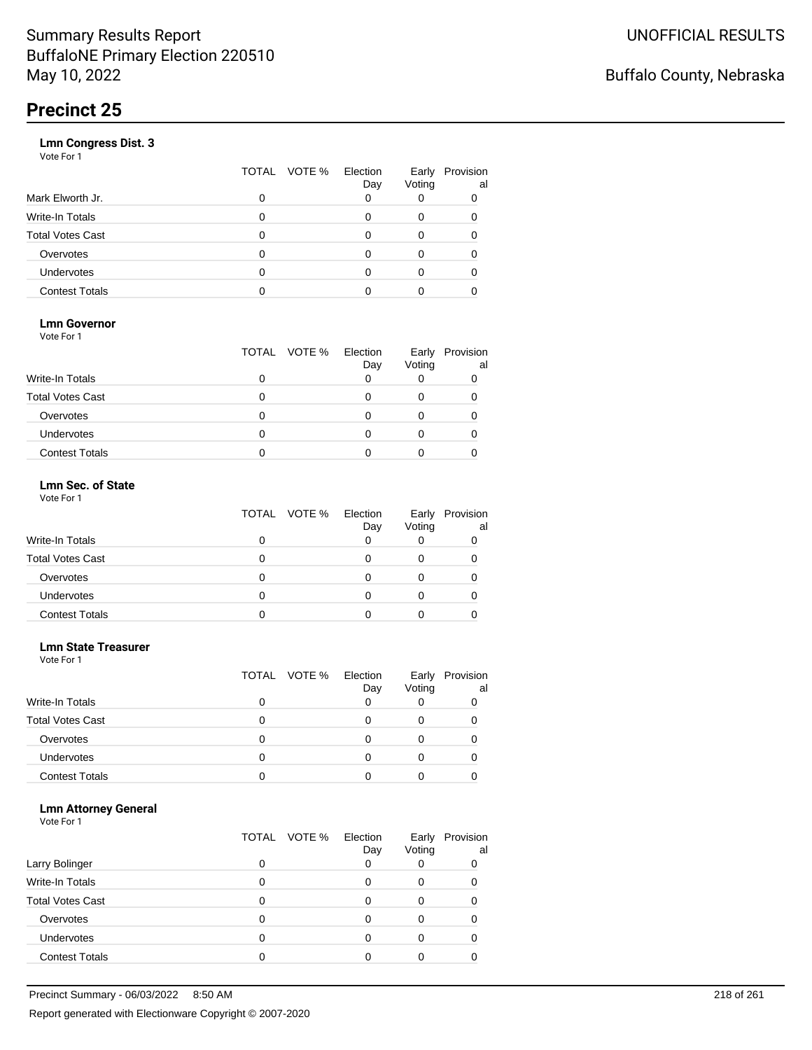# Summary Results Report
BuffaloNE Primary Election 220510
May 10, 2022

UNOFFICIAL RESULTS

Buffalo County, Nebraska

## Precinct 25

### Lmn Congress Dist. 3
Vote For 1

| | TOTAL | VOTE % | Election Day | Early Voting | Provisional |
|---|---|---|---|---|---|
| Mark Elworth Jr. | 0 | | 0 | 0 | 0 |
| Write-In Totals | 0 | | 0 | 0 | 0 |
| Total Votes Cast | 0 | | 0 | 0 | 0 |
| Overvotes | 0 | | 0 | 0 | 0 |
| Undervotes | 0 | | 0 | 0 | 0 |
| Contest Totals | 0 | | 0 | 0 | 0 |

### Lmn Governor
Vote For 1

| | TOTAL | VOTE % | Election Day | Early Voting | Provisional |
|---|---|---|---|---|---|
| Write-In Totals | 0 | | 0 | 0 | 0 |
| Total Votes Cast | 0 | | 0 | 0 | 0 |
| Overvotes | 0 | | 0 | 0 | 0 |
| Undervotes | 0 | | 0 | 0 | 0 |
| Contest Totals | 0 | | 0 | 0 | 0 |

### Lmn Sec. of State
Vote For 1

| | TOTAL | VOTE % | Election Day | Early Voting | Provisional |
|---|---|---|---|---|---|
| Write-In Totals | 0 | | 0 | 0 | 0 |
| Total Votes Cast | 0 | | 0 | 0 | 0 |
| Overvotes | 0 | | 0 | 0 | 0 |
| Undervotes | 0 | | 0 | 0 | 0 |
| Contest Totals | 0 | | 0 | 0 | 0 |

### Lmn State Treasurer
Vote For 1

| | TOTAL | VOTE % | Election Day | Early Voting | Provisional |
|---|---|---|---|---|---|
| Write-In Totals | 0 | | 0 | 0 | 0 |
| Total Votes Cast | 0 | | 0 | 0 | 0 |
| Overvotes | 0 | | 0 | 0 | 0 |
| Undervotes | 0 | | 0 | 0 | 0 |
| Contest Totals | 0 | | 0 | 0 | 0 |

### Lmn Attorney General
Vote For 1

| | TOTAL | VOTE % | Election Day | Early Voting | Provisional |
|---|---|---|---|---|---|
| Larry Bolinger | 0 | | 0 | 0 | 0 |
| Write-In Totals | 0 | | 0 | 0 | 0 |
| Total Votes Cast | 0 | | 0 | 0 | 0 |
| Overvotes | 0 | | 0 | 0 | 0 |
| Undervotes | 0 | | 0 | 0 | 0 |
| Contest Totals | 0 | | 0 | 0 | 0 |

Precinct Summary - 06/03/2022 8:50 AM

Report generated with Electionware Copyright © 2007-2020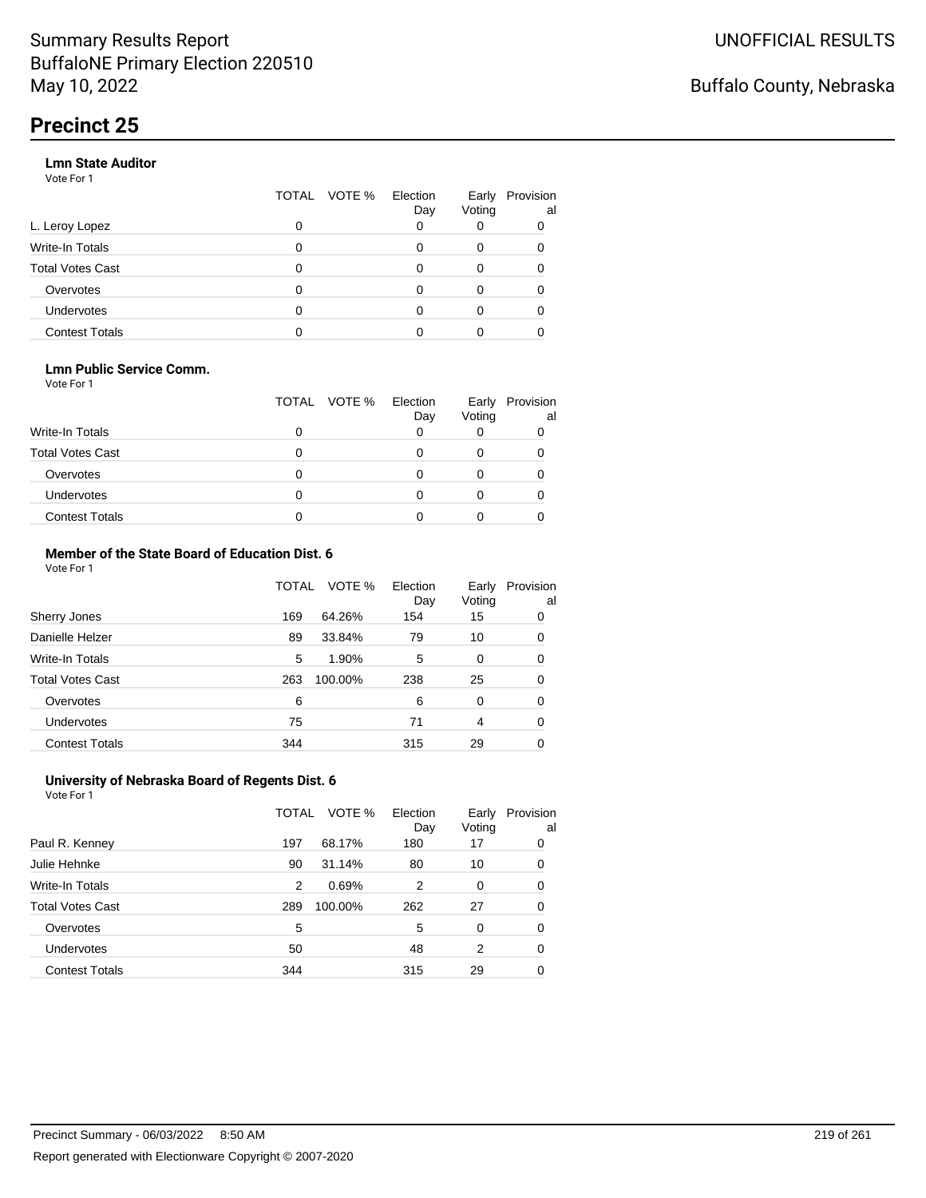Summary Results Report
BuffaloNE Primary Election 220510
May 10, 2022

UNOFFICIAL RESULTS

Buffalo County, Nebraska

# Precinct 25

### Lmn State Auditor

Vote For 1

| | TOTAL | VOTE % | Election Day | Early Voting | Provisional |
|---|---|---|---|---|---|
| L. Leroy Lopez | 0 | | 0 | 0 | 0 |
| Write-In Totals | 0 | | 0 | 0 | 0 |
| Total Votes Cast | 0 | | 0 | 0 | 0 |
| Overvotes | 0 | | 0 | 0 | 0 |
| Undervotes | 0 | | 0 | 0 | 0 |
| Contest Totals | 0 | | 0 | 0 | 0 |

### Lmn Public Service Comm.

Vote For 1

| | TOTAL | VOTE % | Election Day | Early Voting | Provisional |
|---|---|---|---|---|---|
| Write-In Totals | 0 | | 0 | 0 | 0 |
| Total Votes Cast | 0 | | 0 | 0 | 0 |
| Overvotes | 0 | | 0 | 0 | 0 |
| Undervotes | 0 | | 0 | 0 | 0 |
| Contest Totals | 0 | | 0 | 0 | 0 |

### Member of the State Board of Education Dist. 6

Vote For 1

| | TOTAL | VOTE % | Election Day | Early Voting | Provisional |
|---|---|---|---|---|---|
| Sherry Jones | 169 | 64.26% | 154 | 15 | 0 |
| Danielle Helzer | 89 | 33.84% | 79 | 10 | 0 |
| Write-In Totals | 5 | 1.90% | 5 | 0 | 0 |
| Total Votes Cast | 263 | 100.00% | 238 | 25 | 0 |
| Overvotes | 6 | | 6 | 0 | 0 |
| Undervotes | 75 | | 71 | 4 | 0 |
| Contest Totals | 344 | | 315 | 29 | 0 |

### University of Nebraska Board of Regents Dist. 6

Vote For 1

| | TOTAL | VOTE % | Election Day | Early Voting | Provisional |
|---|---|---|---|---|---|
| Paul R. Kenney | 197 | 68.17% | 180 | 17 | 0 |
| Julie Hehnke | 90 | 31.14% | 80 | 10 | 0 |
| Write-In Totals | 2 | 0.69% | 2 | 0 | 0 |
| Total Votes Cast | 289 | 100.00% | 262 | 27 | 0 |
| Overvotes | 5 | | 5 | 0 | 0 |
| Undervotes | 50 | | 48 | 2 | 0 |
| Contest Totals | 344 | | 315 | 29 | 0 |

Precinct Summary - 06/03/2022 8:50 AM

Report generated with Electionware Copyright © 2007-2020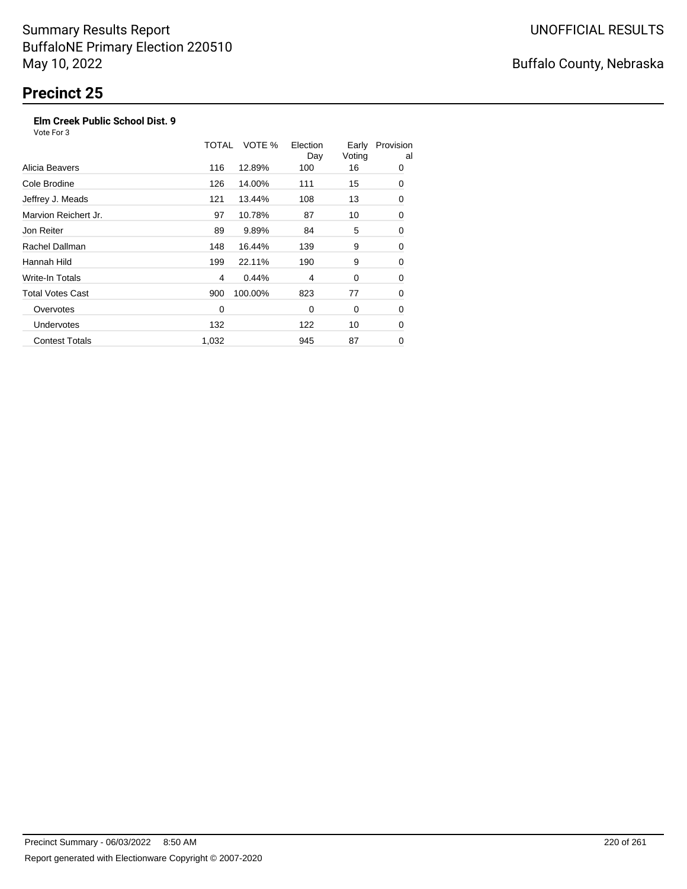Summary Results Report
BuffaloNE Primary Election 220510
May 10, 2022

UNOFFICIAL RESULTS

Buffalo County, Nebraska

# Precinct 25

**Elm Creek Public School Dist. 9**

Vote For 3

| | TOTAL | VOTE % | Election Day | Early Voting | Provisional |
|---|---|---|---|---|---|
| Alicia Beavers | 116 | 12.89% | 100 | 16 | 0 |
| Cole Brodine | 126 | 14.00% | 111 | 15 | 0 |
| Jeffrey J. Meads | 121 | 13.44% | 108 | 13 | 0 |
| Marvion Reichert Jr. | 97 | 10.78% | 87 | 10 | 0 |
| Jon Reiter | 89 | 9.89% | 84 | 5 | 0 |
| Rachel Dallman | 148 | 16.44% | 139 | 9 | 0 |
| Hannah Hild | 199 | 22.11% | 190 | 9 | 0 |
| Write-In Totals | 4 | 0.44% | 4 | 0 | 0 |
| Total Votes Cast | 900 | 100.00% | 823 | 77 | 0 |
| Overvotes | 0 | | 0 | 0 | 0 |
| Undervotes | 132 | | 122 | 10 | 0 |
| Contest Totals | 1,032 | | 945 | 87 | 0 |

Precinct Summary - 06/03/2022 8:50 AM

Report generated with Electionware Copyright © 2007-2020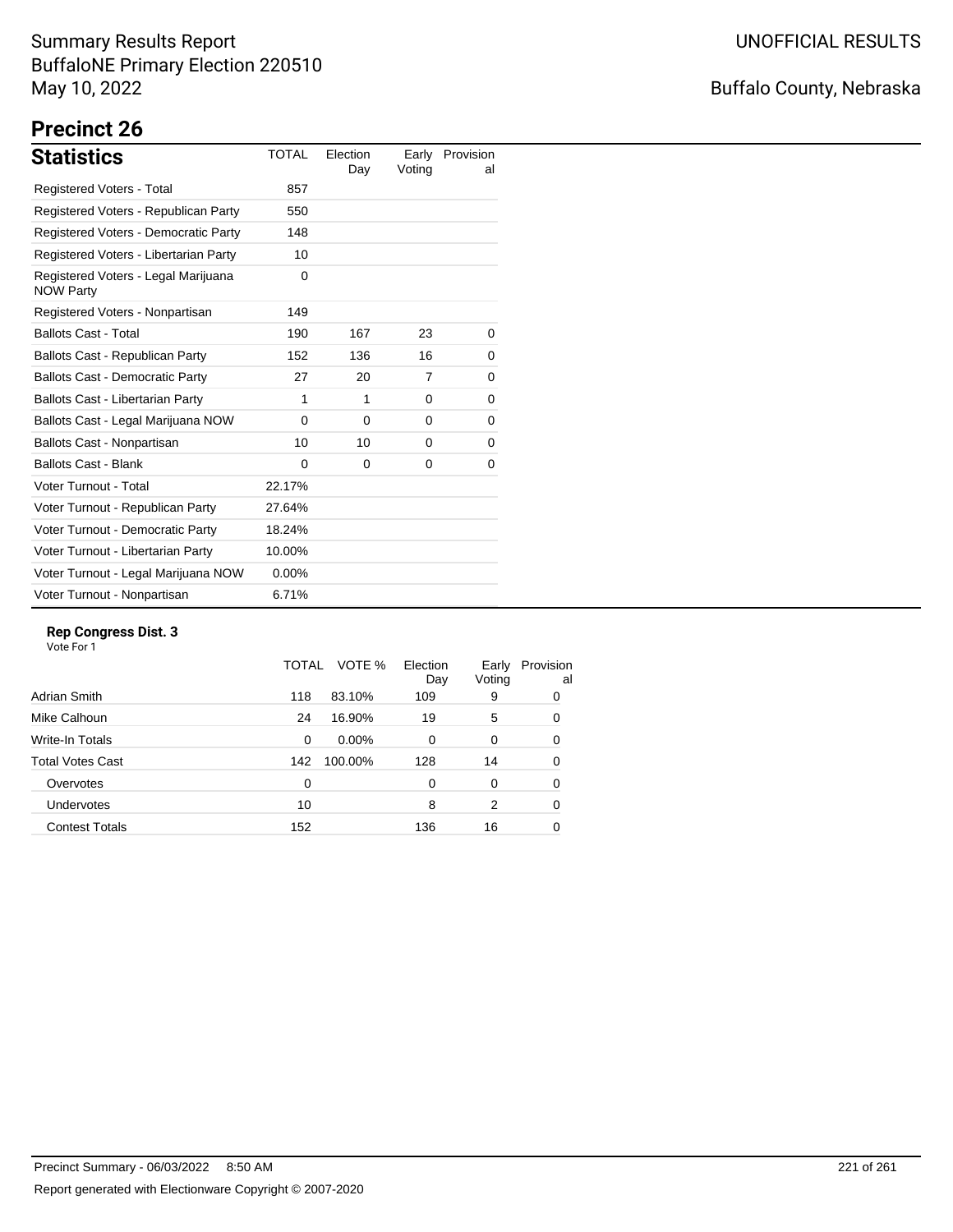Summary Results Report
BuffaloNE Primary Election 220510
May 10, 2022

UNOFFICIAL RESULTS

Buffalo County, Nebraska

# Precinct 26

## Statistics

| Statistics | TOTAL | Election Day | Early Voting | Provisional |
|---|---|---|---|---|
| Registered Voters - Total | 857 | | | |
| Registered Voters - Republican Party | 550 | | | |
| Registered Voters - Democratic Party | 148 | | | |
| Registered Voters - Libertarian Party | 10 | | | |
| Registered Voters - Legal Marijuana NOW Party | 0 | | | |
| Registered Voters - Nonpartisan | 149 | | | |
| Ballots Cast - Total | 190 | 167 | 23 | 0 |
| Ballots Cast - Republican Party | 152 | 136 | 16 | 0 |
| Ballots Cast - Democratic Party | 27 | 20 | 7 | 0 |
| Ballots Cast - Libertarian Party | 1 | 1 | 0 | 0 |
| Ballots Cast - Legal Marijuana NOW | 0 | 0 | 0 | 0 |
| Ballots Cast - Nonpartisan | 10 | 10 | 0 | 0 |
| Ballots Cast - Blank | 0 | 0 | 0 | 0 |
| Voter Turnout - Total | 22.17% | | | |
| Voter Turnout - Republican Party | 27.64% | | | |
| Voter Turnout - Democratic Party | 18.24% | | | |
| Voter Turnout - Libertarian Party | 10.00% | | | |
| Voter Turnout - Legal Marijuana NOW | 0.00% | | | |
| Voter Turnout - Nonpartisan | 6.71% | | | |

### Rep Congress Dist. 3

Vote For 1

| | TOTAL | VOTE % | Election Day | Early Voting | Provisional |
|---|---|---|---|---|---|
| Adrian Smith | 118 | 83.10% | 109 | 9 | 0 |
| Mike Calhoun | 24 | 16.90% | 19 | 5 | 0 |
| Write-In Totals | 0 | 0.00% | 0 | 0 | 0 |
| Total Votes Cast | 142 | 100.00% | 128 | 14 | 0 |
| Overvotes | 0 | | 0 | 0 | 0 |
| Undervotes | 10 | | 8 | 2 | 0 |
| Contest Totals | 152 | | 136 | 16 | 0 |

Precinct Summary - 06/03/2022 8:50 AM

Report generated with Electionware Copyright © 2007-2020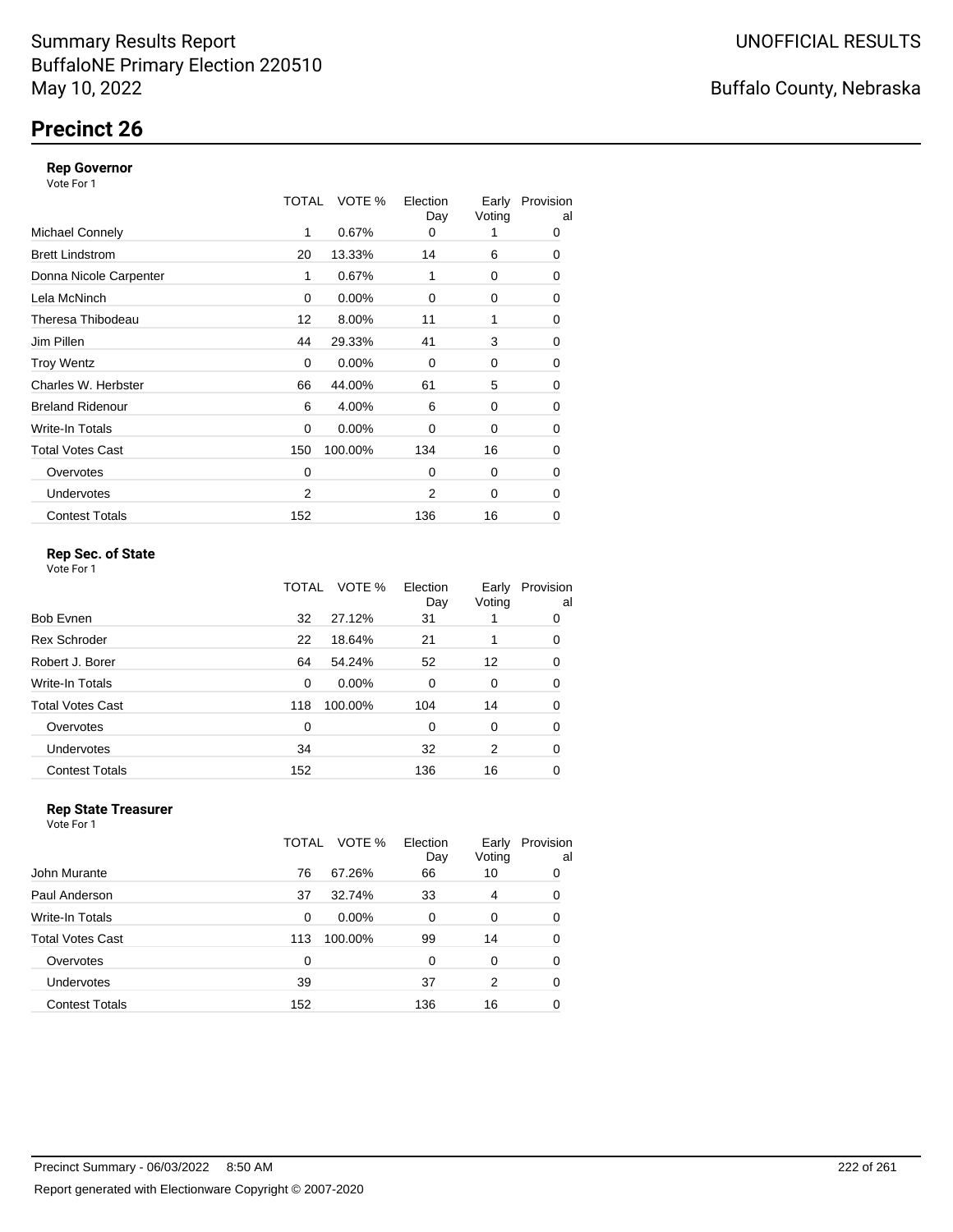# Summary Results Report
BuffaloNE Primary Election 220510
May 10, 2022

UNOFFICIAL RESULTS

Buffalo County, Nebraska

## Precinct 26

### Rep Governor

Vote For 1

| | TOTAL | VOTE % | Election Day | Early Voting | Provisional |
|---|---|---|---|---|---|
| Michael Connely | 1 | 0.67% | 0 | 1 | 0 |
| Brett Lindstrom | 20 | 13.33% | 14 | 6 | 0 |
| Donna Nicole Carpenter | 1 | 0.67% | 1 | 0 | 0 |
| Lela McNinch | 0 | 0.00% | 0 | 0 | 0 |
| Theresa Thibodeau | 12 | 8.00% | 11 | 1 | 0 |
| Jim Pillen | 44 | 29.33% | 41 | 3 | 0 |
| Troy Wentz | 0 | 0.00% | 0 | 0 | 0 |
| Charles W. Herbster | 66 | 44.00% | 61 | 5 | 0 |
| Breland Ridenour | 6 | 4.00% | 6 | 0 | 0 |
| Write-In Totals | 0 | 0.00% | 0 | 0 | 0 |
| Total Votes Cast | 150 | 100.00% | 134 | 16 | 0 |
| Overvotes | 0 | | 0 | 0 | 0 |
| Undervotes | 2 | | 2 | 0 | 0 |
| Contest Totals | 152 | | 136 | 16 | 0 |

### Rep Sec. of State

Vote For 1

| | TOTAL | VOTE % | Election Day | Early Voting | Provisional |
|---|---|---|---|---|---|
| Bob Evnen | 32 | 27.12% | 31 | 1 | 0 |
| Rex Schroder | 22 | 18.64% | 21 | 1 | 0 |
| Robert J. Borer | 64 | 54.24% | 52 | 12 | 0 |
| Write-In Totals | 0 | 0.00% | 0 | 0 | 0 |
| Total Votes Cast | 118 | 100.00% | 104 | 14 | 0 |
| Overvotes | 0 | | 0 | 0 | 0 |
| Undervotes | 34 | | 32 | 2 | 0 |
| Contest Totals | 152 | | 136 | 16 | 0 |

### Rep State Treasurer

Vote For 1

| | TOTAL | VOTE % | Election Day | Early Voting | Provisional |
|---|---|---|---|---|---|
| John Murante | 76 | 67.26% | 66 | 10 | 0 |
| Paul Anderson | 37 | 32.74% | 33 | 4 | 0 |
| Write-In Totals | 0 | 0.00% | 0 | 0 | 0 |
| Total Votes Cast | 113 | 100.00% | 99 | 14 | 0 |
| Overvotes | 0 | | 0 | 0 | 0 |
| Undervotes | 39 | | 37 | 2 | 0 |
| Contest Totals | 152 | | 136 | 16 | 0 |

Precinct Summary - 06/03/2022 8:50 AM

Report generated with Electionware Copyright © 2007-2020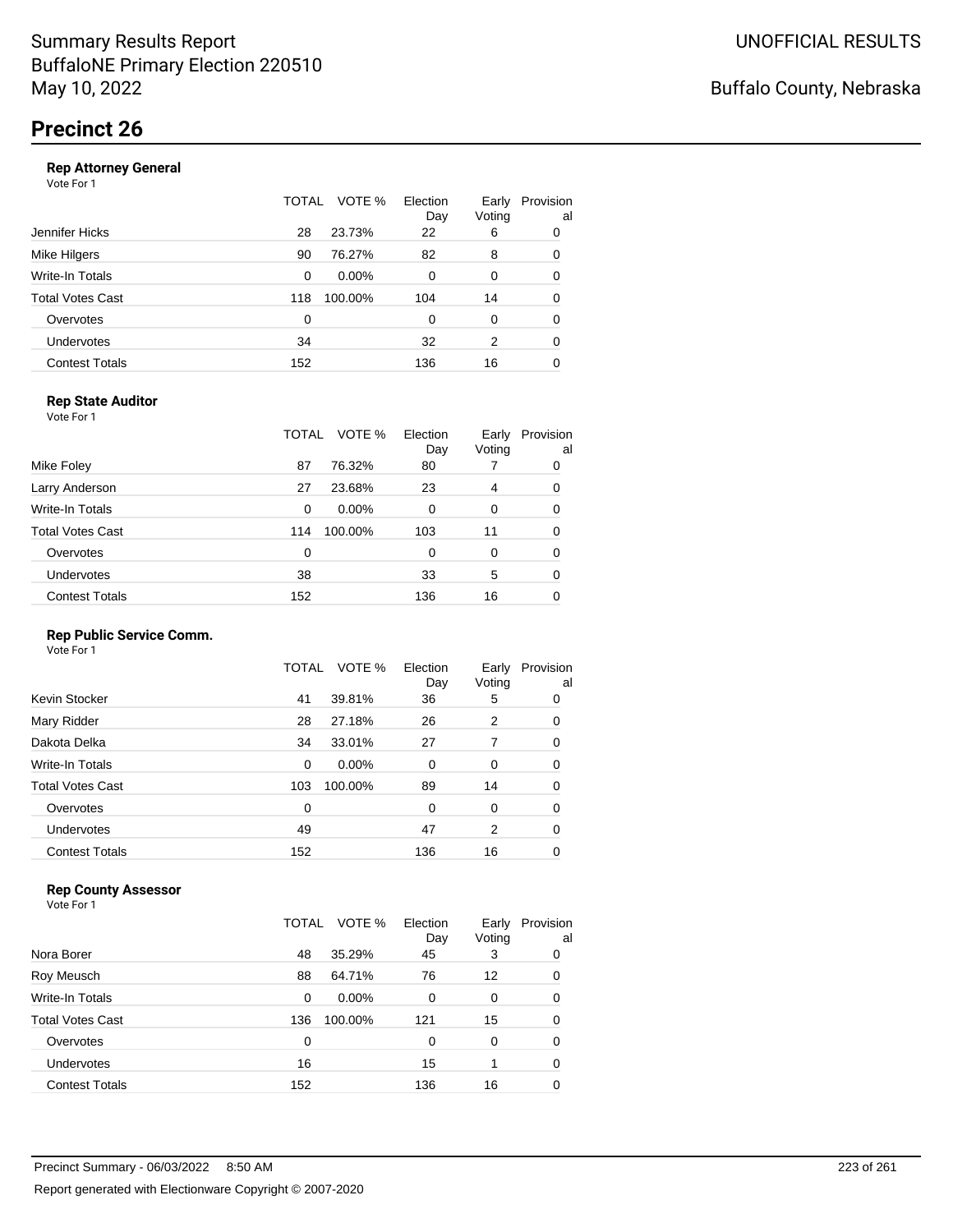# Precinct 26

### Rep Attorney General

Vote For 1

| | TOTAL | VOTE % | Election Day | Early Voting | Provisional |
|---|---|---|---|---|---|
| Jennifer Hicks | 28 | 23.73% | 22 | 6 | 0 |
| Mike Hilgers | 90 | 76.27% | 82 | 8 | 0 |
| Write-In Totals | 0 | 0.00% | 0 | 0 | 0 |
| Total Votes Cast | 118 | 100.00% | 104 | 14 | 0 |
| Overvotes | 0 | | 0 | 0 | 0 |
| Undervotes | 34 | | 32 | 2 | 0 |
| Contest Totals | 152 | | 136 | 16 | 0 |

### Rep State Auditor

Vote For 1

| | TOTAL | VOTE % | Election Day | Early Voting | Provisional |
|---|---|---|---|---|---|
| Mike Foley | 87 | 76.32% | 80 | 7 | 0 |
| Larry Anderson | 27 | 23.68% | 23 | 4 | 0 |
| Write-In Totals | 0 | 0.00% | 0 | 0 | 0 |
| Total Votes Cast | 114 | 100.00% | 103 | 11 | 0 |
| Overvotes | 0 | | 0 | 0 | 0 |
| Undervotes | 38 | | 33 | 5 | 0 |
| Contest Totals | 152 | | 136 | 16 | 0 |

### Rep Public Service Comm.

Vote For 1

| | TOTAL | VOTE % | Election Day | Early Voting | Provisional |
|---|---|---|---|---|---|
| Kevin Stocker | 41 | 39.81% | 36 | 5 | 0 |
| Mary Ridder | 28 | 27.18% | 26 | 2 | 0 |
| Dakota Delka | 34 | 33.01% | 27 | 7 | 0 |
| Write-In Totals | 0 | 0.00% | 0 | 0 | 0 |
| Total Votes Cast | 103 | 100.00% | 89 | 14 | 0 |
| Overvotes | 0 | | 0 | 0 | 0 |
| Undervotes | 49 | | 47 | 2 | 0 |
| Contest Totals | 152 | | 136 | 16 | 0 |

### Rep County Assessor

Vote For 1

| | TOTAL | VOTE % | Election Day | Early Voting | Provisional |
|---|---|---|---|---|---|
| Nora Borer | 48 | 35.29% | 45 | 3 | 0 |
| Roy Meusch | 88 | 64.71% | 76 | 12 | 0 |
| Write-In Totals | 0 | 0.00% | 0 | 0 | 0 |
| Total Votes Cast | 136 | 100.00% | 121 | 15 | 0 |
| Overvotes | 0 | | 0 | 0 | 0 |
| Undervotes | 16 | | 15 | 1 | 0 |
| Contest Totals | 152 | | 136 | 16 | 0 |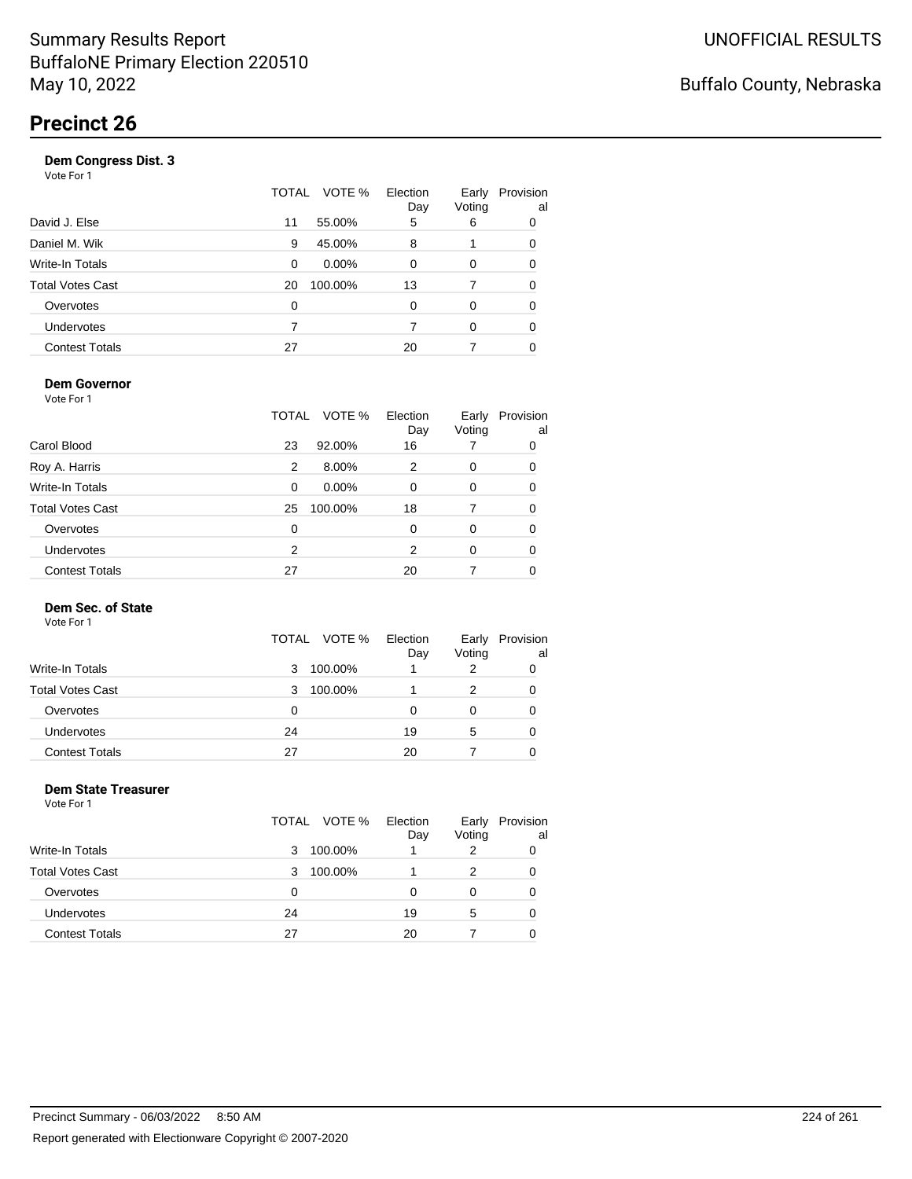Summary Results Report
BuffaloNE Primary Election 220510
May 10, 2022

UNOFFICIAL RESULTS

Buffalo County, Nebraska

# Precinct 26

### Dem Congress Dist. 3

Vote For 1

| | TOTAL | VOTE % | Election Day | Early Voting | Provisional |
|---|---|---|---|---|---|
| David J. Else | 11 | 55.00% | 5 | 6 | 0 |
| Daniel M. Wik | 9 | 45.00% | 8 | 1 | 0 |
| Write-In Totals | 0 | 0.00% | 0 | 0 | 0 |
| Total Votes Cast | 20 | 100.00% | 13 | 7 | 0 |
| Overvotes | 0 | | 0 | 0 | 0 |
| Undervotes | 7 | | 7 | 0 | 0 |
| Contest Totals | 27 | | 20 | 7 | 0 |

### Dem Governor

Vote For 1

| | TOTAL | VOTE % | Election Day | Early Voting | Provisional |
|---|---|---|---|---|---|
| Carol Blood | 23 | 92.00% | 16 | 7 | 0 |
| Roy A. Harris | 2 | 8.00% | 2 | 0 | 0 |
| Write-In Totals | 0 | 0.00% | 0 | 0 | 0 |
| Total Votes Cast | 25 | 100.00% | 18 | 7 | 0 |
| Overvotes | 0 | | 0 | 0 | 0 |
| Undervotes | 2 | | 2 | 0 | 0 |
| Contest Totals | 27 | | 20 | 7 | 0 |

### Dem Sec. of State

Vote For 1

| | TOTAL | VOTE % | Election Day | Early Voting | Provisional |
|---|---|---|---|---|---|
| Write-In Totals | 3 | 100.00% | 1 | 2 | 0 |
| Total Votes Cast | 3 | 100.00% | 1 | 2 | 0 |
| Overvotes | 0 | | 0 | 0 | 0 |
| Undervotes | 24 | | 19 | 5 | 0 |
| Contest Totals | 27 | | 20 | 7 | 0 |

### Dem State Treasurer

Vote For 1

| | TOTAL | VOTE % | Election Day | Early Voting | Provisional |
|---|---|---|---|---|---|
| Write-In Totals | 3 | 100.00% | 1 | 2 | 0 |
| Total Votes Cast | 3 | 100.00% | 1 | 2 | 0 |
| Overvotes | 0 | | 0 | 0 | 0 |
| Undervotes | 24 | | 19 | 5 | 0 |
| Contest Totals | 27 | | 20 | 7 | 0 |

Precinct Summary - 06/03/2022 8:50 AM

Report generated with Electionware Copyright © 2007-2020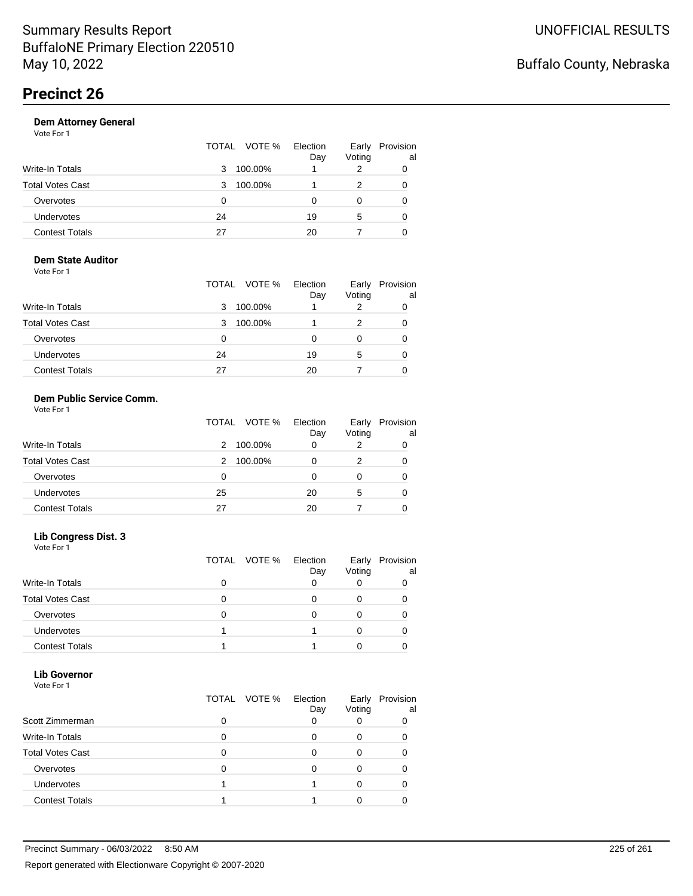# Summary Results Report
BuffaloNE Primary Election 220510
May 10, 2022

UNOFFICIAL RESULTS

Buffalo County, Nebraska

## Precinct 26

### Dem Attorney General

Vote For 1

| | TOTAL | VOTE % | Election Day | Early Voting | Provisional |
|---|---|---|---|---|---|
| Write-In Totals | 3 | 100.00% | 1 | 2 | 0 |
| Total Votes Cast | 3 | 100.00% | 1 | 2 | 0 |
| Overvotes | 0 | | 0 | 0 | 0 |
| Undervotes | 24 | | 19 | 5 | 0 |
| Contest Totals | 27 | | 20 | 7 | 0 |

### Dem State Auditor

Vote For 1

| | TOTAL | VOTE % | Election Day | Early Voting | Provisional |
|---|---|---|---|---|---|
| Write-In Totals | 3 | 100.00% | 1 | 2 | 0 |
| Total Votes Cast | 3 | 100.00% | 1 | 2 | 0 |
| Overvotes | 0 | | 0 | 0 | 0 |
| Undervotes | 24 | | 19 | 5 | 0 |
| Contest Totals | 27 | | 20 | 7 | 0 |

### Dem Public Service Comm.

Vote For 1

| | TOTAL | VOTE % | Election Day | Early Voting | Provisional |
|---|---|---|---|---|---|
| Write-In Totals | 2 | 100.00% | 0 | 2 | 0 |
| Total Votes Cast | 2 | 100.00% | 0 | 2 | 0 |
| Overvotes | 0 | | 0 | 0 | 0 |
| Undervotes | 25 | | 20 | 5 | 0 |
| Contest Totals | 27 | | 20 | 7 | 0 |

### Lib Congress Dist. 3

Vote For 1

| | TOTAL | VOTE % | Election Day | Early Voting | Provisional |
|---|---|---|---|---|---|
| Write-In Totals | 0 | | 0 | 0 | 0 |
| Total Votes Cast | 0 | | 0 | 0 | 0 |
| Overvotes | 0 | | 0 | 0 | 0 |
| Undervotes | 1 | | 1 | 0 | 0 |
| Contest Totals | 1 | | 1 | 0 | 0 |

### Lib Governor

Vote For 1

| | TOTAL | VOTE % | Election Day | Early Voting | Provisional |
|---|---|---|---|---|---|
| Scott Zimmerman | 0 | | 0 | 0 | 0 |
| Write-In Totals | 0 | | 0 | 0 | 0 |
| Total Votes Cast | 0 | | 0 | 0 | 0 |
| Overvotes | 0 | | 0 | 0 | 0 |
| Undervotes | 1 | | 1 | 0 | 0 |
| Contest Totals | 1 | | 1 | 0 | 0 |

Precinct Summary - 06/03/2022 8:50 AM

Report generated with Electionware Copyright © 2007-2020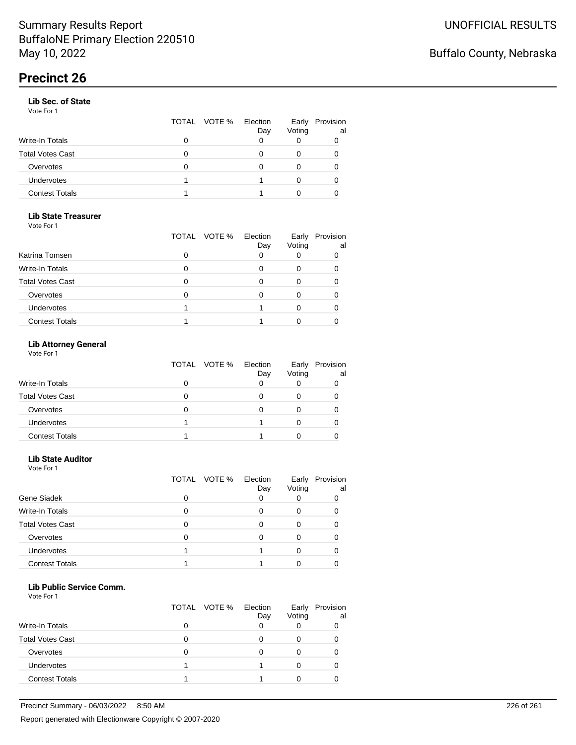# Summary Results Report
BuffaloNE Primary Election 220510
May 10, 2022

UNOFFICIAL RESULTS

Buffalo County, Nebraska

## Precinct 26

### Lib Sec. of State
Vote For 1

| | TOTAL | VOTE % | Election Day | Early Voting | Provisional |
|---|---|---|---|---|---|
| Write-In Totals | 0 | | 0 | 0 | 0 |
| Total Votes Cast | 0 | | 0 | 0 | 0 |
| Overvotes | 0 | | 0 | 0 | 0 |
| Undervotes | 1 | | 1 | 0 | 0 |
| Contest Totals | 1 | | 1 | 0 | 0 |

### Lib State Treasurer
Vote For 1

| | TOTAL | VOTE % | Election Day | Early Voting | Provisional |
|---|---|---|---|---|---|
| Katrina Tomsen | 0 | | 0 | 0 | 0 |
| Write-In Totals | 0 | | 0 | 0 | 0 |
| Total Votes Cast | 0 | | 0 | 0 | 0 |
| Overvotes | 0 | | 0 | 0 | 0 |
| Undervotes | 1 | | 1 | 0 | 0 |
| Contest Totals | 1 | | 1 | 0 | 0 |

### Lib Attorney General
Vote For 1

| | TOTAL | VOTE % | Election Day | Early Voting | Provisional |
|---|---|---|---|---|---|
| Write-In Totals | 0 | | 0 | 0 | 0 |
| Total Votes Cast | 0 | | 0 | 0 | 0 |
| Overvotes | 0 | | 0 | 0 | 0 |
| Undervotes | 1 | | 1 | 0 | 0 |
| Contest Totals | 1 | | 1 | 0 | 0 |

### Lib State Auditor
Vote For 1

| | TOTAL | VOTE % | Election Day | Early Voting | Provisional |
|---|---|---|---|---|---|
| Gene Siadek | 0 | | 0 | 0 | 0 |
| Write-In Totals | 0 | | 0 | 0 | 0 |
| Total Votes Cast | 0 | | 0 | 0 | 0 |
| Overvotes | 0 | | 0 | 0 | 0 |
| Undervotes | 1 | | 1 | 0 | 0 |
| Contest Totals | 1 | | 1 | 0 | 0 |

### Lib Public Service Comm.
Vote For 1

| | TOTAL | VOTE % | Election Day | Early Voting | Provisional |
|---|---|---|---|---|---|
| Write-In Totals | 0 | | 0 | 0 | 0 |
| Total Votes Cast | 0 | | 0 | 0 | 0 |
| Overvotes | 0 | | 0 | 0 | 0 |
| Undervotes | 1 | | 1 | 0 | 0 |
| Contest Totals | 1 | | 1 | 0 | 0 |

Precinct Summary - 06/03/2022 8:50 AM

Report generated with Electionware Copyright © 2007-2020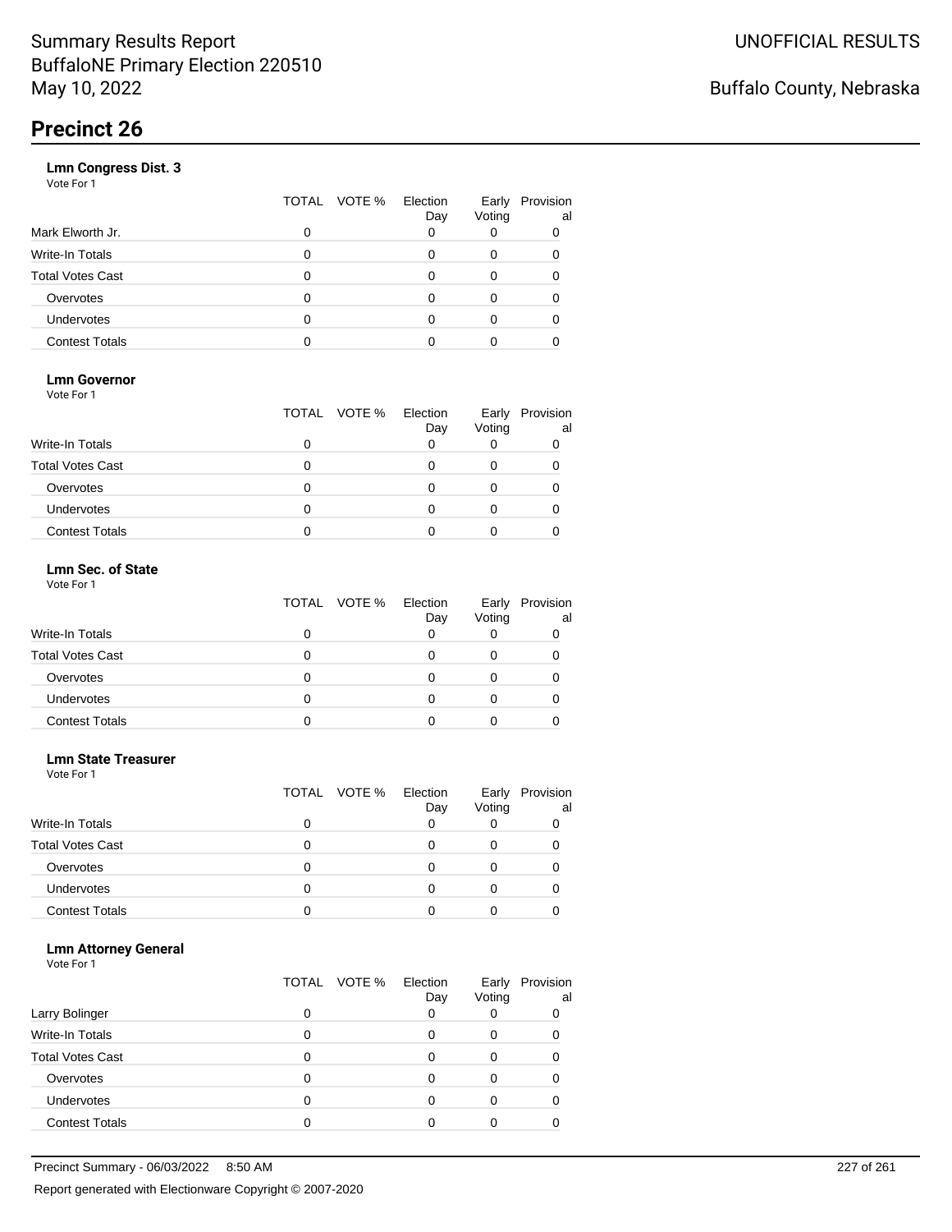Summary Results Report
BuffaloNE Primary Election 220510
May 10, 2022

UNOFFICIAL RESULTS

Buffalo County, Nebraska

# Precinct 26

### Lmn Congress Dist. 3

Vote For 1

| | TOTAL | VOTE % | Election Day | Early Voting | Provisional |
|---|---|---|---|---|---|
| Mark Elworth Jr. | 0 | | 0 | 0 | 0 |
| Write-In Totals | 0 | | 0 | 0 | 0 |
| Total Votes Cast | 0 | | 0 | 0 | 0 |
| Overvotes | 0 | | 0 | 0 | 0 |
| Undervotes | 0 | | 0 | 0 | 0 |
| Contest Totals | 0 | | 0 | 0 | 0 |

### Lmn Governor

Vote For 1

| | TOTAL | VOTE % | Election Day | Early Voting | Provisional |
|---|---|---|---|---|---|
| Write-In Totals | 0 | | 0 | 0 | 0 |
| Total Votes Cast | 0 | | 0 | 0 | 0 |
| Overvotes | 0 | | 0 | 0 | 0 |
| Undervotes | 0 | | 0 | 0 | 0 |
| Contest Totals | 0 | | 0 | 0 | 0 |

### Lmn Sec. of State

Vote For 1

| | TOTAL | VOTE % | Election Day | Early Voting | Provisional |
|---|---|---|---|---|---|
| Write-In Totals | 0 | | 0 | 0 | 0 |
| Total Votes Cast | 0 | | 0 | 0 | 0 |
| Overvotes | 0 | | 0 | 0 | 0 |
| Undervotes | 0 | | 0 | 0 | 0 |
| Contest Totals | 0 | | 0 | 0 | 0 |

### Lmn State Treasurer

Vote For 1

| | TOTAL | VOTE % | Election Day | Early Voting | Provisional |
|---|---|---|---|---|---|
| Write-In Totals | 0 | | 0 | 0 | 0 |
| Total Votes Cast | 0 | | 0 | 0 | 0 |
| Overvotes | 0 | | 0 | 0 | 0 |
| Undervotes | 0 | | 0 | 0 | 0 |
| Contest Totals | 0 | | 0 | 0 | 0 |

### Lmn Attorney General

Vote For 1

| | TOTAL | VOTE % | Election Day | Early Voting | Provisional |
|---|---|---|---|---|---|
| Larry Bolinger | 0 | | 0 | 0 | 0 |
| Write-In Totals | 0 | | 0 | 0 | 0 |
| Total Votes Cast | 0 | | 0 | 0 | 0 |
| Overvotes | 0 | | 0 | 0 | 0 |
| Undervotes | 0 | | 0 | 0 | 0 |
| Contest Totals | 0 | | 0 | 0 | 0 |

Precinct Summary - 06/03/2022 8:50 AM

Report generated with Electionware Copyright © 2007-2020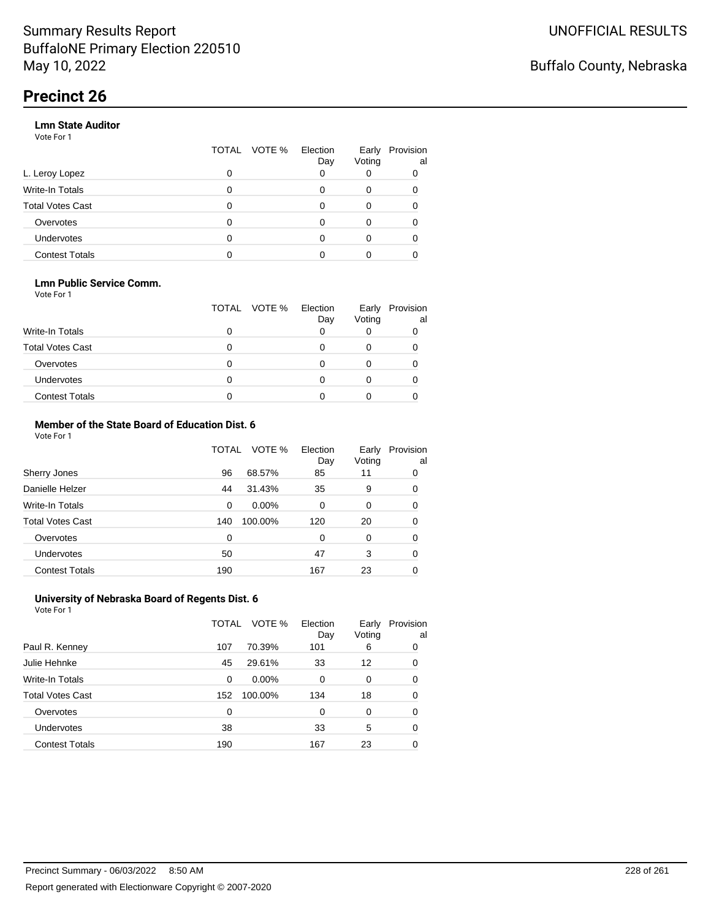# Precinct 26

### Lmn State Auditor

Vote For 1

| | TOTAL | VOTE % | Election Day | Early Voting | Provisional |
|---|---|---|---|---|---|
| L. Leroy Lopez | 0 | | 0 | 0 | 0 |
| Write-In Totals | 0 | | 0 | 0 | 0 |
| Total Votes Cast | 0 | | 0 | 0 | 0 |
| Overvotes | 0 | | 0 | 0 | 0 |
| Undervotes | 0 | | 0 | 0 | 0 |
| Contest Totals | 0 | | 0 | 0 | 0 |

### Lmn Public Service Comm.

Vote For 1

| | TOTAL | VOTE % | Election Day | Early Voting | Provisional |
|---|---|---|---|---|---|
| Write-In Totals | 0 | | 0 | 0 | 0 |
| Total Votes Cast | 0 | | 0 | 0 | 0 |
| Overvotes | 0 | | 0 | 0 | 0 |
| Undervotes | 0 | | 0 | 0 | 0 |
| Contest Totals | 0 | | 0 | 0 | 0 |

### Member of the State Board of Education Dist. 6

Vote For 1

| | TOTAL | VOTE % | Election Day | Early Voting | Provisional |
|---|---|---|---|---|---|
| Sherry Jones | 96 | 68.57% | 85 | 11 | 0 |
| Danielle Helzer | 44 | 31.43% | 35 | 9 | 0 |
| Write-In Totals | 0 | 0.00% | 0 | 0 | 0 |
| Total Votes Cast | 140 | 100.00% | 120 | 20 | 0 |
| Overvotes | 0 | | 0 | 0 | 0 |
| Undervotes | 50 | | 47 | 3 | 0 |
| Contest Totals | 190 | | 167 | 23 | 0 |

### University of Nebraska Board of Regents Dist. 6

Vote For 1

| | TOTAL | VOTE % | Election Day | Early Voting | Provisional |
|---|---|---|---|---|---|
| Paul R. Kenney | 107 | 70.39% | 101 | 6 | 0 |
| Julie Hehnke | 45 | 29.61% | 33 | 12 | 0 |
| Write-In Totals | 0 | 0.00% | 0 | 0 | 0 |
| Total Votes Cast | 152 | 100.00% | 134 | 18 | 0 |
| Overvotes | 0 | | 0 | 0 | 0 |
| Undervotes | 38 | | 33 | 5 | 0 |
| Contest Totals | 190 | | 167 | 23 | 0 |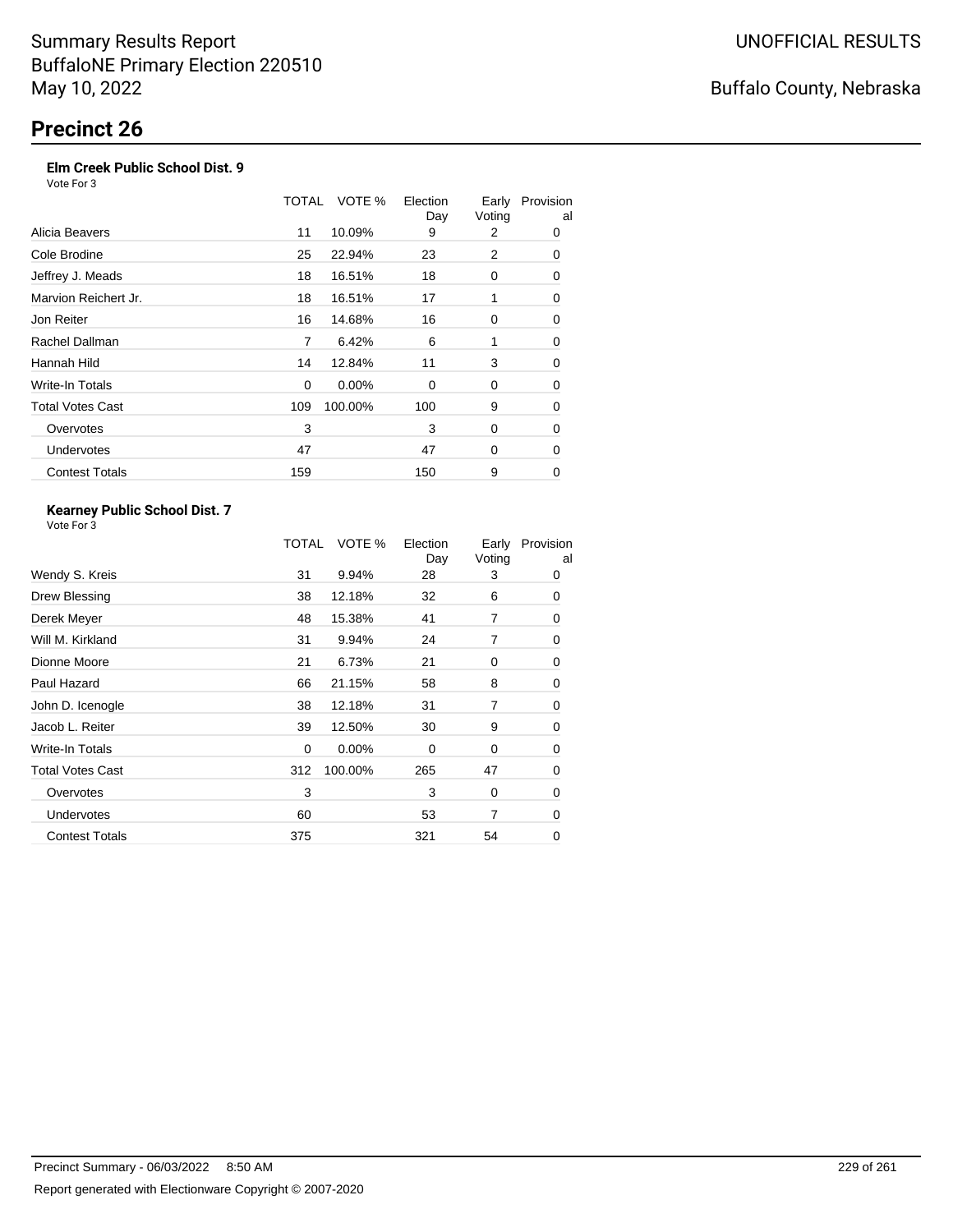# Precinct 26

### Elm Creek Public School Dist. 9

Vote For 3

| | TOTAL | VOTE % | Election Day | Early Voting | Provisional |
|---|---|---|---|---|---|
| Alicia Beavers | 11 | 10.09% | 9 | 2 | 0 |
| Cole Brodine | 25 | 22.94% | 23 | 2 | 0 |
| Jeffrey J. Meads | 18 | 16.51% | 18 | 0 | 0 |
| Marvion Reichert Jr. | 18 | 16.51% | 17 | 1 | 0 |
| Jon Reiter | 16 | 14.68% | 16 | 0 | 0 |
| Rachel Dallman | 7 | 6.42% | 6 | 1 | 0 |
| Hannah Hild | 14 | 12.84% | 11 | 3 | 0 |
| Write-In Totals | 0 | 0.00% | 0 | 0 | 0 |
| Total Votes Cast | 109 | 100.00% | 100 | 9 | 0 |
| Overvotes | 3 | | 3 | 0 | 0 |
| Undervotes | 47 | | 47 | 0 | 0 |
| Contest Totals | 159 | | 150 | 9 | 0 |

### Kearney Public School Dist. 7

Vote For 3

| | TOTAL | VOTE % | Election Day | Early Voting | Provisional |
|---|---|---|---|---|---|
| Wendy S. Kreis | 31 | 9.94% | 28 | 3 | 0 |
| Drew Blessing | 38 | 12.18% | 32 | 6 | 0 |
| Derek Meyer | 48 | 15.38% | 41 | 7 | 0 |
| Will M. Kirkland | 31 | 9.94% | 24 | 7 | 0 |
| Dionne Moore | 21 | 6.73% | 21 | 0 | 0 |
| Paul Hazard | 66 | 21.15% | 58 | 8 | 0 |
| John D. Icenogle | 38 | 12.18% | 31 | 7 | 0 |
| Jacob L. Reiter | 39 | 12.50% | 30 | 9 | 0 |
| Write-In Totals | 0 | 0.00% | 0 | 0 | 0 |
| Total Votes Cast | 312 | 100.00% | 265 | 47 | 0 |
| Overvotes | 3 | | 3 | 0 | 0 |
| Undervotes | 60 | | 53 | 7 | 0 |
| Contest Totals | 375 | | 321 | 54 | 0 |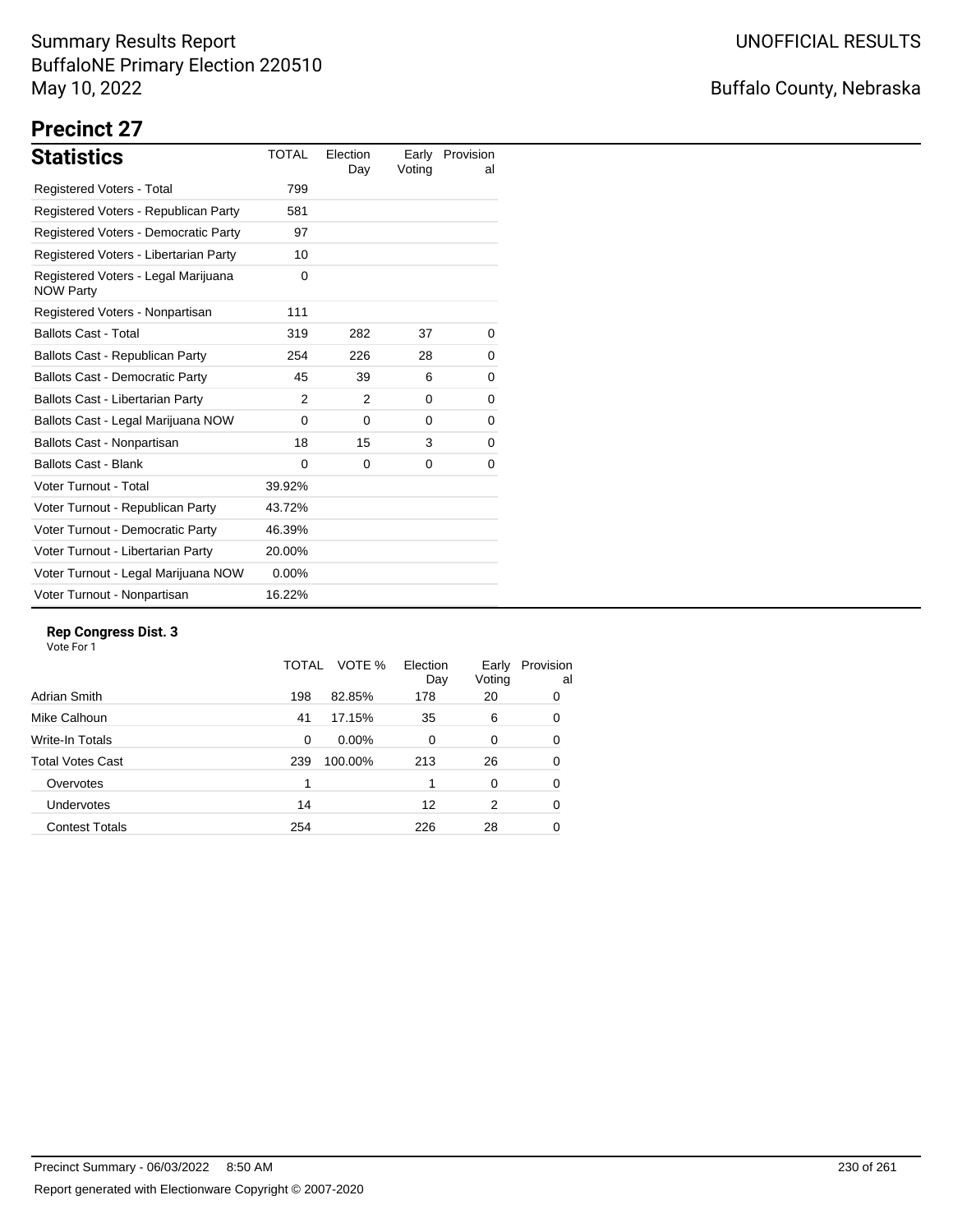Summary Results Report
BuffaloNE Primary Election 220510
May 10, 2022

UNOFFICIAL RESULTS

Buffalo County, Nebraska

# Precinct 27

## Statistics

| Statistics | TOTAL | Election Day | Early Voting | Provisional |
|---|---|---|---|---|
| Registered Voters - Total | 799 | | | |
| Registered Voters - Republican Party | 581 | | | |
| Registered Voters - Democratic Party | 97 | | | |
| Registered Voters - Libertarian Party | 10 | | | |
| Registered Voters - Legal Marijuana NOW Party | 0 | | | |
| Registered Voters - Nonpartisan | 111 | | | |
| Ballots Cast - Total | 319 | 282 | 37 | 0 |
| Ballots Cast - Republican Party | 254 | 226 | 28 | 0 |
| Ballots Cast - Democratic Party | 45 | 39 | 6 | 0 |
| Ballots Cast - Libertarian Party | 2 | 2 | 0 | 0 |
| Ballots Cast - Legal Marijuana NOW | 0 | 0 | 0 | 0 |
| Ballots Cast - Nonpartisan | 18 | 15 | 3 | 0 |
| Ballots Cast - Blank | 0 | 0 | 0 | 0 |
| Voter Turnout - Total | 39.92% | | | |
| Voter Turnout - Republican Party | 43.72% | | | |
| Voter Turnout - Democratic Party | 46.39% | | | |
| Voter Turnout - Libertarian Party | 20.00% | | | |
| Voter Turnout - Legal Marijuana NOW | 0.00% | | | |
| Voter Turnout - Nonpartisan | 16.22% | | | |

### Rep Congress Dist. 3

Vote For 1

| | TOTAL | VOTE % | Election Day | Early Voting | Provisional |
|---|---|---|---|---|---|
| Adrian Smith | 198 | 82.85% | 178 | 20 | 0 |
| Mike Calhoun | 41 | 17.15% | 35 | 6 | 0 |
| Write-In Totals | 0 | 0.00% | 0 | 0 | 0 |
| Total Votes Cast | 239 | 100.00% | 213 | 26 | 0 |
| Overvotes | 1 | | 1 | 0 | 0 |
| Undervotes | 14 | | 12 | 2 | 0 |
| Contest Totals | 254 | | 226 | 28 | 0 |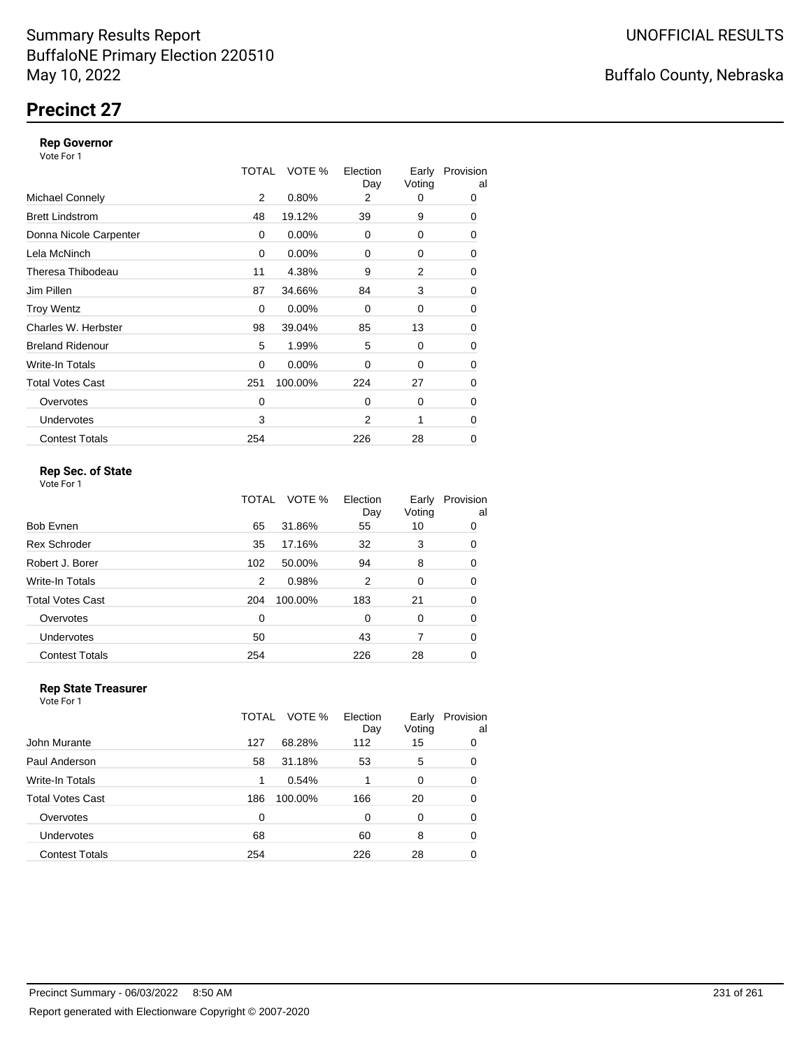Summary Results Report
BuffaloNE Primary Election 220510
May 10, 2022

UNOFFICIAL RESULTS

Buffalo County, Nebraska

# Precinct 27

### Rep Governor

Vote For 1

| | TOTAL | VOTE % | Election Day | Early Voting | Provisional |
|---|---|---|---|---|---|
| Michael Connely | 2 | 0.80% | 2 | 0 | 0 |
| Brett Lindstrom | 48 | 19.12% | 39 | 9 | 0 |
| Donna Nicole Carpenter | 0 | 0.00% | 0 | 0 | 0 |
| Lela McNinch | 0 | 0.00% | 0 | 0 | 0 |
| Theresa Thibodeau | 11 | 4.38% | 9 | 2 | 0 |
| Jim Pillen | 87 | 34.66% | 84 | 3 | 0 |
| Troy Wentz | 0 | 0.00% | 0 | 0 | 0 |
| Charles W. Herbster | 98 | 39.04% | 85 | 13 | 0 |
| Breland Ridenour | 5 | 1.99% | 5 | 0 | 0 |
| Write-In Totals | 0 | 0.00% | 0 | 0 | 0 |
| Total Votes Cast | 251 | 100.00% | 224 | 27 | 0 |
| Overvotes | 0 | | 0 | 0 | 0 |
| Undervotes | 3 | | 2 | 1 | 0 |
| Contest Totals | 254 | | 226 | 28 | 0 |

### Rep Sec. of State

Vote For 1

| | TOTAL | VOTE % | Election Day | Early Voting | Provisional |
|---|---|---|---|---|---|
| Bob Evnen | 65 | 31.86% | 55 | 10 | 0 |
| Rex Schroder | 35 | 17.16% | 32 | 3 | 0 |
| Robert J. Borer | 102 | 50.00% | 94 | 8 | 0 |
| Write-In Totals | 2 | 0.98% | 2 | 0 | 0 |
| Total Votes Cast | 204 | 100.00% | 183 | 21 | 0 |
| Overvotes | 0 | | 0 | 0 | 0 |
| Undervotes | 50 | | 43 | 7 | 0 |
| Contest Totals | 254 | | 226 | 28 | 0 |

### Rep State Treasurer

Vote For 1

| | TOTAL | VOTE % | Election Day | Early Voting | Provisional |
|---|---|---|---|---|---|
| John Murante | 127 | 68.28% | 112 | 15 | 0 |
| Paul Anderson | 58 | 31.18% | 53 | 5 | 0 |
| Write-In Totals | 1 | 0.54% | 1 | 0 | 0 |
| Total Votes Cast | 186 | 100.00% | 166 | 20 | 0 |
| Overvotes | 0 | | 0 | 0 | 0 |
| Undervotes | 68 | | 60 | 8 | 0 |
| Contest Totals | 254 | | 226 | 28 | 0 |

Precinct Summary - 06/03/2022 8:50 AM

Report generated with Electionware Copyright © 2007-2020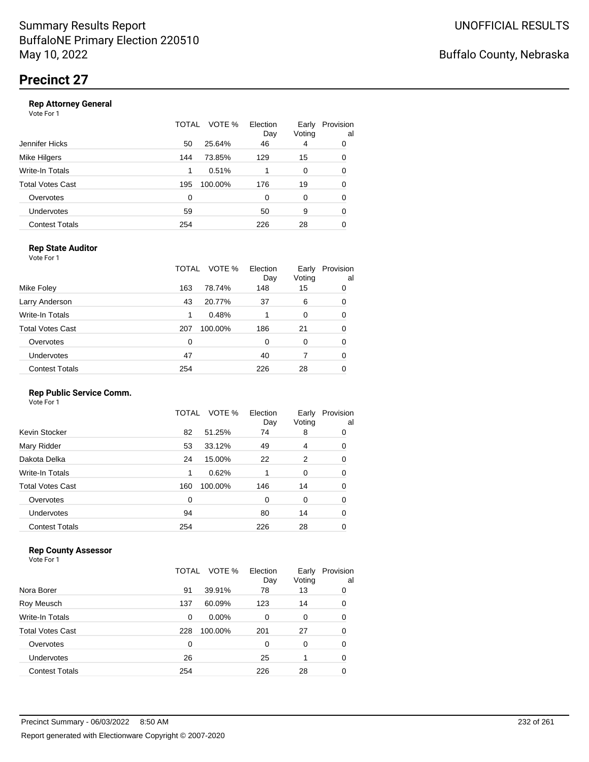Summary Results Report
BuffaloNE Primary Election 220510
May 10, 2022

UNOFFICIAL RESULTS

Buffalo County, Nebraska

# Precinct 27

### Rep Attorney General

Vote For 1

| | TOTAL | VOTE % | Election Day | Early Voting | Provisional |
|---|---|---|---|---|---|
| Jennifer Hicks | 50 | 25.64% | 46 | 4 | 0 |
| Mike Hilgers | 144 | 73.85% | 129 | 15 | 0 |
| Write-In Totals | 1 | 0.51% | 1 | 0 | 0 |
| Total Votes Cast | 195 | 100.00% | 176 | 19 | 0 |
| Overvotes | 0 | | 0 | 0 | 0 |
| Undervotes | 59 | | 50 | 9 | 0 |
| Contest Totals | 254 | | 226 | 28 | 0 |

### Rep State Auditor

Vote For 1

| | TOTAL | VOTE % | Election Day | Early Voting | Provisional |
|---|---|---|---|---|---|
| Mike Foley | 163 | 78.74% | 148 | 15 | 0 |
| Larry Anderson | 43 | 20.77% | 37 | 6 | 0 |
| Write-In Totals | 1 | 0.48% | 1 | 0 | 0 |
| Total Votes Cast | 207 | 100.00% | 186 | 21 | 0 |
| Overvotes | 0 | | 0 | 0 | 0 |
| Undervotes | 47 | | 40 | 7 | 0 |
| Contest Totals | 254 | | 226 | 28 | 0 |

### Rep Public Service Comm.

Vote For 1

| | TOTAL | VOTE % | Election Day | Early Voting | Provisional |
|---|---|---|---|---|---|
| Kevin Stocker | 82 | 51.25% | 74 | 8 | 0 |
| Mary Ridder | 53 | 33.12% | 49 | 4 | 0 |
| Dakota Delka | 24 | 15.00% | 22 | 2 | 0 |
| Write-In Totals | 1 | 0.62% | 1 | 0 | 0 |
| Total Votes Cast | 160 | 100.00% | 146 | 14 | 0 |
| Overvotes | 0 | | 0 | 0 | 0 |
| Undervotes | 94 | | 80 | 14 | 0 |
| Contest Totals | 254 | | 226 | 28 | 0 |

### Rep County Assessor

Vote For 1

| | TOTAL | VOTE % | Election Day | Early Voting | Provisional |
|---|---|---|---|---|---|
| Nora Borer | 91 | 39.91% | 78 | 13 | 0 |
| Roy Meusch | 137 | 60.09% | 123 | 14 | 0 |
| Write-In Totals | 0 | 0.00% | 0 | 0 | 0 |
| Total Votes Cast | 228 | 100.00% | 201 | 27 | 0 |
| Overvotes | 0 | | 0 | 0 | 0 |
| Undervotes | 26 | | 25 | 1 | 0 |
| Contest Totals | 254 | | 226 | 28 | 0 |

Precinct Summary - 06/03/2022 8:50 AM

Report generated with Electionware Copyright © 2007-2020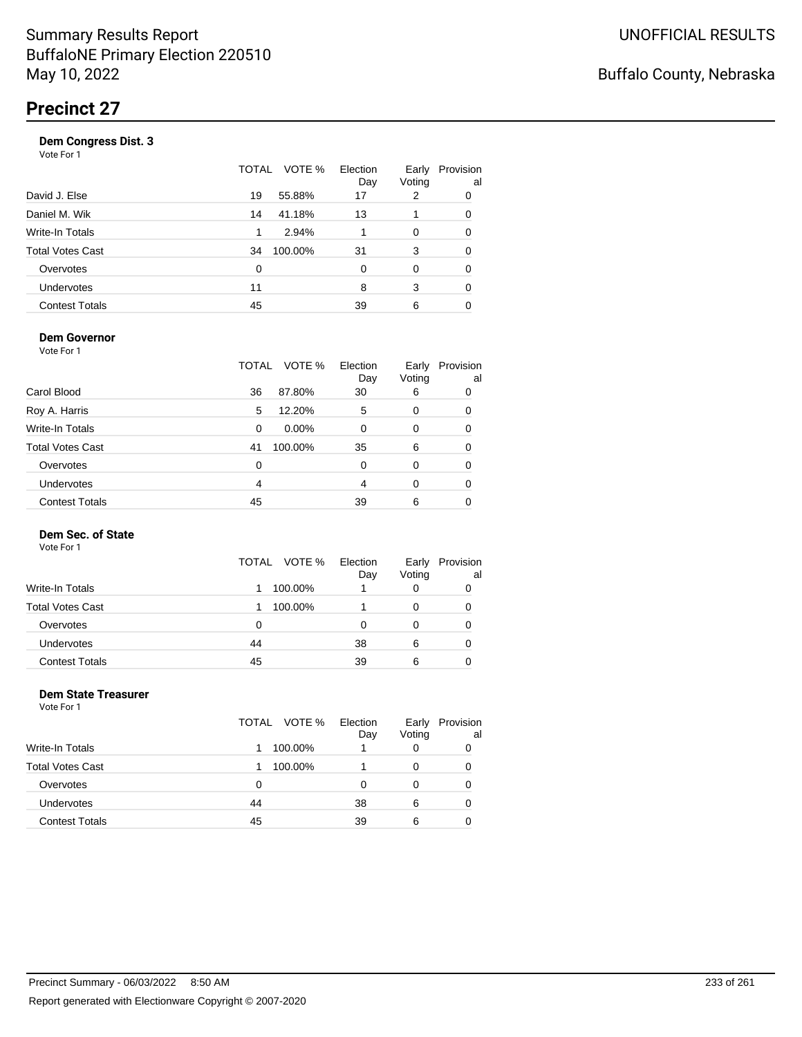# Precinct 27

### Dem Congress Dist. 3

Vote For 1

| | TOTAL | VOTE % | Election Day | Early Voting | Provisional |
|---|---|---|---|---|---|
| David J. Else | 19 | 55.88% | 17 | 2 | 0 |
| Daniel M. Wik | 14 | 41.18% | 13 | 1 | 0 |
| Write-In Totals | 1 | 2.94% | 1 | 0 | 0 |
| Total Votes Cast | 34 | 100.00% | 31 | 3 | 0 |
| Overvotes | 0 | | 0 | 0 | 0 |
| Undervotes | 11 | | 8 | 3 | 0 |
| Contest Totals | 45 | | 39 | 6 | 0 |

### Dem Governor

Vote For 1

| | TOTAL | VOTE % | Election Day | Early Voting | Provisional |
|---|---|---|---|---|---|
| Carol Blood | 36 | 87.80% | 30 | 6 | 0 |
| Roy A. Harris | 5 | 12.20% | 5 | 0 | 0 |
| Write-In Totals | 0 | 0.00% | 0 | 0 | 0 |
| Total Votes Cast | 41 | 100.00% | 35 | 6 | 0 |
| Overvotes | 0 | | 0 | 0 | 0 |
| Undervotes | 4 | | 4 | 0 | 0 |
| Contest Totals | 45 | | 39 | 6 | 0 |

### Dem Sec. of State

Vote For 1

| | TOTAL | VOTE % | Election Day | Early Voting | Provisional |
|---|---|---|---|---|---|
| Write-In Totals | 1 | 100.00% | 1 | 0 | 0 |
| Total Votes Cast | 1 | 100.00% | 1 | 0 | 0 |
| Overvotes | 0 | | 0 | 0 | 0 |
| Undervotes | 44 | | 38 | 6 | 0 |
| Contest Totals | 45 | | 39 | 6 | 0 |

### Dem State Treasurer

Vote For 1

| | TOTAL | VOTE % | Election Day | Early Voting | Provisional |
|---|---|---|---|---|---|
| Write-In Totals | 1 | 100.00% | 1 | 0 | 0 |
| Total Votes Cast | 1 | 100.00% | 1 | 0 | 0 |
| Overvotes | 0 | | 0 | 0 | 0 |
| Undervotes | 44 | | 38 | 6 | 0 |
| Contest Totals | 45 | | 39 | 6 | 0 |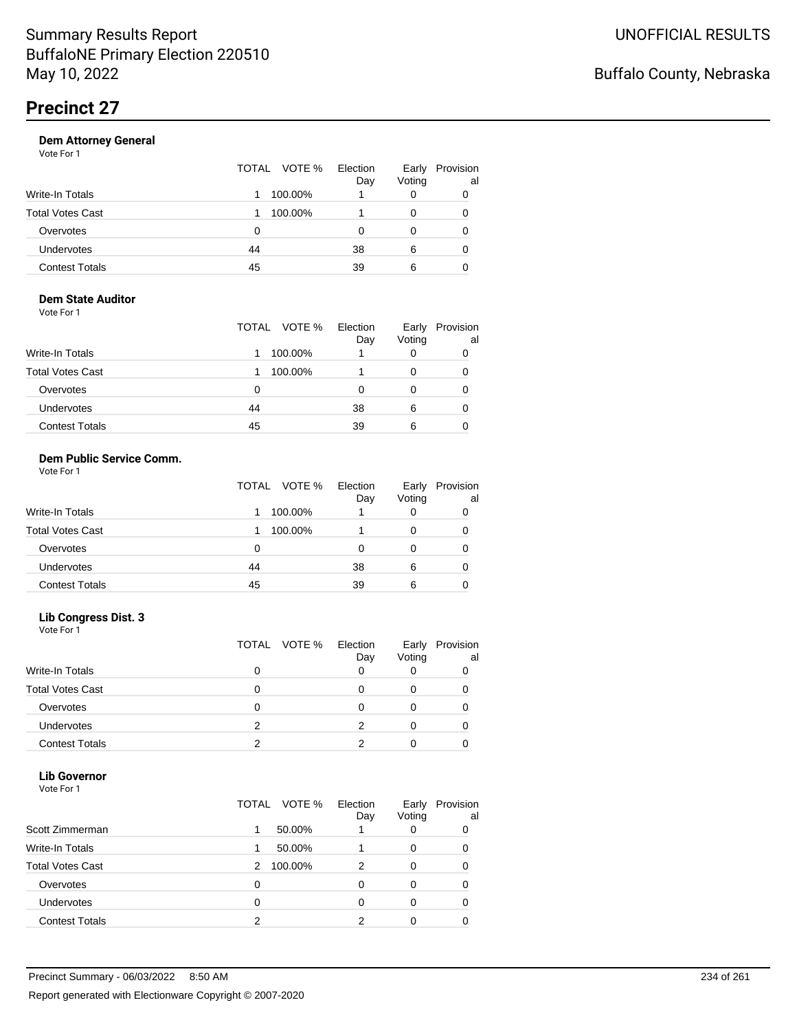# Summary Results Report
BuffaloNE Primary Election 220510
May 10, 2022

UNOFFICIAL RESULTS

Buffalo County, Nebraska

## Precinct 27

### Dem Attorney General

Vote For 1

| | TOTAL | VOTE % | Election Day | Early Voting | Provisional |
|---|---|---|---|---|---|
| Write-In Totals | 1 | 100.00% | 1 | 0 | 0 |
| Total Votes Cast | 1 | 100.00% | 1 | 0 | 0 |
| Overvotes | 0 | | 0 | 0 | 0 |
| Undervotes | 44 | | 38 | 6 | 0 |
| Contest Totals | 45 | | 39 | 6 | 0 |

### Dem State Auditor

Vote For 1

| | TOTAL | VOTE % | Election Day | Early Voting | Provisional |
|---|---|---|---|---|---|
| Write-In Totals | 1 | 100.00% | 1 | 0 | 0 |
| Total Votes Cast | 1 | 100.00% | 1 | 0 | 0 |
| Overvotes | 0 | | 0 | 0 | 0 |
| Undervotes | 44 | | 38 | 6 | 0 |
| Contest Totals | 45 | | 39 | 6 | 0 |

### Dem Public Service Comm.

Vote For 1

| | TOTAL | VOTE % | Election Day | Early Voting | Provisional |
|---|---|---|---|---|---|
| Write-In Totals | 1 | 100.00% | 1 | 0 | 0 |
| Total Votes Cast | 1 | 100.00% | 1 | 0 | 0 |
| Overvotes | 0 | | 0 | 0 | 0 |
| Undervotes | 44 | | 38 | 6 | 0 |
| Contest Totals | 45 | | 39 | 6 | 0 |

### Lib Congress Dist. 3

Vote For 1

| | TOTAL | VOTE % | Election Day | Early Voting | Provisional |
|---|---|---|---|---|---|
| Write-In Totals | 0 | | 0 | 0 | 0 |
| Total Votes Cast | 0 | | 0 | 0 | 0 |
| Overvotes | 0 | | 0 | 0 | 0 |
| Undervotes | 2 | | 2 | 0 | 0 |
| Contest Totals | 2 | | 2 | 0 | 0 |

### Lib Governor

Vote For 1

| | TOTAL | VOTE % | Election Day | Early Voting | Provisional |
|---|---|---|---|---|---|
| Scott Zimmerman | 1 | 50.00% | 1 | 0 | 0 |
| Write-In Totals | 1 | 50.00% | 1 | 0 | 0 |
| Total Votes Cast | 2 | 100.00% | 2 | 0 | 0 |
| Overvotes | 0 | | 0 | 0 | 0 |
| Undervotes | 0 | | 0 | 0 | 0 |
| Contest Totals | 2 | | 2 | 0 | 0 |

Precinct Summary - 06/03/2022 8:50 AM

Report generated with Electionware Copyright © 2007-2020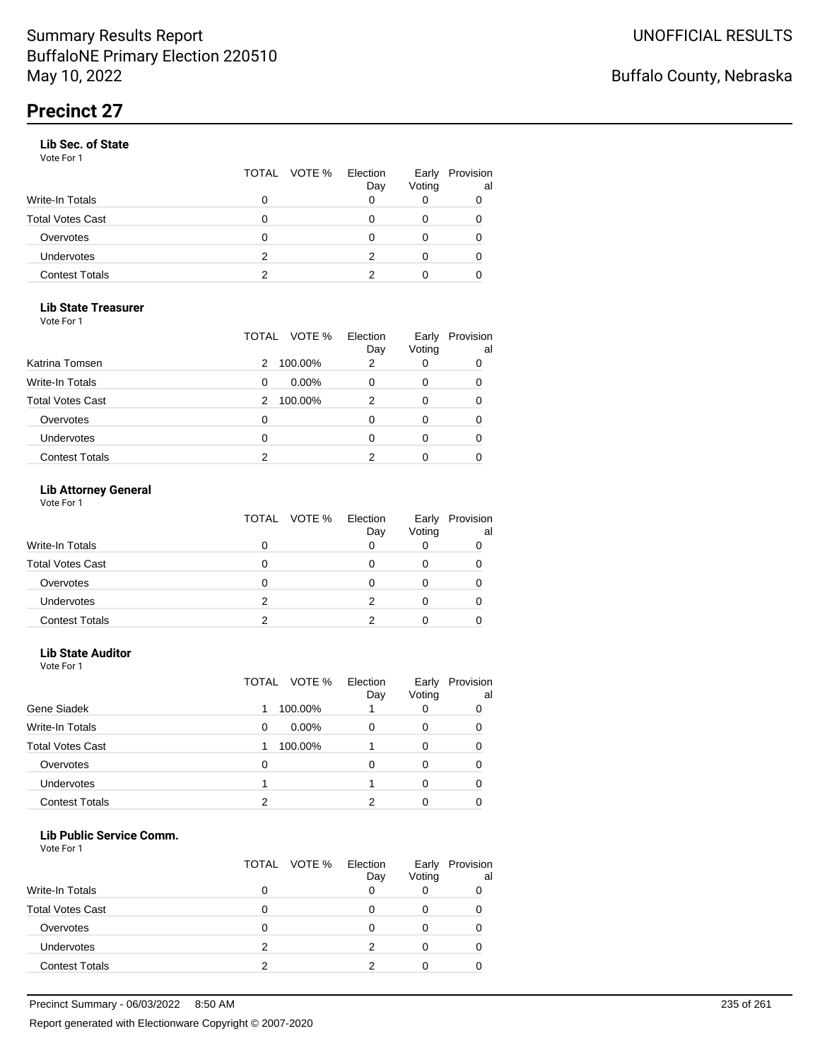# Precinct 27

### Lib Sec. of State

Vote For 1

| | TOTAL | VOTE % | Election Day | Early Voting | Provisional |
|---|---|---|---|---|---|
| Write-In Totals | 0 | | 0 | 0 | 0 |
| Total Votes Cast | 0 | | 0 | 0 | 0 |
| Overvotes | 0 | | 0 | 0 | 0 |
| Undervotes | 2 | | 2 | 0 | 0 |
| Contest Totals | 2 | | 2 | 0 | 0 |

### Lib State Treasurer

Vote For 1

| | TOTAL | VOTE % | Election Day | Early Voting | Provisional |
|---|---|---|---|---|---|
| Katrina Tomsen | 2 | 100.00% | 2 | 0 | 0 |
| Write-In Totals | 0 | 0.00% | 0 | 0 | 0 |
| Total Votes Cast | 2 | 100.00% | 2 | 0 | 0 |
| Overvotes | 0 | | 0 | 0 | 0 |
| Undervotes | 0 | | 0 | 0 | 0 |
| Contest Totals | 2 | | 2 | 0 | 0 |

### Lib Attorney General

Vote For 1

| | TOTAL | VOTE % | Election Day | Early Voting | Provisional |
|---|---|---|---|---|---|
| Write-In Totals | 0 | | 0 | 0 | 0 |
| Total Votes Cast | 0 | | 0 | 0 | 0 |
| Overvotes | 0 | | 0 | 0 | 0 |
| Undervotes | 2 | | 2 | 0 | 0 |
| Contest Totals | 2 | | 2 | 0 | 0 |

### Lib State Auditor

Vote For 1

| | TOTAL | VOTE % | Election Day | Early Voting | Provisional |
|---|---|---|---|---|---|
| Gene Siadek | 1 | 100.00% | 1 | 0 | 0 |
| Write-In Totals | 0 | 0.00% | 0 | 0 | 0 |
| Total Votes Cast | 1 | 100.00% | 1 | 0 | 0 |
| Overvotes | 0 | | 0 | 0 | 0 |
| Undervotes | 1 | | 1 | 0 | 0 |
| Contest Totals | 2 | | 2 | 0 | 0 |

### Lib Public Service Comm.

Vote For 1

| | TOTAL | VOTE % | Election Day | Early Voting | Provisional |
|---|---|---|---|---|---|
| Write-In Totals | 0 | | 0 | 0 | 0 |
| Total Votes Cast | 0 | | 0 | 0 | 0 |
| Overvotes | 0 | | 0 | 0 | 0 |
| Undervotes | 2 | | 2 | 0 | 0 |
| Contest Totals | 2 | | 2 | 0 | 0 |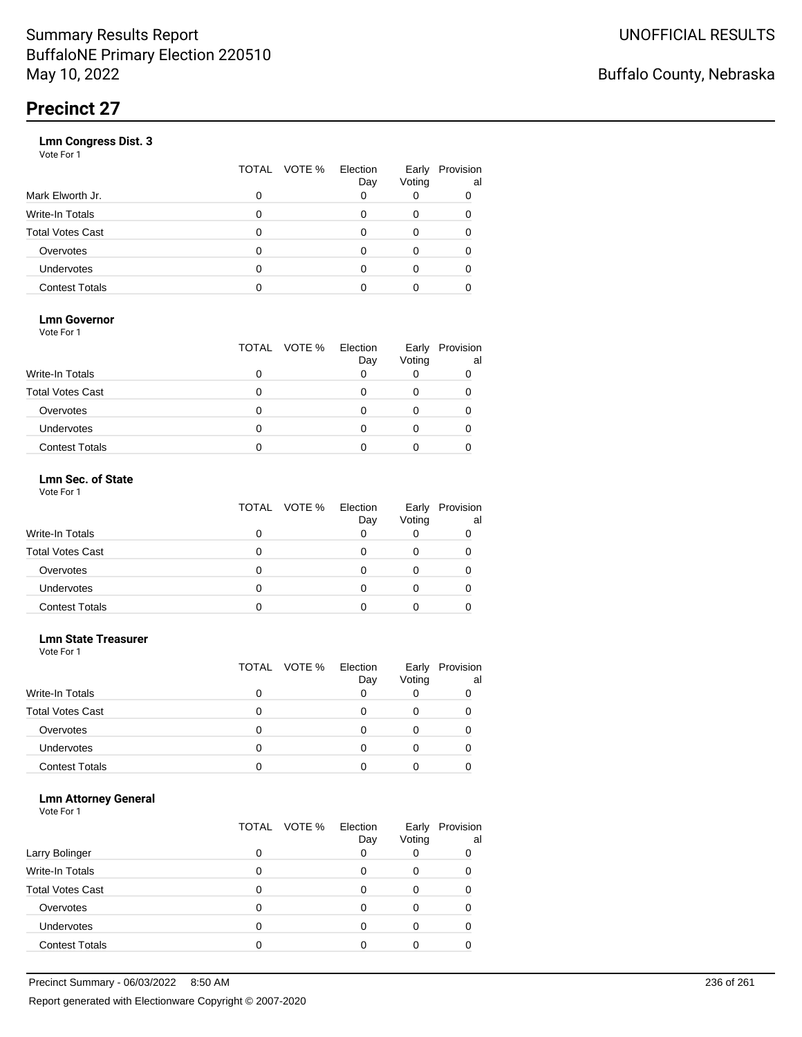Summary Results Report
BuffaloNE Primary Election 220510
May 10, 2022

UNOFFICIAL RESULTS

Buffalo County, Nebraska

# Precinct 27

### Lmn Congress Dist. 3

Vote For 1

| | TOTAL | VOTE % | Election Day | Early Voting | Provisional |
|---|---|---|---|---|---|
| Mark Elworth Jr. | 0 | | 0 | 0 | 0 |
| Write-In Totals | 0 | | 0 | 0 | 0 |
| Total Votes Cast | 0 | | 0 | 0 | 0 |
| Overvotes | 0 | | 0 | 0 | 0 |
| Undervotes | 0 | | 0 | 0 | 0 |
| Contest Totals | 0 | | 0 | 0 | 0 |

### Lmn Governor

Vote For 1

| | TOTAL | VOTE % | Election Day | Early Voting | Provisional |
|---|---|---|---|---|---|
| Write-In Totals | 0 | | 0 | 0 | 0 |
| Total Votes Cast | 0 | | 0 | 0 | 0 |
| Overvotes | 0 | | 0 | 0 | 0 |
| Undervotes | 0 | | 0 | 0 | 0 |
| Contest Totals | 0 | | 0 | 0 | 0 |

### Lmn Sec. of State

Vote For 1

| | TOTAL | VOTE % | Election Day | Early Voting | Provisional |
|---|---|---|---|---|---|
| Write-In Totals | 0 | | 0 | 0 | 0 |
| Total Votes Cast | 0 | | 0 | 0 | 0 |
| Overvotes | 0 | | 0 | 0 | 0 |
| Undervotes | 0 | | 0 | 0 | 0 |
| Contest Totals | 0 | | 0 | 0 | 0 |

### Lmn State Treasurer

Vote For 1

| | TOTAL | VOTE % | Election Day | Early Voting | Provisional |
|---|---|---|---|---|---|
| Write-In Totals | 0 | | 0 | 0 | 0 |
| Total Votes Cast | 0 | | 0 | 0 | 0 |
| Overvotes | 0 | | 0 | 0 | 0 |
| Undervotes | 0 | | 0 | 0 | 0 |
| Contest Totals | 0 | | 0 | 0 | 0 |

### Lmn Attorney General

Vote For 1

| | TOTAL | VOTE % | Election Day | Early Voting | Provisional |
|---|---|---|---|---|---|
| Larry Bolinger | 0 | | 0 | 0 | 0 |
| Write-In Totals | 0 | | 0 | 0 | 0 |
| Total Votes Cast | 0 | | 0 | 0 | 0 |
| Overvotes | 0 | | 0 | 0 | 0 |
| Undervotes | 0 | | 0 | 0 | 0 |
| Contest Totals | 0 | | 0 | 0 | 0 |

Precinct Summary - 06/03/2022 8:50 AM

Report generated with Electionware Copyright © 2007-2020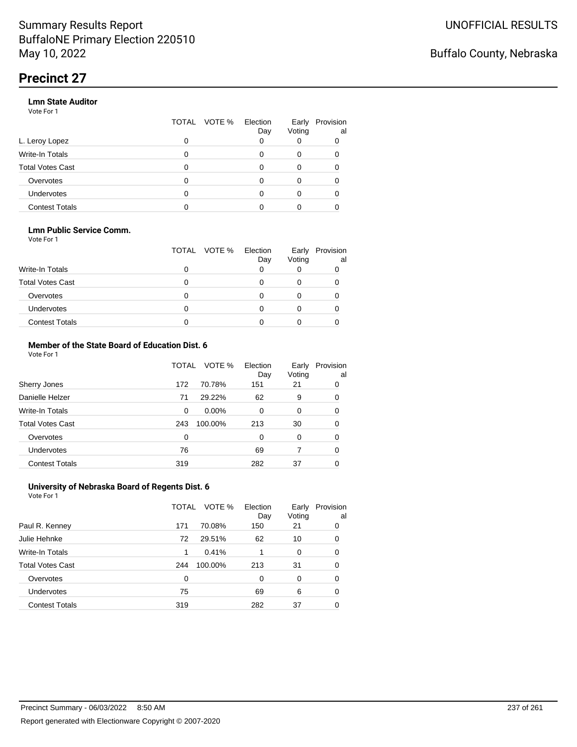Summary Results Report
BuffaloNE Primary Election 220510
May 10, 2022

UNOFFICIAL RESULTS

Buffalo County, Nebraska

# Precinct 27

### Lmn State Auditor

Vote For 1

| | TOTAL | VOTE % | Election Day | Early Voting | Provisional |
|---|---|---|---|---|---|
| L. Leroy Lopez | 0 | | 0 | 0 | 0 |
| Write-In Totals | 0 | | 0 | 0 | 0 |
| Total Votes Cast | 0 | | 0 | 0 | 0 |
| Overvotes | 0 | | 0 | 0 | 0 |
| Undervotes | 0 | | 0 | 0 | 0 |
| Contest Totals | 0 | | 0 | 0 | 0 |

### Lmn Public Service Comm.

Vote For 1

| | TOTAL | VOTE % | Election Day | Early Voting | Provisional |
|---|---|---|---|---|---|
| Write-In Totals | 0 | | 0 | 0 | 0 |
| Total Votes Cast | 0 | | 0 | 0 | 0 |
| Overvotes | 0 | | 0 | 0 | 0 |
| Undervotes | 0 | | 0 | 0 | 0 |
| Contest Totals | 0 | | 0 | 0 | 0 |

### Member of the State Board of Education Dist. 6

Vote For 1

| | TOTAL | VOTE % | Election Day | Early Voting | Provisional |
|---|---|---|---|---|---|
| Sherry Jones | 172 | 70.78% | 151 | 21 | 0 |
| Danielle Helzer | 71 | 29.22% | 62 | 9 | 0 |
| Write-In Totals | 0 | 0.00% | 0 | 0 | 0 |
| Total Votes Cast | 243 | 100.00% | 213 | 30 | 0 |
| Overvotes | 0 | | 0 | 0 | 0 |
| Undervotes | 76 | | 69 | 7 | 0 |
| Contest Totals | 319 | | 282 | 37 | 0 |

### University of Nebraska Board of Regents Dist. 6

Vote For 1

| | TOTAL | VOTE % | Election Day | Early Voting | Provisional |
|---|---|---|---|---|---|
| Paul R. Kenney | 171 | 70.08% | 150 | 21 | 0 |
| Julie Hehnke | 72 | 29.51% | 62 | 10 | 0 |
| Write-In Totals | 1 | 0.41% | 1 | 0 | 0 |
| Total Votes Cast | 244 | 100.00% | 213 | 31 | 0 |
| Overvotes | 0 | | 0 | 0 | 0 |
| Undervotes | 75 | | 69 | 6 | 0 |
| Contest Totals | 319 | | 282 | 37 | 0 |

Precinct Summary - 06/03/2022 8:50 AM

Report generated with Electionware Copyright © 2007-2020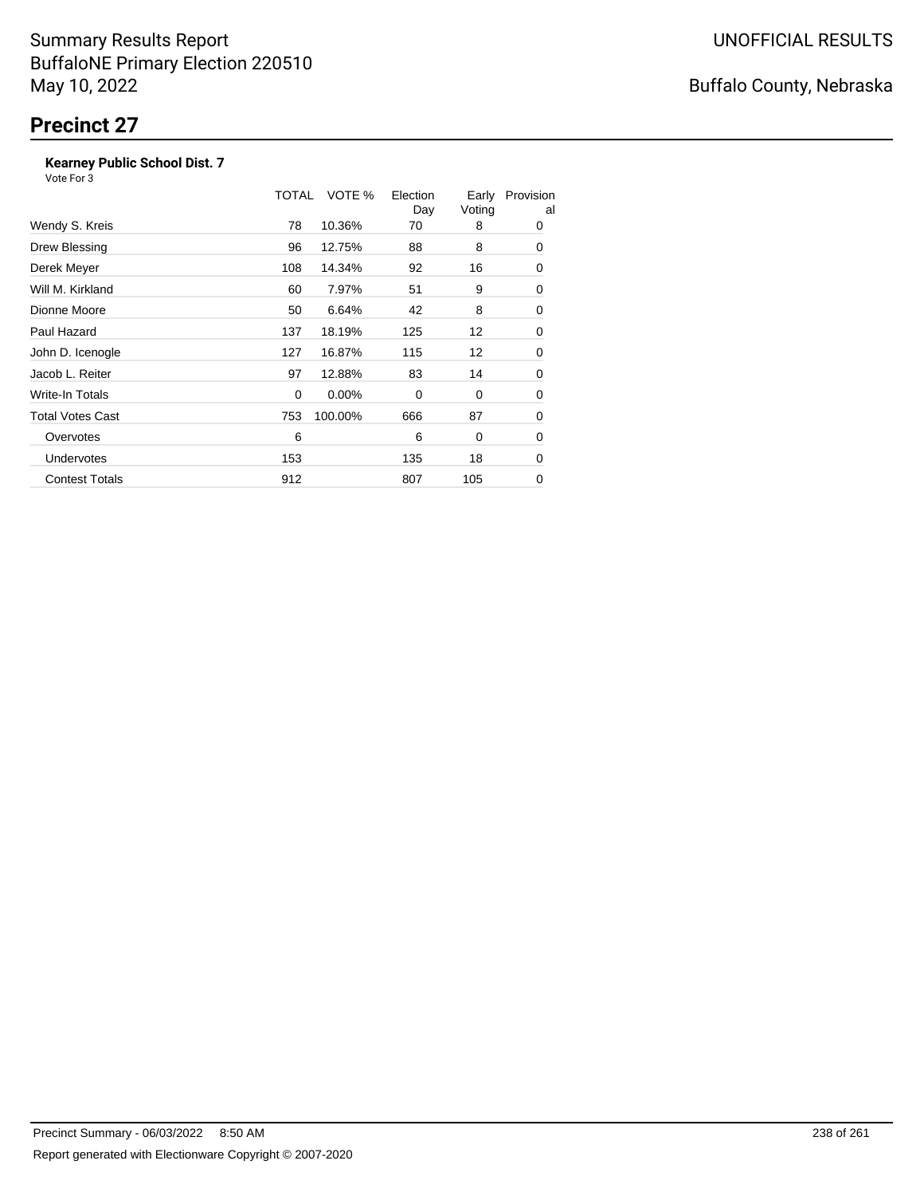Summary Results Report
BuffaloNE Primary Election 220510
May 10, 2022

UNOFFICIAL RESULTS

Buffalo County, Nebraska

# Precinct 27

**Kearney Public School Dist. 7**

Vote For 3

| | TOTAL | VOTE % | Election Day | Early Voting | Provisional |
|---|---|---|---|---|---|
| Wendy S. Kreis | 78 | 10.36% | 70 | 8 | 0 |
| Drew Blessing | 96 | 12.75% | 88 | 8 | 0 |
| Derek Meyer | 108 | 14.34% | 92 | 16 | 0 |
| Will M. Kirkland | 60 | 7.97% | 51 | 9 | 0 |
| Dionne Moore | 50 | 6.64% | 42 | 8 | 0 |
| Paul Hazard | 137 | 18.19% | 125 | 12 | 0 |
| John D. Icenogle | 127 | 16.87% | 115 | 12 | 0 |
| Jacob L. Reiter | 97 | 12.88% | 83 | 14 | 0 |
| Write-In Totals | 0 | 0.00% | 0 | 0 | 0 |
| Total Votes Cast | 753 | 100.00% | 666 | 87 | 0 |
| Overvotes | 6 | | 6 | 0 | 0 |
| Undervotes | 153 | | 135 | 18 | 0 |
| Contest Totals | 912 | | 807 | 105 | 0 |

Precinct Summary - 06/03/2022 8:50 AM

Report generated with Electionware Copyright © 2007-2020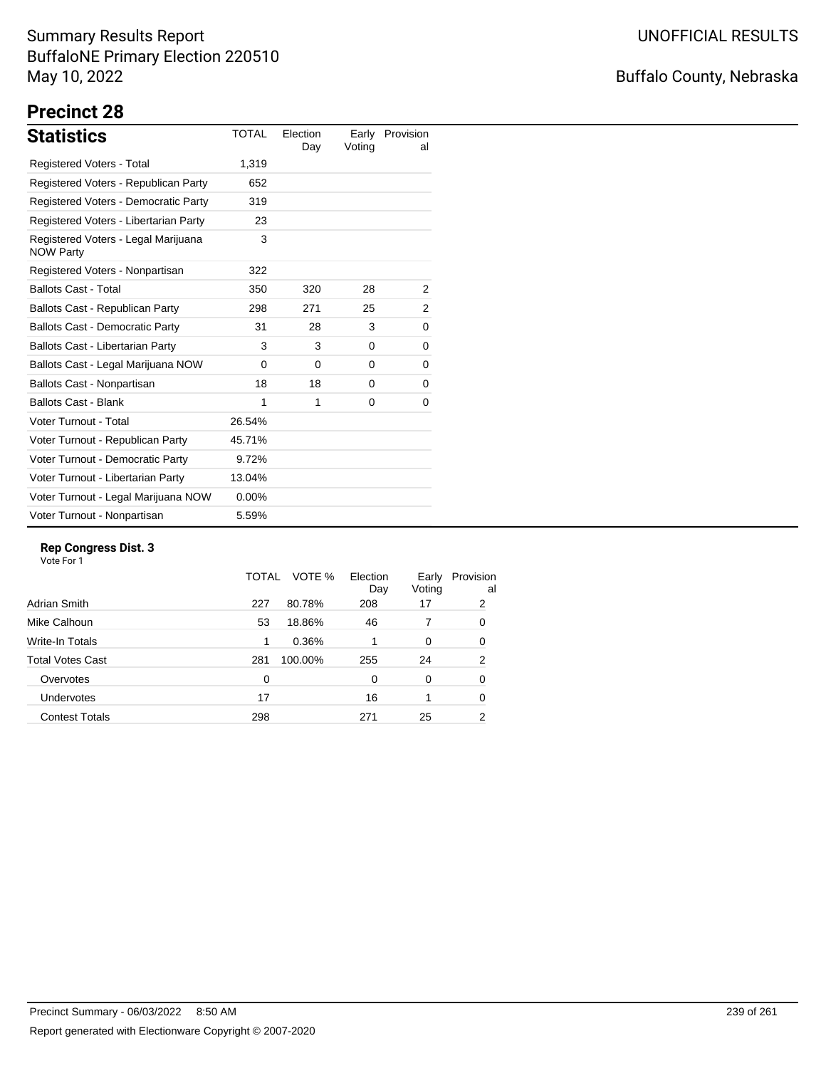# Summary Results Report
BuffaloNE Primary Election 220510
May 10, 2022

UNOFFICIAL RESULTS

Buffalo County, Nebraska

## Precinct 28

| Statistics | TOTAL | Election Day | Early Voting | Provisional |
|---|---|---|---|---|
| Registered Voters - Total | 1,319 | | | |
| Registered Voters - Republican Party | 652 | | | |
| Registered Voters - Democratic Party | 319 | | | |
| Registered Voters - Libertarian Party | 23 | | | |
| Registered Voters - Legal Marijuana NOW Party | 3 | | | |
| Registered Voters - Nonpartisan | 322 | | | |
| Ballots Cast - Total | 350 | 320 | 28 | 2 |
| Ballots Cast - Republican Party | 298 | 271 | 25 | 2 |
| Ballots Cast - Democratic Party | 31 | 28 | 3 | 0 |
| Ballots Cast - Libertarian Party | 3 | 3 | 0 | 0 |
| Ballots Cast - Legal Marijuana NOW | 0 | 0 | 0 | 0 |
| Ballots Cast - Nonpartisan | 18 | 18 | 0 | 0 |
| Ballots Cast - Blank | 1 | 1 | 0 | 0 |
| Voter Turnout - Total | 26.54% | | | |
| Voter Turnout - Republican Party | 45.71% | | | |
| Voter Turnout - Democratic Party | 9.72% | | | |
| Voter Turnout - Libertarian Party | 13.04% | | | |
| Voter Turnout - Legal Marijuana NOW | 0.00% | | | |
| Voter Turnout - Nonpartisan | 5.59% | | | |

**Rep Congress Dist. 3**
Vote For 1

| | TOTAL | VOTE % | Election Day | Early Voting | Provisional |
|---|---|---|---|---|---|
| Adrian Smith | 227 | 80.78% | 208 | 17 | 2 |
| Mike Calhoun | 53 | 18.86% | 46 | 7 | 0 |
| Write-In Totals | 1 | 0.36% | 1 | 0 | 0 |
| Total Votes Cast | 281 | 100.00% | 255 | 24 | 2 |
| Overvotes | 0 | | 0 | 0 | 0 |
| Undervotes | 17 | | 16 | 1 | 0 |
| Contest Totals | 298 | | 271 | 25 | 2 |

Precinct Summary - 06/03/2022 8:50 AM

Report generated with Electionware Copyright © 2007-2020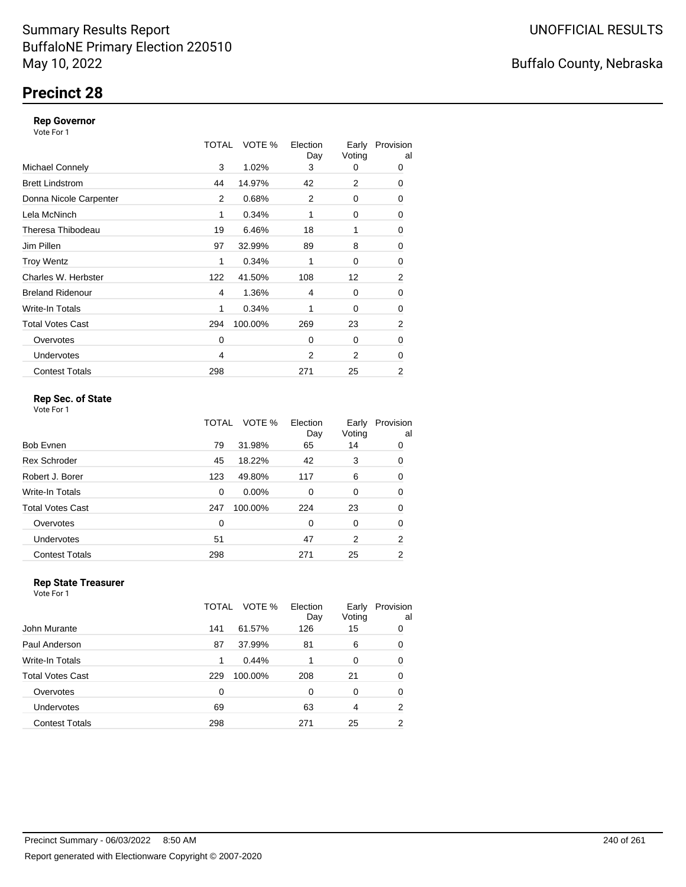# Summary Results Report
BuffaloNE Primary Election 220510
May 10, 2022

UNOFFICIAL RESULTS

Buffalo County, Nebraska

## Precinct 28

### Rep Governor
Vote For 1

| | TOTAL | VOTE % | Election Day | Early Voting | Provisional |
|---|---|---|---|---|---|
| Michael Connely | 3 | 1.02% | 3 | 0 | 0 |
| Brett Lindstrom | 44 | 14.97% | 42 | 2 | 0 |
| Donna Nicole Carpenter | 2 | 0.68% | 2 | 0 | 0 |
| Lela McNinch | 1 | 0.34% | 1 | 0 | 0 |
| Theresa Thibodeau | 19 | 6.46% | 18 | 1 | 0 |
| Jim Pillen | 97 | 32.99% | 89 | 8 | 0 |
| Troy Wentz | 1 | 0.34% | 1 | 0 | 0 |
| Charles W. Herbster | 122 | 41.50% | 108 | 12 | 2 |
| Breland Ridenour | 4 | 1.36% | 4 | 0 | 0 |
| Write-In Totals | 1 | 0.34% | 1 | 0 | 0 |
| Total Votes Cast | 294 | 100.00% | 269 | 23 | 2 |
| Overvotes | 0 | | 0 | 0 | 0 |
| Undervotes | 4 | | 2 | 2 | 0 |
| Contest Totals | 298 | | 271 | 25 | 2 |

### Rep Sec. of State
Vote For 1

| | TOTAL | VOTE % | Election Day | Early Voting | Provisional |
|---|---|---|---|---|---|
| Bob Evnen | 79 | 31.98% | 65 | 14 | 0 |
| Rex Schroder | 45 | 18.22% | 42 | 3 | 0 |
| Robert J. Borer | 123 | 49.80% | 117 | 6 | 0 |
| Write-In Totals | 0 | 0.00% | 0 | 0 | 0 |
| Total Votes Cast | 247 | 100.00% | 224 | 23 | 0 |
| Overvotes | 0 | | 0 | 0 | 0 |
| Undervotes | 51 | | 47 | 2 | 2 |
| Contest Totals | 298 | | 271 | 25 | 2 |

### Rep State Treasurer
Vote For 1

| | TOTAL | VOTE % | Election Day | Early Voting | Provisional |
|---|---|---|---|---|---|
| John Murante | 141 | 61.57% | 126 | 15 | 0 |
| Paul Anderson | 87 | 37.99% | 81 | 6 | 0 |
| Write-In Totals | 1 | 0.44% | 1 | 0 | 0 |
| Total Votes Cast | 229 | 100.00% | 208 | 21 | 0 |
| Overvotes | 0 | | 0 | 0 | 0 |
| Undervotes | 69 | | 63 | 4 | 2 |
| Contest Totals | 298 | | 271 | 25 | 2 |

Precinct Summary - 06/03/2022 8:50 AM

Report generated with Electionware Copyright © 2007-2020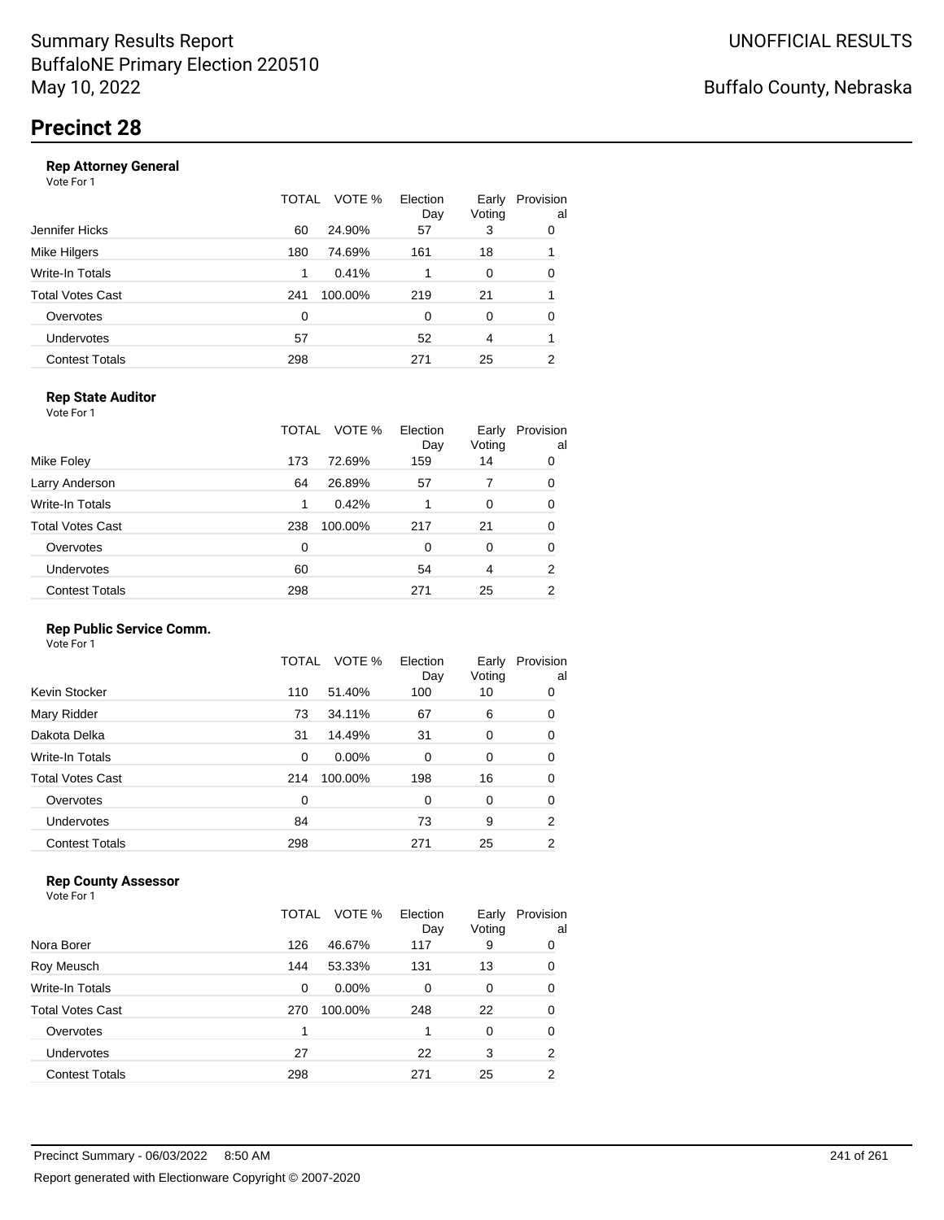Summary Results Report
BuffaloNE Primary Election 220510
May 10, 2022

UNOFFICIAL RESULTS

Buffalo County, Nebraska

# Precinct 28

### Rep Attorney General

Vote For 1

| | TOTAL | VOTE % | Election Day | Early Voting | Provisional |
|---|---|---|---|---|---|
| Jennifer Hicks | 60 | 24.90% | 57 | 3 | 0 |
| Mike Hilgers | 180 | 74.69% | 161 | 18 | 1 |
| Write-In Totals | 1 | 0.41% | 1 | 0 | 0 |
| Total Votes Cast | 241 | 100.00% | 219 | 21 | 1 |
| Overvotes | 0 | | 0 | 0 | 0 |
| Undervotes | 57 | | 52 | 4 | 1 |
| Contest Totals | 298 | | 271 | 25 | 2 |

### Rep State Auditor

Vote For 1

| | TOTAL | VOTE % | Election Day | Early Voting | Provisional |
|---|---|---|---|---|---|
| Mike Foley | 173 | 72.69% | 159 | 14 | 0 |
| Larry Anderson | 64 | 26.89% | 57 | 7 | 0 |
| Write-In Totals | 1 | 0.42% | 1 | 0 | 0 |
| Total Votes Cast | 238 | 100.00% | 217 | 21 | 0 |
| Overvotes | 0 | | 0 | 0 | 0 |
| Undervotes | 60 | | 54 | 4 | 2 |
| Contest Totals | 298 | | 271 | 25 | 2 |

### Rep Public Service Comm.

Vote For 1

| | TOTAL | VOTE % | Election Day | Early Voting | Provisional |
|---|---|---|---|---|---|
| Kevin Stocker | 110 | 51.40% | 100 | 10 | 0 |
| Mary Ridder | 73 | 34.11% | 67 | 6 | 0 |
| Dakota Delka | 31 | 14.49% | 31 | 0 | 0 |
| Write-In Totals | 0 | 0.00% | 0 | 0 | 0 |
| Total Votes Cast | 214 | 100.00% | 198 | 16 | 0 |
| Overvotes | 0 | | 0 | 0 | 0 |
| Undervotes | 84 | | 73 | 9 | 2 |
| Contest Totals | 298 | | 271 | 25 | 2 |

### Rep County Assessor

Vote For 1

| | TOTAL | VOTE % | Election Day | Early Voting | Provisional |
|---|---|---|---|---|---|
| Nora Borer | 126 | 46.67% | 117 | 9 | 0 |
| Roy Meusch | 144 | 53.33% | 131 | 13 | 0 |
| Write-In Totals | 0 | 0.00% | 0 | 0 | 0 |
| Total Votes Cast | 270 | 100.00% | 248 | 22 | 0 |
| Overvotes | 1 | | 1 | 0 | 0 |
| Undervotes | 27 | | 22 | 3 | 2 |
| Contest Totals | 298 | | 271 | 25 | 2 |

Precinct Summary - 06/03/2022 8:50 AM

Report generated with Electionware Copyright © 2007-2020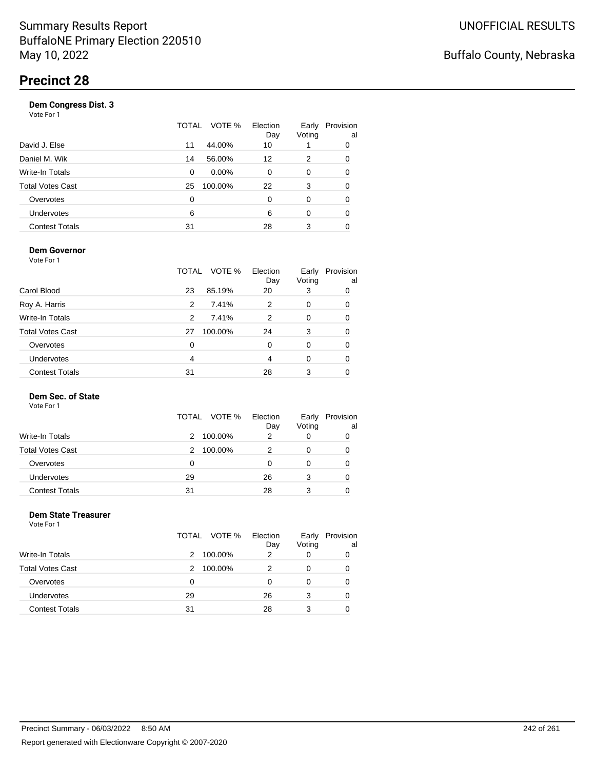# Summary Results Report
BuffaloNE Primary Election 220510
May 10, 2022

UNOFFICIAL RESULTS

Buffalo County, Nebraska

## Precinct 28

### Dem Congress Dist. 3

Vote For 1

| | TOTAL | VOTE % | Election Day | Early Voting | Provisional |
|---|---|---|---|---|---|
| David J. Else | 11 | 44.00% | 10 | 1 | 0 |
| Daniel M. Wik | 14 | 56.00% | 12 | 2 | 0 |
| Write-In Totals | 0 | 0.00% | 0 | 0 | 0 |
| Total Votes Cast | 25 | 100.00% | 22 | 3 | 0 |
| Overvotes | 0 | | 0 | 0 | 0 |
| Undervotes | 6 | | 6 | 0 | 0 |
| Contest Totals | 31 | | 28 | 3 | 0 |

### Dem Governor

Vote For 1

| | TOTAL | VOTE % | Election Day | Early Voting | Provisional |
|---|---|---|---|---|---|
| Carol Blood | 23 | 85.19% | 20 | 3 | 0 |
| Roy A. Harris | 2 | 7.41% | 2 | 0 | 0 |
| Write-In Totals | 2 | 7.41% | 2 | 0 | 0 |
| Total Votes Cast | 27 | 100.00% | 24 | 3 | 0 |
| Overvotes | 0 | | 0 | 0 | 0 |
| Undervotes | 4 | | 4 | 0 | 0 |
| Contest Totals | 31 | | 28 | 3 | 0 |

### Dem Sec. of State

Vote For 1

| | TOTAL | VOTE % | Election Day | Early Voting | Provisional |
|---|---|---|---|---|---|
| Write-In Totals | 2 | 100.00% | 2 | 0 | 0 |
| Total Votes Cast | 2 | 100.00% | 2 | 0 | 0 |
| Overvotes | 0 | | 0 | 0 | 0 |
| Undervotes | 29 | | 26 | 3 | 0 |
| Contest Totals | 31 | | 28 | 3 | 0 |

### Dem State Treasurer

Vote For 1

| | TOTAL | VOTE % | Election Day | Early Voting | Provisional |
|---|---|---|---|---|---|
| Write-In Totals | 2 | 100.00% | 2 | 0 | 0 |
| Total Votes Cast | 2 | 100.00% | 2 | 0 | 0 |
| Overvotes | 0 | | 0 | 0 | 0 |
| Undervotes | 29 | | 26 | 3 | 0 |
| Contest Totals | 31 | | 28 | 3 | 0 |

Precinct Summary - 06/03/2022 8:50 AM

Report generated with Electionware Copyright © 2007-2020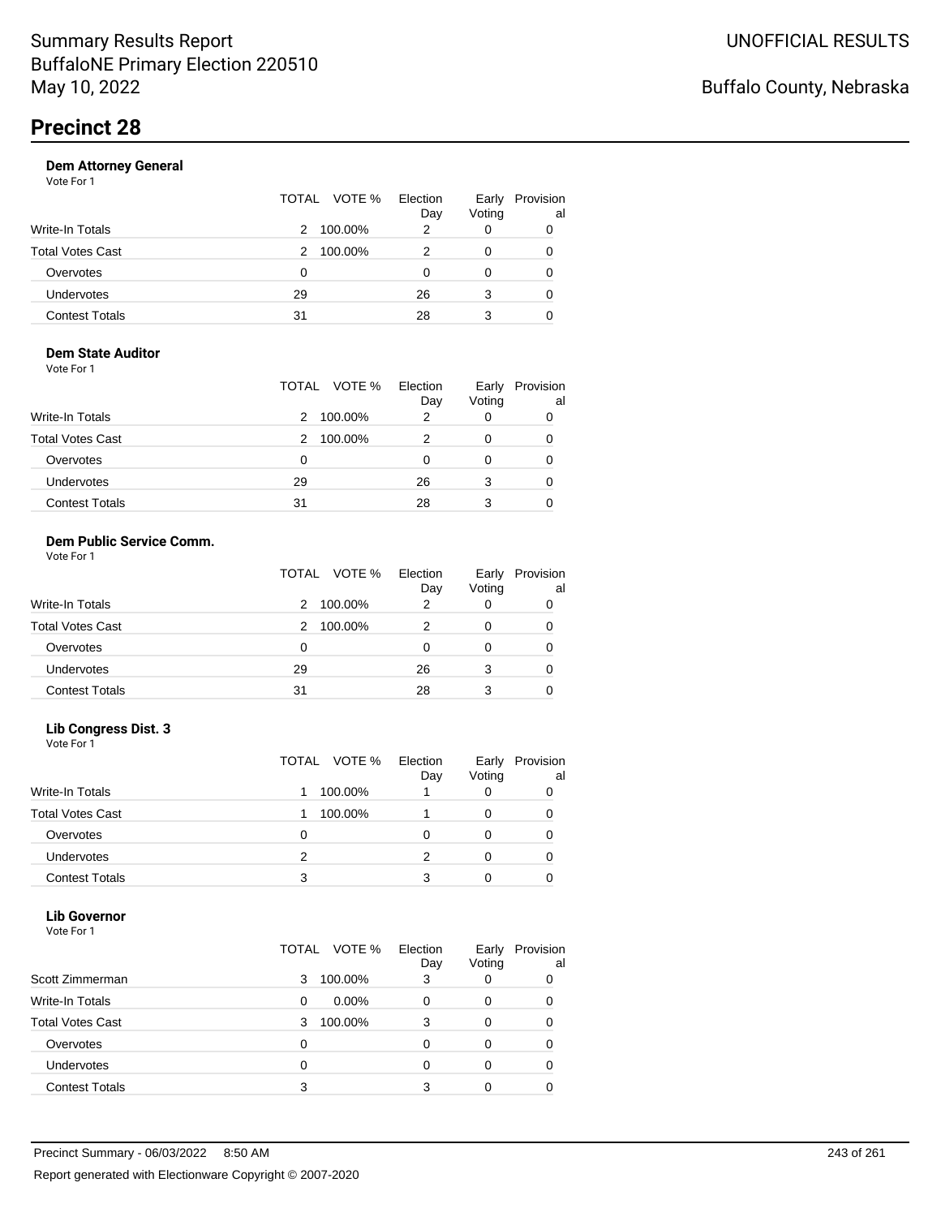Summary Results Report
BuffaloNE Primary Election 220510
May 10, 2022

UNOFFICIAL RESULTS

Buffalo County, Nebraska

# Precinct 28

### Dem Attorney General

Vote For 1

| | TOTAL | VOTE % | Election Day | Early Voting | Provisional |
|---|---|---|---|---|---|
| Write-In Totals | 2 | 100.00% | 2 | 0 | 0 |
| Total Votes Cast | 2 | 100.00% | 2 | 0 | 0 |
| Overvotes | 0 | | 0 | 0 | 0 |
| Undervotes | 29 | | 26 | 3 | 0 |
| Contest Totals | 31 | | 28 | 3 | 0 |

### Dem State Auditor

Vote For 1

| | TOTAL | VOTE % | Election Day | Early Voting | Provisional |
|---|---|---|---|---|---|
| Write-In Totals | 2 | 100.00% | 2 | 0 | 0 |
| Total Votes Cast | 2 | 100.00% | 2 | 0 | 0 |
| Overvotes | 0 | | 0 | 0 | 0 |
| Undervotes | 29 | | 26 | 3 | 0 |
| Contest Totals | 31 | | 28 | 3 | 0 |

### Dem Public Service Comm.

Vote For 1

| | TOTAL | VOTE % | Election Day | Early Voting | Provisional |
|---|---|---|---|---|---|
| Write-In Totals | 2 | 100.00% | 2 | 0 | 0 |
| Total Votes Cast | 2 | 100.00% | 2 | 0 | 0 |
| Overvotes | 0 | | 0 | 0 | 0 |
| Undervotes | 29 | | 26 | 3 | 0 |
| Contest Totals | 31 | | 28 | 3 | 0 |

### Lib Congress Dist. 3

Vote For 1

| | TOTAL | VOTE % | Election Day | Early Voting | Provisional |
|---|---|---|---|---|---|
| Write-In Totals | 1 | 100.00% | 1 | 0 | 0 |
| Total Votes Cast | 1 | 100.00% | 1 | 0 | 0 |
| Overvotes | 0 | | 0 | 0 | 0 |
| Undervotes | 2 | | 2 | 0 | 0 |
| Contest Totals | 3 | | 3 | 0 | 0 |

### Lib Governor

Vote For 1

| | TOTAL | VOTE % | Election Day | Early Voting | Provisional |
|---|---|---|---|---|---|
| Scott Zimmerman | 3 | 100.00% | 3 | 0 | 0 |
| Write-In Totals | 0 | 0.00% | 0 | 0 | 0 |
| Total Votes Cast | 3 | 100.00% | 3 | 0 | 0 |
| Overvotes | 0 | | 0 | 0 | 0 |
| Undervotes | 0 | | 0 | 0 | 0 |
| Contest Totals | 3 | | 3 | 0 | 0 |

Precinct Summary - 06/03/2022 8:50 AM

Report generated with Electionware Copyright © 2007-2020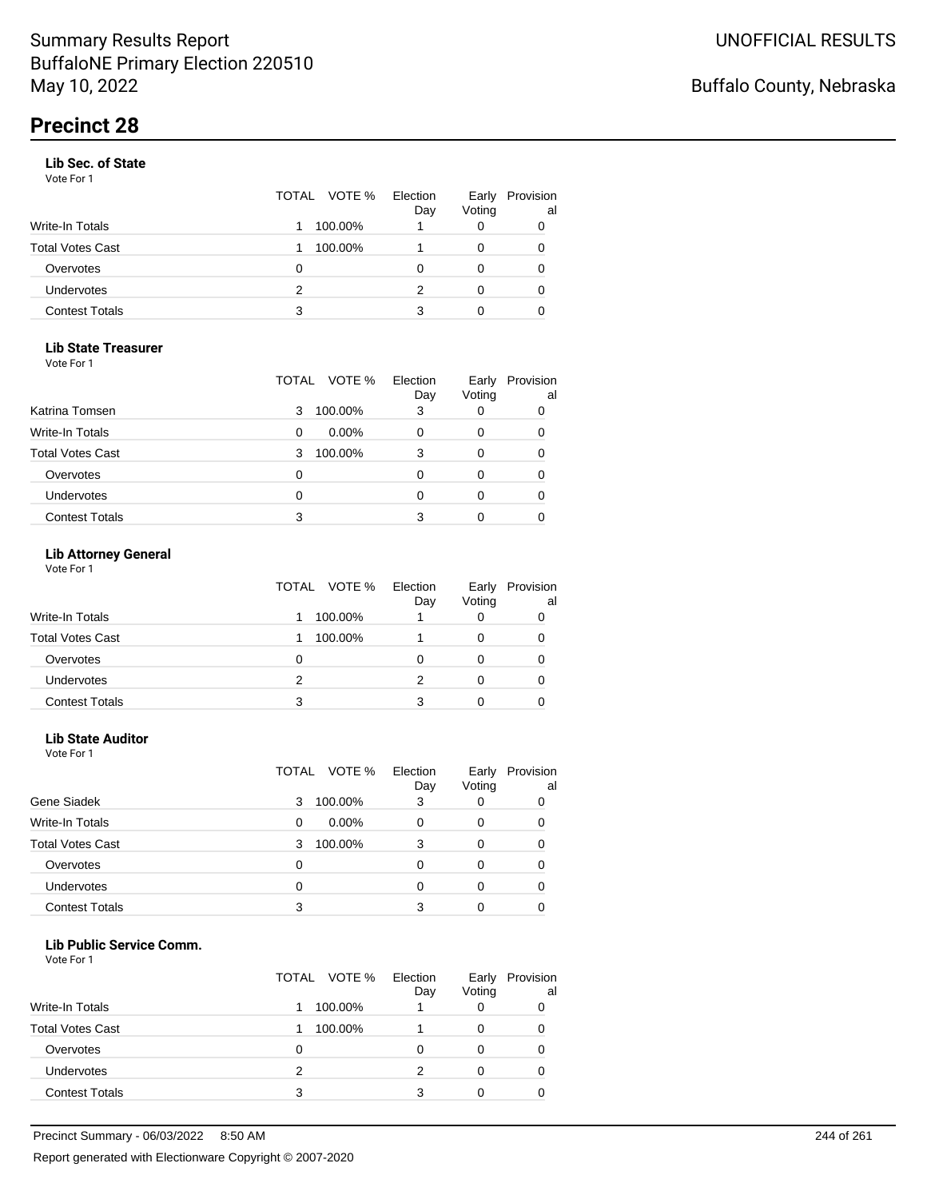# Summary Results Report
BuffaloNE Primary Election 220510
May 10, 2022

UNOFFICIAL RESULTS

Buffalo County, Nebraska

## Precinct 28

### Lib Sec. of State

Vote For 1

| | TOTAL | VOTE % | Election Day | Early Voting | Provisional |
|---|---|---|---|---|---|
| Write-In Totals | 1 | 100.00% | 1 | 0 | 0 |
| Total Votes Cast | 1 | 100.00% | 1 | 0 | 0 |
| Overvotes | 0 | | 0 | 0 | 0 |
| Undervotes | 2 | | 2 | 0 | 0 |
| Contest Totals | 3 | | 3 | 0 | 0 |

### Lib State Treasurer

Vote For 1

| | TOTAL | VOTE % | Election Day | Early Voting | Provisional |
|---|---|---|---|---|---|
| Katrina Tomsen | 3 | 100.00% | 3 | 0 | 0 |
| Write-In Totals | 0 | 0.00% | 0 | 0 | 0 |
| Total Votes Cast | 3 | 100.00% | 3 | 0 | 0 |
| Overvotes | 0 | | 0 | 0 | 0 |
| Undervotes | 0 | | 0 | 0 | 0 |
| Contest Totals | 3 | | 3 | 0 | 0 |

### Lib Attorney General

Vote For 1

| | TOTAL | VOTE % | Election Day | Early Voting | Provisional |
|---|---|---|---|---|---|
| Write-In Totals | 1 | 100.00% | 1 | 0 | 0 |
| Total Votes Cast | 1 | 100.00% | 1 | 0 | 0 |
| Overvotes | 0 | | 0 | 0 | 0 |
| Undervotes | 2 | | 2 | 0 | 0 |
| Contest Totals | 3 | | 3 | 0 | 0 |

### Lib State Auditor

Vote For 1

| | TOTAL | VOTE % | Election Day | Early Voting | Provisional |
|---|---|---|---|---|---|
| Gene Siadek | 3 | 100.00% | 3 | 0 | 0 |
| Write-In Totals | 0 | 0.00% | 0 | 0 | 0 |
| Total Votes Cast | 3 | 100.00% | 3 | 0 | 0 |
| Overvotes | 0 | | 0 | 0 | 0 |
| Undervotes | 0 | | 0 | 0 | 0 |
| Contest Totals | 3 | | 3 | 0 | 0 |

### Lib Public Service Comm.

Vote For 1

| | TOTAL | VOTE % | Election Day | Early Voting | Provisional |
|---|---|---|---|---|---|
| Write-In Totals | 1 | 100.00% | 1 | 0 | 0 |
| Total Votes Cast | 1 | 100.00% | 1 | 0 | 0 |
| Overvotes | 0 | | 0 | 0 | 0 |
| Undervotes | 2 | | 2 | 0 | 0 |
| Contest Totals | 3 | | 3 | 0 | 0 |

Precinct Summary - 06/03/2022 8:50 AM

Report generated with Electionware Copyright © 2007-2020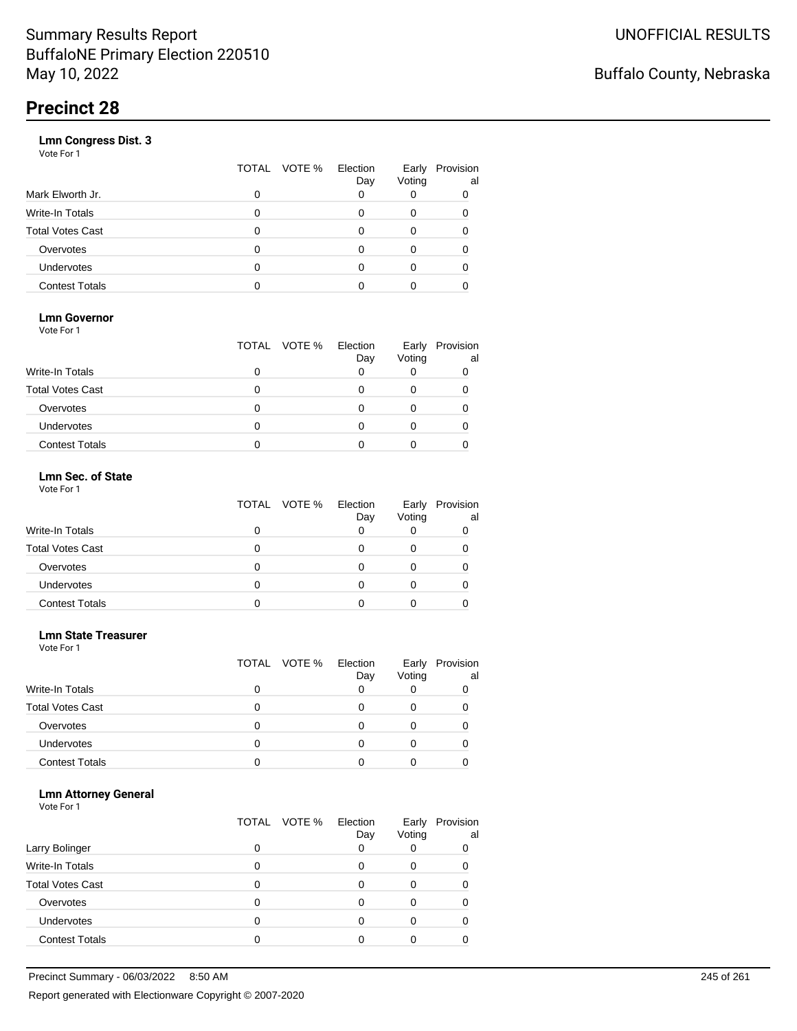Summary Results Report
BuffaloNE Primary Election 220510
May 10, 2022

UNOFFICIAL RESULTS

Buffalo County, Nebraska

# Precinct 28

### Lmn Congress Dist. 3

Vote For 1

| | TOTAL | VOTE % | Election Day | Early Voting | Provisional |
|---|---|---|---|---|---|
| Mark Elworth Jr. | 0 | | 0 | 0 | 0 |
| Write-In Totals | 0 | | 0 | 0 | 0 |
| Total Votes Cast | 0 | | 0 | 0 | 0 |
| Overvotes | 0 | | 0 | 0 | 0 |
| Undervotes | 0 | | 0 | 0 | 0 |
| Contest Totals | 0 | | 0 | 0 | 0 |

### Lmn Governor

Vote For 1

| | TOTAL | VOTE % | Election Day | Early Voting | Provisional |
|---|---|---|---|---|---|
| Write-In Totals | 0 | | 0 | 0 | 0 |
| Total Votes Cast | 0 | | 0 | 0 | 0 |
| Overvotes | 0 | | 0 | 0 | 0 |
| Undervotes | 0 | | 0 | 0 | 0 |
| Contest Totals | 0 | | 0 | 0 | 0 |

### Lmn Sec. of State

Vote For 1

| | TOTAL | VOTE % | Election Day | Early Voting | Provisional |
|---|---|---|---|---|---|
| Write-In Totals | 0 | | 0 | 0 | 0 |
| Total Votes Cast | 0 | | 0 | 0 | 0 |
| Overvotes | 0 | | 0 | 0 | 0 |
| Undervotes | 0 | | 0 | 0 | 0 |
| Contest Totals | 0 | | 0 | 0 | 0 |

### Lmn State Treasurer

Vote For 1

| | TOTAL | VOTE % | Election Day | Early Voting | Provisional |
|---|---|---|---|---|---|
| Write-In Totals | 0 | | 0 | 0 | 0 |
| Total Votes Cast | 0 | | 0 | 0 | 0 |
| Overvotes | 0 | | 0 | 0 | 0 |
| Undervotes | 0 | | 0 | 0 | 0 |
| Contest Totals | 0 | | 0 | 0 | 0 |

### Lmn Attorney General

Vote For 1

| | TOTAL | VOTE % | Election Day | Early Voting | Provisional |
|---|---|---|---|---|---|
| Larry Bolinger | 0 | | 0 | 0 | 0 |
| Write-In Totals | 0 | | 0 | 0 | 0 |
| Total Votes Cast | 0 | | 0 | 0 | 0 |
| Overvotes | 0 | | 0 | 0 | 0 |
| Undervotes | 0 | | 0 | 0 | 0 |
| Contest Totals | 0 | | 0 | 0 | 0 |

Precinct Summary - 06/03/2022 8:50 AM

Report generated with Electionware Copyright © 2007-2020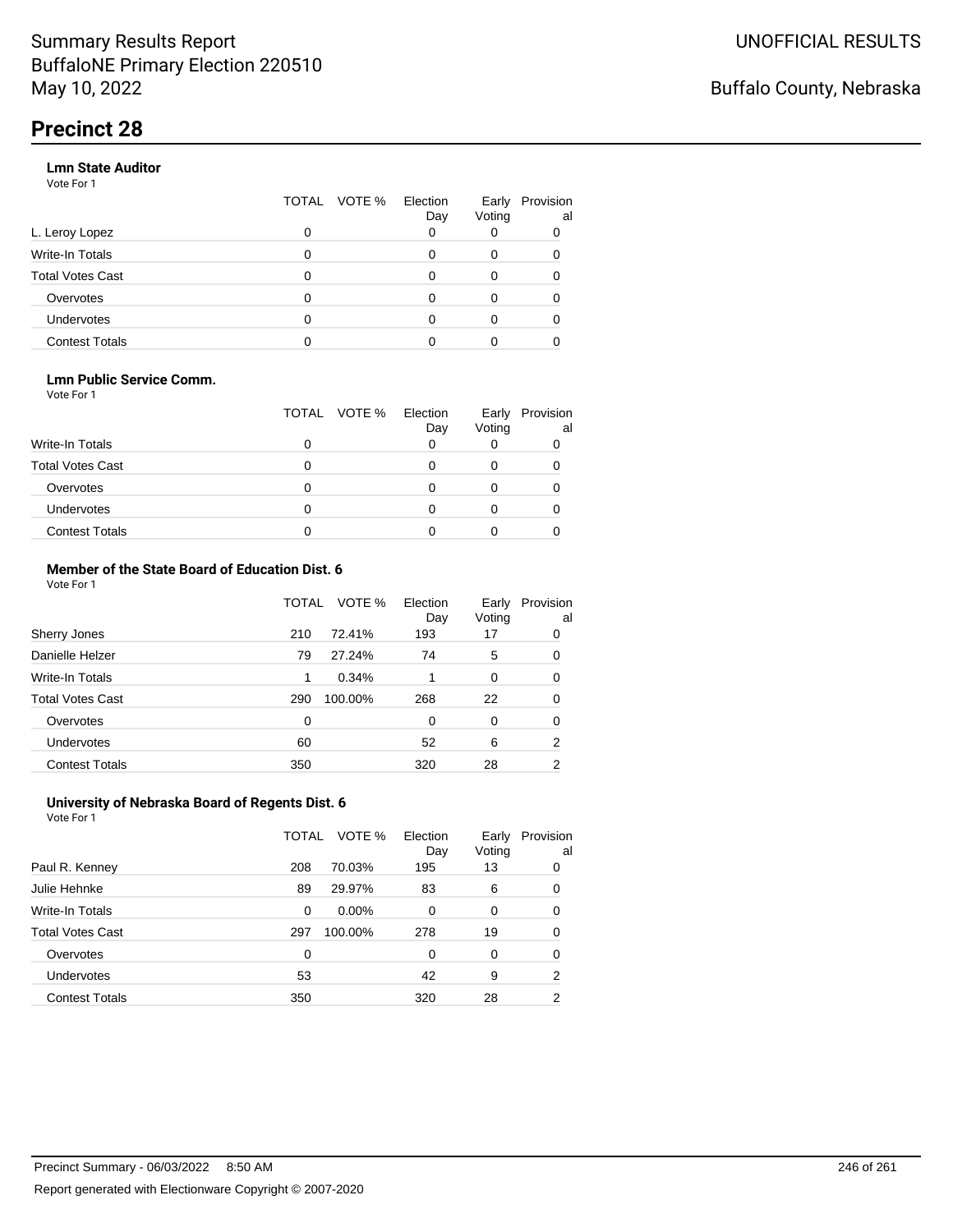Summary Results Report
BuffaloNE Primary Election 220510
May 10, 2022

UNOFFICIAL RESULTS

Buffalo County, Nebraska

# Precinct 28

### Lmn State Auditor

Vote For 1

| | TOTAL | VOTE % | Election Day | Early Voting | Provisional |
|---|---|---|---|---|---|
| L. Leroy Lopez | 0 | | 0 | 0 | 0 |
| Write-In Totals | 0 | | 0 | 0 | 0 |
| Total Votes Cast | 0 | | 0 | 0 | 0 |
| Overvotes | 0 | | 0 | 0 | 0 |
| Undervotes | 0 | | 0 | 0 | 0 |
| Contest Totals | 0 | | 0 | 0 | 0 |

### Lmn Public Service Comm.

Vote For 1

| | TOTAL | VOTE % | Election Day | Early Voting | Provisional |
|---|---|---|---|---|---|
| Write-In Totals | 0 | | 0 | 0 | 0 |
| Total Votes Cast | 0 | | 0 | 0 | 0 |
| Overvotes | 0 | | 0 | 0 | 0 |
| Undervotes | 0 | | 0 | 0 | 0 |
| Contest Totals | 0 | | 0 | 0 | 0 |

### Member of the State Board of Education Dist. 6

Vote For 1

| | TOTAL | VOTE % | Election Day | Early Voting | Provisional |
|---|---|---|---|---|---|
| Sherry Jones | 210 | 72.41% | 193 | 17 | 0 |
| Danielle Helzer | 79 | 27.24% | 74 | 5 | 0 |
| Write-In Totals | 1 | 0.34% | 1 | 0 | 0 |
| Total Votes Cast | 290 | 100.00% | 268 | 22 | 0 |
| Overvotes | 0 | | 0 | 0 | 0 |
| Undervotes | 60 | | 52 | 6 | 2 |
| Contest Totals | 350 | | 320 | 28 | 2 |

### University of Nebraska Board of Regents Dist. 6

Vote For 1

| | TOTAL | VOTE % | Election Day | Early Voting | Provisional |
|---|---|---|---|---|---|
| Paul R. Kenney | 208 | 70.03% | 195 | 13 | 0 |
| Julie Hehnke | 89 | 29.97% | 83 | 6 | 0 |
| Write-In Totals | 0 | 0.00% | 0 | 0 | 0 |
| Total Votes Cast | 297 | 100.00% | 278 | 19 | 0 |
| Overvotes | 0 | | 0 | 0 | 0 |
| Undervotes | 53 | | 42 | 9 | 2 |
| Contest Totals | 350 | | 320 | 28 | 2 |

Precinct Summary - 06/03/2022 8:50 AM

Report generated with Electionware Copyright © 2007-2020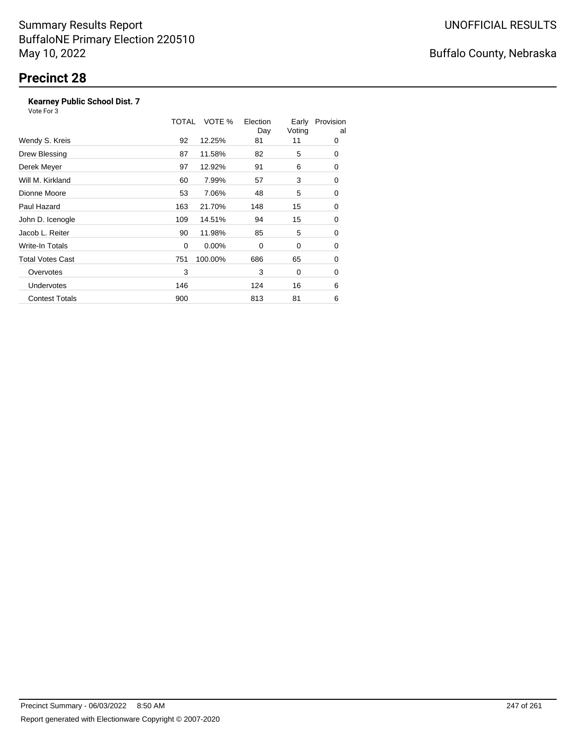Summary Results Report
BuffaloNE Primary Election 220510
May 10, 2022

UNOFFICIAL RESULTS

Buffalo County, Nebraska

# Precinct 28

### Kearney Public School Dist. 7

Vote For 3

| | TOTAL | VOTE % | Election Day | Early Voting | Provisional |
|---|---|---|---|---|---|
| Wendy S. Kreis | 92 | 12.25% | 81 | 11 | 0 |
| Drew Blessing | 87 | 11.58% | 82 | 5 | 0 |
| Derek Meyer | 97 | 12.92% | 91 | 6 | 0 |
| Will M. Kirkland | 60 | 7.99% | 57 | 3 | 0 |
| Dionne Moore | 53 | 7.06% | 48 | 5 | 0 |
| Paul Hazard | 163 | 21.70% | 148 | 15 | 0 |
| John D. Icenogle | 109 | 14.51% | 94 | 15 | 0 |
| Jacob L. Reiter | 90 | 11.98% | 85 | 5 | 0 |
| Write-In Totals | 0 | 0.00% | 0 | 0 | 0 |
| Total Votes Cast | 751 | 100.00% | 686 | 65 | 0 |
| Overvotes | 3 | | 3 | 0 | 0 |
| Undervotes | 146 | | 124 | 16 | 6 |
| Contest Totals | 900 | | 813 | 81 | 6 |

Precinct Summary - 06/03/2022 8:50 AM

Report generated with Electionware Copyright © 2007-2020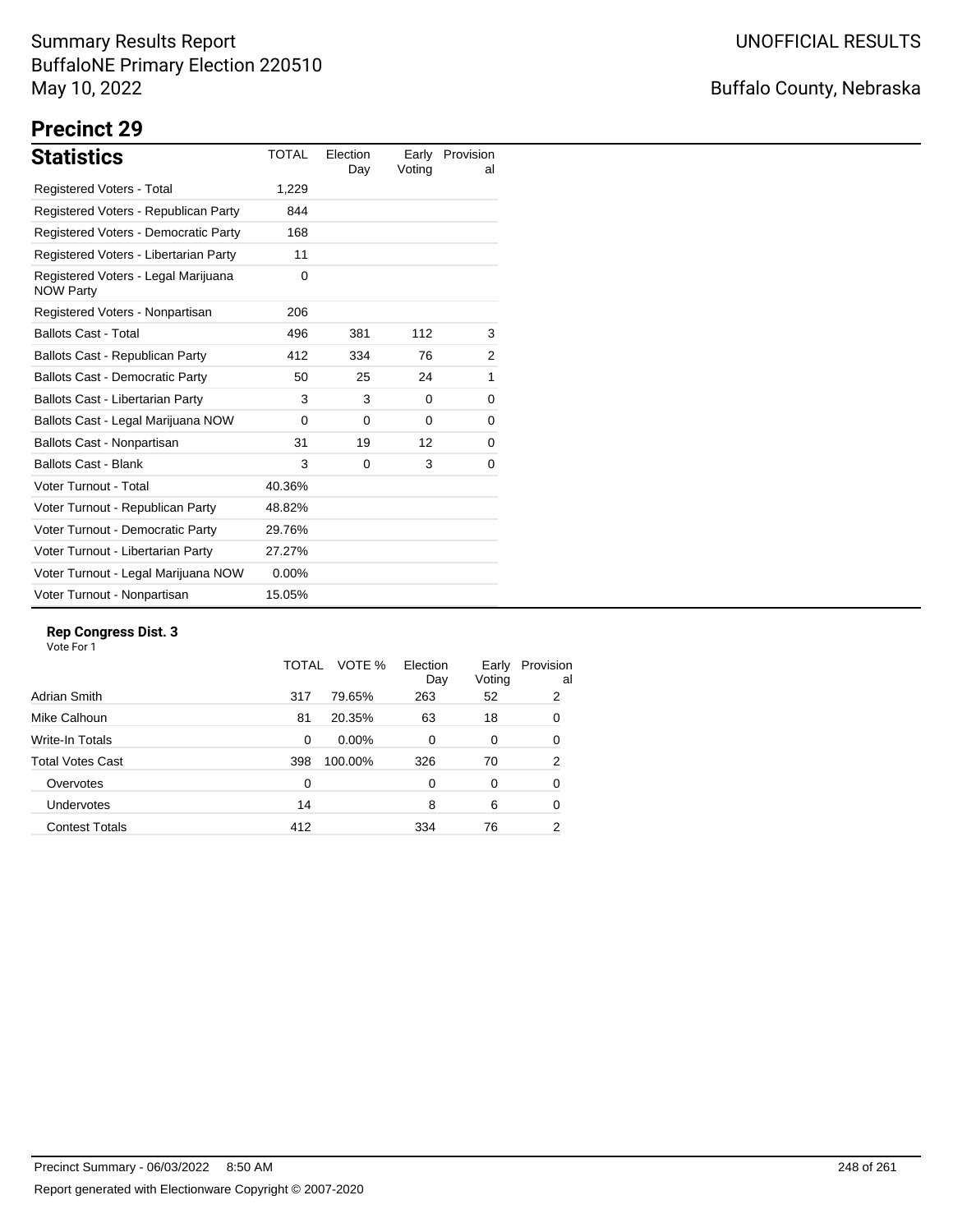# Summary Results Report
BuffaloNE Primary Election 220510
May 10, 2022

UNOFFICIAL RESULTS

Buffalo County, Nebraska

## Precinct 29

### Statistics

| Statistics | TOTAL | Election Day | Early Voting | Provisional |
|---|---|---|---|---|
| Registered Voters - Total | 1,229 | | | |
| Registered Voters - Republican Party | 844 | | | |
| Registered Voters - Democratic Party | 168 | | | |
| Registered Voters - Libertarian Party | 11 | | | |
| Registered Voters - Legal Marijuana NOW Party | 0 | | | |
| Registered Voters - Nonpartisan | 206 | | | |
| Ballots Cast - Total | 496 | 381 | 112 | 3 |
| Ballots Cast - Republican Party | 412 | 334 | 76 | 2 |
| Ballots Cast - Democratic Party | 50 | 25 | 24 | 1 |
| Ballots Cast - Libertarian Party | 3 | 3 | 0 | 0 |
| Ballots Cast - Legal Marijuana NOW | 0 | 0 | 0 | 0 |
| Ballots Cast - Nonpartisan | 31 | 19 | 12 | 0 |
| Ballots Cast - Blank | 3 | 0 | 3 | 0 |
| Voter Turnout - Total | 40.36% | | | |
| Voter Turnout - Republican Party | 48.82% | | | |
| Voter Turnout - Democratic Party | 29.76% | | | |
| Voter Turnout - Libertarian Party | 27.27% | | | |
| Voter Turnout - Legal Marijuana NOW | 0.00% | | | |
| Voter Turnout - Nonpartisan | 15.05% | | | |

**Rep Congress Dist. 3**
Vote For 1

| | TOTAL | VOTE % | Election Day | Early Voting | Provisional |
|---|---|---|---|---|---|
| Adrian Smith | 317 | 79.65% | 263 | 52 | 2 |
| Mike Calhoun | 81 | 20.35% | 63 | 18 | 0 |
| Write-In Totals | 0 | 0.00% | 0 | 0 | 0 |
| Total Votes Cast | 398 | 100.00% | 326 | 70 | 2 |
| Overvotes | 0 | | 0 | 0 | 0 |
| Undervotes | 14 | | 8 | 6 | 0 |
| Contest Totals | 412 | | 334 | 76 | 2 |

Precinct Summary - 06/03/2022 8:50 AM

Report generated with Electionware Copyright © 2007-2020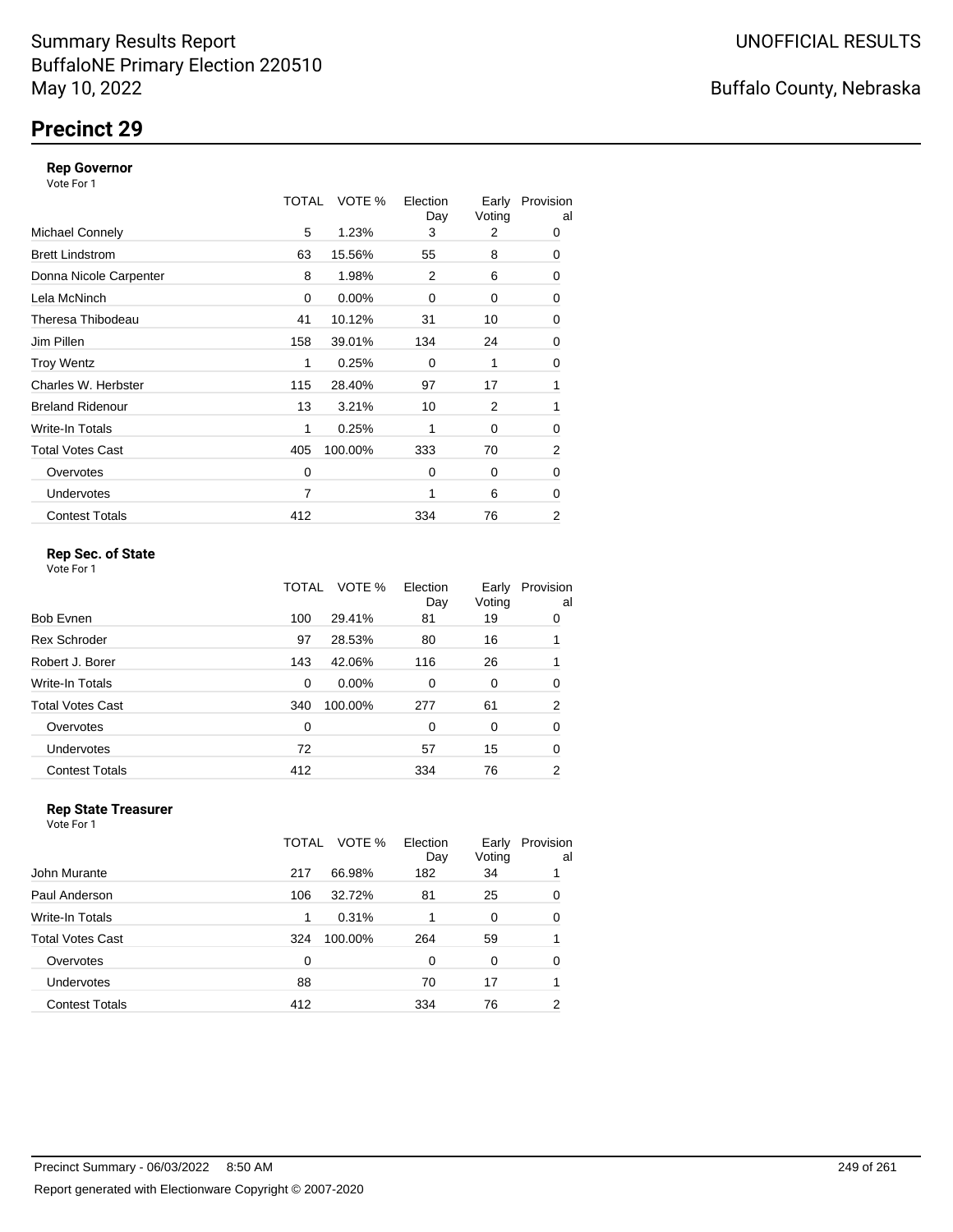# Summary Results Report
BuffaloNE Primary Election 220510
May 10, 2022

UNOFFICIAL RESULTS

Buffalo County, Nebraska

## Precinct 29

### Rep Governor
Vote For 1

| | TOTAL | VOTE % | Election Day | Early Voting | Provisional |
|---|---|---|---|---|---|
| Michael Connely | 5 | 1.23% | 3 | 2 | 0 |
| Brett Lindstrom | 63 | 15.56% | 55 | 8 | 0 |
| Donna Nicole Carpenter | 8 | 1.98% | 2 | 6 | 0 |
| Lela McNinch | 0 | 0.00% | 0 | 0 | 0 |
| Theresa Thibodeau | 41 | 10.12% | 31 | 10 | 0 |
| Jim Pillen | 158 | 39.01% | 134 | 24 | 0 |
| Troy Wentz | 1 | 0.25% | 0 | 1 | 0 |
| Charles W. Herbster | 115 | 28.40% | 97 | 17 | 1 |
| Breland Ridenour | 13 | 3.21% | 10 | 2 | 1 |
| Write-In Totals | 1 | 0.25% | 1 | 0 | 0 |
| Total Votes Cast | 405 | 100.00% | 333 | 70 | 2 |
| Overvotes | 0 | | 0 | 0 | 0 |
| Undervotes | 7 | | 1 | 6 | 0 |
| Contest Totals | 412 | | 334 | 76 | 2 |

### Rep Sec. of State
Vote For 1

| | TOTAL | VOTE % | Election Day | Early Voting | Provisional |
|---|---|---|---|---|---|
| Bob Evnen | 100 | 29.41% | 81 | 19 | 0 |
| Rex Schroder | 97 | 28.53% | 80 | 16 | 1 |
| Robert J. Borer | 143 | 42.06% | 116 | 26 | 1 |
| Write-In Totals | 0 | 0.00% | 0 | 0 | 0 |
| Total Votes Cast | 340 | 100.00% | 277 | 61 | 2 |
| Overvotes | 0 | | 0 | 0 | 0 |
| Undervotes | 72 | | 57 | 15 | 0 |
| Contest Totals | 412 | | 334 | 76 | 2 |

### Rep State Treasurer
Vote For 1

| | TOTAL | VOTE % | Election Day | Early Voting | Provisional |
|---|---|---|---|---|---|
| John Murante | 217 | 66.98% | 182 | 34 | 1 |
| Paul Anderson | 106 | 32.72% | 81 | 25 | 0 |
| Write-In Totals | 1 | 0.31% | 1 | 0 | 0 |
| Total Votes Cast | 324 | 100.00% | 264 | 59 | 1 |
| Overvotes | 0 | | 0 | 0 | 0 |
| Undervotes | 88 | | 70 | 17 | 1 |
| Contest Totals | 412 | | 334 | 76 | 2 |

Precinct Summary - 06/03/2022 8:50 AM

Report generated with Electionware Copyright © 2007-2020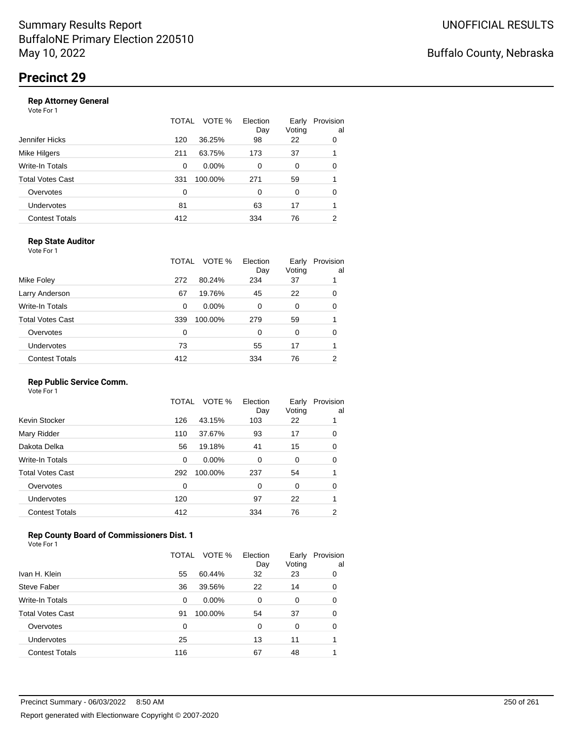Summary Results Report
BuffaloNE Primary Election 220510
May 10, 2022

UNOFFICIAL RESULTS

Buffalo County, Nebraska

# Precinct 29

### Rep Attorney General

Vote For 1

| | TOTAL | VOTE % | Election Day | Early Voting | Provisional |
|---|---|---|---|---|---|
| Jennifer Hicks | 120 | 36.25% | 98 | 22 | 0 |
| Mike Hilgers | 211 | 63.75% | 173 | 37 | 1 |
| Write-In Totals | 0 | 0.00% | 0 | 0 | 0 |
| Total Votes Cast | 331 | 100.00% | 271 | 59 | 1 |
| Overvotes | 0 | | 0 | 0 | 0 |
| Undervotes | 81 | | 63 | 17 | 1 |
| Contest Totals | 412 | | 334 | 76 | 2 |

### Rep State Auditor

Vote For 1

| | TOTAL | VOTE % | Election Day | Early Voting | Provisional |
|---|---|---|---|---|---|
| Mike Foley | 272 | 80.24% | 234 | 37 | 1 |
| Larry Anderson | 67 | 19.76% | 45 | 22 | 0 |
| Write-In Totals | 0 | 0.00% | 0 | 0 | 0 |
| Total Votes Cast | 339 | 100.00% | 279 | 59 | 1 |
| Overvotes | 0 | | 0 | 0 | 0 |
| Undervotes | 73 | | 55 | 17 | 1 |
| Contest Totals | 412 | | 334 | 76 | 2 |

### Rep Public Service Comm.

Vote For 1

| | TOTAL | VOTE % | Election Day | Early Voting | Provisional |
|---|---|---|---|---|---|
| Kevin Stocker | 126 | 43.15% | 103 | 22 | 1 |
| Mary Ridder | 110 | 37.67% | 93 | 17 | 0 |
| Dakota Delka | 56 | 19.18% | 41 | 15 | 0 |
| Write-In Totals | 0 | 0.00% | 0 | 0 | 0 |
| Total Votes Cast | 292 | 100.00% | 237 | 54 | 1 |
| Overvotes | 0 | | 0 | 0 | 0 |
| Undervotes | 120 | | 97 | 22 | 1 |
| Contest Totals | 412 | | 334 | 76 | 2 |

### Rep County Board of Commissioners Dist. 1

Vote For 1

| | TOTAL | VOTE % | Election Day | Early Voting | Provisional |
|---|---|---|---|---|---|
| Ivan H. Klein | 55 | 60.44% | 32 | 23 | 0 |
| Steve Faber | 36 | 39.56% | 22 | 14 | 0 |
| Write-In Totals | 0 | 0.00% | 0 | 0 | 0 |
| Total Votes Cast | 91 | 100.00% | 54 | 37 | 0 |
| Overvotes | 0 | | 0 | 0 | 0 |
| Undervotes | 25 | | 13 | 11 | 1 |
| Contest Totals | 116 | | 67 | 48 | 1 |

Precinct Summary - 06/03/2022 8:50 AM

Report generated with Electionware Copyright © 2007-2020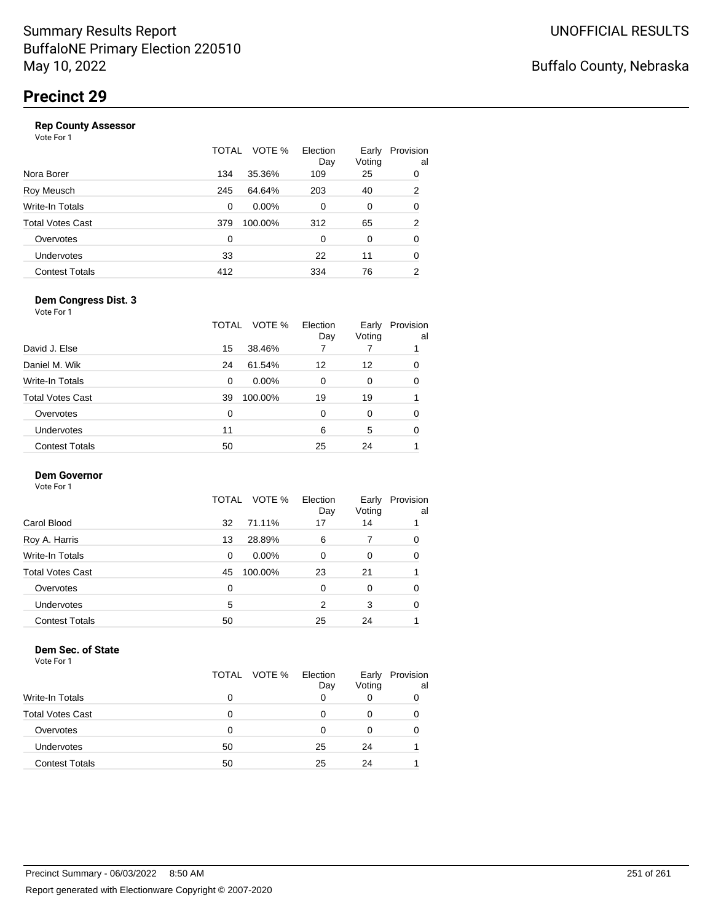# Precinct 29

### Rep County Assessor

Vote For 1

| | TOTAL | VOTE % | Election Day | Early Voting | Provisional |
|---|---|---|---|---|---|
| Nora Borer | 134 | 35.36% | 109 | 25 | 0 |
| Roy Meusch | 245 | 64.64% | 203 | 40 | 2 |
| Write-In Totals | 0 | 0.00% | 0 | 0 | 0 |
| Total Votes Cast | 379 | 100.00% | 312 | 65 | 2 |
| Overvotes | 0 | | 0 | 0 | 0 |
| Undervotes | 33 | | 22 | 11 | 0 |
| Contest Totals | 412 | | 334 | 76 | 2 |

### Dem Congress Dist. 3

Vote For 1

| | TOTAL | VOTE % | Election Day | Early Voting | Provisional |
|---|---|---|---|---|---|
| David J. Else | 15 | 38.46% | 7 | 7 | 1 |
| Daniel M. Wik | 24 | 61.54% | 12 | 12 | 0 |
| Write-In Totals | 0 | 0.00% | 0 | 0 | 0 |
| Total Votes Cast | 39 | 100.00% | 19 | 19 | 1 |
| Overvotes | 0 | | 0 | 0 | 0 |
| Undervotes | 11 | | 6 | 5 | 0 |
| Contest Totals | 50 | | 25 | 24 | 1 |

### Dem Governor

Vote For 1

| | TOTAL | VOTE % | Election Day | Early Voting | Provisional |
|---|---|---|---|---|---|
| Carol Blood | 32 | 71.11% | 17 | 14 | 1 |
| Roy A. Harris | 13 | 28.89% | 6 | 7 | 0 |
| Write-In Totals | 0 | 0.00% | 0 | 0 | 0 |
| Total Votes Cast | 45 | 100.00% | 23 | 21 | 1 |
| Overvotes | 0 | | 0 | 0 | 0 |
| Undervotes | 5 | | 2 | 3 | 0 |
| Contest Totals | 50 | | 25 | 24 | 1 |

### Dem Sec. of State

Vote For 1

| | TOTAL | VOTE % | Election Day | Early Voting | Provisional |
|---|---|---|---|---|---|
| Write-In Totals | 0 | | 0 | 0 | 0 |
| Total Votes Cast | 0 | | 0 | 0 | 0 |
| Overvotes | 0 | | 0 | 0 | 0 |
| Undervotes | 50 | | 25 | 24 | 1 |
| Contest Totals | 50 | | 25 | 24 | 1 |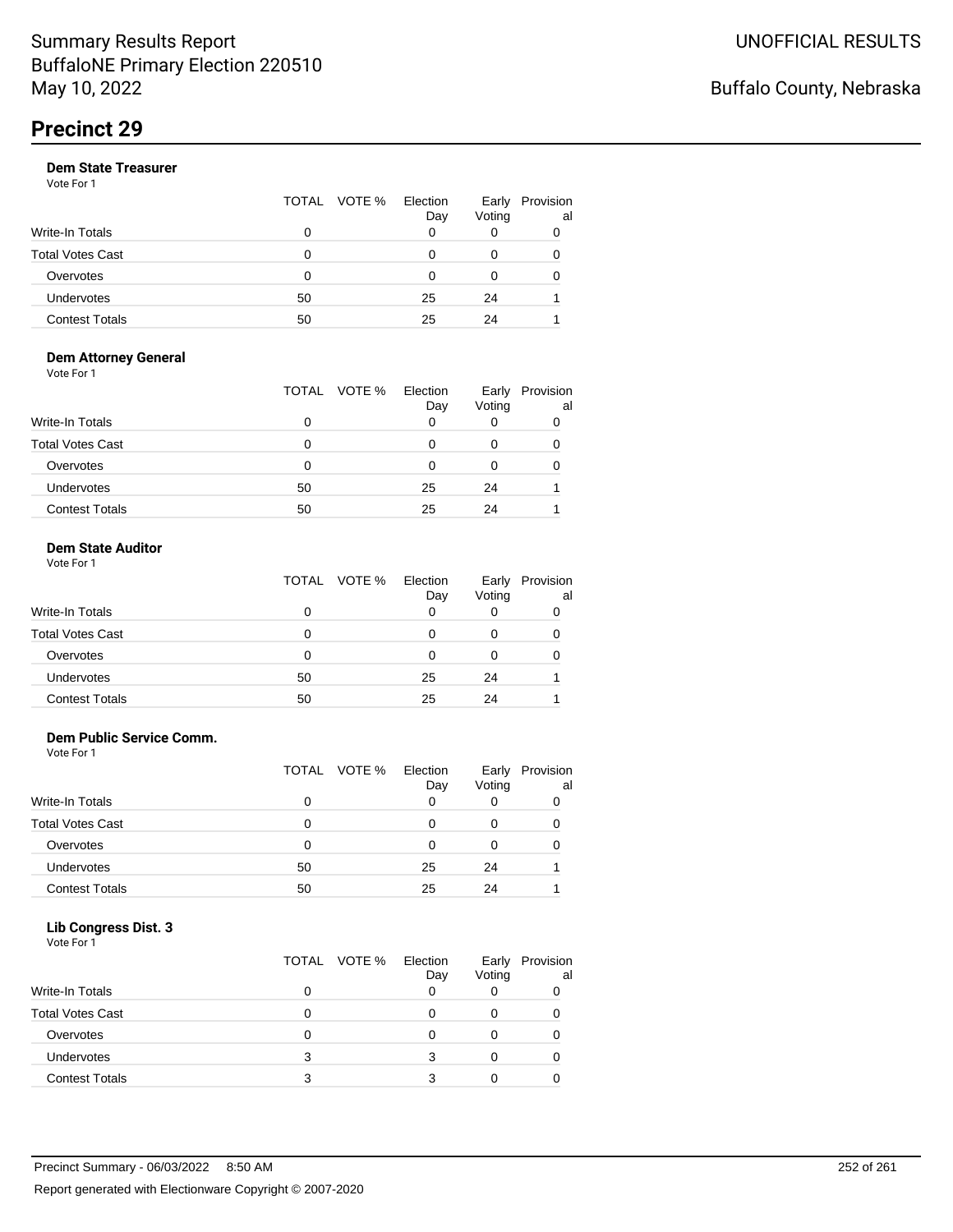# Summary Results Report
BuffaloNE Primary Election 220510
May 10, 2022

UNOFFICIAL RESULTS

Buffalo County, Nebraska

## Precinct 29

### Dem State Treasurer
Vote For 1

| | TOTAL | VOTE % | Election Day | Early Voting | Provisional |
|---|---|---|---|---|---|
| Write-In Totals | 0 | | 0 | 0 | 0 |
| Total Votes Cast | 0 | | 0 | 0 | 0 |
| Overvotes | 0 | | 0 | 0 | 0 |
| Undervotes | 50 | | 25 | 24 | 1 |
| Contest Totals | 50 | | 25 | 24 | 1 |

### Dem Attorney General
Vote For 1

| | TOTAL | VOTE % | Election Day | Early Voting | Provisional |
|---|---|---|---|---|---|
| Write-In Totals | 0 | | 0 | 0 | 0 |
| Total Votes Cast | 0 | | 0 | 0 | 0 |
| Overvotes | 0 | | 0 | 0 | 0 |
| Undervotes | 50 | | 25 | 24 | 1 |
| Contest Totals | 50 | | 25 | 24 | 1 |

### Dem State Auditor
Vote For 1

| | TOTAL | VOTE % | Election Day | Early Voting | Provisional |
|---|---|---|---|---|---|
| Write-In Totals | 0 | | 0 | 0 | 0 |
| Total Votes Cast | 0 | | 0 | 0 | 0 |
| Overvotes | 0 | | 0 | 0 | 0 |
| Undervotes | 50 | | 25 | 24 | 1 |
| Contest Totals | 50 | | 25 | 24 | 1 |

### Dem Public Service Comm.
Vote For 1

| | TOTAL | VOTE % | Election Day | Early Voting | Provisional |
|---|---|---|---|---|---|
| Write-In Totals | 0 | | 0 | 0 | 0 |
| Total Votes Cast | 0 | | 0 | 0 | 0 |
| Overvotes | 0 | | 0 | 0 | 0 |
| Undervotes | 50 | | 25 | 24 | 1 |
| Contest Totals | 50 | | 25 | 24 | 1 |

### Lib Congress Dist. 3
Vote For 1

| | TOTAL | VOTE % | Election Day | Early Voting | Provisional |
|---|---|---|---|---|---|
| Write-In Totals | 0 | | 0 | 0 | 0 |
| Total Votes Cast | 0 | | 0 | 0 | 0 |
| Overvotes | 0 | | 0 | 0 | 0 |
| Undervotes | 3 | | 3 | 0 | 0 |
| Contest Totals | 3 | | 3 | 0 | 0 |

Precinct Summary - 06/03/2022 8:50 AM

Report generated with Electionware Copyright © 2007-2020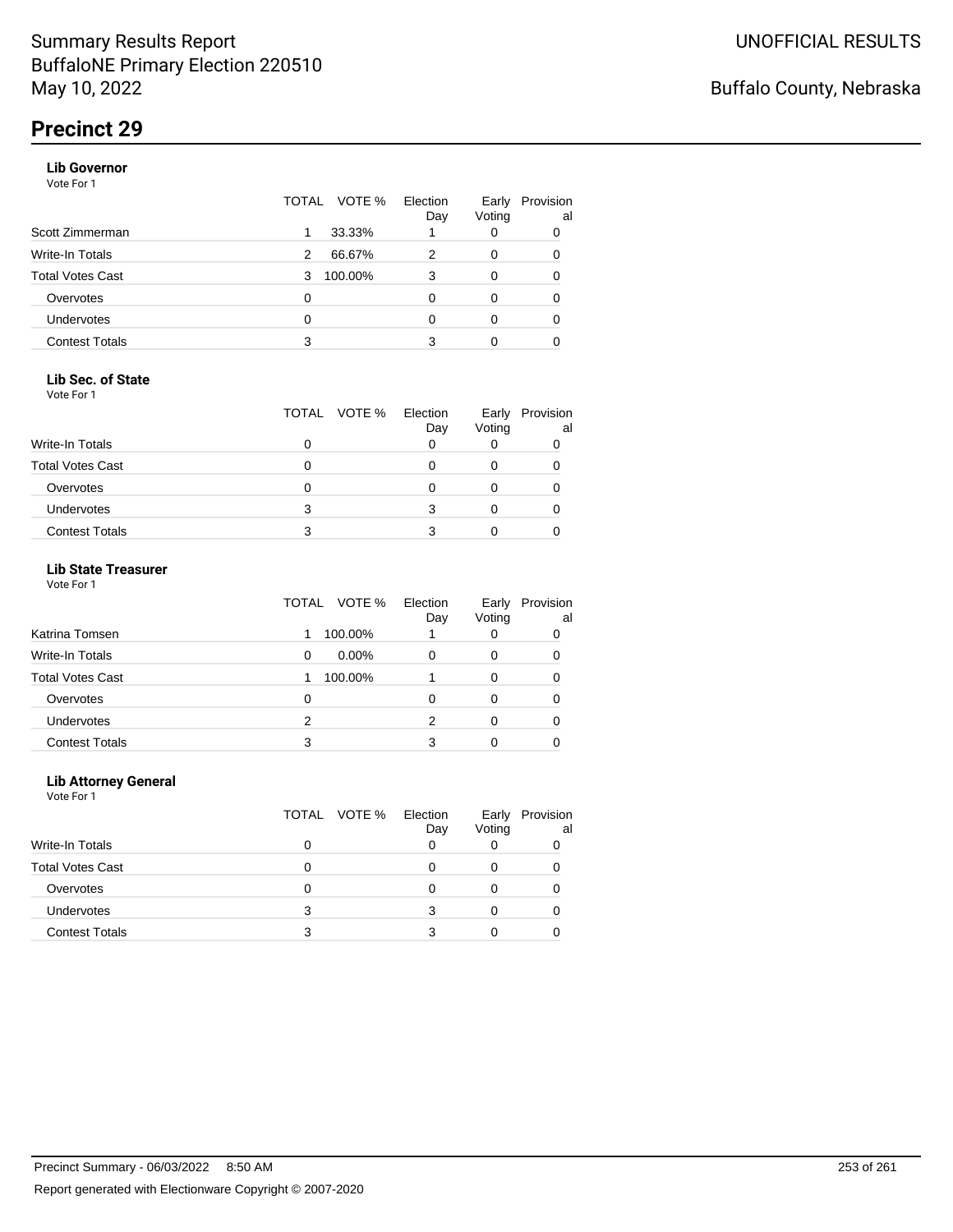Summary Results Report
BuffaloNE Primary Election 220510
May 10, 2022

UNOFFICIAL RESULTS

Buffalo County, Nebraska

# Precinct 29

### Lib Governor

Vote For 1

| | TOTAL | VOTE % | Election Day | Early Voting | Provisional |
|---|---|---|---|---|---|
| Scott Zimmerman | 1 | 33.33% | 1 | 0 | 0 |
| Write-In Totals | 2 | 66.67% | 2 | 0 | 0 |
| Total Votes Cast | 3 | 100.00% | 3 | 0 | 0 |
| Overvotes | 0 | | 0 | 0 | 0 |
| Undervotes | 0 | | 0 | 0 | 0 |
| Contest Totals | 3 | | 3 | 0 | 0 |

### Lib Sec. of State

Vote For 1

| | TOTAL | VOTE % | Election Day | Early Voting | Provisional |
|---|---|---|---|---|---|
| Write-In Totals | 0 | | 0 | 0 | 0 |
| Total Votes Cast | 0 | | 0 | 0 | 0 |
| Overvotes | 0 | | 0 | 0 | 0 |
| Undervotes | 3 | | 3 | 0 | 0 |
| Contest Totals | 3 | | 3 | 0 | 0 |

### Lib State Treasurer

Vote For 1

| | TOTAL | VOTE % | Election Day | Early Voting | Provisional |
|---|---|---|---|---|---|
| Katrina Tomsen | 1 | 100.00% | 1 | 0 | 0 |
| Write-In Totals | 0 | 0.00% | 0 | 0 | 0 |
| Total Votes Cast | 1 | 100.00% | 1 | 0 | 0 |
| Overvotes | 0 | | 0 | 0 | 0 |
| Undervotes | 2 | | 2 | 0 | 0 |
| Contest Totals | 3 | | 3 | 0 | 0 |

### Lib Attorney General

Vote For 1

| | TOTAL | VOTE % | Election Day | Early Voting | Provisional |
|---|---|---|---|---|---|
| Write-In Totals | 0 | | 0 | 0 | 0 |
| Total Votes Cast | 0 | | 0 | 0 | 0 |
| Overvotes | 0 | | 0 | 0 | 0 |
| Undervotes | 3 | | 3 | 0 | 0 |
| Contest Totals | 3 | | 3 | 0 | 0 |

Precinct Summary - 06/03/2022 8:50 AM

Report generated with Electionware Copyright © 2007-2020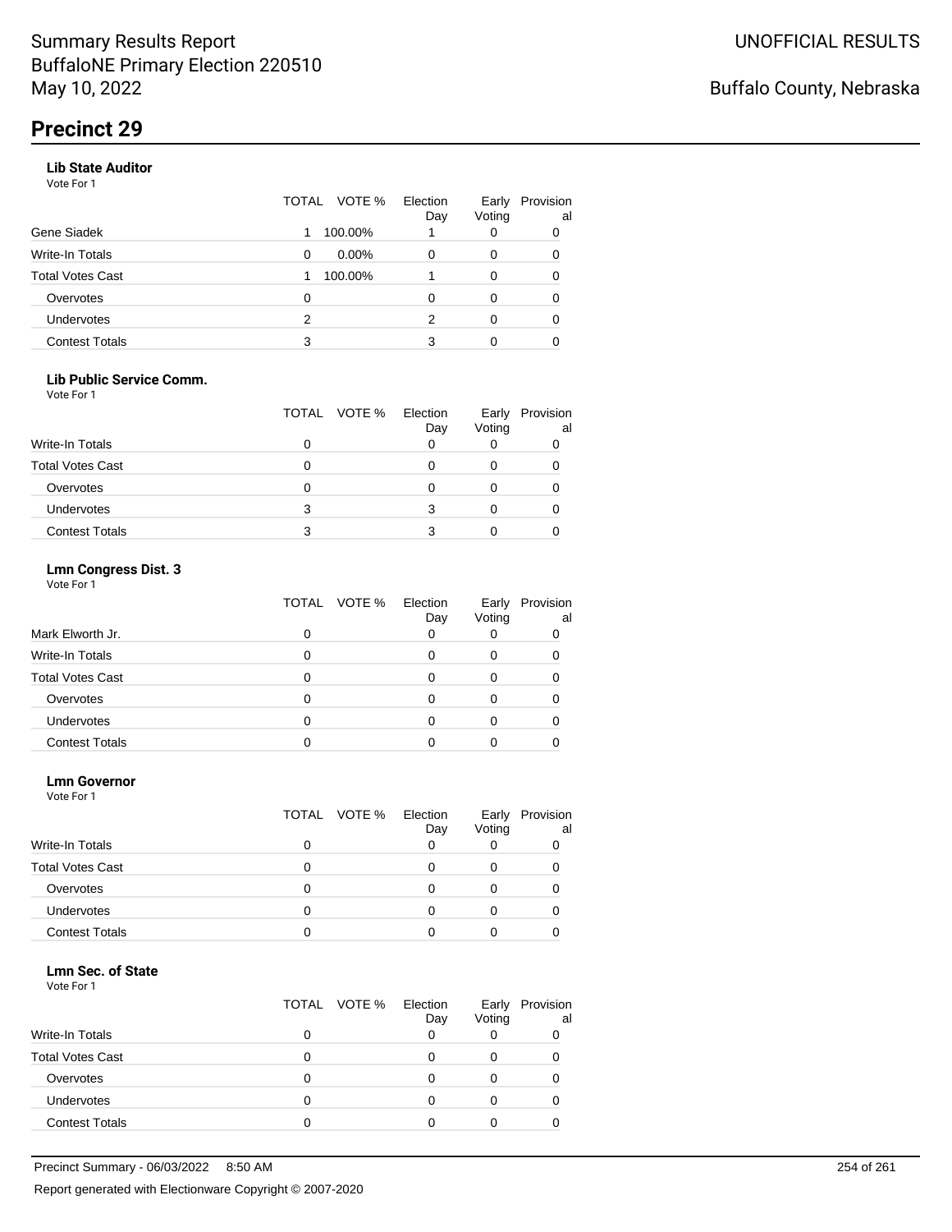## Precinct 29

### Lib State Auditor

Vote For 1

| | TOTAL | VOTE % | Election Day | Early Voting | Provisional |
|---|---|---|---|---|---|
| Gene Siadek | 1 | 100.00% | 1 | 0 | 0 |
| Write-In Totals | 0 | 0.00% | 0 | 0 | 0 |
| Total Votes Cast | 1 | 100.00% | 1 | 0 | 0 |
| Overvotes | 0 | | 0 | 0 | 0 |
| Undervotes | 2 | | 2 | 0 | 0 |
| Contest Totals | 3 | | 3 | 0 | 0 |

### Lib Public Service Comm.

Vote For 1

| | TOTAL | VOTE % | Election Day | Early Voting | Provisional |
|---|---|---|---|---|---|
| Write-In Totals | 0 | | 0 | 0 | 0 |
| Total Votes Cast | 0 | | 0 | 0 | 0 |
| Overvotes | 0 | | 0 | 0 | 0 |
| Undervotes | 3 | | 3 | 0 | 0 |
| Contest Totals | 3 | | 3 | 0 | 0 |

### Lmn Congress Dist. 3

Vote For 1

| | TOTAL | VOTE % | Election Day | Early Voting | Provisional |
|---|---|---|---|---|---|
| Mark Elworth Jr. | 0 | | 0 | 0 | 0 |
| Write-In Totals | 0 | | 0 | 0 | 0 |
| Total Votes Cast | 0 | | 0 | 0 | 0 |
| Overvotes | 0 | | 0 | 0 | 0 |
| Undervotes | 0 | | 0 | 0 | 0 |
| Contest Totals | 0 | | 0 | 0 | 0 |

### Lmn Governor

Vote For 1

| | TOTAL | VOTE % | Election Day | Early Voting | Provisional |
|---|---|---|---|---|---|
| Write-In Totals | 0 | | 0 | 0 | 0 |
| Total Votes Cast | 0 | | 0 | 0 | 0 |
| Overvotes | 0 | | 0 | 0 | 0 |
| Undervotes | 0 | | 0 | 0 | 0 |
| Contest Totals | 0 | | 0 | 0 | 0 |

### Lmn Sec. of State

Vote For 1

| | TOTAL | VOTE % | Election Day | Early Voting | Provisional |
|---|---|---|---|---|---|
| Write-In Totals | 0 | | 0 | 0 | 0 |
| Total Votes Cast | 0 | | 0 | 0 | 0 |
| Overvotes | 0 | | 0 | 0 | 0 |
| Undervotes | 0 | | 0 | 0 | 0 |
| Contest Totals | 0 | | 0 | 0 | 0 |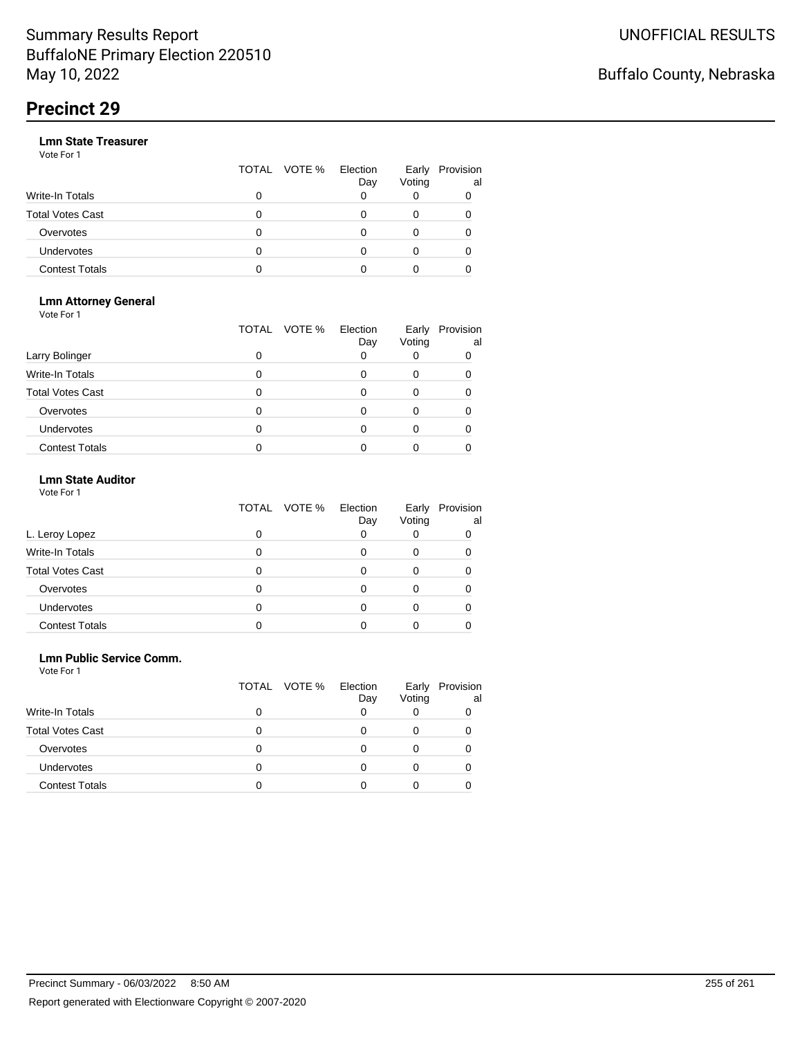# Precinct 29

### Lmn State Treasurer

Vote For 1

| | TOTAL | VOTE % | Election Day | Early Voting | Provisional |
|---|---|---|---|---|---|
| Write-In Totals | 0 | | 0 | 0 | 0 |
| Total Votes Cast | 0 | | 0 | 0 | 0 |
| Overvotes | 0 | | 0 | 0 | 0 |
| Undervotes | 0 | | 0 | 0 | 0 |
| Contest Totals | 0 | | 0 | 0 | 0 |

### Lmn Attorney General

Vote For 1

| | TOTAL | VOTE % | Election Day | Early Voting | Provisional |
|---|---|---|---|---|---|
| Larry Bolinger | 0 | | 0 | 0 | 0 |
| Write-In Totals | 0 | | 0 | 0 | 0 |
| Total Votes Cast | 0 | | 0 | 0 | 0 |
| Overvotes | 0 | | 0 | 0 | 0 |
| Undervotes | 0 | | 0 | 0 | 0 |
| Contest Totals | 0 | | 0 | 0 | 0 |

### Lmn State Auditor

Vote For 1

| | TOTAL | VOTE % | Election Day | Early Voting | Provisional |
|---|---|---|---|---|---|
| L. Leroy Lopez | 0 | | 0 | 0 | 0 |
| Write-In Totals | 0 | | 0 | 0 | 0 |
| Total Votes Cast | 0 | | 0 | 0 | 0 |
| Overvotes | 0 | | 0 | 0 | 0 |
| Undervotes | 0 | | 0 | 0 | 0 |
| Contest Totals | 0 | | 0 | 0 | 0 |

### Lmn Public Service Comm.

Vote For 1

| | TOTAL | VOTE % | Election Day | Early Voting | Provisional |
|---|---|---|---|---|---|
| Write-In Totals | 0 | | 0 | 0 | 0 |
| Total Votes Cast | 0 | | 0 | 0 | 0 |
| Overvotes | 0 | | 0 | 0 | 0 |
| Undervotes | 0 | | 0 | 0 | 0 |
| Contest Totals | 0 | | 0 | 0 | 0 |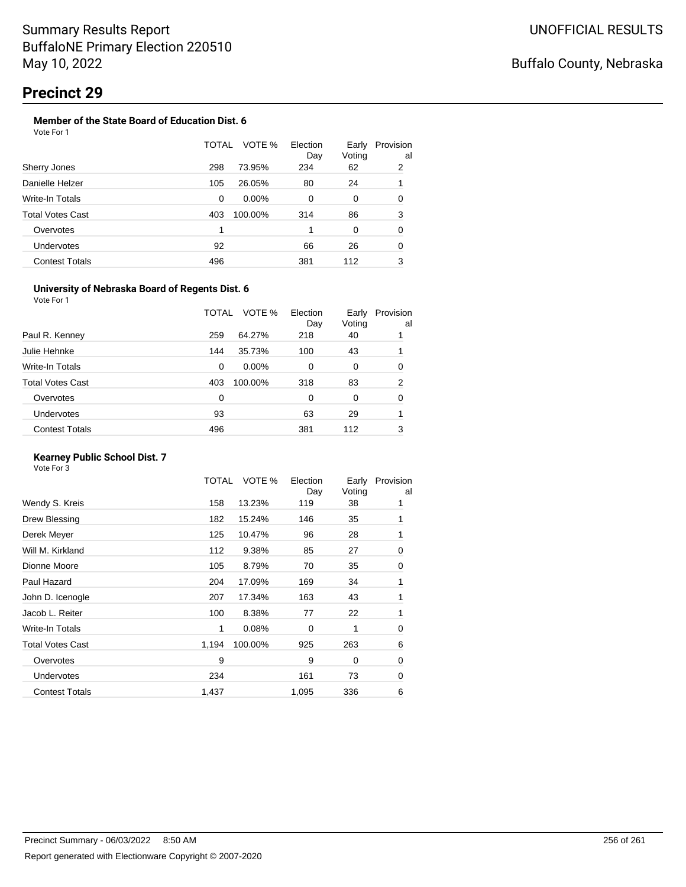# Summary Results Report
BuffaloNE Primary Election 220510
May 10, 2022

UNOFFICIAL RESULTS

Buffalo County, Nebraska

## Precinct 29

### Member of the State Board of Education Dist. 6

Vote For 1

| | TOTAL | VOTE % | Election Day | Early Voting | Provisional |
|---|---|---|---|---|---|
| Sherry Jones | 298 | 73.95% | 234 | 62 | 2 |
| Danielle Helzer | 105 | 26.05% | 80 | 24 | 1 |
| Write-In Totals | 0 | 0.00% | 0 | 0 | 0 |
| Total Votes Cast | 403 | 100.00% | 314 | 86 | 3 |
| Overvotes | 1 | | 1 | 0 | 0 |
| Undervotes | 92 | | 66 | 26 | 0 |
| Contest Totals | 496 | | 381 | 112 | 3 |

### University of Nebraska Board of Regents Dist. 6

Vote For 1

| | TOTAL | VOTE % | Election Day | Early Voting | Provisional |
|---|---|---|---|---|---|
| Paul R. Kenney | 259 | 64.27% | 218 | 40 | 1 |
| Julie Hehnke | 144 | 35.73% | 100 | 43 | 1 |
| Write-In Totals | 0 | 0.00% | 0 | 0 | 0 |
| Total Votes Cast | 403 | 100.00% | 318 | 83 | 2 |
| Overvotes | 0 | | 0 | 0 | 0 |
| Undervotes | 93 | | 63 | 29 | 1 |
| Contest Totals | 496 | | 381 | 112 | 3 |

### Kearney Public School Dist. 7

Vote For 3

| | TOTAL | VOTE % | Election Day | Early Voting | Provisional |
|---|---|---|---|---|---|
| Wendy S. Kreis | 158 | 13.23% | 119 | 38 | 1 |
| Drew Blessing | 182 | 15.24% | 146 | 35 | 1 |
| Derek Meyer | 125 | 10.47% | 96 | 28 | 1 |
| Will M. Kirkland | 112 | 9.38% | 85 | 27 | 0 |
| Dionne Moore | 105 | 8.79% | 70 | 35 | 0 |
| Paul Hazard | 204 | 17.09% | 169 | 34 | 1 |
| John D. Icenogle | 207 | 17.34% | 163 | 43 | 1 |
| Jacob L. Reiter | 100 | 8.38% | 77 | 22 | 1 |
| Write-In Totals | 1 | 0.08% | 0 | 1 | 0 |
| Total Votes Cast | 1,194 | 100.00% | 925 | 263 | 6 |
| Overvotes | 9 | | 9 | 0 | 0 |
| Undervotes | 234 | | 161 | 73 | 0 |
| Contest Totals | 1,437 | | 1,095 | 336 | 6 |

Precinct Summary - 06/03/2022 8:50 AM

Report generated with Electionware Copyright © 2007-2020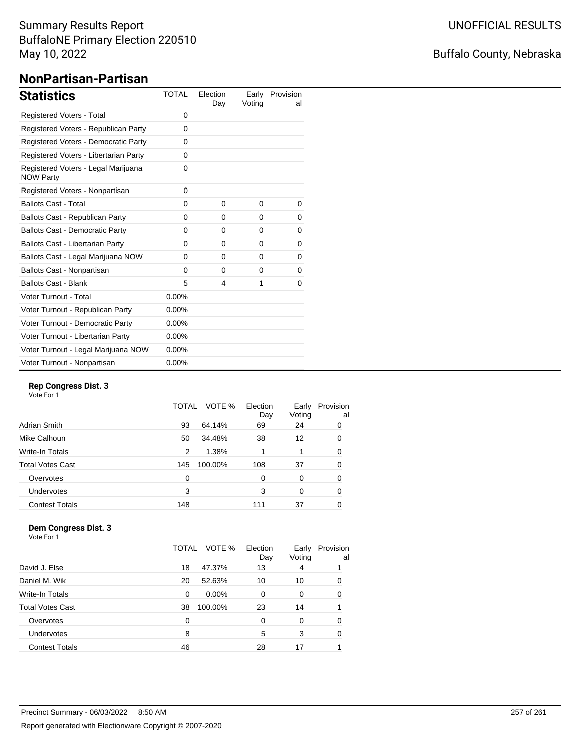# NonPartisan-Partisan

## Statistics

| Statistics | TOTAL | Election Day | Early Voting | Provisional |
|---|---|---|---|---|
| Registered Voters - Total | 0 | | | |
| Registered Voters - Republican Party | 0 | | | |
| Registered Voters - Democratic Party | 0 | | | |
| Registered Voters - Libertarian Party | 0 | | | |
| Registered Voters - Legal Marijuana NOW Party | 0 | | | |
| Registered Voters - Nonpartisan | 0 | | | |
| Ballots Cast - Total | 0 | 0 | 0 | 0 |
| Ballots Cast - Republican Party | 0 | 0 | 0 | 0 |
| Ballots Cast - Democratic Party | 0 | 0 | 0 | 0 |
| Ballots Cast - Libertarian Party | 0 | 0 | 0 | 0 |
| Ballots Cast - Legal Marijuana NOW | 0 | 0 | 0 | 0 |
| Ballots Cast - Nonpartisan | 0 | 0 | 0 | 0 |
| Ballots Cast - Blank | 5 | 4 | 1 | 0 |
| Voter Turnout - Total | 0.00% | | | |
| Voter Turnout - Republican Party | 0.00% | | | |
| Voter Turnout - Democratic Party | 0.00% | | | |
| Voter Turnout - Libertarian Party | 0.00% | | | |
| Voter Turnout - Legal Marijuana NOW | 0.00% | | | |
| Voter Turnout - Nonpartisan | 0.00% | | | |

### Rep Congress Dist. 3

Vote For 1

| | TOTAL | VOTE % | Election Day | Early Voting | Provisional |
|---|---|---|---|---|---|
| Adrian Smith | 93 | 64.14% | 69 | 24 | 0 |
| Mike Calhoun | 50 | 34.48% | 38 | 12 | 0 |
| Write-In Totals | 2 | 1.38% | 1 | 1 | 0 |
| Total Votes Cast | 145 | 100.00% | 108 | 37 | 0 |
| Overvotes | 0 | | 0 | 0 | 0 |
| Undervotes | 3 | | 3 | 0 | 0 |
| Contest Totals | 148 | | 111 | 37 | 0 |

### Dem Congress Dist. 3

Vote For 1

| | TOTAL | VOTE % | Election Day | Early Voting | Provisional |
|---|---|---|---|---|---|
| David J. Else | 18 | 47.37% | 13 | 4 | 1 |
| Daniel M. Wik | 20 | 52.63% | 10 | 10 | 0 |
| Write-In Totals | 0 | 0.00% | 0 | 0 | 0 |
| Total Votes Cast | 38 | 100.00% | 23 | 14 | 1 |
| Overvotes | 0 | | 0 | 0 | 0 |
| Undervotes | 8 | | 5 | 3 | 0 |
| Contest Totals | 46 | | 28 | 17 | 1 |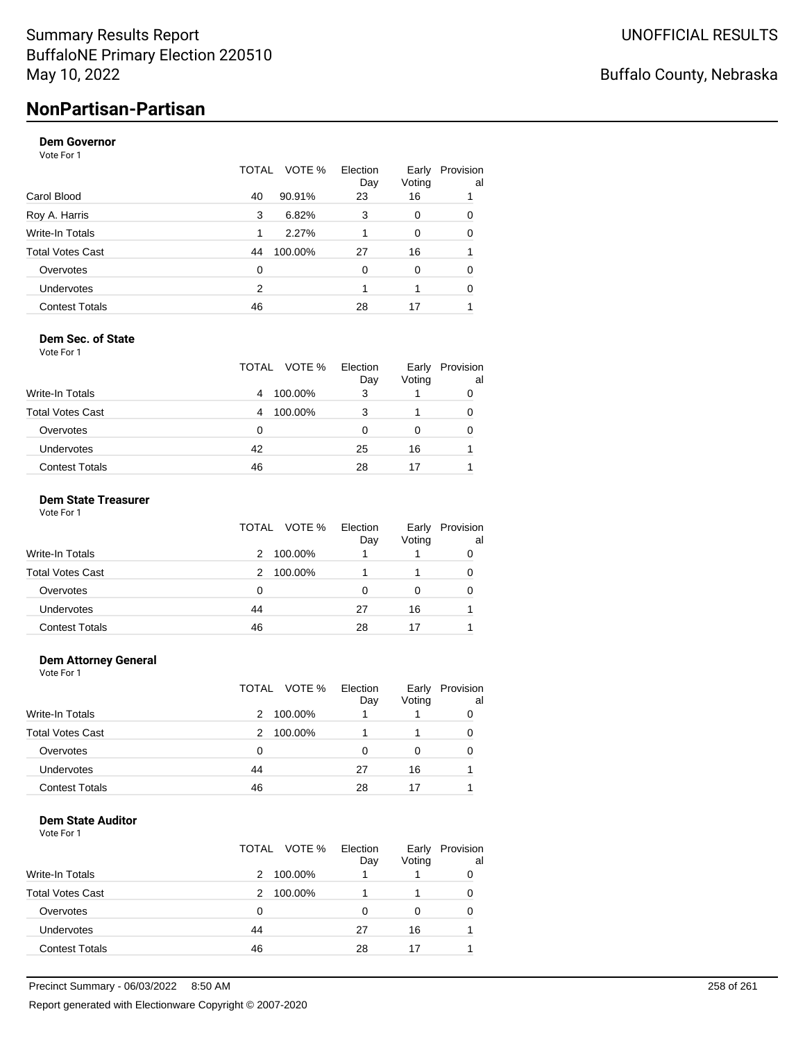Summary Results Report
BuffaloNE Primary Election 220510
May 10, 2022

UNOFFICIAL RESULTS

Buffalo County, Nebraska

# NonPartisan-Partisan

### Dem Governor

Vote For 1

| | TOTAL | VOTE % | Election Day | Early Voting | Provisional |
|---|---|---|---|---|---|
| Carol Blood | 40 | 90.91% | 23 | 16 | 1 |
| Roy A. Harris | 3 | 6.82% | 3 | 0 | 0 |
| Write-In Totals | 1 | 2.27% | 1 | 0 | 0 |
| Total Votes Cast | 44 | 100.00% | 27 | 16 | 1 |
| Overvotes | 0 | | 0 | 0 | 0 |
| Undervotes | 2 | | 1 | 1 | 0 |
| Contest Totals | 46 | | 28 | 17 | 1 |

### Dem Sec. of State

Vote For 1

| | TOTAL | VOTE % | Election Day | Early Voting | Provisional |
|---|---|---|---|---|---|
| Write-In Totals | 4 | 100.00% | 3 | 1 | 0 |
| Total Votes Cast | 4 | 100.00% | 3 | 1 | 0 |
| Overvotes | 0 | | 0 | 0 | 0 |
| Undervotes | 42 | | 25 | 16 | 1 |
| Contest Totals | 46 | | 28 | 17 | 1 |

### Dem State Treasurer

Vote For 1

| | TOTAL | VOTE % | Election Day | Early Voting | Provisional |
|---|---|---|---|---|---|
| Write-In Totals | 2 | 100.00% | 1 | 1 | 0 |
| Total Votes Cast | 2 | 100.00% | 1 | 1 | 0 |
| Overvotes | 0 | | 0 | 0 | 0 |
| Undervotes | 44 | | 27 | 16 | 1 |
| Contest Totals | 46 | | 28 | 17 | 1 |

### Dem Attorney General

Vote For 1

| | TOTAL | VOTE % | Election Day | Early Voting | Provisional |
|---|---|---|---|---|---|
| Write-In Totals | 2 | 100.00% | 1 | 1 | 0 |
| Total Votes Cast | 2 | 100.00% | 1 | 1 | 0 |
| Overvotes | 0 | | 0 | 0 | 0 |
| Undervotes | 44 | | 27 | 16 | 1 |
| Contest Totals | 46 | | 28 | 17 | 1 |

### Dem State Auditor

Vote For 1

| | TOTAL | VOTE % | Election Day | Early Voting | Provisional |
|---|---|---|---|---|---|
| Write-In Totals | 2 | 100.00% | 1 | 1 | 0 |
| Total Votes Cast | 2 | 100.00% | 1 | 1 | 0 |
| Overvotes | 0 | | 0 | 0 | 0 |
| Undervotes | 44 | | 27 | 16 | 1 |
| Contest Totals | 46 | | 28 | 17 | 1 |

Precinct Summary - 06/03/2022 8:50 AM

Report generated with Electionware Copyright © 2007-2020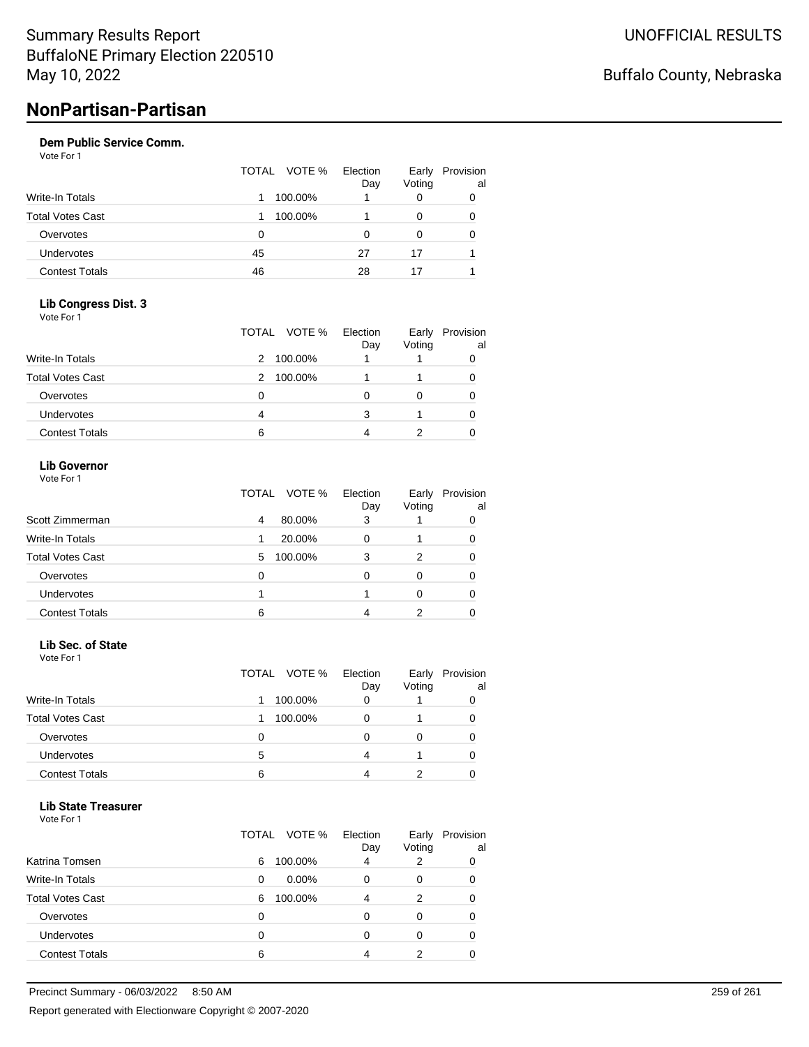# NonPartisan-Partisan

### Dem Public Service Comm.

Vote For 1

| | TOTAL | VOTE % | Election Day | Early Voting | Provisional |
|---|---|---|---|---|---|
| Write-In Totals | 1 | 100.00% | 1 | 0 | 0 |
| Total Votes Cast | 1 | 100.00% | 1 | 0 | 0 |
| Overvotes | 0 | | 0 | 0 | 0 |
| Undervotes | 45 | | 27 | 17 | 1 |
| Contest Totals | 46 | | 28 | 17 | 1 |

### Lib Congress Dist. 3

Vote For 1

| | TOTAL | VOTE % | Election Day | Early Voting | Provisional |
|---|---|---|---|---|---|
| Write-In Totals | 2 | 100.00% | 1 | 1 | 0 |
| Total Votes Cast | 2 | 100.00% | 1 | 1 | 0 |
| Overvotes | 0 | | 0 | 0 | 0 |
| Undervotes | 4 | | 3 | 1 | 0 |
| Contest Totals | 6 | | 4 | 2 | 0 |

### Lib Governor

Vote For 1

| | TOTAL | VOTE % | Election Day | Early Voting | Provisional |
|---|---|---|---|---|---|
| Scott Zimmerman | 4 | 80.00% | 3 | 1 | 0 |
| Write-In Totals | 1 | 20.00% | 0 | 1 | 0 |
| Total Votes Cast | 5 | 100.00% | 3 | 2 | 0 |
| Overvotes | 0 | | 0 | 0 | 0 |
| Undervotes | 1 | | 1 | 0 | 0 |
| Contest Totals | 6 | | 4 | 2 | 0 |

### Lib Sec. of State

Vote For 1

| | TOTAL | VOTE % | Election Day | Early Voting | Provisional |
|---|---|---|---|---|---|
| Write-In Totals | 1 | 100.00% | 0 | 1 | 0 |
| Total Votes Cast | 1 | 100.00% | 0 | 1 | 0 |
| Overvotes | 0 | | 0 | 0 | 0 |
| Undervotes | 5 | | 4 | 1 | 0 |
| Contest Totals | 6 | | 4 | 2 | 0 |

### Lib State Treasurer

Vote For 1

| | TOTAL | VOTE % | Election Day | Early Voting | Provisional |
|---|---|---|---|---|---|
| Katrina Tomsen | 6 | 100.00% | 4 | 2 | 0 |
| Write-In Totals | 0 | 0.00% | 0 | 0 | 0 |
| Total Votes Cast | 6 | 100.00% | 4 | 2 | 0 |
| Overvotes | 0 | | 0 | 0 | 0 |
| Undervotes | 0 | | 0 | 0 | 0 |
| Contest Totals | 6 | | 4 | 2 | 0 |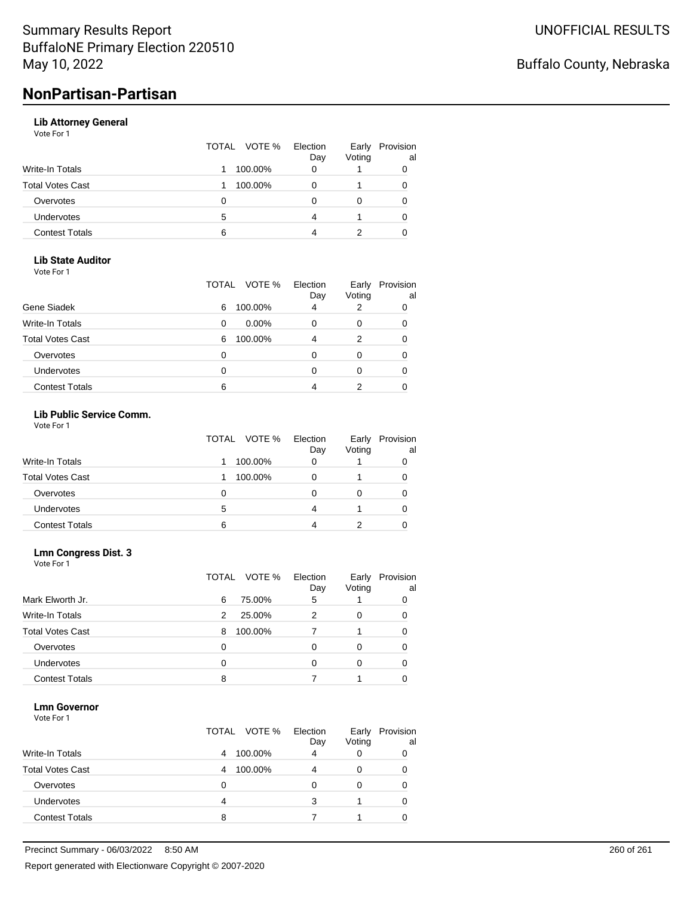# NonPartisan-Partisan

### Lib Attorney General

Vote For 1

| | TOTAL | VOTE % | Election Day | Early Voting | Provisional |
|---|---|---|---|---|---|
| Write-In Totals | 1 | 100.00% | 0 | 1 | 0 |
| Total Votes Cast | 1 | 100.00% | 0 | 1 | 0 |
| Overvotes | 0 | | 0 | 0 | 0 |
| Undervotes | 5 | | 4 | 1 | 0 |
| Contest Totals | 6 | | 4 | 2 | 0 |

### Lib State Auditor

Vote For 1

| | TOTAL | VOTE % | Election Day | Early Voting | Provisional |
|---|---|---|---|---|---|
| Gene Siadek | 6 | 100.00% | 4 | 2 | 0 |
| Write-In Totals | 0 | 0.00% | 0 | 0 | 0 |
| Total Votes Cast | 6 | 100.00% | 4 | 2 | 0 |
| Overvotes | 0 | | 0 | 0 | 0 |
| Undervotes | 0 | | 0 | 0 | 0 |
| Contest Totals | 6 | | 4 | 2 | 0 |

### Lib Public Service Comm.

Vote For 1

| | TOTAL | VOTE % | Election Day | Early Voting | Provisional |
|---|---|---|---|---|---|
| Write-In Totals | 1 | 100.00% | 0 | 1 | 0 |
| Total Votes Cast | 1 | 100.00% | 0 | 1 | 0 |
| Overvotes | 0 | | 0 | 0 | 0 |
| Undervotes | 5 | | 4 | 1 | 0 |
| Contest Totals | 6 | | 4 | 2 | 0 |

### Lmn Congress Dist. 3

Vote For 1

| | TOTAL | VOTE % | Election Day | Early Voting | Provisional |
|---|---|---|---|---|---|
| Mark Elworth Jr. | 6 | 75.00% | 5 | 1 | 0 |
| Write-In Totals | 2 | 25.00% | 2 | 0 | 0 |
| Total Votes Cast | 8 | 100.00% | 7 | 1 | 0 |
| Overvotes | 0 | | 0 | 0 | 0 |
| Undervotes | 0 | | 0 | 0 | 0 |
| Contest Totals | 8 | | 7 | 1 | 0 |

### Lmn Governor

Vote For 1

| | TOTAL | VOTE % | Election Day | Early Voting | Provisional |
|---|---|---|---|---|---|
| Write-In Totals | 4 | 100.00% | 4 | 0 | 0 |
| Total Votes Cast | 4 | 100.00% | 4 | 0 | 0 |
| Overvotes | 0 | | 0 | 0 | 0 |
| Undervotes | 4 | | 3 | 1 | 0 |
| Contest Totals | 8 | | 7 | 1 | 0 |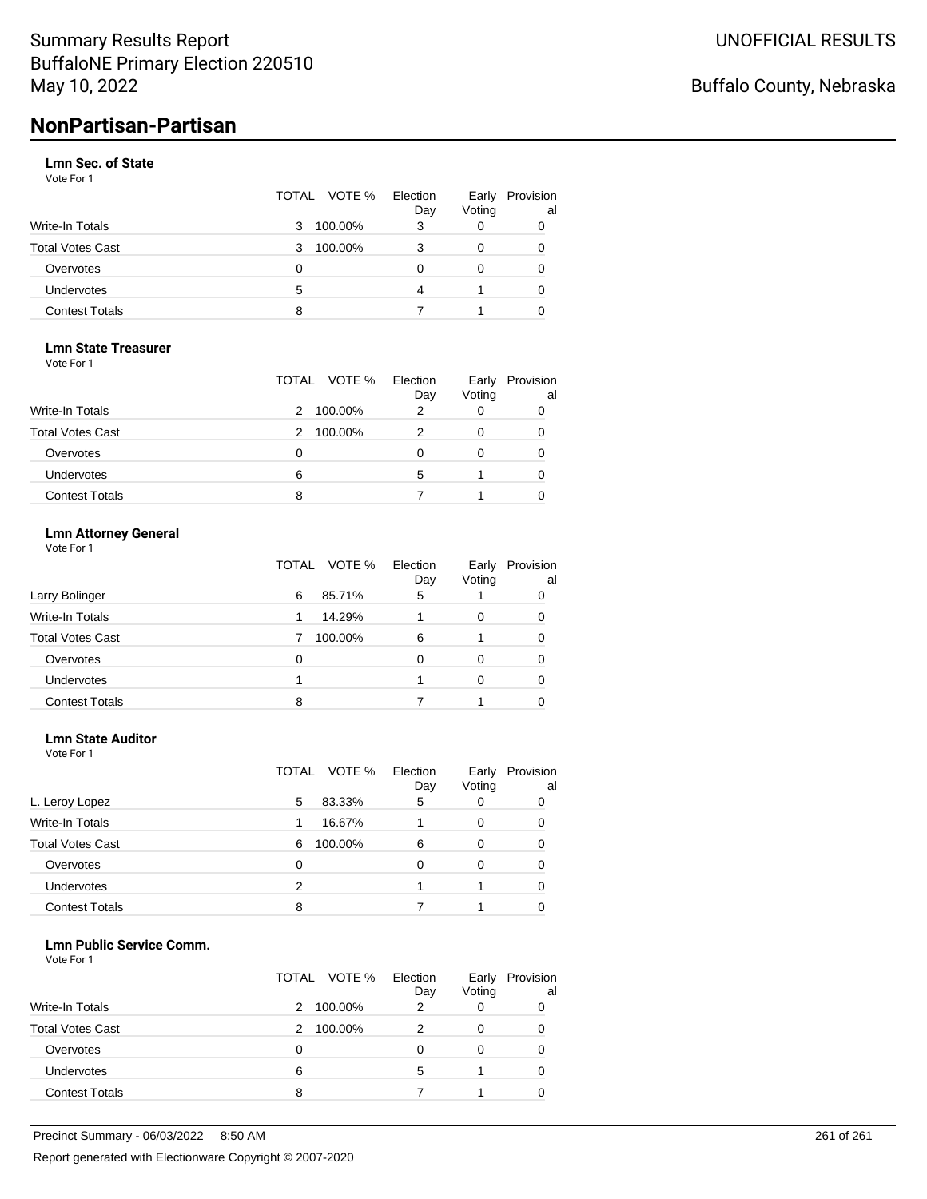# NonPartisan-Partisan

**Lmn Sec. of State**
Vote For 1

| | TOTAL | VOTE % | Election Day | Early Voting | Provisional |
|---|---|---|---|---|---|
| Write-In Totals | 3 | 100.00% | 3 | 0 | 0 |
| Total Votes Cast | 3 | 100.00% | 3 | 0 | 0 |
| Overvotes | 0 | | 0 | 0 | 0 |
| Undervotes | 5 | | 4 | 1 | 0 |
| Contest Totals | 8 | | 7 | 1 | 0 |

**Lmn State Treasurer**
Vote For 1

| | TOTAL | VOTE % | Election Day | Early Voting | Provisional |
|---|---|---|---|---|---|
| Write-In Totals | 2 | 100.00% | 2 | 0 | 0 |
| Total Votes Cast | 2 | 100.00% | 2 | 0 | 0 |
| Overvotes | 0 | | 0 | 0 | 0 |
| Undervotes | 6 | | 5 | 1 | 0 |
| Contest Totals | 8 | | 7 | 1 | 0 |

**Lmn Attorney General**
Vote For 1

| | TOTAL | VOTE % | Election Day | Early Voting | Provisional |
|---|---|---|---|---|---|
| Larry Bolinger | 6 | 85.71% | 5 | 1 | 0 |
| Write-In Totals | 1 | 14.29% | 1 | 0 | 0 |
| Total Votes Cast | 7 | 100.00% | 6 | 1 | 0 |
| Overvotes | 0 | | 0 | 0 | 0 |
| Undervotes | 1 | | 1 | 0 | 0 |
| Contest Totals | 8 | | 7 | 1 | 0 |

**Lmn State Auditor**
Vote For 1

| | TOTAL | VOTE % | Election Day | Early Voting | Provisional |
|---|---|---|---|---|---|
| L. Leroy Lopez | 5 | 83.33% | 5 | 0 | 0 |
| Write-In Totals | 1 | 16.67% | 1 | 0 | 0 |
| Total Votes Cast | 6 | 100.00% | 6 | 0 | 0 |
| Overvotes | 0 | | 0 | 0 | 0 |
| Undervotes | 2 | | 1 | 1 | 0 |
| Contest Totals | 8 | | 7 | 1 | 0 |

**Lmn Public Service Comm.**
Vote For 1

| | TOTAL | VOTE % | Election Day | Early Voting | Provisional |
|---|---|---|---|---|---|
| Write-In Totals | 2 | 100.00% | 2 | 0 | 0 |
| Total Votes Cast | 2 | 100.00% | 2 | 0 | 0 |
| Overvotes | 0 | | 0 | 0 | 0 |
| Undervotes | 6 | | 5 | 1 | 0 |
| Contest Totals | 8 | | 7 | 1 | 0 |